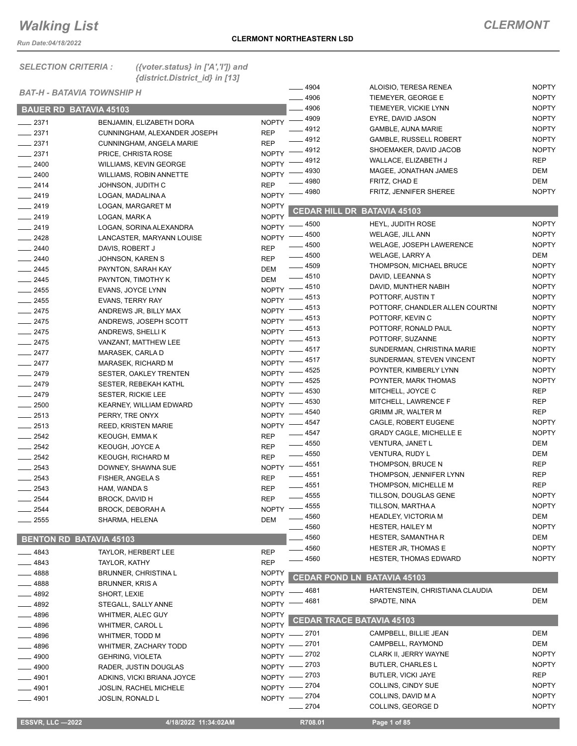# Walking List

**CLERMONT**

Run Date:04/18/2022

**CLERMONT NORTHEASTERN LSD**

*SELECTION CRITERIA : ({voter.status} in ['A','I']) and {district.District_id} in [13]*

*BAT-H - BATAVIA TOWNSHIP H*

## BAUER RD BATAVIA 45103

| No. | Name | Party |
|---|---|---|
| 2371 | BENJAMIN, ELIZABETH DORA | NOPTY |
| 2371 | CUNNINGHAM, ALEXANDER JOSEPH | REP |
| 2371 | CUNNINGHAM, ANGELA MARIE | REP |
| 2371 | PRICE, CHRISTA ROSE | NOPTY |
| 2400 | WILLIAMS, KEVIN GEORGE | NOPTY |
| 2400 | WILLIAMS, ROBIN ANNETTE | NOPTY |
| 2414 | JOHNSON, JUDITH C | REP |
| 2419 | LOGAN, MADALINA A | NOPTY |
| 2419 | LOGAN, MARGARET M | NOPTY |
| 2419 | LOGAN, MARK A | NOPTY |
| 2419 | LOGAN, SORINA ALEXANDRA | NOPTY |
| 2428 | LANCASTER, MARYANN LOUISE | NOPTY |
| 2440 | DAVIS, ROBERT J | REP |
| 2440 | JOHNSON, KAREN S | REP |
| 2445 | PAYNTON, SARAH KAY | DEM |
| 2445 | PAYNTON, TIMOTHY K | DEM |
| 2455 | EVANS, JOYCE LYNN | NOPTY |
| 2455 | EVANS, TERRY RAY | NOPTY |
| 2475 | ANDREWS JR, BILLY MAX | NOPTY |
| 2475 | ANDREWS, JOSEPH SCOTT | NOPTY |
| 2475 | ANDREWS, SHELLI K | NOPTY |
| 2475 | VANZANT, MATTHEW LEE | NOPTY |
| 2477 | MARASEK, CARLA D | NOPTY |
| 2477 | MARASEK, RICHARD M | NOPTY |
| 2479 | SESTER, OAKLEY TRENTEN | NOPTY |
| 2479 | SESTER, REBEKAH KATHL | NOPTY |
| 2479 | SESTER, RICKIE LEE | NOPTY |
| 2500 | KEARNEY, WILLIAM EDWARD | NOPTY |
| 2513 | PERRY, TRE ONYX | NOPTY |
| 2513 | REED, KRISTEN MARIE | NOPTY |
| 2542 | KEOUGH, EMMA K | REP |
| 2542 | KEOUGH, JOYCE A | REP |
| 2542 | KEOUGH, RICHARD M | REP |
| 2543 | DOWNEY, SHAWNA SUE | NOPTY |
| 2543 | FISHER, ANGELA S | REP |
| 2543 | HAM, WANDA S | REP |
| 2544 | BROCK, DAVID H | REP |
| 2544 | BROCK, DEBORAH A | NOPTY |
| 2555 | SHARMA, HELENA | DEM |

## BENTON RD BATAVIA 45103

| No. | Name | Party |
|---|---|---|
| 4843 | TAYLOR, HERBERT LEE | REP |
| 4843 | TAYLOR, KATHY | REP |
| 4888 | BRUNNER, CHRISTINA L | NOPTY |
| 4888 | BRUNNER, KRIS A | NOPTY |
| 4892 | SHORT, LEXIE | NOPTY |
| 4892 | STEGALL, SALLY ANNE | NOPTY |
| 4896 | WHITMER, ALEC GUY | NOPTY |
| 4896 | WHITMER, CAROL L | NOPTY |
| 4896 | WHITMER, TODD M | NOPTY |
| 4896 | WHITMER, ZACHARY TODD | NOPTY |
| 4900 | GEHRING, VIOLETA | NOPTY |
| 4900 | RADER, JUSTIN DOUGLAS | NOPTY |
| 4901 | ADKINS, VICKI BRIANA JOYCE | NOPTY |
| 4901 | JOSLIN, RACHEL MICHELE | NOPTY |
| 4901 | JOSLIN, RONALD L | NOPTY |
| 4904 | ALOISIO, TERESA RENEA | NOPTY |
| 4906 | TIEMEYER, GEORGE E | NOPTY |
| 4906 | TIEMEYER, VICKIE LYNN | NOPTY |
| 4909 | EYRE, DAVID JASON | NOPTY |
| 4912 | GAMBLE, AUNA MARIE | NOPTY |
| 4912 | GAMBLE, RUSSELL ROBERT | NOPTY |
| 4912 | SHOEMAKER, DAVID JACOB | NOPTY |
| 4912 | WALLACE, ELIZABETH J | REP |
| 4930 | MAGEE, JONATHAN JAMES | DEM |
| 4980 | FRITZ, CHAD E | DEM |
| 4980 | FRITZ, JENNIFER SHEREE | NOPTY |

## CEDAR HILL DR BATAVIA 45103

| No. | Name | Party |
|---|---|---|
| 4500 | HEYL, JUDITH ROSE | NOPTY |
| 4500 | WELAGE, JILL ANN | NOPTY |
| 4500 | WELAGE, JOSEPH LAWERENCE | NOPTY |
| 4500 | WELAGE, LARRY A | DEM |
| 4509 | THOMPSON, MICHAEL BRUCE | NOPTY |
| 4510 | DAVID, LEEANNA S | NOPTY |
| 4510 | DAVID, MUNTHER NABIH | NOPTY |
| 4513 | POTTORF, AUSTIN T | NOPTY |
| 4513 | POTTORF, CHANDLER ALLEN COURTNI | NOPTY |
| 4513 | POTTORF, KEVIN C | NOPTY |
| 4513 | POTTORF, RONALD PAUL | NOPTY |
| 4513 | POTTORF, SUZANNE | NOPTY |
| 4517 | SUNDERMAN, CHRISTINA MARIE | NOPTY |
| 4517 | SUNDERMAN, STEVEN VINCENT | NOPTY |
| 4525 | POYNTER, KIMBERLY LYNN | NOPTY |
| 4525 | POYNTER, MARK THOMAS | NOPTY |
| 4530 | MITCHELL, JOYCE C | REP |
| 4530 | MITCHELL, LAWRENCE F | REP |
| 4540 | GRIMM JR, WALTER M | REP |
| 4547 | CAGLE, ROBERT EUGENE | NOPTY |
| 4547 | GRADY CAGLE, MICHELLE E | NOPTY |
| 4550 | VENTURA, JANET L | DEM |
| 4550 | VENTURA, RUDY L | DEM |
| 4551 | THOMPSON, BRUCE N | REP |
| 4551 | THOMPSON, JENNIFER LYNN | REP |
| 4551 | THOMPSON, MICHELLE M | REP |
| 4555 | TILLSON, DOUGLAS GENE | NOPTY |
| 4555 | TILLSON, MARTHA A | NOPTY |
| 4560 | HEADLEY, VICTORIA M | DEM |
| 4560 | HESTER, HAILEY M | NOPTY |
| 4560 | HESTER, SAMANTHA R | DEM |
| 4560 | HESTER JR, THOMAS E | NOPTY |
| 4560 | HESTER, THOMAS EDWARD | NOPTY |

## CEDAR POND LN BATAVIA 45103

| No. | Name | Party |
|---|---|---|
| 4681 | HARTENSTEIN, CHRISTIANA CLAUDIA | DEM |
| 4681 | SPADTE, NINA | DEM |

## CEDAR TRACE BATAVIA 45103

| No. | Name | Party |
|---|---|---|
| 2701 | CAMPBELL, BILLIE JEAN | DEM |
| 2701 | CAMPBELL, RAYMOND | DEM |
| 2702 | CLARK II, JERRY WAYNE | NOPTY |
| 2703 | BUTLER, CHARLES L | NOPTY |
| 2703 | BUTLER, VICKI JAYE | REP |
| 2704 | COLLINS, CINDY SUE | NOPTY |
| 2704 | COLLINS, DAVID M A | NOPTY |
| 2704 | COLLINS, GEORGE D | NOPTY |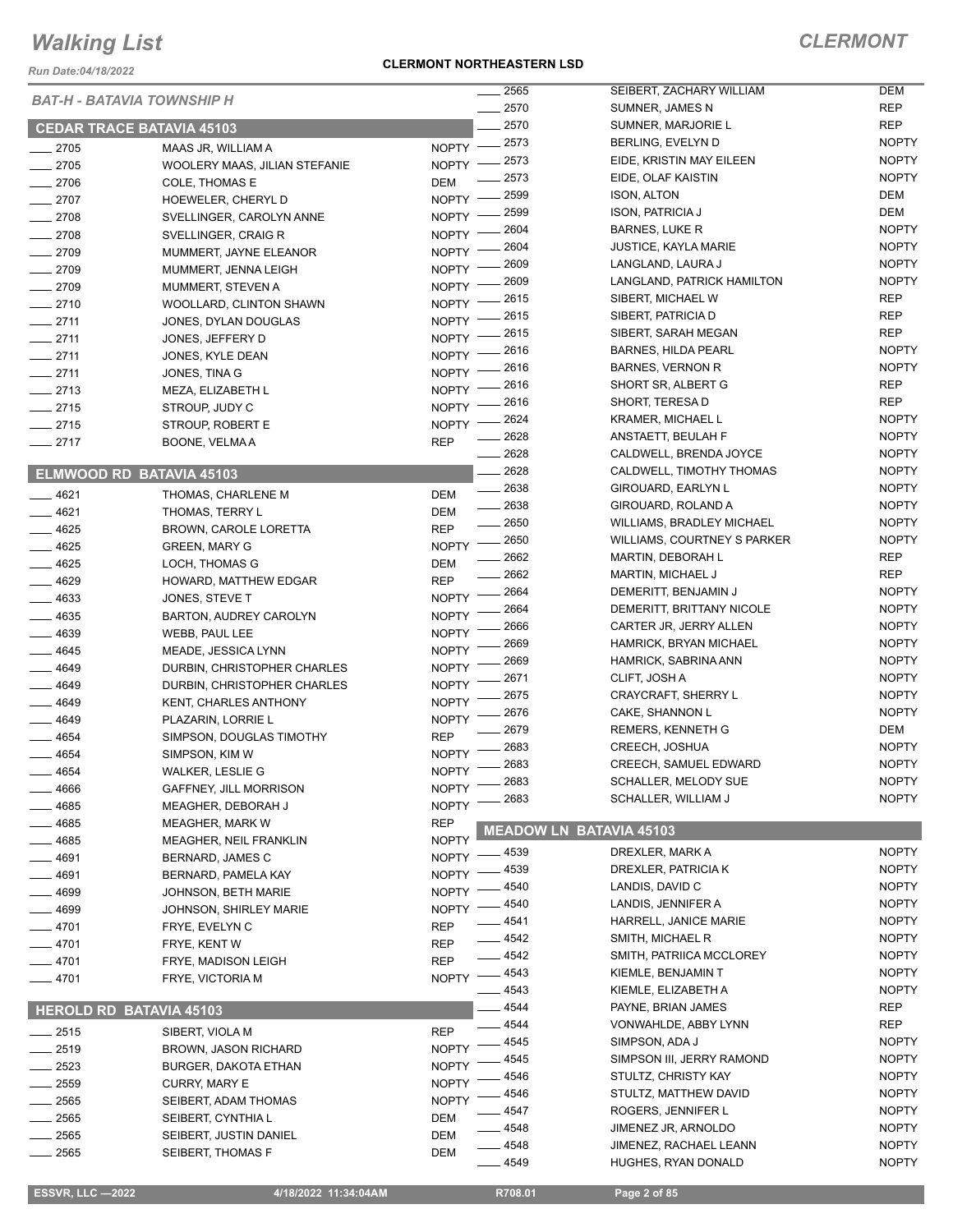# Walking List

## CLERMONT

**CLERMONT NORTHEASTERN LSD**

*Run Date:04/18/2022*

*BAT-H - BATAVIA TOWNSHIP H*

### CEDAR TRACE BATAVIA 45103

| No. | Name | Party |
|---|---|---|
| 2705 | MAAS JR, WILLIAM A | NOPTY |
| 2705 | WOOLERY MAAS, JILIAN STEFANIE | NOPTY |
| 2706 | COLE, THOMAS E | DEM |
| 2707 | HOEWELER, CHERYL D | NOPTY |
| 2708 | SVELLINGER, CAROLYN ANNE | NOPTY |
| 2708 | SVELLINGER, CRAIG R | NOPTY |
| 2709 | MUMMERT, JAYNE ELEANOR | NOPTY |
| 2709 | MUMMERT, JENNA LEIGH | NOPTY |
| 2709 | MUMMERT, STEVEN A | NOPTY |
| 2710 | WOOLLARD, CLINTON SHAWN | NOPTY |
| 2711 | JONES, DYLAN DOUGLAS | NOPTY |
| 2711 | JONES, JEFFERY D | NOPTY |
| 2711 | JONES, KYLE DEAN | NOPTY |
| 2711 | JONES, TINA G | NOPTY |
| 2713 | MEZA, ELIZABETH L | NOPTY |
| 2715 | STROUP, JUDY C | NOPTY |
| 2715 | STROUP, ROBERT E | NOPTY |
| 2717 | BOONE, VELMA A | REP |

### ELMWOOD RD BATAVIA 45103

| No. | Name | Party |
|---|---|---|
| 4621 | THOMAS, CHARLENE M | DEM |
| 4621 | THOMAS, TERRY L | DEM |
| 4625 | BROWN, CAROLE LORETTA | REP |
| 4625 | GREEN, MARY G | NOPTY |
| 4625 | LOCH, THOMAS G | DEM |
| 4629 | HOWARD, MATTHEW EDGAR | REP |
| 4633 | JONES, STEVE T | NOPTY |
| 4635 | BARTON, AUDREY CAROLYN | NOPTY |
| 4639 | WEBB, PAUL LEE | NOPTY |
| 4645 | MEADE, JESSICA LYNN | NOPTY |
| 4649 | DURBIN, CHRISTOPHER CHARLES | NOPTY |
| 4649 | DURBIN, CHRISTOPHER CHARLES | NOPTY |
| 4649 | KENT, CHARLES ANTHONY | NOPTY |
| 4649 | PLAZARIN, LORRIE L | NOPTY |
| 4654 | SIMPSON, DOUGLAS TIMOTHY | REP |
| 4654 | SIMPSON, KIM W | NOPTY |
| 4654 | WALKER, LESLIE G | NOPTY |
| 4666 | GAFFNEY, JILL MORRISON | NOPTY |
| 4685 | MEAGHER, DEBORAH J | NOPTY |
| 4685 | MEAGHER, MARK W | REP |
| 4685 | MEAGHER, NEIL FRANKLIN | NOPTY |
| 4691 | BERNARD, JAMES C | NOPTY |
| 4691 | BERNARD, PAMELA KAY | NOPTY |
| 4699 | JOHNSON, BETH MARIE | NOPTY |
| 4699 | JOHNSON, SHIRLEY MARIE | NOPTY |
| 4701 | FRYE, EVELYN C | REP |
| 4701 | FRYE, KENT W | REP |
| 4701 | FRYE, MADISON LEIGH | REP |
| 4701 | FRYE, VICTORIA M | NOPTY |

### HEROLD RD BATAVIA 45103

| No. | Name | Party |
|---|---|---|
| 2515 | SIBERT, VIOLA M | REP |
| 2519 | BROWN, JASON RICHARD | NOPTY |
| 2523 | BURGER, DAKOTA ETHAN | NOPTY |
| 2559 | CURRY, MARY E | NOPTY |
| 2565 | SEIBERT, ADAM THOMAS | NOPTY |
| 2565 | SEIBERT, CYNTHIA L | DEM |
| 2565 | SEIBERT, JUSTIN DANIEL | DEM |
| 2565 | SEIBERT, THOMAS F | DEM |
| 2565 | SEIBERT, ZACHARY WILLIAM | DEM |
| 2570 | SUMNER, JAMES N | REP |
| 2570 | SUMNER, MARJORIE L | REP |
| 2573 | BERLING, EVELYN D | NOPTY |
| 2573 | EIDE, KRISTIN MAY EILEEN | NOPTY |
| 2573 | EIDE, OLAF KAISTIN | NOPTY |
| 2599 | ISON, ALTON | DEM |
| 2599 | ISON, PATRICIA J | DEM |
| 2604 | BARNES, LUKE R | NOPTY |
| 2604 | JUSTICE, KAYLA MARIE | NOPTY |
| 2609 | LANGLAND, LAURA J | NOPTY |
| 2609 | LANGLAND, PATRICK HAMILTON | NOPTY |
| 2615 | SIBERT, MICHAEL W | REP |
| 2615 | SIBERT, PATRICIA D | REP |
| 2615 | SIBERT, SARAH MEGAN | REP |
| 2616 | BARNES, HILDA PEARL | NOPTY |
| 2616 | BARNES, VERNON R | NOPTY |
| 2616 | SHORT SR, ALBERT G | REP |
| 2616 | SHORT, TERESA D | REP |
| 2624 | KRAMER, MICHAEL L | NOPTY |
| 2628 | ANSTAETT, BEULAH F | NOPTY |
| 2628 | CALDWELL, BRENDA JOYCE | NOPTY |
| 2628 | CALDWELL, TIMOTHY THOMAS | NOPTY |
| 2638 | GIROUARD, EARLYN L | NOPTY |
| 2638 | GIROUARD, ROLAND A | NOPTY |
| 2650 | WILLIAMS, BRADLEY MICHAEL | NOPTY |
| 2650 | WILLIAMS, COURTNEY S PARKER | NOPTY |
| 2662 | MARTIN, DEBORAH L | REP |
| 2662 | MARTIN, MICHAEL J | REP |
| 2664 | DEMERITT, BENJAMIN J | NOPTY |
| 2664 | DEMERITT, BRITTANY NICOLE | NOPTY |
| 2666 | CARTER JR, JERRY ALLEN | NOPTY |
| 2669 | HAMRICK, BRYAN MICHAEL | NOPTY |
| 2669 | HAMRICK, SABRINA ANN | NOPTY |
| 2671 | CLIFT, JOSH A | NOPTY |
| 2675 | CRAYCRAFT, SHERRY L | NOPTY |
| 2676 | CAKE, SHANNON L | NOPTY |
| 2679 | REMERS, KENNETH G | DEM |
| 2683 | CREECH, JOSHUA | NOPTY |
| 2683 | CREECH, SAMUEL EDWARD | NOPTY |
| 2683 | SCHALLER, MELODY SUE | NOPTY |
| 2683 | SCHALLER, WILLIAM J | NOPTY |

### MEADOW LN BATAVIA 45103

| No. | Name | Party |
|---|---|---|
| 4539 | DREXLER, MARK A | NOPTY |
| 4539 | DREXLER, PATRICIA K | NOPTY |
| 4540 | LANDIS, DAVID C | NOPTY |
| 4540 | LANDIS, JENNIFER A | NOPTY |
| 4541 | HARRELL, JANICE MARIE | NOPTY |
| 4542 | SMITH, MICHAEL R | NOPTY |
| 4542 | SMITH, PATRIICA MCCLOREY | NOPTY |
| 4543 | KIEMLE, BENJAMIN T | NOPTY |
| 4543 | KIEMLE, ELIZABETH A | NOPTY |
| 4544 | PAYNE, BRIAN JAMES | REP |
| 4544 | VONWAHLDE, ABBY LYNN | REP |
| 4545 | SIMPSON, ADA J | NOPTY |
| 4545 | SIMPSON III, JERRY RAMOND | NOPTY |
| 4546 | STULTZ, CHRISTY KAY | NOPTY |
| 4546 | STULTZ, MATTHEW DAVID | NOPTY |
| 4547 | ROGERS, JENNIFER L | NOPTY |
| 4548 | JIMENEZ JR, ARNOLDO | NOPTY |
| 4548 | JIMENEZ, RACHAEL LEANN | NOPTY |
| 4549 | HUGHES, RYAN DONALD | NOPTY |

ESSVR, LLC —2022 | 4/18/2022 11:34:04AM | R708.01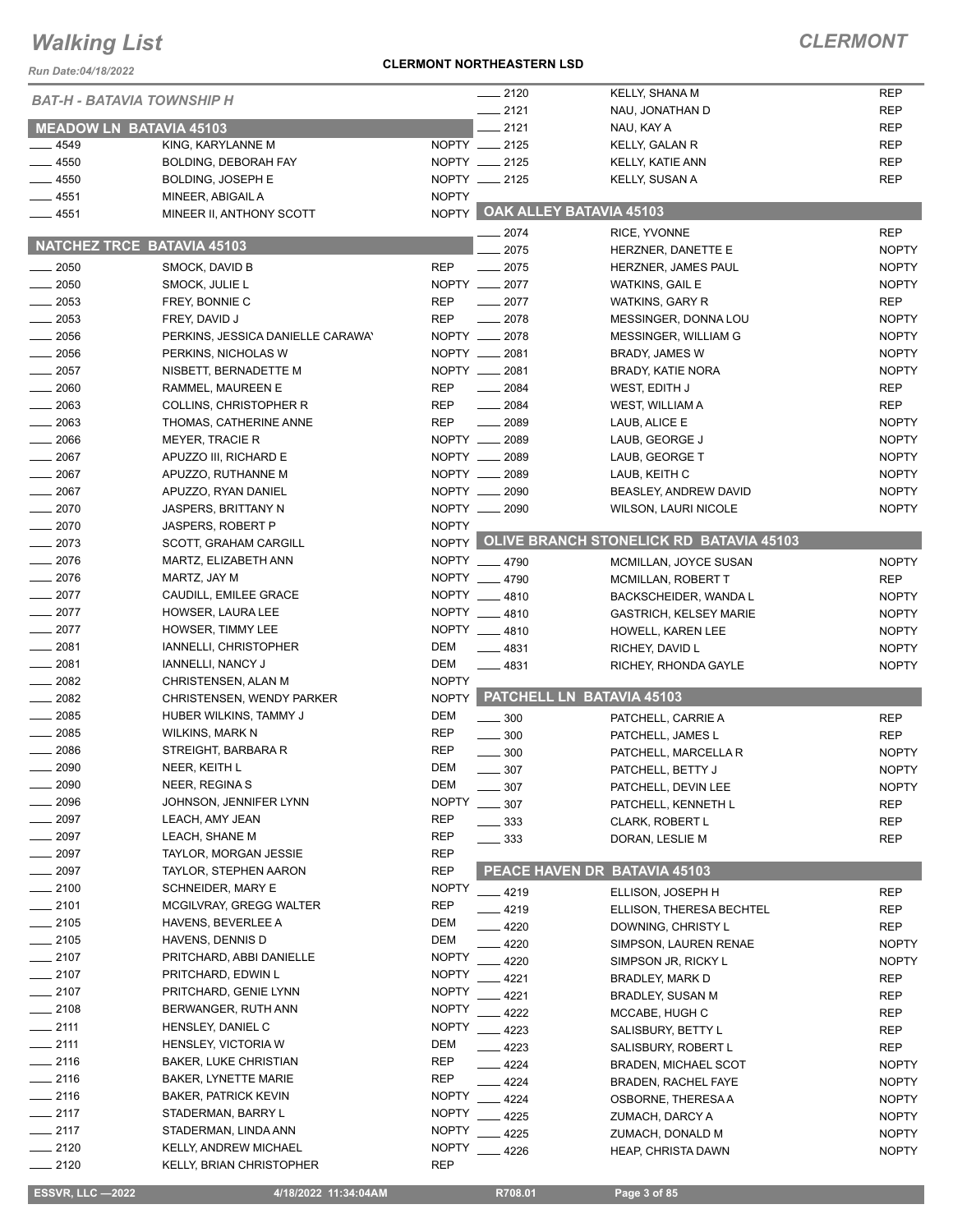# Walking List

## CLERMONT

**CLERMONT NORTHEASTERN LSD**

Run Date:04/18/2022

### BAT-H - BATAVIA TOWNSHIP H

#### MEADOW LN BATAVIA 45103

| No. | Name | Party |
|---|---|---|
| 4549 | KING, KARYLANNE M | NOPTY |
| 4550 | BOLDING, DEBORAH FAY | NOPTY |
| 4550 | BOLDING, JOSEPH E | NOPTY |
| 4551 | MINEER, ABIGAIL A | NOPTY |
| 4551 | MINEER II, ANTHONY SCOTT | NOPTY |

#### NATCHEZ TRCE BATAVIA 45103

| No. | Name | Party |
|---|---|---|
| 2050 | SMOCK, DAVID B | REP |
| 2050 | SMOCK, JULIE L | NOPTY |
| 2053 | FREY, BONNIE C | REP |
| 2053 | FREY, DAVID J | REP |
| 2056 | PERKINS, JESSICA DANIELLE CARAWAY | NOPTY |
| 2056 | PERKINS, NICHOLAS W | NOPTY |
| 2057 | NISBETT, BERNADETTE M | NOPTY |
| 2060 | RAMMEL, MAUREEN E | REP |
| 2063 | COLLINS, CHRISTOPHER R | REP |
| 2063 | THOMAS, CATHERINE ANNE | REP |
| 2066 | MEYER, TRACIE R | NOPTY |
| 2067 | APUZZO III, RICHARD E | NOPTY |
| 2067 | APUZZO, RUTHANNE M | NOPTY |
| 2067 | APUZZO, RYAN DANIEL | NOPTY |
| 2070 | JASPERS, BRITTANY N | NOPTY |
| 2070 | JASPERS, ROBERT P | NOPTY |
| 2073 | SCOTT, GRAHAM CARGILL | NOPTY |
| 2076 | MARTZ, ELIZABETH ANN | NOPTY |
| 2076 | MARTZ, JAY M | NOPTY |
| 2077 | CAUDILL, EMILEE GRACE | NOPTY |
| 2077 | HOWSER, LAURA LEE | NOPTY |
| 2077 | HOWSER, TIMMY LEE | NOPTY |
| 2081 | IANNELLI, CHRISTOPHER | DEM |
| 2081 | IANNELLI, NANCY J | DEM |
| 2082 | CHRISTENSEN, ALAN M | NOPTY |
| 2082 | CHRISTENSEN, WENDY PARKER | NOPTY |
| 2085 | HUBER WILKINS, TAMMY J | DEM |
| 2085 | WILKINS, MARK N | REP |
| 2086 | STREIGHT, BARBARA R | REP |
| 2090 | NEER, KEITH L | DEM |
| 2090 | NEER, REGINA S | DEM |
| 2096 | JOHNSON, JENNIFER LYNN | NOPTY |
| 2097 | LEACH, AMY JEAN | REP |
| 2097 | LEACH, SHANE M | REP |
| 2097 | TAYLOR, MORGAN JESSIE | REP |
| 2097 | TAYLOR, STEPHEN AARON | REP |
| 2100 | SCHNEIDER, MARY E | NOPTY |
| 2101 | MCGILVRAY, GREGG WALTER | REP |
| 2105 | HAVENS, BEVERLEE A | DEM |
| 2105 | HAVENS, DENNIS D | DEM |
| 2107 | PRITCHARD, ABBI DANIELLE | NOPTY |
| 2107 | PRITCHARD, EDWIN L | NOPTY |
| 2107 | PRITCHARD, GENIE LYNN | NOPTY |
| 2108 | BERWANGER, RUTH ANN | NOPTY |
| 2111 | HENSLEY, DANIEL C | NOPTY |
| 2111 | HENSLEY, VICTORIA W | DEM |
| 2116 | BAKER, LUKE CHRISTIAN | REP |
| 2116 | BAKER, LYNETTE MARIE | REP |
| 2116 | BAKER, PATRICK KEVIN | NOPTY |
| 2117 | STADERMAN, BARRY L | NOPTY |
| 2117 | STADERMAN, LINDA ANN | NOPTY |
| 2120 | KELLY, ANDREW MICHAEL | NOPTY |
| 2120 | KELLY, BRIAN CHRISTOPHER | REP |
| 2120 | KELLY, SHANA M | REP |
| 2121 | NAU, JONATHAN D | REP |
| 2121 | NAU, KAY A | REP |
| 2125 | KELLY, GALAN R | REP |
| 2125 | KELLY, KATIE ANN | REP |
| 2125 | KELLY, SUSAN A | REP |

#### OAK ALLEY BATAVIA 45103

| No. | Name | Party |
|---|---|---|
| 2074 | RICE, YVONNE | REP |
| 2075 | HERZNER, DANETTE E | NOPTY |
| 2075 | HERZNER, JAMES PAUL | NOPTY |
| 2077 | WATKINS, GAIL E | NOPTY |
| 2077 | WATKINS, GARY R | REP |
| 2078 | MESSINGER, DONNA LOU | NOPTY |
| 2078 | MESSINGER, WILLIAM G | NOPTY |
| 2081 | BRADY, JAMES W | NOPTY |
| 2081 | BRADY, KATIE NORA | NOPTY |
| 2084 | WEST, EDITH J | REP |
| 2084 | WEST, WILLIAM A | REP |
| 2089 | LAUB, ALICE E | NOPTY |
| 2089 | LAUB, GEORGE J | NOPTY |
| 2089 | LAUB, GEORGE T | NOPTY |
| 2089 | LAUB, KEITH C | NOPTY |
| 2090 | BEASLEY, ANDREW DAVID | NOPTY |
| 2090 | WILSON, LAURI NICOLE | NOPTY |

#### OLIVE BRANCH STONELICK RD BATAVIA 45103

| No. | Name | Party |
|---|---|---|
| 4790 | MCMILLAN, JOYCE SUSAN | NOPTY |
| 4790 | MCMILLAN, ROBERT T | REP |
| 4810 | BACKSCHEIDER, WANDA L | NOPTY |
| 4810 | GASTRICH, KELSEY MARIE | NOPTY |
| 4810 | HOWELL, KAREN LEE | NOPTY |
| 4831 | RICHEY, DAVID L | NOPTY |
| 4831 | RICHEY, RHONDA GAYLE | NOPTY |

#### PATCHELL LN BATAVIA 45103

| No. | Name | Party |
|---|---|---|
| 300 | PATCHELL, CARRIE A | REP |
| 300 | PATCHELL, JAMES L | REP |
| 300 | PATCHELL, MARCELLA R | NOPTY |
| 307 | PATCHELL, BETTY J | NOPTY |
| 307 | PATCHELL, DEVIN LEE | NOPTY |
| 307 | PATCHELL, KENNETH L | REP |
| 333 | CLARK, ROBERT L | REP |
| 333 | DORAN, LESLIE M | REP |

#### PEACE HAVEN DR BATAVIA 45103

| No. | Name | Party |
|---|---|---|
| 4219 | ELLISON, JOSEPH H | REP |
| 4219 | ELLISON, THERESA BECHTEL | REP |
| 4220 | DOWNING, CHRISTY L | REP |
| 4220 | SIMPSON, LAUREN RENAE | NOPTY |
| 4220 | SIMPSON JR, RICKY L | NOPTY |
| 4221 | BRADLEY, MARK D | REP |
| 4221 | BRADLEY, SUSAN M | REP |
| 4222 | MCCABE, HUGH C | REP |
| 4223 | SALISBURY, BETTY L | REP |
| 4223 | SALISBURY, ROBERT L | REP |
| 4224 | BRADEN, MICHAEL SCOT | NOPTY |
| 4224 | BRADEN, RACHEL FAYE | NOPTY |
| 4224 | OSBORNE, THERESA A | NOPTY |
| 4225 | ZUMACH, DARCY A | NOPTY |
| 4225 | ZUMACH, DONALD M | NOPTY |
| 4226 | HEAP, CHRISTA DAWN | NOPTY |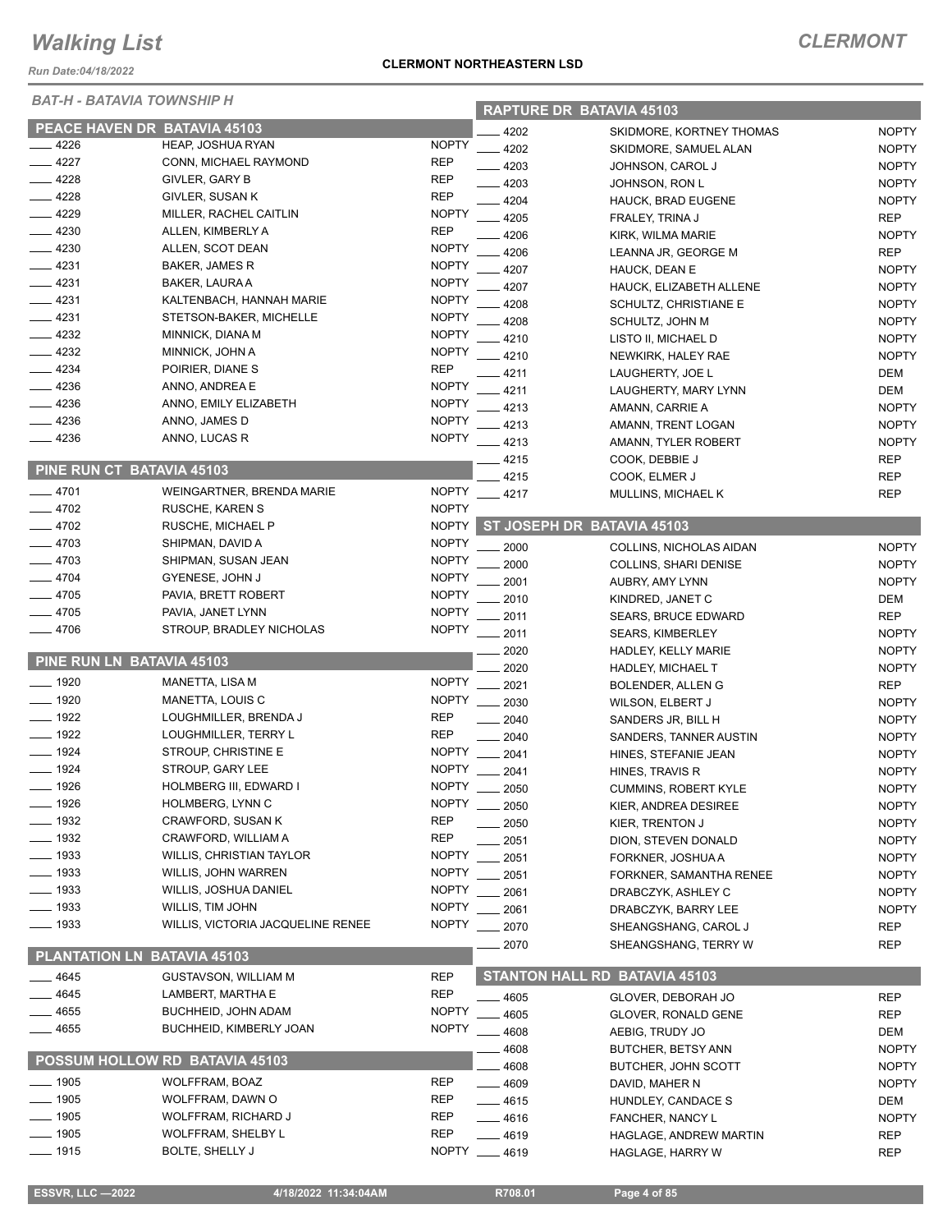# Walking List

**CLERMONT**

**CLERMONT NORTHEASTERN LSD**

*BAT-H - BATAVIA TOWNSHIP H*

## PEACE HAVEN DR BATAVIA 45103

| No. | Name | Party |
|---|---|---|
| 4226 | HEAP, JOSHUA RYAN | NOPTY |
| 4227 | CONN, MICHAEL RAYMOND | REP |
| 4228 | GIVLER, GARY B | REP |
| 4228 | GIVLER, SUSAN K | REP |
| 4229 | MILLER, RACHEL CAITLIN | NOPTY |
| 4230 | ALLEN, KIMBERLY A | REP |
| 4230 | ALLEN, SCOT DEAN | NOPTY |
| 4231 | BAKER, JAMES R | NOPTY |
| 4231 | BAKER, LAURA A | NOPTY |
| 4231 | KALTENBACH, HANNAH MARIE | NOPTY |
| 4231 | STETSON-BAKER, MICHELLE | NOPTY |
| 4232 | MINNICK, DIANA M | NOPTY |
| 4232 | MINNICK, JOHN A | NOPTY |
| 4234 | POIRIER, DIANE S | REP |
| 4236 | ANNO, ANDREA E | NOPTY |
| 4236 | ANNO, EMILY ELIZABETH | NOPTY |
| 4236 | ANNO, JAMES D | NOPTY |
| 4236 | ANNO, LUCAS R | NOPTY |

## PINE RUN CT BATAVIA 45103

| No. | Name | Party |
|---|---|---|
| 4701 | WEINGARTNER, BRENDA MARIE | NOPTY |
| 4702 | RUSCHE, KAREN S | NOPTY |
| 4702 | RUSCHE, MICHAEL P | NOPTY |
| 4703 | SHIPMAN, DAVID A | NOPTY |
| 4703 | SHIPMAN, SUSAN JEAN | NOPTY |
| 4704 | GYENESE, JOHN J | NOPTY |
| 4705 | PAVIA, BRETT ROBERT | NOPTY |
| 4705 | PAVIA, JANET LYNN | NOPTY |
| 4706 | STROUP, BRADLEY NICHOLAS | NOPTY |

## PINE RUN LN BATAVIA 45103

| No. | Name | Party |
|---|---|---|
| 1920 | MANETTA, LISA M | NOPTY |
| 1920 | MANETTA, LOUIS C | NOPTY |
| 1922 | LOUGHMILLER, BRENDA J | REP |
| 1922 | LOUGHMILLER, TERRY L | REP |
| 1924 | STROUP, CHRISTINE E | NOPTY |
| 1924 | STROUP, GARY LEE | NOPTY |
| 1926 | HOLMBERG III, EDWARD I | NOPTY |
| 1926 | HOLMBERG, LYNN C | NOPTY |
| 1932 | CRAWFORD, SUSAN K | REP |
| 1932 | CRAWFORD, WILLIAM A | REP |
| 1933 | WILLIS, CHRISTIAN TAYLOR | NOPTY |
| 1933 | WILLIS, JOHN WARREN | NOPTY |
| 1933 | WILLIS, JOSHUA DANIEL | NOPTY |
| 1933 | WILLIS, TIM JOHN | NOPTY |
| 1933 | WILLIS, VICTORIA JACQUELINE RENEE | NOPTY |

## PLANTATION LN BATAVIA 45103

| No. | Name | Party |
|---|---|---|
| 4645 | GUSTAVSON, WILLIAM M | REP |
| 4645 | LAMBERT, MARTHA E | REP |
| 4655 | BUCHHEID, JOHN ADAM | NOPTY |
| 4655 | BUCHHEID, KIMBERLY JOAN | NOPTY |

## POSSUM HOLLOW RD BATAVIA 45103

| No. | Name | Party |
|---|---|---|
| 1905 | WOLFFRAM, BOAZ | REP |
| 1905 | WOLFFRAM, DAWN O | REP |
| 1905 | WOLFFRAM, RICHARD J | REP |
| 1905 | WOLFFRAM, SHELBY L | REP |
| 1915 | BOLTE, SHELLY J | NOPTY |

## RAPTURE DR BATAVIA 45103

| No. | Name | Party |
|---|---|---|
| 4202 | SKIDMORE, KORTNEY THOMAS | NOPTY |
| 4202 | SKIDMORE, SAMUEL ALAN | NOPTY |
| 4203 | JOHNSON, CAROL J | NOPTY |
| 4203 | JOHNSON, RON L | NOPTY |
| 4204 | HAUCK, BRAD EUGENE | NOPTY |
| 4205 | FRALEY, TRINA J | REP |
| 4206 | KIRK, WILMA MARIE | NOPTY |
| 4206 | LEANNA JR, GEORGE M | REP |
| 4207 | HAUCK, DEAN E | NOPTY |
| 4207 | HAUCK, ELIZABETH ALLENE | NOPTY |
| 4208 | SCHULTZ, CHRISTIANE E | NOPTY |
| 4208 | SCHULTZ, JOHN M | NOPTY |
| 4210 | LISTO II, MICHAEL D | NOPTY |
| 4210 | NEWKIRK, HALEY RAE | NOPTY |
| 4211 | LAUGHERTY, JOE L | DEM |
| 4211 | LAUGHERTY, MARY LYNN | DEM |
| 4213 | AMANN, CARRIE A | NOPTY |
| 4213 | AMANN, TRENT LOGAN | NOPTY |
| 4213 | AMANN, TYLER ROBERT | NOPTY |
| 4215 | COOK, DEBBIE J | REP |
| 4215 | COOK, ELMER J | REP |
| 4217 | MULLINS, MICHAEL K | REP |

## ST JOSEPH DR BATAVIA 45103

| No. | Name | Party |
|---|---|---|
| 2000 | COLLINS, NICHOLAS AIDAN | NOPTY |
| 2000 | COLLINS, SHARI DENISE | NOPTY |
| 2001 | AUBRY, AMY LYNN | NOPTY |
| 2010 | KINDRED, JANET C | DEM |
| 2011 | SEARS, BRUCE EDWARD | REP |
| 2011 | SEARS, KIMBERLEY | NOPTY |
| 2020 | HADLEY, KELLY MARIE | NOPTY |
| 2020 | HADLEY, MICHAEL T | NOPTY |
| 2021 | BOLENDER, ALLEN G | REP |
| 2030 | WILSON, ELBERT J | NOPTY |
| 2040 | SANDERS JR, BILL H | NOPTY |
| 2040 | SANDERS, TANNER AUSTIN | NOPTY |
| 2041 | HINES, STEFANIE JEAN | NOPTY |
| 2041 | HINES, TRAVIS R | NOPTY |
| 2050 | CUMMINS, ROBERT KYLE | NOPTY |
| 2050 | KIER, ANDREA DESIREE | NOPTY |
| 2050 | KIER, TRENTON J | NOPTY |
| 2051 | DION, STEVEN DONALD | NOPTY |
| 2051 | FORKNER, JOSHUA A | NOPTY |
| 2051 | FORKNER, SAMANTHA RENEE | NOPTY |
| 2061 | DRABCZYK, ASHLEY C | NOPTY |
| 2061 | DRABCZYK, BARRY LEE | NOPTY |
| 2070 | SHEANGSHANG, CAROL J | REP |
| 2070 | SHEANGSHANG, TERRY W | REP |

## STANTON HALL RD BATAVIA 45103

| No. | Name | Party |
|---|---|---|
| 4605 | GLOVER, DEBORAH JO | REP |
| 4605 | GLOVER, RONALD GENE | REP |
| 4608 | AEBIG, TRUDY JO | DEM |
| 4608 | BUTCHER, BETSY ANN | NOPTY |
| 4608 | BUTCHER, JOHN SCOTT | NOPTY |
| 4609 | DAVID, MAHER N | NOPTY |
| 4615 | HUNDLEY, CANDACE S | DEM |
| 4616 | FANCHER, NANCY L | NOPTY |
| 4619 | HAGLAGE, ANDREW MARTIN | REP |
| 4619 | HAGLAGE, HARRY W | REP |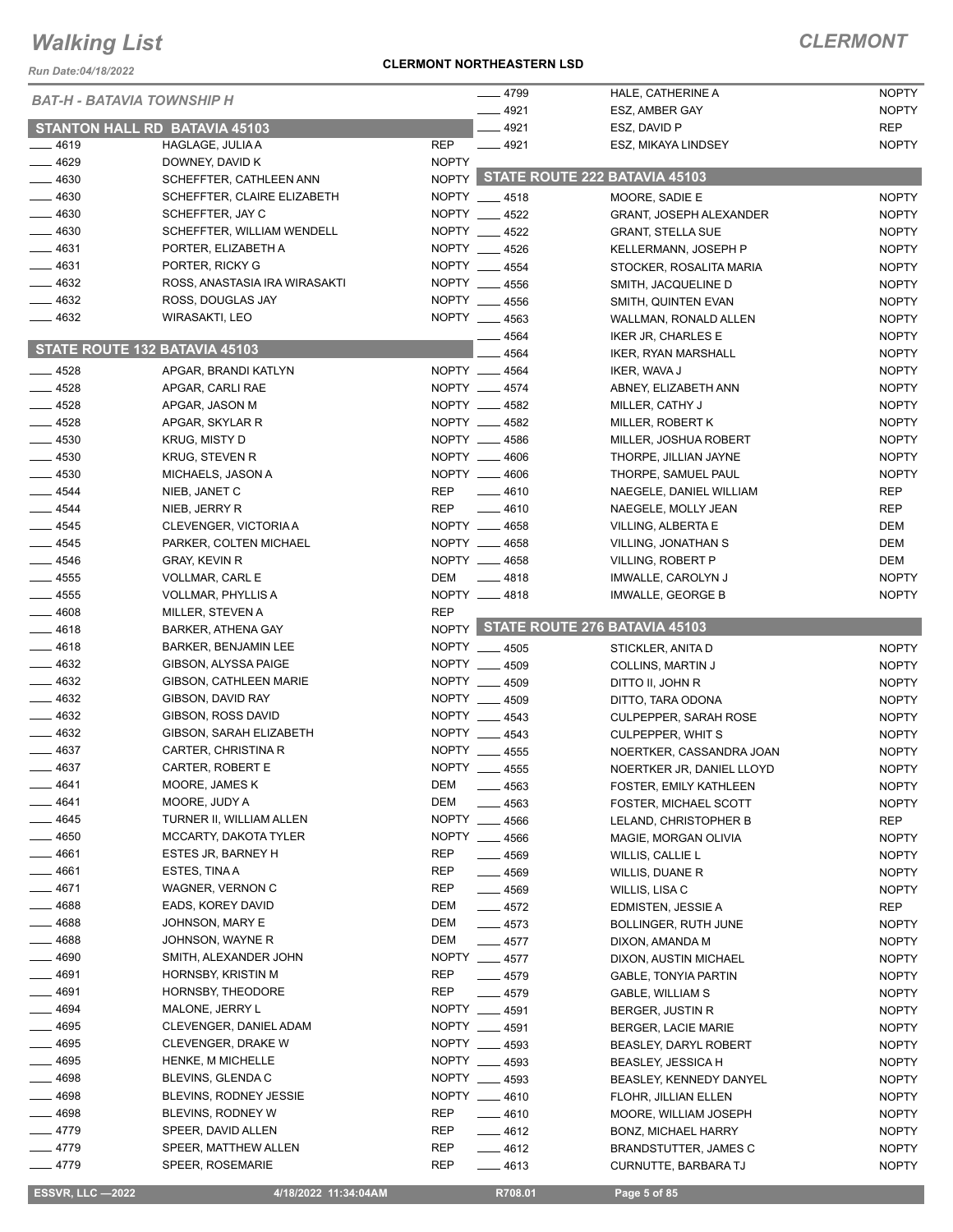# Walking List

## CLERMONT

Run Date:04/18/2022

**CLERMONT NORTHEASTERN LSD**

*BAT-H - BATAVIA TOWNSHIP H*

### STANTON HALL RD BATAVIA 45103

| No. | Name | Party |
|---|---|---|
| ___ 4619 | HAGLAGE, JULIA A | REP |
| ___ 4629 | DOWNEY, DAVID K | NOPTY |
| ___ 4630 | SCHEFFTER, CATHLEEN ANN | NOPTY |
| ___ 4630 | SCHEFFTER, CLAIRE ELIZABETH | NOPTY |
| ___ 4630 | SCHEFFTER, JAY C | NOPTY |
| ___ 4630 | SCHEFFTER, WILLIAM WENDELL | NOPTY |
| ___ 4631 | PORTER, ELIZABETH A | NOPTY |
| ___ 4631 | PORTER, RICKY G | NOPTY |
| ___ 4632 | ROSS, ANASTASIA IRA WIRASAKTI | NOPTY |
| ___ 4632 | ROSS, DOUGLAS JAY | NOPTY |
| ___ 4632 | WIRASAKTI, LEO | NOPTY |

### STATE ROUTE 132 BATAVIA 45103

| No. | Name | Party |
|---|---|---|
| ___ 4528 | APGAR, BRANDI KATLYN | NOPTY |
| ___ 4528 | APGAR, CARLI RAE | NOPTY |
| ___ 4528 | APGAR, JASON M | NOPTY |
| ___ 4528 | APGAR, SKYLAR R | NOPTY |
| ___ 4530 | KRUG, MISTY D | NOPTY |
| ___ 4530 | KRUG, STEVEN R | NOPTY |
| ___ 4530 | MICHAELS, JASON A | NOPTY |
| ___ 4544 | NIEB, JANET C | REP |
| ___ 4544 | NIEB, JERRY R | REP |
| ___ 4545 | CLEVENGER, VICTORIA A | NOPTY |
| ___ 4545 | PARKER, COLTEN MICHAEL | NOPTY |
| ___ 4546 | GRAY, KEVIN R | NOPTY |
| ___ 4555 | VOLLMAR, CARL E | DEM |
| ___ 4555 | VOLLMAR, PHYLLIS A | NOPTY |
| ___ 4608 | MILLER, STEVEN A | REP |
| ___ 4618 | BARKER, ATHENA GAY | NOPTY |
| ___ 4618 | BARKER, BENJAMIN LEE | NOPTY |
| ___ 4632 | GIBSON, ALYSSA PAIGE | NOPTY |
| ___ 4632 | GIBSON, CATHLEEN MARIE | NOPTY |
| ___ 4632 | GIBSON, DAVID RAY | NOPTY |
| ___ 4632 | GIBSON, ROSS DAVID | NOPTY |
| ___ 4632 | GIBSON, SARAH ELIZABETH | NOPTY |
| ___ 4637 | CARTER, CHRISTINA R | NOPTY |
| ___ 4637 | CARTER, ROBERT E | NOPTY |
| ___ 4641 | MOORE, JAMES K | DEM |
| ___ 4641 | MOORE, JUDY A | DEM |
| ___ 4645 | TURNER II, WILLIAM ALLEN | NOPTY |
| ___ 4650 | MCCARTY, DAKOTA TYLER | NOPTY |
| ___ 4661 | ESTES JR, BARNEY H | REP |
| ___ 4661 | ESTES, TINA A | REP |
| ___ 4671 | WAGNER, VERNON C | REP |
| ___ 4688 | EADS, KOREY DAVID | DEM |
| ___ 4688 | JOHNSON, MARY E | DEM |
| ___ 4688 | JOHNSON, WAYNE R | DEM |
| ___ 4690 | SMITH, ALEXANDER JOHN | NOPTY |
| ___ 4691 | HORNSBY, KRISTIN M | REP |
| ___ 4691 | HORNSBY, THEODORE | REP |
| ___ 4694 | MALONE, JERRY L | NOPTY |
| ___ 4695 | CLEVENGER, DANIEL ADAM | NOPTY |
| ___ 4695 | CLEVENGER, DRAKE W | NOPTY |
| ___ 4695 | HENKE, M MICHELLE | NOPTY |
| ___ 4698 | BLEVINS, GLENDA C | NOPTY |
| ___ 4698 | BLEVINS, RODNEY JESSIE | NOPTY |
| ___ 4698 | BLEVINS, RODNEY W | REP |
| ___ 4779 | SPEER, DAVID ALLEN | REP |
| ___ 4779 | SPEER, MATTHEW ALLEN | REP |
| ___ 4779 | SPEER, ROSEMARIE | REP |
| ___ 4799 | HALE, CATHERINE A | NOPTY |
| ___ 4921 | ESZ, AMBER GAY | NOPTY |
| ___ 4921 | ESZ, DAVID P | REP |
| ___ 4921 | ESZ, MIKAYA LINDSEY | NOPTY |

### STATE ROUTE 222 BATAVIA 45103

| No. | Name | Party |
|---|---|---|
| ___ 4518 | MOORE, SADIE E | NOPTY |
| ___ 4522 | GRANT, JOSEPH ALEXANDER | NOPTY |
| ___ 4522 | GRANT, STELLA SUE | NOPTY |
| ___ 4526 | KELLERMANN, JOSEPH P | NOPTY |
| ___ 4554 | STOCKER, ROSALITA MARIA | NOPTY |
| ___ 4556 | SMITH, JACQUELINE D | NOPTY |
| ___ 4556 | SMITH, QUINTEN EVAN | NOPTY |
| ___ 4563 | WALLMAN, RONALD ALLEN | NOPTY |
| ___ 4564 | IKER JR, CHARLES E | NOPTY |
| ___ 4564 | IKER, RYAN MARSHALL | NOPTY |
| ___ 4564 | IKER, WAVA J | NOPTY |
| ___ 4574 | ABNEY, ELIZABETH ANN | NOPTY |
| ___ 4582 | MILLER, CATHY J | NOPTY |
| ___ 4582 | MILLER, ROBERT K | NOPTY |
| ___ 4586 | MILLER, JOSHUA ROBERT | NOPTY |
| ___ 4606 | THORPE, JILLIAN JAYNE | NOPTY |
| ___ 4606 | THORPE, SAMUEL PAUL | NOPTY |
| ___ 4610 | NAEGELE, DANIEL WILLIAM | REP |
| ___ 4610 | NAEGELE, MOLLY JEAN | REP |
| ___ 4658 | VILLING, ALBERTA E | DEM |
| ___ 4658 | VILLING, JONATHAN S | DEM |
| ___ 4658 | VILLING, ROBERT P | DEM |
| ___ 4818 | IMWALLE, CAROLYN J | NOPTY |
| ___ 4818 | IMWALLE, GEORGE B | NOPTY |

### STATE ROUTE 276 BATAVIA 45103

| No. | Name | Party |
|---|---|---|
| ___ 4505 | STICKLER, ANITA D | NOPTY |
| ___ 4509 | COLLINS, MARTIN J | NOPTY |
| ___ 4509 | DITTO II, JOHN R | NOPTY |
| ___ 4509 | DITTO, TARA ODONA | NOPTY |
| ___ 4543 | CULPEPPER, SARAH ROSE | NOPTY |
| ___ 4543 | CULPEPPER, WHIT S | NOPTY |
| ___ 4555 | NOERTKER, CASSANDRA JOAN | NOPTY |
| ___ 4555 | NOERTKER JR, DANIEL LLOYD | NOPTY |
| ___ 4563 | FOSTER, EMILY KATHLEEN | NOPTY |
| ___ 4563 | FOSTER, MICHAEL SCOTT | NOPTY |
| ___ 4566 | LELAND, CHRISTOPHER B | REP |
| ___ 4566 | MAGIE, MORGAN OLIVIA | NOPTY |
| ___ 4569 | WILLIS, CALLIE L | NOPTY |
| ___ 4569 | WILLIS, DUANE R | NOPTY |
| ___ 4569 | WILLIS, LISA C | NOPTY |
| ___ 4572 | EDMISTEN, JESSIE A | REP |
| ___ 4573 | BOLLINGER, RUTH JUNE | NOPTY |
| ___ 4577 | DIXON, AMANDA M | NOPTY |
| ___ 4577 | DIXON, AUSTIN MICHAEL | NOPTY |
| ___ 4579 | GABLE, TONYIA PARTIN | NOPTY |
| ___ 4579 | GABLE, WILLIAM S | NOPTY |
| ___ 4591 | BERGER, JUSTIN R | NOPTY |
| ___ 4591 | BERGER, LACIE MARIE | NOPTY |
| ___ 4593 | BEASLEY, DARYL ROBERT | NOPTY |
| ___ 4593 | BEASLEY, JESSICA H | NOPTY |
| ___ 4593 | BEASLEY, KENNEDY DANYEL | NOPTY |
| ___ 4610 | FLOHR, JILLIAN ELLEN | NOPTY |
| ___ 4610 | MOORE, WILLIAM JOSEPH | NOPTY |
| ___ 4612 | BONZ, MICHAEL HARRY | NOPTY |
| ___ 4612 | BRANDSTUTTER, JAMES C | NOPTY |
| ___ 4613 | CURNUTTE, BARBARA TJ | NOPTY |

ESSVR, LLC —2022 | 4/18/2022 11:34:04AM | R708.01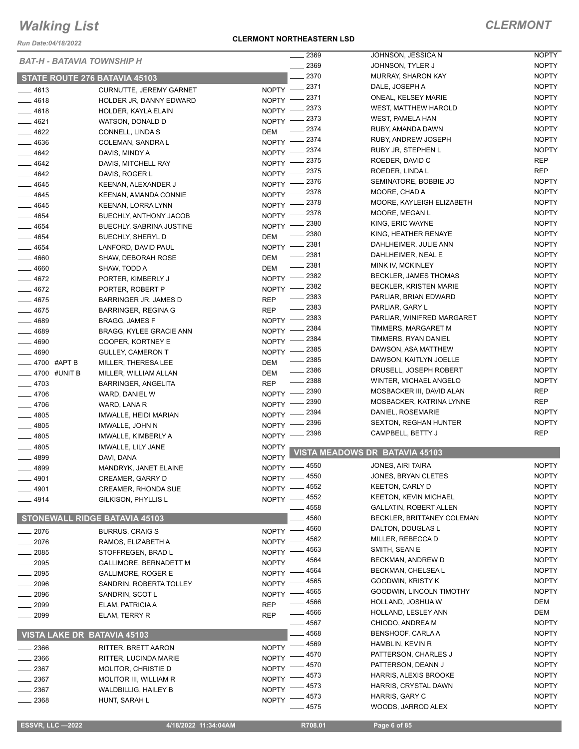# Walking List

## CLERMONT

Run Date:04/18/2022

**CLERMONT NORTHEASTERN LSD**

*BAT-H - BATAVIA TOWNSHIP H*

### STATE ROUTE 276 BATAVIA 45103

| No. | Name | Party |
|---|---|---|
| 4613 | CURNUTTE, JEREMY GARNET | NOPTY |
| 4618 | HOLDER JR, DANNY EDWARD | NOPTY |
| 4618 | HOLDER, KAYLA ELAIN | NOPTY |
| 4621 | WATSON, DONALD D | NOPTY |
| 4622 | CONNELL, LINDA S | DEM |
| 4636 | COLEMAN, SANDRA L | NOPTY |
| 4642 | DAVIS, MINDY A | NOPTY |
| 4642 | DAVIS, MITCHELL RAY | NOPTY |
| 4642 | DAVIS, ROGER L | NOPTY |
| 4645 | KEENAN, ALEXANDER J | NOPTY |
| 4645 | KEENAN, AMANDA CONNIE | NOPTY |
| 4645 | KEENAN, LORRA LYNN | NOPTY |
| 4654 | BUECHLY, ANTHONY JACOB | NOPTY |
| 4654 | BUECHLY, SABRINA JUSTINE | NOPTY |
| 4654 | BUECHLY, SHERYL D | DEM |
| 4654 | LANFORD, DAVID PAUL | NOPTY |
| 4660 | SHAW, DEBORAH ROSE | DEM |
| 4660 | SHAW, TODD A | DEM |
| 4672 | PORTER, KIMBERLY J | NOPTY |
| 4672 | PORTER, ROBERT P | NOPTY |
| 4675 | BARRINGER JR, JAMES D | REP |
| 4675 | BARRINGER, REGINA G | REP |
| 4689 | BRAGG, JAMES F | NOPTY |
| 4689 | BRAGG, KYLEE GRACIE ANN | NOPTY |
| 4690 | COOPER, KORTNEY E | NOPTY |
| 4690 | GULLEY, CAMERON T | NOPTY |
| 4700 #APT B | MILLER, THERESA LEE | DEM |
| 4700 #UNIT B | MILLER, WILLIAM ALLAN | DEM |
| 4703 | BARRINGER, ANGELITA | REP |
| 4706 | WARD, DANIEL W | NOPTY |
| 4706 | WARD, LANA R | NOPTY |
| 4805 | IMWALLE, HEIDI MARIAN | NOPTY |
| 4805 | IMWALLE, JOHN N | NOPTY |
| 4805 | IMWALLE, KIMBERLY A | NOPTY |
| 4805 | IMWALLE, LILY JANE | NOPTY |
| 4899 | DAVI, DANA | NOPTY |
| 4899 | MANDRYK, JANET ELAINE | NOPTY |
| 4901 | CREAMER, GARRY D | NOPTY |
| 4901 | CREAMER, RHONDA SUE | NOPTY |
| 4914 | GILKISON, PHYLLIS L | NOPTY |

### STONEWALL RIDGE BATAVIA 45103

| No. | Name | Party |
|---|---|---|
| 2076 | BURRUS, CRAIG S | NOPTY |
| 2076 | RAMOS, ELIZABETH A | NOPTY |
| 2085 | STOFFREGEN, BRAD L | NOPTY |
| 2095 | GALLIMORE, BERNADETT M | NOPTY |
| 2095 | GALLIMORE, ROGER E | NOPTY |
| 2096 | SANDRIN, ROBERTA TOLLEY | NOPTY |
| 2096 | SANDRIN, SCOT L | NOPTY |
| 2099 | ELAM, PATRICIA A | REP |
| 2099 | ELAM, TERRY R | REP |

### VISTA LAKE DR BATAVIA 45103

| No. | Name | Party |
|---|---|---|
| 2366 | RITTER, BRETT AARON | NOPTY |
| 2366 | RITTER, LUCINDA MARIE | NOPTY |
| 2367 | MOLITOR, CHRISTIE D | NOPTY |
| 2367 | MOLITOR III, WILLIAM R | NOPTY |
| 2367 | WALDBILLIG, HAILEY B | NOPTY |
| 2368 | HUNT, SARAH L | NOPTY |
| 2369 | JOHNSON, JESSICA N | NOPTY |
| 2369 | JOHNSON, TYLER J | NOPTY |
| 2370 | MURRAY, SHARON KAY | NOPTY |
| 2371 | DALE, JOSEPH A | NOPTY |
| 2371 | ONEAL, KELSEY MARIE | NOPTY |
| 2373 | WEST, MATTHEW HAROLD | NOPTY |
| 2373 | WEST, PAMELA HAN | NOPTY |
| 2374 | RUBY, AMANDA DAWN | NOPTY |
| 2374 | RUBY, ANDREW JOSEPH | NOPTY |
| 2374 | RUBY JR, STEPHEN L | NOPTY |
| 2375 | ROEDER, DAVID C | REP |
| 2375 | ROEDER, LINDA L | REP |
| 2376 | SEMINATORE, BOBBIE JO | NOPTY |
| 2378 | MOORE, CHAD A | NOPTY |
| 2378 | MOORE, KAYLEIGH ELIZABETH | NOPTY |
| 2378 | MOORE, MEGAN L | NOPTY |
| 2380 | KING, ERIC WAYNE | NOPTY |
| 2380 | KING, HEATHER RENAYE | NOPTY |
| 2381 | DAHLHEIMER, JULIE ANN | NOPTY |
| 2381 | DAHLHEIMER, NEAL E | NOPTY |
| 2381 | MINK IV, MCKINLEY | NOPTY |
| 2382 | BECKLER, JAMES THOMAS | NOPTY |
| 2382 | BECKLER, KRISTEN MARIE | NOPTY |
| 2383 | PARLIAR, BRIAN EDWARD | NOPTY |
| 2383 | PARLIAR, GARY L | NOPTY |
| 2383 | PARLIAR, WINIFRED MARGARET | NOPTY |
| 2384 | TIMMERS, MARGARET M | NOPTY |
| 2384 | TIMMERS, RYAN DANIEL | NOPTY |
| 2385 | DAWSON, ASA MATTHEW | NOPTY |
| 2385 | DAWSON, KAITLYN JOELLE | NOPTY |
| 2386 | DRUSELL, JOSEPH ROBERT | NOPTY |
| 2388 | WINTER, MICHAEL ANGELO | NOPTY |
| 2390 | MOSBACKER III, DAVID ALAN | REP |
| 2390 | MOSBACKER, KATRINA LYNNE | REP |
| 2394 | DANIEL, ROSEMARIE | NOPTY |
| 2396 | SEXTON, REGHAN HUNTER | NOPTY |
| 2398 | CAMPBELL, BETTY J | REP |

### VISTA MEADOWS DR BATAVIA 45103

| No. | Name | Party |
|---|---|---|
| 4550 | JONES, AIRI TAIRA | NOPTY |
| 4550 | JONES, BRYAN CLETES | NOPTY |
| 4552 | KEETON, CARLY D | NOPTY |
| 4552 | KEETON, KEVIN MICHAEL | NOPTY |
| 4558 | GALLATIN, ROBERT ALLEN | NOPTY |
| 4560 | BECKLER, BRITTANEY COLEMAN | NOPTY |
| 4560 | DALTON, DOUGLAS L | NOPTY |
| 4562 | MILLER, REBECCA D | NOPTY |
| 4563 | SMITH, SEAN E | NOPTY |
| 4564 | BECKMAN, ANDREW D | NOPTY |
| 4564 | BECKMAN, CHELSEA L | NOPTY |
| 4565 | GOODWIN, KRISTY K | NOPTY |
| 4565 | GOODWIN, LINCOLN TIMOTHY | NOPTY |
| 4566 | HOLLAND, JOSHUA W | DEM |
| 4566 | HOLLAND, LESLEY ANN | DEM |
| 4567 | CHIODO, ANDREA M | NOPTY |
| 4568 | BENSHOOF, CARLA A | NOPTY |
| 4569 | HAMBLIN, KEVIN R | NOPTY |
| 4570 | PATTERSON, CHARLES J | NOPTY |
| 4570 | PATTERSON, DEANN J | NOPTY |
| 4573 | HARRIS, ALEXIS BROOKE | NOPTY |
| 4573 | HARRIS, CRYSTAL DAWN | NOPTY |
| 4573 | HARRIS, GARY C | NOPTY |
| 4575 | WOODS, JARROD ALEX | NOPTY |

ESSVR, LLC —2022 &nbsp;&nbsp; 4/18/2022 11:34:04AM &nbsp;&nbsp; R708.01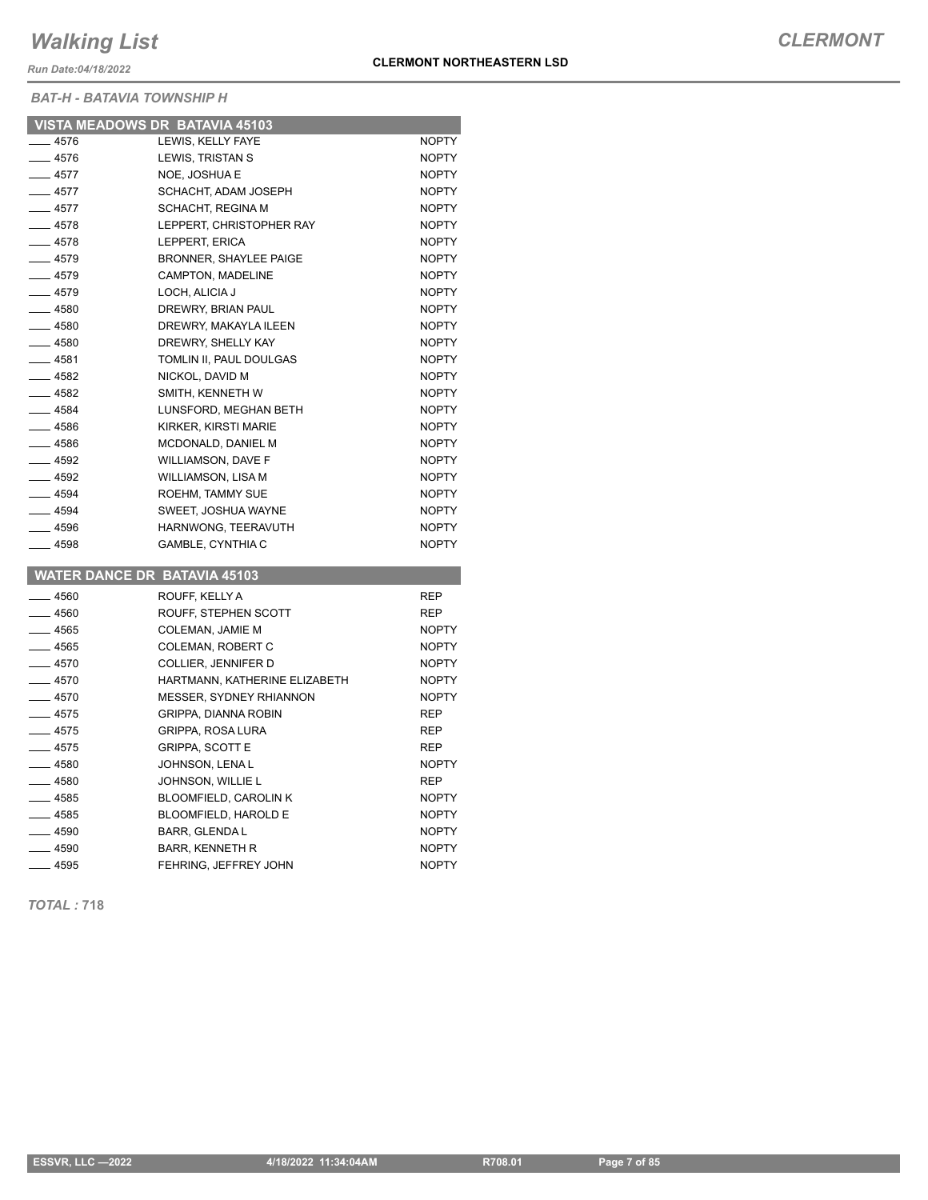*BAT-H - BATAVIA TOWNSHIP H*

**VISTA MEADOWS DR BATAVIA 45103**

| | | |
|---|---|---|
| ____ 4576 | LEWIS, KELLY FAYE | NOPTY |
| ____ 4576 | LEWIS, TRISTAN S | NOPTY |
| ____ 4577 | NOE, JOSHUA E | NOPTY |
| ____ 4577 | SCHACHT, ADAM JOSEPH | NOPTY |
| ____ 4577 | SCHACHT, REGINA M | NOPTY |
| ____ 4578 | LEPPERT, CHRISTOPHER RAY | NOPTY |
| ____ 4578 | LEPPERT, ERICA | NOPTY |
| ____ 4579 | BRONNER, SHAYLEE PAIGE | NOPTY |
| ____ 4579 | CAMPTON, MADELINE | NOPTY |
| ____ 4579 | LOCH, ALICIA J | NOPTY |
| ____ 4580 | DREWRY, BRIAN PAUL | NOPTY |
| ____ 4580 | DREWRY, MAKAYLA ILEEN | NOPTY |
| ____ 4580 | DREWRY, SHELLY KAY | NOPTY |
| ____ 4581 | TOMLIN II, PAUL DOULGAS | NOPTY |
| ____ 4582 | NICKOL, DAVID M | NOPTY |
| ____ 4582 | SMITH, KENNETH W | NOPTY |
| ____ 4584 | LUNSFORD, MEGHAN BETH | NOPTY |
| ____ 4586 | KIRKER, KIRSTI MARIE | NOPTY |
| ____ 4586 | MCDONALD, DANIEL M | NOPTY |
| ____ 4592 | WILLIAMSON, DAVE F | NOPTY |
| ____ 4592 | WILLIAMSON, LISA M | NOPTY |
| ____ 4594 | ROEHM, TAMMY SUE | NOPTY |
| ____ 4594 | SWEET, JOSHUA WAYNE | NOPTY |
| ____ 4596 | HARNWONG, TEERAVUTH | NOPTY |
| ____ 4598 | GAMBLE, CYNTHIA C | NOPTY |

**WATER DANCE DR BATAVIA 45103**

| | | |
|---|---|---|
| ____ 4560 | ROUFF, KELLY A | REP |
| ____ 4560 | ROUFF, STEPHEN SCOTT | REP |
| ____ 4565 | COLEMAN, JAMIE M | NOPTY |
| ____ 4565 | COLEMAN, ROBERT C | NOPTY |
| ____ 4570 | COLLIER, JENNIFER D | NOPTY |
| ____ 4570 | HARTMANN, KATHERINE ELIZABETH | NOPTY |
| ____ 4570 | MESSER, SYDNEY RHIANNON | NOPTY |
| ____ 4575 | GRIPPA, DIANNA ROBIN | REP |
| ____ 4575 | GRIPPA, ROSA LURA | REP |
| ____ 4575 | GRIPPA, SCOTT E | REP |
| ____ 4580 | JOHNSON, LENA L | NOPTY |
| ____ 4580 | JOHNSON, WILLIE L | REP |
| ____ 4585 | BLOOMFIELD, CAROLIN K | NOPTY |
| ____ 4585 | BLOOMFIELD, HAROLD E | NOPTY |
| ____ 4590 | BARR, GLENDA L | NOPTY |
| ____ 4590 | BARR, KENNETH R | NOPTY |
| ____ 4595 | FEHRING, JEFFREY JOHN | NOPTY |

***TOTAL :*** **718**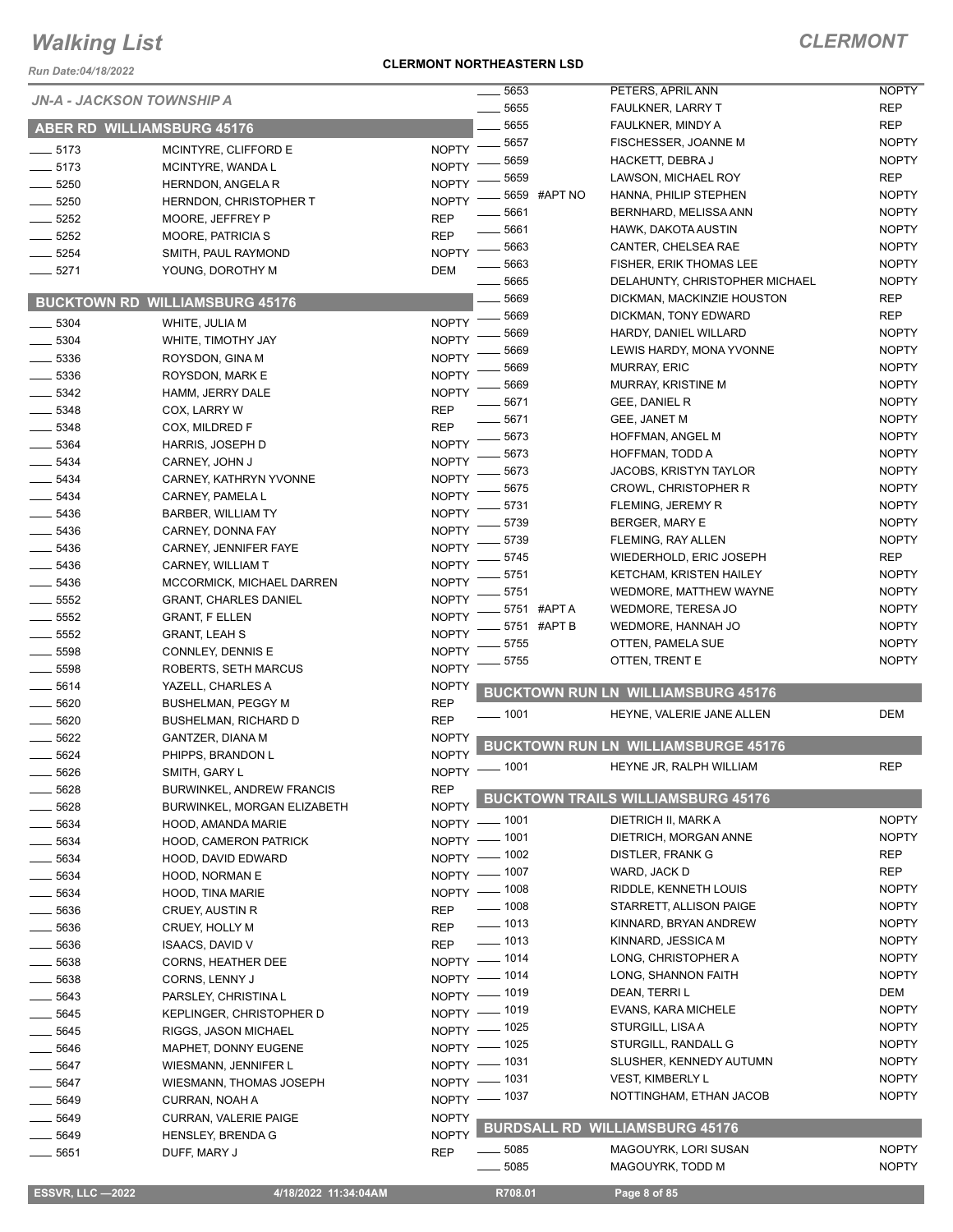# Walking List

## CLERMONT

Run Date:04/18/2022

**CLERMONT NORTHEASTERN LSD**

*JN-A - JACKSON TOWNSHIP A*

### ABER RD WILLIAMSBURG 45176

| No. | Name | Party |
|---|---|---|
| 5173 | MCINTYRE, CLIFFORD E | NOPTY |
| 5173 | MCINTYRE, WANDA L | NOPTY |
| 5250 | HERNDON, ANGELA R | NOPTY |
| 5250 | HERNDON, CHRISTOPHER T | NOPTY |
| 5252 | MOORE, JEFFREY P | REP |
| 5252 | MOORE, PATRICIA S | REP |
| 5254 | SMITH, PAUL RAYMOND | NOPTY |
| 5271 | YOUNG, DOROTHY M | DEM |

### BUCKTOWN RD WILLIAMSBURG 45176

| No. | Name | Party |
|---|---|---|
| 5304 | WHITE, JULIA M | NOPTY |
| 5304 | WHITE, TIMOTHY JAY | NOPTY |
| 5336 | ROYSDON, GINA M | NOPTY |
| 5336 | ROYSDON, MARK E | NOPTY |
| 5342 | HAMM, JERRY DALE | NOPTY |
| 5348 | COX, LARRY W | REP |
| 5348 | COX, MILDRED F | REP |
| 5364 | HARRIS, JOSEPH D | NOPTY |
| 5434 | CARNEY, JOHN J | NOPTY |
| 5434 | CARNEY, KATHRYN YVONNE | NOPTY |
| 5434 | CARNEY, PAMELA L | NOPTY |
| 5436 | BARBER, WILLIAM TY | NOPTY |
| 5436 | CARNEY, DONNA FAY | NOPTY |
| 5436 | CARNEY, JENNIFER FAYE | NOPTY |
| 5436 | CARNEY, WILLIAM T | NOPTY |
| 5436 | MCCORMICK, MICHAEL DARREN | NOPTY |
| 5552 | GRANT, CHARLES DANIEL | NOPTY |
| 5552 | GRANT, F ELLEN | NOPTY |
| 5552 | GRANT, LEAH S | NOPTY |
| 5598 | CONNLEY, DENNIS E | NOPTY |
| 5598 | ROBERTS, SETH MARCUS | NOPTY |
| 5614 | YAZELL, CHARLES A | NOPTY |
| 5620 | BUSHELMAN, PEGGY M | REP |
| 5620 | BUSHELMAN, RICHARD D | REP |
| 5622 | GANTZER, DIANA M | NOPTY |
| 5624 | PHIPPS, BRANDON L | NOPTY |
| 5626 | SMITH, GARY L | NOPTY |
| 5628 | BURWINKEL, ANDREW FRANCIS | REP |
| 5628 | BURWINKEL, MORGAN ELIZABETH | NOPTY |
| 5634 | HOOD, AMANDA MARIE | NOPTY |
| 5634 | HOOD, CAMERON PATRICK | NOPTY |
| 5634 | HOOD, DAVID EDWARD | NOPTY |
| 5634 | HOOD, NORMAN E | NOPTY |
| 5634 | HOOD, TINA MARIE | NOPTY |
| 5636 | CRUEY, AUSTIN R | REP |
| 5636 | CRUEY, HOLLY M | REP |
| 5636 | ISAACS, DAVID V | REP |
| 5638 | CORNS, HEATHER DEE | NOPTY |
| 5638 | CORNS, LENNY J | NOPTY |
| 5643 | PARSLEY, CHRISTINA L | NOPTY |
| 5645 | KEPLINGER, CHRISTOPHER D | NOPTY |
| 5645 | RIGGS, JASON MICHAEL | NOPTY |
| 5646 | MAPHET, DONNY EUGENE | NOPTY |
| 5647 | WIESMANN, JENNIFER L | NOPTY |
| 5647 | WIESMANN, THOMAS JOSEPH | NOPTY |
| 5649 | CURRAN, NOAH A | NOPTY |
| 5649 | CURRAN, VALERIE PAIGE | NOPTY |
| 5649 | HENSLEY, BRENDA G | NOPTY |
| 5651 | DUFF, MARY J | REP |
| 5653 | PETERS, APRIL ANN | NOPTY |
| 5655 | FAULKNER, LARRY T | REP |
| 5655 | FAULKNER, MINDY A | REP |
| 5657 | FISCHESSER, JOANNE M | NOPTY |
| 5659 | HACKETT, DEBRA J | NOPTY |
| 5659 | LAWSON, MICHAEL ROY | REP |
| 5659 #APT NO | HANNA, PHILIP STEPHEN | NOPTY |
| 5661 | BERNHARD, MELISSA ANN | NOPTY |
| 5661 | HAWK, DAKOTA AUSTIN | NOPTY |
| 5663 | CANTER, CHELSEA RAE | NOPTY |
| 5663 | FISHER, ERIK THOMAS LEE | NOPTY |
| 5665 | DELAHUNTY, CHRISTOPHER MICHAEL | NOPTY |
| 5669 | DICKMAN, MACKINZIE HOUSTON | REP |
| 5669 | DICKMAN, TONY EDWARD | REP |
| 5669 | HARDY, DANIEL WILLARD | NOPTY |
| 5669 | LEWIS HARDY, MONA YVONNE | NOPTY |
| 5669 | MURRAY, ERIC | NOPTY |
| 5669 | MURRAY, KRISTINE M | NOPTY |
| 5671 | GEE, DANIEL R | NOPTY |
| 5671 | GEE, JANET M | NOPTY |
| 5673 | HOFFMAN, ANGEL M | NOPTY |
| 5673 | HOFFMAN, TODD A | NOPTY |
| 5673 | JACOBS, KRISTYN TAYLOR | NOPTY |
| 5675 | CROWL, CHRISTOPHER R | NOPTY |
| 5731 | FLEMING, JEREMY R | NOPTY |
| 5739 | BERGER, MARY E | NOPTY |
| 5739 | FLEMING, RAY ALLEN | NOPTY |
| 5745 | WIEDERHOLD, ERIC JOSEPH | REP |
| 5751 | KETCHAM, KRISTEN HAILEY | NOPTY |
| 5751 | WEDMORE, MATTHEW WAYNE | NOPTY |
| 5751 #APT A | WEDMORE, TERESA JO | NOPTY |
| 5751 #APT B | WEDMORE, HANNAH JO | NOPTY |
| 5755 | OTTEN, PAMELA SUE | NOPTY |
| 5755 | OTTEN, TRENT E | NOPTY |

### BUCKTOWN RUN LN WILLIAMSBURG 45176

| No. | Name | Party |
|---|---|---|
| 1001 | HEYNE, VALERIE JANE ALLEN | DEM |

### BUCKTOWN RUN LN WILLIAMSBURGE 45176

| No. | Name | Party |
|---|---|---|
| 1001 | HEYNE JR, RALPH WILLIAM | REP |

### BUCKTOWN TRAILS WILLIAMSBURG 45176

| No. | Name | Party |
|---|---|---|
| 1001 | DIETRICH II, MARK A | NOPTY |
| 1001 | DIETRICH, MORGAN ANNE | NOPTY |
| 1002 | DISTLER, FRANK G | REP |
| 1007 | WARD, JACK D | REP |
| 1008 | RIDDLE, KENNETH LOUIS | NOPTY |
| 1008 | STARRETT, ALLISON PAIGE | NOPTY |
| 1013 | KINNARD, BRYAN ANDREW | NOPTY |
| 1013 | KINNARD, JESSICA M | NOPTY |
| 1014 | LONG, CHRISTOPHER A | NOPTY |
| 1014 | LONG, SHANNON FAITH | NOPTY |
| 1019 | DEAN, TERRI L | DEM |
| 1019 | EVANS, KARA MICHELE | NOPTY |
| 1025 | STURGILL, LISA A | NOPTY |
| 1025 | STURGILL, RANDALL G | NOPTY |
| 1031 | SLUSHER, KENNEDY AUTUMN | NOPTY |
| 1031 | VEST, KIMBERLY L | NOPTY |
| 1037 | NOTTINGHAM, ETHAN JACOB | NOPTY |

### BURDSALL RD WILLIAMSBURG 45176

| No. | Name | Party |
|---|---|---|
| 5085 | MAGOUYRK, LORI SUSAN | NOPTY |
| 5085 | MAGOUYRK, TODD M | NOPTY |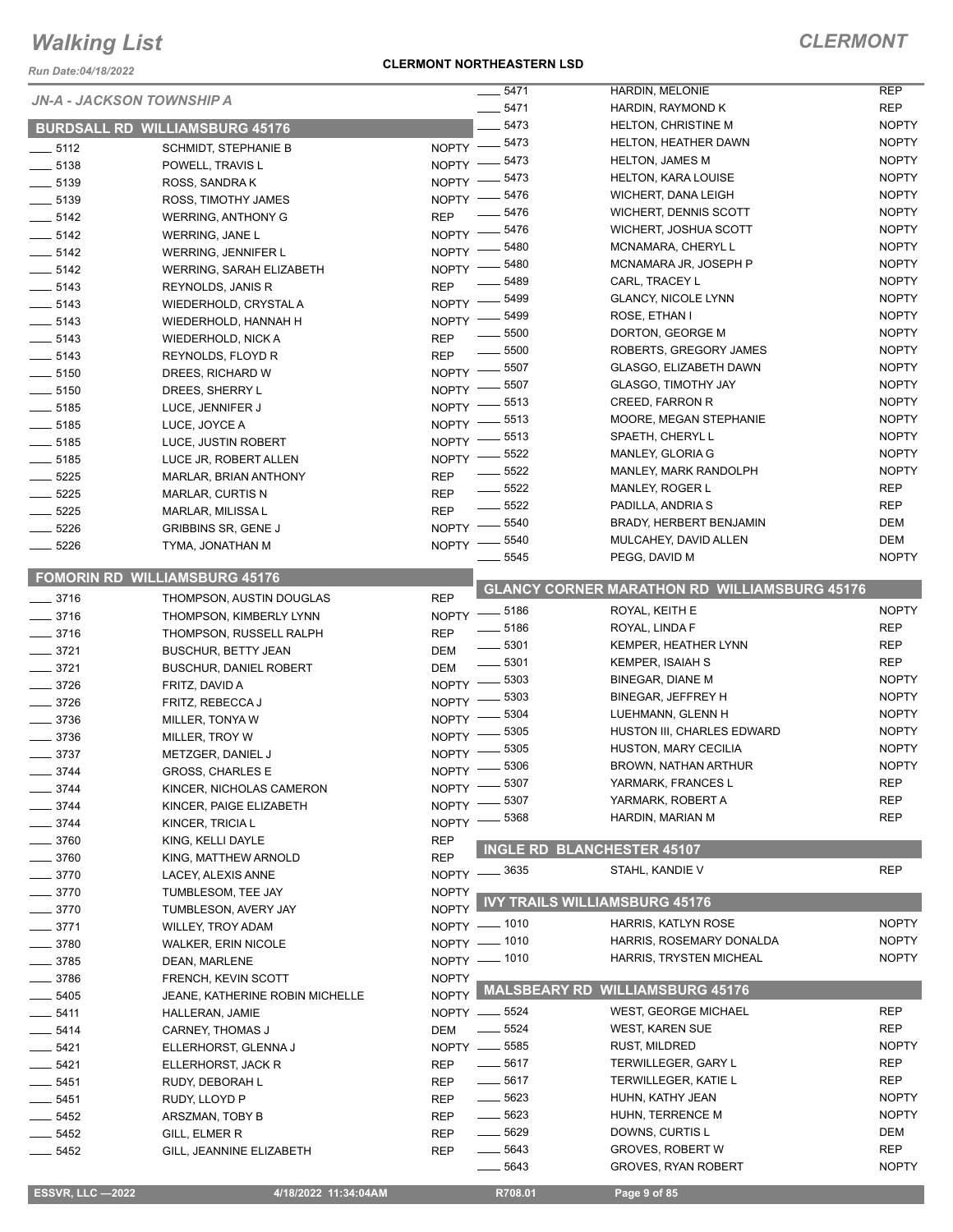# Walking List

**CLERMONT**

**CLERMONT NORTHEASTERN LSD**

Run Date:04/18/2022

*JN-A - JACKSON TOWNSHIP A*

## BURDSALL RD WILLIAMSBURG 45176

| No. | Name | Party |
|---|---|---|
| 5112 | SCHMIDT, STEPHANIE B | NOPTY |
| 5138 | POWELL, TRAVIS L | NOPTY |
| 5139 | ROSS, SANDRA K | NOPTY |
| 5139 | ROSS, TIMOTHY JAMES | NOPTY |
| 5142 | WERRING, ANTHONY G | REP |
| 5142 | WERRING, JANE L | NOPTY |
| 5142 | WERRING, JENNIFER L | NOPTY |
| 5142 | WERRING, SARAH ELIZABETH | NOPTY |
| 5143 | REYNOLDS, JANIS R | REP |
| 5143 | WIEDERHOLD, CRYSTAL A | NOPTY |
| 5143 | WIEDERHOLD, HANNAH H | NOPTY |
| 5143 | WIEDERHOLD, NICK A | REP |
| 5143 | REYNOLDS, FLOYD R | REP |
| 5150 | DREES, RICHARD W | NOPTY |
| 5150 | DREES, SHERRY L | NOPTY |
| 5185 | LUCE, JENNIFER J | NOPTY |
| 5185 | LUCE, JOYCE A | NOPTY |
| 5185 | LUCE, JUSTIN ROBERT | NOPTY |
| 5185 | LUCE JR, ROBERT ALLEN | NOPTY |
| 5225 | MARLAR, BRIAN ANTHONY | REP |
| 5225 | MARLAR, CURTIS N | REP |
| 5225 | MARLAR, MILISSA L | REP |
| 5226 | GRIBBINS SR, GENE J | NOPTY |
| 5226 | TYMA, JONATHAN M | NOPTY |

## FOMORIN RD WILLIAMSBURG 45176

| No. | Name | Party |
|---|---|---|
| 3716 | THOMPSON, AUSTIN DOUGLAS | REP |
| 3716 | THOMPSON, KIMBERLY LYNN | NOPTY |
| 3716 | THOMPSON, RUSSELL RALPH | REP |
| 3721 | BUSCHUR, BETTY JEAN | DEM |
| 3721 | BUSCHUR, DANIEL ROBERT | DEM |
| 3726 | FRITZ, DAVID A | NOPTY |
| 3726 | FRITZ, REBECCA J | NOPTY |
| 3736 | MILLER, TONYA W | NOPTY |
| 3736 | MILLER, TROY W | NOPTY |
| 3737 | METZGER, DANIEL J | NOPTY |
| 3744 | GROSS, CHARLES E | NOPTY |
| 3744 | KINCER, NICHOLAS CAMERON | NOPTY |
| 3744 | KINCER, PAIGE ELIZABETH | NOPTY |
| 3744 | KINCER, TRICIA L | NOPTY |
| 3760 | KING, KELLI DAYLE | REP |
| 3760 | KING, MATTHEW ARNOLD | REP |
| 3770 | LACEY, ALEXIS ANNE | NOPTY |
| 3770 | TUMBLESOM, TEE JAY | NOPTY |
| 3770 | TUMBLESON, AVERY JAY | NOPTY |
| 3771 | WILLEY, TROY ADAM | NOPTY |
| 3780 | WALKER, ERIN NICOLE | NOPTY |
| 3785 | DEAN, MARLENE | NOPTY |
| 3786 | FRENCH, KEVIN SCOTT | NOPTY |
| 5405 | JEANE, KATHERINE ROBIN MICHELLE | NOPTY |
| 5411 | HALLERAN, JAMIE | NOPTY |
| 5414 | CARNEY, THOMAS J | DEM |
| 5421 | ELLERHORST, GLENNA J | NOPTY |
| 5421 | ELLERHORST, JACK R | REP |
| 5451 | RUDY, DEBORAH L | REP |
| 5451 | RUDY, LLOYD P | REP |
| 5452 | ARSZMAN, TOBY B | REP |
| 5452 | GILL, ELMER R | REP |
| 5452 | GILL, JEANNINE ELIZABETH | REP |
| 5471 | HARDIN, MELONIE | REP |
| 5471 | HARDIN, RAYMOND K | REP |
| 5473 | HELTON, CHRISTINE M | NOPTY |
| 5473 | HELTON, HEATHER DAWN | NOPTY |
| 5473 | HELTON, JAMES M | NOPTY |
| 5473 | HELTON, KARA LOUISE | NOPTY |
| 5476 | WICHERT, DANA LEIGH | NOPTY |
| 5476 | WICHERT, DENNIS SCOTT | NOPTY |
| 5476 | WICHERT, JOSHUA SCOTT | NOPTY |
| 5480 | MCNAMARA, CHERYL L | NOPTY |
| 5480 | MCNAMARA JR, JOSEPH P | NOPTY |
| 5489 | CARL, TRACEY L | NOPTY |
| 5499 | GLANCY, NICOLE LYNN | NOPTY |
| 5499 | ROSE, ETHAN I | NOPTY |
| 5500 | DORTON, GEORGE M | NOPTY |
| 5500 | ROBERTS, GREGORY JAMES | NOPTY |
| 5507 | GLASGO, ELIZABETH DAWN | NOPTY |
| 5507 | GLASGO, TIMOTHY JAY | NOPTY |
| 5513 | CREED, FARRON R | NOPTY |
| 5513 | MOORE, MEGAN STEPHANIE | NOPTY |
| 5513 | SPAETH, CHERYL L | NOPTY |
| 5522 | MANLEY, GLORIA G | NOPTY |
| 5522 | MANLEY, MARK RANDOLPH | NOPTY |
| 5522 | MANLEY, ROGER L | REP |
| 5522 | PADILLA, ANDRIA S | REP |
| 5540 | BRADY, HERBERT BENJAMIN | DEM |
| 5540 | MULCAHEY, DAVID ALLEN | DEM |
| 5545 | PEGG, DAVID M | NOPTY |

## GLANCY CORNER MARATHON RD WILLIAMSBURG 45176

| No. | Name | Party |
|---|---|---|
| 5186 | ROYAL, KEITH E | NOPTY |
| 5186 | ROYAL, LINDA F | REP |
| 5301 | KEMPER, HEATHER LYNN | REP |
| 5301 | KEMPER, ISAIAH S | REP |
| 5303 | BINEGAR, DIANE M | NOPTY |
| 5303 | BINEGAR, JEFFREY H | NOPTY |
| 5304 | LUEHMANN, GLENN H | NOPTY |
| 5305 | HUSTON III, CHARLES EDWARD | NOPTY |
| 5305 | HUSTON, MARY CECILIA | NOPTY |
| 5306 | BROWN, NATHAN ARTHUR | NOPTY |
| 5307 | YARMARK, FRANCES L | REP |
| 5307 | YARMARK, ROBERT A | REP |
| 5368 | HARDIN, MARIAN M | REP |

## INGLE RD BLANCHESTER 45107

| No. | Name | Party |
|---|---|---|
| 3635 | STAHL, KANDIE V | REP |

## IVY TRAILS WILLIAMSBURG 45176

| No. | Name | Party |
|---|---|---|
| 1010 | HARRIS, KATLYN ROSE | NOPTY |
| 1010 | HARRIS, ROSEMARY DONALDA | NOPTY |
| 1010 | HARRIS, TRYSTEN MICHEAL | NOPTY |

## MALSBEARY RD WILLIAMSBURG 45176

| No. | Name | Party |
|---|---|---|
| 5524 | WEST, GEORGE MICHAEL | REP |
| 5524 | WEST, KAREN SUE | REP |
| 5585 | RUST, MILDRED | NOPTY |
| 5617 | TERWILLEGER, GARY L | REP |
| 5617 | TERWILLEGER, KATIE L | REP |
| 5623 | HUHN, KATHY JEAN | NOPTY |
| 5623 | HUHN, TERRENCE M | NOPTY |
| 5629 | DOWNS, CURTIS L | DEM |
| 5643 | GROVES, ROBERT W | REP |
| 5643 | GROVES, RYAN ROBERT | NOPTY |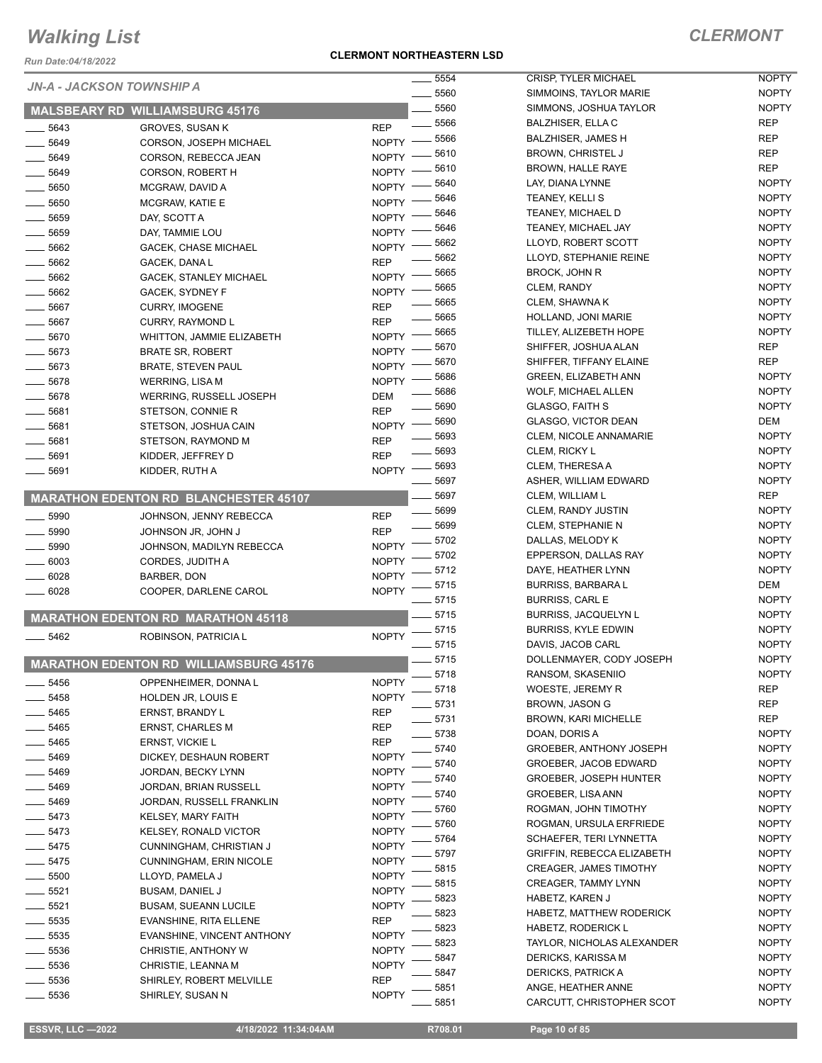# Walking List

## CLERMONT

**CLERMONT NORTHEASTERN LSD**

Run Date:04/18/2022

### JN-A - JACKSON TOWNSHIP A

#### MALSBEARY RD WILLIAMSBURG 45176

| | | | |
|---|---|---|---|
| ____ 5643 | GROVES, SUSAN K | REP | |
| ____ 5649 | CORSON, JOSEPH MICHAEL | NOPTY | |
| ____ 5649 | CORSON, REBECCA JEAN | NOPTY | |
| ____ 5649 | CORSON, ROBERT H | NOPTY | |
| ____ 5650 | MCGRAW, DAVID A | NOPTY | |
| ____ 5650 | MCGRAW, KATIE E | NOPTY | |
| ____ 5659 | DAY, SCOTT A | NOPTY | |
| ____ 5659 | DAY, TAMMIE LOU | NOPTY | |
| ____ 5662 | GACEK, CHASE MICHAEL | NOPTY | |
| ____ 5662 | GACEK, DANA L | REP | |
| ____ 5662 | GACEK, STANLEY MICHAEL | NOPTY | |
| ____ 5662 | GACEK, SYDNEY F | NOPTY | |
| ____ 5667 | CURRY, IMOGENE | REP | |
| ____ 5667 | CURRY, RAYMOND L | REP | |
| ____ 5670 | WHITTON, JAMMIE ELIZABETH | NOPTY | |
| ____ 5673 | BRATE SR, ROBERT | NOPTY | |
| ____ 5673 | BRATE, STEVEN PAUL | NOPTY | |
| ____ 5678 | WERRING, LISA M | NOPTY | |
| ____ 5678 | WERRING, RUSSELL JOSEPH | DEM | |
| ____ 5681 | STETSON, CONNIE R | REP | |
| ____ 5681 | STETSON, JOSHUA CAIN | NOPTY | |
| ____ 5681 | STETSON, RAYMOND M | REP | |
| ____ 5691 | KIDDER, JEFFREY D | REP | |
| ____ 5691 | KIDDER, RUTH A | NOPTY | |

#### MARATHON EDENTON RD BLANCHESTER 45107

| | | |
|---|---|---|
| ____ 5990 | JOHNSON, JENNY REBECCA | REP |
| ____ 5990 | JOHNSON JR, JOHN J | REP |
| ____ 5990 | JOHNSON, MADILYN REBECCA | NOPTY |
| ____ 6003 | CORDES, JUDITH A | NOPTY |
| ____ 6028 | BARBER, DON | NOPTY |
| ____ 6028 | COOPER, DARLENE CAROL | NOPTY |

#### MARATHON EDENTON RD MARATHON 45118

| | | |
|---|---|---|
| ____ 5462 | ROBINSON, PATRICIA L | NOPTY |

#### MARATHON EDENTON RD WILLIAMSBURG 45176

| | | |
|---|---|---|
| ____ 5456 | OPPENHEIMER, DONNA L | NOPTY |
| ____ 5458 | HOLDEN JR, LOUIS E | NOPTY |
| ____ 5465 | ERNST, BRANDY L | REP |
| ____ 5465 | ERNST, CHARLES M | REP |
| ____ 5465 | ERNST, VICKIE L | REP |
| ____ 5469 | DICKEY, DESHAUN ROBERT | NOPTY |
| ____ 5469 | JORDAN, BECKY LYNN | NOPTY |
| ____ 5469 | JORDAN, BRIAN RUSSELL | NOPTY |
| ____ 5469 | JORDAN, RUSSELL FRANKLIN | NOPTY |
| ____ 5473 | KELSEY, MARY FAITH | NOPTY |
| ____ 5473 | KELSEY, RONALD VICTOR | NOPTY |
| ____ 5475 | CUNNINGHAM, CHRISTIAN J | NOPTY |
| ____ 5475 | CUNNINGHAM, ERIN NICOLE | NOPTY |
| ____ 5500 | LLOYD, PAMELA J | NOPTY |
| ____ 5521 | BUSAM, DANIEL J | NOPTY |
| ____ 5521 | BUSAM, SUEANN LUCILE | NOPTY |
| ____ 5535 | EVANSHINE, RITA ELLENE | REP |
| ____ 5535 | EVANSHINE, VINCENT ANTHONY | NOPTY |
| ____ 5536 | CHRISTIE, ANTHONY W | NOPTY |
| ____ 5536 | CHRISTIE, LEANNA M | NOPTY |
| ____ 5536 | SHIRLEY, ROBERT MELVILLE | REP |
| ____ 5536 | SHIRLEY, SUSAN N | NOPTY |
| ____ 5554 | CRISP, TYLER MICHAEL | NOPTY |
| ____ 5560 | SIMMOINS, TAYLOR MARIE | NOPTY |
| ____ 5560 | SIMMONS, JOSHUA TAYLOR | NOPTY |
| ____ 5566 | BALZHISER, ELLA C | REP |
| ____ 5566 | BALZHISER, JAMES H | REP |
| ____ 5610 | BROWN, CHRISTEL J | REP |
| ____ 5610 | BROWN, HALLE RAYE | REP |
| ____ 5640 | LAY, DIANA LYNNE | NOPTY |
| ____ 5646 | TEANEY, KELLI S | NOPTY |
| ____ 5646 | TEANEY, MICHAEL D | NOPTY |
| ____ 5646 | TEANEY, MICHAEL JAY | NOPTY |
| ____ 5662 | LLOYD, ROBERT SCOTT | NOPTY |
| ____ 5662 | LLOYD, STEPHANIE REINE | NOPTY |
| ____ 5665 | BROCK, JOHN R | NOPTY |
| ____ 5665 | CLEM, RANDY | NOPTY |
| ____ 5665 | CLEM, SHAWNA K | NOPTY |
| ____ 5665 | HOLLAND, JONI MARIE | NOPTY |
| ____ 5665 | TILLEY, ALIZEBETH HOPE | NOPTY |
| ____ 5670 | SHIFFER, JOSHUA ALAN | REP |
| ____ 5670 | SHIFFER, TIFFANY ELAINE | REP |
| ____ 5686 | GREEN, ELIZABETH ANN | NOPTY |
| ____ 5686 | WOLF, MICHAEL ALLEN | NOPTY |
| ____ 5690 | GLASGO, FAITH S | NOPTY |
| ____ 5690 | GLASGO, VICTOR DEAN | DEM |
| ____ 5693 | CLEM, NICOLE ANNAMARIE | NOPTY |
| ____ 5693 | CLEM, RICKY L | NOPTY |
| ____ 5693 | CLEM, THERESA A | NOPTY |
| ____ 5697 | ASHER, WILLIAM EDWARD | NOPTY |
| ____ 5697 | CLEM, WILLIAM L | REP |
| ____ 5699 | CLEM, RANDY JUSTIN | NOPTY |
| ____ 5699 | CLEM, STEPHANIE N | NOPTY |
| ____ 5702 | DALLAS, MELODY K | NOPTY |
| ____ 5702 | EPPERSON, DALLAS RAY | NOPTY |
| ____ 5712 | DAYE, HEATHER LYNN | NOPTY |
| ____ 5715 | BURRISS, BARBARA L | DEM |
| ____ 5715 | BURRISS, CARL E | NOPTY |
| ____ 5715 | BURRISS, JACQUELYN L | NOPTY |
| ____ 5715 | BURRISS, KYLE EDWIN | NOPTY |
| ____ 5715 | DAVIS, JACOB CARL | NOPTY |
| ____ 5715 | DOLLENMAYER, CODY JOSEPH | NOPTY |
| ____ 5718 | RANSOM, SKASENIIO | NOPTY |
| ____ 5718 | WOESTE, JEREMY R | REP |
| ____ 5731 | BROWN, JASON G | REP |
| ____ 5731 | BROWN, KARI MICHELLE | REP |
| ____ 5738 | DOAN, DORIS A | NOPTY |
| ____ 5740 | GROEBER, ANTHONY JOSEPH | NOPTY |
| ____ 5740 | GROEBER, JACOB EDWARD | NOPTY |
| ____ 5740 | GROEBER, JOSEPH HUNTER | NOPTY |
| ____ 5740 | GROEBER, LISA ANN | NOPTY |
| ____ 5760 | ROGMAN, JOHN TIMOTHY | NOPTY |
| ____ 5760 | ROGMAN, URSULA ERFRIEDE | NOPTY |
| ____ 5764 | SCHAEFER, TERI LYNNETTA | NOPTY |
| ____ 5797 | GRIFFIN, REBECCA ELIZABETH | NOPTY |
| ____ 5815 | CREAGER, JAMES TIMOTHY | NOPTY |
| ____ 5815 | CREAGER, TAMMY LYNN | NOPTY |
| ____ 5823 | HABETZ, KAREN J | NOPTY |
| ____ 5823 | HABETZ, MATTHEW RODERICK | NOPTY |
| ____ 5823 | HABETZ, RODERICK L | NOPTY |
| ____ 5823 | TAYLOR, NICHOLAS ALEXANDER | NOPTY |
| ____ 5847 | DERICKS, KARISSA M | NOPTY |
| ____ 5847 | DERICKS, PATRICK A | NOPTY |
| ____ 5851 | ANGE, HEATHER ANNE | NOPTY |
| ____ 5851 | CARCUTT, CHRISTOPHER SCOT | NOPTY |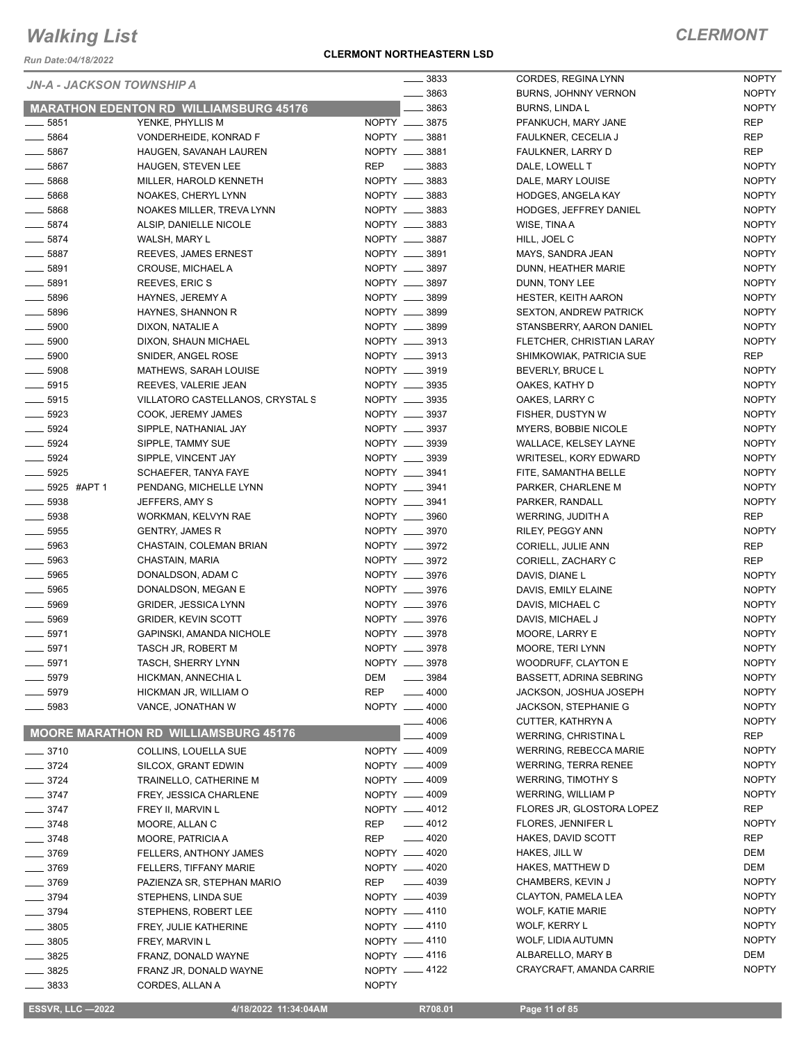# Walking List

## CLERMONT

**CLERMONT NORTHEASTERN LSD**

*Run Date:04/18/2022*

*JN-A - JACKSON TOWNSHIP A*

### MARATHON EDENTON RD WILLIAMSBURG 45176

| No. | Name | Party |
|---|---|---|
| 5851 | YENKE, PHYLLIS M | NOPTY |
| 5864 | VONDERHEIDE, KONRAD F | NOPTY |
| 5867 | HAUGEN, SAVANAH LAUREN | NOPTY |
| 5867 | HAUGEN, STEVEN LEE | REP |
| 5868 | MILLER, HAROLD KENNETH | NOPTY |
| 5868 | NOAKES, CHERYL LYNN | NOPTY |
| 5868 | NOAKES MILLER, TREVA LYNN | NOPTY |
| 5874 | ALSIP, DANIELLE NICOLE | NOPTY |
| 5874 | WALSH, MARY L | NOPTY |
| 5887 | REEVES, JAMES ERNEST | NOPTY |
| 5891 | CROUSE, MICHAEL A | NOPTY |
| 5891 | REEVES, ERIC S | NOPTY |
| 5896 | HAYNES, JEREMY A | NOPTY |
| 5896 | HAYNES, SHANNON R | NOPTY |
| 5900 | DIXON, NATALIE A | NOPTY |
| 5900 | DIXON, SHAUN MICHAEL | NOPTY |
| 5900 | SNIDER, ANGEL ROSE | NOPTY |
| 5908 | MATHEWS, SARAH LOUISE | NOPTY |
| 5915 | REEVES, VALERIE JEAN | NOPTY |
| 5915 | VILLATORO CASTELLANOS, CRYSTAL S | NOPTY |
| 5923 | COOK, JEREMY JAMES | NOPTY |
| 5924 | SIPPLE, NATHANIAL JAY | NOPTY |
| 5924 | SIPPLE, TAMMY SUE | NOPTY |
| 5924 | SIPPLE, VINCENT JAY | NOPTY |
| 5925 | SCHAEFER, TANYA FAYE | NOPTY |
| 5925 #APT 1 | PENDANG, MICHELLE LYNN | NOPTY |
| 5938 | JEFFERS, AMY S | NOPTY |
| 5938 | WORKMAN, KELVYN RAE | NOPTY |
| 5955 | GENTRY, JAMES R | NOPTY |
| 5963 | CHASTAIN, COLEMAN BRIAN | NOPTY |
| 5963 | CHASTAIN, MARIA | NOPTY |
| 5965 | DONALDSON, ADAM C | NOPTY |
| 5965 | DONALDSON, MEGAN E | NOPTY |
| 5969 | GRIDER, JESSICA LYNN | NOPTY |
| 5969 | GRIDER, KEVIN SCOTT | NOPTY |
| 5971 | GAPINSKI, AMANDA NICHOLE | NOPTY |
| 5971 | TASCH JR, ROBERT M | NOPTY |
| 5971 | TASCH, SHERRY LYNN | NOPTY |
| 5979 | HICKMAN, ANNECHIA L | DEM |
| 5979 | HICKMAN JR, WILLIAM O | REP |
| 5983 | VANCE, JONATHAN W | NOPTY |

### MOORE MARATHON RD WILLIAMSBURG 45176

| No. | Name | Party |
|---|---|---|
| 3710 | COLLINS, LOUELLA SUE | NOPTY |
| 3724 | SILCOX, GRANT EDWIN | NOPTY |
| 3724 | TRAINELLO, CATHERINE M | NOPTY |
| 3747 | FREY, JESSICA CHARLENE | NOPTY |
| 3747 | FREY II, MARVIN L | NOPTY |
| 3748 | MOORE, ALLAN C | REP |
| 3748 | MOORE, PATRICIA A | REP |
| 3769 | FELLERS, ANTHONY JAMES | NOPTY |
| 3769 | FELLERS, TIFFANY MARIE | NOPTY |
| 3769 | PAZIENZA SR, STEPHAN MARIO | REP |
| 3794 | STEPHENS, LINDA SUE | NOPTY |
| 3794 | STEPHENS, ROBERT LEE | NOPTY |
| 3805 | FREY, JULIE KATHERINE | NOPTY |
| 3805 | FREY, MARVIN L | NOPTY |
| 3825 | FRANZ, DONALD WAYNE | NOPTY |
| 3825 | FRANZ JR, DONALD WAYNE | NOPTY |
| 3833 | CORDES, ALLAN A | NOPTY |
| 3833 | CORDES, REGINA LYNN | NOPTY |
| 3863 | BURNS, JOHNNY VERNON | NOPTY |
| 3863 | BURNS, LINDA L | NOPTY |
| 3875 | PFANKUCH, MARY JANE | REP |
| 3881 | FAULKNER, CECELIA J | REP |
| 3881 | FAULKNER, LARRY D | REP |
| 3883 | DALE, LOWELL T | NOPTY |
| 3883 | DALE, MARY LOUISE | NOPTY |
| 3883 | HODGES, ANGELA KAY | NOPTY |
| 3883 | HODGES, JEFFREY DANIEL | NOPTY |
| 3883 | WISE, TINA A | NOPTY |
| 3887 | HILL, JOEL C | NOPTY |
| 3891 | MAYS, SANDRA JEAN | NOPTY |
| 3897 | DUNN, HEATHER MARIE | NOPTY |
| 3897 | DUNN, TONY LEE | NOPTY |
| 3899 | HESTER, KEITH AARON | NOPTY |
| 3899 | SEXTON, ANDREW PATRICK | NOPTY |
| 3899 | STANSBERRY, AARON DANIEL | NOPTY |
| 3913 | FLETCHER, CHRISTIAN LARAY | NOPTY |
| 3913 | SHIMKOWIAK, PATRICIA SUE | REP |
| 3919 | BEVERLY, BRUCE L | NOPTY |
| 3935 | OAKES, KATHY D | NOPTY |
| 3935 | OAKES, LARRY C | NOPTY |
| 3937 | FISHER, DUSTYN W | NOPTY |
| 3937 | MYERS, BOBBIE NICOLE | NOPTY |
| 3939 | WALLACE, KELSEY LAYNE | NOPTY |
| 3939 | WRITESEL, KORY EDWARD | NOPTY |
| 3941 | FITE, SAMANTHA BELLE | NOPTY |
| 3941 | PARKER, CHARLENE M | NOPTY |
| 3941 | PARKER, RANDALL | NOPTY |
| 3960 | WERRING, JUDITH A | REP |
| 3970 | RILEY, PEGGY ANN | NOPTY |
| 3972 | CORIELL, JULIE ANN | REP |
| 3972 | CORIELL, ZACHARY C | REP |
| 3976 | DAVIS, DIANE L | NOPTY |
| 3976 | DAVIS, EMILY ELAINE | NOPTY |
| 3976 | DAVIS, MICHAEL C | NOPTY |
| 3976 | DAVIS, MICHAEL J | NOPTY |
| 3978 | MOORE, LARRY E | NOPTY |
| 3978 | MOORE, TERI LYNN | NOPTY |
| 3978 | WOODRUFF, CLAYTON E | NOPTY |
| 3984 | BASSETT, ADRINA SEBRING | NOPTY |
| 4000 | JACKSON, JOSHUA JOSEPH | NOPTY |
| 4000 | JACKSON, STEPHANIE G | NOPTY |
| 4006 | CUTTER, KATHRYN A | NOPTY |
| 4009 | WERRING, CHRISTINA L | REP |
| 4009 | WERRING, REBECCA MARIE | NOPTY |
| 4009 | WERRING, TERRA RENEE | NOPTY |
| 4009 | WERRING, TIMOTHY S | NOPTY |
| 4009 | WERRING, WILLIAM P | NOPTY |
| 4012 | FLORES JR, GLOSTORA LOPEZ | REP |
| 4012 | FLORES, JENNIFER L | NOPTY |
| 4020 | HAKES, DAVID SCOTT | REP |
| 4020 | HAKES, JILL W | DEM |
| 4020 | HAKES, MATTHEW D | DEM |
| 4039 | CHAMBERS, KEVIN J | NOPTY |
| 4039 | CLAYTON, PAMELA LEA | NOPTY |
| 4110 | WOLF, KATIE MARIE | NOPTY |
| 4110 | WOLF, KERRY L | NOPTY |
| 4110 | WOLF, LIDIA AUTUMN | NOPTY |
| 4116 | ALBARELLO, MARY B | DEM |
| 4122 | CRAYCRAFT, AMANDA CARRIE | NOPTY |

ESSVR, LLC —2022 | 4/18/2022 11:34:04AM | R708.01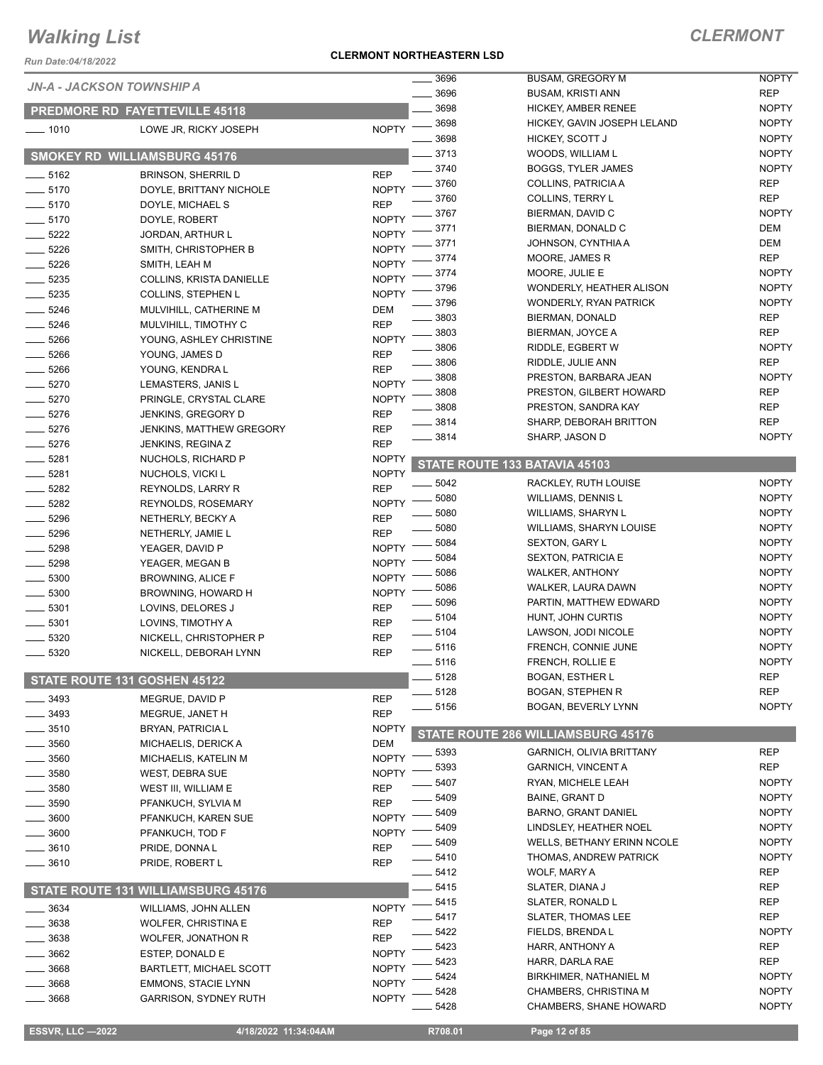# Walking List

**CLERMONT**

Run Date:04/18/2022

**CLERMONT NORTHEASTERN LSD**

*JN-A - JACKSON TOWNSHIP A*

## PREDMORE RD FAYETTEVILLE 45118

| No. | Name | Party |
|---|---|---|
| 1010 | LOWE JR, RICKY JOSEPH | NOPTY |

## SMOKEY RD WILLIAMSBURG 45176

| No. | Name | Party |
|---|---|---|
| 5162 | BRINSON, SHERRIL D | REP |
| 5170 | DOYLE, BRITTANY NICHOLE | NOPTY |
| 5170 | DOYLE, MICHAEL S | REP |
| 5170 | DOYLE, ROBERT | NOPTY |
| 5222 | JORDAN, ARTHUR L | NOPTY |
| 5226 | SMITH, CHRISTOPHER B | NOPTY |
| 5226 | SMITH, LEAH M | NOPTY |
| 5235 | COLLINS, KRISTA DANIELLE | NOPTY |
| 5235 | COLLINS, STEPHEN L | NOPTY |
| 5246 | MULVIHILL, CATHERINE M | DEM |
| 5246 | MULVIHILL, TIMOTHY C | REP |
| 5266 | YOUNG, ASHLEY CHRISTINE | NOPTY |
| 5266 | YOUNG, JAMES D | REP |
| 5266 | YOUNG, KENDRA L | REP |
| 5270 | LEMASTERS, JANIS L | NOPTY |
| 5270 | PRINGLE, CRYSTAL CLARE | NOPTY |
| 5276 | JENKINS, GREGORY D | REP |
| 5276 | JENKINS, MATTHEW GREGORY | REP |
| 5276 | JENKINS, REGINA Z | REP |
| 5281 | NUCHOLS, RICHARD P | NOPTY |
| 5281 | NUCHOLS, VICKI L | NOPTY |
| 5282 | REYNOLDS, LARRY R | REP |
| 5282 | REYNOLDS, ROSEMARY | NOPTY |
| 5296 | NETHERLY, BECKY A | REP |
| 5296 | NETHERLY, JAMIE L | REP |
| 5298 | YEAGER, DAVID P | NOPTY |
| 5298 | YEAGER, MEGAN B | NOPTY |
| 5300 | BROWNING, ALICE F | NOPTY |
| 5300 | BROWNING, HOWARD H | NOPTY |
| 5301 | LOVINS, DELORES J | REP |
| 5301 | LOVINS, TIMOTHY A | REP |
| 5320 | NICKELL, CHRISTOPHER P | REP |
| 5320 | NICKELL, DEBORAH LYNN | REP |

## STATE ROUTE 131 GOSHEN 45122

| No. | Name | Party |
|---|---|---|
| 3493 | MEGRUE, DAVID P | REP |
| 3493 | MEGRUE, JANET H | REP |
| 3510 | BRYAN, PATRICIA L | NOPTY |
| 3560 | MICHAELIS, DERICK A | DEM |
| 3560 | MICHAELIS, KATELIN M | NOPTY |
| 3580 | WEST, DEBRA SUE | NOPTY |
| 3580 | WEST III, WILLIAM E | REP |
| 3590 | PFANKUCH, SYLVIA M | REP |
| 3600 | PFANKUCH, KAREN SUE | NOPTY |
| 3600 | PFANKUCH, TOD F | NOPTY |
| 3610 | PRIDE, DONNA L | REP |
| 3610 | PRIDE, ROBERT L | REP |

## STATE ROUTE 131 WILLIAMSBURG 45176

| No. | Name | Party |
|---|---|---|
| 3634 | WILLIAMS, JOHN ALLEN | NOPTY |
| 3638 | WOLFER, CHRISTINA E | REP |
| 3638 | WOLFER, JONATHON R | REP |
| 3662 | ESTEP, DONALD E | NOPTY |
| 3668 | BARTLETT, MICHAEL SCOTT | NOPTY |
| 3668 | EMMONS, STACIE LYNN | NOPTY |
| 3668 | GARRISON, SYDNEY RUTH | NOPTY |
| 3696 | BUSAM, GREGORY M | NOPTY |
| 3696 | BUSAM, KRISTI ANN | REP |
| 3698 | HICKEY, AMBER RENEE | NOPTY |
| 3698 | HICKEY, GAVIN JOSEPH LELAND | NOPTY |
| 3698 | HICKEY, SCOTT J | NOPTY |
| 3713 | WOODS, WILLIAM L | NOPTY |
| 3740 | BOGGS, TYLER JAMES | NOPTY |
| 3760 | COLLINS, PATRICIA A | REP |
| 3760 | COLLINS, TERRY L | REP |
| 3767 | BIERMAN, DAVID C | NOPTY |
| 3771 | BIERMAN, DONALD C | DEM |
| 3771 | JOHNSON, CYNTHIA A | DEM |
| 3774 | MOORE, JAMES R | REP |
| 3774 | MOORE, JULIE E | NOPTY |
| 3796 | WONDERLY, HEATHER ALISON | NOPTY |
| 3796 | WONDERLY, RYAN PATRICK | NOPTY |
| 3803 | BIERMAN, DONALD | REP |
| 3803 | BIERMAN, JOYCE A | REP |
| 3806 | RIDDLE, EGBERT W | NOPTY |
| 3806 | RIDDLE, JULIE ANN | REP |
| 3808 | PRESTON, BARBARA JEAN | NOPTY |
| 3808 | PRESTON, GILBERT HOWARD | REP |
| 3808 | PRESTON, SANDRA KAY | REP |
| 3814 | SHARP, DEBORAH BRITTON | REP |
| 3814 | SHARP, JASON D | NOPTY |

## STATE ROUTE 133 BATAVIA 45103

| No. | Name | Party |
|---|---|---|
| 5042 | RACKLEY, RUTH LOUISE | NOPTY |
| 5080 | WILLIAMS, DENNIS L | NOPTY |
| 5080 | WILLIAMS, SHARYN L | NOPTY |
| 5080 | WILLIAMS, SHARYN LOUISE | NOPTY |
| 5084 | SEXTON, GARY L | NOPTY |
| 5084 | SEXTON, PATRICIA E | NOPTY |
| 5086 | WALKER, ANTHONY | NOPTY |
| 5086 | WALKER, LAURA DAWN | NOPTY |
| 5096 | PARTIN, MATTHEW EDWARD | NOPTY |
| 5104 | HUNT, JOHN CURTIS | NOPTY |
| 5104 | LAWSON, JODI NICOLE | NOPTY |
| 5116 | FRENCH, CONNIE JUNE | NOPTY |
| 5116 | FRENCH, ROLLIE E | NOPTY |
| 5128 | BOGAN, ESTHER L | REP |
| 5128 | BOGAN, STEPHEN R | REP |
| 5156 | BOGAN, BEVERLY LYNN | NOPTY |

## STATE ROUTE 286 WILLIAMSBURG 45176

| No. | Name | Party |
|---|---|---|
| 5393 | GARNICH, OLIVIA BRITTANY | REP |
| 5393 | GARNICH, VINCENT A | REP |
| 5407 | RYAN, MICHELE LEAH | NOPTY |
| 5409 | BAINE, GRANT D | NOPTY |
| 5409 | BARNO, GRANT DANIEL | NOPTY |
| 5409 | LINDSLEY, HEATHER NOEL | NOPTY |
| 5409 | WELLS, BETHANY ERINN NCOLE | NOPTY |
| 5410 | THOMAS, ANDREW PATRICK | NOPTY |
| 5412 | WOLF, MARY A | REP |
| 5415 | SLATER, DIANA J | REP |
| 5415 | SLATER, RONALD L | REP |
| 5417 | SLATER, THOMAS LEE | REP |
| 5422 | FIELDS, BRENDA L | NOPTY |
| 5423 | HARR, ANTHONY A | REP |
| 5423 | HARR, DARLA RAE | REP |
| 5424 | BIRKHIMER, NATHANIEL M | NOPTY |
| 5428 | CHAMBERS, CHRISTINA M | NOPTY |
| 5428 | CHAMBERS, SHANE HOWARD | NOPTY |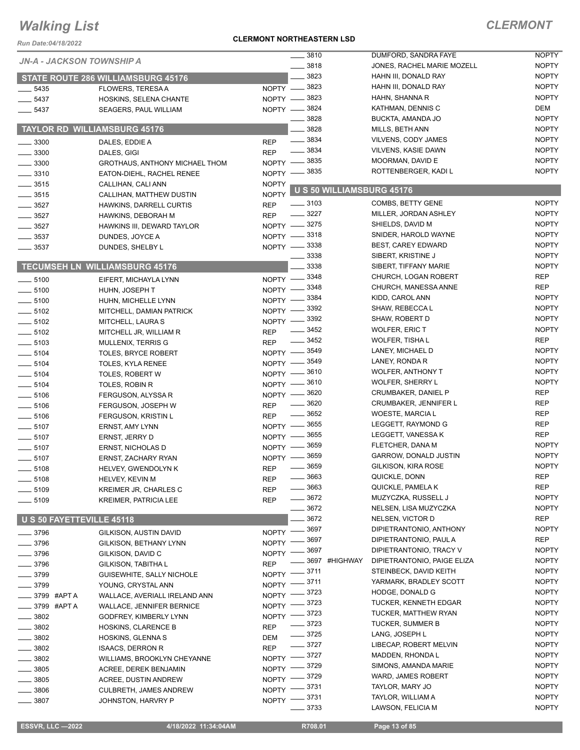# Walking List

## CLERMONT

Run Date:04/18/2022

**CLERMONT NORTHEASTERN LSD**

*JN-A - JACKSON TOWNSHIP A*

### STATE ROUTE 286 WILLIAMSBURG 45176

| No. | Name | Party |
|---|---|---|
| 5435 | FLOWERS, TERESA A | NOPTY |
| 5437 | HOSKINS, SELENA CHANTE | NOPTY |
| 5437 | SEAGERS, PAUL WILLIAM | NOPTY |

### TAYLOR RD WILLIAMSBURG 45176

| No. | Name | Party |
|---|---|---|
| 3300 | DALES, EDDIE A | REP |
| 3300 | DALES, GIGI | REP |
| 3300 | GROTHAUS, ANTHONY MICHAEL THOM | NOPTY |
| 3310 | EATON-DIEHL, RACHEL RENEE | NOPTY |
| 3515 | CALLIHAN, CALI ANN | NOPTY |
| 3515 | CALLIHAN, MATTHEW DUSTIN | NOPTY |
| 3527 | HAWKINS, DARRELL CURTIS | REP |
| 3527 | HAWKINS, DEBORAH M | REP |
| 3527 | HAWKINS III, DEWARD TAYLOR | NOPTY |
| 3537 | DUNDES, JOYCE A | NOPTY |
| 3537 | DUNDES, SHELBY L | NOPTY |

### TECUMSEH LN WILLIAMSBURG 45176

| No. | Name | Party |
|---|---|---|
| 5100 | EIFERT, MICHAYLA LYNN | NOPTY |
| 5100 | HUHN, JOSEPH T | NOPTY |
| 5100 | HUHN, MICHELLE LYNN | NOPTY |
| 5102 | MITCHELL, DAMIAN PATRICK | NOPTY |
| 5102 | MITCHELL, LAURA S | NOPTY |
| 5102 | MITCHELL JR, WILLIAM R | REP |
| 5103 | MULLENIX, TERRIS G | REP |
| 5104 | TOLES, BRYCE ROBERT | NOPTY |
| 5104 | TOLES, KYLA RENEE | NOPTY |
| 5104 | TOLES, ROBERT W | NOPTY |
| 5104 | TOLES, ROBIN R | NOPTY |
| 5106 | FERGUSON, ALYSSA R | NOPTY |
| 5106 | FERGUSON, JOSEPH W | REP |
| 5106 | FERGUSON, KRISTIN L | REP |
| 5107 | ERNST, AMY LYNN | NOPTY |
| 5107 | ERNST, JERRY D | NOPTY |
| 5107 | ERNST, NICHOLAS D | NOPTY |
| 5107 | ERNST, ZACHARY RYAN | NOPTY |
| 5108 | HELVEY, GWENDOLYN K | REP |
| 5108 | HELVEY, KEVIN M | REP |
| 5109 | KREIMER JR, CHARLES C | REP |
| 5109 | KREIMER, PATRICIA LEE | REP |

### U S 50 FAYETTEVILLE 45118

| No. | Name | Party |
|---|---|---|
| 3796 | GILKISON, AUSTIN DAVID | NOPTY |
| 3796 | GILKISON, BETHANY LYNN | NOPTY |
| 3796 | GILKISON, DAVID C | NOPTY |
| 3796 | GILKISON, TABITHA L | REP |
| 3799 | GUISEWHITE, SALLY NICHOLE | NOPTY |
| 3799 | YOUNG, CRYSTAL ANN | NOPTY |
| 3799 #APT A | WALLACE, AVERIALL IRELAND ANN | NOPTY |
| 3799 #APT A | WALLACE, JENNIFER BERNICE | NOPTY |
| 3802 | GODFREY, KIMBERLY LYNN | NOPTY |
| 3802 | HOSKINS, CLARENCE B | REP |
| 3802 | HOSKINS, GLENNA S | DEM |
| 3802 | ISAACS, DERRON R | REP |
| 3802 | WILLIAMS, BROOKLYN CHEYANNE | NOPTY |
| 3805 | ACREE, DEREK BENJAMIN | NOPTY |
| 3805 | ACREE, DUSTIN ANDREW | NOPTY |
| 3806 | CULBRETH, JAMES ANDREW | NOPTY |
| 3807 | JOHNSTON, HARVRY P | NOPTY |
| 3810 | DUMFORD, SANDRA FAYE | NOPTY |
| 3818 | JONES, RACHEL MARIE MOZELL | NOPTY |
| 3823 | HAHN III, DONALD RAY | NOPTY |
| 3823 | HAHN III, DONALD RAY | NOPTY |
| 3823 | HAHN, SHANNA R | NOPTY |
| 3824 | KATHMAN, DENNIS C | DEM |
| 3828 | BUCKTA, AMANDA JO | NOPTY |
| 3828 | MILLS, BETH ANN | NOPTY |
| 3834 | VILVENS, CODY JAMES | NOPTY |
| 3834 | VILVENS, KASIE DAWN | NOPTY |
| 3835 | MOORMAN, DAVID E | NOPTY |
| 3835 | ROTTENBERGER, KADI L | NOPTY |

### U S 50 WILLIAMSBURG 45176

| No. | Name | Party |
|---|---|---|
| 3103 | COMBS, BETTY GENE | NOPTY |
| 3227 | MILLER, JORDAN ASHLEY | NOPTY |
| 3275 | SHIELDS, DAVID M | NOPTY |
| 3318 | SNIDER, HAROLD WAYNE | NOPTY |
| 3338 | BEST, CAREY EDWARD | NOPTY |
| 3338 | SIBERT, KRISTINE J | NOPTY |
| 3338 | SIBERT, TIFFANY MARIE | NOPTY |
| 3348 | CHURCH, LOGAN ROBERT | REP |
| 3348 | CHURCH, MANESSA ANNE | REP |
| 3384 | KIDD, CAROL ANN | NOPTY |
| 3392 | SHAW, REBECCA L | NOPTY |
| 3392 | SHAW, ROBERT D | NOPTY |
| 3452 | WOLFER, ERIC T | NOPTY |
| 3452 | WOLFER, TISHA L | REP |
| 3549 | LANEY, MICHAEL D | NOPTY |
| 3549 | LANEY, RONDA R | NOPTY |
| 3610 | WOLFER, ANTHONY T | NOPTY |
| 3610 | WOLFER, SHERRY L | NOPTY |
| 3620 | CRUMBAKER, DANIEL P | REP |
| 3620 | CRUMBAKER, JENNIFER L | REP |
| 3652 | WOESTE, MARCIA L | REP |
| 3655 | LEGGETT, RAYMOND G | REP |
| 3655 | LEGGETT, VANESSA K | REP |
| 3659 | FLETCHER, DANA M | NOPTY |
| 3659 | GARROW, DONALD JUSTIN | NOPTY |
| 3659 | GILKISON, KIRA ROSE | NOPTY |
| 3663 | QUICKLE, DONN | REP |
| 3663 | QUICKLE, PAMELA K | REP |
| 3672 | MUZYCZKA, RUSSELL J | NOPTY |
| 3672 | NELSEN, LISA MUZYCZKA | NOPTY |
| 3672 | NELSEN, VICTOR D | REP |
| 3697 | DIPIETRANTONIO, ANTHONY | NOPTY |
| 3697 | DIPIETRANTONIO, PAUL A | REP |
| 3697 | DIPIETRANTONIO, TRACY V | NOPTY |
| 3697 #HIGHWAY | DIPIETRANTONIO, PAIGE ELIZA | NOPTY |
| 3711 | STEINBECK, DAVID KEITH | NOPTY |
| 3711 | YARMARK, BRADLEY SCOTT | NOPTY |
| 3723 | HODGE, DONALD G | NOPTY |
| 3723 | TUCKER, KENNETH EDGAR | NOPTY |
| 3723 | TUCKER, MATTHEW RYAN | NOPTY |
| 3723 | TUCKER, SUMMER B | NOPTY |
| 3725 | LANG, JOSEPH L | NOPTY |
| 3727 | LIBECAP, ROBERT MELVIN | NOPTY |
| 3727 | MADDEN, RHONDA L | NOPTY |
| 3729 | SIMONS, AMANDA MARIE | NOPTY |
| 3729 | WARD, JAMES ROBERT | NOPTY |
| 3731 | TAYLOR, MARY JO | NOPTY |
| 3731 | TAYLOR, WILLIAM A | NOPTY |
| 3733 | LAWSON, FELICIA M | NOPTY |

ESSVR, LLC —2022 &nbsp;&nbsp; 4/18/2022 11:34:04AM &nbsp;&nbsp; R708.01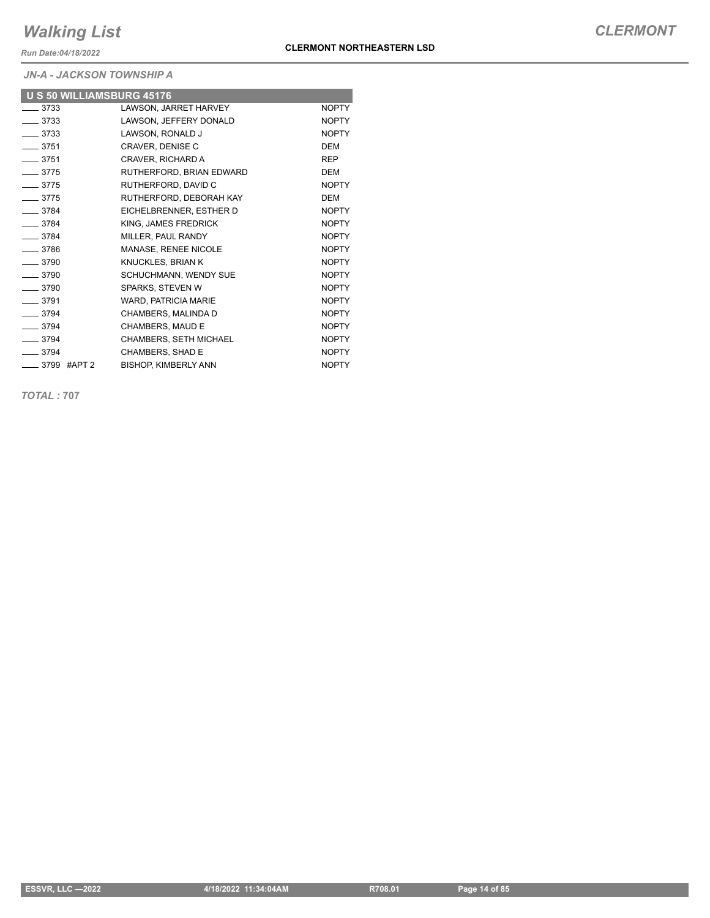# Walking List

**CLERMONT**

*Run Date:04/18/2022*

**CLERMONT NORTHEASTERN LSD**

*JN-A - JACKSON TOWNSHIP A*

| U S 50 WILLIAMSBURG 45176 | | |
|---|---|---|
| ____ 3733 | LAWSON, JARRET HARVEY | NOPTY |
| ____ 3733 | LAWSON, JEFFERY DONALD | NOPTY |
| ____ 3733 | LAWSON, RONALD J | NOPTY |
| ____ 3751 | CRAVER, DENISE C | DEM |
| ____ 3751 | CRAVER, RICHARD A | REP |
| ____ 3775 | RUTHERFORD, BRIAN EDWARD | DEM |
| ____ 3775 | RUTHERFORD, DAVID C | NOPTY |
| ____ 3775 | RUTHERFORD, DEBORAH KAY | DEM |
| ____ 3784 | EICHELBRENNER, ESTHER D | NOPTY |
| ____ 3784 | KING, JAMES FREDRICK | NOPTY |
| ____ 3784 | MILLER, PAUL RANDY | NOPTY |
| ____ 3786 | MANASE, RENEE NICOLE | NOPTY |
| ____ 3790 | KNUCKLES, BRIAN K | NOPTY |
| ____ 3790 | SCHUCHMANN, WENDY SUE | NOPTY |
| ____ 3790 | SPARKS, STEVEN W | NOPTY |
| ____ 3791 | WARD, PATRICIA MARIE | NOPTY |
| ____ 3794 | CHAMBERS, MALINDA D | NOPTY |
| ____ 3794 | CHAMBERS, MAUD E | NOPTY |
| ____ 3794 | CHAMBERS, SETH MICHAEL | NOPTY |
| ____ 3794 | CHAMBERS, SHAD E | NOPTY |
| ____ 3799 #APT 2 | BISHOP, KIMBERLY ANN | NOPTY |

***TOTAL :* 707**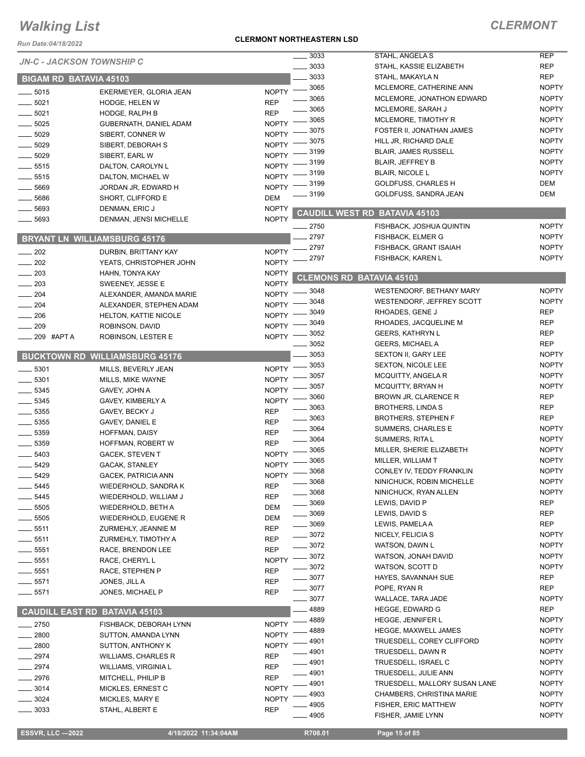# Walking List

## CLERMONT

Run Date:04/18/2022

**CLERMONT NORTHEASTERN LSD**

*JN-C - JACKSON TOWNSHIP C*

### BIGAM RD BATAVIA 45103

| No. | Name | Party |
|---|---|---|
| 5015 | EKERMEYER, GLORIA JEAN | NOPTY |
| 5021 | HODGE, HELEN W | REP |
| 5021 | HODGE, RALPH B | REP |
| 5025 | GUBERNATH, DANIEL ADAM | NOPTY |
| 5029 | SIBERT, CONNER W | NOPTY |
| 5029 | SIBERT, DEBORAH S | NOPTY |
| 5029 | SIBERT, EARL W | NOPTY |
| 5515 | DALTON, CAROLYN L | NOPTY |
| 5515 | DALTON, MICHAEL W | NOPTY |
| 5669 | JORDAN JR, EDWARD H | NOPTY |
| 5686 | SHORT, CLIFFORD E | DEM |
| 5693 | DENMAN, ERIC J | NOPTY |
| 5693 | DENMAN, JENSI MICHELLE | NOPTY |

### BRYANT LN WILLIAMSBURG 45176

| No. | Name | Party |
|---|---|---|
| 202 | DURBIN, BRITTANY KAY | NOPTY |
| 202 | YEATS, CHRISTOPHER JOHN | NOPTY |
| 203 | HAHN, TONYA KAY | NOPTY |
| 203 | SWEENEY, JESSE E | NOPTY |
| 204 | ALEXANDER, AMANDA MARIE | NOPTY |
| 204 | ALEXANDER, STEPHEN ADAM | NOPTY |
| 206 | HELTON, KATTIE NICOLE | NOPTY |
| 209 | ROBINSON, DAVID | NOPTY |
| 209 #APT A | ROBINSON, LESTER E | NOPTY |

### BUCKTOWN RD WILLIAMSBURG 45176

| No. | Name | Party |
|---|---|---|
| 5301 | MILLS, BEVERLY JEAN | NOPTY |
| 5301 | MILLS, MIKE WAYNE | NOPTY |
| 5345 | GAVEY, JOHN A | NOPTY |
| 5345 | GAVEY, KIMBERLY A | NOPTY |
| 5355 | GAVEY, BECKY J | REP |
| 5355 | GAVEY, DANIEL E | REP |
| 5359 | HOFFMAN, DAISY | REP |
| 5359 | HOFFMAN, ROBERT W | REP |
| 5403 | GACEK, STEVEN T | NOPTY |
| 5429 | GACAK, STANLEY | NOPTY |
| 5429 | GACEK, PATRICIA ANN | NOPTY |
| 5445 | WIEDERHOLD, SANDRA K | REP |
| 5445 | WIEDERHOLD, WILLIAM J | REP |
| 5505 | WIEDERHOLD, BETH A | DEM |
| 5505 | WIEDERHOLD, EUGENE R | DEM |
| 5511 | ZURMEHLY, JEANNIE M | REP |
| 5511 | ZURMEHLY, TIMOTHY A | REP |
| 5551 | RACE, BRENDON LEE | REP |
| 5551 | RACE, CHERYL L | NOPTY |
| 5551 | RACE, STEPHEN P | REP |
| 5571 | JONES, JILL A | REP |
| 5571 | JONES, MICHAEL P | REP |

### CAUDILL EAST RD BATAVIA 45103

| No. | Name | Party |
|---|---|---|
| 2750 | FISHBACK, DEBORAH LYNN | NOPTY |
| 2800 | SUTTON, AMANDA LYNN | NOPTY |
| 2800 | SUTTON, ANTHONY K | NOPTY |
| 2974 | WILLIAMS, CHARLES R | REP |
| 2974 | WILLIAMS, VIRGINIA L | REP |
| 2976 | MITCHELL, PHILIP B | REP |
| 3014 | MICKLES, ERNEST C | NOPTY |
| 3024 | MICKLES, MARY E | NOPTY |
| 3033 | STAHL, ALBERT E | REP |
| 3033 | STAHL, ANGELA S | REP |
| 3033 | STAHL, KASSIE ELIZABETH | REP |
| 3033 | STAHL, MAKAYLA N | REP |
| 3065 | MCLEMORE, CATHERINE ANN | NOPTY |
| 3065 | MCLEMORE, JONATHON EDWARD | NOPTY |
| 3065 | MCLEMORE, SARAH J | NOPTY |
| 3065 | MCLEMORE, TIMOTHY R | NOPTY |
| 3075 | FOSTER II, JONATHAN JAMES | NOPTY |
| 3075 | HILL JR, RICHARD DALE | NOPTY |
| 3199 | BLAIR, JAMES RUSSELL | NOPTY |
| 3199 | BLAIR, JEFFREY B | NOPTY |
| 3199 | BLAIR, NICOLE L | NOPTY |
| 3199 | GOLDFUSS, CHARLES H | DEM |
| 3199 | GOLDFUSS, SANDRA JEAN | DEM |

### CAUDILL WEST RD BATAVIA 45103

| No. | Name | Party |
|---|---|---|
| 2750 | FISHBACK, JOSHUA QUINTIN | NOPTY |
| 2797 | FISHBACK, ELMER G | NOPTY |
| 2797 | FISHBACK, GRANT ISAIAH | NOPTY |
| 2797 | FISHBACK, KAREN L | NOPTY |

### CLEMONS RD BATAVIA 45103

| No. | Name | Party |
|---|---|---|
| 3048 | WESTENDORF, BETHANY MARY | NOPTY |
| 3048 | WESTENDORF, JEFFREY SCOTT | NOPTY |
| 3049 | RHOADES, GENE J | REP |
| 3049 | RHOADES, JACQUELINE M | REP |
| 3052 | GEERS, KATHRYN L | REP |
| 3052 | GEERS, MICHAEL A | REP |
| 3053 | SEXTON II, GARY LEE | NOPTY |
| 3053 | SEXTON, NICOLE LEE | NOPTY |
| 3057 | MCQUITTY, ANGELA R | NOPTY |
| 3057 | MCQUITTY, BRYAN H | NOPTY |
| 3060 | BROWN JR, CLARENCE R | REP |
| 3063 | BROTHERS, LINDA S | REP |
| 3063 | BROTHERS, STEPHEN F | REP |
| 3064 | SUMMERS, CHARLES E | NOPTY |
| 3064 | SUMMERS, RITA L | NOPTY |
| 3065 | MILLER, SHERIE ELIZABETH | NOPTY |
| 3065 | MILLER, WILLIAM T | NOPTY |
| 3068 | CONLEY IV, TEDDY FRANKLIN | NOPTY |
| 3068 | NINICHUCK, ROBIN MICHELLE | NOPTY |
| 3068 | NINICHUCK, RYAN ALLEN | NOPTY |
| 3069 | LEWIS, DAVID P | REP |
| 3069 | LEWIS, DAVID S | REP |
| 3069 | LEWIS, PAMELA A | REP |
| 3072 | NICELY, FELICIA S | NOPTY |
| 3072 | WATSON, DAWN L | NOPTY |
| 3072 | WATSON, JONAH DAVID | NOPTY |
| 3072 | WATSON, SCOTT D | NOPTY |
| 3077 | HAYES, SAVANNAH SUE | REP |
| 3077 | POPE, RYAN R | REP |
| 3077 | WALLACE, TARA JADE | NOPTY |
| 4889 | HEGGE, EDWARD G | REP |
| 4889 | HEGGE, JENNIFER L | NOPTY |
| 4889 | HEGGE, MAXWELL JAMES | NOPTY |
| 4901 | TRUESDELL, COREY CLIFFORD | NOPTY |
| 4901 | TRUESDELL, DAWN R | NOPTY |
| 4901 | TRUESDELL, ISRAEL C | NOPTY |
| 4901 | TRUESDELL, JULIE ANN | NOPTY |
| 4901 | TRUESDELL, MALLORY SUSAN LANE | NOPTY |
| 4903 | CHAMBERS, CHRISTINA MARIE | NOPTY |
| 4905 | FISHER, ERIC MATTHEW | NOPTY |
| 4905 | FISHER, JAMIE LYNN | NOPTY |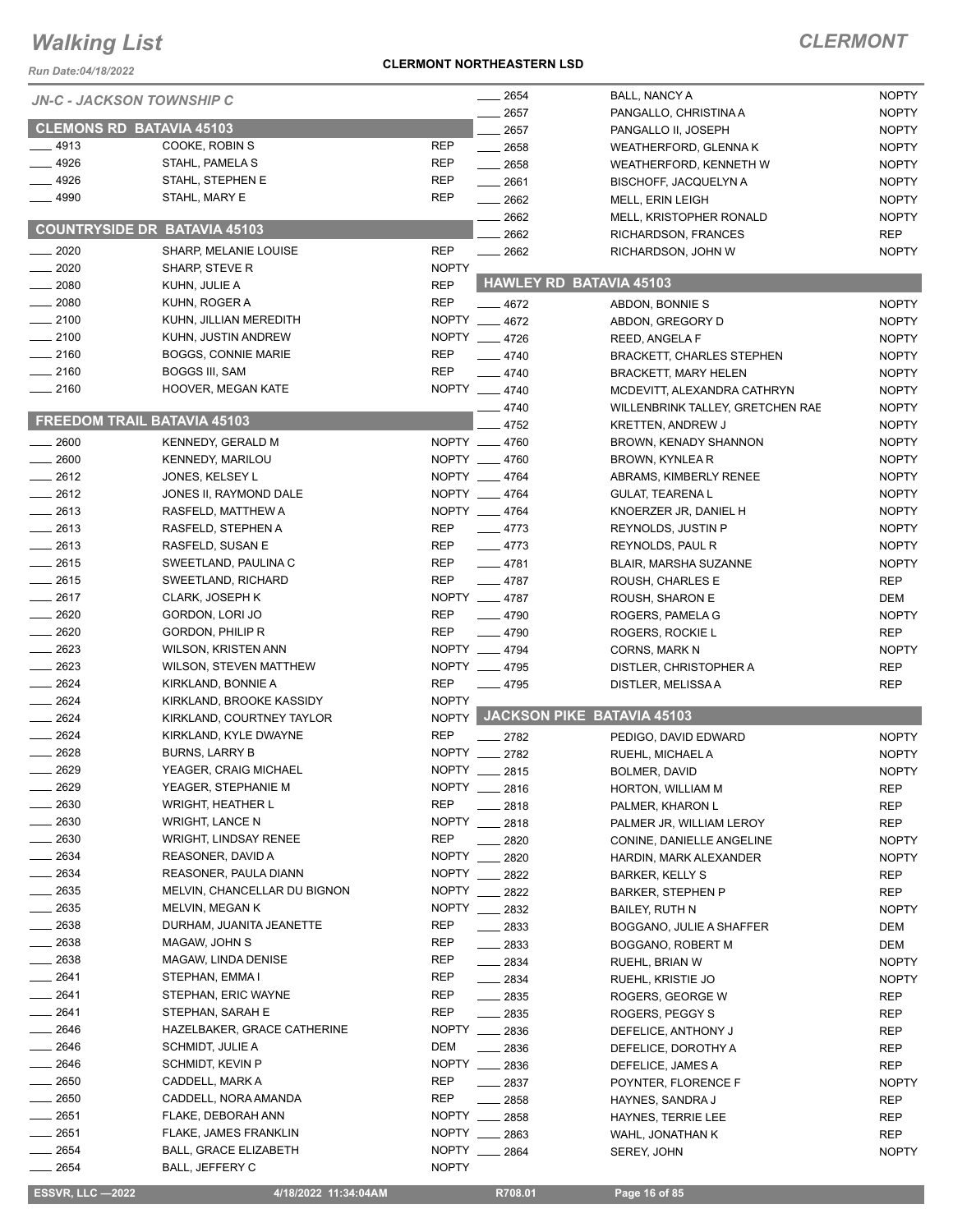# Walking List

**CLERMONT**

Run Date:04/18/2022

**CLERMONT NORTHEASTERN LSD**

*JN-C - JACKSON TOWNSHIP C*

## CLEMONS RD BATAVIA 45103

| No. | Name | Party |
|---|---|---|
| ____ 4913 | COOKE, ROBIN S | REP |
| ____ 4926 | STAHL, PAMELA S | REP |
| ____ 4926 | STAHL, STEPHEN E | REP |
| ____ 4990 | STAHL, MARY E | REP |

## COUNTRYSIDE DR BATAVIA 45103

| No. | Name | Party |
|---|---|---|
| ____ 2020 | SHARP, MELANIE LOUISE | REP |
| ____ 2020 | SHARP, STEVE R | NOPTY |
| ____ 2080 | KUHN, JULIE A | REP |
| ____ 2080 | KUHN, ROGER A | REP |
| ____ 2100 | KUHN, JILLIAN MEREDITH | NOPTY |
| ____ 2100 | KUHN, JUSTIN ANDREW | NOPTY |
| ____ 2160 | BOGGS, CONNIE MARIE | REP |
| ____ 2160 | BOGGS III, SAM | REP |
| ____ 2160 | HOOVER, MEGAN KATE | NOPTY |

## FREEDOM TRAIL BATAVIA 45103

| No. | Name | Party |
|---|---|---|
| ____ 2600 | KENNEDY, GERALD M | NOPTY |
| ____ 2600 | KENNEDY, MARILOU | NOPTY |
| ____ 2612 | JONES, KELSEY L | NOPTY |
| ____ 2612 | JONES II, RAYMOND DALE | NOPTY |
| ____ 2613 | RASFELD, MATTHEW A | NOPTY |
| ____ 2613 | RASFELD, STEPHEN A | REP |
| ____ 2613 | RASFELD, SUSAN E | REP |
| ____ 2615 | SWEETLAND, PAULINA C | REP |
| ____ 2615 | SWEETLAND, RICHARD | REP |
| ____ 2617 | CLARK, JOSEPH K | NOPTY |
| ____ 2620 | GORDON, LORI JO | REP |
| ____ 2620 | GORDON, PHILIP R | REP |
| ____ 2623 | WILSON, KRISTEN ANN | NOPTY |
| ____ 2623 | WILSON, STEVEN MATTHEW | NOPTY |
| ____ 2624 | KIRKLAND, BONNIE A | REP |
| ____ 2624 | KIRKLAND, BROOKE KASSIDY | NOPTY |
| ____ 2624 | KIRKLAND, COURTNEY TAYLOR | NOPTY |
| ____ 2624 | KIRKLAND, KYLE DWAYNE | REP |
| ____ 2628 | BURNS, LARRY B | NOPTY |
| ____ 2629 | YEAGER, CRAIG MICHAEL | NOPTY |
| ____ 2629 | YEAGER, STEPHANIE M | NOPTY |
| ____ 2630 | WRIGHT, HEATHER L | REP |
| ____ 2630 | WRIGHT, LANCE N | NOPTY |
| ____ 2630 | WRIGHT, LINDSAY RENEE | REP |
| ____ 2634 | REASONER, DAVID A | NOPTY |
| ____ 2634 | REASONER, PAULA DIANN | NOPTY |
| ____ 2635 | MELVIN, CHANCELLAR DU BIGNON | NOPTY |
| ____ 2635 | MELVIN, MEGAN K | NOPTY |
| ____ 2638 | DURHAM, JUANITA JEANETTE | REP |
| ____ 2638 | MAGAW, JOHN S | REP |
| ____ 2638 | MAGAW, LINDA DENISE | REP |
| ____ 2641 | STEPHAN, EMMA I | REP |
| ____ 2641 | STEPHAN, ERIC WAYNE | REP |
| ____ 2641 | STEPHAN, SARAH E | REP |
| ____ 2646 | HAZELBAKER, GRACE CATHERINE | NOPTY |
| ____ 2646 | SCHMIDT, JULIE A | DEM |
| ____ 2646 | SCHMIDT, KEVIN P | NOPTY |
| ____ 2650 | CADDELL, MARK A | REP |
| ____ 2650 | CADDELL, NORA AMANDA | REP |
| ____ 2651 | FLAKE, DEBORAH ANN | NOPTY |
| ____ 2651 | FLAKE, JAMES FRANKLIN | NOPTY |
| ____ 2654 | BALL, GRACE ELIZABETH | NOPTY |
| ____ 2654 | BALL, JEFFERY C | NOPTY |
| ____ 2654 | BALL, NANCY A | NOPTY |
| ____ 2657 | PANGALLO, CHRISTINA A | NOPTY |
| ____ 2657 | PANGALLO II, JOSEPH | NOPTY |
| ____ 2658 | WEATHERFORD, GLENNA K | NOPTY |
| ____ 2658 | WEATHERFORD, KENNETH W | NOPTY |
| ____ 2661 | BISCHOFF, JACQUELYN A | NOPTY |
| ____ 2662 | MELL, ERIN LEIGH | NOPTY |
| ____ 2662 | MELL, KRISTOPHER RONALD | NOPTY |
| ____ 2662 | RICHARDSON, FRANCES | REP |
| ____ 2662 | RICHARDSON, JOHN W | NOPTY |

## HAWLEY RD BATAVIA 45103

| No. | Name | Party |
|---|---|---|
| ____ 4672 | ABDON, BONNIE S | NOPTY |
| ____ 4672 | ABDON, GREGORY D | NOPTY |
| ____ 4726 | REED, ANGELA F | NOPTY |
| ____ 4740 | BRACKETT, CHARLES STEPHEN | NOPTY |
| ____ 4740 | BRACKETT, MARY HELEN | NOPTY |
| ____ 4740 | MCDEVITT, ALEXANDRA CATHRYN | NOPTY |
| ____ 4740 | WILLENBRINK TALLEY, GRETCHEN RAE | NOPTY |
| ____ 4752 | KRETTEN, ANDREW J | NOPTY |
| ____ 4760 | BROWN, KENADY SHANNON | NOPTY |
| ____ 4760 | BROWN, KYNLEA R | NOPTY |
| ____ 4764 | ABRAMS, KIMBERLY RENEE | NOPTY |
| ____ 4764 | GULAT, TEARENA L | NOPTY |
| ____ 4764 | KNOERZER JR, DANIEL H | NOPTY |
| ____ 4773 | REYNOLDS, JUSTIN P | NOPTY |
| ____ 4773 | REYNOLDS, PAUL R | NOPTY |
| ____ 4781 | BLAIR, MARSHA SUZANNE | NOPTY |
| ____ 4787 | ROUSH, CHARLES E | REP |
| ____ 4787 | ROUSH, SHARON E | DEM |
| ____ 4790 | ROGERS, PAMELA G | NOPTY |
| ____ 4790 | ROGERS, ROCKIE L | REP |
| ____ 4794 | CORNS, MARK N | NOPTY |
| ____ 4795 | DISTLER, CHRISTOPHER A | REP |
| ____ 4795 | DISTLER, MELISSA A | REP |

## JACKSON PIKE BATAVIA 45103

| No. | Name | Party |
|---|---|---|
| ____ 2782 | PEDIGO, DAVID EDWARD | NOPTY |
| ____ 2782 | RUEHL, MICHAEL A | NOPTY |
| ____ 2815 | BOLMER, DAVID | NOPTY |
| ____ 2816 | HORTON, WILLIAM M | REP |
| ____ 2818 | PALMER, KHARON L | REP |
| ____ 2818 | PALMER JR, WILLIAM LEROY | REP |
| ____ 2820 | CONINE, DANIELLE ANGELINE | NOPTY |
| ____ 2820 | HARDIN, MARK ALEXANDER | NOPTY |
| ____ 2822 | BARKER, KELLY S | REP |
| ____ 2822 | BARKER, STEPHEN P | REP |
| ____ 2832 | BAILEY, RUTH N | NOPTY |
| ____ 2833 | BOGGANO, JULIE A SHAFFER | DEM |
| ____ 2833 | BOGGANO, ROBERT M | DEM |
| ____ 2834 | RUEHL, BRIAN W | NOPTY |
| ____ 2834 | RUEHL, KRISTIE JO | NOPTY |
| ____ 2835 | ROGERS, GEORGE W | REP |
| ____ 2835 | ROGERS, PEGGY S | REP |
| ____ 2836 | DEFELICE, ANTHONY J | REP |
| ____ 2836 | DEFELICE, DOROTHY A | REP |
| ____ 2836 | DEFELICE, JAMES A | REP |
| ____ 2837 | POYNTER, FLORENCE F | NOPTY |
| ____ 2858 | HAYNES, SANDRA J | REP |
| ____ 2858 | HAYNES, TERRIE LEE | REP |
| ____ 2863 | WAHL, JONATHAN K | REP |
| ____ 2864 | SEREY, JOHN | NOPTY |

ESSVR, LLC —2022 | 4/18/2022 11:34:04AM | R708.01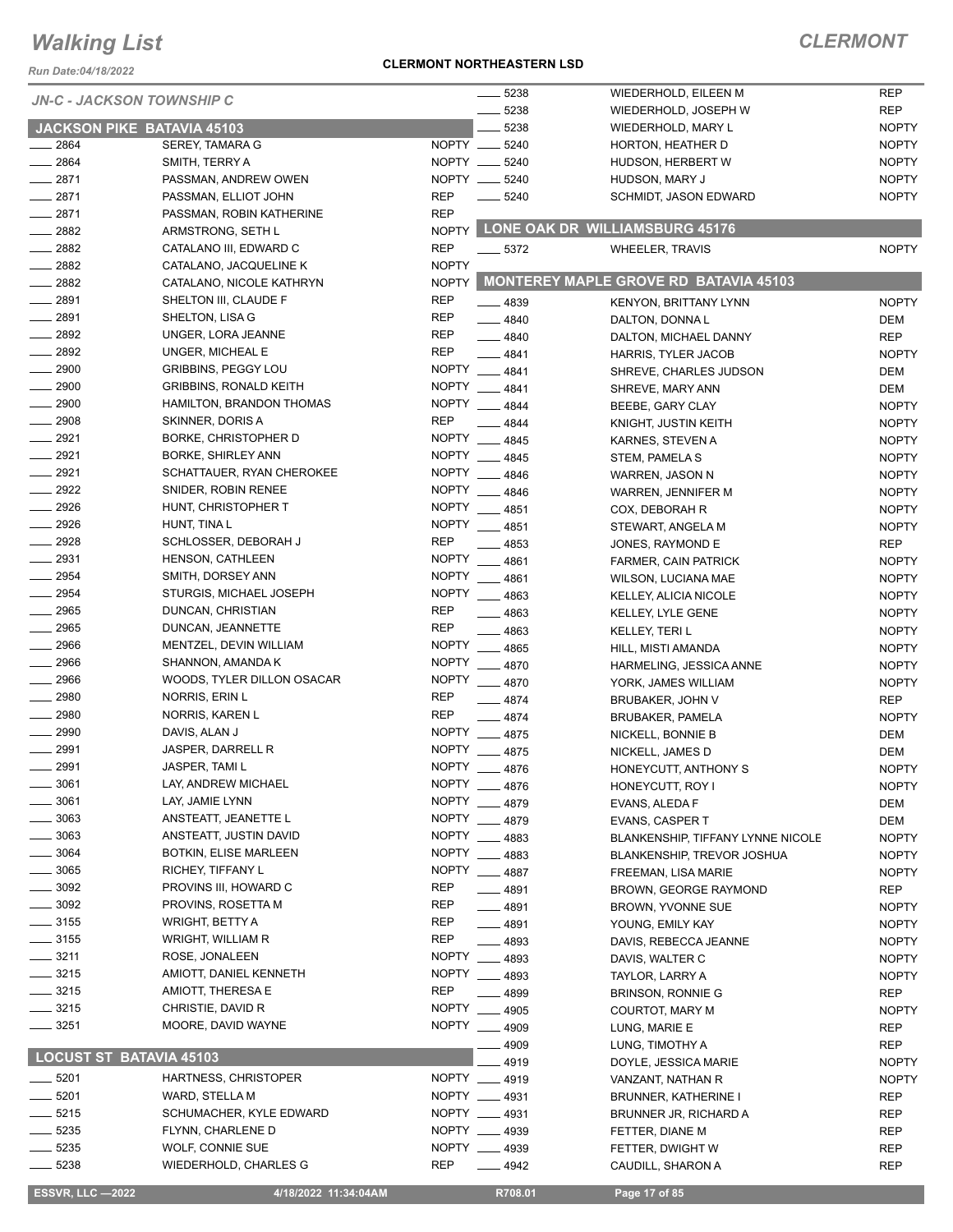# Walking List

## CLERMONT

Run Date:04/18/2022

**CLERMONT NORTHEASTERN LSD**

*JN-C - JACKSON TOWNSHIP C*

### JACKSON PIKE BATAVIA 45103

| No. | Name | Party |
|---|---|---|
| 2864 | SEREY, TAMARA G | NOPTY |
| 2864 | SMITH, TERRY A | NOPTY |
| 2871 | PASSMAN, ANDREW OWEN | NOPTY |
| 2871 | PASSMAN, ELLIOT JOHN | REP |
| 2871 | PASSMAN, ROBIN KATHERINE | REP |
| 2882 | ARMSTRONG, SETH L | NOPTY |
| 2882 | CATALANO III, EDWARD C | REP |
| 2882 | CATALANO, JACQUELINE K | NOPTY |
| 2882 | CATALANO, NICOLE KATHRYN | NOPTY |
| 2891 | SHELTON III, CLAUDE F | REP |
| 2891 | SHELTON, LISA G | REP |
| 2892 | UNGER, LORA JEANNE | REP |
| 2892 | UNGER, MICHEAL E | REP |
| 2900 | GRIBBINS, PEGGY LOU | NOPTY |
| 2900 | GRIBBINS, RONALD KEITH | NOPTY |
| 2900 | HAMILTON, BRANDON THOMAS | NOPTY |
| 2908 | SKINNER, DORIS A | REP |
| 2921 | BORKE, CHRISTOPHER D | NOPTY |
| 2921 | BORKE, SHIRLEY ANN | NOPTY |
| 2921 | SCHATTAUER, RYAN CHEROKEE | NOPTY |
| 2922 | SNIDER, ROBIN RENEE | NOPTY |
| 2926 | HUNT, CHRISTOPHER T | NOPTY |
| 2926 | HUNT, TINA L | NOPTY |
| 2928 | SCHLOSSER, DEBORAH J | REP |
| 2931 | HENSON, CATHLEEN | NOPTY |
| 2954 | SMITH, DORSEY ANN | NOPTY |
| 2954 | STURGIS, MICHAEL JOSEPH | NOPTY |
| 2965 | DUNCAN, CHRISTIAN | REP |
| 2965 | DUNCAN, JEANNETTE | REP |
| 2966 | MENTZEL, DEVIN WILLIAM | NOPTY |
| 2966 | SHANNON, AMANDA K | NOPTY |
| 2966 | WOODS, TYLER DILLON OSACAR | NOPTY |
| 2980 | NORRIS, ERIN L | REP |
| 2980 | NORRIS, KAREN L | REP |
| 2990 | DAVIS, ALAN J | NOPTY |
| 2991 | JASPER, DARRELL R | NOPTY |
| 2991 | JASPER, TAMI L | NOPTY |
| 3061 | LAY, ANDREW MICHAEL | NOPTY |
| 3061 | LAY, JAMIE LYNN | NOPTY |
| 3063 | ANSTEATT, JEANETTE L | NOPTY |
| 3063 | ANSTEATT, JUSTIN DAVID | NOPTY |
| 3064 | BOTKIN, ELISE MARLEEN | NOPTY |
| 3065 | RICHEY, TIFFANY L | NOPTY |
| 3092 | PROVINS III, HOWARD C | REP |
| 3092 | PROVINS, ROSETTA M | REP |
| 3155 | WRIGHT, BETTY A | REP |
| 3155 | WRIGHT, WILLIAM R | REP |
| 3211 | ROSE, JONALEEN | NOPTY |
| 3215 | AMIOTT, DANIEL KENNETH | NOPTY |
| 3215 | AMIOTT, THERESA E | REP |
| 3215 | CHRISTIE, DAVID R | NOPTY |
| 3251 | MOORE, DAVID WAYNE | NOPTY |

### LOCUST ST BATAVIA 45103

| No. | Name | Party |
|---|---|---|
| 5201 | HARTNESS, CHRISTOPER | NOPTY |
| 5201 | WARD, STELLA M | NOPTY |
| 5215 | SCHUMACHER, KYLE EDWARD | NOPTY |
| 5235 | FLYNN, CHARLENE D | NOPTY |
| 5235 | WOLF, CONNIE SUE | NOPTY |
| 5238 | WIEDERHOLD, CHARLES G | REP |
| 5238 | WIEDERHOLD, EILEEN M | REP |
| 5238 | WIEDERHOLD, JOSEPH W | REP |
| 5238 | WIEDERHOLD, MARY L | NOPTY |
| 5240 | HORTON, HEATHER D | NOPTY |
| 5240 | HUDSON, HERBERT W | NOPTY |
| 5240 | HUDSON, MARY J | NOPTY |
| 5240 | SCHMIDT, JASON EDWARD | NOPTY |

### LONE OAK DR WILLIAMSBURG 45176

| No. | Name | Party |
|---|---|---|
| 5372 | WHEELER, TRAVIS | NOPTY |

### MONTEREY MAPLE GROVE RD BATAVIA 45103

| No. | Name | Party |
|---|---|---|
| 4839 | KENYON, BRITTANY LYNN | NOPTY |
| 4840 | DALTON, DONNA L | DEM |
| 4840 | DALTON, MICHAEL DANNY | REP |
| 4841 | HARRIS, TYLER JACOB | NOPTY |
| 4841 | SHREVE, CHARLES JUDSON | DEM |
| 4841 | SHREVE, MARY ANN | DEM |
| 4844 | BEEBE, GARY CLAY | NOPTY |
| 4844 | KNIGHT, JUSTIN KEITH | NOPTY |
| 4845 | KARNES, STEVEN A | NOPTY |
| 4845 | STEM, PAMELA S | NOPTY |
| 4846 | WARREN, JASON N | NOPTY |
| 4846 | WARREN, JENNIFER M | NOPTY |
| 4851 | COX, DEBORAH R | NOPTY |
| 4851 | STEWART, ANGELA M | NOPTY |
| 4853 | JONES, RAYMOND E | REP |
| 4861 | FARMER, CAIN PATRICK | NOPTY |
| 4861 | WILSON, LUCIANA MAE | NOPTY |
| 4863 | KELLEY, ALICIA NICOLE | NOPTY |
| 4863 | KELLEY, LYLE GENE | NOPTY |
| 4863 | KELLEY, TERI L | NOPTY |
| 4865 | HILL, MISTI AMANDA | NOPTY |
| 4870 | HARMELING, JESSICA ANNE | NOPTY |
| 4870 | YORK, JAMES WILLIAM | NOPTY |
| 4874 | BRUBAKER, JOHN V | REP |
| 4874 | BRUBAKER, PAMELA | NOPTY |
| 4875 | NICKELL, BONNIE B | DEM |
| 4875 | NICKELL, JAMES D | DEM |
| 4876 | HONEYCUTT, ANTHONY S | NOPTY |
| 4876 | HONEYCUTT, ROY I | NOPTY |
| 4879 | EVANS, ALEDA F | DEM |
| 4879 | EVANS, CASPER T | DEM |
| 4883 | BLANKENSHIP, TIFFANY LYNNE NICOLE | NOPTY |
| 4883 | BLANKENSHIP, TREVOR JOSHUA | NOPTY |
| 4887 | FREEMAN, LISA MARIE | NOPTY |
| 4891 | BROWN, GEORGE RAYMOND | REP |
| 4891 | BROWN, YVONNE SUE | NOPTY |
| 4891 | YOUNG, EMILY KAY | NOPTY |
| 4893 | DAVIS, REBECCA JEANNE | NOPTY |
| 4893 | DAVIS, WALTER C | NOPTY |
| 4893 | TAYLOR, LARRY A | NOPTY |
| 4899 | BRINSON, RONNIE G | REP |
| 4905 | COURTOT, MARY M | NOPTY |
| 4909 | LUNG, MARIE E | REP |
| 4909 | LUNG, TIMOTHY A | REP |
| 4919 | DOYLE, JESSICA MARIE | NOPTY |
| 4919 | VANZANT, NATHAN R | NOPTY |
| 4931 | BRUNNER, KATHERINE I | REP |
| 4931 | BRUNNER JR, RICHARD A | REP |
| 4939 | FETTER, DIANE M | REP |
| 4939 | FETTER, DWIGHT W | REP |
| 4942 | CAUDILL, SHARON A | REP |

ESSVR, LLC —2022 | 4/18/2022 11:34:04AM | R708.01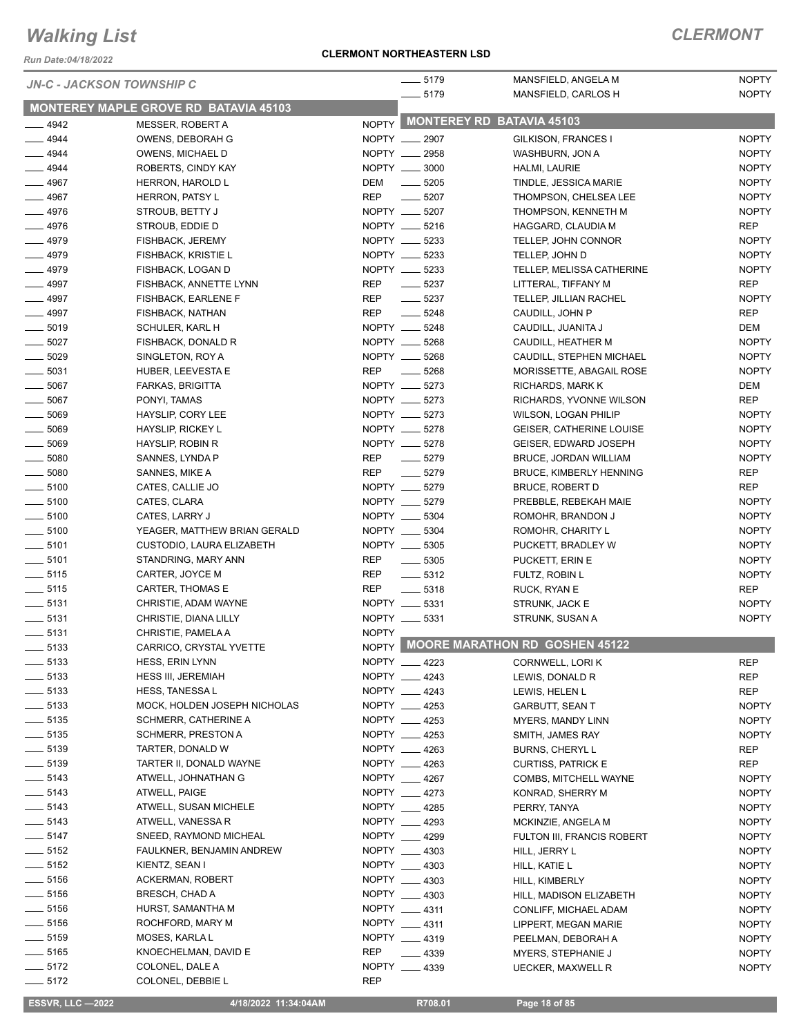# Walking List

**CLERMONT**

Run Date:04/18/2022

**CLERMONT NORTHEASTERN LSD**

*JN-C - JACKSON TOWNSHIP C*

## MONTEREY MAPLE GROVE RD BATAVIA 45103

| No. | Name | Party |
|---|---|---|
| ____ 4942 | MESSER, ROBERT A | NOPTY |
| ____ 4944 | OWENS, DEBORAH G | NOPTY |
| ____ 4944 | OWENS, MICHAEL D | NOPTY |
| ____ 4944 | ROBERTS, CINDY KAY | NOPTY |
| ____ 4967 | HERRON, HAROLD L | DEM |
| ____ 4967 | HERRON, PATSY L | REP |
| ____ 4976 | STROUB, BETTY J | NOPTY |
| ____ 4976 | STROUB, EDDIE D | NOPTY |
| ____ 4979 | FISHBACK, JEREMY | NOPTY |
| ____ 4979 | FISHBACK, KRISTIE L | NOPTY |
| ____ 4979 | FISHBACK, LOGAN D | NOPTY |
| ____ 4997 | FISHBACK, ANNETTE LYNN | REP |
| ____ 4997 | FISHBACK, EARLENE F | REP |
| ____ 4997 | FISHBACK, NATHAN | REP |
| ____ 5019 | SCHULER, KARL H | NOPTY |
| ____ 5027 | FISHBACK, DONALD R | NOPTY |
| ____ 5029 | SINGLETON, ROY A | NOPTY |
| ____ 5031 | HUBER, LEEVESTA E | REP |
| ____ 5067 | FARKAS, BRIGITTA | NOPTY |
| ____ 5067 | PONYI, TAMAS | NOPTY |
| ____ 5069 | HAYSLIP, CORY LEE | NOPTY |
| ____ 5069 | HAYSLIP, RICKEY L | NOPTY |
| ____ 5069 | HAYSLIP, ROBIN R | NOPTY |
| ____ 5080 | SANNES, LYNDA P | REP |
| ____ 5080 | SANNES, MIKE A | REP |
| ____ 5100 | CATES, CALLIE JO | NOPTY |
| ____ 5100 | CATES, CLARA | NOPTY |
| ____ 5100 | CATES, LARRY J | NOPTY |
| ____ 5100 | YEAGER, MATTHEW BRIAN GERALD | NOPTY |
| ____ 5101 | CUSTODIO, LAURA ELIZABETH | NOPTY |
| ____ 5101 | STANDRING, MARY ANN | REP |
| ____ 5115 | CARTER, JOYCE M | REP |
| ____ 5115 | CARTER, THOMAS E | REP |
| ____ 5131 | CHRISTIE, ADAM WAYNE | NOPTY |
| ____ 5131 | CHRISTIE, DIANA LILLY | NOPTY |
| ____ 5131 | CHRISTIE, PAMELA A | NOPTY |
| ____ 5133 | CARRICO, CRYSTAL YVETTE | NOPTY |
| ____ 5133 | HESS, ERIN LYNN | NOPTY |
| ____ 5133 | HESS III, JEREMIAH | NOPTY |
| ____ 5133 | HESS, TANESSA L | NOPTY |
| ____ 5133 | MOCK, HOLDEN JOSEPH NICHOLAS | NOPTY |
| ____ 5135 | SCHMERR, CATHERINE A | NOPTY |
| ____ 5135 | SCHMERR, PRESTON A | NOPTY |
| ____ 5139 | TARTER, DONALD W | NOPTY |
| ____ 5139 | TARTER II, DONALD WAYNE | NOPTY |
| ____ 5143 | ATWELL, JOHNATHAN G | NOPTY |
| ____ 5143 | ATWELL, PAIGE | NOPTY |
| ____ 5143 | ATWELL, SUSAN MICHELE | NOPTY |
| ____ 5143 | ATWELL, VANESSA R | NOPTY |
| ____ 5147 | SNEED, RAYMOND MICHEAL | NOPTY |
| ____ 5152 | FAULKNER, BENJAMIN ANDREW | NOPTY |
| ____ 5152 | KIENTZ, SEAN I | NOPTY |
| ____ 5156 | ACKERMAN, ROBERT | NOPTY |
| ____ 5156 | BRESCH, CHAD A | NOPTY |
| ____ 5156 | HURST, SAMANTHA M | NOPTY |
| ____ 5156 | ROCHFORD, MARY M | NOPTY |
| ____ 5159 | MOSES, KARLA L | NOPTY |
| ____ 5165 | KNOECHELMAN, DAVID E | REP |
| ____ 5172 | COLONEL, DALE A | NOPTY |
| ____ 5172 | COLONEL, DEBBIE L | REP |
| ____ 5179 | MANSFIELD, ANGELA M | NOPTY |
| ____ 5179 | MANSFIELD, CARLOS H | NOPTY |

## MONTEREY RD BATAVIA 45103

| No. | Name | Party |
|---|---|---|
| ____ 2907 | GILKISON, FRANCES I | NOPTY |
| ____ 2958 | WASHBURN, JON A | NOPTY |
| ____ 3000 | HALMI, LAURIE | NOPTY |
| ____ 5205 | TINDLE, JESSICA MARIE | NOPTY |
| ____ 5207 | THOMPSON, CHELSEA LEE | NOPTY |
| ____ 5207 | THOMPSON, KENNETH M | NOPTY |
| ____ 5216 | HAGGARD, CLAUDIA M | REP |
| ____ 5233 | TELLEP, JOHN CONNOR | NOPTY |
| ____ 5233 | TELLEP, JOHN D | NOPTY |
| ____ 5233 | TELLEP, MELISSA CATHERINE | NOPTY |
| ____ 5237 | LITTERAL, TIFFANY M | REP |
| ____ 5237 | TELLEP, JILLIAN RACHEL | NOPTY |
| ____ 5248 | CAUDILL, JOHN P | REP |
| ____ 5248 | CAUDILL, JUANITA J | DEM |
| ____ 5268 | CAUDILL, HEATHER M | NOPTY |
| ____ 5268 | CAUDILL, STEPHEN MICHAEL | NOPTY |
| ____ 5268 | MORISSETTE, ABAGAIL ROSE | NOPTY |
| ____ 5273 | RICHARDS, MARK K | DEM |
| ____ 5273 | RICHARDS, YVONNE WILSON | REP |
| ____ 5273 | WILSON, LOGAN PHILIP | NOPTY |
| ____ 5278 | GEISER, CATHERINE LOUISE | NOPTY |
| ____ 5278 | GEISER, EDWARD JOSEPH | NOPTY |
| ____ 5279 | BRUCE, JORDAN WILLIAM | NOPTY |
| ____ 5279 | BRUCE, KIMBERLY HENNING | REP |
| ____ 5279 | BRUCE, ROBERT D | REP |
| ____ 5279 | PREBBLE, REBEKAH MAIE | NOPTY |
| ____ 5304 | ROMOHR, BRANDON J | NOPTY |
| ____ 5304 | ROMOHR, CHARITY L | NOPTY |
| ____ 5305 | PUCKETT, BRADLEY W | NOPTY |
| ____ 5305 | PUCKETT, ERIN E | NOPTY |
| ____ 5312 | FULTZ, ROBIN L | NOPTY |
| ____ 5318 | RUCK, RYAN E | REP |
| ____ 5331 | STRUNK, JACK E | NOPTY |
| ____ 5331 | STRUNK, SUSAN A | NOPTY |

## MOORE MARATHON RD GOSHEN 45122

| No. | Name | Party |
|---|---|---|
| ____ 4223 | CORNWELL, LORI K | REP |
| ____ 4243 | LEWIS, DONALD R | REP |
| ____ 4243 | LEWIS, HELEN L | REP |
| ____ 4253 | GARBUTT, SEAN T | NOPTY |
| ____ 4253 | MYERS, MANDY LINN | NOPTY |
| ____ 4253 | SMITH, JAMES RAY | NOPTY |
| ____ 4263 | BURNS, CHERYL L | REP |
| ____ 4263 | CURTISS, PATRICK E | REP |
| ____ 4267 | COMBS, MITCHELL WAYNE | NOPTY |
| ____ 4273 | KONRAD, SHERRY M | NOPTY |
| ____ 4285 | PERRY, TANYA | NOPTY |
| ____ 4293 | MCKINZIE, ANGELA M | NOPTY |
| ____ 4299 | FULTON III, FRANCIS ROBERT | NOPTY |
| ____ 4303 | HILL, JERRY L | NOPTY |
| ____ 4303 | HILL, KATIE L | NOPTY |
| ____ 4303 | HILL, KIMBERLY | NOPTY |
| ____ 4303 | HILL, MADISON ELIZABETH | NOPTY |
| ____ 4311 | CONLIFF, MICHAEL ADAM | NOPTY |
| ____ 4311 | LIPPERT, MEGAN MARIE | NOPTY |
| ____ 4319 | PEELMAN, DEBORAH A | NOPTY |
| ____ 4339 | MYERS, STEPHANIE J | NOPTY |
| ____ 4339 | UECKER, MAXWELL R | NOPTY |

ESSVR, LLC —2022 | 4/18/2022 11:34:04AM | R708.01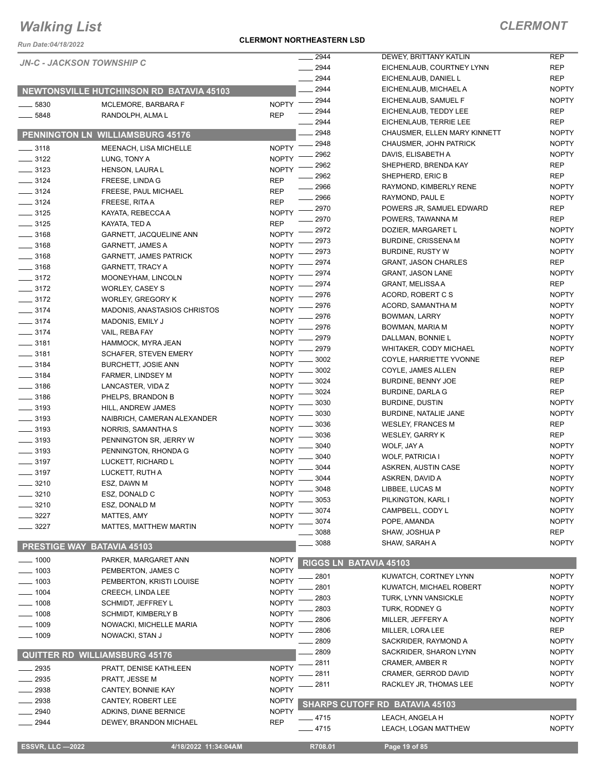# Walking List

## CLERMONT

**CLERMONT NORTHEASTERN LSD**

*JN-C - JACKSON TOWNSHIP C*

### NEWTONSVILLE HUTCHINSON RD BATAVIA 45103

| | | |
|---|---|---|
| ___ 5830 | MCLEMORE, BARBARA F | NOPTY |
| ___ 5848 | RANDOLPH, ALMA L | REP |

### PENNINGTON LN WILLIAMSBURG 45176

| | | |
|---|---|---|
| ___ 3118 | MEENACH, LISA MICHELLE | NOPTY |
| ___ 3122 | LUNG, TONY A | NOPTY |
| ___ 3123 | HENSON, LAURA L | NOPTY |
| ___ 3124 | FREESE, LINDA G | REP |
| ___ 3124 | FREESE, PAUL MICHAEL | REP |
| ___ 3124 | FREESE, RITA A | REP |
| ___ 3125 | KAYATA, REBECCA A | NOPTY |
| ___ 3125 | KAYATA, TED A | REP |
| ___ 3168 | GARNETT, JACQUELINE ANN | NOPTY |
| ___ 3168 | GARNETT, JAMES A | NOPTY |
| ___ 3168 | GARNETT, JAMES PATRICK | NOPTY |
| ___ 3168 | GARNETT, TRACY A | NOPTY |
| ___ 3172 | MOONEYHAM, LINCOLN | NOPTY |
| ___ 3172 | WORLEY, CASEY S | NOPTY |
| ___ 3172 | WORLEY, GREGORY K | NOPTY |
| ___ 3174 | MADONIS, ANASTASIOS CHRISTOS | NOPTY |
| ___ 3174 | MADONIS, EMILY J | NOPTY |
| ___ 3174 | VAIL, REBA FAY | NOPTY |
| ___ 3181 | HAMMOCK, MYRA JEAN | NOPTY |
| ___ 3181 | SCHAFER, STEVEN EMERY | NOPTY |
| ___ 3184 | BURCHETT, JOSIE ANN | NOPTY |
| ___ 3184 | FARMER, LINDSEY M | NOPTY |
| ___ 3186 | LANCASTER, VIDA Z | NOPTY |
| ___ 3186 | PHELPS, BRANDON B | NOPTY |
| ___ 3193 | HILL, ANDREW JAMES | NOPTY |
| ___ 3193 | NAIBRICH, CAMERAN ALEXANDER | NOPTY |
| ___ 3193 | NORRIS, SAMANTHA S | NOPTY |
| ___ 3193 | PENNINGTON SR, JERRY W | NOPTY |
| ___ 3193 | PENNINGTON, RHONDA G | NOPTY |
| ___ 3197 | LUCKETT, RICHARD L | NOPTY |
| ___ 3197 | LUCKETT, RUTH A | NOPTY |
| ___ 3210 | ESZ, DAWN M | NOPTY |
| ___ 3210 | ESZ, DONALD C | NOPTY |
| ___ 3210 | ESZ, DONALD M | NOPTY |
| ___ 3227 | MATTES, AMY | NOPTY |
| ___ 3227 | MATTES, MATTHEW MARTIN | NOPTY |

### PRESTIGE WAY BATAVIA 45103

| | | |
|---|---|---|
| ___ 1000 | PARKER, MARGARET ANN | NOPTY |
| ___ 1003 | PEMBERTON, JAMES C | NOPTY |
| ___ 1003 | PEMBERTON, KRISTI LOUISE | NOPTY |
| ___ 1004 | CREECH, LINDA LEE | NOPTY |
| ___ 1008 | SCHMIDT, JEFFREY L | NOPTY |
| ___ 1008 | SCHMIDT, KIMBERLY B | NOPTY |
| ___ 1009 | NOWACKI, MICHELLE MARIA | NOPTY |
| ___ 1009 | NOWACKI, STAN J | NOPTY |

### QUITTER RD WILLIAMSBURG 45176

| | | |
|---|---|---|
| ___ 2935 | PRATT, DENISE KATHLEEN | NOPTY |
| ___ 2935 | PRATT, JESSE M | NOPTY |
| ___ 2938 | CANTEY, BONNIE KAY | NOPTY |
| ___ 2938 | CANTEY, ROBERT LEE | NOPTY |
| ___ 2940 | ADKINS, DIANE BERNICE | NOPTY |
| ___ 2944 | DEWEY, BRANDON MICHAEL | REP |
| ___ 2944 | DEWEY, BRITTANY KATLIN | REP |
| ___ 2944 | EICHENLAUB, COURTNEY LYNN | REP |
| ___ 2944 | EICHENLAUB, DANIEL L | REP |
| ___ 2944 | EICHENLAUB, MICHAEL A | NOPTY |
| ___ 2944 | EICHENLAUB, SAMUEL F | NOPTY |
| ___ 2944 | EICHENLAUB, TEDDY LEE | REP |
| ___ 2944 | EICHENLAUB, TERRIE LEE | REP |
| ___ 2948 | CHAUSMER, ELLEN MARY KINNETT | NOPTY |
| ___ 2948 | CHAUSMER, JOHN PATRICK | NOPTY |
| ___ 2962 | DAVIS, ELISABETH A | NOPTY |
| ___ 2962 | SHEPHERD, BRENDA KAY | REP |
| ___ 2962 | SHEPHERD, ERIC B | REP |
| ___ 2966 | RAYMOND, KIMBERLY RENE | NOPTY |
| ___ 2966 | RAYMOND, PAUL E | NOPTY |
| ___ 2970 | POWERS JR, SAMUEL EDWARD | REP |
| ___ 2970 | POWERS, TAWANNA M | REP |
| ___ 2972 | DOZIER, MARGARET L | NOPTY |
| ___ 2973 | BURDINE, CRISSENA M | NOPTY |
| ___ 2973 | BURDINE, RUSTY W | NOPTY |
| ___ 2974 | GRANT, JASON CHARLES | REP |
| ___ 2974 | GRANT, JASON LANE | NOPTY |
| ___ 2974 | GRANT, MELISSA A | REP |
| ___ 2976 | ACORD, ROBERT C S | NOPTY |
| ___ 2976 | ACORD, SAMANTHA M | NOPTY |
| ___ 2976 | BOWMAN, LARRY | NOPTY |
| ___ 2976 | BOWMAN, MARIA M | NOPTY |
| ___ 2979 | DALLMAN, BONNIE L | NOPTY |
| ___ 2979 | WHITAKER, CODY MICHAEL | NOPTY |
| ___ 3002 | COYLE, HARRIETTE YVONNE | REP |
| ___ 3002 | COYLE, JAMES ALLEN | REP |
| ___ 3024 | BURDINE, BENNY JOE | REP |
| ___ 3024 | BURDINE, DARLA G | REP |
| ___ 3030 | BURDINE, DUSTIN | NOPTY |
| ___ 3030 | BURDINE, NATALIE JANE | NOPTY |
| ___ 3036 | WESLEY, FRANCES M | REP |
| ___ 3036 | WESLEY, GARRY K | REP |
| ___ 3040 | WOLF, JAY A | NOPTY |
| ___ 3040 | WOLF, PATRICIA I | NOPTY |
| ___ 3044 | ASKREN, AUSTIN CASE | NOPTY |
| ___ 3044 | ASKREN, DAVID A | NOPTY |
| ___ 3048 | LIBBEE, LUCAS M | NOPTY |
| ___ 3053 | PILKINGTON, KARL I | NOPTY |
| ___ 3074 | CAMPBELL, CODY L | NOPTY |
| ___ 3074 | POPE, AMANDA | NOPTY |
| ___ 3088 | SHAW, JOSHUA P | REP |
| ___ 3088 | SHAW, SARAH A | NOPTY |

### RIGGS LN BATAVIA 45103

| | | |
|---|---|---|
| ___ 2801 | KUWATCH, CORTNEY LYNN | NOPTY |
| ___ 2801 | KUWATCH, MICHAEL ROBERT | NOPTY |
| ___ 2803 | TURK, LYNN VANSICKLE | NOPTY |
| ___ 2803 | TURK, RODNEY G | NOPTY |
| ___ 2806 | MILLER, JEFFERY A | NOPTY |
| ___ 2806 | MILLER, LORA LEE | REP |
| ___ 2809 | SACKRIDER, RAYMOND A | NOPTY |
| ___ 2809 | SACKRIDER, SHARON LYNN | NOPTY |
| ___ 2811 | CRAMER, AMBER R | NOPTY |
| ___ 2811 | CRAMER, GERROD DAVID | NOPTY |
| ___ 2811 | RACKLEY JR, THOMAS LEE | NOPTY |

### SHARPS CUTOFF RD BATAVIA 45103

| | | |
|---|---|---|
| ___ 4715 | LEACH, ANGELA H | NOPTY |
| ___ 4715 | LEACH, LOGAN MATTHEW | NOPTY |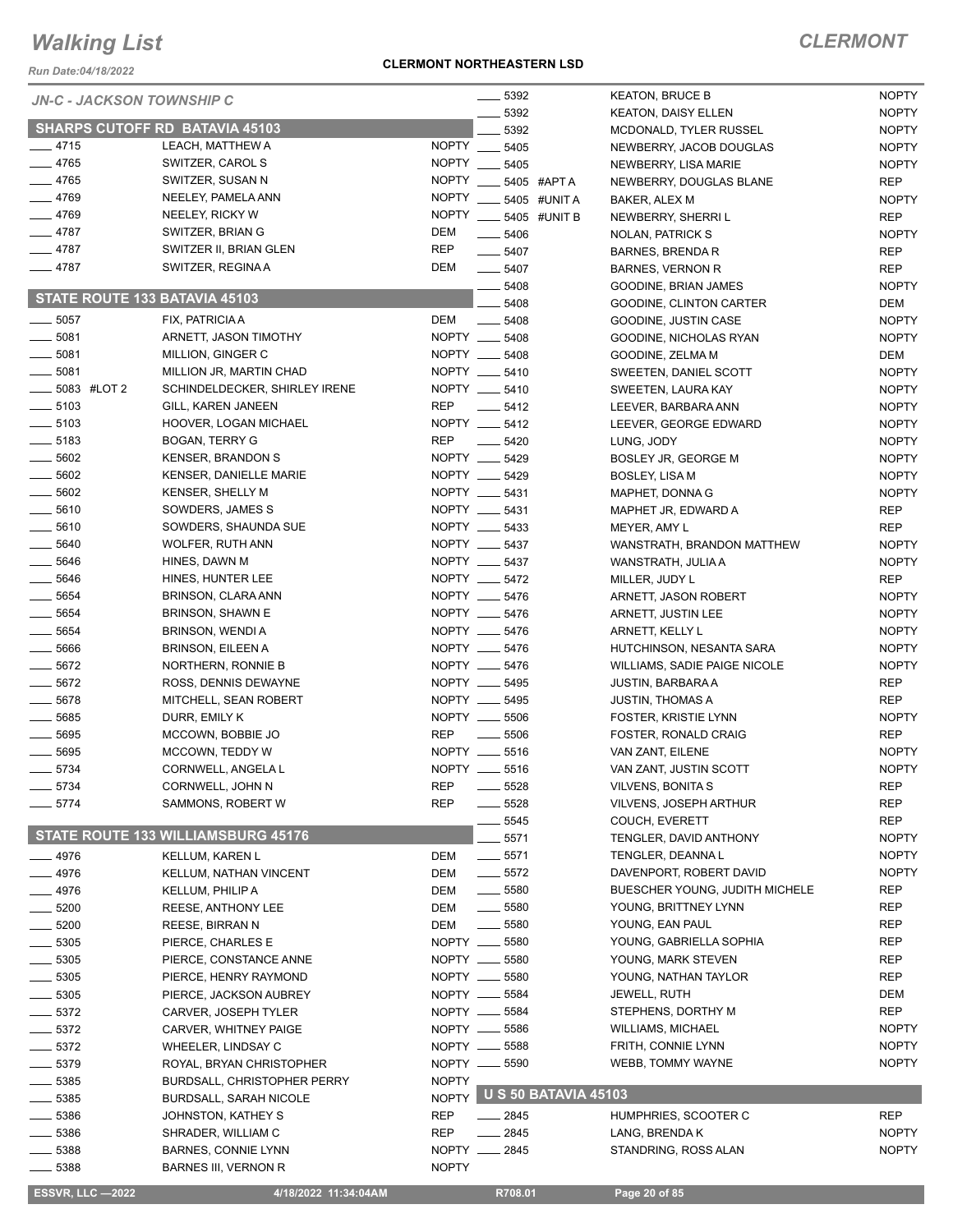# Walking List

## CLERMONT

Run Date:04/18/2022

**CLERMONT NORTHEASTERN LSD**

*JN-C - JACKSON TOWNSHIP C*

### SHARPS CUTOFF RD BATAVIA 45103

| Number | Name | Party |
|---|---|---|
| ____ 4715 | LEACH, MATTHEW A | NOPTY |
| ____ 4765 | SWITZER, CAROL S | NOPTY |
| ____ 4765 | SWITZER, SUSAN N | NOPTY |
| ____ 4769 | NEELEY, PAMELA ANN | NOPTY |
| ____ 4769 | NEELEY, RICKY W | NOPTY |
| ____ 4787 | SWITZER, BRIAN G | DEM |
| ____ 4787 | SWITZER II, BRIAN GLEN | REP |
| ____ 4787 | SWITZER, REGINA A | DEM |

### STATE ROUTE 133 BATAVIA 45103

| Number | Name | Party |
|---|---|---|
| ____ 5057 | FIX, PATRICIA A | DEM |
| ____ 5081 | ARNETT, JASON TIMOTHY | NOPTY |
| ____ 5081 | MILLION, GINGER C | NOPTY |
| ____ 5081 | MILLION JR, MARTIN CHAD | NOPTY |
| ____ 5083 #LOT 2 | SCHINDELDECKER, SHIRLEY IRENE | NOPTY |
| ____ 5103 | GILL, KAREN JANEEN | REP |
| ____ 5103 | HOOVER, LOGAN MICHAEL | NOPTY |
| ____ 5183 | BOGAN, TERRY G | REP |
| ____ 5602 | KENSER, BRANDON S | NOPTY |
| ____ 5602 | KENSER, DANIELLE MARIE | NOPTY |
| ____ 5602 | KENSER, SHELLY M | NOPTY |
| ____ 5610 | SOWDERS, JAMES S | NOPTY |
| ____ 5610 | SOWDERS, SHAUNDA SUE | NOPTY |
| ____ 5640 | WOLFER, RUTH ANN | NOPTY |
| ____ 5646 | HINES, DAWN M | NOPTY |
| ____ 5646 | HINES, HUNTER LEE | NOPTY |
| ____ 5654 | BRINSON, CLARA ANN | NOPTY |
| ____ 5654 | BRINSON, SHAWN E | NOPTY |
| ____ 5654 | BRINSON, WENDI A | NOPTY |
| ____ 5666 | BRINSON, EILEEN A | NOPTY |
| ____ 5672 | NORTHERN, RONNIE B | NOPTY |
| ____ 5672 | ROSS, DENNIS DEWAYNE | NOPTY |
| ____ 5678 | MITCHELL, SEAN ROBERT | NOPTY |
| ____ 5685 | DURR, EMILY K | NOPTY |
| ____ 5695 | MCCOWN, BOBBIE JO | REP |
| ____ 5695 | MCCOWN, TEDDY W | NOPTY |
| ____ 5734 | CORNWELL, ANGELA L | NOPTY |
| ____ 5734 | CORNWELL, JOHN N | REP |
| ____ 5774 | SAMMONS, ROBERT W | REP |

### STATE ROUTE 133 WILLIAMSBURG 45176

| Number | Name | Party |
|---|---|---|
| ____ 4976 | KELLUM, KAREN L | DEM |
| ____ 4976 | KELLUM, NATHAN VINCENT | DEM |
| ____ 4976 | KELLUM, PHILIP A | DEM |
| ____ 5200 | REESE, ANTHONY LEE | DEM |
| ____ 5200 | REESE, BIRRAN N | DEM |
| ____ 5305 | PIERCE, CHARLES E | NOPTY |
| ____ 5305 | PIERCE, CONSTANCE ANNE | NOPTY |
| ____ 5305 | PIERCE, HENRY RAYMOND | NOPTY |
| ____ 5305 | PIERCE, JACKSON AUBREY | NOPTY |
| ____ 5372 | CARVER, JOSEPH TYLER | NOPTY |
| ____ 5372 | CARVER, WHITNEY PAIGE | NOPTY |
| ____ 5372 | WHEELER, LINDSAY C | NOPTY |
| ____ 5379 | ROYAL, BRYAN CHRISTOPHER | NOPTY |
| ____ 5385 | BURDSALL, CHRISTOPHER PERRY | NOPTY |
| ____ 5385 | BURDSALL, SARAH NICOLE | NOPTY |
| ____ 5386 | JOHNSTON, KATHEY S | REP |
| ____ 5386 | SHRADER, WILLIAM C | REP |
| ____ 5388 | BARNES, CONNIE LYNN | NOPTY |
| ____ 5388 | BARNES III, VERNON R | NOPTY |
| ____ 5392 | KEATON, BRUCE B | NOPTY |
| ____ 5392 | KEATON, DAISY ELLEN | NOPTY |
| ____ 5392 | MCDONALD, TYLER RUSSEL | NOPTY |
| ____ 5405 | NEWBERRY, JACOB DOUGLAS | NOPTY |
| ____ 5405 | NEWBERRY, LISA MARIE | NOPTY |
| ____ 5405 #APT A | NEWBERRY, DOUGLAS BLANE | REP |
| ____ 5405 #UNIT A | BAKER, ALEX M | NOPTY |
| ____ 5405 #UNIT B | NEWBERRY, SHERRI L | REP |
| ____ 5406 | NOLAN, PATRICK S | NOPTY |
| ____ 5407 | BARNES, BRENDA R | REP |
| ____ 5407 | BARNES, VERNON R | REP |
| ____ 5408 | GOODINE, BRIAN JAMES | NOPTY |
| ____ 5408 | GOODINE, CLINTON CARTER | DEM |
| ____ 5408 | GOODINE, JUSTIN CASE | NOPTY |
| ____ 5408 | GOODINE, NICHOLAS RYAN | NOPTY |
| ____ 5408 | GOODINE, ZELMA M | DEM |
| ____ 5410 | SWEETEN, DANIEL SCOTT | NOPTY |
| ____ 5410 | SWEETEN, LAURA KAY | NOPTY |
| ____ 5412 | LEEVER, BARBARA ANN | NOPTY |
| ____ 5412 | LEEVER, GEORGE EDWARD | NOPTY |
| ____ 5420 | LUNG, JODY | NOPTY |
| ____ 5429 | BOSLEY JR, GEORGE M | NOPTY |
| ____ 5429 | BOSLEY, LISA M | NOPTY |
| ____ 5431 | MAPHET, DONNA G | NOPTY |
| ____ 5431 | MAPHET JR, EDWARD A | REP |
| ____ 5433 | MEYER, AMY L | REP |
| ____ 5437 | WANSTRATH, BRANDON MATTHEW | NOPTY |
| ____ 5437 | WANSTRATH, JULIA A | NOPTY |
| ____ 5472 | MILLER, JUDY L | REP |
| ____ 5476 | ARNETT, JASON ROBERT | NOPTY |
| ____ 5476 | ARNETT, JUSTIN LEE | NOPTY |
| ____ 5476 | ARNETT, KELLY L | NOPTY |
| ____ 5476 | HUTCHINSON, NESANTA SARA | NOPTY |
| ____ 5476 | WILLIAMS, SADIE PAIGE NICOLE | NOPTY |
| ____ 5495 | JUSTIN, BARBARA A | REP |
| ____ 5495 | JUSTIN, THOMAS A | REP |
| ____ 5506 | FOSTER, KRISTIE LYNN | NOPTY |
| ____ 5506 | FOSTER, RONALD CRAIG | REP |
| ____ 5516 | VAN ZANT, EILENE | NOPTY |
| ____ 5516 | VAN ZANT, JUSTIN SCOTT | NOPTY |
| ____ 5528 | VILVENS, BONITA S | REP |
| ____ 5528 | VILVENS, JOSEPH ARTHUR | REP |
| ____ 5545 | COUCH, EVERETT | REP |
| ____ 5571 | TENGLER, DAVID ANTHONY | NOPTY |
| ____ 5571 | TENGLER, DEANNA L | NOPTY |
| ____ 5572 | DAVENPORT, ROBERT DAVID | NOPTY |
| ____ 5580 | BUESCHER YOUNG, JUDITH MICHELE | REP |
| ____ 5580 | YOUNG, BRITTNEY LYNN | REP |
| ____ 5580 | YOUNG, EAN PAUL | REP |
| ____ 5580 | YOUNG, GABRIELLA SOPHIA | REP |
| ____ 5580 | YOUNG, MARK STEVEN | REP |
| ____ 5580 | YOUNG, NATHAN TAYLOR | REP |
| ____ 5584 | JEWELL, RUTH | DEM |
| ____ 5584 | STEPHENS, DORTHY M | REP |
| ____ 5586 | WILLIAMS, MICHAEL | NOPTY |
| ____ 5588 | FRITH, CONNIE LYNN | NOPTY |
| ____ 5590 | WEBB, TOMMY WAYNE | NOPTY |

### U S 50 BATAVIA 45103

| Number | Name | Party |
|---|---|---|
| ____ 2845 | HUMPHRIES, SCOOTER C | REP |
| ____ 2845 | LANG, BRENDA K | NOPTY |
| ____ 2845 | STANDRING, ROSS ALAN | NOPTY |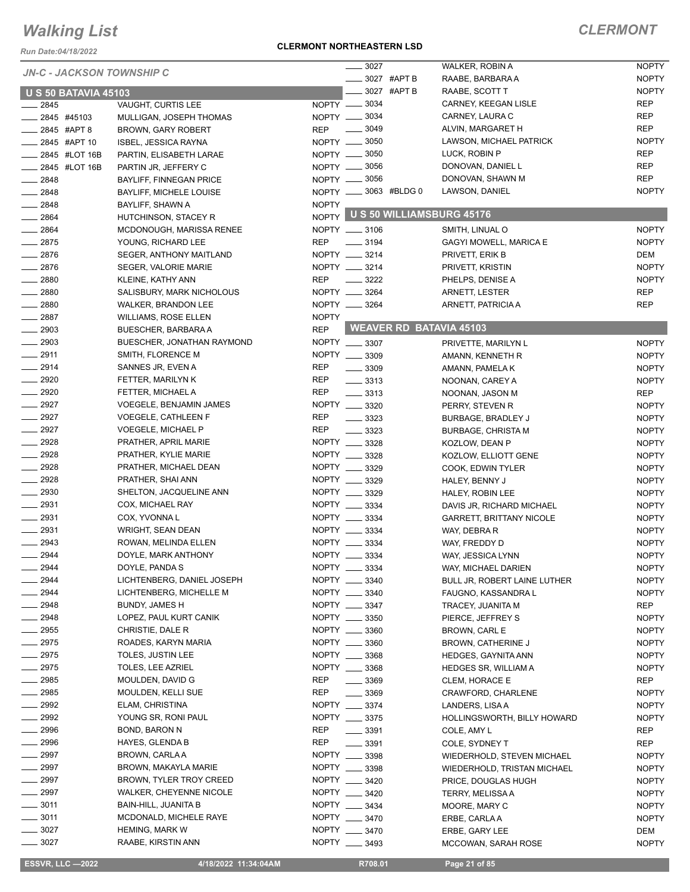# Walking List

## CLERMONT

Run Date:04/18/2022

**CLERMONT NORTHEASTERN LSD**

*JN-C - JACKSON TOWNSHIP C*

### U S 50 BATAVIA 45103

| Number | Name | Party |
|---|---|---|
| ____ 2845 | VAUGHT, CURTIS LEE | NOPTY |
| ____ 2845 #45103 | MULLIGAN, JOSEPH THOMAS | NOPTY |
| ____ 2845 #APT 8 | BROWN, GARY ROBERT | REP |
| ____ 2845 #APT 10 | ISBEL, JESSICA RAYNA | NOPTY |
| ____ 2845 #LOT 16B | PARTIN, ELISABETH LARAE | NOPTY |
| ____ 2845 #LOT 16B | PARTIN JR, JEFFERY C | NOPTY |
| ____ 2848 | BAYLIFF, FINNEGAN PRICE | NOPTY |
| ____ 2848 | BAYLIFF, MICHELE LOUISE | NOPTY |
| ____ 2848 | BAYLIFF, SHAWN A | NOPTY |
| ____ 2864 | HUTCHINSON, STACEY R | NOPTY |
| ____ 2864 | MCDONOUGH, MARISSA RENEE | NOPTY |
| ____ 2875 | YOUNG, RICHARD LEE | REP |
| ____ 2876 | SEGER, ANTHONY MAITLAND | NOPTY |
| ____ 2876 | SEGER, VALORIE MARIE | NOPTY |
| ____ 2880 | KLEINE, KATHY ANN | REP |
| ____ 2880 | SALISBURY, MARK NICHOLOUS | NOPTY |
| ____ 2880 | WALKER, BRANDON LEE | NOPTY |
| ____ 2887 | WILLIAMS, ROSE ELLEN | NOPTY |
| ____ 2903 | BUESCHER, BARBARA A | REP |
| ____ 2903 | BUESCHER, JONATHAN RAYMOND | NOPTY |
| ____ 2911 | SMITH, FLORENCE M | NOPTY |
| ____ 2914 | SANNES JR, EVEN A | REP |
| ____ 2920 | FETTER, MARILYN K | REP |
| ____ 2920 | FETTER, MICHAEL A | REP |
| ____ 2927 | VOEGELE, BENJAMIN JAMES | NOPTY |
| ____ 2927 | VOEGELE, CATHLEEN F | REP |
| ____ 2927 | VOEGELE, MICHAEL P | REP |
| ____ 2928 | PRATHER, APRIL MARIE | NOPTY |
| ____ 2928 | PRATHER, KYLIE MARIE | NOPTY |
| ____ 2928 | PRATHER, MICHAEL DEAN | NOPTY |
| ____ 2928 | PRATHER, SHAI ANN | NOPTY |
| ____ 2930 | SHELTON, JACQUELINE ANN | NOPTY |
| ____ 2931 | COX, MICHAEL RAY | NOPTY |
| ____ 2931 | COX, YVONNA L | NOPTY |
| ____ 2931 | WRIGHT, SEAN DEAN | NOPTY |
| ____ 2943 | ROWAN, MELINDA ELLEN | NOPTY |
| ____ 2944 | DOYLE, MARK ANTHONY | NOPTY |
| ____ 2944 | DOYLE, PANDA S | NOPTY |
| ____ 2944 | LICHTENBERG, DANIEL JOSEPH | NOPTY |
| ____ 2944 | LICHTENBERG, MICHELLE M | NOPTY |
| ____ 2948 | BUNDY, JAMES H | NOPTY |
| ____ 2948 | LOPEZ, PAUL KURT CANIK | NOPTY |
| ____ 2955 | CHRISTIE, DALE R | NOPTY |
| ____ 2975 | ROADES, KARYN MARIA | NOPTY |
| ____ 2975 | TOLES, JUSTIN LEE | NOPTY |
| ____ 2975 | TOLES, LEE AZRIEL | NOPTY |
| ____ 2985 | MOULDEN, DAVID G | REP |
| ____ 2985 | MOULDEN, KELLI SUE | REP |
| ____ 2992 | ELAM, CHRISTINA | NOPTY |
| ____ 2992 | YOUNG SR, RONI PAUL | NOPTY |
| ____ 2996 | BOND, BARON N | REP |
| ____ 2996 | HAYES, GLENDA B | REP |
| ____ 2997 | BROWN, CARLA A | NOPTY |
| ____ 2997 | BROWN, MAKAYLA MARIE | NOPTY |
| ____ 2997 | BROWN, TYLER TROY CREED | NOPTY |
| ____ 2997 | WALKER, CHEYENNE NICOLE | NOPTY |
| ____ 3011 | BAIN-HILL, JUANITA B | NOPTY |
| ____ 3011 | MCDONALD, MICHELE RAYE | NOPTY |
| ____ 3027 | HEMING, MARK W | NOPTY |
| ____ 3027 | RAABE, KIRSTIN ANN | NOPTY |
| ____ 3027 | WALKER, ROBIN A | NOPTY |
| ____ 3027 #APT B | RAABE, BARBARA A | NOPTY |
| ____ 3027 #APT B | RAABE, SCOTT T | NOPTY |
| ____ 3034 | CARNEY, KEEGAN LISLE | REP |
| ____ 3034 | CARNEY, LAURA C | REP |
| ____ 3049 | ALVIN, MARGARET H | REP |
| ____ 3050 | LAWSON, MICHAEL PATRICK | NOPTY |
| ____ 3050 | LUCK, ROBIN P | REP |
| ____ 3056 | DONOVAN, DANIEL L | REP |
| ____ 3056 | DONOVAN, SHAWN M | REP |
| ____ 3063 #BLDG 0 | LAWSON, DANIEL | NOPTY |

### U S 50 WILLIAMSBURG 45176

| Number | Name | Party |
|---|---|---|
| ____ 3106 | SMITH, LINUAL O | NOPTY |
| ____ 3194 | GAGYI MOWELL, MARICA E | NOPTY |
| ____ 3214 | PRIVETT, ERIK B | DEM |
| ____ 3214 | PRIVETT, KRISTIN | NOPTY |
| ____ 3222 | PHELPS, DENISE A | NOPTY |
| ____ 3264 | ARNETT, LESTER | REP |
| ____ 3264 | ARNETT, PATRICIA A | REP |

### WEAVER RD BATAVIA 45103

| Number | Name | Party |
|---|---|---|
| ____ 3307 | PRIVETTE, MARILYN L | NOPTY |
| ____ 3309 | AMANN, KENNETH R | NOPTY |
| ____ 3309 | AMANN, PAMELA K | NOPTY |
| ____ 3313 | NOONAN, CAREY A | NOPTY |
| ____ 3313 | NOONAN, JASON M | REP |
| ____ 3320 | PERRY, STEVEN R | NOPTY |
| ____ 3323 | BURBAGE, BRADLEY J | NOPTY |
| ____ 3323 | BURBAGE, CHRISTA M | NOPTY |
| ____ 3328 | KOZLOW, DEAN P | NOPTY |
| ____ 3328 | KOZLOW, ELLIOTT GENE | NOPTY |
| ____ 3329 | COOK, EDWIN TYLER | NOPTY |
| ____ 3329 | HALEY, BENNY J | NOPTY |
| ____ 3329 | HALEY, ROBIN LEE | NOPTY |
| ____ 3334 | DAVIS JR, RICHARD MICHAEL | NOPTY |
| ____ 3334 | GARRETT, BRITTANY NICOLE | NOPTY |
| ____ 3334 | WAY, DEBRA R | NOPTY |
| ____ 3334 | WAY, FREDDY D | NOPTY |
| ____ 3334 | WAY, JESSICA LYNN | NOPTY |
| ____ 3334 | WAY, MICHAEL DARIEN | NOPTY |
| ____ 3340 | BULL JR, ROBERT LAINE LUTHER | NOPTY |
| ____ 3340 | FAUGNO, KASSANDRA L | NOPTY |
| ____ 3347 | TRACEY, JUANITA M | REP |
| ____ 3350 | PIERCE, JEFFREY S | NOPTY |
| ____ 3360 | BROWN, CARL E | NOPTY |
| ____ 3360 | BROWN, CATHERINE J | NOPTY |
| ____ 3368 | HEDGES, GAYNITA ANN | NOPTY |
| ____ 3368 | HEDGES SR, WILLIAM A | NOPTY |
| ____ 3369 | CLEM, HORACE E | REP |
| ____ 3369 | CRAWFORD, CHARLENE | NOPTY |
| ____ 3374 | LANDERS, LISA A | NOPTY |
| ____ 3375 | HOLLINGSWORTH, BILLY HOWARD | NOPTY |
| ____ 3391 | COLE, AMY L | REP |
| ____ 3391 | COLE, SYDNEY T | REP |
| ____ 3398 | WIEDERHOLD, STEVEN MICHAEL | NOPTY |
| ____ 3398 | WIEDERHOLD, TRISTAN MICHAEL | NOPTY |
| ____ 3420 | PRICE, DOUGLAS HUGH | NOPTY |
| ____ 3420 | TERRY, MELISSA A | NOPTY |
| ____ 3434 | MOORE, MARY C | NOPTY |
| ____ 3470 | ERBE, CARLA A | NOPTY |
| ____ 3470 | ERBE, GARY LEE | DEM |
| ____ 3493 | MCCOWAN, SARAH ROSE | NOPTY |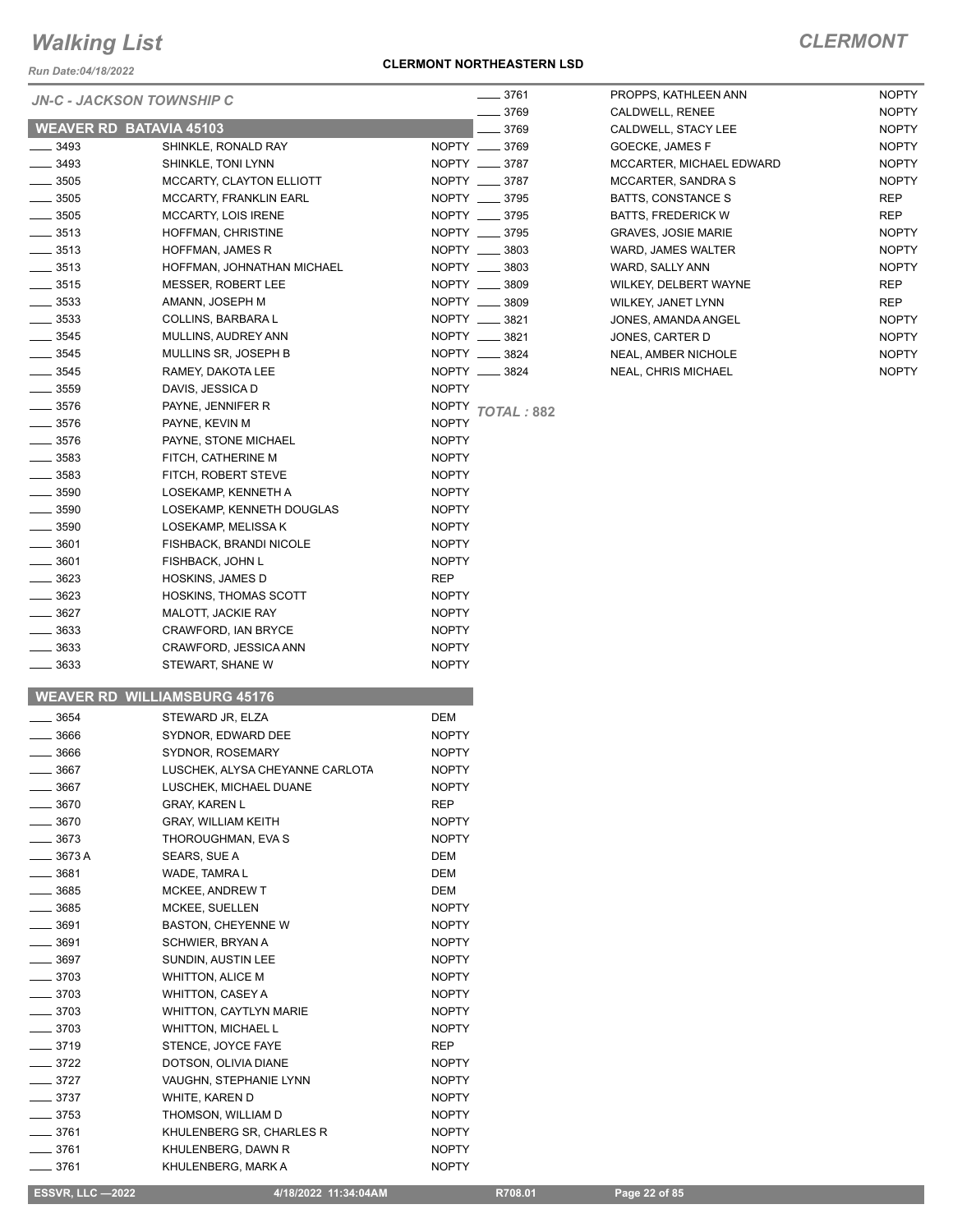# Walking List

**CLERMONT**

Run Date:04/18/2022

**CLERMONT NORTHEASTERN LSD**

*JN-C - JACKSON TOWNSHIP C*

## WEAVER RD BATAVIA 45103

| No. | Name | Party |
|---|---|---|
| ____ 3493 | SHINKLE, RONALD RAY | NOPTY |
| ____ 3493 | SHINKLE, TONI LYNN | NOPTY |
| ____ 3505 | MCCARTY, CLAYTON ELLIOTT | NOPTY |
| ____ 3505 | MCCARTY, FRANKLIN EARL | NOPTY |
| ____ 3505 | MCCARTY, LOIS IRENE | NOPTY |
| ____ 3513 | HOFFMAN, CHRISTINE | NOPTY |
| ____ 3513 | HOFFMAN, JAMES R | NOPTY |
| ____ 3513 | HOFFMAN, JOHNATHAN MICHAEL | NOPTY |
| ____ 3515 | MESSER, ROBERT LEE | NOPTY |
| ____ 3533 | AMANN, JOSEPH M | NOPTY |
| ____ 3533 | COLLINS, BARBARA L | NOPTY |
| ____ 3545 | MULLINS, AUDREY ANN | NOPTY |
| ____ 3545 | MULLINS SR, JOSEPH B | NOPTY |
| ____ 3545 | RAMEY, DAKOTA LEE | NOPTY |
| ____ 3559 | DAVIS, JESSICA D | NOPTY |
| ____ 3576 | PAYNE, JENNIFER R | NOPTY |
| ____ 3576 | PAYNE, KEVIN M | NOPTY |
| ____ 3576 | PAYNE, STONE MICHAEL | NOPTY |
| ____ 3583 | FITCH, CATHERINE M | NOPTY |
| ____ 3583 | FITCH, ROBERT STEVE | NOPTY |
| ____ 3590 | LOSEKAMP, KENNETH A | NOPTY |
| ____ 3590 | LOSEKAMP, KENNETH DOUGLAS | NOPTY |
| ____ 3590 | LOSEKAMP, MELISSA K | NOPTY |
| ____ 3601 | FISHBACK, BRANDI NICOLE | NOPTY |
| ____ 3601 | FISHBACK, JOHN L | NOPTY |
| ____ 3623 | HOSKINS, JAMES D | REP |
| ____ 3623 | HOSKINS, THOMAS SCOTT | NOPTY |
| ____ 3627 | MALOTT, JACKIE RAY | NOPTY |
| ____ 3633 | CRAWFORD, IAN BRYCE | NOPTY |
| ____ 3633 | CRAWFORD, JESSICA ANN | NOPTY |
| ____ 3633 | STEWART, SHANE W | NOPTY |

## WEAVER RD WILLIAMSBURG 45176

| No. | Name | Party |
|---|---|---|
| ____ 3654 | STEWARD JR, ELZA | DEM |
| ____ 3666 | SYDNOR, EDWARD DEE | NOPTY |
| ____ 3666 | SYDNOR, ROSEMARY | NOPTY |
| ____ 3667 | LUSCHEK, ALYSA CHEYANNE CARLOTA | NOPTY |
| ____ 3667 | LUSCHEK, MICHAEL DUANE | NOPTY |
| ____ 3670 | GRAY, KAREN L | REP |
| ____ 3670 | GRAY, WILLIAM KEITH | NOPTY |
| ____ 3673 | THOROUGHMAN, EVA S | NOPTY |
| ____ 3673 A | SEARS, SUE A | DEM |
| ____ 3681 | WADE, TAMRA L | DEM |
| ____ 3685 | MCKEE, ANDREW T | DEM |
| ____ 3685 | MCKEE, SUELLEN | NOPTY |
| ____ 3691 | BASTON, CHEYENNE W | NOPTY |
| ____ 3691 | SCHWIER, BRYAN A | NOPTY |
| ____ 3697 | SUNDIN, AUSTIN LEE | NOPTY |
| ____ 3703 | WHITTON, ALICE M | NOPTY |
| ____ 3703 | WHITTON, CASEY A | NOPTY |
| ____ 3703 | WHITTON, CAYTLYN MARIE | NOPTY |
| ____ 3703 | WHITTON, MICHAEL L | NOPTY |
| ____ 3719 | STENCE, JOYCE FAYE | REP |
| ____ 3722 | DOTSON, OLIVIA DIANE | NOPTY |
| ____ 3727 | VAUGHN, STEPHANIE LYNN | NOPTY |
| ____ 3737 | WHITE, KAREN D | NOPTY |
| ____ 3753 | THOMSON, WILLIAM D | NOPTY |
| ____ 3761 | KHULENBERG SR, CHARLES R | NOPTY |
| ____ 3761 | KHULENBERG, DAWN R | NOPTY |
| ____ 3761 | KHULENBERG, MARK A | NOPTY |
| ____ 3761 | PROPPS, KATHLEEN ANN | NOPTY |
| ____ 3769 | CALDWELL, RENEE | NOPTY |
| ____ 3769 | CALDWELL, STACY LEE | NOPTY |
| ____ 3769 | GOECKE, JAMES F | NOPTY |
| ____ 3787 | MCCARTER, MICHAEL EDWARD | NOPTY |
| ____ 3787 | MCCARTER, SANDRA S | NOPTY |
| ____ 3795 | BATTS, CONSTANCE S | REP |
| ____ 3795 | BATTS, FREDERICK W | REP |
| ____ 3795 | GRAVES, JOSIE MARIE | NOPTY |
| ____ 3803 | WARD, JAMES WALTER | NOPTY |
| ____ 3803 | WARD, SALLY ANN | NOPTY |
| ____ 3809 | WILKEY, DELBERT WAYNE | REP |
| ____ 3809 | WILKEY, JANET LYNN | REP |
| ____ 3821 | JONES, AMANDA ANGEL | NOPTY |
| ____ 3821 | JONES, CARTER D | NOPTY |
| ____ 3824 | NEAL, AMBER NICHOLE | NOPTY |
| ____ 3824 | NEAL, CHRIS MICHAEL | NOPTY |

*TOTAL : 882*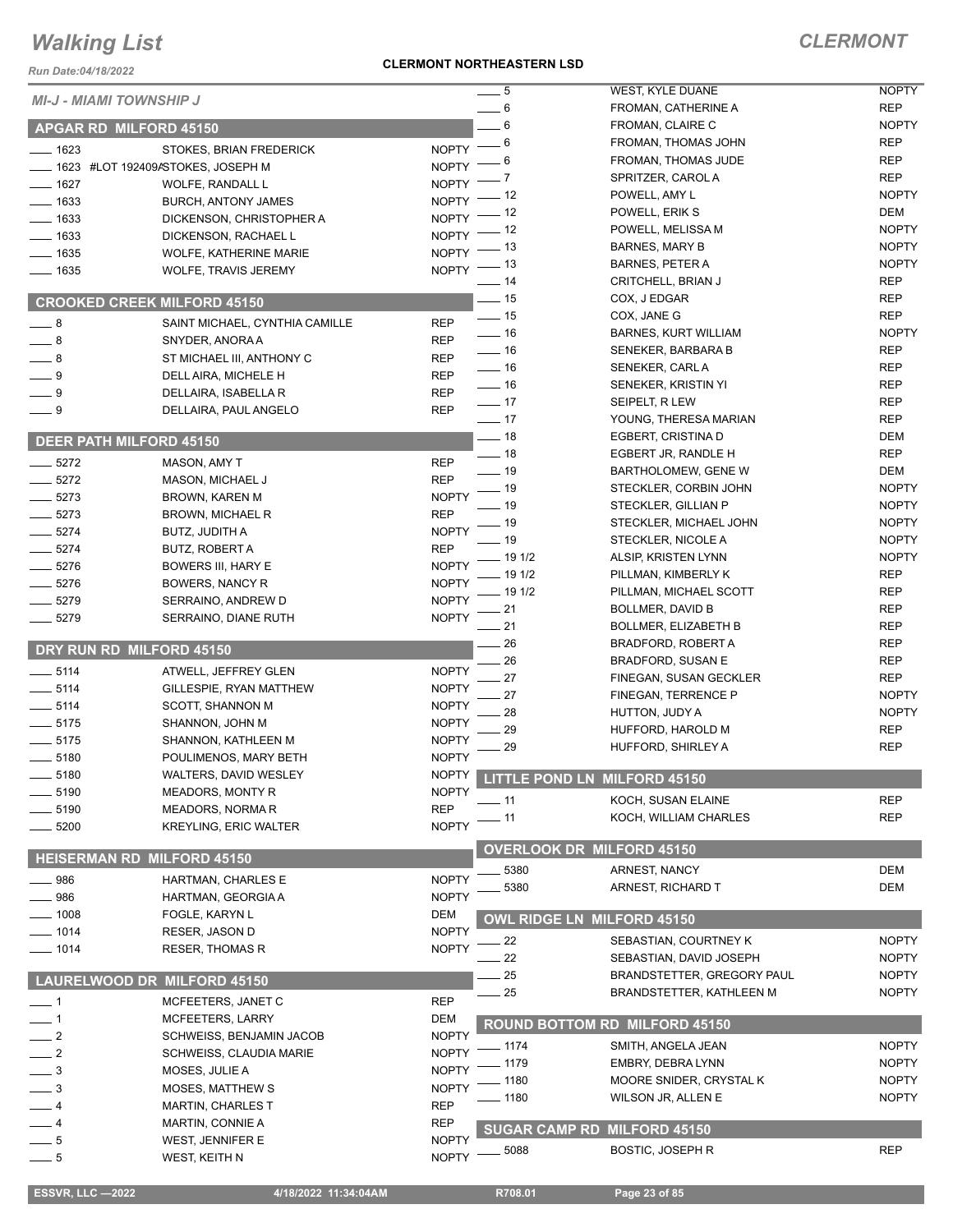# Walking List

## CLERMONT

**CLERMONT NORTHEASTERN LSD**

Run Date:04/18/2022

*MI-J - MIAMI TOWNSHIP J*

### APGAR RD MILFORD 45150

| | | |
|---|---|---|
| ____ 1623 | STOKES, BRIAN FREDERICK | NOPTY |
| ____ 1623 #LOT 192409A | STOKES, JOSEPH M | NOPTY |
| ____ 1627 | WOLFE, RANDALL L | NOPTY |
| ____ 1633 | BURCH, ANTONY JAMES | NOPTY |
| ____ 1633 | DICKENSON, CHRISTOPHER A | NOPTY |
| ____ 1633 | DICKENSON, RACHAEL L | NOPTY |
| ____ 1635 | WOLFE, KATHERINE MARIE | NOPTY |
| ____ 1635 | WOLFE, TRAVIS JEREMY | NOPTY |

### CROOKED CREEK MILFORD 45150

| | | |
|---|---|---|
| ____ 8 | SAINT MICHAEL, CYNTHIA CAMILLE | REP |
| ____ 8 | SNYDER, ANORA A | REP |
| ____ 8 | ST MICHAEL III, ANTHONY C | REP |
| ____ 9 | DELL AIRA, MICHELE H | REP |
| ____ 9 | DELLAIRA, ISABELLA R | REP |
| ____ 9 | DELLAIRA, PAUL ANGELO | REP |

### DEER PATH MILFORD 45150

| | | |
|---|---|---|
| ____ 5272 | MASON, AMY T | REP |
| ____ 5272 | MASON, MICHAEL J | REP |
| ____ 5273 | BROWN, KAREN M | NOPTY |
| ____ 5273 | BROWN, MICHAEL R | REP |
| ____ 5274 | BUTZ, JUDITH A | NOPTY |
| ____ 5274 | BUTZ, ROBERT A | REP |
| ____ 5276 | BOWERS III, HARY E | NOPTY |
| ____ 5276 | BOWERS, NANCY R | NOPTY |
| ____ 5279 | SERRAINO, ANDREW D | NOPTY |
| ____ 5279 | SERRAINO, DIANE RUTH | NOPTY |

### DRY RUN RD MILFORD 45150

| | | |
|---|---|---|
| ____ 5114 | ATWELL, JEFFREY GLEN | NOPTY |
| ____ 5114 | GILLESPIE, RYAN MATTHEW | NOPTY |
| ____ 5114 | SCOTT, SHANNON M | NOPTY |
| ____ 5175 | SHANNON, JOHN M | NOPTY |
| ____ 5175 | SHANNON, KATHLEEN M | NOPTY |
| ____ 5180 | POULIMENOS, MARY BETH | NOPTY |
| ____ 5180 | WALTERS, DAVID WESLEY | NOPTY |
| ____ 5190 | MEADORS, MONTY R | NOPTY |
| ____ 5190 | MEADORS, NORMA R | REP |
| ____ 5200 | KREYLING, ERIC WALTER | NOPTY |

### HEISERMAN RD MILFORD 45150

| | | |
|---|---|---|
| ____ 986 | HARTMAN, CHARLES E | NOPTY |
| ____ 986 | HARTMAN, GEORGIA A | NOPTY |
| ____ 1008 | FOGLE, KARYN L | DEM |
| ____ 1014 | RESER, JASON D | NOPTY |
| ____ 1014 | RESER, THOMAS R | NOPTY |

### LAURELWOOD DR MILFORD 45150

| | | |
|---|---|---|
| ____ 1 | MCFEETERS, JANET C | REP |
| ____ 1 | MCFEETERS, LARRY | DEM |
| ____ 2 | SCHWEISS, BENJAMIN JACOB | NOPTY |
| ____ 2 | SCHWEISS, CLAUDIA MARIE | NOPTY |
| ____ 3 | MOSES, JULIE A | NOPTY |
| ____ 3 | MOSES, MATTHEW S | NOPTY |
| ____ 4 | MARTIN, CHARLES T | REP |
| ____ 4 | MARTIN, CONNIE A | REP |
| ____ 5 | WEST, JENNIFER E | NOPTY |
| ____ 5 | WEST, KEITH N | NOPTY |
| ____ 5 | WEST, KYLE DUANE | NOPTY |
| ____ 6 | FROMAN, CATHERINE A | REP |
| ____ 6 | FROMAN, CLAIRE C | NOPTY |
| ____ 6 | FROMAN, THOMAS JOHN | REP |
| ____ 6 | FROMAN, THOMAS JUDE | REP |
| ____ 7 | SPRITZER, CAROL A | REP |
| ____ 12 | POWELL, AMY L | NOPTY |
| ____ 12 | POWELL, ERIK S | DEM |
| ____ 12 | POWELL, MELISSA M | NOPTY |
| ____ 13 | BARNES, MARY B | NOPTY |
| ____ 13 | BARNES, PETER A | NOPTY |
| ____ 14 | CRITCHELL, BRIAN J | REP |
| ____ 15 | COX, J EDGAR | REP |
| ____ 15 | COX, JANE G | REP |
| ____ 16 | BARNES, KURT WILLIAM | NOPTY |
| ____ 16 | SENEKER, BARBARA B | REP |
| ____ 16 | SENEKER, CARL A | REP |
| ____ 16 | SENEKER, KRISTIN YI | REP |
| ____ 17 | SEIPELT, R LEW | REP |
| ____ 17 | YOUNG, THERESA MARIAN | REP |
| ____ 18 | EGBERT, CRISTINA D | DEM |
| ____ 18 | EGBERT JR, RANDLE H | REP |
| ____ 19 | BARTHOLOMEW, GENE W | DEM |
| ____ 19 | STECKLER, CORBIN JOHN | NOPTY |
| ____ 19 | STECKLER, GILLIAN P | NOPTY |
| ____ 19 | STECKLER, MICHAEL JOHN | NOPTY |
| ____ 19 | STECKLER, NICOLE A | NOPTY |
| ____ 19 1/2 | ALSIP, KRISTEN LYNN | NOPTY |
| ____ 19 1/2 | PILLMAN, KIMBERLY K | REP |
| ____ 19 1/2 | PILLMAN, MICHAEL SCOTT | REP |
| ____ 21 | BOLLMER, DAVID B | REP |
| ____ 21 | BOLLMER, ELIZABETH B | REP |
| ____ 26 | BRADFORD, ROBERT A | REP |
| ____ 26 | BRADFORD, SUSAN E | REP |
| ____ 27 | FINEGAN, SUSAN GECKLER | REP |
| ____ 27 | FINEGAN, TERRENCE P | NOPTY |
| ____ 28 | HUTTON, JUDY A | NOPTY |
| ____ 29 | HUFFORD, HAROLD M | REP |
| ____ 29 | HUFFORD, SHIRLEY A | REP |

### LITTLE POND LN MILFORD 45150

| | | |
|---|---|---|
| ____ 11 | KOCH, SUSAN ELAINE | REP |
| ____ 11 | KOCH, WILLIAM CHARLES | REP |

### OVERLOOK DR MILFORD 45150

| | | |
|---|---|---|
| ____ 5380 | ARNEST, NANCY | DEM |
| ____ 5380 | ARNEST, RICHARD T | DEM |

### OWL RIDGE LN MILFORD 45150

| | | |
|---|---|---|
| ____ 22 | SEBASTIAN, COURTNEY K | NOPTY |
| ____ 22 | SEBASTIAN, DAVID JOSEPH | NOPTY |
| ____ 25 | BRANDSTETTER, GREGORY PAUL | NOPTY |
| ____ 25 | BRANDSTETTER, KATHLEEN M | NOPTY |

### ROUND BOTTOM RD MILFORD 45150

| | | |
|---|---|---|
| ____ 1174 | SMITH, ANGELA JEAN | NOPTY |
| ____ 1179 | EMBRY, DEBRA LYNN | NOPTY |
| ____ 1180 | MOORE SNIDER, CRYSTAL K | NOPTY |
| ____ 1180 | WILSON JR, ALLEN E | NOPTY |

### SUGAR CAMP RD MILFORD 45150

| | | |
|---|---|---|
| ____ 5088 | BOSTIC, JOSEPH R | REP |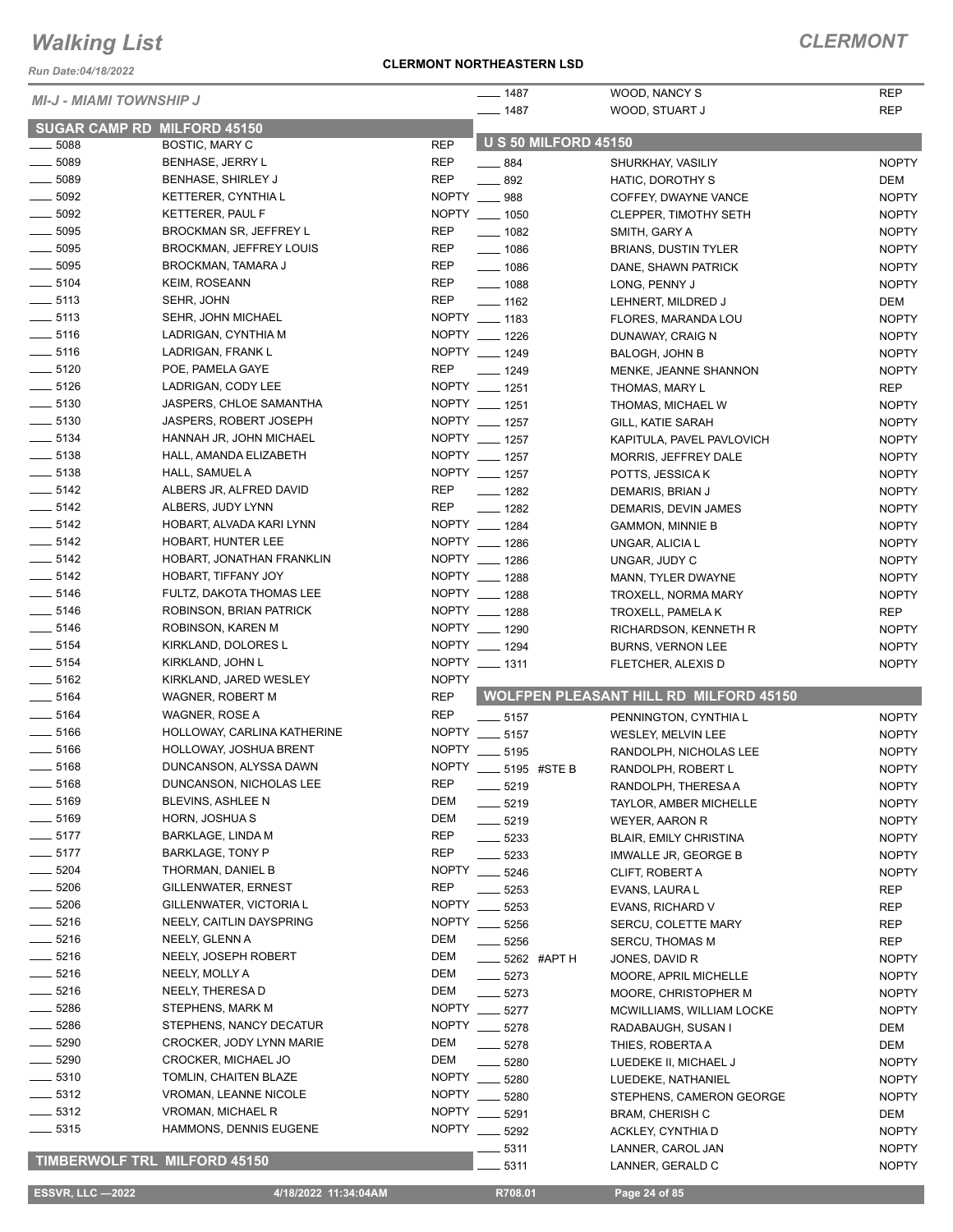# Walking List

## CLERMONT

Run Date:04/18/2022

**CLERMONT NORTHEASTERN LSD**

*MI-J - MIAMI TOWNSHIP J*

### SUGAR CAMP RD MILFORD 45150

| No. | Name | Party |
|---|---|---|
| 5088 | BOSTIC, MARY C | REP |
| 5089 | BENHASE, JERRY L | REP |
| 5089 | BENHASE, SHIRLEY J | REP |
| 5092 | KETTERER, CYNTHIA L | NOPTY |
| 5092 | KETTERER, PAUL F | NOPTY |
| 5095 | BROCKMAN SR, JEFFREY L | REP |
| 5095 | BROCKMAN, JEFFREY LOUIS | REP |
| 5095 | BROCKMAN, TAMARA J | REP |
| 5104 | KEIM, ROSEANN | REP |
| 5113 | SEHR, JOHN | REP |
| 5113 | SEHR, JOHN MICHAEL | NOPTY |
| 5116 | LADRIGAN, CYNTHIA M | NOPTY |
| 5116 | LADRIGAN, FRANK L | NOPTY |
| 5120 | POE, PAMELA GAYE | REP |
| 5126 | LADRIGAN, CODY LEE | NOPTY |
| 5130 | JASPERS, CHLOE SAMANTHA | NOPTY |
| 5130 | JASPERS, ROBERT JOSEPH | NOPTY |
| 5134 | HANNAH JR, JOHN MICHAEL | NOPTY |
| 5138 | HALL, AMANDA ELIZABETH | NOPTY |
| 5138 | HALL, SAMUEL A | NOPTY |
| 5142 | ALBERS JR, ALFRED DAVID | REP |
| 5142 | ALBERS, JUDY LYNN | REP |
| 5142 | HOBART, ALVADA KARI LYNN | NOPTY |
| 5142 | HOBART, HUNTER LEE | NOPTY |
| 5142 | HOBART, JONATHAN FRANKLIN | NOPTY |
| 5142 | HOBART, TIFFANY JOY | NOPTY |
| 5146 | FULTZ, DAKOTA THOMAS LEE | NOPTY |
| 5146 | ROBINSON, BRIAN PATRICK | NOPTY |
| 5146 | ROBINSON, KAREN M | NOPTY |
| 5154 | KIRKLAND, DOLORES L | NOPTY |
| 5154 | KIRKLAND, JOHN L | NOPTY |
| 5162 | KIRKLAND, JARED WESLEY | NOPTY |
| 5164 | WAGNER, ROBERT M | REP |
| 5164 | WAGNER, ROSE A | REP |
| 5166 | HOLLOWAY, CARLINA KATHERINE | NOPTY |
| 5166 | HOLLOWAY, JOSHUA BRENT | NOPTY |
| 5168 | DUNCANSON, ALYSSA DAWN | NOPTY |
| 5168 | DUNCANSON, NICHOLAS LEE | REP |
| 5169 | BLEVINS, ASHLEE N | DEM |
| 5169 | HORN, JOSHUA S | DEM |
| 5177 | BARKLAGE, LINDA M | REP |
| 5177 | BARKLAGE, TONY P | REP |
| 5204 | THORMAN, DANIEL B | NOPTY |
| 5206 | GILLENWATER, ERNEST | REP |
| 5206 | GILLENWATER, VICTORIA L | NOPTY |
| 5216 | NEELY, CAITLIN DAYSPRING | NOPTY |
| 5216 | NEELY, GLENN A | DEM |
| 5216 | NEELY, JOSEPH ROBERT | DEM |
| 5216 | NEELY, MOLLY A | DEM |
| 5216 | NEELY, THERESA D | DEM |
| 5286 | STEPHENS, MARK M | NOPTY |
| 5286 | STEPHENS, NANCY DECATUR | NOPTY |
| 5290 | CROCKER, JODY LYNN MARIE | DEM |
| 5290 | CROCKER, MICHAEL JO | DEM |
| 5310 | TOMLIN, CHAITEN BLAZE | NOPTY |
| 5312 | VROMAN, LEANNE NICOLE | NOPTY |
| 5312 | VROMAN, MICHAEL R | NOPTY |
| 5315 | HAMMONS, DENNIS EUGENE | NOPTY |

### TIMBERWOLF TRL MILFORD 45150

| No. | Name | Party |
|---|---|---|
| 1487 | WOOD, NANCY S | REP |
| 1487 | WOOD, STUART J | REP |

### U S 50 MILFORD 45150

| No. | Name | Party |
|---|---|---|
| 884 | SHURKHAY, VASILIY | NOPTY |
| 892 | HATIC, DOROTHY S | DEM |
| 988 | COFFEY, DWAYNE VANCE | NOPTY |
| 1050 | CLEPPER, TIMOTHY SETH | NOPTY |
| 1082 | SMITH, GARY A | NOPTY |
| 1086 | BRIANS, DUSTIN TYLER | NOPTY |
| 1086 | DANE, SHAWN PATRICK | NOPTY |
| 1088 | LONG, PENNY J | NOPTY |
| 1162 | LEHNERT, MILDRED J | DEM |
| 1183 | FLORES, MARANDA LOU | NOPTY |
| 1226 | DUNAWAY, CRAIG N | NOPTY |
| 1249 | BALOGH, JOHN B | NOPTY |
| 1249 | MENKE, JEANNE SHANNON | NOPTY |
| 1251 | THOMAS, MARY L | REP |
| 1251 | THOMAS, MICHAEL W | NOPTY |
| 1257 | GILL, KATIE SARAH | NOPTY |
| 1257 | KAPITULA, PAVEL PAVLOVICH | NOPTY |
| 1257 | MORRIS, JEFFREY DALE | NOPTY |
| 1257 | POTTS, JESSICA K | NOPTY |
| 1282 | DEMARIS, BRIAN J | NOPTY |
| 1282 | DEMARIS, DEVIN JAMES | NOPTY |
| 1284 | GAMMON, MINNIE B | NOPTY |
| 1286 | UNGAR, ALICIA L | NOPTY |
| 1286 | UNGAR, JUDY C | NOPTY |
| 1288 | MANN, TYLER DWAYNE | NOPTY |
| 1288 | TROXELL, NORMA MARY | NOPTY |
| 1288 | TROXELL, PAMELA K | REP |
| 1290 | RICHARDSON, KENNETH R | NOPTY |
| 1294 | BURNS, VERNON LEE | NOPTY |
| 1311 | FLETCHER, ALEXIS D | NOPTY |

### WOLFPEN PLEASANT HILL RD MILFORD 45150

| No. | Name | Party |
|---|---|---|
| 5157 | PENNINGTON, CYNTHIA L | NOPTY |
| 5157 | WESLEY, MELVIN LEE | NOPTY |
| 5195 | RANDOLPH, NICHOLAS LEE | NOPTY |
| 5195 #STE B | RANDOLPH, ROBERT L | NOPTY |
| 5219 | RANDOLPH, THERESA A | NOPTY |
| 5219 | TAYLOR, AMBER MICHELLE | NOPTY |
| 5219 | WEYER, AARON R | NOPTY |
| 5233 | BLAIR, EMILY CHRISTINA | NOPTY |
| 5233 | IMWALLE JR, GEORGE B | NOPTY |
| 5246 | CLIFT, ROBERT A | NOPTY |
| 5253 | EVANS, LAURA L | REP |
| 5253 | EVANS, RICHARD V | REP |
| 5256 | SERCU, COLETTE MARY | REP |
| 5256 | SERCU, THOMAS M | REP |
| 5262 #APT H | JONES, DAVID R | NOPTY |
| 5273 | MOORE, APRIL MICHELLE | NOPTY |
| 5273 | MOORE, CHRISTOPHER M | NOPTY |
| 5277 | MCWILLIAMS, WILLIAM LOCKE | NOPTY |
| 5278 | RADABAUGH, SUSAN I | DEM |
| 5278 | THIES, ROBERTA A | DEM |
| 5280 | LUEDEKE II, MICHAEL J | NOPTY |
| 5280 | LUEDEKE, NATHANIEL | NOPTY |
| 5280 | STEPHENS, CAMERON GEORGE | NOPTY |
| 5291 | BRAM, CHERISH C | DEM |
| 5292 | ACKLEY, CYNTHIA D | NOPTY |
| 5311 | LANNER, CAROL JAN | NOPTY |
| 5311 | LANNER, GERALD C | NOPTY |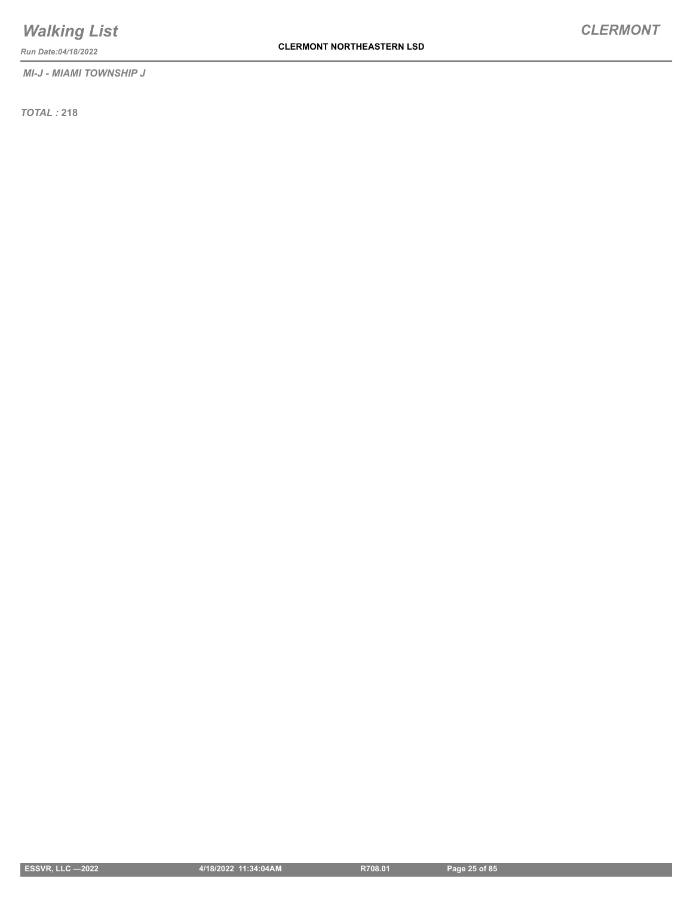*MI-J - MIAMI TOWNSHIP J*

*TOTAL :* **218**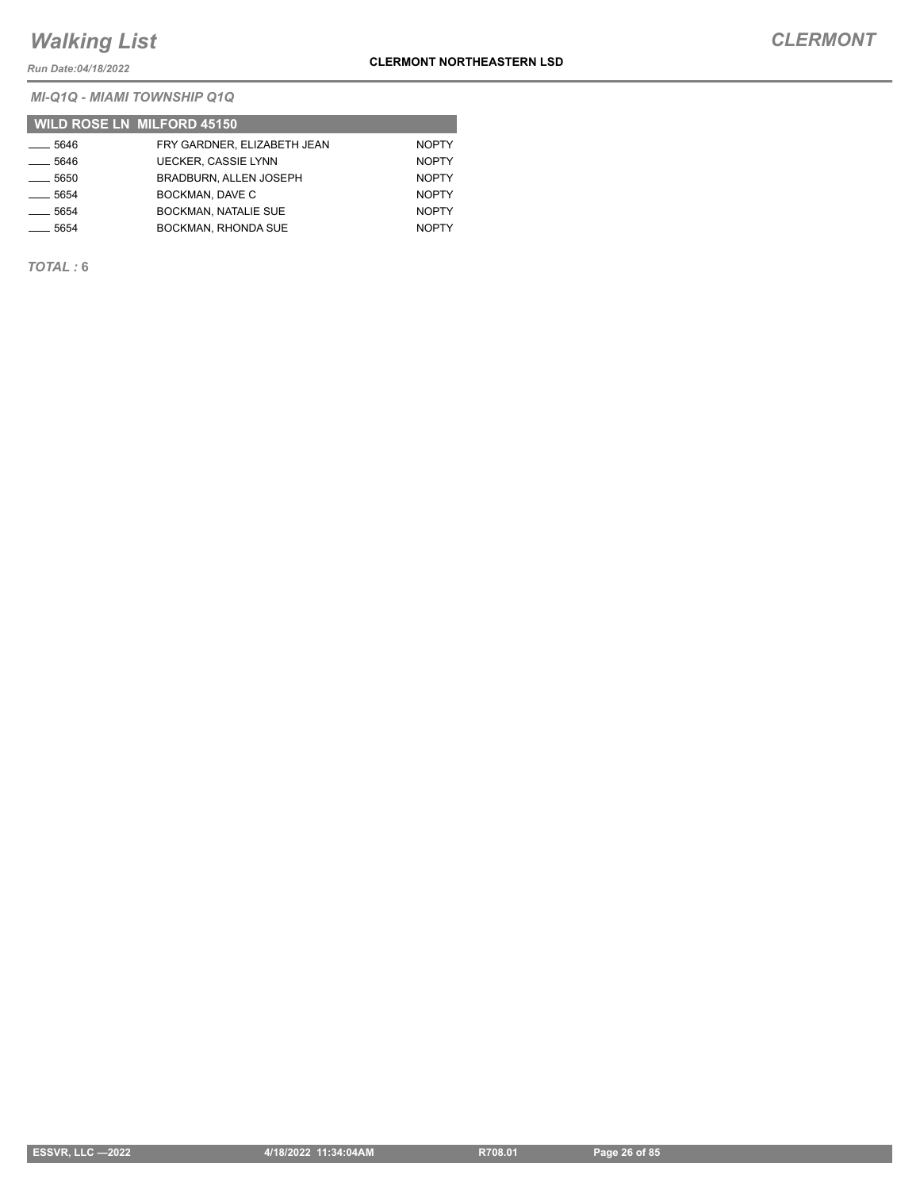*MI-Q1Q - MIAMI TOWNSHIP Q1Q*

| WILD ROSE LN MILFORD 45150 | | |
|---|---|---|
| ____ 5646 | FRY GARDNER, ELIZABETH JEAN | NOPTY |
| ____ 5646 | UECKER, CASSIE LYNN | NOPTY |
| ____ 5650 | BRADBURN, ALLEN JOSEPH | NOPTY |
| ____ 5654 | BOCKMAN, DAVE C | NOPTY |
| ____ 5654 | BOCKMAN, NATALIE SUE | NOPTY |
| ____ 5654 | BOCKMAN, RHONDA SUE | NOPTY |

***TOTAL :*** **6**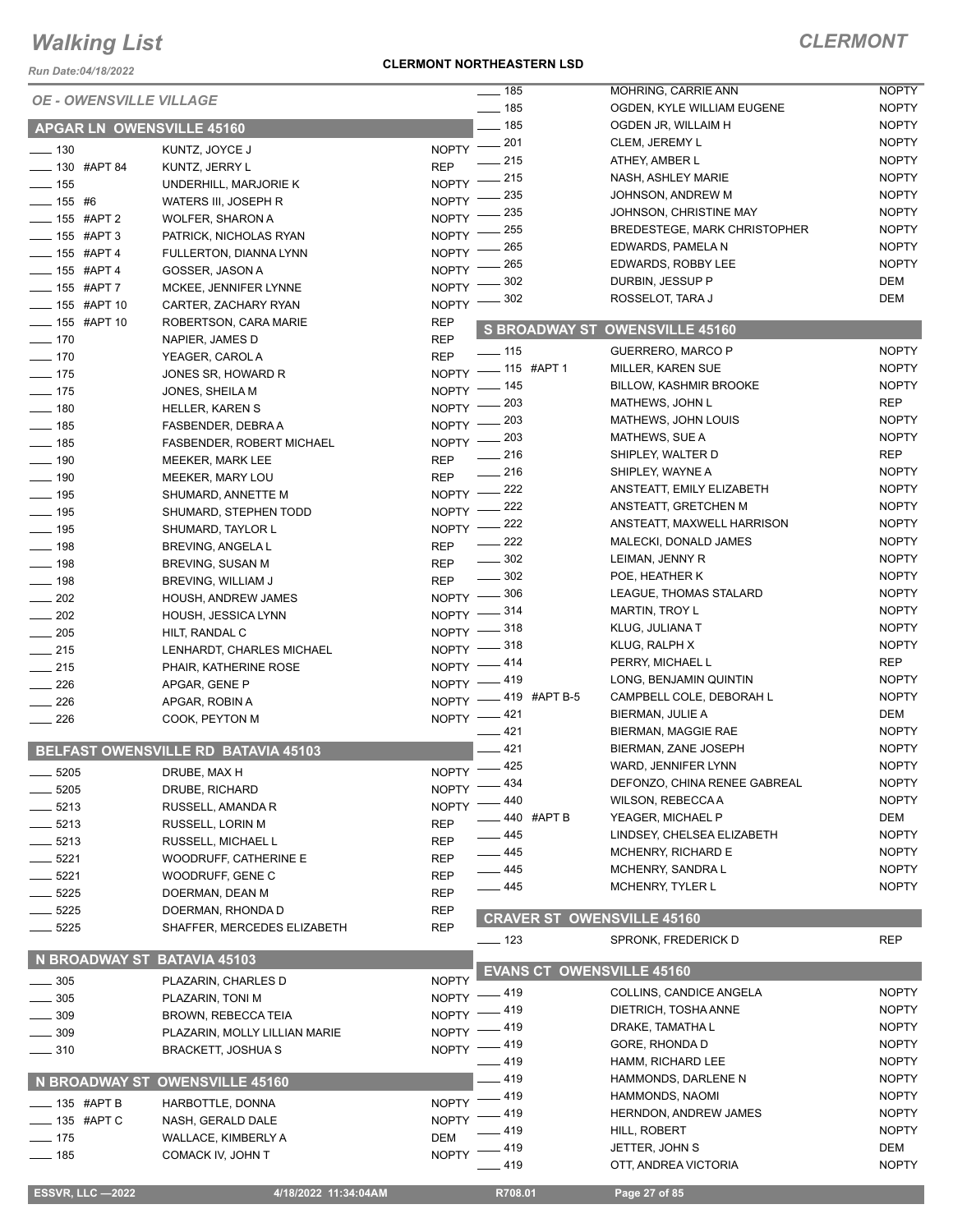# Walking List

## CLERMONT

**CLERMONT NORTHEASTERN LSD**

Run Date:04/18/2022

*OE - OWENSVILLE VILLAGE*

### APGAR LN OWENSVILLE 45160

| | | |
|---|---|---|
| ___ 130 | KUNTZ, JOYCE J | NOPTY |
| ___ 130 #APT 84 | KUNTZ, JERRY L | REP |
| ___ 155 | UNDERHILL, MARJORIE K | NOPTY |
| ___ 155 #6 | WATERS III, JOSEPH R | NOPTY |
| ___ 155 #APT 2 | WOLFER, SHARON A | NOPTY |
| ___ 155 #APT 3 | PATRICK, NICHOLAS RYAN | NOPTY |
| ___ 155 #APT 4 | FULLERTON, DIANNA LYNN | NOPTY |
| ___ 155 #APT 4 | GOSSER, JASON A | NOPTY |
| ___ 155 #APT 7 | MCKEE, JENNIFER LYNNE | NOPTY |
| ___ 155 #APT 10 | CARTER, ZACHARY RYAN | NOPTY |
| ___ 155 #APT 10 | ROBERTSON, CARA MARIE | REP |
| ___ 170 | NAPIER, JAMES D | REP |
| ___ 170 | YEAGER, CAROL A | REP |
| ___ 175 | JONES SR, HOWARD R | NOPTY |
| ___ 175 | JONES, SHEILA M | NOPTY |
| ___ 180 | HELLER, KAREN S | NOPTY |
| ___ 185 | FASBENDER, DEBRA A | NOPTY |
| ___ 185 | FASBENDER, ROBERT MICHAEL | NOPTY |
| ___ 190 | MEEKER, MARK LEE | REP |
| ___ 190 | MEEKER, MARY LOU | REP |
| ___ 195 | SHUMARD, ANNETTE M | NOPTY |
| ___ 195 | SHUMARD, STEPHEN TODD | NOPTY |
| ___ 195 | SHUMARD, TAYLOR L | NOPTY |
| ___ 198 | BREVING, ANGELA L | REP |
| ___ 198 | BREVING, SUSAN M | REP |
| ___ 198 | BREVING, WILLIAM J | REP |
| ___ 202 | HOUSH, ANDREW JAMES | NOPTY |
| ___ 202 | HOUSH, JESSICA LYNN | NOPTY |
| ___ 205 | HILT, RANDAL C | NOPTY |
| ___ 215 | LENHARDT, CHARLES MICHAEL | NOPTY |
| ___ 215 | PHAIR, KATHERINE ROSE | NOPTY |
| ___ 226 | APGAR, GENE P | NOPTY |
| ___ 226 | APGAR, ROBIN A | NOPTY |
| ___ 226 | COOK, PEYTON M | NOPTY |

### BELFAST OWENSVILLE RD BATAVIA 45103

| | | |
|---|---|---|
| ___ 5205 | DRUBE, MAX H | NOPTY |
| ___ 5205 | DRUBE, RICHARD | NOPTY |
| ___ 5213 | RUSSELL, AMANDA R | NOPTY |
| ___ 5213 | RUSSELL, LORIN M | REP |
| ___ 5213 | RUSSELL, MICHAEL L | REP |
| ___ 5221 | WOODRUFF, CATHERINE E | REP |
| ___ 5221 | WOODRUFF, GENE C | REP |
| ___ 5225 | DOERMAN, DEAN M | REP |
| ___ 5225 | DOERMAN, RHONDA D | REP |
| ___ 5225 | SHAFFER, MERCEDES ELIZABETH | REP |

### N BROADWAY ST BATAVIA 45103

| | | |
|---|---|---|
| ___ 305 | PLAZARIN, CHARLES D | NOPTY |
| ___ 305 | PLAZARIN, TONI M | NOPTY |
| ___ 309 | BROWN, REBECCA TEIA | NOPTY |
| ___ 309 | PLAZARIN, MOLLY LILLIAN MARIE | NOPTY |
| ___ 310 | BRACKETT, JOSHUA S | NOPTY |

### N BROADWAY ST OWENSVILLE 45160

| | | |
|---|---|---|
| ___ 135 #APT B | HARBOTTLE, DONNA | NOPTY |
| ___ 135 #APT C | NASH, GERALD DALE | NOPTY |
| ___ 175 | WALLACE, KIMBERLY A | DEM |
| ___ 185 | COMACK IV, JOHN T | NOPTY |
| ___ 185 | MOHRING, CARRIE ANN | NOPTY |
| ___ 185 | OGDEN, KYLE WILLIAM EUGENE | NOPTY |
| ___ 185 | OGDEN JR, WILLAIM H | NOPTY |
| ___ 201 | CLEM, JEREMY L | NOPTY |
| ___ 215 | ATHEY, AMBER L | NOPTY |
| ___ 215 | NASH, ASHLEY MARIE | NOPTY |
| ___ 235 | JOHNSON, ANDREW M | NOPTY |
| ___ 235 | JOHNSON, CHRISTINE MAY | NOPTY |
| ___ 255 | BREDESTEGE, MARK CHRISTOPHER | NOPTY |
| ___ 265 | EDWARDS, PAMELA N | NOPTY |
| ___ 265 | EDWARDS, ROBBY LEE | NOPTY |
| ___ 302 | DURBIN, JESSUP P | DEM |
| ___ 302 | ROSSELOT, TARA J | DEM |

### S BROADWAY ST OWENSVILLE 45160

| | | |
|---|---|---|
| ___ 115 | GUERRERO, MARCO P | NOPTY |
| ___ 115 #APT 1 | MILLER, KAREN SUE | NOPTY |
| ___ 145 | BILLOW, KASHMIR BROOKE | NOPTY |
| ___ 203 | MATHEWS, JOHN L | REP |
| ___ 203 | MATHEWS, JOHN LOUIS | NOPTY |
| ___ 203 | MATHEWS, SUE A | NOPTY |
| ___ 216 | SHIPLEY, WALTER D | REP |
| ___ 216 | SHIPLEY, WAYNE A | NOPTY |
| ___ 222 | ANSTEATT, EMILY ELIZABETH | NOPTY |
| ___ 222 | ANSTEATT, GRETCHEN M | NOPTY |
| ___ 222 | ANSTEATT, MAXWELL HARRISON | NOPTY |
| ___ 222 | MALECKI, DONALD JAMES | NOPTY |
| ___ 302 | LEIMAN, JENNY R | NOPTY |
| ___ 302 | POE, HEATHER K | NOPTY |
| ___ 306 | LEAGUE, THOMAS STALARD | NOPTY |
| ___ 314 | MARTIN, TROY L | NOPTY |
| ___ 318 | KLUG, JULIANA T | NOPTY |
| ___ 318 | KLUG, RALPH X | NOPTY |
| ___ 414 | PERRY, MICHAEL L | REP |
| ___ 419 | LONG, BENJAMIN QUINTIN | NOPTY |
| ___ 419 #APT B-5 | CAMPBELL COLE, DEBORAH L | NOPTY |
| ___ 421 | BIERMAN, JULIE A | DEM |
| ___ 421 | BIERMAN, MAGGIE RAE | NOPTY |
| ___ 421 | BIERMAN, ZANE JOSEPH | NOPTY |
| ___ 425 | WARD, JENNIFER LYNN | NOPTY |
| ___ 434 | DEFONZO, CHINA RENEE GABREAL | NOPTY |
| ___ 440 | WILSON, REBECCA A | NOPTY |
| ___ 440 #APT B | YEAGER, MICHAEL P | DEM |
| ___ 445 | LINDSEY, CHELSEA ELIZABETH | NOPTY |
| ___ 445 | MCHENRY, RICHARD E | NOPTY |
| ___ 445 | MCHENRY, SANDRA L | NOPTY |
| ___ 445 | MCHENRY, TYLER L | NOPTY |

### CRAVER ST OWENSVILLE 45160

| | | |
|---|---|---|
| ___ 123 | SPRONK, FREDERICK D | REP |

### EVANS CT OWENSVILLE 45160

| | | |
|---|---|---|
| ___ 419 | COLLINS, CANDICE ANGELA | NOPTY |
| ___ 419 | DIETRICH, TOSHA ANNE | NOPTY |
| ___ 419 | DRAKE, TAMATHA L | NOPTY |
| ___ 419 | GORE, RHONDA D | NOPTY |
| ___ 419 | HAMM, RICHARD LEE | NOPTY |
| ___ 419 | HAMMONDS, DARLENE N | NOPTY |
| ___ 419 | HAMMONDS, NAOMI | NOPTY |
| ___ 419 | HERNDON, ANDREW JAMES | NOPTY |
| ___ 419 | HILL, ROBERT | NOPTY |
| ___ 419 | JETTER, JOHN S | DEM |
| ___ 419 | OTT, ANDREA VICTORIA | NOPTY |

ESSVR, LLC —2022 | 4/18/2022 11:34:04AM | R708.01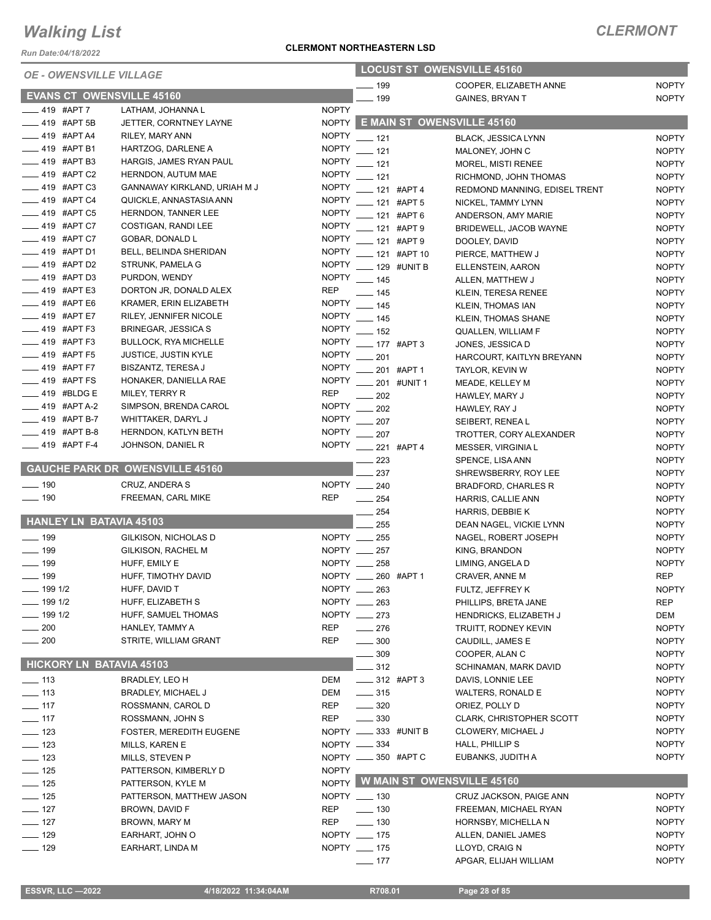# Walking List

## CLERMONT

Run Date:04/18/2022

**CLERMONT NORTHEASTERN LSD**

### OE - OWENSVILLE VILLAGE

#### EVANS CT OWENSVILLE 45160

| Address | Name | Party |
|---|---|---|
| ____ 419 #APT 7 | LATHAM, JOHANNA L | NOPTY |
| ____ 419 #APT 5B | JETTER, CORNTNEY LAYNE | NOPTY |
| ____ 419 #APT A4 | RILEY, MARY ANN | NOPTY |
| ____ 419 #APT B1 | HARTZOG, DARLENE A | NOPTY |
| ____ 419 #APT B3 | HARGIS, JAMES RYAN PAUL | NOPTY |
| ____ 419 #APT C2 | HERNDON, AUTUM MAE | NOPTY |
| ____ 419 #APT C3 | GANNAWAY KIRKLAND, URIAH M J | NOPTY |
| ____ 419 #APT C4 | QUICKLE, ANNASTASIA ANN | NOPTY |
| ____ 419 #APT C5 | HERNDON, TANNER LEE | NOPTY |
| ____ 419 #APT C7 | COSTIGAN, RANDI LEE | NOPTY |
| ____ 419 #APT C7 | GOBAR, DONALD L | NOPTY |
| ____ 419 #APT D1 | BELL, BELINDA SHERIDAN | NOPTY |
| ____ 419 #APT D2 | STRUNK, PAMELA G | NOPTY |
| ____ 419 #APT D3 | PURDON, WENDY | NOPTY |
| ____ 419 #APT E3 | DORTON JR, DONALD ALEX | REP |
| ____ 419 #APT E6 | KRAMER, ERIN ELIZABETH | NOPTY |
| ____ 419 #APT E7 | RILEY, JENNIFER NICOLE | NOPTY |
| ____ 419 #APT F3 | BRINEGAR, JESSICA S | NOPTY |
| ____ 419 #APT F3 | BULLOCK, RYA MICHELLE | NOPTY |
| ____ 419 #APT F5 | JUSTICE, JUSTIN KYLE | NOPTY |
| ____ 419 #APT F7 | BISZANTZ, TERESA J | NOPTY |
| ____ 419 #APT FS | HONAKER, DANIELLA RAE | NOPTY |
| ____ 419 #BLDG E | MILEY, TERRY R | REP |
| ____ 419 #APT A-2 | SIMPSON, BRENDA CAROL | NOPTY |
| ____ 419 #APT B-7 | WHITTAKER, DARYL J | NOPTY |
| ____ 419 #APT B-8 | HERNDON, KATLYN BETH | NOPTY |
| ____ 419 #APT F-4 | JOHNSON, DANIEL R | NOPTY |

#### GAUCHE PARK DR OWENSVILLE 45160

| Address | Name | Party |
|---|---|---|
| ____ 190 | CRUZ, ANDERA S | NOPTY |
| ____ 190 | FREEMAN, CARL MIKE | REP |

#### HANLEY LN BATAVIA 45103

| Address | Name | Party |
|---|---|---|
| ____ 199 | GILKISON, NICHOLAS D | NOPTY |
| ____ 199 | GILKISON, RACHEL M | NOPTY |
| ____ 199 | HUFF, EMILY E | NOPTY |
| ____ 199 | HUFF, TIMOTHY DAVID | NOPTY |
| ____ 199 1/2 | HUFF, DAVID T | NOPTY |
| ____ 199 1/2 | HUFF, ELIZABETH S | NOPTY |
| ____ 199 1/2 | HUFF, SAMUEL THOMAS | NOPTY |
| ____ 200 | HANLEY, TAMMY A | REP |
| ____ 200 | STRITE, WILLIAM GRANT | REP |

#### HICKORY LN BATAVIA 45103

| Address | Name | Party |
|---|---|---|
| ____ 113 | BRADLEY, LEO H | DEM |
| ____ 113 | BRADLEY, MICHAEL J | DEM |
| ____ 117 | ROSSMANN, CAROL D | REP |
| ____ 117 | ROSSMANN, JOHN S | REP |
| ____ 123 | FOSTER, MEREDITH EUGENE | NOPTY |
| ____ 123 | MILLS, KAREN E | NOPTY |
| ____ 123 | MILLS, STEVEN P | NOPTY |
| ____ 125 | PATTERSON, KIMBERLY D | NOPTY |
| ____ 125 | PATTERSON, KYLE M | NOPTY |
| ____ 125 | PATTERSON, MATTHEW JASON | NOPTY |
| ____ 127 | BROWN, DAVID F | REP |
| ____ 127 | BROWN, MARY M | REP |
| ____ 129 | EARHART, JOHN O | NOPTY |
| ____ 129 | EARHART, LINDA M | NOPTY |

#### LOCUST ST OWENSVILLE 45160

| Address | Name | Party |
|---|---|---|
| ____ 199 | COOPER, ELIZABETH ANNE | NOPTY |
| ____ 199 | GAINES, BRYAN T | NOPTY |

#### E MAIN ST OWENSVILLE 45160

| Address | Name | Party |
|---|---|---|
| ____ 121 | BLACK, JESSICA LYNN | NOPTY |
| ____ 121 | MALONEY, JOHN C | NOPTY |
| ____ 121 | MOREL, MISTI RENEE | NOPTY |
| ____ 121 | RICHMOND, JOHN THOMAS | NOPTY |
| ____ 121 #APT 4 | REDMOND MANNING, EDISEL TRENT | NOPTY |
| ____ 121 #APT 5 | NICKEL, TAMMY LYNN | NOPTY |
| ____ 121 #APT 6 | ANDERSON, AMY MARIE | NOPTY |
| ____ 121 #APT 9 | BRIDEWELL, JACOB WAYNE | NOPTY |
| ____ 121 #APT 9 | DOOLEY, DAVID | NOPTY |
| ____ 121 #APT 10 | PIERCE, MATTHEW J | NOPTY |
| ____ 129 #UNIT B | ELLENSTEIN, AARON | NOPTY |
| ____ 145 | ALLEN, MATTHEW J | NOPTY |
| ____ 145 | KLEIN, TERESA RENEE | NOPTY |
| ____ 145 | KLEIN, THOMAS IAN | NOPTY |
| ____ 145 | KLEIN, THOMAS SHANE | NOPTY |
| ____ 152 | QUALLEN, WILLIAM F | NOPTY |
| ____ 177 #APT 3 | JONES, JESSICA D | NOPTY |
| ____ 201 | HARCOURT, KAITLYN BREYANN | NOPTY |
| ____ 201 #APT 1 | TAYLOR, KEVIN W | NOPTY |
| ____ 201 #UNIT 1 | MEADE, KELLEY M | NOPTY |
| ____ 202 | HAWLEY, MARY J | NOPTY |
| ____ 202 | HAWLEY, RAY J | NOPTY |
| ____ 207 | SEIBERT, RENEA L | NOPTY |
| ____ 207 | TROTTER, CORY ALEXANDER | NOPTY |
| ____ 221 #APT 4 | MESSER, VIRGINIA L | NOPTY |
| ____ 223 | SPENCE, LISA ANN | NOPTY |
| ____ 237 | SHREWSBERRY, ROY LEE | NOPTY |
| ____ 240 | BRADFORD, CHARLES R | NOPTY |
| ____ 254 | HARRIS, CALLIE ANN | NOPTY |
| ____ 254 | HARRIS, DEBBIE K | NOPTY |
| ____ 255 | DEAN NAGEL, VICKIE LYNN | NOPTY |
| ____ 255 | NAGEL, ROBERT JOSEPH | NOPTY |
| ____ 257 | KING, BRANDON | NOPTY |
| ____ 258 | LIMING, ANGELA D | NOPTY |
| ____ 260 #APT 1 | CRAVER, ANNE M | REP |
| ____ 263 | FULTZ, JEFFREY K | NOPTY |
| ____ 263 | PHILLIPS, BRETA JANE | REP |
| ____ 273 | HENDRICKS, ELIZABETH J | DEM |
| ____ 276 | TRUITT, RODNEY KEVIN | NOPTY |
| ____ 300 | CAUDILL, JAMES E | NOPTY |
| ____ 309 | COOPER, ALAN C | NOPTY |
| ____ 312 | SCHINAMAN, MARK DAVID | NOPTY |
| ____ 312 #APT 3 | DAVIS, LONNIE LEE | NOPTY |
| ____ 315 | WALTERS, RONALD E | NOPTY |
| ____ 320 | ORIEZ, POLLY D | NOPTY |
| ____ 330 | CLARK, CHRISTOPHER SCOTT | NOPTY |
| ____ 333 #UNIT B | CLOWERY, MICHAEL J | NOPTY |
| ____ 334 | HALL, PHILLIP S | NOPTY |
| ____ 350 #APT C | EUBANKS, JUDITH A | NOPTY |

#### W MAIN ST OWENSVILLE 45160

| Address | Name | Party |
|---|---|---|
| ____ 130 | CRUZ JACKSON, PAIGE ANN | NOPTY |
| ____ 130 | FREEMAN, MICHAEL RYAN | NOPTY |
| ____ 130 | HORNSBY, MICHELLA N | NOPTY |
| ____ 175 | ALLEN, DANIEL JAMES | NOPTY |
| ____ 175 | LLOYD, CRAIG N | NOPTY |
| ____ 177 | APGAR, ELIJAH WILLIAM | NOPTY |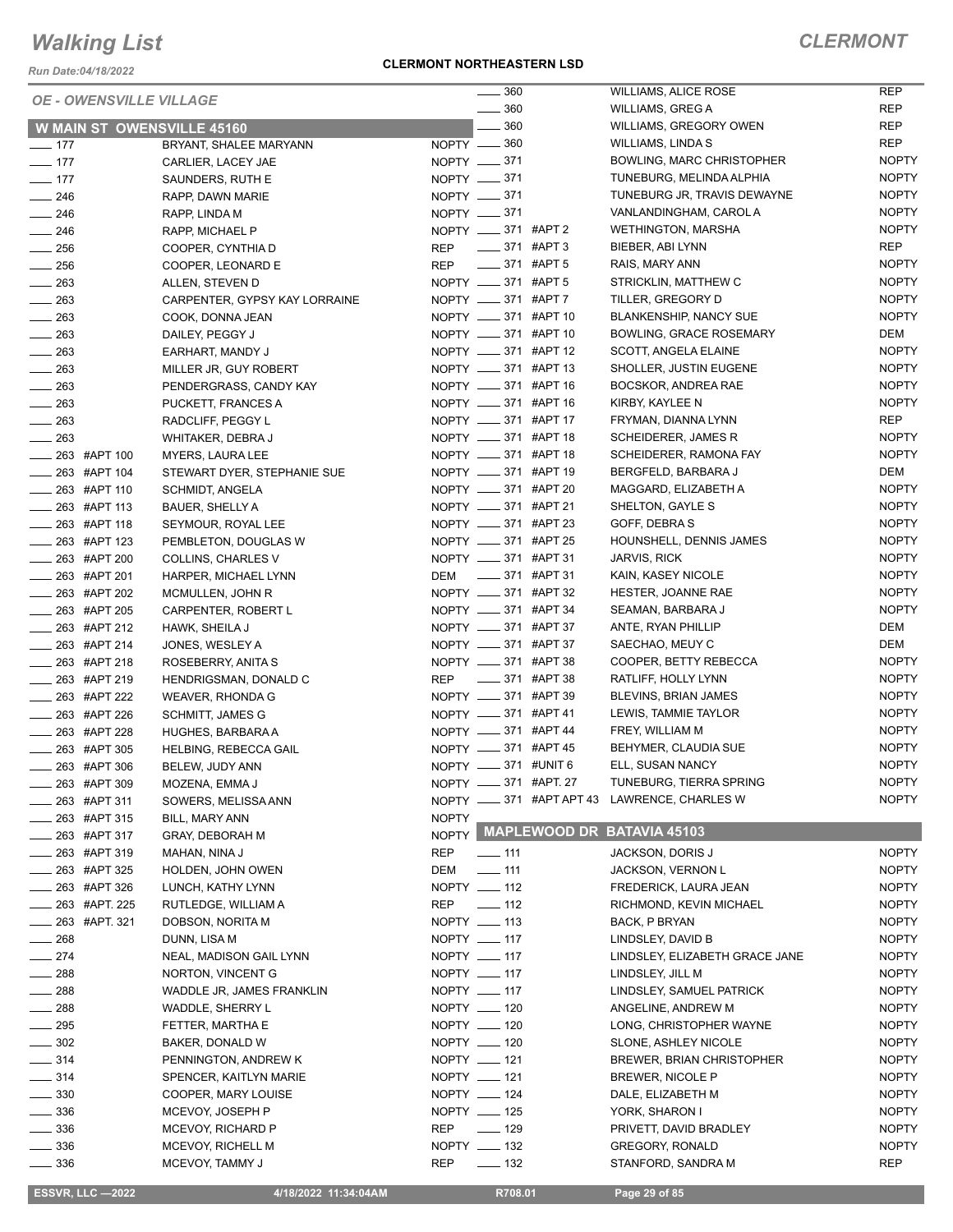# Walking List

## CLERMONT

**CLERMONT NORTHEASTERN LSD**

*Run Date:04/18/2022*

*OE - OWENSVILLE VILLAGE*

### W MAIN ST OWENSVILLE 45160

| No. | Apt | Name | Party |
|---|---|---|---|
| 177 | | BRYANT, SHALEE MARYANN | NOPTY |
| 177 | | CARLIER, LACEY JAE | NOPTY |
| 177 | | SAUNDERS, RUTH E | NOPTY |
| 246 | | RAPP, DAWN MARIE | NOPTY |
| 246 | | RAPP, LINDA M | NOPTY |
| 246 | | RAPP, MICHAEL P | NOPTY |
| 256 | | COOPER, CYNTHIA D | REP |
| 256 | | COOPER, LEONARD E | REP |
| 263 | | ALLEN, STEVEN D | NOPTY |
| 263 | | CARPENTER, GYPSY KAY LORRAINE | NOPTY |
| 263 | | COOK, DONNA JEAN | NOPTY |
| 263 | | DAILEY, PEGGY J | NOPTY |
| 263 | | EARHART, MANDY J | NOPTY |
| 263 | | MILLER JR, GUY ROBERT | NOPTY |
| 263 | | PENDERGRASS, CANDY KAY | NOPTY |
| 263 | | PUCKETT, FRANCES A | NOPTY |
| 263 | | RADCLIFF, PEGGY L | NOPTY |
| 263 | | WHITAKER, DEBRA J | NOPTY |
| 263 | #APT 100 | MYERS, LAURA LEE | NOPTY |
| 263 | #APT 104 | STEWART DYER, STEPHANIE SUE | NOPTY |
| 263 | #APT 110 | SCHMIDT, ANGELA | NOPTY |
| 263 | #APT 113 | BAUER, SHELLY A | NOPTY |
| 263 | #APT 118 | SEYMOUR, ROYAL LEE | NOPTY |
| 263 | #APT 123 | PEMBLETON, DOUGLAS W | NOPTY |
| 263 | #APT 200 | COLLINS, CHARLES V | NOPTY |
| 263 | #APT 201 | HARPER, MICHAEL LYNN | DEM |
| 263 | #APT 202 | MCMULLEN, JOHN R | NOPTY |
| 263 | #APT 205 | CARPENTER, ROBERT L | NOPTY |
| 263 | #APT 212 | HAWK, SHEILA J | NOPTY |
| 263 | #APT 214 | JONES, WESLEY A | NOPTY |
| 263 | #APT 218 | ROSEBERRY, ANITA S | NOPTY |
| 263 | #APT 219 | HENDRIGSMAN, DONALD C | REP |
| 263 | #APT 222 | WEAVER, RHONDA G | NOPTY |
| 263 | #APT 226 | SCHMITT, JAMES G | NOPTY |
| 263 | #APT 228 | HUGHES, BARBARA A | NOPTY |
| 263 | #APT 305 | HELBING, REBECCA GAIL | NOPTY |
| 263 | #APT 306 | BELEW, JUDY ANN | NOPTY |
| 263 | #APT 309 | MOZENA, EMMA J | NOPTY |
| 263 | #APT 311 | SOWERS, MELISSA ANN | NOPTY |
| 263 | #APT 315 | BILL, MARY ANN | NOPTY |
| 263 | #APT 317 | GRAY, DEBORAH M | NOPTY |
| 263 | #APT 319 | MAHAN, NINA J | REP |
| 263 | #APT 325 | HOLDEN, JOHN OWEN | DEM |
| 263 | #APT 326 | LUNCH, KATHY LYNN | NOPTY |
| 263 | #APT. 225 | RUTLEDGE, WILLIAM A | REP |
| 263 | #APT. 321 | DOBSON, NORITA M | NOPTY |
| 268 | | DUNN, LISA M | NOPTY |
| 274 | | NEAL, MADISON GAIL LYNN | NOPTY |
| 288 | | NORTON, VINCENT G | NOPTY |
| 288 | | WADDLE JR, JAMES FRANKLIN | NOPTY |
| 288 | | WADDLE, SHERRY L | NOPTY |
| 295 | | FETTER, MARTHA E | NOPTY |
| 302 | | BAKER, DONALD W | NOPTY |
| 314 | | PENNINGTON, ANDREW K | NOPTY |
| 314 | | SPENCER, KAITLYN MARIE | NOPTY |
| 330 | | COOPER, MARY LOUISE | NOPTY |
| 336 | | MCEVOY, JOSEPH P | NOPTY |
| 336 | | MCEVOY, RICHARD P | REP |
| 336 | | MCEVOY, RICHELL M | NOPTY |
| 336 | | MCEVOY, TAMMY J | REP |
| 360 | | WILLIAMS, ALICE ROSE | REP |
| 360 | | WILLIAMS, GREG A | REP |
| 360 | | WILLIAMS, GREGORY OWEN | REP |
| 360 | | WILLIAMS, LINDA S | REP |
| 371 | | BOWLING, MARC CHRISTOPHER | NOPTY |
| 371 | | TUNEBURG, MELINDA ALPHIA | NOPTY |
| 371 | | TUNEBURG JR, TRAVIS DEWAYNE | NOPTY |
| 371 | | VANLANDINGHAM, CAROL A | NOPTY |
| 371 | #APT 2 | WETHINGTON, MARSHA | NOPTY |
| 371 | #APT 3 | BIEBER, ABI LYNN | REP |
| 371 | #APT 5 | RAIS, MARY ANN | NOPTY |
| 371 | #APT 5 | STRICKLIN, MATTHEW C | NOPTY |
| 371 | #APT 7 | TILLER, GREGORY D | NOPTY |
| 371 | #APT 10 | BLANKENSHIP, NANCY SUE | NOPTY |
| 371 | #APT 10 | BOWLING, GRACE ROSEMARY | DEM |
| 371 | #APT 12 | SCOTT, ANGELA ELAINE | NOPTY |
| 371 | #APT 13 | SHOLLER, JUSTIN EUGENE | NOPTY |
| 371 | #APT 16 | BOCSKOR, ANDREA RAE | NOPTY |
| 371 | #APT 16 | KIRBY, KAYLEE N | NOPTY |
| 371 | #APT 17 | FRYMAN, DIANNA LYNN | REP |
| 371 | #APT 18 | SCHEIDERER, JAMES R | NOPTY |
| 371 | #APT 18 | SCHEIDERER, RAMONA FAY | NOPTY |
| 371 | #APT 19 | BERGFELD, BARBARA J | DEM |
| 371 | #APT 20 | MAGGARD, ELIZABETH A | NOPTY |
| 371 | #APT 21 | SHELTON, GAYLE S | NOPTY |
| 371 | #APT 23 | GOFF, DEBRA S | NOPTY |
| 371 | #APT 25 | HOUNSHELL, DENNIS JAMES | NOPTY |
| 371 | #APT 31 | JARVIS, RICK | NOPTY |
| 371 | #APT 31 | KAIN, KASEY NICOLE | NOPTY |
| 371 | #APT 32 | HESTER, JOANNE RAE | NOPTY |
| 371 | #APT 34 | SEAMAN, BARBARA J | NOPTY |
| 371 | #APT 37 | ANTE, RYAN PHILLIP | DEM |
| 371 | #APT 37 | SAECHAO, MEUY C | DEM |
| 371 | #APT 38 | COOPER, BETTY REBECCA | NOPTY |
| 371 | #APT 38 | RATLIFF, HOLLY LYNN | NOPTY |
| 371 | #APT 39 | BLEVINS, BRIAN JAMES | NOPTY |
| 371 | #APT 41 | LEWIS, TAMMIE TAYLOR | NOPTY |
| 371 | #APT 44 | FREY, WILLIAM M | NOPTY |
| 371 | #APT 45 | BEHYMER, CLAUDIA SUE | NOPTY |
| 371 | #UNIT 6 | ELL, SUSAN NANCY | NOPTY |
| 371 | #APT. 27 | TUNEBURG, TIERRA SPRING | NOPTY |
| 371 | #APT APT 43 | LAWRENCE, CHARLES W | NOPTY |

### MAPLEWOOD DR BATAVIA 45103

| No. | Apt | Name | Party |
|---|---|---|---|
| 111 | | JACKSON, DORIS J | NOPTY |
| 111 | | JACKSON, VERNON L | NOPTY |
| 112 | | FREDERICK, LAURA JEAN | NOPTY |
| 112 | | RICHMOND, KEVIN MICHAEL | NOPTY |
| 113 | | BACK, P BRYAN | NOPTY |
| 117 | | LINDSLEY, DAVID B | NOPTY |
| 117 | | LINDSLEY, ELIZABETH GRACE JANE | NOPTY |
| 117 | | LINDSLEY, JILL M | NOPTY |
| 117 | | LINDSLEY, SAMUEL PATRICK | NOPTY |
| 120 | | ANGELINE, ANDREW M | NOPTY |
| 120 | | LONG, CHRISTOPHER WAYNE | NOPTY |
| 120 | | SLONE, ASHLEY NICOLE | NOPTY |
| 121 | | BREWER, BRIAN CHRISTOPHER | NOPTY |
| 121 | | BREWER, NICOLE P | NOPTY |
| 124 | | DALE, ELIZABETH M | NOPTY |
| 125 | | YORK, SHARON I | NOPTY |
| 129 | | PRIVETT, DAVID BRADLEY | NOPTY |
| 132 | | GREGORY, RONALD | NOPTY |
| 132 | | STANFORD, SANDRA M | REP |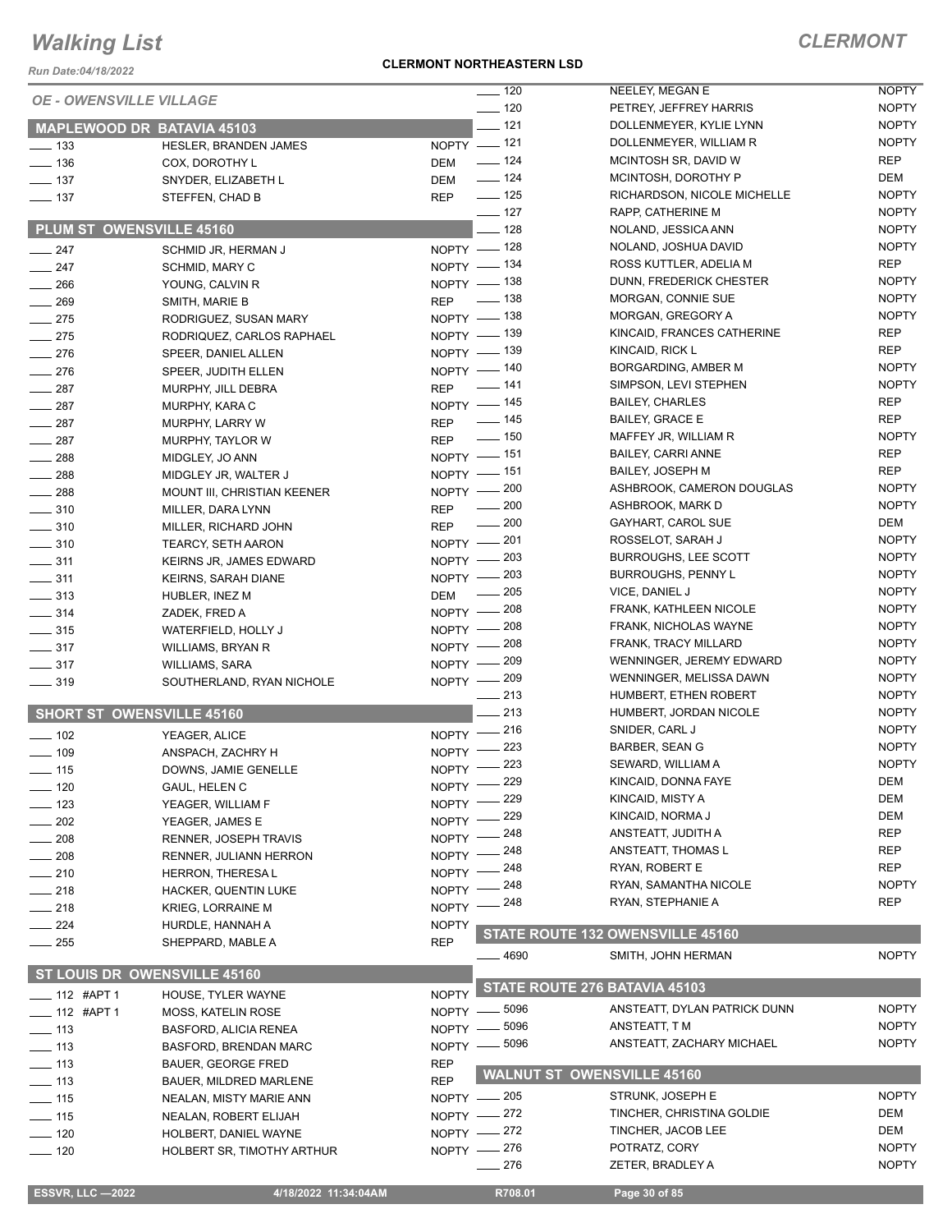# Walking List

## CLERMONT

Run Date:04/18/2022

**CLERMONT NORTHEASTERN LSD**

*OE - OWENSVILLE VILLAGE*

### MAPLEWOOD DR BATAVIA 45103

| No. | Name | Party |
|---|---|---|
| 133 | HESLER, BRANDEN JAMES | NOPTY |
| 136 | COX, DOROTHY L | DEM |
| 137 | SNYDER, ELIZABETH L | DEM |
| 137 | STEFFEN, CHAD B | REP |

### PLUM ST OWENSVILLE 45160

| No. | Name | Party |
|---|---|---|
| 247 | SCHMID JR, HERMAN J | NOPTY |
| 247 | SCHMID, MARY C | NOPTY |
| 266 | YOUNG, CALVIN R | NOPTY |
| 269 | SMITH, MARIE B | REP |
| 275 | RODRIGUEZ, SUSAN MARY | NOPTY |
| 275 | RODRIQUEZ, CARLOS RAPHAEL | NOPTY |
| 276 | SPEER, DANIEL ALLEN | NOPTY |
| 276 | SPEER, JUDITH ELLEN | NOPTY |
| 287 | MURPHY, JILL DEBRA | REP |
| 287 | MURPHY, KARA C | NOPTY |
| 287 | MURPHY, LARRY W | REP |
| 287 | MURPHY, TAYLOR W | REP |
| 288 | MIDGLEY, JO ANN | NOPTY |
| 288 | MIDGLEY JR, WALTER J | NOPTY |
| 288 | MOUNT III, CHRISTIAN KEENER | NOPTY |
| 310 | MILLER, DARA LYNN | REP |
| 310 | MILLER, RICHARD JOHN | REP |
| 310 | TEARCY, SETH AARON | NOPTY |
| 311 | KEIRNS JR, JAMES EDWARD | NOPTY |
| 311 | KEIRNS, SARAH DIANE | NOPTY |
| 313 | HUBLER, INEZ M | DEM |
| 314 | ZADEK, FRED A | NOPTY |
| 315 | WATERFIELD, HOLLY J | NOPTY |
| 317 | WILLIAMS, BRYAN R | NOPTY |
| 317 | WILLIAMS, SARA | NOPTY |
| 319 | SOUTHERLAND, RYAN NICHOLE | NOPTY |

### SHORT ST OWENSVILLE 45160

| No. | Name | Party |
|---|---|---|
| 102 | YEAGER, ALICE | NOPTY |
| 109 | ANSPACH, ZACHRY H | NOPTY |
| 115 | DOWNS, JAMIE GENELLE | NOPTY |
| 120 | GAUL, HELEN C | NOPTY |
| 123 | YEAGER, WILLIAM F | NOPTY |
| 202 | YEAGER, JAMES E | NOPTY |
| 208 | RENNER, JOSEPH TRAVIS | NOPTY |
| 208 | RENNER, JULIANN HERRON | NOPTY |
| 210 | HERRON, THERESA L | NOPTY |
| 218 | HACKER, QUENTIN LUKE | NOPTY |
| 218 | KRIEG, LORRAINE M | NOPTY |
| 224 | HURDLE, HANNAH A | NOPTY |
| 255 | SHEPPARD, MABLE A | REP |

### ST LOUIS DR OWENSVILLE 45160

| No. | Name | Party |
|---|---|---|
| 112 #APT 1 | HOUSE, TYLER WAYNE | NOPTY |
| 112 #APT 1 | MOSS, KATELIN ROSE | NOPTY |
| 113 | BASFORD, ALICIA RENEA | NOPTY |
| 113 | BASFORD, BRENDAN MARC | NOPTY |
| 113 | BAUER, GEORGE FRED | REP |
| 113 | BAUER, MILDRED MARLENE | REP |
| 115 | NEALAN, MISTY MARIE ANN | NOPTY |
| 115 | NEALAN, ROBERT ELIJAH | NOPTY |
| 120 | HOLBERT, DANIEL WAYNE | NOPTY |
| 120 | HOLBERT SR, TIMOTHY ARTHUR | NOPTY |
| 120 | NEELEY, MEGAN E | NOPTY |
| 120 | PETREY, JEFFREY HARRIS | NOPTY |
| 121 | DOLLENMEYER, KYLIE LYNN | NOPTY |
| 121 | DOLLENMEYER, WILLIAM R | NOPTY |
| 124 | MCINTOSH SR, DAVID W | REP |
| 124 | MCINTOSH, DOROTHY P | DEM |
| 125 | RICHARDSON, NICOLE MICHELLE | NOPTY |
| 127 | RAPP, CATHERINE M | NOPTY |
| 128 | NOLAND, JESSICA ANN | NOPTY |
| 128 | NOLAND, JOSHUA DAVID | NOPTY |
| 134 | ROSS KUTTLER, ADELIA M | REP |
| 138 | DUNN, FREDERICK CHESTER | NOPTY |
| 138 | MORGAN, CONNIE SUE | NOPTY |
| 138 | MORGAN, GREGORY A | NOPTY |
| 139 | KINCAID, FRANCES CATHERINE | REP |
| 139 | KINCAID, RICK L | REP |
| 140 | BORGARDING, AMBER M | NOPTY |
| 141 | SIMPSON, LEVI STEPHEN | NOPTY |
| 145 | BAILEY, CHARLES | REP |
| 145 | BAILEY, GRACE E | REP |
| 150 | MAFFEY JR, WILLIAM R | NOPTY |
| 151 | BAILEY, CARRI ANNE | REP |
| 151 | BAILEY, JOSEPH M | REP |
| 200 | ASHBROOK, CAMERON DOUGLAS | NOPTY |
| 200 | ASHBROOK, MARK D | NOPTY |
| 200 | GAYHART, CAROL SUE | DEM |
| 201 | ROSSELOT, SARAH J | NOPTY |
| 203 | BURROUGHS, LEE SCOTT | NOPTY |
| 203 | BURROUGHS, PENNY L | NOPTY |
| 205 | VICE, DANIEL J | NOPTY |
| 208 | FRANK, KATHLEEN NICOLE | NOPTY |
| 208 | FRANK, NICHOLAS WAYNE | NOPTY |
| 208 | FRANK, TRACY MILLARD | NOPTY |
| 209 | WENNINGER, JEREMY EDWARD | NOPTY |
| 209 | WENNINGER, MELISSA DAWN | NOPTY |
| 213 | HUMBERT, ETHEN ROBERT | NOPTY |
| 213 | HUMBERT, JORDAN NICOLE | NOPTY |
| 216 | SNIDER, CARL J | NOPTY |
| 223 | BARBER, SEAN G | NOPTY |
| 223 | SEWARD, WILLIAM A | NOPTY |
| 229 | KINCAID, DONNA FAYE | DEM |
| 229 | KINCAID, MISTY A | DEM |
| 229 | KINCAID, NORMA J | DEM |
| 248 | ANSTEATT, JUDITH A | REP |
| 248 | ANSTEATT, THOMAS L | REP |
| 248 | RYAN, ROBERT E | REP |
| 248 | RYAN, SAMANTHA NICOLE | NOPTY |
| 248 | RYAN, STEPHANIE A | REP |

### STATE ROUTE 132 OWENSVILLE 45160

| No. | Name | Party |
|---|---|---|
| 4690 | SMITH, JOHN HERMAN | NOPTY |

### STATE ROUTE 276 BATAVIA 45103

| No. | Name | Party |
|---|---|---|
| 5096 | ANSTEATT, DYLAN PATRICK DUNN | NOPTY |
| 5096 | ANSTEATT, T M | NOPTY |
| 5096 | ANSTEATT, ZACHARY MICHAEL | NOPTY |

### WALNUT ST OWENSVILLE 45160

| No. | Name | Party |
|---|---|---|
| 205 | STRUNK, JOSEPH E | NOPTY |
| 272 | TINCHER, CHRISTINA GOLDIE | DEM |
| 272 | TINCHER, JACOB LEE | DEM |
| 276 | POTRATZ, CORY | NOPTY |
| 276 | ZETER, BRADLEY A | NOPTY |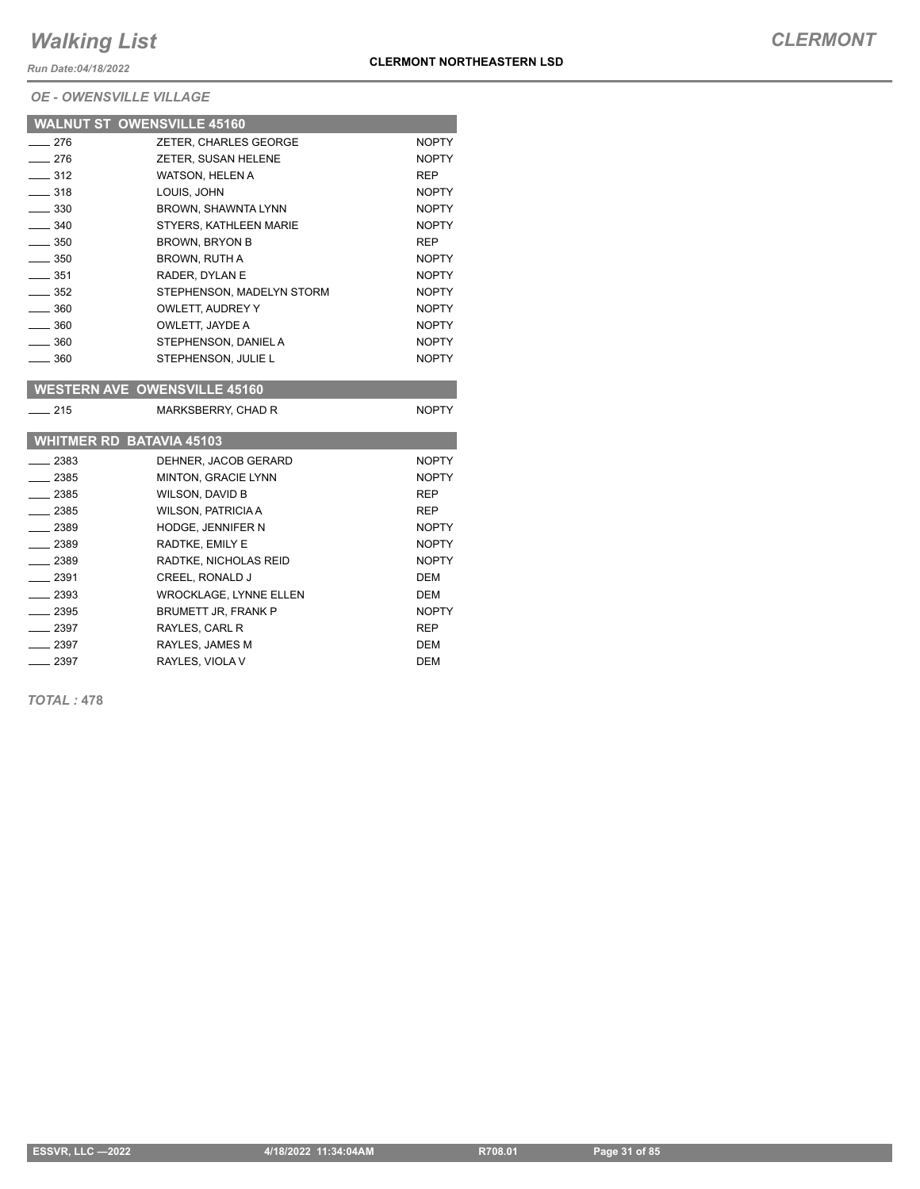# Walking List

*Run Date:04/18/2022*

**CLERMONT NORTHEASTERN LSD**

***CLERMONT***

*OE - OWENSVILLE VILLAGE*

## WALNUT ST OWENSVILLE 45160

| No. | Name | Party |
|---|---|---|
| ____ 276 | ZETER, CHARLES GEORGE | NOPTY |
| ____ 276 | ZETER, SUSAN HELENE | NOPTY |
| ____ 312 | WATSON, HELEN A | REP |
| ____ 318 | LOUIS, JOHN | NOPTY |
| ____ 330 | BROWN, SHAWNTA LYNN | NOPTY |
| ____ 340 | STYERS, KATHLEEN MARIE | NOPTY |
| ____ 350 | BROWN, BRYON B | REP |
| ____ 350 | BROWN, RUTH A | NOPTY |
| ____ 351 | RADER, DYLAN E | NOPTY |
| ____ 352 | STEPHENSON, MADELYN STORM | NOPTY |
| ____ 360 | OWLETT, AUDREY Y | NOPTY |
| ____ 360 | OWLETT, JAYDE A | NOPTY |
| ____ 360 | STEPHENSON, DANIEL A | NOPTY |
| ____ 360 | STEPHENSON, JULIE L | NOPTY |

## WESTERN AVE OWENSVILLE 45160

| No. | Name | Party |
|---|---|---|
| ____ 215 | MARKSBERRY, CHAD R | NOPTY |

## WHITMER RD BATAVIA 45103

| No. | Name | Party |
|---|---|---|
| ____ 2383 | DEHNER, JACOB GERARD | NOPTY |
| ____ 2385 | MINTON, GRACIE LYNN | NOPTY |
| ____ 2385 | WILSON, DAVID B | REP |
| ____ 2385 | WILSON, PATRICIA A | REP |
| ____ 2389 | HODGE, JENNIFER N | NOPTY |
| ____ 2389 | RADTKE, EMILY E | NOPTY |
| ____ 2389 | RADTKE, NICHOLAS REID | NOPTY |
| ____ 2391 | CREEL, RONALD J | DEM |
| ____ 2393 | WROCKLAGE, LYNNE ELLEN | DEM |
| ____ 2395 | BRUMETT JR, FRANK P | NOPTY |
| ____ 2397 | RAYLES, CARL R | REP |
| ____ 2397 | RAYLES, JAMES M | DEM |
| ____ 2397 | RAYLES, VIOLA V | DEM |

***TOTAL :* 478**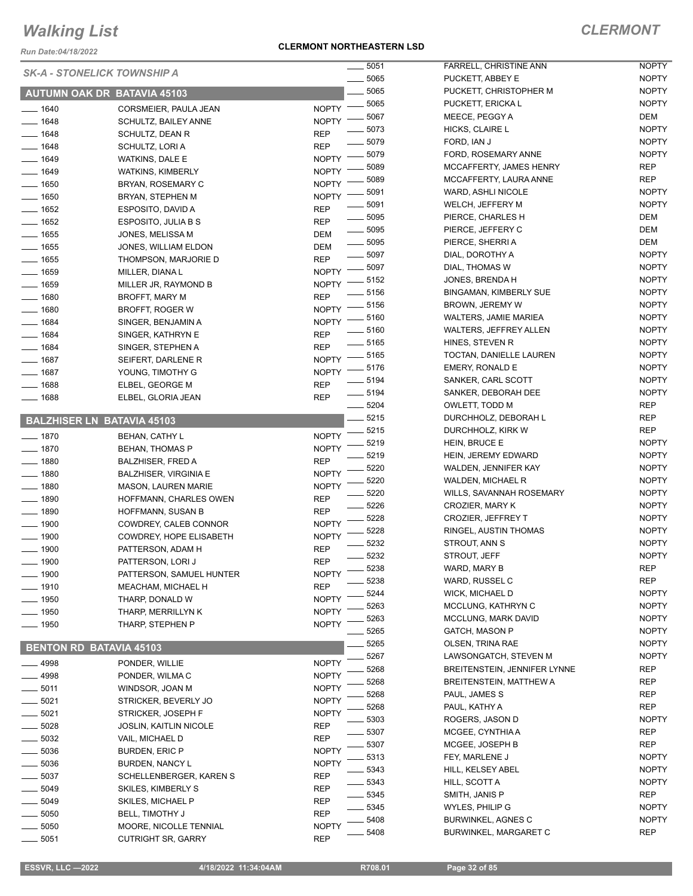# Walking List

## CLERMONT

**CLERMONT NORTHEASTERN LSD**

Run Date:04/18/2022

*SK-A - STONELICK TOWNSHIP A*

### AUTUMN OAK DR BATAVIA 45103

| No. | Name | Party |
|---|---|---|
| 1640 | CORSMEIER, PAULA JEAN | NOPTY |
| 1648 | SCHULTZ, BAILEY ANNE | NOPTY |
| 1648 | SCHULTZ, DEAN R | REP |
| 1648 | SCHULTZ, LORI A | REP |
| 1649 | WATKINS, DALE E | NOPTY |
| 1649 | WATKINS, KIMBERLY | NOPTY |
| 1650 | BRYAN, ROSEMARY C | NOPTY |
| 1650 | BRYAN, STEPHEN M | NOPTY |
| 1652 | ESPOSITO, DAVID A | REP |
| 1652 | ESPOSITO, JULIA B S | REP |
| 1655 | JONES, MELISSA M | DEM |
| 1655 | JONES, WILLIAM ELDON | DEM |
| 1655 | THOMPSON, MARJORIE D | REP |
| 1659 | MILLER, DIANA L | NOPTY |
| 1659 | MILLER JR, RAYMOND B | NOPTY |
| 1680 | BROFFT, MARY M | REP |
| 1680 | BROFFT, ROGER W | NOPTY |
| 1684 | SINGER, BENJAMIN A | NOPTY |
| 1684 | SINGER, KATHRYN E | REP |
| 1684 | SINGER, STEPHEN A | REP |
| 1687 | SEIFERT, DARLENE R | NOPTY |
| 1687 | YOUNG, TIMOTHY G | NOPTY |
| 1688 | ELBEL, GEORGE M | REP |
| 1688 | ELBEL, GLORIA JEAN | REP |

### BALZHISER LN BATAVIA 45103

| No. | Name | Party |
|---|---|---|
| 1870 | BEHAN, CATHY L | NOPTY |
| 1870 | BEHAN, THOMAS P | NOPTY |
| 1880 | BALZHISER, FRED A | REP |
| 1880 | BALZHISER, VIRGINIA E | NOPTY |
| 1880 | MASON, LAUREN MARIE | NOPTY |
| 1890 | HOFFMANN, CHARLES OWEN | REP |
| 1890 | HOFFMANN, SUSAN B | REP |
| 1900 | COWDREY, CALEB CONNOR | NOPTY |
| 1900 | COWDREY, HOPE ELISABETH | NOPTY |
| 1900 | PATTERSON, ADAM H | REP |
| 1900 | PATTERSON, LORI J | REP |
| 1900 | PATTERSON, SAMUEL HUNTER | NOPTY |
| 1910 | MEACHAM, MICHAEL H | REP |
| 1950 | THARP, DONALD W | NOPTY |
| 1950 | THARP, MERRILLYN K | NOPTY |
| 1950 | THARP, STEPHEN P | NOPTY |

### BENTON RD BATAVIA 45103

| No. | Name | Party |
|---|---|---|
| 4998 | PONDER, WILLIE | NOPTY |
| 4998 | PONDER, WILMA C | NOPTY |
| 5011 | WINDSOR, JOAN M | NOPTY |
| 5021 | STRICKER, BEVERLY JO | NOPTY |
| 5021 | STRICKER, JOSEPH F | NOPTY |
| 5028 | JOSLIN, KAITLIN NICOLE | REP |
| 5032 | VAIL, MICHAEL D | REP |
| 5036 | BURDEN, ERIC P | NOPTY |
| 5036 | BURDEN, NANCY L | NOPTY |
| 5037 | SCHELLENBERGER, KAREN S | REP |
| 5049 | SKILES, KIMBERLY S | REP |
| 5049 | SKILES, MICHAEL P | REP |
| 5050 | BELL, TIMOTHY J | REP |
| 5050 | MOORE, NICOLLE TENNIAL | NOPTY |
| 5051 | CUTRIGHT SR, GARRY | REP |
| 5051 | FARRELL, CHRISTINE ANN | NOPTY |
| 5065 | PUCKETT, ABBEY E | NOPTY |
| 5065 | PUCKETT, CHRISTOPHER M | NOPTY |
| 5065 | PUCKETT, ERICKA L | NOPTY |
| 5067 | MEECE, PEGGY A | DEM |
| 5073 | HICKS, CLAIRE L | NOPTY |
| 5079 | FORD, IAN J | NOPTY |
| 5079 | FORD, ROSEMARY ANNE | NOPTY |
| 5089 | MCCAFFERTY, JAMES HENRY | REP |
| 5089 | MCCAFFERTY, LAURA ANNE | REP |
| 5091 | WARD, ASHLI NICOLE | NOPTY |
| 5091 | WELCH, JEFFERY M | NOPTY |
| 5095 | PIERCE, CHARLES H | DEM |
| 5095 | PIERCE, JEFFERY C | DEM |
| 5095 | PIERCE, SHERRI A | DEM |
| 5097 | DIAL, DOROTHY A | NOPTY |
| 5097 | DIAL, THOMAS W | NOPTY |
| 5152 | JONES, BRENDA H | NOPTY |
| 5156 | BINGAMAN, KIMBERLY SUE | NOPTY |
| 5156 | BROWN, JEREMY W | NOPTY |
| 5160 | WALTERS, JAMIE MARIEA | NOPTY |
| 5160 | WALTERS, JEFFREY ALLEN | NOPTY |
| 5165 | HINES, STEVEN R | NOPTY |
| 5165 | TOCTAN, DANIELLE LAUREN | NOPTY |
| 5176 | EMERY, RONALD E | NOPTY |
| 5194 | SANKER, CARL SCOTT | NOPTY |
| 5194 | SANKER, DEBORAH DEE | NOPTY |
| 5204 | OWLETT, TODD M | REP |
| 5215 | DURCHHOLZ, DEBORAH L | REP |
| 5215 | DURCHHOLZ, KIRK W | REP |
| 5219 | HEIN, BRUCE E | NOPTY |
| 5219 | HEIN, JEREMY EDWARD | NOPTY |
| 5220 | WALDEN, JENNIFER KAY | NOPTY |
| 5220 | WALDEN, MICHAEL R | NOPTY |
| 5220 | WILLS, SAVANNAH ROSEMARY | NOPTY |
| 5226 | CROZIER, MARY K | NOPTY |
| 5228 | CROZIER, JEFFREY T | NOPTY |
| 5228 | RINGEL, AUSTIN THOMAS | NOPTY |
| 5232 | STROUT, ANN S | NOPTY |
| 5232 | STROUT, JEFF | NOPTY |
| 5238 | WARD, MARY B | REP |
| 5238 | WARD, RUSSEL C | REP |
| 5244 | WICK, MICHAEL D | NOPTY |
| 5263 | MCCLUNG, KATHRYN C | NOPTY |
| 5263 | MCCLUNG, MARK DAVID | NOPTY |
| 5265 | GATCH, MASON P | NOPTY |
| 5265 | OLSEN, TRINA RAE | NOPTY |
| 5267 | LAWSONGATCH, STEVEN M | NOPTY |
| 5268 | BREITENSTEIN, JENNIFER LYNNE | REP |
| 5268 | BREITENSTEIN, MATTHEW A | REP |
| 5268 | PAUL, JAMES S | REP |
| 5268 | PAUL, KATHY A | REP |
| 5303 | ROGERS, JASON D | NOPTY |
| 5307 | MCGEE, CYNTHIA A | REP |
| 5307 | MCGEE, JOSEPH B | REP |
| 5313 | FEY, MARLENE J | NOPTY |
| 5343 | HILL, KELSEY ABEL | NOPTY |
| 5343 | HILL, SCOTT A | NOPTY |
| 5345 | SMITH, JANIS P | REP |
| 5345 | WYLES, PHILIP G | NOPTY |
| 5408 | BURWINKEL, AGNES C | NOPTY |
| 5408 | BURWINKEL, MARGARET C | REP |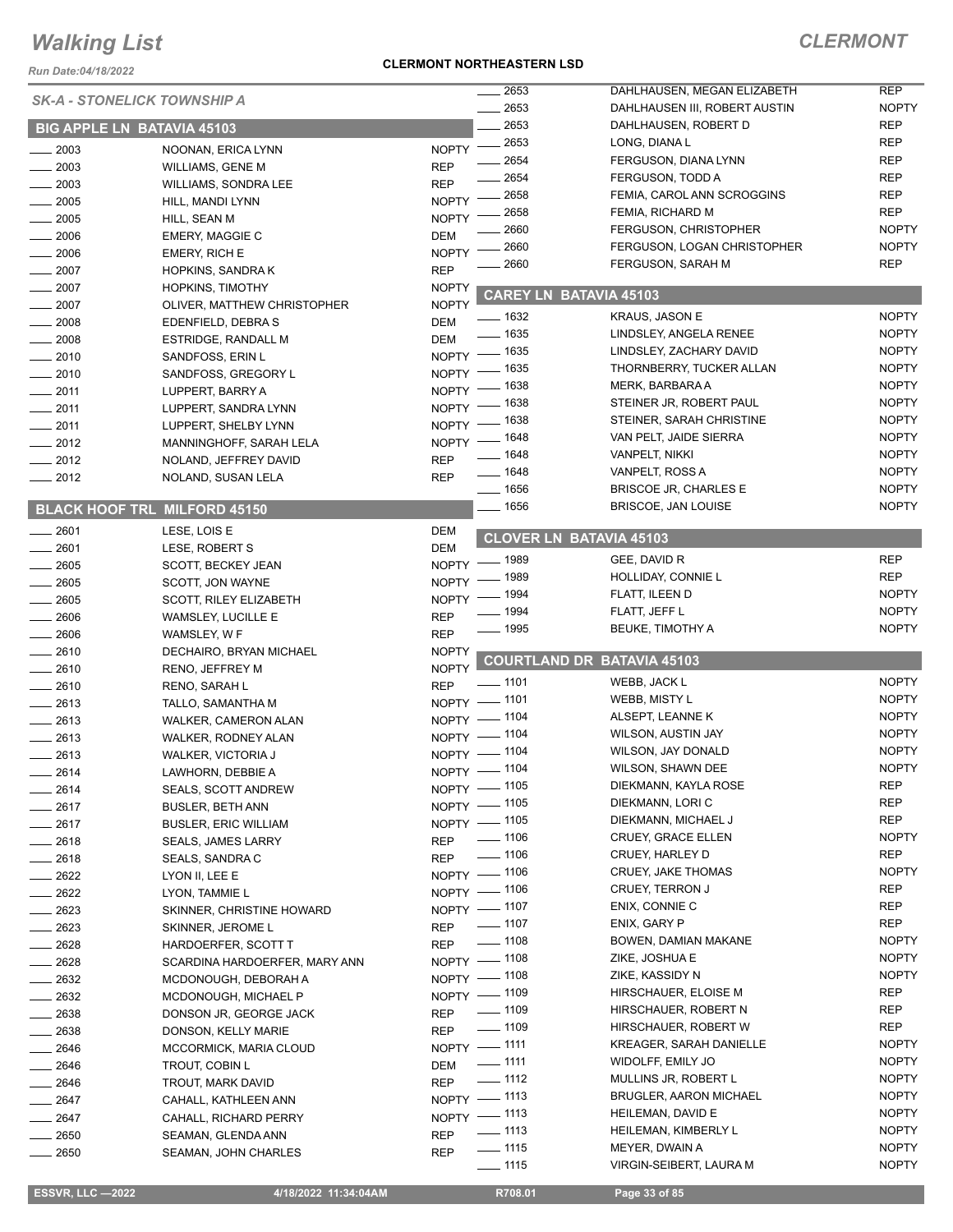# Walking List

## CLERMONT

Run Date:04/18/2022

**CLERMONT NORTHEASTERN LSD**

### SK-A - STONELICK TOWNSHIP A

#### BIG APPLE LN BATAVIA 45103

| No. | Name | Party |
|---|---|---|
| 2003 | NOONAN, ERICA LYNN | NOPTY |
| 2003 | WILLIAMS, GENE M | REP |
| 2003 | WILLIAMS, SONDRA LEE | REP |
| 2005 | HILL, MANDI LYNN | NOPTY |
| 2005 | HILL, SEAN M | NOPTY |
| 2006 | EMERY, MAGGIE C | DEM |
| 2006 | EMERY, RICH E | NOPTY |
| 2007 | HOPKINS, SANDRA K | REP |
| 2007 | HOPKINS, TIMOTHY | NOPTY |
| 2007 | OLIVER, MATTHEW CHRISTOPHER | NOPTY |
| 2008 | EDENFIELD, DEBRA S | DEM |
| 2008 | ESTRIDGE, RANDALL M | DEM |
| 2010 | SANDFOSS, ERIN L | NOPTY |
| 2010 | SANDFOSS, GREGORY L | NOPTY |
| 2011 | LUPPERT, BARRY A | NOPTY |
| 2011 | LUPPERT, SANDRA LYNN | NOPTY |
| 2011 | LUPPERT, SHELBY LYNN | NOPTY |
| 2012 | MANNINGHOFF, SARAH LELA | NOPTY |
| 2012 | NOLAND, JEFFREY DAVID | REP |
| 2012 | NOLAND, SUSAN LELA | REP |

#### BLACK HOOF TRL MILFORD 45150

| No. | Name | Party |
|---|---|---|
| 2601 | LESE, LOIS E | DEM |
| 2601 | LESE, ROBERT S | DEM |
| 2605 | SCOTT, BECKEY JEAN | NOPTY |
| 2605 | SCOTT, JON WAYNE | NOPTY |
| 2605 | SCOTT, RILEY ELIZABETH | NOPTY |
| 2606 | WAMSLEY, LUCILLE E | REP |
| 2606 | WAMSLEY, W F | REP |
| 2610 | DECHAIRO, BRYAN MICHAEL | NOPTY |
| 2610 | RENO, JEFFREY M | NOPTY |
| 2610 | RENO, SARAH L | REP |
| 2613 | TALLO, SAMANTHA M | NOPTY |
| 2613 | WALKER, CAMERON ALAN | NOPTY |
| 2613 | WALKER, RODNEY ALAN | NOPTY |
| 2613 | WALKER, VICTORIA J | NOPTY |
| 2614 | LAWHORN, DEBBIE A | NOPTY |
| 2614 | SEALS, SCOTT ANDREW | NOPTY |
| 2617 | BUSLER, BETH ANN | NOPTY |
| 2617 | BUSLER, ERIC WILLIAM | NOPTY |
| 2618 | SEALS, JAMES LARRY | REP |
| 2618 | SEALS, SANDRA C | REP |
| 2622 | LYON II, LEE E | NOPTY |
| 2622 | LYON, TAMMIE L | NOPTY |
| 2623 | SKINNER, CHRISTINE HOWARD | NOPTY |
| 2623 | SKINNER, JEROME L | REP |
| 2628 | HARDOERFER, SCOTT T | REP |
| 2628 | SCARDINA HARDOERFER, MARY ANN | NOPTY |
| 2632 | MCDONOUGH, DEBORAH A | NOPTY |
| 2632 | MCDONOUGH, MICHAEL P | NOPTY |
| 2638 | DONSON JR, GEORGE JACK | REP |
| 2638 | DONSON, KELLY MARIE | REP |
| 2646 | MCCORMICK, MARIA CLOUD | NOPTY |
| 2646 | TROUT, COBIN L | DEM |
| 2646 | TROUT, MARK DAVID | REP |
| 2647 | CAHALL, KATHLEEN ANN | NOPTY |
| 2647 | CAHALL, RICHARD PERRY | NOPTY |
| 2650 | SEAMAN, GLENDA ANN | REP |
| 2650 | SEAMAN, JOHN CHARLES | REP |
| 2653 | DAHLHAUSEN, MEGAN ELIZABETH | REP |
| 2653 | DAHLHAUSEN III, ROBERT AUSTIN | NOPTY |
| 2653 | DAHLHAUSEN, ROBERT D | REP |
| 2653 | LONG, DIANA L | REP |
| 2654 | FERGUSON, DIANA LYNN | REP |
| 2654 | FERGUSON, TODD A | REP |
| 2658 | FEMIA, CAROL ANN SCROGGINS | REP |
| 2658 | FEMIA, RICHARD M | REP |
| 2660 | FERGUSON, CHRISTOPHER | NOPTY |
| 2660 | FERGUSON, LOGAN CHRISTOPHER | NOPTY |
| 2660 | FERGUSON, SARAH M | REP |

#### CAREY LN BATAVIA 45103

| No. | Name | Party |
|---|---|---|
| 1632 | KRAUS, JASON E | NOPTY |
| 1635 | LINDSLEY, ANGELA RENEE | NOPTY |
| 1635 | LINDSLEY, ZACHARY DAVID | NOPTY |
| 1635 | THORNBERRY, TUCKER ALLAN | NOPTY |
| 1638 | MERK, BARBARA A | NOPTY |
| 1638 | STEINER JR, ROBERT PAUL | NOPTY |
| 1638 | STEINER, SARAH CHRISTINE | NOPTY |
| 1648 | VAN PELT, JAIDE SIERRA | NOPTY |
| 1648 | VANPELT, NIKKI | NOPTY |
| 1648 | VANPELT, ROSS A | NOPTY |
| 1656 | BRISCOE JR, CHARLES E | NOPTY |
| 1656 | BRISCOE, JAN LOUISE | NOPTY |

#### CLOVER LN BATAVIA 45103

| No. | Name | Party |
|---|---|---|
| 1989 | GEE, DAVID R | REP |
| 1989 | HOLLIDAY, CONNIE L | REP |
| 1994 | FLATT, ILEEN D | NOPTY |
| 1994 | FLATT, JEFF L | NOPTY |
| 1995 | BEUKE, TIMOTHY A | NOPTY |

#### COURTLAND DR BATAVIA 45103

| No. | Name | Party |
|---|---|---|
| 1101 | WEBB, JACK L | NOPTY |
| 1101 | WEBB, MISTY L | NOPTY |
| 1104 | ALSEPT, LEANNE K | NOPTY |
| 1104 | WILSON, AUSTIN JAY | NOPTY |
| 1104 | WILSON, JAY DONALD | NOPTY |
| 1104 | WILSON, SHAWN DEE | NOPTY |
| 1105 | DIEKMANN, KAYLA ROSE | REP |
| 1105 | DIEKMANN, LORI C | REP |
| 1105 | DIEKMANN, MICHAEL J | REP |
| 1106 | CRUEY, GRACE ELLEN | NOPTY |
| 1106 | CRUEY, HARLEY D | REP |
| 1106 | CRUEY, JAKE THOMAS | NOPTY |
| 1106 | CRUEY, TERRON J | REP |
| 1107 | ENIX, CONNIE C | REP |
| 1107 | ENIX, GARY P | REP |
| 1108 | BOWEN, DAMIAN MAKANE | NOPTY |
| 1108 | ZIKE, JOSHUA E | NOPTY |
| 1108 | ZIKE, KASSIDY N | NOPTY |
| 1109 | HIRSCHAUER, ELOISE M | REP |
| 1109 | HIRSCHAUER, ROBERT N | REP |
| 1109 | HIRSCHAUER, ROBERT W | REP |
| 1111 | KREAGER, SARAH DANIELLE | NOPTY |
| 1111 | WIDOLFF, EMILY JO | NOPTY |
| 1112 | MULLINS JR, ROBERT L | NOPTY |
| 1113 | BRUGLER, AARON MICHAEL | NOPTY |
| 1113 | HEILEMAN, DAVID E | NOPTY |
| 1113 | HEILEMAN, KIMBERLY L | NOPTY |
| 1115 | MEYER, DWAIN A | NOPTY |
| 1115 | VIRGIN-SEIBERT, LAURA M | NOPTY |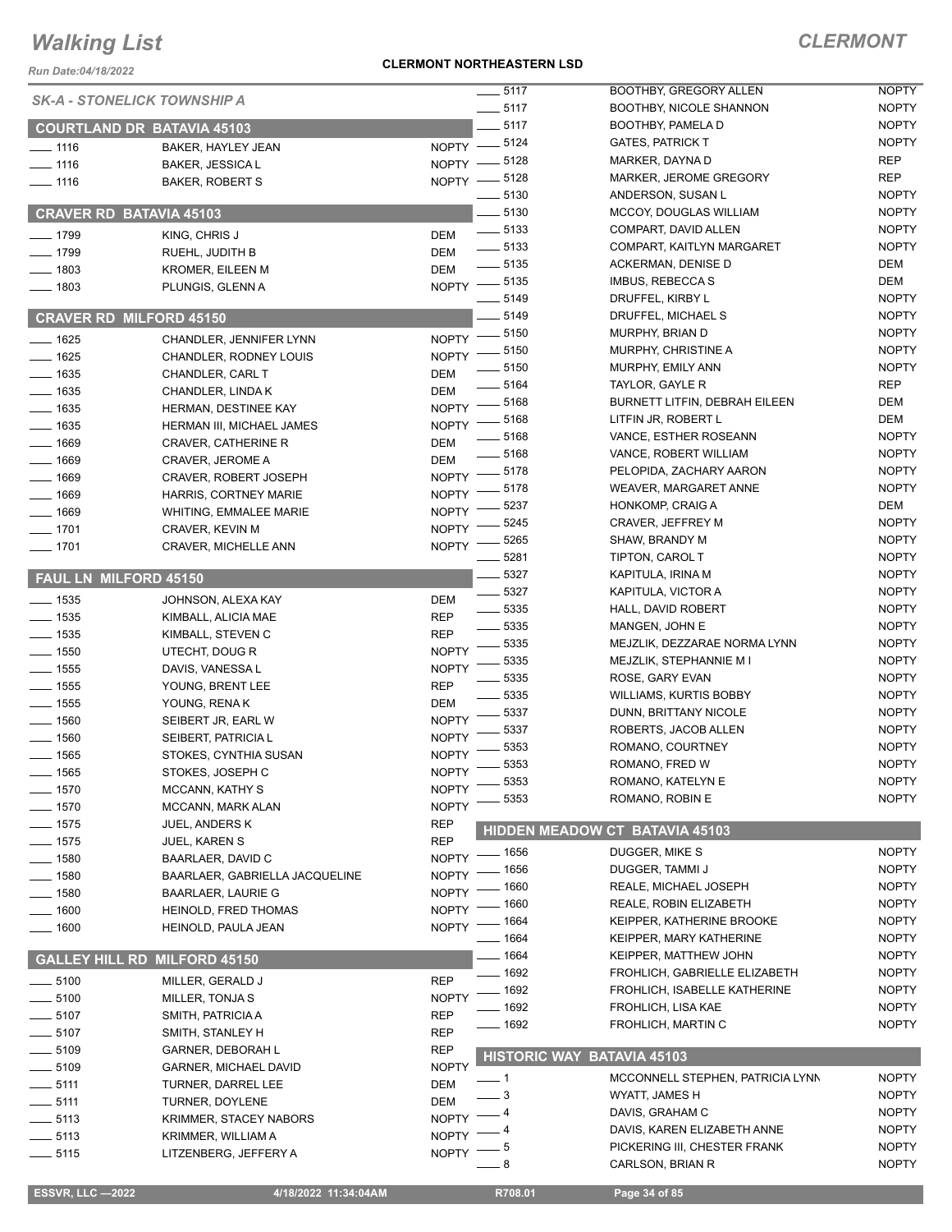# Walking List

## CLERMONT

**CLERMONT NORTHEASTERN LSD**

Run Date:04/18/2022

### SK-A - STONELICK TOWNSHIP A

#### COURTLAND DR BATAVIA 45103

| No. | Name | Party |
|---|---|---|
| 1116 | BAKER, HAYLEY JEAN | NOPTY |
| 1116 | BAKER, JESSICA L | NOPTY |
| 1116 | BAKER, ROBERT S | NOPTY |

#### CRAVER RD BATAVIA 45103

| No. | Name | Party |
|---|---|---|
| 1799 | KING, CHRIS J | DEM |
| 1799 | RUEHL, JUDITH B | DEM |
| 1803 | KROMER, EILEEN M | DEM |
| 1803 | PLUNGIS, GLENN A | NOPTY |

#### CRAVER RD MILFORD 45150

| No. | Name | Party |
|---|---|---|
| 1625 | CHANDLER, JENNIFER LYNN | NOPTY |
| 1625 | CHANDLER, RODNEY LOUIS | NOPTY |
| 1635 | CHANDLER, CARL T | DEM |
| 1635 | CHANDLER, LINDA K | DEM |
| 1635 | HERMAN, DESTINEE KAY | NOPTY |
| 1635 | HERMAN III, MICHAEL JAMES | NOPTY |
| 1669 | CRAVER, CATHERINE R | DEM |
| 1669 | CRAVER, JEROME A | DEM |
| 1669 | CRAVER, ROBERT JOSEPH | NOPTY |
| 1669 | HARRIS, CORTNEY MARIE | NOPTY |
| 1669 | WHITING, EMMALEE MARIE | NOPTY |
| 1701 | CRAVER, KEVIN M | NOPTY |
| 1701 | CRAVER, MICHELLE ANN | NOPTY |

#### FAUL LN MILFORD 45150

| No. | Name | Party |
|---|---|---|
| 1535 | JOHNSON, ALEXA KAY | DEM |
| 1535 | KIMBALL, ALICIA MAE | REP |
| 1535 | KIMBALL, STEVEN C | REP |
| 1550 | UTECHT, DOUG R | NOPTY |
| 1555 | DAVIS, VANESSA L | NOPTY |
| 1555 | YOUNG, BRENT LEE | REP |
| 1555 | YOUNG, RENA K | DEM |
| 1560 | SEIBERT JR, EARL W | NOPTY |
| 1560 | SEIBERT, PATRICIA L | NOPTY |
| 1565 | STOKES, CYNTHIA SUSAN | NOPTY |
| 1565 | STOKES, JOSEPH C | NOPTY |
| 1570 | MCCANN, KATHY S | NOPTY |
| 1570 | MCCANN, MARK ALAN | NOPTY |
| 1575 | JUEL, ANDERS K | REP |
| 1575 | JUEL, KAREN S | REP |
| 1580 | BAARLAER, DAVID C | NOPTY |
| 1580 | BAARLAER, GABRIELLA JACQUELINE | NOPTY |
| 1580 | BAARLAER, LAURIE G | NOPTY |
| 1600 | HEINOLD, FRED THOMAS | NOPTY |
| 1600 | HEINOLD, PAULA JEAN | NOPTY |

#### GALLEY HILL RD MILFORD 45150

| No. | Name | Party |
|---|---|---|
| 5100 | MILLER, GERALD J | REP |
| 5100 | MILLER, TONJA S | NOPTY |
| 5107 | SMITH, PATRICIA A | REP |
| 5107 | SMITH, STANLEY H | REP |
| 5109 | GARNER, DEBORAH L | REP |
| 5109 | GARNER, MICHAEL DAVID | NOPTY |
| 5111 | TURNER, DARREL LEE | DEM |
| 5111 | TURNER, DOYLENE | DEM |
| 5113 | KRIMMER, STACEY NABORS | NOPTY |
| 5113 | KRIMMER, WILLIAM A | NOPTY |
| 5115 | LITZENBERG, JEFFERY A | NOPTY |
| 5117 | BOOTHBY, GREGORY ALLEN | NOPTY |
| 5117 | BOOTHBY, NICOLE SHANNON | NOPTY |
| 5117 | BOOTHBY, PAMELA D | NOPTY |
| 5124 | GATES, PATRICK T | NOPTY |
| 5128 | MARKER, DAYNA D | REP |
| 5128 | MARKER, JEROME GREGORY | REP |
| 5130 | ANDERSON, SUSAN L | NOPTY |
| 5130 | MCCOY, DOUGLAS WILLIAM | NOPTY |
| 5133 | COMPART, DAVID ALLEN | NOPTY |
| 5133 | COMPART, KAITLYN MARGARET | NOPTY |
| 5135 | ACKERMAN, DENISE D | DEM |
| 5135 | IMBUS, REBECCA S | DEM |
| 5149 | DRUFFEL, KIRBY L | NOPTY |
| 5149 | DRUFFEL, MICHAEL S | NOPTY |
| 5150 | MURPHY, BRIAN D | NOPTY |
| 5150 | MURPHY, CHRISTINE A | NOPTY |
| 5150 | MURPHY, EMILY ANN | NOPTY |
| 5164 | TAYLOR, GAYLE R | REP |
| 5168 | BURNETT LITFIN, DEBRAH EILEEN | DEM |
| 5168 | LITFIN JR, ROBERT L | DEM |
| 5168 | VANCE, ESTHER ROSEANN | NOPTY |
| 5168 | VANCE, ROBERT WILLIAM | NOPTY |
| 5178 | PELOPIDA, ZACHARY AARON | NOPTY |
| 5178 | WEAVER, MARGARET ANNE | NOPTY |
| 5237 | HONKOMP, CRAIG A | DEM |
| 5245 | CRAVER, JEFFREY M | NOPTY |
| 5265 | SHAW, BRANDY M | NOPTY |
| 5281 | TIPTON, CAROL T | NOPTY |
| 5327 | KAPITULA, IRINA M | NOPTY |
| 5327 | KAPITULA, VICTOR A | NOPTY |
| 5335 | HALL, DAVID ROBERT | NOPTY |
| 5335 | MANGEN, JOHN E | NOPTY |
| 5335 | MEJZLIK, DEZZARAE NORMA LYNN | NOPTY |
| 5335 | MEJZLIK, STEPHANNIE M I | NOPTY |
| 5335 | ROSE, GARY EVAN | NOPTY |
| 5335 | WILLIAMS, KURTIS BOBBY | NOPTY |
| 5337 | DUNN, BRITTANY NICOLE | NOPTY |
| 5337 | ROBERTS, JACOB ALLEN | NOPTY |
| 5353 | ROMANO, COURTNEY | NOPTY |
| 5353 | ROMANO, FRED W | NOPTY |
| 5353 | ROMANO, KATELYN E | NOPTY |
| 5353 | ROMANO, ROBIN E | NOPTY |

#### HIDDEN MEADOW CT BATAVIA 45103

| No. | Name | Party |
|---|---|---|
| 1656 | DUGGER, MIKE S | NOPTY |
| 1656 | DUGGER, TAMMI J | NOPTY |
| 1660 | REALE, MICHAEL JOSEPH | NOPTY |
| 1660 | REALE, ROBIN ELIZABETH | NOPTY |
| 1664 | KEIPPER, KATHERINE BROOKE | NOPTY |
| 1664 | KEIPPER, MARY KATHERINE | NOPTY |
| 1664 | KEIPPER, MATTHEW JOHN | NOPTY |
| 1692 | FROHLICH, GABRIELLE ELIZABETH | NOPTY |
| 1692 | FROHLICH, ISABELLE KATHERINE | NOPTY |
| 1692 | FROHLICH, LISA KAE | NOPTY |
| 1692 | FROHLICH, MARTIN C | NOPTY |

#### HISTORIC WAY BATAVIA 45103

| No. | Name | Party |
|---|---|---|
| 1 | MCCONNELL STEPHEN, PATRICIA LYNN | NOPTY |
| 3 | WYATT, JAMES H | NOPTY |
| 4 | DAVIS, GRAHAM C | NOPTY |
| 4 | DAVIS, KAREN ELIZABETH ANNE | NOPTY |
| 5 | PICKERING III, CHESTER FRANK | NOPTY |
| 8 | CARLSON, BRIAN R | NOPTY |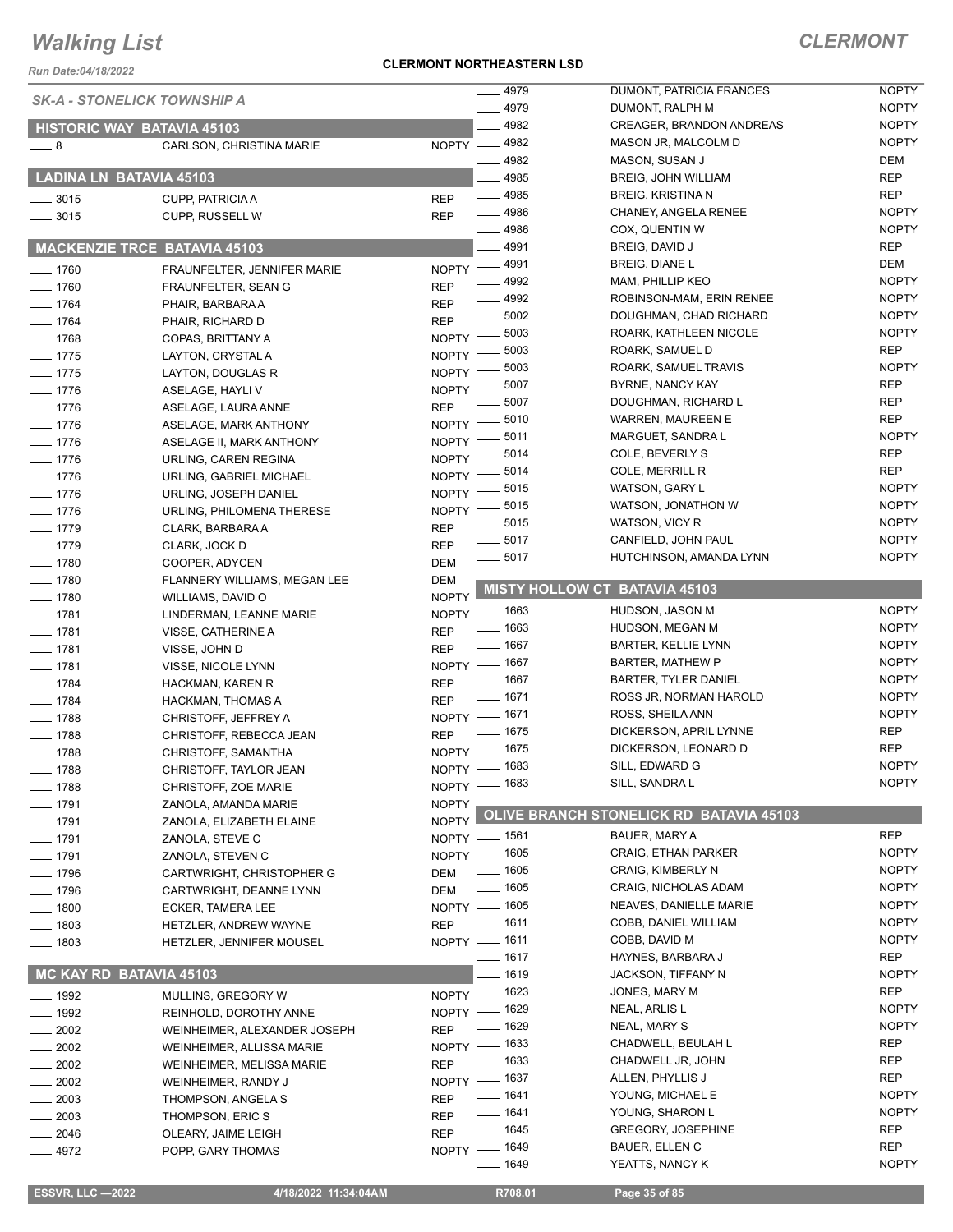# Walking List

## CLERMONT

**CLERMONT NORTHEASTERN LSD**

Run Date:04/18/2022

### SK-A - STONELICK TOWNSHIP A

#### HISTORIC WAY BATAVIA 45103

| No. | Name | Party |
|---|---|---|
| 8 | CARLSON, CHRISTINA MARIE | NOPTY |

#### LADINA LN BATAVIA 45103

| No. | Name | Party |
|---|---|---|
| 3015 | CUPP, PATRICIA A | REP |
| 3015 | CUPP, RUSSELL W | REP |

#### MACKENZIE TRCE BATAVIA 45103

| No. | Name | Party |
|---|---|---|
| 1760 | FRAUNFELTER, JENNIFER MARIE | NOPTY |
| 1760 | FRAUNFELTER, SEAN G | REP |
| 1764 | PHAIR, BARBARA A | REP |
| 1764 | PHAIR, RICHARD D | REP |
| 1768 | COPAS, BRITTANY A | NOPTY |
| 1775 | LAYTON, CRYSTAL A | NOPTY |
| 1775 | LAYTON, DOUGLAS R | NOPTY |
| 1776 | ASELAGE, HAYLI V | NOPTY |
| 1776 | ASELAGE, LAURA ANNE | REP |
| 1776 | ASELAGE, MARK ANTHONY | NOPTY |
| 1776 | ASELAGE II, MARK ANTHONY | NOPTY |
| 1776 | URLING, CAREN REGINA | NOPTY |
| 1776 | URLING, GABRIEL MICHAEL | NOPTY |
| 1776 | URLING, JOSEPH DANIEL | NOPTY |
| 1776 | URLING, PHILOMENA THERESE | NOPTY |
| 1779 | CLARK, BARBARA A | REP |
| 1779 | CLARK, JOCK D | REP |
| 1780 | COOPER, ADYCEN | DEM |
| 1780 | FLANNERY WILLIAMS, MEGAN LEE | DEM |
| 1780 | WILLIAMS, DAVID O | NOPTY |
| 1781 | LINDERMAN, LEANNE MARIE | NOPTY |
| 1781 | VISSE, CATHERINE A | REP |
| 1781 | VISSE, JOHN D | REP |
| 1781 | VISSE, NICOLE LYNN | NOPTY |
| 1784 | HACKMAN, KAREN R | REP |
| 1784 | HACKMAN, THOMAS A | REP |
| 1788 | CHRISTOFF, JEFFREY A | NOPTY |
| 1788 | CHRISTOFF, REBECCA JEAN | REP |
| 1788 | CHRISTOFF, SAMANTHA | NOPTY |
| 1788 | CHRISTOFF, TAYLOR JEAN | NOPTY |
| 1788 | CHRISTOFF, ZOE MARIE | NOPTY |
| 1791 | ZANOLA, AMANDA MARIE | NOPTY |
| 1791 | ZANOLA, ELIZABETH ELAINE | NOPTY |
| 1791 | ZANOLA, STEVE C | NOPTY |
| 1791 | ZANOLA, STEVEN C | NOPTY |
| 1796 | CARTWRIGHT, CHRISTOPHER G | DEM |
| 1796 | CARTWRIGHT, DEANNE LYNN | DEM |
| 1800 | ECKER, TAMERA LEE | NOPTY |
| 1803 | HETZLER, ANDREW WAYNE | REP |
| 1803 | HETZLER, JENNIFER MOUSEL | NOPTY |

#### MC KAY RD BATAVIA 45103

| No. | Name | Party |
|---|---|---|
| 1992 | MULLINS, GREGORY W | NOPTY |
| 1992 | REINHOLD, DOROTHY ANNE | NOPTY |
| 2002 | WEINHEIMER, ALEXANDER JOSEPH | REP |
| 2002 | WEINHEIMER, ALLISSA MARIE | NOPTY |
| 2002 | WEINHEIMER, MELISSA MARIE | REP |
| 2002 | WEINHEIMER, RANDY J | NOPTY |
| 2003 | THOMPSON, ANGELA S | REP |
| 2003 | THOMPSON, ERIC S | REP |
| 2046 | OLEARY, JAIME LEIGH | REP |
| 4972 | POPP, GARY THOMAS | NOPTY |
| 4979 | DUMONT, PATRICIA FRANCES | NOPTY |
| 4979 | DUMONT, RALPH M | NOPTY |
| 4982 | CREAGER, BRANDON ANDREAS | NOPTY |
| 4982 | MASON JR, MALCOLM D | NOPTY |
| 4982 | MASON, SUSAN J | DEM |
| 4985 | BREIG, JOHN WILLIAM | REP |
| 4985 | BREIG, KRISTINA N | REP |
| 4986 | CHANEY, ANGELA RENEE | NOPTY |
| 4986 | COX, QUENTIN W | NOPTY |
| 4991 | BREIG, DAVID J | REP |
| 4991 | BREIG, DIANE L | DEM |
| 4992 | MAM, PHILLIP KEO | NOPTY |
| 4992 | ROBINSON-MAM, ERIN RENEE | NOPTY |
| 5002 | DOUGHMAN, CHAD RICHARD | NOPTY |
| 5003 | ROARK, KATHLEEN NICOLE | NOPTY |
| 5003 | ROARK, SAMUEL D | REP |
| 5003 | ROARK, SAMUEL TRAVIS | NOPTY |
| 5007 | BYRNE, NANCY KAY | REP |
| 5007 | DOUGHMAN, RICHARD L | REP |
| 5010 | WARREN, MAUREEN E | REP |
| 5011 | MARGUET, SANDRA L | NOPTY |
| 5014 | COLE, BEVERLY S | REP |
| 5014 | COLE, MERRILL R | REP |
| 5015 | WATSON, GARY L | NOPTY |
| 5015 | WATSON, JONATHON W | NOPTY |
| 5015 | WATSON, VICY R | NOPTY |
| 5017 | CANFIELD, JOHN PAUL | NOPTY |
| 5017 | HUTCHINSON, AMANDA LYNN | NOPTY |

#### MISTY HOLLOW CT BATAVIA 45103

| No. | Name | Party |
|---|---|---|
| 1663 | HUDSON, JASON M | NOPTY |
| 1663 | HUDSON, MEGAN M | NOPTY |
| 1667 | BARTER, KELLIE LYNN | NOPTY |
| 1667 | BARTER, MATHEW P | NOPTY |
| 1667 | BARTER, TYLER DANIEL | NOPTY |
| 1671 | ROSS JR, NORMAN HAROLD | NOPTY |
| 1671 | ROSS, SHEILA ANN | NOPTY |
| 1675 | DICKERSON, APRIL LYNNE | REP |
| 1675 | DICKERSON, LEONARD D | REP |
| 1683 | SILL, EDWARD G | NOPTY |
| 1683 | SILL, SANDRA L | NOPTY |

#### OLIVE BRANCH STONELICK RD BATAVIA 45103

| No. | Name | Party |
|---|---|---|
| 1561 | BAUER, MARY A | REP |
| 1605 | CRAIG, ETHAN PARKER | NOPTY |
| 1605 | CRAIG, KIMBERLY N | NOPTY |
| 1605 | CRAIG, NICHOLAS ADAM | NOPTY |
| 1605 | NEAVES, DANIELLE MARIE | NOPTY |
| 1611 | COBB, DANIEL WILLIAM | NOPTY |
| 1611 | COBB, DAVID M | NOPTY |
| 1617 | HAYNES, BARBARA J | REP |
| 1619 | JACKSON, TIFFANY N | NOPTY |
| 1623 | JONES, MARY M | REP |
| 1629 | NEAL, ARLIS L | NOPTY |
| 1629 | NEAL, MARY S | NOPTY |
| 1633 | CHADWELL, BEULAH L | REP |
| 1633 | CHADWELL JR, JOHN | REP |
| 1637 | ALLEN, PHYLLIS J | REP |
| 1641 | YOUNG, MICHAEL E | NOPTY |
| 1641 | YOUNG, SHARON L | NOPTY |
| 1645 | GREGORY, JOSEPHINE | REP |
| 1649 | BAUER, ELLEN C | REP |
| 1649 | YEATTS, NANCY K | NOPTY |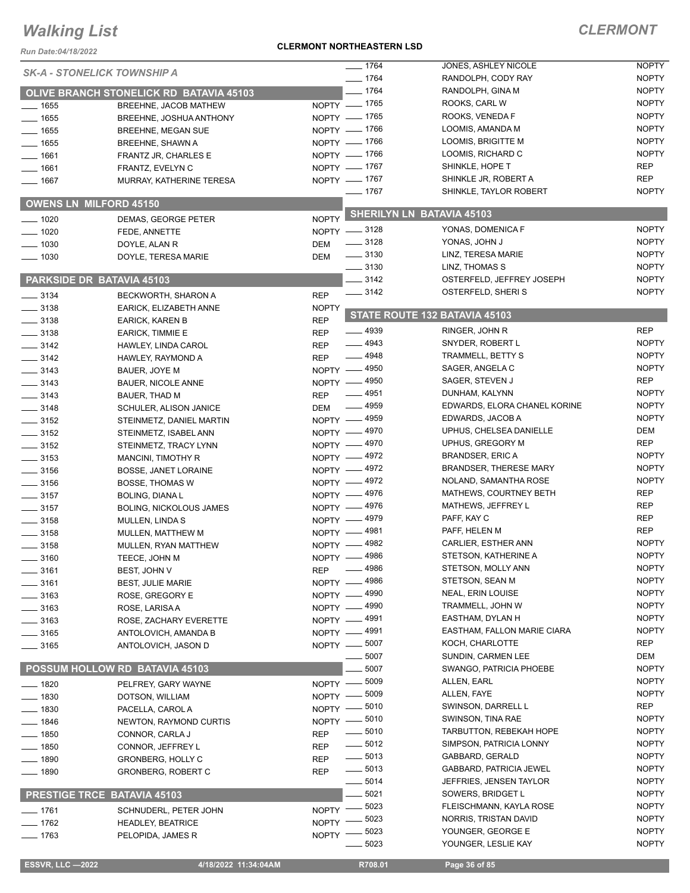# Walking List

## CLERMONT

**CLERMONT NORTHEASTERN LSD**

Run Date:04/18/2022

### SK-A - STONELICK TOWNSHIP A

#### OLIVE BRANCH STONELICK RD BATAVIA 45103

| No. | Name | Party |
|---|---|---|
| 1655 | BREEHNE, JACOB MATHEW | NOPTY |
| 1655 | BREEHNE, JOSHUA ANTHONY | NOPTY |
| 1655 | BREEHNE, MEGAN SUE | NOPTY |
| 1655 | BREEHNE, SHAWN A | NOPTY |
| 1661 | FRANTZ JR, CHARLES E | NOPTY |
| 1661 | FRANTZ, EVELYN C | NOPTY |
| 1667 | MURRAY, KATHERINE TERESA | NOPTY |

#### OWENS LN MILFORD 45150

| No. | Name | Party |
|---|---|---|
| 1020 | DEMAS, GEORGE PETER | NOPTY |
| 1020 | FEDE, ANNETTE | NOPTY |
| 1030 | DOYLE, ALAN R | DEM |
| 1030 | DOYLE, TERESA MARIE | DEM |

#### PARKSIDE DR BATAVIA 45103

| No. | Name | Party |
|---|---|---|
| 3134 | BECKWORTH, SHARON A | REP |
| 3138 | EARICK, ELIZABETH ANNE | NOPTY |
| 3138 | EARICK, KAREN B | REP |
| 3138 | EARICK, TIMMIE E | REP |
| 3142 | HAWLEY, LINDA CAROL | REP |
| 3142 | HAWLEY, RAYMOND A | REP |
| 3143 | BAUER, JOYE M | NOPTY |
| 3143 | BAUER, NICOLE ANNE | NOPTY |
| 3143 | BAUER, THAD M | REP |
| 3148 | SCHULER, ALISON JANICE | DEM |
| 3152 | STEINMETZ, DANIEL MARTIN | NOPTY |
| 3152 | STEINMETZ, ISABEL ANN | NOPTY |
| 3152 | STEINMETZ, TRACY LYNN | NOPTY |
| 3153 | MANCINI, TIMOTHY R | NOPTY |
| 3156 | BOSSE, JANET LORAINE | NOPTY |
| 3156 | BOSSE, THOMAS W | NOPTY |
| 3157 | BOLING, DIANA L | NOPTY |
| 3157 | BOLING, NICKOLOUS JAMES | NOPTY |
| 3158 | MULLEN, LINDA S | NOPTY |
| 3158 | MULLEN, MATTHEW M | NOPTY |
| 3158 | MULLEN, RYAN MATTHEW | NOPTY |
| 3160 | TEECE, JOHN M | NOPTY |
| 3161 | BEST, JOHN V | REP |
| 3161 | BEST, JULIE MARIE | NOPTY |
| 3163 | ROSE, GREGORY E | NOPTY |
| 3163 | ROSE, LARISA A | NOPTY |
| 3163 | ROSE, ZACHARY EVERETTE | NOPTY |
| 3165 | ANTOLOVICH, AMANDA B | NOPTY |
| 3165 | ANTOLOVICH, JASON D | NOPTY |

#### POSSUM HOLLOW RD BATAVIA 45103

| No. | Name | Party |
|---|---|---|
| 1820 | PELFREY, GARY WAYNE | NOPTY |
| 1830 | DOTSON, WILLIAM | NOPTY |
| 1830 | PACELLA, CAROL A | NOPTY |
| 1846 | NEWTON, RAYMOND CURTIS | NOPTY |
| 1850 | CONNOR, CARLA J | REP |
| 1850 | CONNOR, JEFFREY L | REP |
| 1890 | GRONBERG, HOLLY C | REP |
| 1890 | GRONBERG, ROBERT C | REP |

#### PRESTIGE TRCE BATAVIA 45103

| No. | Name | Party |
|---|---|---|
| 1761 | SCHNUDERL, PETER JOHN | NOPTY |
| 1762 | HEADLEY, BEATRICE | NOPTY |
| 1763 | PELOPIDA, JAMES R | NOPTY |
| 1764 | JONES, ASHLEY NICOLE | NOPTY |
| 1764 | RANDOLPH, CODY RAY | NOPTY |
| 1764 | RANDOLPH, GINA M | NOPTY |
| 1765 | ROOKS, CARL W | NOPTY |
| 1765 | ROOKS, VENEDA F | NOPTY |
| 1766 | LOOMIS, AMANDA M | NOPTY |
| 1766 | LOOMIS, BRIGITTE M | NOPTY |
| 1766 | LOOMIS, RICHARD C | NOPTY |
| 1767 | SHINKLE, HOPE T | REP |
| 1767 | SHINKLE JR, ROBERT A | REP |
| 1767 | SHINKLE, TAYLOR ROBERT | NOPTY |

#### SHERILYN LN BATAVIA 45103

| No. | Name | Party |
|---|---|---|
| 3128 | YONAS, DOMENICA F | NOPTY |
| 3128 | YONAS, JOHN J | NOPTY |
| 3130 | LINZ, TERESA MARIE | NOPTY |
| 3130 | LINZ, THOMAS S | NOPTY |
| 3142 | OSTERFELD, JEFFREY JOSEPH | NOPTY |
| 3142 | OSTERFELD, SHERI S | NOPTY |

#### STATE ROUTE 132 BATAVIA 45103

| No. | Name | Party |
|---|---|---|
| 4939 | RINGER, JOHN R | REP |
| 4943 | SNYDER, ROBERT L | NOPTY |
| 4948 | TRAMMELL, BETTY S | NOPTY |
| 4950 | SAGER, ANGELA C | NOPTY |
| 4950 | SAGER, STEVEN J | REP |
| 4951 | DUNHAM, KALYNN | NOPTY |
| 4959 | EDWARDS, ELORA CHANEL KORINE | NOPTY |
| 4959 | EDWARDS, JACOB A | NOPTY |
| 4970 | UPHUS, CHELSEA DANIELLE | DEM |
| 4970 | UPHUS, GREGORY M | REP |
| 4972 | BRANDSER, ERIC A | NOPTY |
| 4972 | BRANDSER, THERESE MARY | NOPTY |
| 4972 | NOLAND, SAMANTHA ROSE | NOPTY |
| 4976 | MATHEWS, COURTNEY BETH | REP |
| 4976 | MATHEWS, JEFFREY L | REP |
| 4979 | PAFF, KAY C | REP |
| 4981 | PAFF, HELEN M | REP |
| 4982 | CARLIER, ESTHER ANN | NOPTY |
| 4986 | STETSON, KATHERINE A | NOPTY |
| 4986 | STETSON, MOLLY ANN | NOPTY |
| 4986 | STETSON, SEAN M | NOPTY |
| 4990 | NEAL, ERIN LOUISE | NOPTY |
| 4990 | TRAMMELL, JOHN W | NOPTY |
| 4991 | EASTHAM, DYLAN H | NOPTY |
| 4991 | EASTHAM, FALLON MARIE CIARA | NOPTY |
| 5007 | KOCH, CHARLOTTE | REP |
| 5007 | SUNDIN, CARMEN LEE | DEM |
| 5007 | SWANGO, PATRICIA PHOEBE | NOPTY |
| 5009 | ALLEN, EARL | NOPTY |
| 5009 | ALLEN, FAYE | NOPTY |
| 5010 | SWINSON, DARRELL L | REP |
| 5010 | SWINSON, TINA RAE | NOPTY |
| 5010 | TARBUTTON, REBEKAH HOPE | NOPTY |
| 5012 | SIMPSON, PATRICIA LONNY | NOPTY |
| 5013 | GABBARD, GERALD | NOPTY |
| 5013 | GABBARD, PATRICIA JEWEL | NOPTY |
| 5014 | JEFFRIES, JENSEN TAYLOR | NOPTY |
| 5021 | SOWERS, BRIDGET L | NOPTY |
| 5023 | FLEISCHMANN, KAYLA ROSE | NOPTY |
| 5023 | NORRIS, TRISTAN DAVID | NOPTY |
| 5023 | YOUNGER, GEORGE E | NOPTY |
| 5023 | YOUNGER, LESLIE KAY | NOPTY |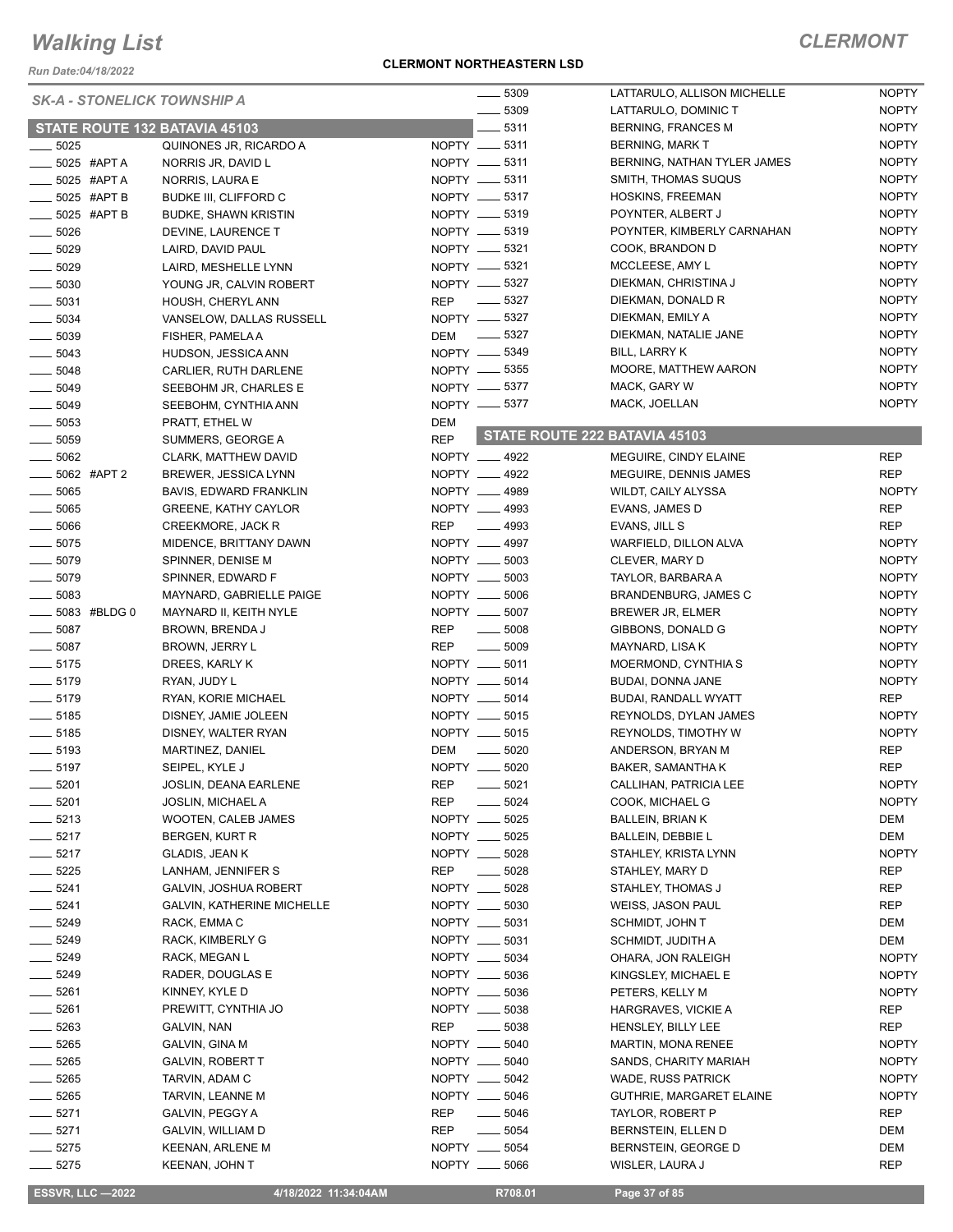# Walking List

## CLERMONT

Run Date:04/18/2022

**CLERMONT NORTHEASTERN LSD**

*SK-A - STONELICK TOWNSHIP A*

### STATE ROUTE 132 BATAVIA 45103

| No. | Name | Party |
|---|---|---|
| 5025 | QUINONES JR, RICARDO A | NOPTY |
| 5025 #APT A | NORRIS JR, DAVID L | NOPTY |
| 5025 #APT A | NORRIS, LAURA E | NOPTY |
| 5025 #APT B | BUDKE III, CLIFFORD C | NOPTY |
| 5025 #APT B | BUDKE, SHAWN KRISTIN | NOPTY |
| 5026 | DEVINE, LAURENCE T | NOPTY |
| 5029 | LAIRD, DAVID PAUL | NOPTY |
| 5029 | LAIRD, MESHELLE LYNN | NOPTY |
| 5030 | YOUNG JR, CALVIN ROBERT | NOPTY |
| 5031 | HOUSH, CHERYL ANN | REP |
| 5034 | VANSELOW, DALLAS RUSSELL | NOPTY |
| 5039 | FISHER, PAMELA A | DEM |
| 5043 | HUDSON, JESSICA ANN | NOPTY |
| 5048 | CARLIER, RUTH DARLENE | NOPTY |
| 5049 | SEEBOHM JR, CHARLES E | NOPTY |
| 5049 | SEEBOHM, CYNTHIA ANN | NOPTY |
| 5053 | PRATT, ETHEL W | DEM |
| 5059 | SUMMERS, GEORGE A | REP |
| 5062 | CLARK, MATTHEW DAVID | NOPTY |
| 5062 #APT 2 | BREWER, JESSICA LYNN | NOPTY |
| 5065 | BAVIS, EDWARD FRANKLIN | NOPTY |
| 5065 | GREENE, KATHY CAYLOR | NOPTY |
| 5066 | CREEKMORE, JACK R | REP |
| 5075 | MIDENCE, BRITTANY DAWN | NOPTY |
| 5079 | SPINNER, DENISE M | NOPTY |
| 5079 | SPINNER, EDWARD F | NOPTY |
| 5083 | MAYNARD, GABRIELLE PAIGE | NOPTY |
| 5083 #BLDG 0 | MAYNARD II, KEITH NYLE | NOPTY |
| 5087 | BROWN, BRENDA J | REP |
| 5087 | BROWN, JERRY L | REP |
| 5175 | DREES, KARLY K | NOPTY |
| 5179 | RYAN, JUDY L | NOPTY |
| 5179 | RYAN, KORIE MICHAEL | NOPTY |
| 5185 | DISNEY, JAMIE JOLEEN | NOPTY |
| 5185 | DISNEY, WALTER RYAN | NOPTY |
| 5193 | MARTINEZ, DANIEL | DEM |
| 5197 | SEIPEL, KYLE J | NOPTY |
| 5201 | JOSLIN, DEANA EARLENE | REP |
| 5201 | JOSLIN, MICHAEL A | REP |
| 5213 | WOOTEN, CALEB JAMES | NOPTY |
| 5217 | BERGEN, KURT R | NOPTY |
| 5217 | GLADIS, JEAN K | NOPTY |
| 5225 | LANHAM, JENNIFER S | REP |
| 5241 | GALVIN, JOSHUA ROBERT | NOPTY |
| 5241 | GALVIN, KATHERINE MICHELLE | NOPTY |
| 5249 | RACK, EMMA C | NOPTY |
| 5249 | RACK, KIMBERLY G | NOPTY |
| 5249 | RACK, MEGAN L | NOPTY |
| 5249 | RADER, DOUGLAS E | NOPTY |
| 5261 | KINNEY, KYLE D | NOPTY |
| 5261 | PREWITT, CYNTHIA JO | NOPTY |
| 5263 | GALVIN, NAN | REP |
| 5265 | GALVIN, GINA M | NOPTY |
| 5265 | GALVIN, ROBERT T | NOPTY |
| 5265 | TARVIN, ADAM C | NOPTY |
| 5265 | TARVIN, LEANNE M | NOPTY |
| 5271 | GALVIN, PEGGY A | REP |
| 5271 | GALVIN, WILLIAM D | REP |
| 5275 | KEENAN, ARLENE M | NOPTY |
| 5275 | KEENAN, JOHN T | NOPTY |
| 5309 | LATTARULO, ALLISON MICHELLE | NOPTY |
| 5309 | LATTARULO, DOMINIC T | NOPTY |
| 5311 | BERNING, FRANCES M | NOPTY |
| 5311 | BERNING, MARK T | NOPTY |
| 5311 | BERNING, NATHAN TYLER JAMES | NOPTY |
| 5311 | SMITH, THOMAS SUQUS | NOPTY |
| 5317 | HOSKINS, FREEMAN | NOPTY |
| 5319 | POYNTER, ALBERT J | NOPTY |
| 5319 | POYNTER, KIMBERLY CARNAHAN | NOPTY |
| 5321 | COOK, BRANDON D | NOPTY |
| 5321 | MCCLEESE, AMY L | NOPTY |
| 5327 | DIEKMAN, CHRISTINA J | NOPTY |
| 5327 | DIEKMAN, DONALD R | NOPTY |
| 5327 | DIEKMAN, EMILY A | NOPTY |
| 5327 | DIEKMAN, NATALIE JANE | NOPTY |
| 5349 | BILL, LARRY K | NOPTY |
| 5355 | MOORE, MATTHEW AARON | NOPTY |
| 5377 | MACK, GARY W | NOPTY |
| 5377 | MACK, JOELLAN | NOPTY |

### STATE ROUTE 222 BATAVIA 45103

| No. | Name | Party |
|---|---|---|
| 4922 | MEGUIRE, CINDY ELAINE | REP |
| 4922 | MEGUIRE, DENNIS JAMES | REP |
| 4989 | WILDT, CAILY ALYSSA | NOPTY |
| 4993 | EVANS, JAMES D | REP |
| 4993 | EVANS, JILL S | REP |
| 4997 | WARFIELD, DILLON ALVA | NOPTY |
| 5003 | CLEVER, MARY D | NOPTY |
| 5003 | TAYLOR, BARBARA A | NOPTY |
| 5006 | BRANDENBURG, JAMES C | NOPTY |
| 5007 | BREWER JR, ELMER | NOPTY |
| 5008 | GIBBONS, DONALD G | NOPTY |
| 5009 | MAYNARD, LISA K | NOPTY |
| 5011 | MOERMOND, CYNTHIA S | NOPTY |
| 5014 | BUDAI, DONNA JANE | NOPTY |
| 5014 | BUDAI, RANDALL WYATT | REP |
| 5015 | REYNOLDS, DYLAN JAMES | NOPTY |
| 5015 | REYNOLDS, TIMOTHY W | NOPTY |
| 5020 | ANDERSON, BRYAN M | REP |
| 5020 | BAKER, SAMANTHA K | REP |
| 5021 | CALLIHAN, PATRICIA LEE | NOPTY |
| 5024 | COOK, MICHAEL G | NOPTY |
| 5025 | BALLEIN, BRIAN K | DEM |
| 5025 | BALLEIN, DEBBIE L | DEM |
| 5028 | STAHLEY, KRISTA LYNN | NOPTY |
| 5028 | STAHLEY, MARY D | REP |
| 5028 | STAHLEY, THOMAS J | REP |
| 5030 | WEISS, JASON PAUL | REP |
| 5031 | SCHMIDT, JOHN T | DEM |
| 5031 | SCHMIDT, JUDITH A | DEM |
| 5034 | OHARA, JON RALEIGH | NOPTY |
| 5036 | KINGSLEY, MICHAEL E | NOPTY |
| 5036 | PETERS, KELLY M | NOPTY |
| 5038 | HARGRAVES, VICKIE A | REP |
| 5038 | HENSLEY, BILLY LEE | REP |
| 5040 | MARTIN, MONA RENEE | NOPTY |
| 5040 | SANDS, CHARITY MARIAH | NOPTY |
| 5042 | WADE, RUSS PATRICK | NOPTY |
| 5046 | GUTHRIE, MARGARET ELAINE | NOPTY |
| 5046 | TAYLOR, ROBERT P | REP |
| 5054 | BERNSTEIN, ELLEN D | DEM |
| 5054 | BERNSTEIN, GEORGE D | DEM |
| 5066 | WISLER, LAURA J | REP |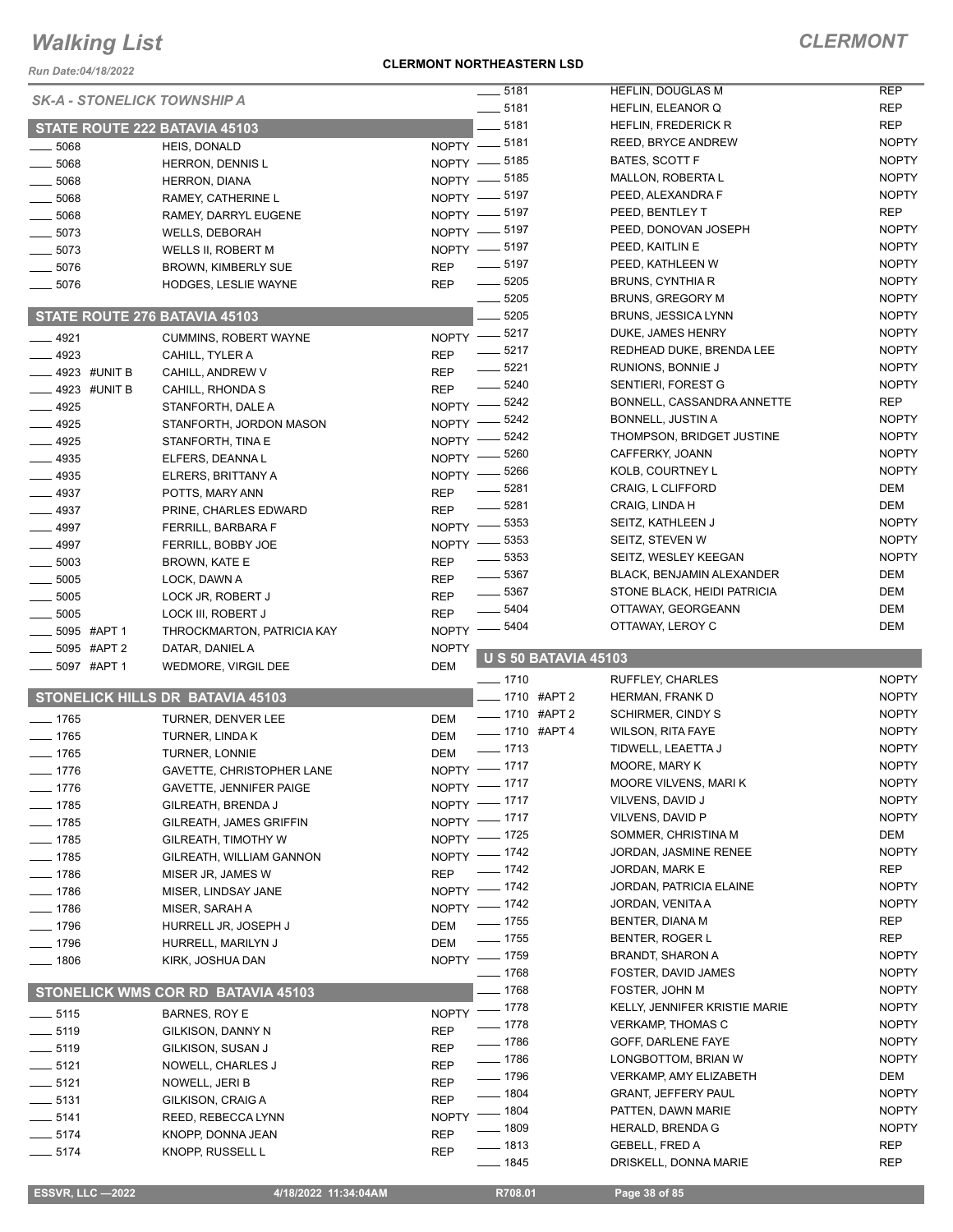# Walking List

**CLERMONT**

**CLERMONT NORTHEASTERN LSD**

*Run Date:04/18/2022*

*SK-A - STONELICK TOWNSHIP A*

## STATE ROUTE 222 BATAVIA 45103

| No. | Name | Party |
|---|---|---|
| ___ 5068 | HEIS, DONALD | NOPTY |
| ___ 5068 | HERRON, DENNIS L | NOPTY |
| ___ 5068 | HERRON, DIANA | NOPTY |
| ___ 5068 | RAMEY, CATHERINE L | NOPTY |
| ___ 5068 | RAMEY, DARRYL EUGENE | NOPTY |
| ___ 5073 | WELLS, DEBORAH | NOPTY |
| ___ 5073 | WELLS II, ROBERT M | NOPTY |
| ___ 5076 | BROWN, KIMBERLY SUE | REP |
| ___ 5076 | HODGES, LESLIE WAYNE | REP |

## STATE ROUTE 276 BATAVIA 45103

| No. | Name | Party |
|---|---|---|
| ___ 4921 | CUMMINS, ROBERT WAYNE | NOPTY |
| ___ 4923 | CAHILL, TYLER A | REP |
| ___ 4923 #UNIT B | CAHILL, ANDREW V | REP |
| ___ 4923 #UNIT B | CAHILL, RHONDA S | REP |
| ___ 4925 | STANFORTH, DALE A | NOPTY |
| ___ 4925 | STANFORTH, JORDON MASON | NOPTY |
| ___ 4925 | STANFORTH, TINA E | NOPTY |
| ___ 4935 | ELFERS, DEANNA L | NOPTY |
| ___ 4935 | ELRERS, BRITTANY A | NOPTY |
| ___ 4937 | POTTS, MARY ANN | REP |
| ___ 4937 | PRINE, CHARLES EDWARD | REP |
| ___ 4997 | FERRILL, BARBARA F | NOPTY |
| ___ 4997 | FERRILL, BOBBY JOE | NOPTY |
| ___ 5003 | BROWN, KATE E | REP |
| ___ 5005 | LOCK, DAWN A | REP |
| ___ 5005 | LOCK JR, ROBERT J | REP |
| ___ 5005 | LOCK III, ROBERT J | REP |
| ___ 5095 #APT 1 | THROCKMARTON, PATRICIA KAY | NOPTY |
| ___ 5095 #APT 2 | DATAR, DANIEL A | NOPTY |
| ___ 5097 #APT 1 | WEDMORE, VIRGIL DEE | DEM |

## STONELICK HILLS DR BATAVIA 45103

| No. | Name | Party |
|---|---|---|
| ___ 1765 | TURNER, DENVER LEE | DEM |
| ___ 1765 | TURNER, LINDA K | DEM |
| ___ 1765 | TURNER, LONNIE | DEM |
| ___ 1776 | GAVETTE, CHRISTOPHER LANE | NOPTY |
| ___ 1776 | GAVETTE, JENNIFER PAIGE | NOPTY |
| ___ 1785 | GILREATH, BRENDA J | NOPTY |
| ___ 1785 | GILREATH, JAMES GRIFFIN | NOPTY |
| ___ 1785 | GILREATH, TIMOTHY W | NOPTY |
| ___ 1785 | GILREATH, WILLIAM GANNON | NOPTY |
| ___ 1786 | MISER JR, JAMES W | REP |
| ___ 1786 | MISER, LINDSAY JANE | NOPTY |
| ___ 1786 | MISER, SARAH A | NOPTY |
| ___ 1796 | HURRELL JR, JOSEPH J | DEM |
| ___ 1796 | HURRELL, MARILYN J | DEM |
| ___ 1806 | KIRK, JOSHUA DAN | NOPTY |

## STONELICK WMS COR RD BATAVIA 45103

| No. | Name | Party |
|---|---|---|
| ___ 5115 | BARNES, ROY E | NOPTY |
| ___ 5119 | GILKISON, DANNY N | REP |
| ___ 5119 | GILKISON, SUSAN J | REP |
| ___ 5121 | NOWELL, CHARLES J | REP |
| ___ 5121 | NOWELL, JERI B | REP |
| ___ 5131 | GILKISON, CRAIG A | REP |
| ___ 5141 | REED, REBECCA LYNN | NOPTY |
| ___ 5174 | KNOPP, DONNA JEAN | REP |
| ___ 5174 | KNOPP, RUSSELL L | REP |
| ___ 5181 | HEFLIN, DOUGLAS M | REP |
| ___ 5181 | HEFLIN, ELEANOR Q | REP |
| ___ 5181 | HEFLIN, FREDERICK R | REP |
| ___ 5181 | REED, BRYCE ANDREW | NOPTY |
| ___ 5185 | BATES, SCOTT F | NOPTY |
| ___ 5185 | MALLON, ROBERTA L | NOPTY |
| ___ 5197 | PEED, ALEXANDRA F | NOPTY |
| ___ 5197 | PEED, BENTLEY T | REP |
| ___ 5197 | PEED, DONOVAN JOSEPH | NOPTY |
| ___ 5197 | PEED, KAITLIN E | NOPTY |
| ___ 5197 | PEED, KATHLEEN W | NOPTY |
| ___ 5205 | BRUNS, CYNTHIA R | NOPTY |
| ___ 5205 | BRUNS, GREGORY M | NOPTY |
| ___ 5205 | BRUNS, JESSICA LYNN | NOPTY |
| ___ 5217 | DUKE, JAMES HENRY | NOPTY |
| ___ 5217 | REDHEAD DUKE, BRENDA LEE | NOPTY |
| ___ 5221 | RUNIONS, BONNIE J | NOPTY |
| ___ 5240 | SENTIERI, FOREST G | NOPTY |
| ___ 5242 | BONNELL, CASSANDRA ANNETTE | REP |
| ___ 5242 | BONNELL, JUSTIN A | NOPTY |
| ___ 5242 | THOMPSON, BRIDGET JUSTINE | NOPTY |
| ___ 5260 | CAFFERKY, JOANN | NOPTY |
| ___ 5266 | KOLB, COURTNEY L | NOPTY |
| ___ 5281 | CRAIG, L CLIFFORD | DEM |
| ___ 5281 | CRAIG, LINDA H | DEM |
| ___ 5353 | SEITZ, KATHLEEN J | NOPTY |
| ___ 5353 | SEITZ, STEVEN W | NOPTY |
| ___ 5353 | SEITZ, WESLEY KEEGAN | NOPTY |
| ___ 5367 | BLACK, BENJAMIN ALEXANDER | DEM |
| ___ 5367 | STONE BLACK, HEIDI PATRICIA | DEM |
| ___ 5404 | OTTAWAY, GEORGEANN | DEM |
| ___ 5404 | OTTAWAY, LEROY C | DEM |

## U S 50 BATAVIA 45103

| No. | Name | Party |
|---|---|---|
| ___ 1710 | RUFFLEY, CHARLES | NOPTY |
| ___ 1710 #APT 2 | HERMAN, FRANK D | NOPTY |
| ___ 1710 #APT 2 | SCHIRMER, CINDY S | NOPTY |
| ___ 1710 #APT 4 | WILSON, RITA FAYE | NOPTY |
| ___ 1713 | TIDWELL, LEAETTA J | NOPTY |
| ___ 1717 | MOORE, MARY K | NOPTY |
| ___ 1717 | MOORE VILVENS, MARI K | NOPTY |
| ___ 1717 | VILVENS, DAVID J | NOPTY |
| ___ 1717 | VILVENS, DAVID P | NOPTY |
| ___ 1725 | SOMMER, CHRISTINA M | DEM |
| ___ 1742 | JORDAN, JASMINE RENEE | NOPTY |
| ___ 1742 | JORDAN, MARK E | REP |
| ___ 1742 | JORDAN, PATRICIA ELAINE | NOPTY |
| ___ 1742 | JORDAN, VENITA A | NOPTY |
| ___ 1755 | BENTER, DIANA M | REP |
| ___ 1755 | BENTER, ROGER L | REP |
| ___ 1759 | BRANDT, SHARON A | NOPTY |
| ___ 1768 | FOSTER, DAVID JAMES | NOPTY |
| ___ 1768 | FOSTER, JOHN M | NOPTY |
| ___ 1778 | KELLY, JENNIFER KRISTIE MARIE | NOPTY |
| ___ 1778 | VERKAMP, THOMAS C | NOPTY |
| ___ 1786 | GOFF, DARLENE FAYE | NOPTY |
| ___ 1786 | LONGBOTTOM, BRIAN W | NOPTY |
| ___ 1796 | VERKAMP, AMY ELIZABETH | DEM |
| ___ 1804 | GRANT, JEFFERY PAUL | NOPTY |
| ___ 1804 | PATTEN, DAWN MARIE | NOPTY |
| ___ 1809 | HERALD, BRENDA G | NOPTY |
| ___ 1813 | GEBELL, FRED A | REP |
| ___ 1845 | DRISKELL, DONNA MARIE | REP |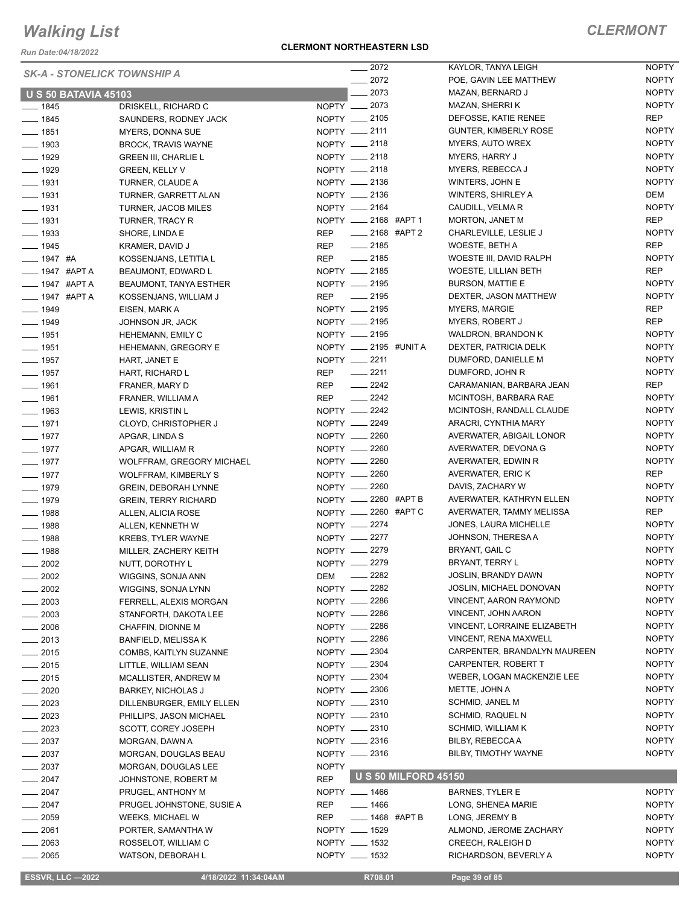# Walking List

## CLERMONT

**CLERMONT NORTHEASTERN LSD**

Run Date:04/18/2022

### SK-A - STONELICK TOWNSHIP A

#### U S 50 BATAVIA 45103

| No. | Name | Party |
|---|---|---|
| 1845 | DRISKELL, RICHARD C | NOPTY |
| 1845 | SAUNDERS, RODNEY JACK | NOPTY |
| 1851 | MYERS, DONNA SUE | NOPTY |
| 1903 | BROCK, TRAVIS WAYNE | NOPTY |
| 1929 | GREEN III, CHARLIE L | NOPTY |
| 1929 | GREEN, KELLY V | NOPTY |
| 1931 | TURNER, CLAUDE A | NOPTY |
| 1931 | TURNER, GARRETT ALAN | NOPTY |
| 1931 | TURNER, JACOB MILES | NOPTY |
| 1931 | TURNER, TRACY R | NOPTY |
| 1933 | SHORE, LINDA E | REP |
| 1945 | KRAMER, DAVID J | REP |
| 1947 #A | KOSSENJANS, LETITIA L | REP |
| 1947 #APT A | BEAUMONT, EDWARD L | NOPTY |
| 1947 #APT A | BEAUMONT, TANYA ESTHER | NOPTY |
| 1947 #APT A | KOSSENJANS, WILLIAM J | REP |
| 1949 | EISEN, MARK A | NOPTY |
| 1949 | JOHNSON JR, JACK | NOPTY |
| 1951 | HEHEMANN, EMILY C | NOPTY |
| 1951 | HEHEMANN, GREGORY E | NOPTY |
| 1957 | HART, JANET E | NOPTY |
| 1957 | HART, RICHARD L | REP |
| 1961 | FRANER, MARY D | REP |
| 1961 | FRANER, WILLIAM A | REP |
| 1963 | LEWIS, KRISTIN L | NOPTY |
| 1971 | CLOYD, CHRISTOPHER J | NOPTY |
| 1977 | APGAR, LINDA S | NOPTY |
| 1977 | APGAR, WILLIAM R | NOPTY |
| 1977 | WOLFFRAM, GREGORY MICHAEL | NOPTY |
| 1977 | WOLFFRAM, KIMBERLY S | NOPTY |
| 1979 | GREIN, DEBORAH LYNNE | NOPTY |
| 1979 | GREIN, TERRY RICHARD | NOPTY |
| 1988 | ALLEN, ALICIA ROSE | NOPTY |
| 1988 | ALLEN, KENNETH W | NOPTY |
| 1988 | KREBS, TYLER WAYNE | NOPTY |
| 1988 | MILLER, ZACHERY KEITH | NOPTY |
| 2002 | NUTT, DOROTHY L | NOPTY |
| 2002 | WIGGINS, SONJA ANN | DEM |
| 2002 | WIGGINS, SONJA LYNN | NOPTY |
| 2003 | FERRELL, ALEXIS MORGAN | NOPTY |
| 2003 | STANFORTH, DAKOTA LEE | NOPTY |
| 2006 | CHAFFIN, DIONNE M | NOPTY |
| 2013 | BANFIELD, MELISSA K | NOPTY |
| 2015 | COMBS, KAITLYN SUZANNE | NOPTY |
| 2015 | LITTLE, WILLIAM SEAN | NOPTY |
| 2015 | MCALLISTER, ANDREW M | NOPTY |
| 2020 | BARKEY, NICHOLAS J | NOPTY |
| 2023 | DILLENBURGER, EMILY ELLEN | NOPTY |
| 2023 | PHILLIPS, JASON MICHAEL | NOPTY |
| 2023 | SCOTT, COREY JOSEPH | NOPTY |
| 2037 | MORGAN, DAWN A | NOPTY |
| 2037 | MORGAN, DOUGLAS BEAU | NOPTY |
| 2037 | MORGAN, DOUGLAS LEE | NOPTY |
| 2047 | JOHNSTONE, ROBERT M | REP |
| 2047 | PRUGEL, ANTHONY M | NOPTY |
| 2047 | PRUGEL JOHNSTONE, SUSIE A | REP |
| 2059 | WEEKS, MICHAEL W | REP |
| 2061 | PORTER, SAMANTHA W | NOPTY |
| 2063 | ROSSELOT, WILLIAM C | NOPTY |
| 2065 | WATSON, DEBORAH L | NOPTY |
| 2072 | KAYLOR, TANYA LEIGH | NOPTY |
| 2072 | POE, GAVIN LEE MATTHEW | NOPTY |
| 2073 | MAZAN, BERNARD J | NOPTY |
| 2073 | MAZAN, SHERRI K | NOPTY |
| 2105 | DEFOSSE, KATIE RENEE | REP |
| 2111 | GUNTER, KIMBERLY ROSE | NOPTY |
| 2118 | MYERS, AUTO WREX | NOPTY |
| 2118 | MYERS, HARRY J | NOPTY |
| 2118 | MYERS, REBECCA J | NOPTY |
| 2136 | WINTERS, JOHN E | NOPTY |
| 2136 | WINTERS, SHIRLEY A | DEM |
| 2164 | CAUDILL, VELMA R | NOPTY |
| 2168 #APT 1 | MORTON, JANET M | REP |
| 2168 #APT 2 | CHARLEVILLE, LESLIE J | NOPTY |
| 2185 | WOESTE, BETH A | REP |
| 2185 | WOESTE III, DAVID RALPH | NOPTY |
| 2185 | WOESTE, LILLIAN BETH | REP |
| 2195 | BURSON, MATTIE E | NOPTY |
| 2195 | DEXTER, JASON MATTHEW | NOPTY |
| 2195 | MYERS, MARGIE | REP |
| 2195 | MYERS, ROBERT J | REP |
| 2195 | WALDRON, BRANDON K | NOPTY |
| 2195 #UNIT A | DEXTER, PATRICIA DELK | NOPTY |
| 2211 | DUMFORD, DANIELLE M | NOPTY |
| 2211 | DUMFORD, JOHN R | NOPTY |
| 2242 | CARAMANIAN, BARBARA JEAN | REP |
| 2242 | MCINTOSH, BARBARA RAE | NOPTY |
| 2242 | MCINTOSH, RANDALL CLAUDE | NOPTY |
| 2249 | ARACRI, CYNTHIA MARY | NOPTY |
| 2260 | AVERWATER, ABIGAIL LONOR | NOPTY |
| 2260 | AVERWATER, DEVONA G | NOPTY |
| 2260 | AVERWATER, EDWIN R | NOPTY |
| 2260 | AVERWATER, ERIC K | REP |
| 2260 | DAVIS, ZACHARY W | NOPTY |
| 2260 #APT B | AVERWATER, KATHRYN ELLEN | NOPTY |
| 2260 #APT C | AVERWATER, TAMMY MELISSA | REP |
| 2274 | JONES, LAURA MICHELLE | NOPTY |
| 2277 | JOHNSON, THERESA A | NOPTY |
| 2279 | BRYANT, GAIL C | NOPTY |
| 2279 | BRYANT, TERRY L | NOPTY |
| 2282 | JOSLIN, BRANDY DAWN | NOPTY |
| 2282 | JOSLIN, MICHAEL DONOVAN | NOPTY |
| 2286 | VINCENT, AARON RAYMOND | NOPTY |
| 2286 | VINCENT, JOHN AARON | NOPTY |
| 2286 | VINCENT, LORRAINE ELIZABETH | NOPTY |
| 2286 | VINCENT, RENA MAXWELL | NOPTY |
| 2304 | CARPENTER, BRANDALYN MAUREEN | NOPTY |
| 2304 | CARPENTER, ROBERT T | NOPTY |
| 2304 | WEBER, LOGAN MACKENZIE LEE | NOPTY |
| 2306 | METTE, JOHN A | NOPTY |
| 2310 | SCHMID, JANEL M | NOPTY |
| 2310 | SCHMID, RAQUEL N | NOPTY |
| 2310 | SCHMID, WILLIAM K | NOPTY |
| 2316 | BILBY, REBECCA A | NOPTY |
| 2316 | BILBY, TIMOTHY WAYNE | NOPTY |

#### U S 50 MILFORD 45150

| No. | Name | Party |
|---|---|---|
| 1466 | BARNES, TYLER E | NOPTY |
| 1466 | LONG, SHENEA MARIE | NOPTY |
| 1468 #APT B | LONG, JEREMY B | NOPTY |
| 1529 | ALMOND, JEROME ZACHARY | NOPTY |
| 1532 | CREECH, RALEIGH D | NOPTY |
| 1532 | RICHARDSON, BEVERLY A | NOPTY |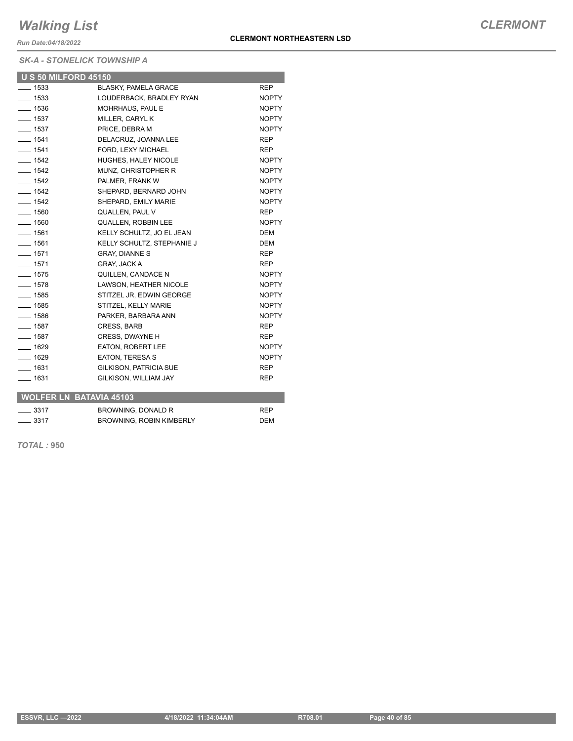# Walking List

**CLERMONT**

*Run Date:04/18/2022*

**CLERMONT NORTHEASTERN LSD**

*SK-A - STONELICK TOWNSHIP A*

## U S 50 MILFORD 45150

| | | |
|---|---|---|
| ____ 1533 | BLASKY, PAMELA GRACE | REP |
| ____ 1533 | LOUDERBACK, BRADLEY RYAN | NOPTY |
| ____ 1536 | MOHRHAUS, PAUL E | NOPTY |
| ____ 1537 | MILLER, CARYL K | NOPTY |
| ____ 1537 | PRICE, DEBRA M | NOPTY |
| ____ 1541 | DELACRUZ, JOANNA LEE | REP |
| ____ 1541 | FORD, LEXY MICHAEL | REP |
| ____ 1542 | HUGHES, HALEY NICOLE | NOPTY |
| ____ 1542 | MUNZ, CHRISTOPHER R | NOPTY |
| ____ 1542 | PALMER, FRANK W | NOPTY |
| ____ 1542 | SHEPARD, BERNARD JOHN | NOPTY |
| ____ 1542 | SHEPARD, EMILY MARIE | NOPTY |
| ____ 1560 | QUALLEN, PAUL V | REP |
| ____ 1560 | QUALLEN, ROBBIN LEE | NOPTY |
| ____ 1561 | KELLY SCHULTZ, JO EL JEAN | DEM |
| ____ 1561 | KELLY SCHULTZ, STEPHANIE J | DEM |
| ____ 1571 | GRAY, DIANNE S | REP |
| ____ 1571 | GRAY, JACK A | REP |
| ____ 1575 | QUILLEN, CANDACE N | NOPTY |
| ____ 1578 | LAWSON, HEATHER NICOLE | NOPTY |
| ____ 1585 | STITZEL JR, EDWIN GEORGE | NOPTY |
| ____ 1585 | STITZEL, KELLY MARIE | NOPTY |
| ____ 1586 | PARKER, BARBARA ANN | NOPTY |
| ____ 1587 | CRESS, BARB | REP |
| ____ 1587 | CRESS, DWAYNE H | REP |
| ____ 1629 | EATON, ROBERT LEE | NOPTY |
| ____ 1629 | EATON, TERESA S | NOPTY |
| ____ 1631 | GILKISON, PATRICIA SUE | REP |
| ____ 1631 | GILKISON, WILLIAM JAY | REP |

## WOLFER LN BATAVIA 45103

| | | |
|---|---|---|
| ____ 3317 | BROWNING, DONALD R | REP |
| ____ 3317 | BROWNING, ROBIN KIMBERLY | DEM |

***TOTAL :* 950**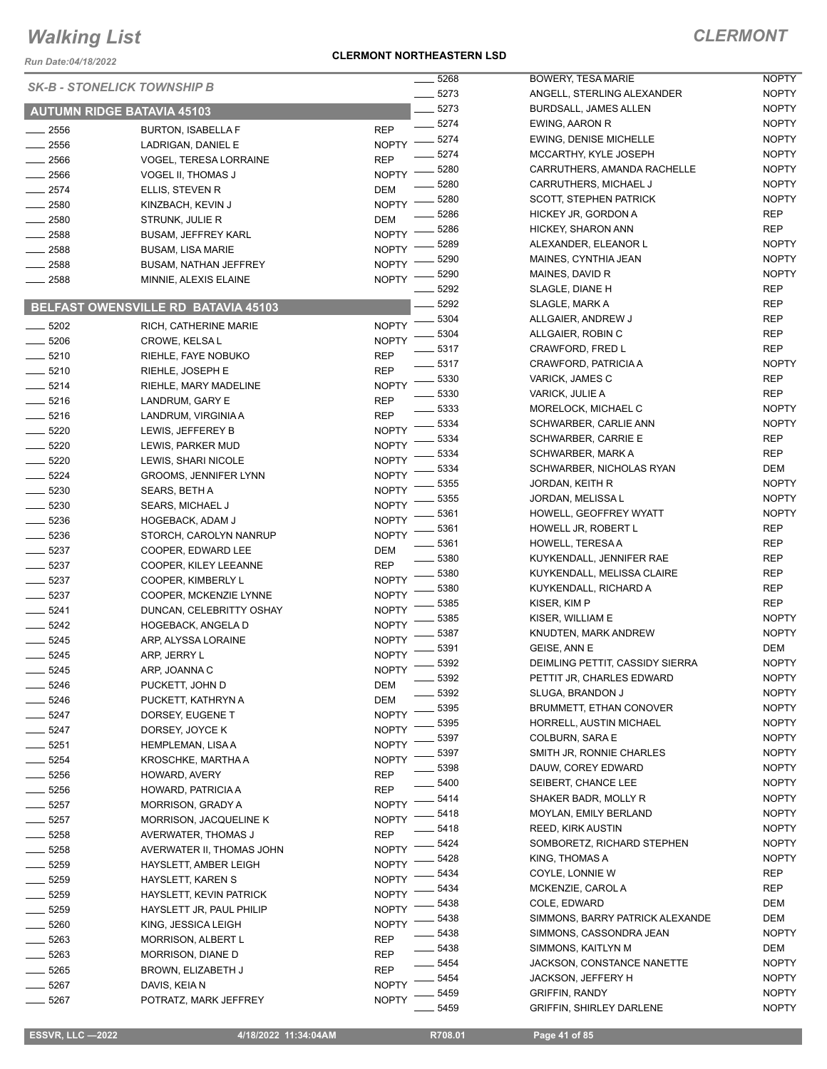# Walking List

## CLERMONT

**CLERMONT NORTHEASTERN LSD**

Run Date:04/18/2022

*SK-B - STONELICK TOWNSHIP B*

### AUTUMN RIDGE BATAVIA 45103

| No. | Name | Party |
|---|---|---|
| 2556 | BURTON, ISABELLA F | REP |
| 2556 | LADRIGAN, DANIEL E | NOPTY |
| 2566 | VOGEL, TERESA LORRAINE | REP |
| 2566 | VOGEL II, THOMAS J | NOPTY |
| 2574 | ELLIS, STEVEN R | DEM |
| 2580 | KINZBACH, KEVIN J | NOPTY |
| 2580 | STRUNK, JULIE R | DEM |
| 2588 | BUSAM, JEFFREY KARL | NOPTY |
| 2588 | BUSAM, LISA MARIE | NOPTY |
| 2588 | BUSAM, NATHAN JEFFREY | NOPTY |
| 2588 | MINNIE, ALEXIS ELAINE | NOPTY |

### BELFAST OWENSVILLE RD BATAVIA 45103

| No. | Name | Party |
|---|---|---|
| 5202 | RICH, CATHERINE MARIE | NOPTY |
| 5206 | CROWE, KELSA L | NOPTY |
| 5210 | RIEHLE, FAYE NOBUKO | REP |
| 5210 | RIEHLE, JOSEPH E | REP |
| 5214 | RIEHLE, MARY MADELINE | NOPTY |
| 5216 | LANDRUM, GARY E | REP |
| 5216 | LANDRUM, VIRGINIA A | REP |
| 5220 | LEWIS, JEFFEREY B | NOPTY |
| 5220 | LEWIS, PARKER MUD | NOPTY |
| 5220 | LEWIS, SHARI NICOLE | NOPTY |
| 5224 | GROOMS, JENNIFER LYNN | NOPTY |
| 5230 | SEARS, BETH A | NOPTY |
| 5230 | SEARS, MICHAEL J | NOPTY |
| 5236 | HOGEBACK, ADAM J | NOPTY |
| 5236 | STORCH, CAROLYN NANRUP | NOPTY |
| 5237 | COOPER, EDWARD LEE | DEM |
| 5237 | COOPER, KILEY LEEANNE | REP |
| 5237 | COOPER, KIMBERLY L | NOPTY |
| 5237 | COOPER, MCKENZIE LYNNE | NOPTY |
| 5241 | DUNCAN, CELEBRITTY OSHAY | NOPTY |
| 5242 | HOGEBACK, ANGELA D | NOPTY |
| 5245 | ARP, ALYSSA LORAINE | NOPTY |
| 5245 | ARP, JERRY L | NOPTY |
| 5245 | ARP, JOANNA C | NOPTY |
| 5246 | PUCKETT, JOHN D | DEM |
| 5246 | PUCKETT, KATHRYN A | DEM |
| 5247 | DORSEY, EUGENE T | NOPTY |
| 5247 | DORSEY, JOYCE K | NOPTY |
| 5251 | HEMPLEMAN, LISA A | NOPTY |
| 5254 | KROSCHKE, MARTHA A | NOPTY |
| 5256 | HOWARD, AVERY | REP |
| 5256 | HOWARD, PATRICIA A | REP |
| 5257 | MORRISON, GRADY A | NOPTY |
| 5257 | MORRISON, JACQUELINE K | NOPTY |
| 5258 | AVERWATER, THOMAS J | REP |
| 5258 | AVERWATER II, THOMAS JOHN | NOPTY |
| 5259 | HAYSLETT, AMBER LEIGH | NOPTY |
| 5259 | HAYSLETT, KAREN S | NOPTY |
| 5259 | HAYSLETT, KEVIN PATRICK | NOPTY |
| 5259 | HAYSLETT JR, PAUL PHILIP | NOPTY |
| 5260 | KING, JESSICA LEIGH | NOPTY |
| 5263 | MORRISON, ALBERT L | REP |
| 5263 | MORRISON, DIANE D | REP |
| 5265 | BROWN, ELIZABETH J | REP |
| 5267 | DAVIS, KEIA N | NOPTY |
| 5267 | POTRATZ, MARK JEFFREY | NOPTY |
| 5268 | BOWERY, TESA MARIE | NOPTY |
| 5273 | ANGELL, STERLING ALEXANDER | NOPTY |
| 5273 | BURDSALL, JAMES ALLEN | NOPTY |
| 5274 | EWING, AARON R | NOPTY |
| 5274 | EWING, DENISE MICHELLE | NOPTY |
| 5274 | MCCARTHY, KYLE JOSEPH | NOPTY |
| 5280 | CARRUTHERS, AMANDA RACHELLE | NOPTY |
| 5280 | CARRUTHERS, MICHAEL J | NOPTY |
| 5280 | SCOTT, STEPHEN PATRICK | NOPTY |
| 5286 | HICKEY JR, GORDON A | REP |
| 5286 | HICKEY, SHARON ANN | REP |
| 5289 | ALEXANDER, ELEANOR L | NOPTY |
| 5290 | MAINES, CYNTHIA JEAN | NOPTY |
| 5290 | MAINES, DAVID R | NOPTY |
| 5292 | SLAGLE, DIANE H | REP |
| 5292 | SLAGLE, MARK A | REP |
| 5304 | ALLGAIER, ANDREW J | REP |
| 5304 | ALLGAIER, ROBIN C | REP |
| 5317 | CRAWFORD, FRED L | REP |
| 5317 | CRAWFORD, PATRICIA A | NOPTY |
| 5330 | VARICK, JAMES C | REP |
| 5330 | VARICK, JULIE A | REP |
| 5333 | MORELOCK, MICHAEL C | NOPTY |
| 5334 | SCHWARBER, CARLIE ANN | NOPTY |
| 5334 | SCHWARBER, CARRIE E | REP |
| 5334 | SCHWARBER, MARK A | REP |
| 5334 | SCHWARBER, NICHOLAS RYAN | DEM |
| 5355 | JORDAN, KEITH R | NOPTY |
| 5355 | JORDAN, MELISSA L | NOPTY |
| 5361 | HOWELL, GEOFFREY WYATT | NOPTY |
| 5361 | HOWELL JR, ROBERT L | REP |
| 5361 | HOWELL, TERESA A | REP |
| 5380 | KUYKENDALL, JENNIFER RAE | REP |
| 5380 | KUYKENDALL, MELISSA CLAIRE | REP |
| 5380 | KUYKENDALL, RICHARD A | REP |
| 5385 | KISER, KIM P | REP |
| 5385 | KISER, WILLIAM E | NOPTY |
| 5387 | KNUDTEN, MARK ANDREW | NOPTY |
| 5391 | GEISE, ANN E | DEM |
| 5392 | DEIMLING PETTIT, CASSIDY SIERRA | NOPTY |
| 5392 | PETTIT JR, CHARLES EDWARD | NOPTY |
| 5392 | SLUGA, BRANDON J | NOPTY |
| 5395 | BRUMMETT, ETHAN CONOVER | NOPTY |
| 5395 | HORRELL, AUSTIN MICHAEL | NOPTY |
| 5397 | COLBURN, SARA E | NOPTY |
| 5397 | SMITH JR, RONNIE CHARLES | NOPTY |
| 5398 | DAUW, COREY EDWARD | NOPTY |
| 5400 | SEIBERT, CHANCE LEE | NOPTY |
| 5414 | SHAKER BADR, MOLLY R | NOPTY |
| 5418 | MOYLAN, EMILY BERLAND | NOPTY |
| 5418 | REED, KIRK AUSTIN | NOPTY |
| 5424 | SOMBORETZ, RICHARD STEPHEN | NOPTY |
| 5428 | KING, THOMAS A | NOPTY |
| 5434 | COYLE, LONNIE W | REP |
| 5434 | MCKENZIE, CAROL A | REP |
| 5438 | COLE, EDWARD | DEM |
| 5438 | SIMMONS, BARRY PATRICK ALEXANDE | DEM |
| 5438 | SIMMONS, CASSONDRA JEAN | NOPTY |
| 5438 | SIMMONS, KAITLYN M | DEM |
| 5454 | JACKSON, CONSTANCE NANETTE | NOPTY |
| 5454 | JACKSON, JEFFERY H | NOPTY |
| 5459 | GRIFFIN, RANDY | NOPTY |
| 5459 | GRIFFIN, SHIRLEY DARLENE | NOPTY |

ESSVR, LLC —2022 | 4/18/2022 11:34:04AM | R708.01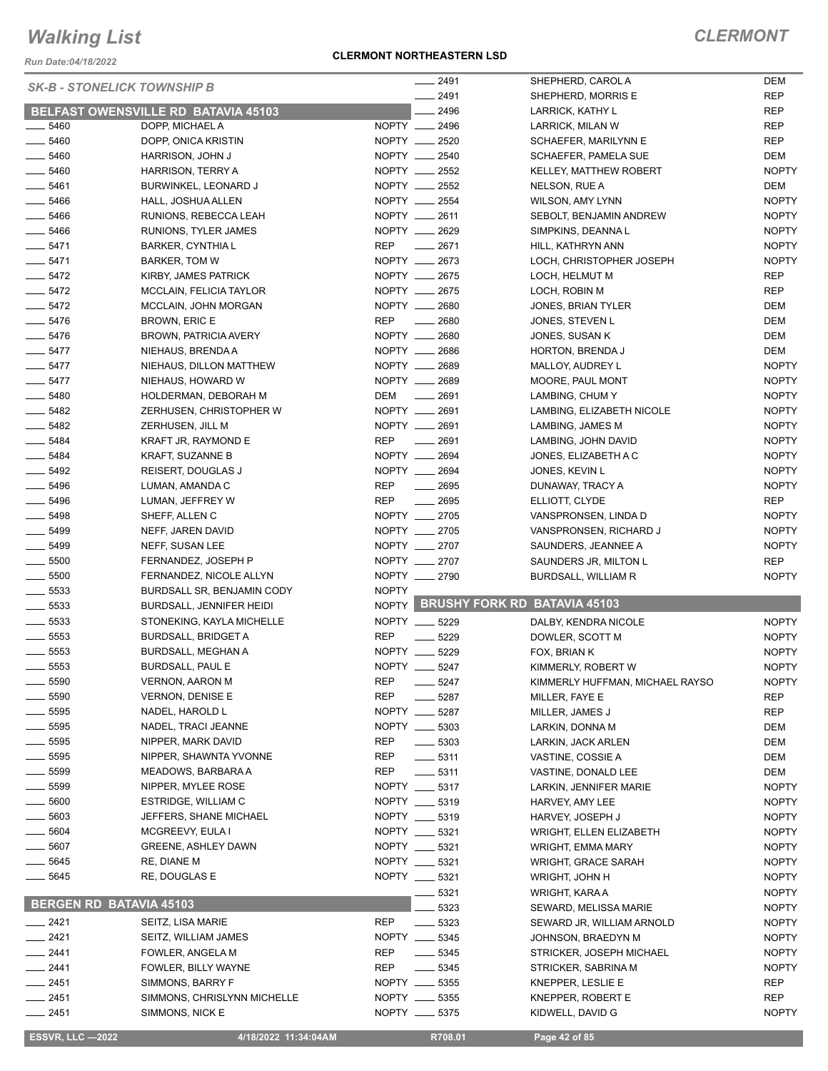## SK-B - STONELICK TOWNSHIP B

### BELFAST OWENSVILLE RD BATAVIA 45103

| No. | Name | Party |
|---|---|---|
| 5460 | DOPP, MICHAEL A | NOPTY |
| 5460 | DOPP, ONICA KRISTIN | NOPTY |
| 5460 | HARRISON, JOHN J | NOPTY |
| 5460 | HARRISON, TERRY A | NOPTY |
| 5461 | BURWINKEL, LEONARD J | NOPTY |
| 5466 | HALL, JOSHUA ALLEN | NOPTY |
| 5466 | RUNIONS, REBECCA LEAH | NOPTY |
| 5466 | RUNIONS, TYLER JAMES | NOPTY |
| 5471 | BARKER, CYNTHIA L | REP |
| 5471 | BARKER, TOM W | NOPTY |
| 5472 | KIRBY, JAMES PATRICK | NOPTY |
| 5472 | MCCLAIN, FELICIA TAYLOR | NOPTY |
| 5472 | MCCLAIN, JOHN MORGAN | NOPTY |
| 5476 | BROWN, ERIC E | REP |
| 5476 | BROWN, PATRICIA AVERY | NOPTY |
| 5477 | NIEHAUS, BRENDA A | NOPTY |
| 5477 | NIEHAUS, DILLON MATTHEW | NOPTY |
| 5477 | NIEHAUS, HOWARD W | NOPTY |
| 5480 | HOLDERMAN, DEBORAH M | DEM |
| 5482 | ZERHUSEN, CHRISTOPHER W | NOPTY |
| 5482 | ZERHUSEN, JILL M | NOPTY |
| 5484 | KRAFT JR, RAYMOND E | REP |
| 5484 | KRAFT, SUZANNE B | NOPTY |
| 5492 | REISERT, DOUGLAS J | NOPTY |
| 5496 | LUMAN, AMANDA C | REP |
| 5496 | LUMAN, JEFFREY W | REP |
| 5498 | SHEFF, ALLEN C | NOPTY |
| 5499 | NEFF, JAREN DAVID | NOPTY |
| 5499 | NEFF, SUSAN LEE | NOPTY |
| 5500 | FERNANDEZ, JOSEPH P | NOPTY |
| 5500 | FERNANDEZ, NICOLE ALLYN | NOPTY |
| 5533 | BURDSALL SR, BENJAMIN CODY | NOPTY |
| 5533 | BURDSALL, JENNIFER HEIDI | NOPTY |
| 5533 | STONEKING, KAYLA MICHELLE | NOPTY |
| 5553 | BURDSALL, BRIDGET A | REP |
| 5553 | BURDSALL, MEGHAN A | NOPTY |
| 5553 | BURDSALL, PAUL E | NOPTY |
| 5590 | VERNON, AARON M | REP |
| 5590 | VERNON, DENISE E | REP |
| 5595 | NADEL, HAROLD L | NOPTY |
| 5595 | NADEL, TRACI JEANNE | NOPTY |
| 5595 | NIPPER, MARK DAVID | REP |
| 5595 | NIPPER, SHAWNTA YVONNE | REP |
| 5599 | MEADOWS, BARBARA A | REP |
| 5599 | NIPPER, MYLEE ROSE | NOPTY |
| 5600 | ESTRIDGE, WILLIAM C | NOPTY |
| 5603 | JEFFERS, SHANE MICHAEL | NOPTY |
| 5604 | MCGREEVY, EULA I | NOPTY |
| 5607 | GREENE, ASHLEY DAWN | NOPTY |
| 5645 | RE, DIANE M | NOPTY |
| 5645 | RE, DOUGLAS E | NOPTY |

### BERGEN RD BATAVIA 45103

| No. | Name | Party |
|---|---|---|
| 2421 | SEITZ, LISA MARIE | REP |
| 2421 | SEITZ, WILLIAM JAMES | NOPTY |
| 2441 | FOWLER, ANGELA M | REP |
| 2441 | FOWLER, BILLY WAYNE | REP |
| 2451 | SIMMONS, BARRY F | NOPTY |
| 2451 | SIMMONS, CHRISLYNN MICHELLE | NOPTY |
| 2451 | SIMMONS, NICK E | NOPTY |
| 2491 | SHEPHERD, CAROL A | DEM |
| 2491 | SHEPHERD, MORRIS E | REP |
| 2496 | LARRICK, KATHY L | REP |
| 2496 | LARRICK, MILAN W | REP |
| 2520 | SCHAEFER, MARILYNN E | REP |
| 2540 | SCHAEFER, PAMELA SUE | DEM |
| 2552 | KELLEY, MATTHEW ROBERT | NOPTY |
| 2552 | NELSON, RUE A | DEM |
| 2554 | WILSON, AMY LYNN | NOPTY |
| 2611 | SEBOLT, BENJAMIN ANDREW | NOPTY |
| 2629 | SIMPKINS, DEANNA L | NOPTY |
| 2671 | HILL, KATHRYN ANN | NOPTY |
| 2673 | LOCH, CHRISTOPHER JOSEPH | NOPTY |
| 2675 | LOCH, HELMUT M | REP |
| 2675 | LOCH, ROBIN M | REP |
| 2680 | JONES, BRIAN TYLER | DEM |
| 2680 | JONES, STEVEN L | DEM |
| 2680 | JONES, SUSAN K | DEM |
| 2686 | HORTON, BRENDA J | DEM |
| 2689 | MALLOY, AUDREY L | NOPTY |
| 2689 | MOORE, PAUL MONT | NOPTY |
| 2691 | LAMBING, CHUM Y | NOPTY |
| 2691 | LAMBING, ELIZABETH NICOLE | NOPTY |
| 2691 | LAMBING, JAMES M | NOPTY |
| 2691 | LAMBING, JOHN DAVID | NOPTY |
| 2694 | JONES, ELIZABETH A C | NOPTY |
| 2694 | JONES, KEVIN L | NOPTY |
| 2695 | DUNAWAY, TRACY A | NOPTY |
| 2695 | ELLIOTT, CLYDE | REP |
| 2705 | VANSPRONSEN, LINDA D | NOPTY |
| 2705 | VANSPRONSEN, RICHARD J | NOPTY |
| 2707 | SAUNDERS, JEANNEE A | NOPTY |
| 2707 | SAUNDERS JR, MILTON L | REP |
| 2790 | BURDSALL, WILLIAM R | NOPTY |

### BRUSHY FORK RD BATAVIA 45103

| No. | Name | Party |
|---|---|---|
| 5229 | DALBY, KENDRA NICOLE | NOPTY |
| 5229 | DOWLER, SCOTT M | NOPTY |
| 5229 | FOX, BRIAN K | NOPTY |
| 5247 | KIMMERLY, ROBERT W | NOPTY |
| 5247 | KIMMERLY HUFFMAN, MICHAEL RAYSO | NOPTY |
| 5287 | MILLER, FAYE E | REP |
| 5287 | MILLER, JAMES J | REP |
| 5303 | LARKIN, DONNA M | DEM |
| 5303 | LARKIN, JACK ARLEN | DEM |
| 5311 | VASTINE, COSSIE A | DEM |
| 5311 | VASTINE, DONALD LEE | DEM |
| 5317 | LARKIN, JENNIFER MARIE | NOPTY |
| 5319 | HARVEY, AMY LEE | NOPTY |
| 5319 | HARVEY, JOSEPH J | NOPTY |
| 5321 | WRIGHT, ELLEN ELIZABETH | NOPTY |
| 5321 | WRIGHT, EMMA MARY | NOPTY |
| 5321 | WRIGHT, GRACE SARAH | NOPTY |
| 5321 | WRIGHT, JOHN H | NOPTY |
| 5321 | WRIGHT, KARA A | NOPTY |
| 5323 | SEWARD, MELISSA MARIE | NOPTY |
| 5323 | SEWARD JR, WILLIAM ARNOLD | NOPTY |
| 5345 | JOHNSON, BRAEDYN M | NOPTY |
| 5345 | STRICKER, JOSEPH MICHAEL | NOPTY |
| 5345 | STRICKER, SABRINA M | NOPTY |
| 5355 | KNEPPER, LESLIE E | REP |
| 5355 | KNEPPER, ROBERT E | REP |
| 5375 | KIDWELL, DAVID G | NOPTY |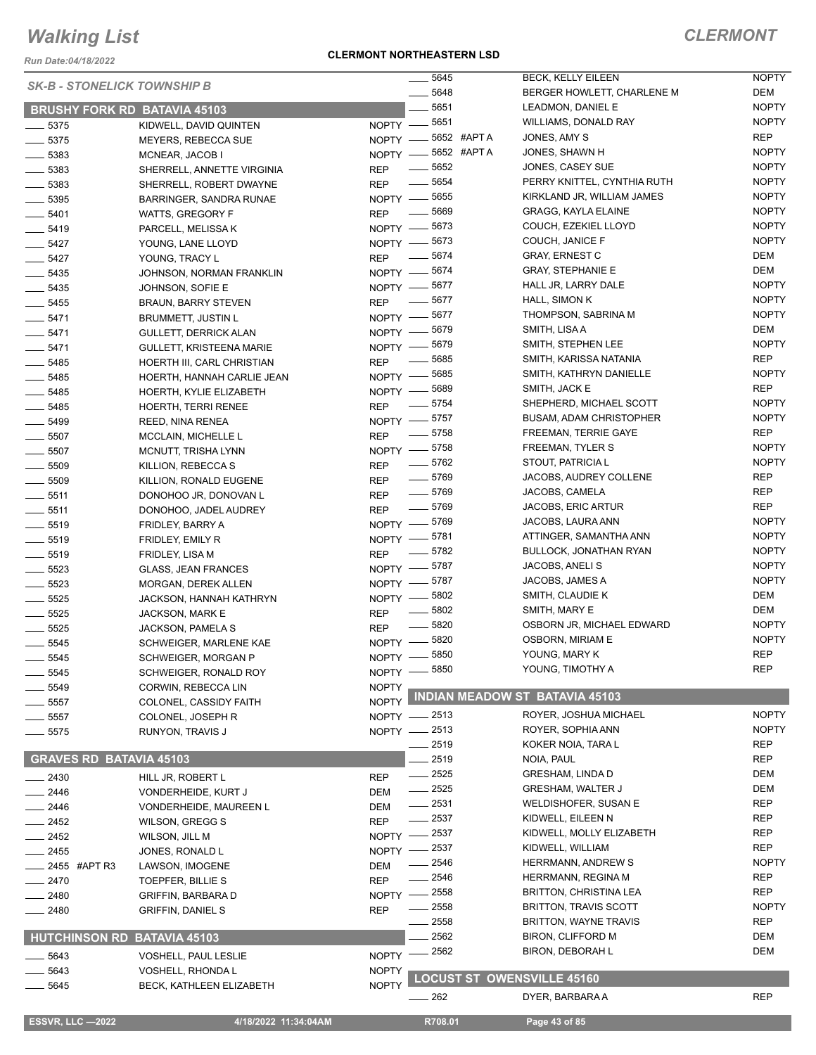# Walking List

**CLERMONT**

**CLERMONT NORTHEASTERN LSD**

*Run Date:04/18/2022*

*SK-B - STONELICK TOWNSHIP B*

## BRUSHY FORK RD BATAVIA 45103

| No. | Name | Party |
|---|---|---|
| 5375 | KIDWELL, DAVID QUINTEN | NOPTY |
| 5375 | MEYERS, REBECCA SUE | NOPTY |
| 5383 | MCNEAR, JACOB I | NOPTY |
| 5383 | SHERRELL, ANNETTE VIRGINIA | REP |
| 5383 | SHERRELL, ROBERT DWAYNE | REP |
| 5395 | BARRINGER, SANDRA RUNAE | NOPTY |
| 5401 | WATTS, GREGORY F | REP |
| 5419 | PARCELL, MELISSA K | NOPTY |
| 5427 | YOUNG, LANE LLOYD | NOPTY |
| 5427 | YOUNG, TRACY L | REP |
| 5435 | JOHNSON, NORMAN FRANKLIN | NOPTY |
| 5435 | JOHNSON, SOFIE E | NOPTY |
| 5455 | BRAUN, BARRY STEVEN | REP |
| 5471 | BRUMMETT, JUSTIN L | NOPTY |
| 5471 | GULLETT, DERRICK ALAN | NOPTY |
| 5471 | GULLETT, KRISTEENA MARIE | NOPTY |
| 5485 | HOERTH III, CARL CHRISTIAN | REP |
| 5485 | HOERTH, HANNAH CARLIE JEAN | NOPTY |
| 5485 | HOERTH, KYLIE ELIZABETH | NOPTY |
| 5485 | HOERTH, TERRI RENEE | REP |
| 5499 | REED, NINA RENEA | NOPTY |
| 5507 | MCCLAIN, MICHELLE L | REP |
| 5507 | MCNUTT, TRISHA LYNN | NOPTY |
| 5509 | KILLION, REBECCA S | REP |
| 5509 | KILLION, RONALD EUGENE | REP |
| 5511 | DONOHOO JR, DONOVAN L | REP |
| 5511 | DONOHOO, JADEL AUDREY | REP |
| 5519 | FRIDLEY, BARRY A | NOPTY |
| 5519 | FRIDLEY, EMILY R | NOPTY |
| 5519 | FRIDLEY, LISA M | REP |
| 5523 | GLASS, JEAN FRANCES | NOPTY |
| 5523 | MORGAN, DEREK ALLEN | NOPTY |
| 5525 | JACKSON, HANNAH KATHRYN | NOPTY |
| 5525 | JACKSON, MARK E | REP |
| 5525 | JACKSON, PAMELA S | REP |
| 5545 | SCHWEIGER, MARLENE KAE | NOPTY |
| 5545 | SCHWEIGER, MORGAN P | NOPTY |
| 5545 | SCHWEIGER, RONALD ROY | NOPTY |
| 5549 | CORWIN, REBECCA LIN | NOPTY |
| 5557 | COLONEL, CASSIDY FAITH | NOPTY |
| 5557 | COLONEL, JOSEPH R | NOPTY |
| 5575 | RUNYON, TRAVIS J | NOPTY |

## GRAVES RD BATAVIA 45103

| No. | Name | Party |
|---|---|---|
| 2430 | HILL JR, ROBERT L | REP |
| 2446 | VONDERHEIDE, KURT J | DEM |
| 2446 | VONDERHEIDE, MAUREEN L | DEM |
| 2452 | WILSON, GREGG S | REP |
| 2452 | WILSON, JILL M | NOPTY |
| 2455 | JONES, RONALD L | NOPTY |
| 2455 #APT R3 | LAWSON, IMOGENE | DEM |
| 2470 | TOEPFER, BILLIE S | REP |
| 2480 | GRIFFIN, BARBARA D | NOPTY |
| 2480 | GRIFFIN, DANIEL S | REP |

## HUTCHINSON RD BATAVIA 45103

| No. | Name | Party |
|---|---|---|
| 5643 | VOSHELL, PAUL LESLIE | NOPTY |
| 5643 | VOSHELL, RHONDA L | NOPTY |
| 5645 | BECK, KATHLEEN ELIZABETH | NOPTY |
| 5645 | BECK, KELLY EILEEN | NOPTY |
| 5648 | BERGER HOWLETT, CHARLENE M | DEM |
| 5651 | LEADMON, DANIEL E | NOPTY |
| 5651 | WILLIAMS, DONALD RAY | NOPTY |
| 5652 #APT A | JONES, AMY S | REP |
| 5652 #APT A | JONES, SHAWN H | NOPTY |
| 5652 | JONES, CASEY SUE | NOPTY |
| 5654 | PERRY KNITTEL, CYNTHIA RUTH | NOPTY |
| 5655 | KIRKLAND JR, WILLIAM JAMES | NOPTY |
| 5669 | GRAGG, KAYLA ELAINE | NOPTY |
| 5673 | COUCH, EZEKIEL LLOYD | NOPTY |
| 5673 | COUCH, JANICE F | NOPTY |
| 5674 | GRAY, ERNEST C | DEM |
| 5674 | GRAY, STEPHANIE E | DEM |
| 5677 | HALL JR, LARRY DALE | NOPTY |
| 5677 | HALL, SIMON K | NOPTY |
| 5677 | THOMPSON, SABRINA M | NOPTY |
| 5679 | SMITH, LISA A | DEM |
| 5679 | SMITH, STEPHEN LEE | NOPTY |
| 5685 | SMITH, KARISSA NATANIA | REP |
| 5685 | SMITH, KATHRYN DANIELLE | NOPTY |
| 5689 | SMITH, JACK E | REP |
| 5754 | SHEPHERD, MICHAEL SCOTT | NOPTY |
| 5757 | BUSAM, ADAM CHRISTOPHER | NOPTY |
| 5758 | FREEMAN, TERRIE GAYE | REP |
| 5758 | FREEMAN, TYLER S | NOPTY |
| 5762 | STOUT, PATRICIA L | NOPTY |
| 5769 | JACOBS, AUDREY COLLENE | REP |
| 5769 | JACOBS, CAMELA | REP |
| 5769 | JACOBS, ERIC ARTUR | REP |
| 5769 | JACOBS, LAURA ANN | NOPTY |
| 5781 | ATTINGER, SAMANTHA ANN | NOPTY |
| 5782 | BULLOCK, JONATHAN RYAN | NOPTY |
| 5787 | JACOBS, ANELI S | NOPTY |
| 5787 | JACOBS, JAMES A | NOPTY |
| 5802 | SMITH, CLAUDIE K | DEM |
| 5802 | SMITH, MARY E | DEM |
| 5820 | OSBORN JR, MICHAEL EDWARD | NOPTY |
| 5820 | OSBORN, MIRIAM E | NOPTY |
| 5850 | YOUNG, MARY K | REP |
| 5850 | YOUNG, TIMOTHY A | REP |

## INDIAN MEADOW ST BATAVIA 45103

| No. | Name | Party |
|---|---|---|
| 2513 | ROYER, JOSHUA MICHAEL | NOPTY |
| 2513 | ROYER, SOPHIA ANN | NOPTY |
| 2519 | KOKER NOIA, TARA L | REP |
| 2519 | NOIA, PAUL | REP |
| 2525 | GRESHAM, LINDA D | DEM |
| 2525 | GRESHAM, WALTER J | DEM |
| 2531 | WELDISHOFER, SUSAN E | REP |
| 2537 | KIDWELL, EILEEN N | REP |
| 2537 | KIDWELL, MOLLY ELIZABETH | REP |
| 2537 | KIDWELL, WILLIAM | REP |
| 2546 | HERRMANN, ANDREW S | NOPTY |
| 2546 | HERRMANN, REGINA M | REP |
| 2558 | BRITTON, CHRISTINA LEA | REP |
| 2558 | BRITTON, TRAVIS SCOTT | NOPTY |
| 2558 | BRITTON, WAYNE TRAVIS | REP |
| 2562 | BIRON, CLIFFORD M | DEM |
| 2562 | BIRON, DEBORAH L | DEM |

## LOCUST ST OWENSVILLE 45160

| No. | Name | Party |
|---|---|---|
| 262 | DYER, BARBARA A | REP |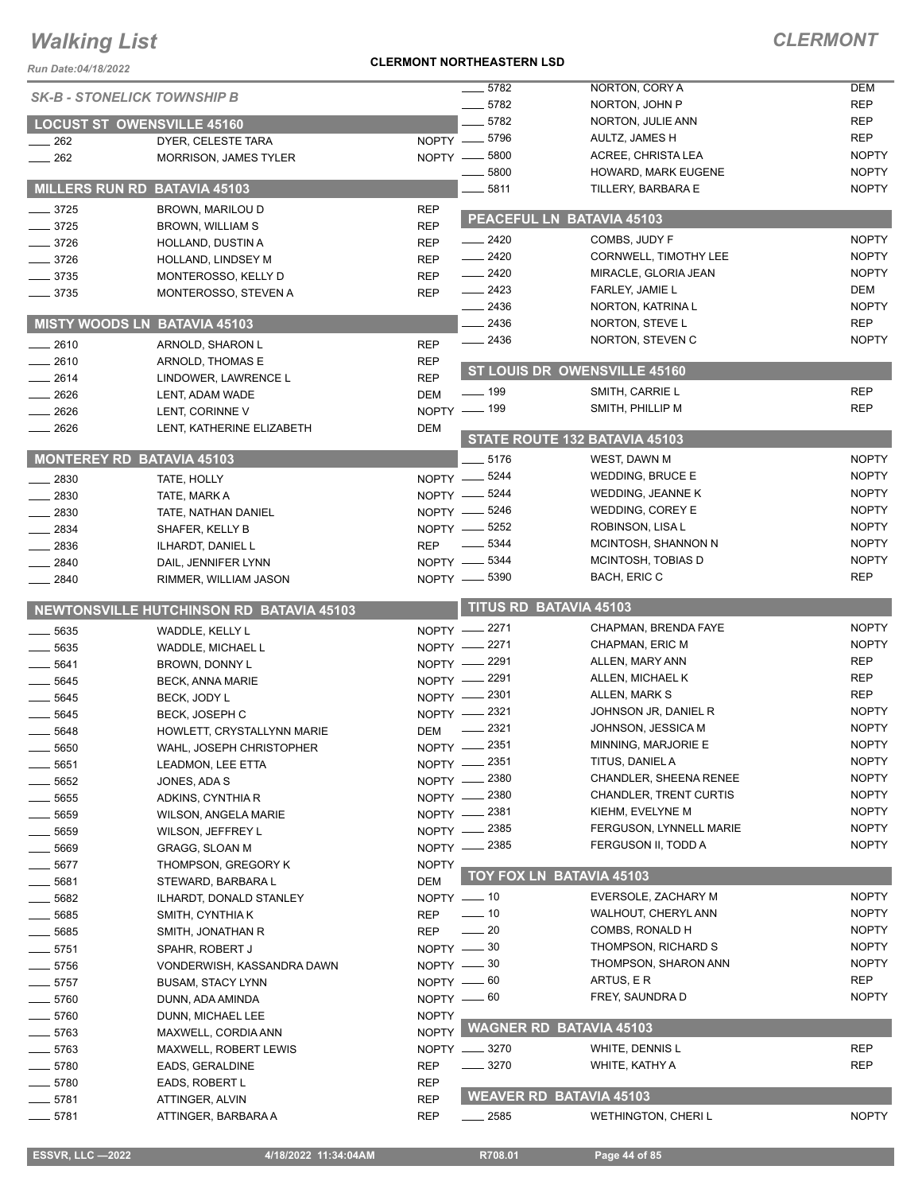# Walking List

## CLERMONT

**CLERMONT NORTHEASTERN LSD**

Run Date:04/18/2022

### SK-B - STONELICK TOWNSHIP B

### LOCUST ST OWENSVILLE 45160

| No. | Name | Party |
|---|---|---|
| 262 | DYER, CELESTE TARA | NOPTY |
| 262 | MORRISON, JAMES TYLER | NOPTY |

### MILLERS RUN RD BATAVIA 45103

| No. | Name | Party |
|---|---|---|
| 3725 | BROWN, MARILOU D | REP |
| 3725 | BROWN, WILLIAM S | REP |
| 3726 | HOLLAND, DUSTIN A | REP |
| 3726 | HOLLAND, LINDSEY M | REP |
| 3735 | MONTEROSSO, KELLY D | REP |
| 3735 | MONTEROSSO, STEVEN A | REP |

### MISTY WOODS LN BATAVIA 45103

| No. | Name | Party |
|---|---|---|
| 2610 | ARNOLD, SHARON L | REP |
| 2610 | ARNOLD, THOMAS E | REP |
| 2614 | LINDOWER, LAWRENCE L | REP |
| 2626 | LENT, ADAM WADE | DEM |
| 2626 | LENT, CORINNE V | NOPTY |
| 2626 | LENT, KATHERINE ELIZABETH | DEM |

### MONTEREY RD BATAVIA 45103

| No. | Name | Party |
|---|---|---|
| 2830 | TATE, HOLLY | NOPTY |
| 2830 | TATE, MARK A | NOPTY |
| 2830 | TATE, NATHAN DANIEL | NOPTY |
| 2834 | SHAFER, KELLY B | NOPTY |
| 2836 | ILHARDT, DANIEL L | REP |
| 2840 | DAIL, JENNIFER LYNN | NOPTY |
| 2840 | RIMMER, WILLIAM JASON | NOPTY |

### NEWTONSVILLE HUTCHINSON RD BATAVIA 45103

| No. | Name | Party |
|---|---|---|
| 5635 | WADDLE, KELLY L | NOPTY |
| 5635 | WADDLE, MICHAEL L | NOPTY |
| 5641 | BROWN, DONNY L | NOPTY |
| 5645 | BECK, ANNA MARIE | NOPTY |
| 5645 | BECK, JODY L | NOPTY |
| 5645 | BECK, JOSEPH C | NOPTY |
| 5648 | HOWLETT, CRYSTALLYNN MARIE | DEM |
| 5650 | WAHL, JOSEPH CHRISTOPHER | NOPTY |
| 5651 | LEADMON, LEE ETTA | NOPTY |
| 5652 | JONES, ADA S | NOPTY |
| 5655 | ADKINS, CYNTHIA R | NOPTY |
| 5659 | WILSON, ANGELA MARIE | NOPTY |
| 5659 | WILSON, JEFFREY L | NOPTY |
| 5669 | GRAGG, SLOAN M | NOPTY |
| 5677 | THOMPSON, GREGORY K | NOPTY |
| 5681 | STEWARD, BARBARA L | DEM |
| 5682 | ILHARDT, DONALD STANLEY | NOPTY |
| 5685 | SMITH, CYNTHIA K | REP |
| 5685 | SMITH, JONATHAN R | REP |
| 5751 | SPAHR, ROBERT J | NOPTY |
| 5756 | VONDERWISH, KASSANDRA DAWN | NOPTY |
| 5757 | BUSAM, STACY LYNN | NOPTY |
| 5760 | DUNN, ADA AMINDA | NOPTY |
| 5760 | DUNN, MICHAEL LEE | NOPTY |
| 5763 | MAXWELL, CORDIA ANN | NOPTY |
| 5763 | MAXWELL, ROBERT LEWIS | NOPTY |
| 5780 | EADS, GERALDINE | REP |
| 5780 | EADS, ROBERT L | REP |
| 5781 | ATTINGER, ALVIN | REP |
| 5781 | ATTINGER, BARBARA A | REP |
| 5782 | NORTON, CORY A | DEM |
| 5782 | NORTON, JOHN P | REP |
| 5782 | NORTON, JULIE ANN | REP |
| 5796 | AULTZ, JAMES H | REP |
| 5800 | ACREE, CHRISTA LEA | NOPTY |
| 5800 | HOWARD, MARK EUGENE | NOPTY |
| 5811 | TILLERY, BARBARA E | NOPTY |

### PEACEFUL LN BATAVIA 45103

| No. | Name | Party |
|---|---|---|
| 2420 | COMBS, JUDY F | NOPTY |
| 2420 | CORNWELL, TIMOTHY LEE | NOPTY |
| 2420 | MIRACLE, GLORIA JEAN | NOPTY |
| 2423 | FARLEY, JAMIE L | DEM |
| 2436 | NORTON, KATRINA L | NOPTY |
| 2436 | NORTON, STEVE L | REP |
| 2436 | NORTON, STEVEN C | NOPTY |

### ST LOUIS DR OWENSVILLE 45160

| No. | Name | Party |
|---|---|---|
| 199 | SMITH, CARRIE L | REP |
| 199 | SMITH, PHILLIP M | REP |

### STATE ROUTE 132 BATAVIA 45103

| No. | Name | Party |
|---|---|---|
| 5176 | WEST, DAWN M | NOPTY |
| 5244 | WEDDING, BRUCE E | NOPTY |
| 5244 | WEDDING, JEANNE K | NOPTY |
| 5246 | WEDDING, COREY E | NOPTY |
| 5252 | ROBINSON, LISA L | NOPTY |
| 5344 | MCINTOSH, SHANNON N | NOPTY |
| 5344 | MCINTOSH, TOBIAS D | NOPTY |
| 5390 | BACH, ERIC C | REP |

### TITUS RD BATAVIA 45103

| No. | Name | Party |
|---|---|---|
| 2271 | CHAPMAN, BRENDA FAYE | NOPTY |
| 2271 | CHAPMAN, ERIC M | NOPTY |
| 2291 | ALLEN, MARY ANN | REP |
| 2291 | ALLEN, MICHAEL K | REP |
| 2301 | ALLEN, MARK S | REP |
| 2321 | JOHNSON JR, DANIEL R | NOPTY |
| 2321 | JOHNSON, JESSICA M | NOPTY |
| 2351 | MINNING, MARJORIE E | NOPTY |
| 2351 | TITUS, DANIEL A | NOPTY |
| 2380 | CHANDLER, SHEENA RENEE | NOPTY |
| 2380 | CHANDLER, TRENT CURTIS | NOPTY |
| 2381 | KIEHM, EVELYNE M | NOPTY |
| 2385 | FERGUSON, LYNNELL MARIE | NOPTY |
| 2385 | FERGUSON II, TODD A | NOPTY |

### TOY FOX LN BATAVIA 45103

| No. | Name | Party |
|---|---|---|
| 10 | EVERSOLE, ZACHARY M | NOPTY |
| 10 | WALHOUT, CHERYL ANN | NOPTY |
| 20 | COMBS, RONALD H | NOPTY |
| 30 | THOMPSON, RICHARD S | NOPTY |
| 30 | THOMPSON, SHARON ANN | NOPTY |
| 60 | ARTUS, E R | REP |
| 60 | FREY, SAUNDRA D | NOPTY |

### WAGNER RD BATAVIA 45103

| No. | Name | Party |
|---|---|---|
| 3270 | WHITE, DENNIS L | REP |
| 3270 | WHITE, KATHY A | REP |

### WEAVER RD BATAVIA 45103

| No. | Name | Party |
|---|---|---|
| 2585 | WETHINGTON, CHERI L | NOPTY |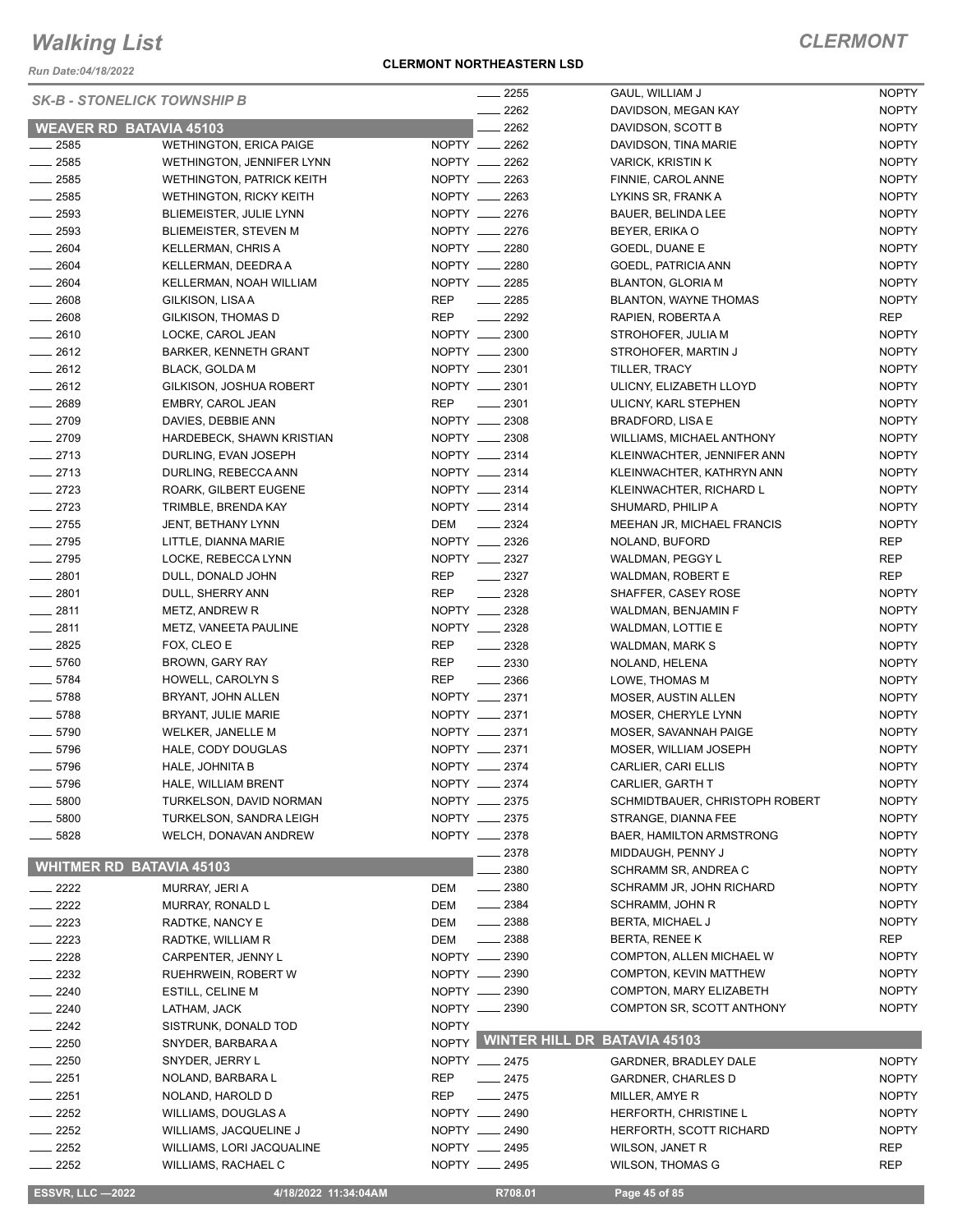# Walking List

## CLERMONT

**CLERMONT NORTHEASTERN LSD**

*Run Date:04/18/2022*

*SK-B - STONELICK TOWNSHIP B*

### WEAVER RD BATAVIA 45103

| No. | Name | Party |
|---|---|---|
| 2585 | WETHINGTON, ERICA PAIGE | NOPTY |
| 2585 | WETHINGTON, JENNIFER LYNN | NOPTY |
| 2585 | WETHINGTON, PATRICK KEITH | NOPTY |
| 2585 | WETHINGTON, RICKY KEITH | NOPTY |
| 2593 | BLIEMEISTER, JULIE LYNN | NOPTY |
| 2593 | BLIEMEISTER, STEVEN M | NOPTY |
| 2604 | KELLERMAN, CHRIS A | NOPTY |
| 2604 | KELLERMAN, DEEDRA A | NOPTY |
| 2604 | KELLERMAN, NOAH WILLIAM | NOPTY |
| 2608 | GILKISON, LISA A | REP |
| 2608 | GILKISON, THOMAS D | REP |
| 2610 | LOCKE, CAROL JEAN | NOPTY |
| 2612 | BARKER, KENNETH GRANT | NOPTY |
| 2612 | BLACK, GOLDA M | NOPTY |
| 2612 | GILKISON, JOSHUA ROBERT | NOPTY |
| 2689 | EMBRY, CAROL JEAN | REP |
| 2709 | DAVIES, DEBBIE ANN | NOPTY |
| 2709 | HARDEBECK, SHAWN KRISTIAN | NOPTY |
| 2713 | DURLING, EVAN JOSEPH | NOPTY |
| 2713 | DURLING, REBECCA ANN | NOPTY |
| 2723 | ROARK, GILBERT EUGENE | NOPTY |
| 2723 | TRIMBLE, BRENDA KAY | NOPTY |
| 2755 | JENT, BETHANY LYNN | DEM |
| 2795 | LITTLE, DIANNA MARIE | NOPTY |
| 2795 | LOCKE, REBECCA LYNN | NOPTY |
| 2801 | DULL, DONALD JOHN | REP |
| 2801 | DULL, SHERRY ANN | REP |
| 2811 | METZ, ANDREW R | NOPTY |
| 2811 | METZ, VANEETA PAULINE | NOPTY |
| 2825 | FOX, CLEO E | REP |
| 5760 | BROWN, GARY RAY | REP |
| 5784 | HOWELL, CAROLYN S | REP |
| 5788 | BRYANT, JOHN ALLEN | NOPTY |
| 5788 | BRYANT, JULIE MARIE | NOPTY |
| 5790 | WELKER, JANELLE M | NOPTY |
| 5796 | HALE, CODY DOUGLAS | NOPTY |
| 5796 | HALE, JOHNITA B | NOPTY |
| 5796 | HALE, WILLIAM BRENT | NOPTY |
| 5800 | TURKELSON, DAVID NORMAN | NOPTY |
| 5800 | TURKELSON, SANDRA LEIGH | NOPTY |
| 5828 | WELCH, DONAVAN ANDREW | NOPTY |

### WHITMER RD BATAVIA 45103

| No. | Name | Party |
|---|---|---|
| 2222 | MURRAY, JERI A | DEM |
| 2222 | MURRAY, RONALD L | DEM |
| 2223 | RADTKE, NANCY E | DEM |
| 2223 | RADTKE, WILLIAM R | DEM |
| 2228 | CARPENTER, JENNY L | NOPTY |
| 2232 | RUEHRWEIN, ROBERT W | NOPTY |
| 2240 | ESTILL, CELINE M | NOPTY |
| 2240 | LATHAM, JACK | NOPTY |
| 2242 | SISTRUNK, DONALD TOD | NOPTY |
| 2250 | SNYDER, BARBARA A | NOPTY |
| 2250 | SNYDER, JERRY L | NOPTY |
| 2251 | NOLAND, BARBARA L | REP |
| 2251 | NOLAND, HAROLD D | REP |
| 2252 | WILLIAMS, DOUGLAS A | NOPTY |
| 2252 | WILLIAMS, JACQUELINE J | NOPTY |
| 2252 | WILLIAMS, LORI JACQUALINE | NOPTY |
| 2252 | WILLIAMS, RACHAEL C | NOPTY |
| 2255 | GAUL, WILLIAM J | NOPTY |
| 2262 | DAVIDSON, MEGAN KAY | NOPTY |
| 2262 | DAVIDSON, SCOTT B | NOPTY |
| 2262 | DAVIDSON, TINA MARIE | NOPTY |
| 2262 | VARICK, KRISTIN K | NOPTY |
| 2263 | FINNIE, CAROL ANNE | NOPTY |
| 2263 | LYKINS SR, FRANK A | NOPTY |
| 2276 | BAUER, BELINDA LEE | NOPTY |
| 2276 | BEYER, ERIKA O | NOPTY |
| 2280 | GOEDL, DUANE E | NOPTY |
| 2280 | GOEDL, PATRICIA ANN | NOPTY |
| 2285 | BLANTON, GLORIA M | NOPTY |
| 2285 | BLANTON, WAYNE THOMAS | NOPTY |
| 2292 | RAPIEN, ROBERTA A | REP |
| 2300 | STROHOFER, JULIA M | NOPTY |
| 2300 | STROHOFER, MARTIN J | NOPTY |
| 2301 | TILLER, TRACY | NOPTY |
| 2301 | ULICNY, ELIZABETH LLOYD | NOPTY |
| 2301 | ULICNY, KARL STEPHEN | NOPTY |
| 2308 | BRADFORD, LISA E | NOPTY |
| 2308 | WILLIAMS, MICHAEL ANTHONY | NOPTY |
| 2314 | KLEINWACHTER, JENNIFER ANN | NOPTY |
| 2314 | KLEINWACHTER, KATHRYN ANN | NOPTY |
| 2314 | KLEINWACHTER, RICHARD L | NOPTY |
| 2314 | SHUMARD, PHILIP A | NOPTY |
| 2324 | MEEHAN JR, MICHAEL FRANCIS | NOPTY |
| 2326 | NOLAND, BUFORD | REP |
| 2327 | WALDMAN, PEGGY L | REP |
| 2327 | WALDMAN, ROBERT E | REP |
| 2328 | SHAFFER, CASEY ROSE | NOPTY |
| 2328 | WALDMAN, BENJAMIN F | NOPTY |
| 2328 | WALDMAN, LOTTIE E | NOPTY |
| 2328 | WALDMAN, MARK S | NOPTY |
| 2330 | NOLAND, HELENA | NOPTY |
| 2366 | LOWE, THOMAS M | NOPTY |
| 2371 | MOSER, AUSTIN ALLEN | NOPTY |
| 2371 | MOSER, CHERYLE LYNN | NOPTY |
| 2371 | MOSER, SAVANNAH PAIGE | NOPTY |
| 2371 | MOSER, WILLIAM JOSEPH | NOPTY |
| 2374 | CARLIER, CARI ELLIS | NOPTY |
| 2374 | CARLIER, GARTH T | NOPTY |
| 2375 | SCHMIDTBAUER, CHRISTOPH ROBERT | NOPTY |
| 2375 | STRANGE, DIANNA FEE | NOPTY |
| 2378 | BAER, HAMILTON ARMSTRONG | NOPTY |
| 2378 | MIDDAUGH, PENNY J | NOPTY |
| 2380 | SCHRAMM SR, ANDREA C | NOPTY |
| 2380 | SCHRAMM JR, JOHN RICHARD | NOPTY |
| 2384 | SCHRAMM, JOHN R | NOPTY |
| 2388 | BERTA, MICHAEL J | NOPTY |
| 2388 | BERTA, RENEE K | REP |
| 2390 | COMPTON, ALLEN MICHAEL W | NOPTY |
| 2390 | COMPTON, KEVIN MATTHEW | NOPTY |
| 2390 | COMPTON, MARY ELIZABETH | NOPTY |
| 2390 | COMPTON SR, SCOTT ANTHONY | NOPTY |

### WINTER HILL DR BATAVIA 45103

| No. | Name | Party |
|---|---|---|
| 2475 | GARDNER, BRADLEY DALE | NOPTY |
| 2475 | GARDNER, CHARLES D | NOPTY |
| 2475 | MILLER, AMYE R | NOPTY |
| 2490 | HERFORTH, CHRISTINE L | NOPTY |
| 2490 | HERFORTH, SCOTT RICHARD | NOPTY |
| 2495 | WILSON, JANET R | REP |
| 2495 | WILSON, THOMAS G | REP |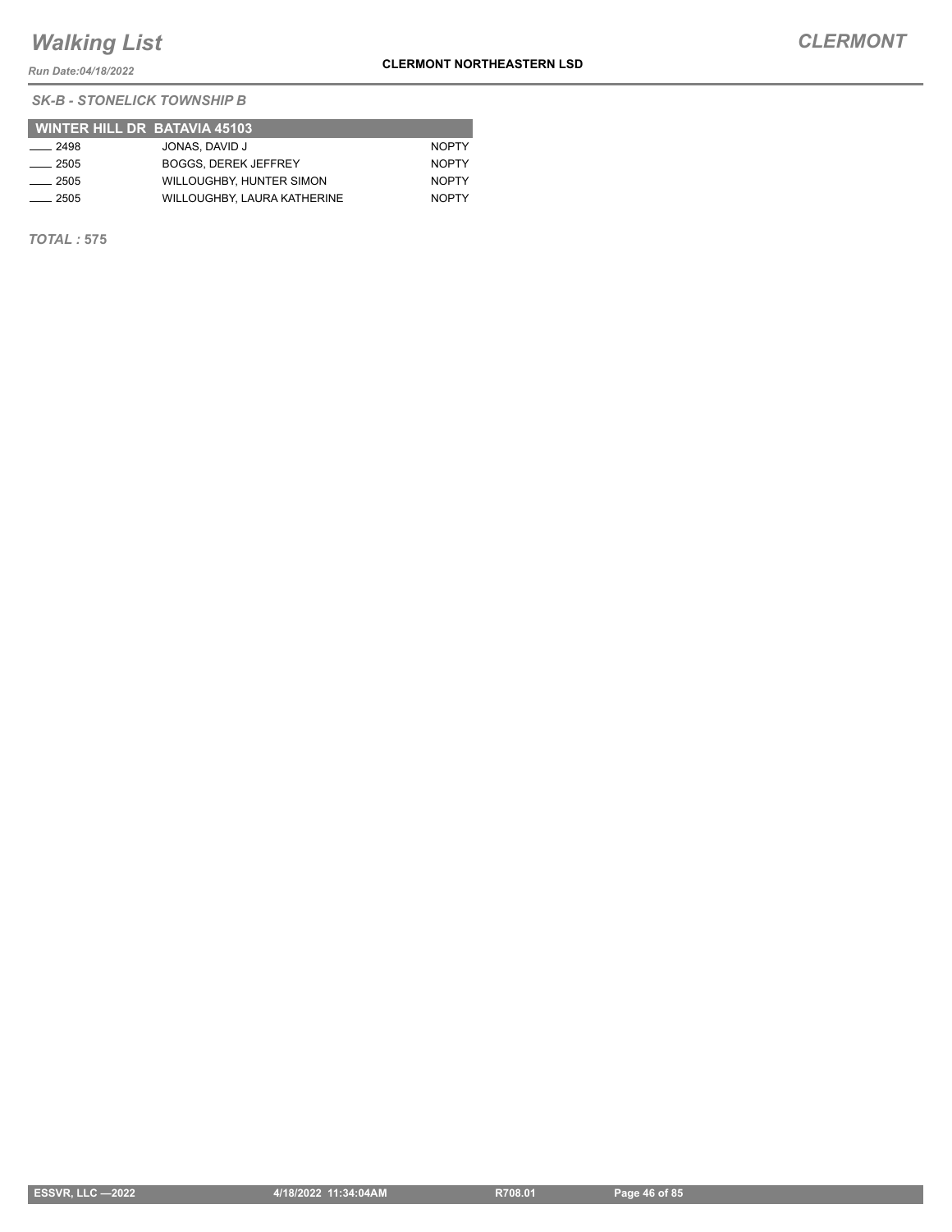*SK-B - STONELICK TOWNSHIP B*

| WINTER HILL DR BATAVIA 45103 | | |
|---|---|---|
| ____ 2498 | JONAS, DAVID J | NOPTY |
| ____ 2505 | BOGGS, DEREK JEFFREY | NOPTY |
| ____ 2505 | WILLOUGHBY, HUNTER SIMON | NOPTY |
| ____ 2505 | WILLOUGHBY, LAURA KATHERINE | NOPTY |

***TOTAL :* 575**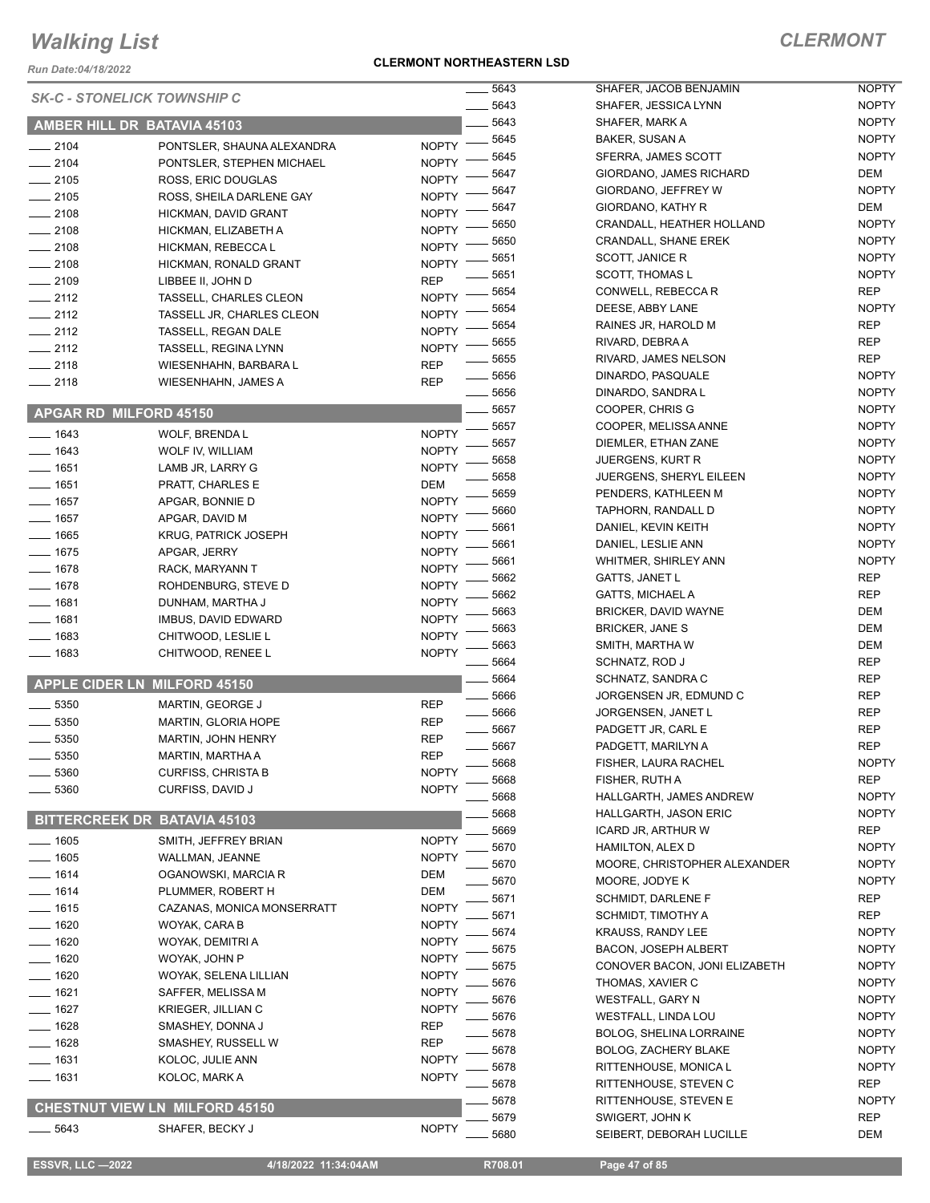# Walking List

## CLERMONT

**CLERMONT NORTHEASTERN LSD**

Run Date:04/18/2022

### SK-C - STONELICK TOWNSHIP C

#### AMBER HILL DR BATAVIA 45103

| No. | Name | Party |
|---|---|---|
| 2104 | PONTSLER, SHAUNA ALEXANDRA | NOPTY |
| 2104 | PONTSLER, STEPHEN MICHAEL | NOPTY |
| 2105 | ROSS, ERIC DOUGLAS | NOPTY |
| 2105 | ROSS, SHEILA DARLENE GAY | NOPTY |
| 2108 | HICKMAN, DAVID GRANT | NOPTY |
| 2108 | HICKMAN, ELIZABETH A | NOPTY |
| 2108 | HICKMAN, REBECCA L | NOPTY |
| 2108 | HICKMAN, RONALD GRANT | NOPTY |
| 2109 | LIBBEE II, JOHN D | REP |
| 2112 | TASSELL, CHARLES CLEON | NOPTY |
| 2112 | TASSELL JR, CHARLES CLEON | NOPTY |
| 2112 | TASSELL, REGAN DALE | NOPTY |
| 2112 | TASSELL, REGINA LYNN | NOPTY |
| 2118 | WIESENHAHN, BARBARA L | REP |
| 2118 | WIESENHAHN, JAMES A | REP |

#### APGAR RD MILFORD 45150

| No. | Name | Party |
|---|---|---|
| 1643 | WOLF, BRENDA L | NOPTY |
| 1643 | WOLF IV, WILLIAM | NOPTY |
| 1651 | LAMB JR, LARRY G | NOPTY |
| 1651 | PRATT, CHARLES E | DEM |
| 1657 | APGAR, BONNIE D | NOPTY |
| 1657 | APGAR, DAVID M | NOPTY |
| 1665 | KRUG, PATRICK JOSEPH | NOPTY |
| 1675 | APGAR, JERRY | NOPTY |
| 1678 | RACK, MARYANN T | NOPTY |
| 1678 | ROHDENBURG, STEVE D | NOPTY |
| 1681 | DUNHAM, MARTHA J | NOPTY |
| 1681 | IMBUS, DAVID EDWARD | NOPTY |
| 1683 | CHITWOOD, LESLIE L | NOPTY |
| 1683 | CHITWOOD, RENEE L | NOPTY |

#### APPLE CIDER LN MILFORD 45150

| No. | Name | Party |
|---|---|---|
| 5350 | MARTIN, GEORGE J | REP |
| 5350 | MARTIN, GLORIA HOPE | REP |
| 5350 | MARTIN, JOHN HENRY | REP |
| 5350 | MARTIN, MARTHA A | REP |
| 5360 | CURFISS, CHRISTA B | NOPTY |
| 5360 | CURFISS, DAVID J | NOPTY |

#### BITTERCREEK DR BATAVIA 45103

| No. | Name | Party |
|---|---|---|
| 1605 | SMITH, JEFFREY BRIAN | NOPTY |
| 1605 | WALLMAN, JEANNE | NOPTY |
| 1614 | OGANOWSKI, MARCIA R | DEM |
| 1614 | PLUMMER, ROBERT H | DEM |
| 1615 | CAZANAS, MONICA MONSERRATT | NOPTY |
| 1620 | WOYAK, CARA B | NOPTY |
| 1620 | WOYAK, DEMITRI A | NOPTY |
| 1620 | WOYAK, JOHN P | NOPTY |
| 1620 | WOYAK, SELENA LILLIAN | NOPTY |
| 1621 | SAFFER, MELISSA M | NOPTY |
| 1627 | KRIEGER, JILLIAN C | NOPTY |
| 1628 | SMASHEY, DONNA J | REP |
| 1628 | SMASHEY, RUSSELL W | REP |
| 1631 | KOLOC, JULIE ANN | NOPTY |
| 1631 | KOLOC, MARK A | NOPTY |

#### CHESTNUT VIEW LN MILFORD 45150

| No. | Name | Party |
|---|---|---|
| 5643 | SHAFER, BECKY J | NOPTY |
| 5643 | SHAFER, JACOB BENJAMIN | NOPTY |
| 5643 | SHAFER, JESSICA LYNN | NOPTY |
| 5643 | SHAFER, MARK A | NOPTY |
| 5645 | BAKER, SUSAN A | NOPTY |
| 5645 | SFERRA, JAMES SCOTT | NOPTY |
| 5647 | GIORDANO, JAMES RICHARD | DEM |
| 5647 | GIORDANO, JEFFREY W | NOPTY |
| 5647 | GIORDANO, KATHY R | DEM |
| 5650 | CRANDALL, HEATHER HOLLAND | NOPTY |
| 5650 | CRANDALL, SHANE EREK | NOPTY |
| 5651 | SCOTT, JANICE R | NOPTY |
| 5651 | SCOTT, THOMAS L | NOPTY |
| 5654 | CONWELL, REBECCA R | REP |
| 5654 | DEESE, ABBY LANE | NOPTY |
| 5654 | RAINES JR, HAROLD M | REP |
| 5655 | RIVARD, DEBRA A | REP |
| 5655 | RIVARD, JAMES NELSON | REP |
| 5656 | DINARDO, PASQUALE | NOPTY |
| 5656 | DINARDO, SANDRA L | NOPTY |
| 5657 | COOPER, CHRIS G | NOPTY |
| 5657 | COOPER, MELISSA ANNE | NOPTY |
| 5657 | DIEMLER, ETHAN ZANE | NOPTY |
| 5658 | JUERGENS, KURT R | NOPTY |
| 5658 | JUERGENS, SHERYL EILEEN | NOPTY |
| 5659 | PENDERS, KATHLEEN M | NOPTY |
| 5660 | TAPHORN, RANDALL D | NOPTY |
| 5661 | DANIEL, KEVIN KEITH | NOPTY |
| 5661 | DANIEL, LESLIE ANN | NOPTY |
| 5661 | WHITMER, SHIRLEY ANN | NOPTY |
| 5662 | GATTS, JANET L | REP |
| 5662 | GATTS, MICHAEL A | REP |
| 5663 | BRICKER, DAVID WAYNE | DEM |
| 5663 | BRICKER, JANE S | DEM |
| 5663 | SMITH, MARTHA W | DEM |
| 5664 | SCHNATZ, ROD J | REP |
| 5664 | SCHNATZ, SANDRA C | REP |
| 5666 | JORGENSEN JR, EDMUND C | REP |
| 5666 | JORGENSEN, JANET L | REP |
| 5667 | PADGETT JR, CARL E | REP |
| 5667 | PADGETT, MARILYN A | REP |
| 5668 | FISHER, LAURA RACHEL | NOPTY |
| 5668 | FISHER, RUTH A | REP |
| 5668 | HALLGARTH, JAMES ANDREW | NOPTY |
| 5668 | HALLGARTH, JASON ERIC | NOPTY |
| 5669 | ICARD JR, ARTHUR W | REP |
| 5670 | HAMILTON, ALEX D | NOPTY |
| 5670 | MOORE, CHRISTOPHER ALEXANDER | NOPTY |
| 5670 | MOORE, JODYE K | NOPTY |
| 5671 | SCHMIDT, DARLENE F | REP |
| 5671 | SCHMIDT, TIMOTHY A | REP |
| 5674 | KRAUSS, RANDY LEE | NOPTY |
| 5675 | BACON, JOSEPH ALBERT | NOPTY |
| 5675 | CONOVER BACON, JONI ELIZABETH | NOPTY |
| 5676 | THOMAS, XAVIER C | NOPTY |
| 5676 | WESTFALL, GARY N | NOPTY |
| 5676 | WESTFALL, LINDA LOU | NOPTY |
| 5678 | BOLOG, SHELINA LORRAINE | NOPTY |
| 5678 | BOLOG, ZACHERY BLAKE | NOPTY |
| 5678 | RITTENHOUSE, MONICA L | NOPTY |
| 5678 | RITTENHOUSE, STEVEN C | REP |
| 5678 | RITTENHOUSE, STEVEN E | NOPTY |
| 5679 | SWIGERT, JOHN K | REP |
| 5680 | SEIBERT, DEBORAH LUCILLE | DEM |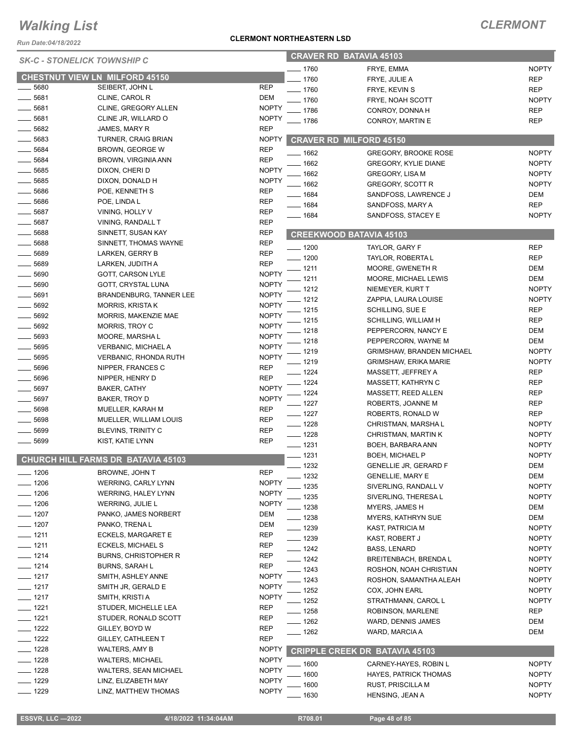# Walking List

**CLERMONT**

Run Date:04/18/2022

**CLERMONT NORTHEASTERN LSD**

*SK-C - STONELICK TOWNSHIP C*

## CHESTNUT VIEW LN MILFORD 45150

| No. | Name | Party |
|---|---|---|
| ___ 5680 | SEIBERT, JOHN L | REP |
| ___ 5681 | CLINE, CAROL R | DEM |
| ___ 5681 | CLINE, GREGORY ALLEN | NOPTY |
| ___ 5681 | CLINE JR, WILLARD O | NOPTY |
| ___ 5682 | JAMES, MARY R | REP |
| ___ 5683 | TURNER, CRAIG BRIAN | NOPTY |
| ___ 5684 | BROWN, GEORGE W | REP |
| ___ 5684 | BROWN, VIRGINIA ANN | REP |
| ___ 5685 | DIXON, CHERI D | NOPTY |
| ___ 5685 | DIXON, DONALD H | NOPTY |
| ___ 5686 | POE, KENNETH S | REP |
| ___ 5686 | POE, LINDA L | REP |
| ___ 5687 | VINING, HOLLY V | REP |
| ___ 5687 | VINING, RANDALL T | REP |
| ___ 5688 | SINNETT, SUSAN KAY | REP |
| ___ 5688 | SINNETT, THOMAS WAYNE | REP |
| ___ 5689 | LARKEN, GERRY B | REP |
| ___ 5689 | LARKEN, JUDITH A | REP |
| ___ 5690 | GOTT, CARSON LYLE | NOPTY |
| ___ 5690 | GOTT, CRYSTAL LUNA | NOPTY |
| ___ 5691 | BRANDENBURG, TANNER LEE | NOPTY |
| ___ 5692 | MORRIS, KRISTA K | NOPTY |
| ___ 5692 | MORRIS, MAKENZIE MAE | NOPTY |
| ___ 5692 | MORRIS, TROY C | NOPTY |
| ___ 5693 | MOORE, MARSHA L | NOPTY |
| ___ 5695 | VERBANIC, MICHAEL A | NOPTY |
| ___ 5695 | VERBANIC, RHONDA RUTH | NOPTY |
| ___ 5696 | NIPPER, FRANCES C | REP |
| ___ 5696 | NIPPER, HENRY D | REP |
| ___ 5697 | BAKER, CATHY | NOPTY |
| ___ 5697 | BAKER, TROY D | NOPTY |
| ___ 5698 | MUELLER, KARAH M | REP |
| ___ 5698 | MUELLER, WILLIAM LOUIS | REP |
| ___ 5699 | BLEVINS, TRINITY C | REP |
| ___ 5699 | KIST, KATIE LYNN | REP |

## CHURCH HILL FARMS DR BATAVIA 45103

| No. | Name | Party |
|---|---|---|
| ___ 1206 | BROWNE, JOHN T | REP |
| ___ 1206 | WERRING, CARLY LYNN | NOPTY |
| ___ 1206 | WERRING, HALEY LYNN | NOPTY |
| ___ 1206 | WERRING, JULIE L | NOPTY |
| ___ 1207 | PANKO, JAMES NORBERT | DEM |
| ___ 1207 | PANKO, TRENA L | DEM |
| ___ 1211 | ECKELS, MARGARET E | REP |
| ___ 1211 | ECKELS, MICHAEL S | REP |
| ___ 1214 | BURNS, CHRISTOPHER R | REP |
| ___ 1214 | BURNS, SARAH L | REP |
| ___ 1217 | SMITH, ASHLEY ANNE | NOPTY |
| ___ 1217 | SMITH JR, GERALD E | NOPTY |
| ___ 1217 | SMITH, KRISTI A | NOPTY |
| ___ 1221 | STUDER, MICHELLE LEA | REP |
| ___ 1221 | STUDER, RONALD SCOTT | REP |
| ___ 1222 | GILLEY, BOYD W | REP |
| ___ 1222 | GILLEY, CATHLEEN T | REP |
| ___ 1228 | WALTERS, AMY B | NOPTY |
| ___ 1228 | WALTERS, MICHAEL | NOPTY |
| ___ 1228 | WALTERS, SEAN MICHAEL | NOPTY |
| ___ 1229 | LINZ, ELIZABETH MAY | NOPTY |
| ___ 1229 | LINZ, MATTHEW THOMAS | NOPTY |

## CRAVER RD BATAVIA 45103

| No. | Name | Party |
|---|---|---|
| ___ 1760 | FRYE, EMMA | NOPTY |
| ___ 1760 | FRYE, JULIE A | REP |
| ___ 1760 | FRYE, KEVIN S | REP |
| ___ 1760 | FRYE, NOAH SCOTT | NOPTY |
| ___ 1786 | CONROY, DONNA H | REP |
| ___ 1786 | CONROY, MARTIN E | REP |

## CRAVER RD MILFORD 45150

| No. | Name | Party |
|---|---|---|
| ___ 1662 | GREGORY, BROOKE ROSE | NOPTY |
| ___ 1662 | GREGORY, KYLIE DIANE | NOPTY |
| ___ 1662 | GREGORY, LISA M | NOPTY |
| ___ 1662 | GREGORY, SCOTT R | NOPTY |
| ___ 1684 | SANDFOSS, LAWRENCE J | DEM |
| ___ 1684 | SANDFOSS, MARY A | REP |
| ___ 1684 | SANDFOSS, STACEY E | NOPTY |

## CREEKWOOD BATAVIA 45103

| No. | Name | Party |
|---|---|---|
| ___ 1200 | TAYLOR, GARY F | REP |
| ___ 1200 | TAYLOR, ROBERTA L | REP |
| ___ 1211 | MOORE, GWENETH R | DEM |
| ___ 1211 | MOORE, MICHAEL LEWIS | DEM |
| ___ 1212 | NIEMEYER, KURT T | NOPTY |
| ___ 1212 | ZAPPIA, LAURA LOUISE | NOPTY |
| ___ 1215 | SCHILLING, SUE E | REP |
| ___ 1215 | SCHILLING, WILLIAM H | REP |
| ___ 1218 | PEPPERCORN, NANCY E | DEM |
| ___ 1218 | PEPPERCORN, WAYNE M | DEM |
| ___ 1219 | GRIMSHAW, BRANDEN MICHAEL | NOPTY |
| ___ 1219 | GRIMSHAW, ERIKA MARIE | NOPTY |
| ___ 1224 | MASSETT, JEFFREY A | REP |
| ___ 1224 | MASSETT, KATHRYN C | REP |
| ___ 1224 | MASSETT, REED ALLEN | REP |
| ___ 1227 | ROBERTS, JOANNE M | REP |
| ___ 1227 | ROBERTS, RONALD W | REP |
| ___ 1228 | CHRISTMAN, MARSHA L | NOPTY |
| ___ 1228 | CHRISTMAN, MARTIN K | NOPTY |
| ___ 1231 | BOEH, BARBARA ANN | NOPTY |
| ___ 1231 | BOEH, MICHAEL P | NOPTY |
| ___ 1232 | GENELLIE JR, GERARD F | DEM |
| ___ 1232 | GENELLIE, MARY E | DEM |
| ___ 1235 | SIVERLING, RANDALL V | NOPTY |
| ___ 1235 | SIVERLING, THERESA L | NOPTY |
| ___ 1238 | MYERS, JAMES H | DEM |
| ___ 1238 | MYERS, KATHRYN SUE | DEM |
| ___ 1239 | KAST, PATRICIA M | NOPTY |
| ___ 1239 | KAST, ROBERT J | NOPTY |
| ___ 1242 | BASS, LENARD | NOPTY |
| ___ 1242 | BREITENBACH, BRENDA L | NOPTY |
| ___ 1243 | ROSHON, NOAH CHRISTIAN | NOPTY |
| ___ 1243 | ROSHON, SAMANTHA ALEAH | NOPTY |
| ___ 1252 | COX, JOHN EARL | NOPTY |
| ___ 1252 | STRATHMANN, CAROL L | NOPTY |
| ___ 1258 | ROBINSON, MARLENE | REP |
| ___ 1262 | WARD, DENNIS JAMES | DEM |
| ___ 1262 | WARD, MARCIA A | DEM |

## CRIPPLE CREEK DR BATAVIA 45103

| No. | Name | Party |
|---|---|---|
| ___ 1600 | CARNEY-HAYES, ROBIN L | NOPTY |
| ___ 1600 | HAYES, PATRICK THOMAS | NOPTY |
| ___ 1600 | RUST, PRISCILLA M | NOPTY |
| ___ 1630 | HENSING, JEAN A | NOPTY |

ESSVR, LLC —2022 4/18/2022 11:34:04AM R708.01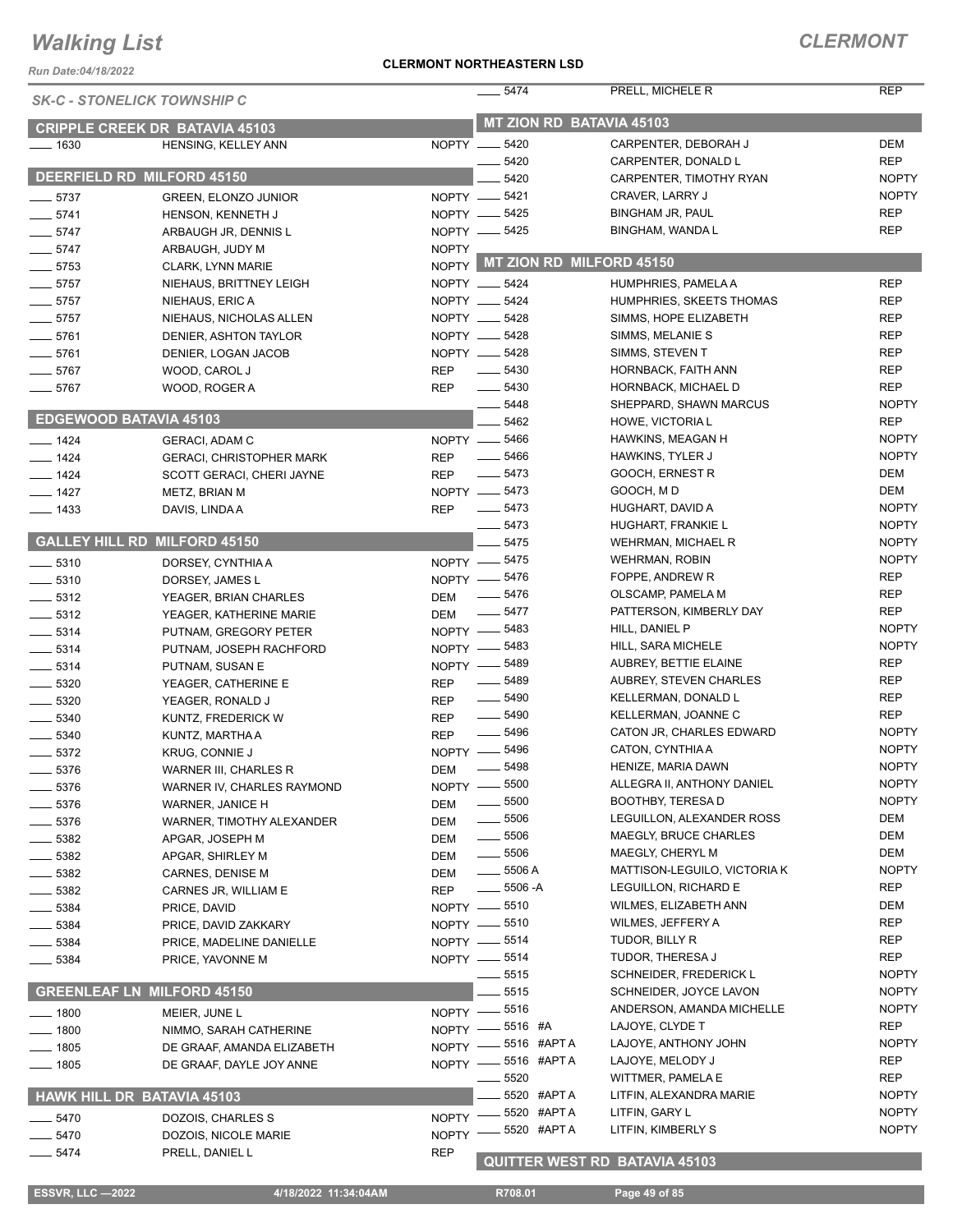# Walking List

## CLERMONT

**CLERMONT NORTHEASTERN LSD**

Run Date:04/18/2022

### SK-C - STONELICK TOWNSHIP C

#### CRIPPLE CREEK DR BATAVIA 45103

| | | |
|---|---|---|
| 1630 | HENSING, KELLEY ANN | NOPTY |

#### DEERFIELD RD MILFORD 45150

| | | |
|---|---|---|
| 5737 | GREEN, ELONZO JUNIOR | NOPTY |
| 5741 | HENSON, KENNETH J | NOPTY |
| 5747 | ARBAUGH JR, DENNIS L | NOPTY |
| 5747 | ARBAUGH, JUDY M | NOPTY |
| 5753 | CLARK, LYNN MARIE | NOPTY |
| 5757 | NIEHAUS, BRITTNEY LEIGH | NOPTY |
| 5757 | NIEHAUS, ERIC A | NOPTY |
| 5757 | NIEHAUS, NICHOLAS ALLEN | NOPTY |
| 5761 | DENIER, ASHTON TAYLOR | NOPTY |
| 5761 | DENIER, LOGAN JACOB | NOPTY |
| 5767 | WOOD, CAROL J | REP |
| 5767 | WOOD, ROGER A | REP |

#### EDGEWOOD BATAVIA 45103

| | | |
|---|---|---|
| 1424 | GERACI, ADAM C | NOPTY |
| 1424 | GERACI, CHRISTOPHER MARK | REP |
| 1424 | SCOTT GERACI, CHERI JAYNE | REP |
| 1427 | METZ, BRIAN M | NOPTY |
| 1433 | DAVIS, LINDA A | REP |

#### GALLEY HILL RD MILFORD 45150

| | | |
|---|---|---|
| 5310 | DORSEY, CYNTHIA A | NOPTY |
| 5310 | DORSEY, JAMES L | NOPTY |
| 5312 | YEAGER, BRIAN CHARLES | DEM |
| 5312 | YEAGER, KATHERINE MARIE | DEM |
| 5314 | PUTNAM, GREGORY PETER | NOPTY |
| 5314 | PUTNAM, JOSEPH RACHFORD | NOPTY |
| 5314 | PUTNAM, SUSAN E | NOPTY |
| 5320 | YEAGER, CATHERINE E | REP |
| 5320 | YEAGER, RONALD J | REP |
| 5340 | KUNTZ, FREDERICK W | REP |
| 5340 | KUNTZ, MARTHA A | REP |
| 5372 | KRUG, CONNIE J | NOPTY |
| 5376 | WARNER III, CHARLES R | DEM |
| 5376 | WARNER IV, CHARLES RAYMOND | NOPTY |
| 5376 | WARNER, JANICE H | DEM |
| 5376 | WARNER, TIMOTHY ALEXANDER | DEM |
| 5382 | APGAR, JOSEPH M | DEM |
| 5382 | APGAR, SHIRLEY M | DEM |
| 5382 | CARNES, DENISE M | DEM |
| 5382 | CARNES JR, WILLIAM E | REP |
| 5384 | PRICE, DAVID | NOPTY |
| 5384 | PRICE, DAVID ZAKKARY | NOPTY |
| 5384 | PRICE, MADELINE DANIELLE | NOPTY |
| 5384 | PRICE, YAVONNE M | NOPTY |

#### GREENLEAF LN MILFORD 45150

| | | |
|---|---|---|
| 1800 | MEIER, JUNE L | NOPTY |
| 1800 | NIMMO, SARAH CATHERINE | NOPTY |
| 1805 | DE GRAAF, AMANDA ELIZABETH | NOPTY |
| 1805 | DE GRAAF, DAYLE JOY ANNE | NOPTY |

#### HAWK HILL DR BATAVIA 45103

| | | |
|---|---|---|
| 5470 | DOZOIS, CHARLES S | NOPTY |
| 5470 | DOZOIS, NICOLE MARIE | NOPTY |
| 5474 | PRELL, DANIEL L | REP |
| 5474 | PRELL, MICHELE R | REP |

#### MT ZION RD BATAVIA 45103

| | | |
|---|---|---|
| 5420 | CARPENTER, DEBORAH J | DEM |
| 5420 | CARPENTER, DONALD L | REP |
| 5420 | CARPENTER, TIMOTHY RYAN | NOPTY |
| 5421 | CRAVER, LARRY J | NOPTY |
| 5425 | BINGHAM JR, PAUL | REP |
| 5425 | BINGHAM, WANDA L | REP |

#### MT ZION RD MILFORD 45150

| | | |
|---|---|---|
| 5424 | HUMPHRIES, PAMELA A | REP |
| 5424 | HUMPHRIES, SKEETS THOMAS | REP |
| 5428 | SIMMS, HOPE ELIZABETH | REP |
| 5428 | SIMMS, MELANIE S | REP |
| 5428 | SIMMS, STEVEN T | REP |
| 5430 | HORNBACK, FAITH ANN | REP |
| 5430 | HORNBACK, MICHAEL D | REP |
| 5448 | SHEPPARD, SHAWN MARCUS | NOPTY |
| 5462 | HOWE, VICTORIA L | REP |
| 5466 | HAWKINS, MEAGAN H | NOPTY |
| 5466 | HAWKINS, TYLER J | NOPTY |
| 5473 | GOOCH, ERNEST R | DEM |
| 5473 | GOOCH, M D | DEM |
| 5473 | HUGHART, DAVID A | NOPTY |
| 5473 | HUGHART, FRANKIE L | NOPTY |
| 5475 | WEHRMAN, MICHAEL R | NOPTY |
| 5475 | WEHRMAN, ROBIN | NOPTY |
| 5476 | FOPPE, ANDREW R | REP |
| 5476 | OLSCAMP, PAMELA M | REP |
| 5477 | PATTERSON, KIMBERLY DAY | REP |
| 5483 | HILL, DANIEL P | NOPTY |
| 5483 | HILL, SARA MICHELE | NOPTY |
| 5489 | AUBREY, BETTIE ELAINE | REP |
| 5489 | AUBREY, STEVEN CHARLES | REP |
| 5490 | KELLERMAN, DONALD L | REP |
| 5490 | KELLERMAN, JOANNE C | REP |
| 5496 | CATON JR, CHARLES EDWARD | NOPTY |
| 5496 | CATON, CYNTHIA A | NOPTY |
| 5498 | HENIZE, MARIA DAWN | NOPTY |
| 5500 | ALLEGRA II, ANTHONY DANIEL | NOPTY |
| 5500 | BOOTHBY, TERESA D | NOPTY |
| 5506 | LEGUILLON, ALEXANDER ROSS | DEM |
| 5506 | MAEGLY, BRUCE CHARLES | DEM |
| 5506 | MAEGLY, CHERYL M | DEM |
| 5506 A | MATTISON-LEGUILO, VICTORIA K | NOPTY |
| 5506 -A | LEGUILLON, RICHARD E | REP |
| 5510 | WILMES, ELIZABETH ANN | DEM |
| 5510 | WILMES, JEFFERY A | REP |
| 5514 | TUDOR, BILLY R | REP |
| 5514 | TUDOR, THERESA J | REP |
| 5515 | SCHNEIDER, FREDERICK L | NOPTY |
| 5515 | SCHNEIDER, JOYCE LAVON | NOPTY |
| 5516 | ANDERSON, AMANDA MICHELLE | NOPTY |
| 5516 #A | LAJOYE, CLYDE T | REP |
| 5516 #APT A | LAJOYE, ANTHONY JOHN | NOPTY |
| 5516 #APT A | LAJOYE, MELODY J | REP |
| 5520 | WITTMER, PAMELA E | REP |
| 5520 #APT A | LITFIN, ALEXANDRA MARIE | NOPTY |
| 5520 #APT A | LITFIN, GARY L | NOPTY |
| 5520 #APT A | LITFIN, KIMBERLY S | NOPTY |

#### QUITTER WEST RD BATAVIA 45103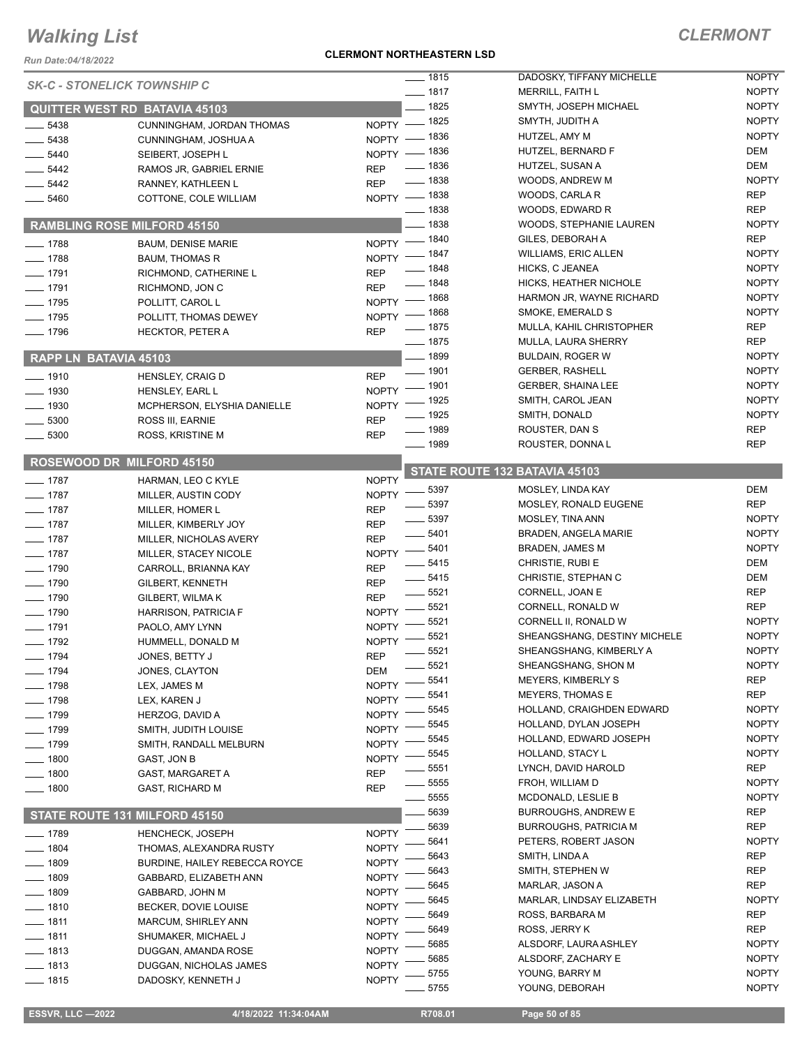# Walking List

## CLERMONT

**CLERMONT NORTHEASTERN LSD**

*Run Date:04/18/2022*

*SK-C - STONELICK TOWNSHIP C*

### QUITTER WEST RD BATAVIA 45103

| No. | Name | Party |
|---|---|---|
| 5438 | CUNNINGHAM, JORDAN THOMAS | NOPTY |
| 5438 | CUNNINGHAM, JOSHUA A | NOPTY |
| 5440 | SEIBERT, JOSEPH L | NOPTY |
| 5442 | RAMOS JR, GABRIEL ERNIE | REP |
| 5442 | RANNEY, KATHLEEN L | REP |
| 5460 | COTTONE, COLE WILLIAM | NOPTY |

### RAMBLING ROSE MILFORD 45150

| No. | Name | Party |
|---|---|---|
| 1788 | BAUM, DENISE MARIE | NOPTY |
| 1788 | BAUM, THOMAS R | NOPTY |
| 1791 | RICHMOND, CATHERINE L | REP |
| 1791 | RICHMOND, JON C | REP |
| 1795 | POLLITT, CAROL L | NOPTY |
| 1795 | POLLITT, THOMAS DEWEY | NOPTY |
| 1796 | HECKTOR, PETER A | REP |

### RAPP LN BATAVIA 45103

| No. | Name | Party |
|---|---|---|
| 1910 | HENSLEY, CRAIG D | REP |
| 1930 | HENSLEY, EARL L | NOPTY |
| 1930 | MCPHERSON, ELYSHIA DANIELLE | NOPTY |
| 5300 | ROSS III, EARNIE | REP |
| 5300 | ROSS, KRISTINE M | REP |

### ROSEWOOD DR MILFORD 45150

| No. | Name | Party |
|---|---|---|
| 1787 | HARMAN, LEO C KYLE | NOPTY |
| 1787 | MILLER, AUSTIN CODY | NOPTY |
| 1787 | MILLER, HOMER L | REP |
| 1787 | MILLER, KIMBERLY JOY | REP |
| 1787 | MILLER, NICHOLAS AVERY | REP |
| 1787 | MILLER, STACEY NICOLE | NOPTY |
| 1790 | CARROLL, BRIANNA KAY | REP |
| 1790 | GILBERT, KENNETH | REP |
| 1790 | GILBERT, WILMA K | REP |
| 1790 | HARRISON, PATRICIA F | NOPTY |
| 1791 | PAOLO, AMY LYNN | NOPTY |
| 1792 | HUMMELL, DONALD M | NOPTY |
| 1794 | JONES, BETTY J | REP |
| 1794 | JONES, CLAYTON | DEM |
| 1798 | LEX, JAMES M | NOPTY |
| 1798 | LEX, KAREN J | NOPTY |
| 1799 | HERZOG, DAVID A | NOPTY |
| 1799 | SMITH, JUDITH LOUISE | NOPTY |
| 1799 | SMITH, RANDALL MELBURN | NOPTY |
| 1800 | GAST, JON B | NOPTY |
| 1800 | GAST, MARGARET A | REP |
| 1800 | GAST, RICHARD M | REP |

### STATE ROUTE 131 MILFORD 45150

| No. | Name | Party |
|---|---|---|
| 1789 | HENCHECK, JOSEPH | NOPTY |
| 1804 | THOMAS, ALEXANDRA RUSTY | NOPTY |
| 1809 | BURDINE, HAILEY REBECCA ROYCE | NOPTY |
| 1809 | GABBARD, ELIZABETH ANN | NOPTY |
| 1809 | GABBARD, JOHN M | NOPTY |
| 1810 | BECKER, DOVIE LOUISE | NOPTY |
| 1811 | MARCUM, SHIRLEY ANN | NOPTY |
| 1811 | SHUMAKER, MICHAEL J | NOPTY |
| 1813 | DUGGAN, AMANDA ROSE | NOPTY |
| 1813 | DUGGAN, NICHOLAS JAMES | NOPTY |
| 1815 | DADOSKY, KENNETH J | NOPTY |
| 1815 | DADOSKY, TIFFANY MICHELLE | NOPTY |
| 1817 | MERRILL, FAITH L | NOPTY |
| 1825 | SMYTH, JOSEPH MICHAEL | NOPTY |
| 1825 | SMYTH, JUDITH A | NOPTY |
| 1836 | HUTZEL, AMY M | NOPTY |
| 1836 | HUTZEL, BERNARD F | DEM |
| 1836 | HUTZEL, SUSAN A | DEM |
| 1838 | WOODS, ANDREW M | NOPTY |
| 1838 | WOODS, CARLA R | REP |
| 1838 | WOODS, EDWARD R | REP |
| 1838 | WOODS, STEPHANIE LAUREN | NOPTY |
| 1840 | GILES, DEBORAH A | REP |
| 1847 | WILLIAMS, ERIC ALLEN | NOPTY |
| 1848 | HICKS, C JEANEA | NOPTY |
| 1848 | HICKS, HEATHER NICHOLE | NOPTY |
| 1868 | HARMON JR, WAYNE RICHARD | NOPTY |
| 1868 | SMOKE, EMERALD S | NOPTY |
| 1875 | MULLA, KAHIL CHRISTOPHER | REP |
| 1875 | MULLA, LAURA SHERRY | REP |
| 1899 | BULDAIN, ROGER W | NOPTY |
| 1901 | GERBER, RASHELL | NOPTY |
| 1901 | GERBER, SHAINA LEE | NOPTY |
| 1925 | SMITH, CAROL JEAN | NOPTY |
| 1925 | SMITH, DONALD | NOPTY |
| 1989 | ROUSTER, DAN S | REP |
| 1989 | ROUSTER, DONNA L | REP |

### STATE ROUTE 132 BATAVIA 45103

| No. | Name | Party |
|---|---|---|
| 5397 | MOSLEY, LINDA KAY | DEM |
| 5397 | MOSLEY, RONALD EUGENE | REP |
| 5397 | MOSLEY, TINA ANN | NOPTY |
| 5401 | BRADEN, ANGELA MARIE | NOPTY |
| 5401 | BRADEN, JAMES M | NOPTY |
| 5415 | CHRISTIE, RUBI E | DEM |
| 5415 | CHRISTIE, STEPHAN C | DEM |
| 5521 | CORNELL, JOAN E | REP |
| 5521 | CORNELL, RONALD W | REP |
| 5521 | CORNELL II, RONALD W | NOPTY |
| 5521 | SHEANGSHANG, DESTINY MICHELE | NOPTY |
| 5521 | SHEANGSHANG, KIMBERLY A | NOPTY |
| 5521 | SHEANGSHANG, SHON M | NOPTY |
| 5541 | MEYERS, KIMBERLY S | REP |
| 5541 | MEYERS, THOMAS E | REP |
| 5545 | HOLLAND, CRAIGHDEN EDWARD | NOPTY |
| 5545 | HOLLAND, DYLAN JOSEPH | NOPTY |
| 5545 | HOLLAND, EDWARD JOSEPH | NOPTY |
| 5545 | HOLLAND, STACY L | NOPTY |
| 5551 | LYNCH, DAVID HAROLD | REP |
| 5555 | FROH, WILLIAM D | NOPTY |
| 5555 | MCDONALD, LESLIE B | NOPTY |
| 5639 | BURROUGHS, ANDREW E | REP |
| 5639 | BURROUGHS, PATRICIA M | REP |
| 5641 | PETERS, ROBERT JASON | NOPTY |
| 5643 | SMITH, LINDA A | REP |
| 5643 | SMITH, STEPHEN W | REP |
| 5645 | MARLAR, JASON A | REP |
| 5645 | MARLAR, LINDSAY ELIZABETH | NOPTY |
| 5649 | ROSS, BARBARA M | REP |
| 5649 | ROSS, JERRY K | REP |
| 5685 | ALSDORF, LAURA ASHLEY | NOPTY |
| 5685 | ALSDORF, ZACHARY E | NOPTY |
| 5755 | YOUNG, BARRY M | NOPTY |
| 5755 | YOUNG, DEBORAH | NOPTY |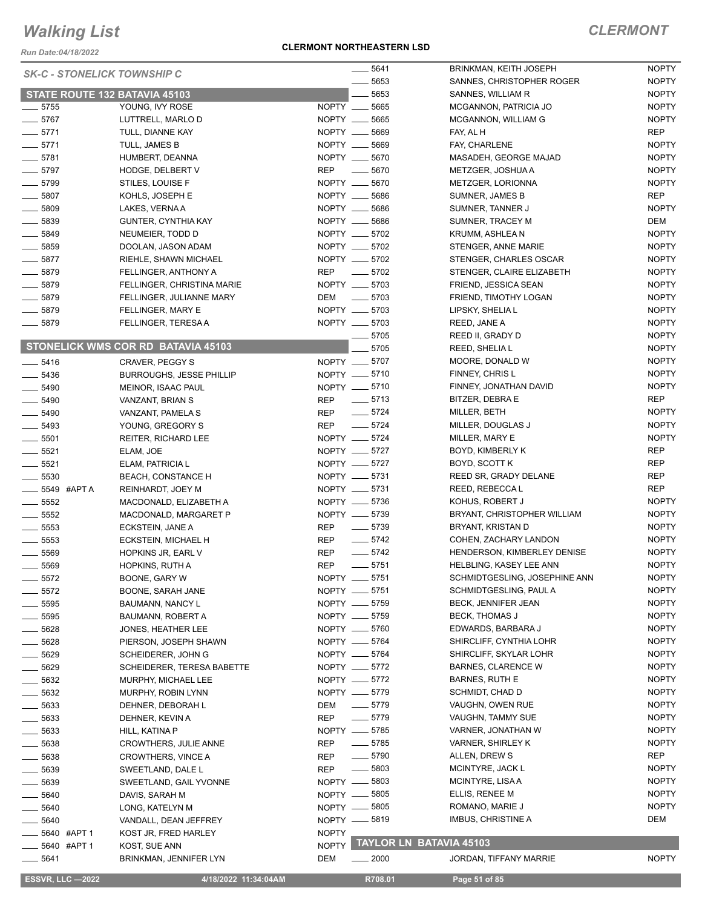# Walking List

## CLERMONT

**CLERMONT NORTHEASTERN LSD**

Run Date:04/18/2022

*SK-C - STONELICK TOWNSHIP C*

### STATE ROUTE 132 BATAVIA 45103

| No. | Name | Party |
|---|---|---|
| 5755 | YOUNG, IVY ROSE | NOPTY |
| 5767 | LUTTRELL, MARLO D | NOPTY |
| 5771 | TULL, DIANNE KAY | NOPTY |
| 5771 | TULL, JAMES B | NOPTY |
| 5781 | HUMBERT, DEANNA | NOPTY |
| 5797 | HODGE, DELBERT V | REP |
| 5799 | STILES, LOUISE F | NOPTY |
| 5807 | KOHLS, JOSEPH E | NOPTY |
| 5809 | LAKES, VERNA A | NOPTY |
| 5839 | GUNTER, CYNTHIA KAY | NOPTY |
| 5849 | NEUMEIER, TODD D | NOPTY |
| 5859 | DOOLAN, JASON ADAM | NOPTY |
| 5877 | RIEHLE, SHAWN MICHAEL | NOPTY |
| 5879 | FELLINGER, ANTHONY A | REP |
| 5879 | FELLINGER, CHRISTINA MARIE | NOPTY |
| 5879 | FELLINGER, JULIANNE MARY | DEM |
| 5879 | FELLINGER, MARY E | NOPTY |
| 5879 | FELLINGER, TERESA A | NOPTY |

### STONELICK WMS COR RD BATAVIA 45103

| No. | Name | Party |
|---|---|---|
| 5416 | CRAVER, PEGGY S | NOPTY |
| 5436 | BURROUGHS, JESSE PHILLIP | NOPTY |
| 5490 | MEINOR, ISAAC PAUL | NOPTY |
| 5490 | VANZANT, BRIAN S | REP |
| 5490 | VANZANT, PAMELA S | REP |
| 5493 | YOUNG, GREGORY S | REP |
| 5501 | REITER, RICHARD LEE | NOPTY |
| 5521 | ELAM, JOE | NOPTY |
| 5521 | ELAM, PATRICIA L | NOPTY |
| 5530 | BEACH, CONSTANCE H | NOPTY |
| 5549 #APT A | REINHARDT, JOEY M | NOPTY |
| 5552 | MACDONALD, ELIZABETH A | NOPTY |
| 5552 | MACDONALD, MARGARET P | NOPTY |
| 5553 | ECKSTEIN, JANE A | REP |
| 5553 | ECKSTEIN, MICHAEL H | REP |
| 5569 | HOPKINS JR, EARL V | REP |
| 5569 | HOPKINS, RUTH A | REP |
| 5572 | BOONE, GARY W | NOPTY |
| 5572 | BOONE, SARAH JANE | NOPTY |
| 5595 | BAUMANN, NANCY L | NOPTY |
| 5595 | BAUMANN, ROBERT A | NOPTY |
| 5628 | JONES, HEATHER LEE | NOPTY |
| 5628 | PIERSON, JOSEPH SHAWN | NOPTY |
| 5629 | SCHEIDERER, JOHN G | NOPTY |
| 5629 | SCHEIDERER, TERESA BABETTE | NOPTY |
| 5632 | MURPHY, MICHAEL LEE | NOPTY |
| 5632 | MURPHY, ROBIN LYNN | NOPTY |
| 5633 | DEHNER, DEBORAH L | DEM |
| 5633 | DEHNER, KEVIN A | REP |
| 5633 | HILL, KATINA P | NOPTY |
| 5638 | CROWTHERS, JULIE ANNE | REP |
| 5638 | CROWTHERS, VINCE A | REP |
| 5639 | SWEETLAND, DALE L | REP |
| 5639 | SWEETLAND, GAIL YVONNE | NOPTY |
| 5640 | DAVIS, SARAH M | NOPTY |
| 5640 | LONG, KATELYN M | NOPTY |
| 5640 | VANDALL, DEAN JEFFREY | NOPTY |
| 5640 #APT 1 | KOST JR, FRED HARLEY | NOPTY |
| 5640 #APT 1 | KOST, SUE ANN | NOPTY |
| 5641 | BRINKMAN, JENNIFER LYN | DEM |
| 5641 | BRINKMAN, KEITH JOSEPH | NOPTY |
| 5653 | SANNES, CHRISTOPHER ROGER | NOPTY |
| 5653 | SANNES, WILLIAM R | NOPTY |
| 5665 | MCGANNON, PATRICIA JO | NOPTY |
| 5665 | MCGANNON, WILLIAM G | NOPTY |
| 5669 | FAY, AL H | REP |
| 5669 | FAY, CHARLENE | NOPTY |
| 5670 | MASADEH, GEORGE MAJAD | NOPTY |
| 5670 | METZGER, JOSHUA A | NOPTY |
| 5670 | METZGER, LORIONNA | NOPTY |
| 5686 | SUMNER, JAMES B | REP |
| 5686 | SUMNER, TANNER J | NOPTY |
| 5686 | SUMNER, TRACEY M | DEM |
| 5702 | KRUMM, ASHLEA N | NOPTY |
| 5702 | STENGER, ANNE MARIE | NOPTY |
| 5702 | STENGER, CHARLES OSCAR | NOPTY |
| 5702 | STENGER, CLAIRE ELIZABETH | NOPTY |
| 5703 | FRIEND, JESSICA SEAN | NOPTY |
| 5703 | FRIEND, TIMOTHY LOGAN | NOPTY |
| 5703 | LIPSKY, SHELIA L | NOPTY |
| 5703 | REED, JANE A | NOPTY |
| 5705 | REED II, GRADY D | NOPTY |
| 5705 | REED, SHELIA L | NOPTY |
| 5707 | MOORE, DONALD W | NOPTY |
| 5710 | FINNEY, CHRIS L | NOPTY |
| 5710 | FINNEY, JONATHAN DAVID | NOPTY |
| 5713 | BITZER, DEBRA E | REP |
| 5724 | MILLER, BETH | NOPTY |
| 5724 | MILLER, DOUGLAS J | NOPTY |
| 5724 | MILLER, MARY E | NOPTY |
| 5727 | BOYD, KIMBERLY K | REP |
| 5727 | BOYD, SCOTT K | REP |
| 5731 | REED SR, GRADY DELANE | REP |
| 5731 | REED, REBECCA L | REP |
| 5736 | KOHUS, ROBERT J | NOPTY |
| 5739 | BRYANT, CHRISTOPHER WILLIAM | NOPTY |
| 5739 | BRYANT, KRISTAN D | NOPTY |
| 5742 | COHEN, ZACHARY LANDON | NOPTY |
| 5742 | HENDERSON, KIMBERLEY DENISE | NOPTY |
| 5751 | HELBLING, KASEY LEE ANN | NOPTY |
| 5751 | SCHMIDTGESLING, JOSEPHINE ANN | NOPTY |
| 5751 | SCHMIDTGESLING, PAUL A | NOPTY |
| 5759 | BECK, JENNIFER JEAN | NOPTY |
| 5759 | BECK, THOMAS J | NOPTY |
| 5760 | EDWARDS, BARBARA J | NOPTY |
| 5764 | SHIRCLIFF, CYNTHIA LOHR | NOPTY |
| 5764 | SHIRCLIFF, SKYLAR LOHR | NOPTY |
| 5772 | BARNES, CLARENCE W | NOPTY |
| 5772 | BARNES, RUTH E | NOPTY |
| 5779 | SCHMIDT, CHAD D | NOPTY |
| 5779 | VAUGHN, OWEN RUE | NOPTY |
| 5779 | VAUGHN, TAMMY SUE | NOPTY |
| 5785 | VARNER, JONATHAN W | NOPTY |
| 5785 | VARNER, SHIRLEY K | NOPTY |
| 5790 | ALLEN, DREW S | REP |
| 5803 | MCINTYRE, JACK L | NOPTY |
| 5803 | MCINTYRE, LISA A | NOPTY |
| 5805 | ELLIS, RENEE M | NOPTY |
| 5805 | ROMANO, MARIE J | NOPTY |
| 5819 | IMBUS, CHRISTINE A | DEM |

### TAYLOR LN BATAVIA 45103

| No. | Name | Party |
|---|---|---|
| 2000 | JORDAN, TIFFANY MARRIE | NOPTY |

ESSVR, LLC —2022 | 4/18/2022 11:34:04AM | R708.01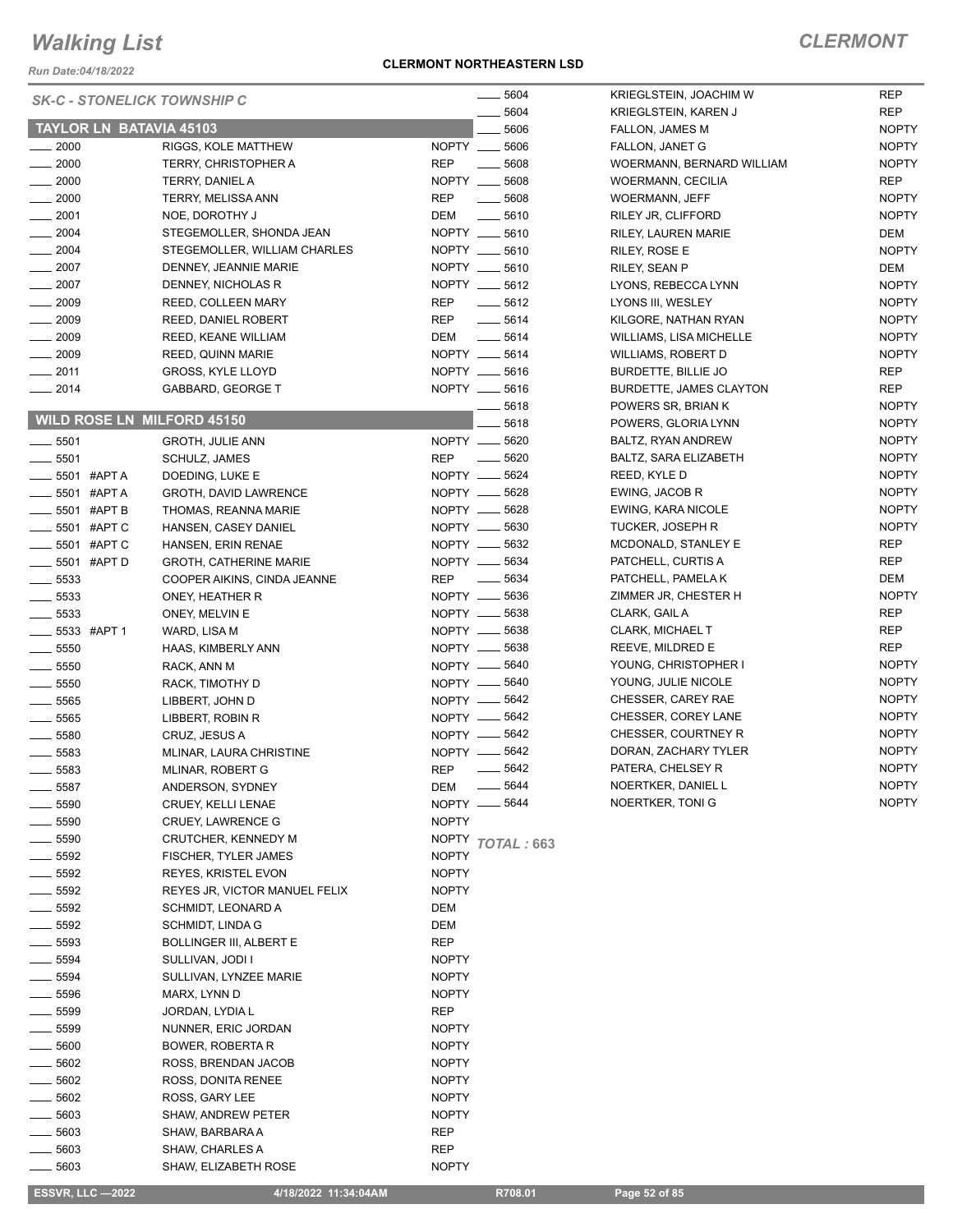# Walking List

## CLERMONT

**CLERMONT NORTHEASTERN LSD**

Run Date:04/18/2022

*SK-C - STONELICK TOWNSHIP C*

### TAYLOR LN BATAVIA 45103

| No. | Name | Party |
|---|---|---|
| ____ 2000 | RIGGS, KOLE MATTHEW | NOPTY |
| ____ 2000 | TERRY, CHRISTOPHER A | REP |
| ____ 2000 | TERRY, DANIEL A | NOPTY |
| ____ 2000 | TERRY, MELISSA ANN | REP |
| ____ 2001 | NOE, DOROTHY J | DEM |
| ____ 2004 | STEGEMOLLER, SHONDA JEAN | NOPTY |
| ____ 2004 | STEGEMOLLER, WILLIAM CHARLES | NOPTY |
| ____ 2007 | DENNEY, JEANNIE MARIE | NOPTY |
| ____ 2007 | DENNEY, NICHOLAS R | NOPTY |
| ____ 2009 | REED, COLLEEN MARY | REP |
| ____ 2009 | REED, DANIEL ROBERT | REP |
| ____ 2009 | REED, KEANE WILLIAM | DEM |
| ____ 2009 | REED, QUINN MARIE | NOPTY |
| ____ 2011 | GROSS, KYLE LLOYD | NOPTY |
| ____ 2014 | GABBARD, GEORGE T | NOPTY |

### WILD ROSE LN MILFORD 45150

| No. | Name | Party |
|---|---|---|
| ____ 5501 | GROTH, JULIE ANN | NOPTY |
| ____ 5501 | SCHULZ, JAMES | REP |
| ____ 5501 #APT A | DOEDING, LUKE E | NOPTY |
| ____ 5501 #APT A | GROTH, DAVID LAWRENCE | NOPTY |
| ____ 5501 #APT B | THOMAS, REANNA MARIE | NOPTY |
| ____ 5501 #APT C | HANSEN, CASEY DANIEL | NOPTY |
| ____ 5501 #APT C | HANSEN, ERIN RENAE | NOPTY |
| ____ 5501 #APT D | GROTH, CATHERINE MARIE | NOPTY |
| ____ 5533 | COOPER AIKINS, CINDA JEANNE | REP |
| ____ 5533 | ONEY, HEATHER R | NOPTY |
| ____ 5533 | ONEY, MELVIN E | NOPTY |
| ____ 5533 #APT 1 | WARD, LISA M | NOPTY |
| ____ 5550 | HAAS, KIMBERLY ANN | NOPTY |
| ____ 5550 | RACK, ANN M | NOPTY |
| ____ 5550 | RACK, TIMOTHY D | NOPTY |
| ____ 5565 | LIBBERT, JOHN D | NOPTY |
| ____ 5565 | LIBBERT, ROBIN R | NOPTY |
| ____ 5580 | CRUZ, JESUS A | NOPTY |
| ____ 5583 | MLINAR, LAURA CHRISTINE | NOPTY |
| ____ 5583 | MLINAR, ROBERT G | REP |
| ____ 5587 | ANDERSON, SYDNEY | DEM |
| ____ 5590 | CRUEY, KELLI LENAE | NOPTY |
| ____ 5590 | CRUEY, LAWRENCE G | NOPTY |
| ____ 5590 | CRUTCHER, KENNEDY M | NOPTY |
| ____ 5592 | FISCHER, TYLER JAMES | NOPTY |
| ____ 5592 | REYES, KRISTEL EVON | NOPTY |
| ____ 5592 | REYES JR, VICTOR MANUEL FELIX | NOPTY |
| ____ 5592 | SCHMIDT, LEONARD A | DEM |
| ____ 5592 | SCHMIDT, LINDA G | DEM |
| ____ 5593 | BOLLINGER III, ALBERT E | REP |
| ____ 5594 | SULLIVAN, JODI I | NOPTY |
| ____ 5594 | SULLIVAN, LYNZEE MARIE | NOPTY |
| ____ 5596 | MARX, LYNN D | NOPTY |
| ____ 5599 | JORDAN, LYDIA L | REP |
| ____ 5599 | NUNNER, ERIC JORDAN | NOPTY |
| ____ 5600 | BOWER, ROBERTA R | NOPTY |
| ____ 5602 | ROSS, BRENDAN JACOB | NOPTY |
| ____ 5602 | ROSS, DONITA RENEE | NOPTY |
| ____ 5602 | ROSS, GARY LEE | NOPTY |
| ____ 5603 | SHAW, ANDREW PETER | NOPTY |
| ____ 5603 | SHAW, BARBARA A | REP |
| ____ 5603 | SHAW, CHARLES A | REP |
| ____ 5603 | SHAW, ELIZABETH ROSE | NOPTY |
| ____ 5604 | KRIEGLSTEIN, JOACHIM W | REP |
| ____ 5604 | KRIEGLSTEIN, KAREN J | REP |
| ____ 5606 | FALLON, JAMES M | NOPTY |
| ____ 5606 | FALLON, JANET G | NOPTY |
| ____ 5608 | WOERMANN, BERNARD WILLIAM | NOPTY |
| ____ 5608 | WOERMANN, CECILIA | REP |
| ____ 5608 | WOERMANN, JEFF | NOPTY |
| ____ 5610 | RILEY JR, CLIFFORD | NOPTY |
| ____ 5610 | RILEY, LAUREN MARIE | DEM |
| ____ 5610 | RILEY, ROSE E | NOPTY |
| ____ 5610 | RILEY, SEAN P | DEM |
| ____ 5612 | LYONS, REBECCA LYNN | NOPTY |
| ____ 5612 | LYONS III, WESLEY | NOPTY |
| ____ 5614 | KILGORE, NATHAN RYAN | NOPTY |
| ____ 5614 | WILLIAMS, LISA MICHELLE | NOPTY |
| ____ 5614 | WILLIAMS, ROBERT D | NOPTY |
| ____ 5616 | BURDETTE, BILLIE JO | REP |
| ____ 5616 | BURDETTE, JAMES CLAYTON | REP |
| ____ 5618 | POWERS SR, BRIAN K | NOPTY |
| ____ 5618 | POWERS, GLORIA LYNN | NOPTY |
| ____ 5620 | BALTZ, RYAN ANDREW | NOPTY |
| ____ 5620 | BALTZ, SARA ELIZABETH | NOPTY |
| ____ 5624 | REED, KYLE D | NOPTY |
| ____ 5628 | EWING, JACOB R | NOPTY |
| ____ 5628 | EWING, KARA NICOLE | NOPTY |
| ____ 5630 | TUCKER, JOSEPH R | NOPTY |
| ____ 5632 | MCDONALD, STANLEY E | REP |
| ____ 5634 | PATCHELL, CURTIS A | REP |
| ____ 5634 | PATCHELL, PAMELA K | DEM |
| ____ 5636 | ZIMMER JR, CHESTER H | NOPTY |
| ____ 5638 | CLARK, GAIL A | REP |
| ____ 5638 | CLARK, MICHAEL T | REP |
| ____ 5638 | REEVE, MILDRED E | REP |
| ____ 5640 | YOUNG, CHRISTOPHER I | NOPTY |
| ____ 5640 | YOUNG, JULIE NICOLE | NOPTY |
| ____ 5642 | CHESSER, CAREY RAE | NOPTY |
| ____ 5642 | CHESSER, COREY LANE | NOPTY |
| ____ 5642 | CHESSER, COURTNEY R | NOPTY |
| ____ 5642 | DORAN, ZACHARY TYLER | NOPTY |
| ____ 5642 | PATERA, CHELSEY R | NOPTY |
| ____ 5644 | NOERTKER, DANIEL L | NOPTY |
| ____ 5644 | NOERTKER, TONI G | NOPTY |

*TOTAL : 663*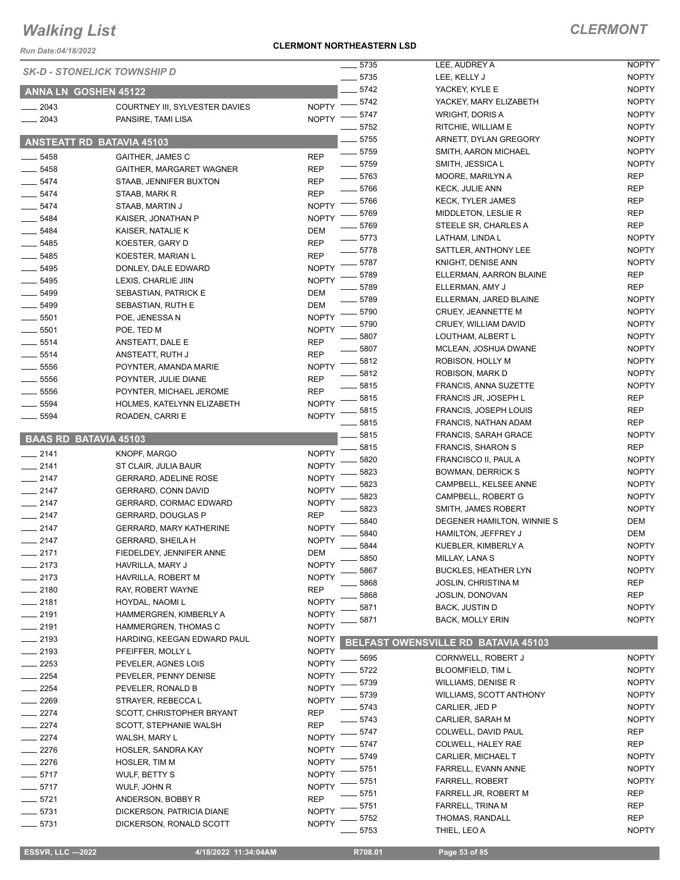# Walking List

## CLERMONT

Run Date:04/18/2022

**CLERMONT NORTHEASTERN LSD**

*SK-D - STONELICK TOWNSHIP D*

### ANNA LN GOSHEN 45122

| | | |
|---|---|---|
| ____ 2043 | COURTNEY III, SYLVESTER DAVIES | NOPTY |
| ____ 2043 | PANSIRE, TAMI LISA | NOPTY |

### ANSTEATT RD BATAVIA 45103

| | | |
|---|---|---|
| ____ 5458 | GAITHER, JAMES C | REP |
| ____ 5458 | GAITHER, MARGARET WAGNER | REP |
| ____ 5474 | STAAB, JENNIFER BUXTON | REP |
| ____ 5474 | STAAB, MARK R | REP |
| ____ 5474 | STAAB, MARTIN J | NOPTY |
| ____ 5484 | KAISER, JONATHAN P | NOPTY |
| ____ 5484 | KAISER, NATALIE K | DEM |
| ____ 5485 | KOESTER, GARY D | REP |
| ____ 5485 | KOESTER, MARIAN L | REP |
| ____ 5495 | DONLEY, DALE EDWARD | NOPTY |
| ____ 5495 | LEXIS, CHARLIE JIIN | NOPTY |
| ____ 5499 | SEBASTIAN, PATRICK E | DEM |
| ____ 5499 | SEBASTIAN, RUTH E | DEM |
| ____ 5501 | POE, JENESSA N | NOPTY |
| ____ 5501 | POE, TED M | NOPTY |
| ____ 5514 | ANSTEATT, DALE E | REP |
| ____ 5514 | ANSTEATT, RUTH J | REP |
| ____ 5556 | POYNTER, AMANDA MARIE | NOPTY |
| ____ 5556 | POYNTER, JULIE DIANE | REP |
| ____ 5556 | POYNTER, MICHAEL JEROME | REP |
| ____ 5594 | HOLMES, KATELYNN ELIZABETH | NOPTY |
| ____ 5594 | ROADEN, CARRI E | NOPTY |

### BAAS RD BATAVIA 45103

| | | |
|---|---|---|
| ____ 2141 | KNOPF, MARGO | NOPTY |
| ____ 2141 | ST CLAIR, JULIA BAUR | NOPTY |
| ____ 2147 | GERRARD, ADELINE ROSE | NOPTY |
| ____ 2147 | GERRARD, CONN DAVID | NOPTY |
| ____ 2147 | GERRARD, CORMAC EDWARD | NOPTY |
| ____ 2147 | GERRARD, DOUGLAS P | REP |
| ____ 2147 | GERRARD, MARY KATHERINE | NOPTY |
| ____ 2147 | GERRARD, SHEILA H | NOPTY |
| ____ 2171 | FIEDELDEY, JENNIFER ANNE | DEM |
| ____ 2173 | HAVRILLA, MARY J | NOPTY |
| ____ 2173 | HAVRILLA, ROBERT M | NOPTY |
| ____ 2180 | RAY, ROBERT WAYNE | REP |
| ____ 2181 | HOYDAL, NAOMI L | NOPTY |
| ____ 2191 | HAMMERGREN, KIMBERLY A | NOPTY |
| ____ 2191 | HAMMERGREN, THOMAS C | NOPTY |
| ____ 2193 | HARDING, KEEGAN EDWARD PAUL | NOPTY |
| ____ 2193 | PFEIFFER, MOLLY L | NOPTY |
| ____ 2253 | PEVELER, AGNES LOIS | NOPTY |
| ____ 2254 | PEVELER, PENNY DENISE | NOPTY |
| ____ 2254 | PEVELER, RONALD B | NOPTY |
| ____ 2269 | STRAYER, REBECCA L | NOPTY |
| ____ 2274 | SCOTT, CHRISTOPHER BRYANT | REP |
| ____ 2274 | SCOTT, STEPHANIE WALSH | REP |
| ____ 2274 | WALSH, MARY L | NOPTY |
| ____ 2276 | HOSLER, SANDRA KAY | NOPTY |
| ____ 2276 | HOSLER, TIM M | NOPTY |
| ____ 5717 | WULF, BETTY S | NOPTY |
| ____ 5717 | WULF, JOHN R | NOPTY |
| ____ 5721 | ANDERSON, BOBBY R | REP |
| ____ 5731 | DICKERSON, PATRICIA DIANE | NOPTY |
| ____ 5731 | DICKERSON, RONALD SCOTT | NOPTY |
| ____ 5735 | LEE, AUDREY A | NOPTY |
| ____ 5735 | LEE, KELLY J | NOPTY |
| ____ 5742 | YACKEY, KYLE E | NOPTY |
| ____ 5742 | YACKEY, MARY ELIZABETH | NOPTY |
| ____ 5747 | WRIGHT, DORIS A | NOPTY |
| ____ 5752 | RITCHIE, WILLIAM E | NOPTY |
| ____ 5755 | ARNETT, DYLAN GREGORY | NOPTY |
| ____ 5759 | SMITH, AARON MICHAEL | NOPTY |
| ____ 5759 | SMITH, JESSICA L | NOPTY |
| ____ 5763 | MOORE, MARILYN A | REP |
| ____ 5766 | KECK, JULIE ANN | REP |
| ____ 5766 | KECK, TYLER JAMES | REP |
| ____ 5769 | MIDDLETON, LESLIE R | REP |
| ____ 5769 | STEELE SR, CHARLES A | REP |
| ____ 5773 | LATHAM, LINDA L | NOPTY |
| ____ 5778 | SATTLER, ANTHONY LEE | NOPTY |
| ____ 5787 | KNIGHT, DENISE ANN | NOPTY |
| ____ 5789 | ELLERMAN, AARRON BLAINE | REP |
| ____ 5789 | ELLERMAN, AMY J | REP |
| ____ 5789 | ELLERMAN, JARED BLAINE | NOPTY |
| ____ 5790 | CRUEY, JEANNETTE M | NOPTY |
| ____ 5790 | CRUEY, WILLIAM DAVID | NOPTY |
| ____ 5807 | LOUTHAM, ALBERT L | NOPTY |
| ____ 5807 | MCLEAN, JOSHUA DWANE | NOPTY |
| ____ 5812 | ROBISON, HOLLY M | NOPTY |
| ____ 5812 | ROBISON, MARK D | NOPTY |
| ____ 5815 | FRANCIS, ANNA SUZETTE | NOPTY |
| ____ 5815 | FRANCIS JR, JOSEPH L | REP |
| ____ 5815 | FRANCIS, JOSEPH LOUIS | REP |
| ____ 5815 | FRANCIS, NATHAN ADAM | REP |
| ____ 5815 | FRANCIS, SARAH GRACE | NOPTY |
| ____ 5815 | FRANCIS, SHARON S | REP |
| ____ 5820 | FRANCISCO II, PAUL A | NOPTY |
| ____ 5823 | BOWMAN, DERRICK S | NOPTY |
| ____ 5823 | CAMPBELL, KELSEE ANNE | NOPTY |
| ____ 5823 | CAMPBELL, ROBERT G | NOPTY |
| ____ 5823 | SMITH, JAMES ROBERT | NOPTY |
| ____ 5840 | DEGENER HAMILTON, WINNIE S | DEM |
| ____ 5840 | HAMILTON, JEFFREY J | DEM |
| ____ 5844 | KUEBLER, KIMBERLY A | NOPTY |
| ____ 5850 | MILLAY, LANA S | NOPTY |
| ____ 5867 | BUCKLES, HEATHER LYN | NOPTY |
| ____ 5868 | JOSLIN, CHRISTINA M | REP |
| ____ 5868 | JOSLIN, DONOVAN | REP |
| ____ 5871 | BACK, JUSTIN D | NOPTY |
| ____ 5871 | BACK, MOLLY ERIN | NOPTY |

### BELFAST OWENSVILLE RD BATAVIA 45103

| | | |
|---|---|---|
| ____ 5695 | CORNWELL, ROBERT J | NOPTY |
| ____ 5722 | BLOOMFIELD, TIM L | NOPTY |
| ____ 5739 | WILLIAMS, DENISE R | NOPTY |
| ____ 5739 | WILLIAMS, SCOTT ANTHONY | NOPTY |
| ____ 5743 | CARLIER, JED P | NOPTY |
| ____ 5743 | CARLIER, SARAH M | NOPTY |
| ____ 5747 | COLWELL, DAVID PAUL | REP |
| ____ 5747 | COLWELL, HALEY RAE | REP |
| ____ 5749 | CARLIER, MICHAEL T | NOPTY |
| ____ 5751 | FARRELL, EVANN ANNE | NOPTY |
| ____ 5751 | FARRELL, ROBERT | NOPTY |
| ____ 5751 | FARRELL JR, ROBERT M | REP |
| ____ 5751 | FARRELL, TRINA M | REP |
| ____ 5752 | THOMAS, RANDALL | REP |
| ____ 5753 | THIEL, LEO A | NOPTY |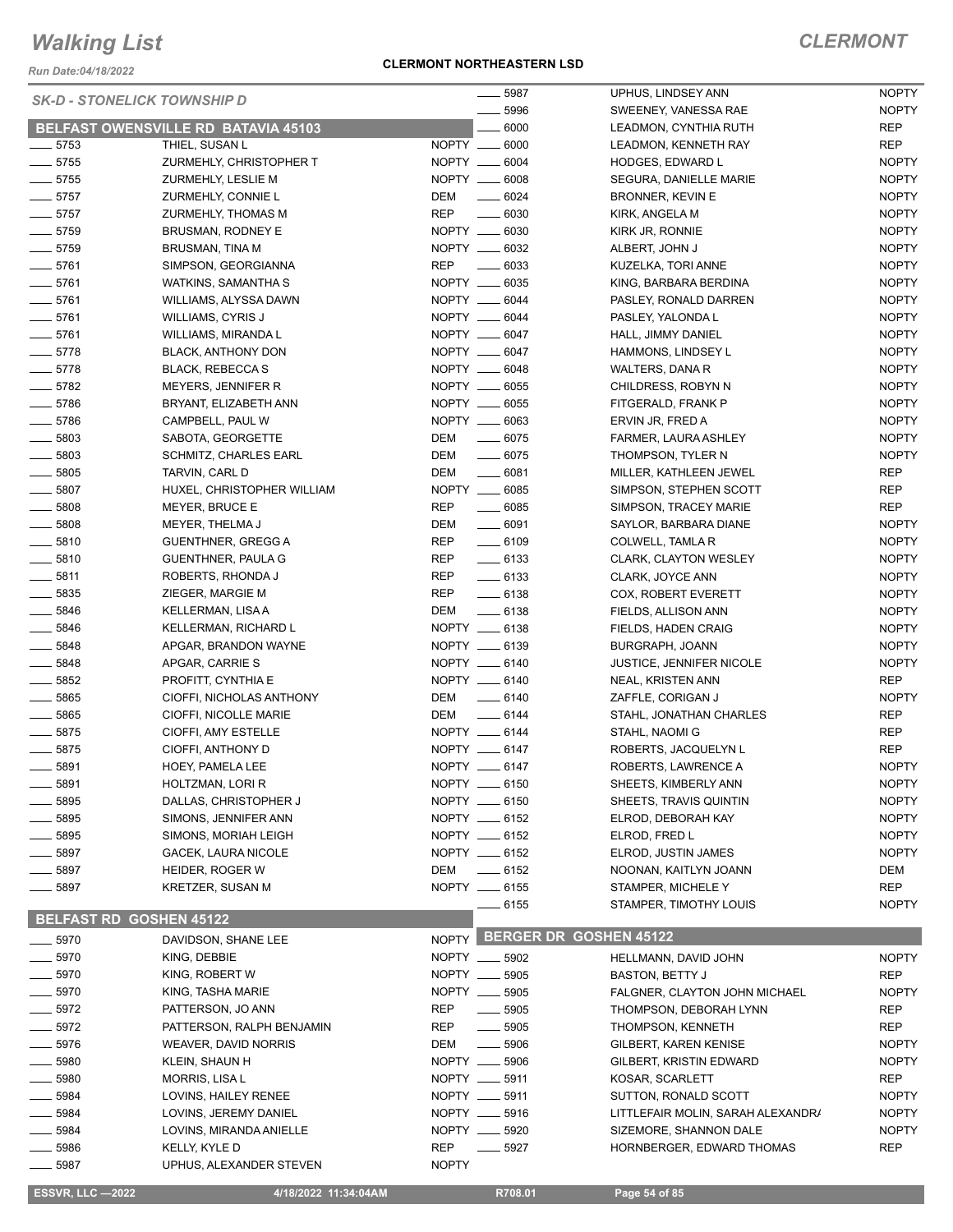# Walking List

**CLERMONT**

Run Date:04/18/2022

**CLERMONT NORTHEASTERN LSD**

*SK-D - STONELICK TOWNSHIP D*

## BELFAST OWENSVILLE RD BATAVIA 45103

| No. | Name | Party |
|---|---|---|
| 5753 | THIEL, SUSAN L | NOPTY |
| 5755 | ZURMEHLY, CHRISTOPHER T | NOPTY |
| 5755 | ZURMEHLY, LESLIE M | NOPTY |
| 5757 | ZURMEHLY, CONNIE L | DEM |
| 5757 | ZURMEHLY, THOMAS M | REP |
| 5759 | BRUSMAN, RODNEY E | NOPTY |
| 5759 | BRUSMAN, TINA M | NOPTY |
| 5761 | SIMPSON, GEORGIANNA | REP |
| 5761 | WATKINS, SAMANTHA S | NOPTY |
| 5761 | WILLIAMS, ALYSSA DAWN | NOPTY |
| 5761 | WILLIAMS, CYRIS J | NOPTY |
| 5761 | WILLIAMS, MIRANDA L | NOPTY |
| 5778 | BLACK, ANTHONY DON | NOPTY |
| 5778 | BLACK, REBECCA S | NOPTY |
| 5782 | MEYERS, JENNIFER R | NOPTY |
| 5786 | BRYANT, ELIZABETH ANN | NOPTY |
| 5786 | CAMPBELL, PAUL W | NOPTY |
| 5803 | SABOTA, GEORGETTE | DEM |
| 5803 | SCHMITZ, CHARLES EARL | DEM |
| 5805 | TARVIN, CARL D | DEM |
| 5807 | HUXEL, CHRISTOPHER WILLIAM | NOPTY |
| 5808 | MEYER, BRUCE E | REP |
| 5808 | MEYER, THELMA J | DEM |
| 5810 | GUENTHNER, GREGG A | REP |
| 5810 | GUENTHNER, PAULA G | REP |
| 5811 | ROBERTS, RHONDA J | REP |
| 5835 | ZIEGER, MARGIE M | REP |
| 5846 | KELLERMAN, LISA A | DEM |
| 5846 | KELLERMAN, RICHARD L | NOPTY |
| 5848 | APGAR, BRANDON WAYNE | NOPTY |
| 5848 | APGAR, CARRIE S | NOPTY |
| 5852 | PROFITT, CYNTHIA E | NOPTY |
| 5865 | CIOFFI, NICHOLAS ANTHONY | DEM |
| 5865 | CIOFFI, NICOLLE MARIE | DEM |
| 5875 | CIOFFI, AMY ESTELLE | NOPTY |
| 5875 | CIOFFI, ANTHONY D | NOPTY |
| 5891 | HOEY, PAMELA LEE | NOPTY |
| 5891 | HOLTZMAN, LORI R | NOPTY |
| 5895 | DALLAS, CHRISTOPHER J | NOPTY |
| 5895 | SIMONS, JENNIFER ANN | NOPTY |
| 5895 | SIMONS, MORIAH LEIGH | NOPTY |
| 5897 | GACEK, LAURA NICOLE | NOPTY |
| 5897 | HEIDER, ROGER W | DEM |
| 5897 | KRETZER, SUSAN M | NOPTY |

## BELFAST RD GOSHEN 45122

| No. | Name | Party |
|---|---|---|
| 5970 | DAVIDSON, SHANE LEE | NOPTY |
| 5970 | KING, DEBBIE | NOPTY |
| 5970 | KING, ROBERT W | NOPTY |
| 5970 | KING, TASHA MARIE | NOPTY |
| 5972 | PATTERSON, JO ANN | REP |
| 5972 | PATTERSON, RALPH BENJAMIN | REP |
| 5976 | WEAVER, DAVID NORRIS | DEM |
| 5980 | KLEIN, SHAUN H | NOPTY |
| 5980 | MORRIS, LISA L | NOPTY |
| 5984 | LOVINS, HAILEY RENEE | NOPTY |
| 5984 | LOVINS, JEREMY DANIEL | NOPTY |
| 5984 | LOVINS, MIRANDA ANIELLE | NOPTY |
| 5986 | KELLY, KYLE D | REP |
| 5987 | UPHUS, ALEXANDER STEVEN | NOPTY |
| 5987 | UPHUS, LINDSEY ANN | NOPTY |
| 5996 | SWEENEY, VANESSA RAE | NOPTY |
| 6000 | LEADMON, CYNTHIA RUTH | REP |
| 6000 | LEADMON, KENNETH RAY | REP |
| 6004 | HODGES, EDWARD L | NOPTY |
| 6008 | SEGURA, DANIELLE MARIE | NOPTY |
| 6024 | BRONNER, KEVIN E | NOPTY |
| 6030 | KIRK, ANGELA M | NOPTY |
| 6030 | KIRK JR, RONNIE | NOPTY |
| 6032 | ALBERT, JOHN J | NOPTY |
| 6033 | KUZELKA, TORI ANNE | NOPTY |
| 6035 | KING, BARBARA BERDINA | NOPTY |
| 6044 | PASLEY, RONALD DARREN | NOPTY |
| 6044 | PASLEY, YALONDA L | NOPTY |
| 6047 | HALL, JIMMY DANIEL | NOPTY |
| 6047 | HAMMONS, LINDSEY L | NOPTY |
| 6048 | WALTERS, DANA R | NOPTY |
| 6055 | CHILDRESS, ROBYN N | NOPTY |
| 6055 | FITGERALD, FRANK P | NOPTY |
| 6063 | ERVIN JR, FRED A | NOPTY |
| 6075 | FARMER, LAURA ASHLEY | NOPTY |
| 6075 | THOMPSON, TYLER N | NOPTY |
| 6081 | MILLER, KATHLEEN JEWEL | REP |
| 6085 | SIMPSON, STEPHEN SCOTT | REP |
| 6085 | SIMPSON, TRACEY MARIE | REP |
| 6091 | SAYLOR, BARBARA DIANE | NOPTY |
| 6109 | COLWELL, TAMLA R | NOPTY |
| 6133 | CLARK, CLAYTON WESLEY | NOPTY |
| 6133 | CLARK, JOYCE ANN | NOPTY |
| 6138 | COX, ROBERT EVERETT | NOPTY |
| 6138 | FIELDS, ALLISON ANN | NOPTY |
| 6138 | FIELDS, HADEN CRAIG | NOPTY |
| 6139 | BURGRAPH, JOANN | NOPTY |
| 6140 | JUSTICE, JENNIFER NICOLE | NOPTY |
| 6140 | NEAL, KRISTEN ANN | REP |
| 6140 | ZAFFLE, CORIGAN J | NOPTY |
| 6144 | STAHL, JONATHAN CHARLES | REP |
| 6144 | STAHL, NAOMI G | REP |
| 6147 | ROBERTS, JACQUELYN L | REP |
| 6147 | ROBERTS, LAWRENCE A | NOPTY |
| 6150 | SHEETS, KIMBERLY ANN | NOPTY |
| 6150 | SHEETS, TRAVIS QUINTIN | NOPTY |
| 6152 | ELROD, DEBORAH KAY | NOPTY |
| 6152 | ELROD, FRED L | NOPTY |
| 6152 | ELROD, JUSTIN JAMES | NOPTY |
| 6152 | NOONAN, KAITLYN JOANN | DEM |
| 6155 | STAMPER, MICHELE Y | REP |
| 6155 | STAMPER, TIMOTHY LOUIS | NOPTY |

## BERGER DR GOSHEN 45122

| No. | Name | Party |
|---|---|---|
| 5902 | HELLMANN, DAVID JOHN | NOPTY |
| 5905 | BASTON, BETTY J | REP |
| 5905 | FALGNER, CLAYTON JOHN MICHAEL | NOPTY |
| 5905 | THOMPSON, DEBORAH LYNN | REP |
| 5905 | THOMPSON, KENNETH | REP |
| 5906 | GILBERT, KAREN KENISE | NOPTY |
| 5906 | GILBERT, KRISTIN EDWARD | NOPTY |
| 5911 | KOSAR, SCARLETT | REP |
| 5911 | SUTTON, RONALD SCOTT | NOPTY |
| 5916 | LITTLEFAIR MOLIN, SARAH ALEXANDRA | NOPTY |
| 5920 | SIZEMORE, SHANNON DALE | NOPTY |
| 5927 | HORNBERGER, EDWARD THOMAS | REP |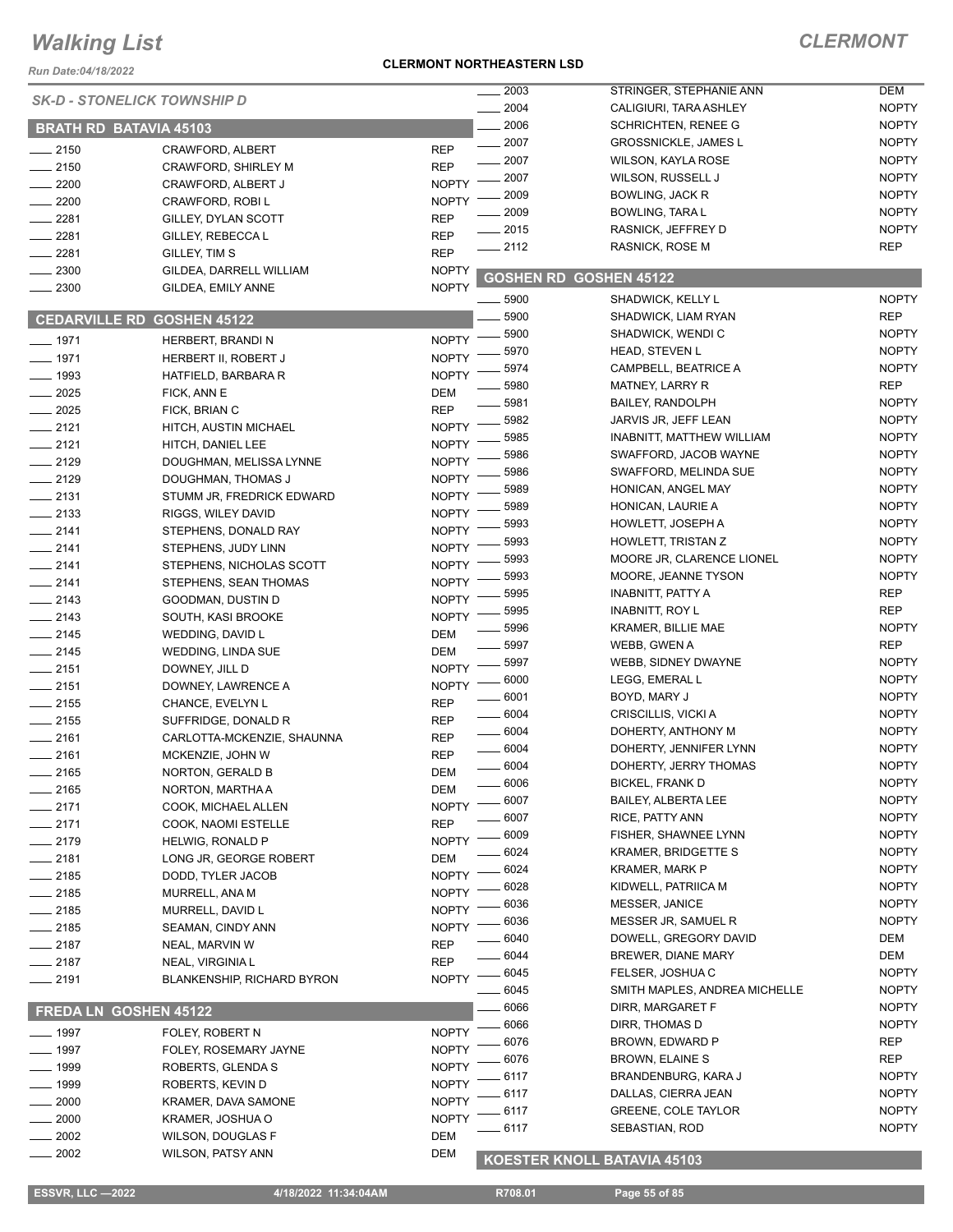# Walking List

## CLERMONT

Run Date:04/18/2022

**CLERMONT NORTHEASTERN LSD**

### SK-D - STONELICK TOWNSHIP D

### BRATH RD BATAVIA 45103

| | | |
|---|---|---|
| 2150 | CRAWFORD, ALBERT | REP |
| 2150 | CRAWFORD, SHIRLEY M | REP |
| 2200 | CRAWFORD, ALBERT J | NOPTY |
| 2200 | CRAWFORD, ROBI L | NOPTY |
| 2281 | GILLEY, DYLAN SCOTT | REP |
| 2281 | GILLEY, REBECCA L | REP |
| 2281 | GILLEY, TIM S | REP |
| 2300 | GILDEA, DARRELL WILLIAM | NOPTY |
| 2300 | GILDEA, EMILY ANNE | NOPTY |

### CEDARVILLE RD GOSHEN 45122

| | | |
|---|---|---|
| 1971 | HERBERT, BRANDI N | NOPTY |
| 1971 | HERBERT II, ROBERT J | NOPTY |
| 1993 | HATFIELD, BARBARA R | NOPTY |
| 2025 | FICK, ANN E | DEM |
| 2025 | FICK, BRIAN C | REP |
| 2121 | HITCH, AUSTIN MICHAEL | NOPTY |
| 2121 | HITCH, DANIEL LEE | NOPTY |
| 2129 | DOUGHMAN, MELISSA LYNNE | NOPTY |
| 2129 | DOUGHMAN, THOMAS J | NOPTY |
| 2131 | STUMM JR, FREDRICK EDWARD | NOPTY |
| 2133 | RIGGS, WILEY DAVID | NOPTY |
| 2141 | STEPHENS, DONALD RAY | NOPTY |
| 2141 | STEPHENS, JUDY LINN | NOPTY |
| 2141 | STEPHENS, NICHOLAS SCOTT | NOPTY |
| 2141 | STEPHENS, SEAN THOMAS | NOPTY |
| 2143 | GOODMAN, DUSTIN D | NOPTY |
| 2143 | SOUTH, KASI BROOKE | NOPTY |
| 2145 | WEDDING, DAVID L | DEM |
| 2145 | WEDDING, LINDA SUE | DEM |
| 2151 | DOWNEY, JILL D | NOPTY |
| 2151 | DOWNEY, LAWRENCE A | NOPTY |
| 2155 | CHANCE, EVELYN L | REP |
| 2155 | SUFFRIDGE, DONALD R | REP |
| 2161 | CARLOTTA-MCKENZIE, SHAUNNA | REP |
| 2161 | MCKENZIE, JOHN W | REP |
| 2165 | NORTON, GERALD B | DEM |
| 2165 | NORTON, MARTHA A | DEM |
| 2171 | COOK, MICHAEL ALLEN | NOPTY |
| 2171 | COOK, NAOMI ESTELLE | REP |
| 2179 | HELWIG, RONALD P | NOPTY |
| 2181 | LONG JR, GEORGE ROBERT | DEM |
| 2185 | DODD, TYLER JACOB | NOPTY |
| 2185 | MURRELL, ANA M | NOPTY |
| 2185 | MURRELL, DAVID L | NOPTY |
| 2185 | SEAMAN, CINDY ANN | NOPTY |
| 2187 | NEAL, MARVIN W | REP |
| 2187 | NEAL, VIRGINIA L | REP |
| 2191 | BLANKENSHIP, RICHARD BYRON | NOPTY |

### FREDA LN GOSHEN 45122

| | | |
|---|---|---|
| 1997 | FOLEY, ROBERT N | NOPTY |
| 1997 | FOLEY, ROSEMARY JAYNE | NOPTY |
| 1999 | ROBERTS, GLENDA S | NOPTY |
| 1999 | ROBERTS, KEVIN D | NOPTY |
| 2000 | KRAMER, DAVA SAMONE | NOPTY |
| 2000 | KRAMER, JOSHUA O | NOPTY |
| 2002 | WILSON, DOUGLAS F | DEM |
| 2002 | WILSON, PATSY ANN | DEM |
| 2003 | STRINGER, STEPHANIE ANN | DEM |
| 2004 | CALIGIURI, TARA ASHLEY | NOPTY |
| 2006 | SCHRICHTEN, RENEE G | NOPTY |
| 2007 | GROSSNICKLE, JAMES L | NOPTY |
| 2007 | WILSON, KAYLA ROSE | NOPTY |
| 2007 | WILSON, RUSSELL J | NOPTY |
| 2009 | BOWLING, JACK R | NOPTY |
| 2009 | BOWLING, TARA L | NOPTY |
| 2015 | RASNICK, JEFFREY D | NOPTY |
| 2112 | RASNICK, ROSE M | REP |

### GOSHEN RD GOSHEN 45122

| | | |
|---|---|---|
| 5900 | SHADWICK, KELLY L | NOPTY |
| 5900 | SHADWICK, LIAM RYAN | REP |
| 5900 | SHADWICK, WENDI C | NOPTY |
| 5970 | HEAD, STEVEN L | NOPTY |
| 5974 | CAMPBELL, BEATRICE A | NOPTY |
| 5980 | MATNEY, LARRY R | REP |
| 5981 | BAILEY, RANDOLPH | NOPTY |
| 5982 | JARVIS JR, JEFF LEAN | NOPTY |
| 5985 | INABNITT, MATTHEW WILLIAM | NOPTY |
| 5986 | SWAFFORD, JACOB WAYNE | NOPTY |
| 5986 | SWAFFORD, MELINDA SUE | NOPTY |
| 5989 | HONICAN, ANGEL MAY | NOPTY |
| 5989 | HONICAN, LAURIE A | NOPTY |
| 5993 | HOWLETT, JOSEPH A | NOPTY |
| 5993 | HOWLETT, TRISTAN Z | NOPTY |
| 5993 | MOORE JR, CLARENCE LIONEL | NOPTY |
| 5993 | MOORE, JEANNE TYSON | NOPTY |
| 5995 | INABNITT, PATTY A | REP |
| 5995 | INABNITT, ROY L | REP |
| 5996 | KRAMER, BILLIE MAE | NOPTY |
| 5997 | WEBB, GWEN A | REP |
| 5997 | WEBB, SIDNEY DWAYNE | NOPTY |
| 6000 | LEGG, EMERAL L | NOPTY |
| 6001 | BOYD, MARY J | NOPTY |
| 6004 | CRISCILLIS, VICKI A | NOPTY |
| 6004 | DOHERTY, ANTHONY M | NOPTY |
| 6004 | DOHERTY, JENNIFER LYNN | NOPTY |
| 6004 | DOHERTY, JERRY THOMAS | NOPTY |
| 6006 | BICKEL, FRANK D | NOPTY |
| 6007 | BAILEY, ALBERTA LEE | NOPTY |
| 6007 | RICE, PATTY ANN | NOPTY |
| 6009 | FISHER, SHAWNEE LYNN | NOPTY |
| 6024 | KRAMER, BRIDGETTE S | NOPTY |
| 6024 | KRAMER, MARK P | NOPTY |
| 6028 | KIDWELL, PATRIICA M | NOPTY |
| 6036 | MESSER, JANICE | NOPTY |
| 6036 | MESSER JR, SAMUEL R | NOPTY |
| 6040 | DOWELL, GREGORY DAVID | DEM |
| 6044 | BREWER, DIANE MARY | DEM |
| 6045 | FELSER, JOSHUA C | NOPTY |
| 6045 | SMITH MAPLES, ANDREA MICHELLE | NOPTY |
| 6066 | DIRR, MARGARET F | NOPTY |
| 6066 | DIRR, THOMAS D | NOPTY |
| 6076 | BROWN, EDWARD P | REP |
| 6076 | BROWN, ELAINE S | REP |
| 6117 | BRANDENBURG, KARA J | NOPTY |
| 6117 | DALLAS, CIERRA JEAN | NOPTY |
| 6117 | GREENE, COLE TAYLOR | NOPTY |
| 6117 | SEBASTIAN, ROD | NOPTY |

### KOESTER KNOLL BATAVIA 45103

ESSVR, LLC —2022 | 4/18/2022 11:34:04AM | R708.01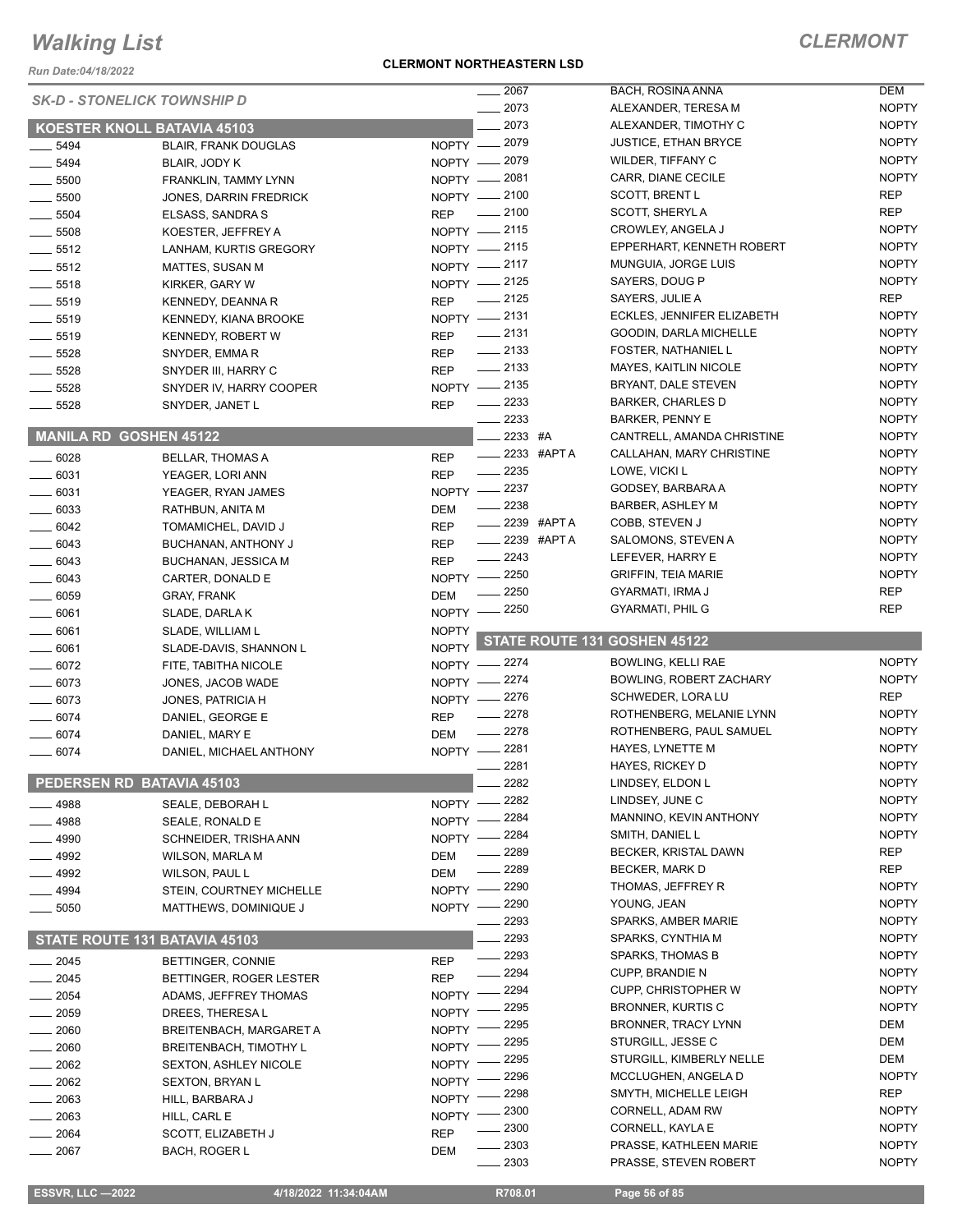# Walking List

**CLERMONT**

Run Date:04/18/2022

**CLERMONT NORTHEASTERN LSD**

*SK-D - STONELICK TOWNSHIP D*

## KOESTER KNOLL BATAVIA 45103

| | Number | Name | Party |
|---|---|---|---|
| ___ | 5494 | BLAIR, FRANK DOUGLAS | NOPTY |
| ___ | 5494 | BLAIR, JODY K | NOPTY |
| ___ | 5500 | FRANKLIN, TAMMY LYNN | NOPTY |
| ___ | 5500 | JONES, DARRIN FREDRICK | NOPTY |
| ___ | 5504 | ELSASS, SANDRA S | REP |
| ___ | 5508 | KOESTER, JEFFREY A | NOPTY |
| ___ | 5512 | LANHAM, KURTIS GREGORY | NOPTY |
| ___ | 5512 | MATTES, SUSAN M | NOPTY |
| ___ | 5518 | KIRKER, GARY W | NOPTY |
| ___ | 5519 | KENNEDY, DEANNA R | REP |
| ___ | 5519 | KENNEDY, KIANA BROOKE | NOPTY |
| ___ | 5519 | KENNEDY, ROBERT W | REP |
| ___ | 5528 | SNYDER, EMMA R | REP |
| ___ | 5528 | SNYDER III, HARRY C | REP |
| ___ | 5528 | SNYDER IV, HARRY COOPER | NOPTY |
| ___ | 5528 | SNYDER, JANET L | REP |

## MANILA RD GOSHEN 45122

| | Number | Name | Party |
|---|---|---|---|
| ___ | 6028 | BELLAR, THOMAS A | REP |
| ___ | 6031 | YEAGER, LORI ANN | REP |
| ___ | 6031 | YEAGER, RYAN JAMES | NOPTY |
| ___ | 6033 | RATHBUN, ANITA M | DEM |
| ___ | 6042 | TOMAMICHEL, DAVID J | REP |
| ___ | 6043 | BUCHANAN, ANTHONY J | REP |
| ___ | 6043 | BUCHANAN, JESSICA M | REP |
| ___ | 6043 | CARTER, DONALD E | NOPTY |
| ___ | 6059 | GRAY, FRANK | DEM |
| ___ | 6061 | SLADE, DARLA K | NOPTY |
| ___ | 6061 | SLADE, WILLIAM L | NOPTY |
| ___ | 6061 | SLADE-DAVIS, SHANNON L | NOPTY |
| ___ | 6072 | FITE, TABITHA NICOLE | NOPTY |
| ___ | 6073 | JONES, JACOB WADE | NOPTY |
| ___ | 6073 | JONES, PATRICIA H | NOPTY |
| ___ | 6074 | DANIEL, GEORGE E | REP |
| ___ | 6074 | DANIEL, MARY E | DEM |
| ___ | 6074 | DANIEL, MICHAEL ANTHONY | NOPTY |

## PEDERSEN RD BATAVIA 45103

| | Number | Name | Party |
|---|---|---|---|
| ___ | 4988 | SEALE, DEBORAH L | NOPTY |
| ___ | 4988 | SEALE, RONALD E | NOPTY |
| ___ | 4990 | SCHNEIDER, TRISHA ANN | NOPTY |
| ___ | 4992 | WILSON, MARLA M | DEM |
| ___ | 4992 | WILSON, PAUL L | DEM |
| ___ | 4994 | STEIN, COURTNEY MICHELLE | NOPTY |
| ___ | 5050 | MATTHEWS, DOMINIQUE J | NOPTY |

## STATE ROUTE 131 BATAVIA 45103

| | Number | Name | Party |
|---|---|---|---|
| ___ | 2045 | BETTINGER, CONNIE | REP |
| ___ | 2045 | BETTINGER, ROGER LESTER | REP |
| ___ | 2054 | ADAMS, JEFFREY THOMAS | NOPTY |
| ___ | 2059 | DREES, THERESA L | NOPTY |
| ___ | 2060 | BREITENBACH, MARGARET A | NOPTY |
| ___ | 2060 | BREITENBACH, TIMOTHY L | NOPTY |
| ___ | 2062 | SEXTON, ASHLEY NICOLE | NOPTY |
| ___ | 2062 | SEXTON, BRYAN L | NOPTY |
| ___ | 2063 | HILL, BARBARA J | NOPTY |
| ___ | 2063 | HILL, CARL E | NOPTY |
| ___ | 2064 | SCOTT, ELIZABETH J | REP |
| ___ | 2067 | BACH, ROGER L | DEM |
| ___ | 2067 | BACH, ROSINA ANNA | DEM |
| ___ | 2073 | ALEXANDER, TERESA M | NOPTY |
| ___ | 2073 | ALEXANDER, TIMOTHY C | NOPTY |
| ___ | 2079 | JUSTICE, ETHAN BRYCE | NOPTY |
| ___ | 2079 | WILDER, TIFFANY C | NOPTY |
| ___ | 2081 | CARR, DIANE CECILE | NOPTY |
| ___ | 2100 | SCOTT, BRENT L | REP |
| ___ | 2100 | SCOTT, SHERYL A | REP |
| ___ | 2115 | CROWLEY, ANGELA J | NOPTY |
| ___ | 2115 | EPPERHART, KENNETH ROBERT | NOPTY |
| ___ | 2117 | MUNGUIA, JORGE LUIS | NOPTY |
| ___ | 2125 | SAYERS, DOUG P | NOPTY |
| ___ | 2125 | SAYERS, JULIE A | REP |
| ___ | 2131 | ECKLES, JENNIFER ELIZABETH | NOPTY |
| ___ | 2131 | GOODIN, DARLA MICHELLE | NOPTY |
| ___ | 2133 | FOSTER, NATHANIEL L | NOPTY |
| ___ | 2133 | MAYES, KAITLIN NICOLE | NOPTY |
| ___ | 2135 | BRYANT, DALE STEVEN | NOPTY |
| ___ | 2233 | BARKER, CHARLES D | NOPTY |
| ___ | 2233 | BARKER, PENNY E | NOPTY |
| ___ | 2233 #A | CANTRELL, AMANDA CHRISTINE | NOPTY |
| ___ | 2233 #APT A | CALLAHAN, MARY CHRISTINE | NOPTY |
| ___ | 2235 | LOWE, VICKI L | NOPTY |
| ___ | 2237 | GODSEY, BARBARA A | NOPTY |
| ___ | 2238 | BARBER, ASHLEY M | NOPTY |
| ___ | 2239 #APT A | COBB, STEVEN J | NOPTY |
| ___ | 2239 #APT A | SALOMONS, STEVEN A | NOPTY |
| ___ | 2243 | LEFEVER, HARRY E | NOPTY |
| ___ | 2250 | GRIFFIN, TEIA MARIE | NOPTY |
| ___ | 2250 | GYARMATI, IRMA J | REP |
| ___ | 2250 | GYARMATI, PHIL G | REP |

## STATE ROUTE 131 GOSHEN 45122

| | Number | Name | Party |
|---|---|---|---|
| ___ | 2274 | BOWLING, KELLI RAE | NOPTY |
| ___ | 2274 | BOWLING, ROBERT ZACHARY | NOPTY |
| ___ | 2276 | SCHWEDER, LORA LU | REP |
| ___ | 2278 | ROTHENBERG, MELANIE LYNN | NOPTY |
| ___ | 2278 | ROTHENBERG, PAUL SAMUEL | NOPTY |
| ___ | 2281 | HAYES, LYNETTE M | NOPTY |
| ___ | 2281 | HAYES, RICKEY D | NOPTY |
| ___ | 2282 | LINDSEY, ELDON L | NOPTY |
| ___ | 2282 | LINDSEY, JUNE C | NOPTY |
| ___ | 2284 | MANNINO, KEVIN ANTHONY | NOPTY |
| ___ | 2284 | SMITH, DANIEL L | NOPTY |
| ___ | 2289 | BECKER, KRISTAL DAWN | REP |
| ___ | 2289 | BECKER, MARK D | REP |
| ___ | 2290 | THOMAS, JEFFREY R | NOPTY |
| ___ | 2290 | YOUNG, JEAN | NOPTY |
| ___ | 2293 | SPARKS, AMBER MARIE | NOPTY |
| ___ | 2293 | SPARKS, CYNTHIA M | NOPTY |
| ___ | 2293 | SPARKS, THOMAS B | NOPTY |
| ___ | 2294 | CUPP, BRANDIE N | NOPTY |
| ___ | 2294 | CUPP, CHRISTOPHER W | NOPTY |
| ___ | 2295 | BRONNER, KURTIS C | NOPTY |
| ___ | 2295 | BRONNER, TRACY LYNN | DEM |
| ___ | 2295 | STURGILL, JESSE C | DEM |
| ___ | 2295 | STURGILL, KIMBERLY NELLE | DEM |
| ___ | 2296 | MCCLUGHEN, ANGELA D | NOPTY |
| ___ | 2298 | SMYTH, MICHELLE LEIGH | REP |
| ___ | 2300 | CORNELL, ADAM RW | NOPTY |
| ___ | 2300 | CORNELL, KAYLA E | NOPTY |
| ___ | 2303 | PRASSE, KATHLEEN MARIE | NOPTY |
| ___ | 2303 | PRASSE, STEVEN ROBERT | NOPTY |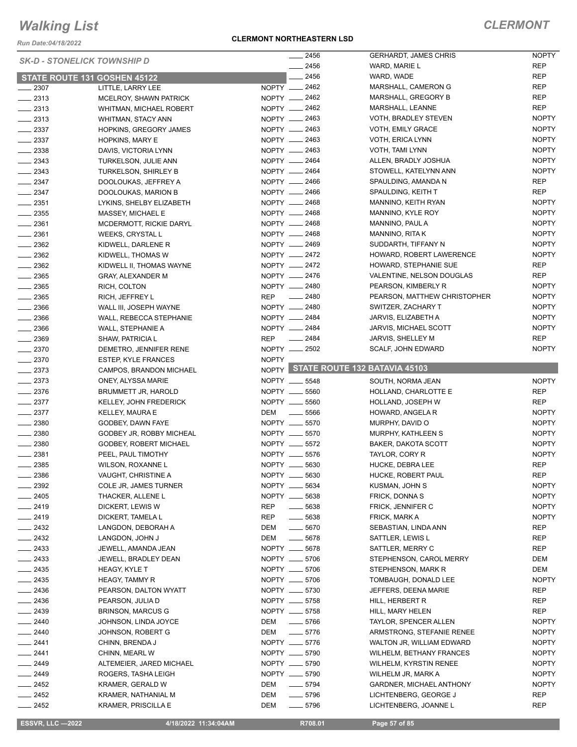# Walking List

## CLERMONT

**CLERMONT NORTHEASTERN LSD**

*Run Date:04/18/2022*

*SK-D - STONELICK TOWNSHIP D*

### STATE ROUTE 131 GOSHEN 45122

| No. | Name | Party |
|---|---|---|
| ____ 2307 | LITTLE, LARRY LEE | NOPTY |
| ____ 2313 | MCELROY, SHAWN PATRICK | NOPTY |
| ____ 2313 | WHITMAN, MICHAEL ROBERT | NOPTY |
| ____ 2313 | WHITMAN, STACY ANN | NOPTY |
| ____ 2337 | HOPKINS, GREGORY JAMES | NOPTY |
| ____ 2337 | HOPKINS, MARY E | NOPTY |
| ____ 2338 | DAVIS, VICTORIA LYNN | NOPTY |
| ____ 2343 | TURKELSON, JULIE ANN | NOPTY |
| ____ 2343 | TURKELSON, SHIRLEY B | NOPTY |
| ____ 2347 | DOOLOUKAS, JEFFREY A | NOPTY |
| ____ 2347 | DOOLOUKAS, MARION B | NOPTY |
| ____ 2351 | LYKINS, SHELBY ELIZABETH | NOPTY |
| ____ 2355 | MASSEY, MICHAEL E | NOPTY |
| ____ 2361 | MCDERMOTT, RICKIE DARYL | NOPTY |
| ____ 2361 | WEEKS, CRYSTAL L | NOPTY |
| ____ 2362 | KIDWELL, DARLENE R | NOPTY |
| ____ 2362 | KIDWELL, THOMAS W | NOPTY |
| ____ 2362 | KIDWELL II, THOMAS WAYNE | NOPTY |
| ____ 2365 | GRAY, ALEXANDER M | NOPTY |
| ____ 2365 | RICH, COLTON | NOPTY |
| ____ 2365 | RICH, JEFFREY L | REP |
| ____ 2366 | WALL III, JOSEPH WAYNE | NOPTY |
| ____ 2366 | WALL, REBECCA STEPHANIE | NOPTY |
| ____ 2366 | WALL, STEPHANIE A | NOPTY |
| ____ 2369 | SHAW, PATRICIA L | REP |
| ____ 2370 | DEMETRO, JENNIFER RENE | NOPTY |
| ____ 2370 | ESTEP, KYLE FRANCES | NOPTY |
| ____ 2373 | CAMPOS, BRANDON MICHAEL | NOPTY |
| ____ 2373 | ONEY, ALYSSA MARIE | NOPTY |
| ____ 2376 | BRUMMETT JR, HAROLD | NOPTY |
| ____ 2377 | KELLEY, JOHN FREDERICK | NOPTY |
| ____ 2377 | KELLEY, MAURA E | DEM |
| ____ 2380 | GODBEY, DAWN FAYE | NOPTY |
| ____ 2380 | GODBEY JR, ROBBY MICHEAL | NOPTY |
| ____ 2380 | GODBEY, ROBERT MICHAEL | NOPTY |
| ____ 2381 | PEEL, PAUL TIMOTHY | NOPTY |
| ____ 2385 | WILSON, ROXANNE L | NOPTY |
| ____ 2386 | VAUGHT, CHRISTINE A | NOPTY |
| ____ 2392 | COLE JR, JAMES TURNER | NOPTY |
| ____ 2405 | THACKER, ALLENE L | NOPTY |
| ____ 2419 | DICKERT, LEWIS W | REP |
| ____ 2419 | DICKERT, TAMELA L | REP |
| ____ 2432 | LANGDON, DEBORAH A | DEM |
| ____ 2432 | LANGDON, JOHN J | DEM |
| ____ 2433 | JEWELL, AMANDA JEAN | NOPTY |
| ____ 2433 | JEWELL, BRADLEY DEAN | NOPTY |
| ____ 2435 | HEAGY, KYLE T | NOPTY |
| ____ 2435 | HEAGY, TAMMY R | NOPTY |
| ____ 2436 | PEARSON, DALTON WYATT | NOPTY |
| ____ 2436 | PEARSON, JULIA D | NOPTY |
| ____ 2439 | BRINSON, MARCUS G | NOPTY |
| ____ 2440 | JOHNSON, LINDA JOYCE | DEM |
| ____ 2440 | JOHNSON, ROBERT G | DEM |
| ____ 2441 | CHINN, BRENDA J | NOPTY |
| ____ 2441 | CHINN, MEARL W | NOPTY |
| ____ 2449 | ALTEMEIER, JARED MICHAEL | NOPTY |
| ____ 2449 | ROGERS, TASHA LEIGH | NOPTY |
| ____ 2452 | KRAMER, GERALD W | DEM |
| ____ 2452 | KRAMER, NATHANIAL M | DEM |
| ____ 2452 | KRAMER, PRISCILLA E | DEM |
| ____ 2456 | GERHARDT, JAMES CHRIS | NOPTY |
| ____ 2456 | WARD, MARIE L | REP |
| ____ 2456 | WARD, WADE | REP |
| ____ 2462 | MARSHALL, CAMERON G | REP |
| ____ 2462 | MARSHALL, GREGORY B | REP |
| ____ 2462 | MARSHALL, LEANNE | REP |
| ____ 2463 | VOTH, BRADLEY STEVEN | NOPTY |
| ____ 2463 | VOTH, EMILY GRACE | NOPTY |
| ____ 2463 | VOTH, ERICA LYNN | NOPTY |
| ____ 2463 | VOTH, TAMI LYNN | NOPTY |
| ____ 2464 | ALLEN, BRADLY JOSHUA | NOPTY |
| ____ 2464 | STOWELL, KATELYNN ANN | NOPTY |
| ____ 2466 | SPAULDING, AMANDA N | REP |
| ____ 2466 | SPAULDING, KEITH T | REP |
| ____ 2468 | MANNINO, KEITH RYAN | NOPTY |
| ____ 2468 | MANNINO, KYLE ROY | NOPTY |
| ____ 2468 | MANNINO, PAUL A | NOPTY |
| ____ 2468 | MANNINO, RITA K | NOPTY |
| ____ 2469 | SUDDARTH, TIFFANY N | NOPTY |
| ____ 2472 | HOWARD, ROBERT LAWERENCE | NOPTY |
| ____ 2472 | HOWARD, STEPHANIE SUE | REP |
| ____ 2476 | VALENTINE, NELSON DOUGLAS | REP |
| ____ 2480 | PEARSON, KIMBERLY R | NOPTY |
| ____ 2480 | PEARSON, MATTHEW CHRISTOPHER | NOPTY |
| ____ 2480 | SWITZER, ZACHARY T | NOPTY |
| ____ 2484 | JARVIS, ELIZABETH A | NOPTY |
| ____ 2484 | JARVIS, MICHAEL SCOTT | NOPTY |
| ____ 2484 | JARVIS, SHELLEY M | REP |
| ____ 2502 | SCALF, JOHN EDWARD | NOPTY |

### STATE ROUTE 132 BATAVIA 45103

| No. | Name | Party |
|---|---|---|
| ____ 5548 | SOUTH, NORMA JEAN | NOPTY |
| ____ 5560 | HOLLAND, CHARLOTTE E | REP |
| ____ 5560 | HOLLAND, JOSEPH W | REP |
| ____ 5566 | HOWARD, ANGELA R | NOPTY |
| ____ 5570 | MURPHY, DAVID O | NOPTY |
| ____ 5570 | MURPHY, KATHLEEN S | NOPTY |
| ____ 5572 | BAKER, DAKOTA SCOTT | NOPTY |
| ____ 5576 | TAYLOR, CORY R | NOPTY |
| ____ 5630 | HUCKE, DEBRA LEE | REP |
| ____ 5630 | HUCKE, ROBERT PAUL | REP |
| ____ 5634 | KUSMAN, JOHN S | NOPTY |
| ____ 5638 | FRICK, DONNA S | NOPTY |
| ____ 5638 | FRICK, JENNIFER C | NOPTY |
| ____ 5638 | FRICK, MARK A | NOPTY |
| ____ 5670 | SEBASTIAN, LINDA ANN | REP |
| ____ 5678 | SATTLER, LEWIS L | REP |
| ____ 5678 | SATTLER, MERRY C | REP |
| ____ 5706 | STEPHENSON, CAROL MERRY | DEM |
| ____ 5706 | STEPHENSON, MARK R | DEM |
| ____ 5706 | TOMBAUGH, DONALD LEE | NOPTY |
| ____ 5730 | JEFFERS, DEENA MARIE | REP |
| ____ 5758 | HILL, HERBERT R | REP |
| ____ 5758 | HILL, MARY HELEN | REP |
| ____ 5766 | TAYLOR, SPENCER ALLEN | NOPTY |
| ____ 5776 | ARMSTRONG, STEFANIE RENEE | NOPTY |
| ____ 5776 | WALTON JR, WILLIAM EDWARD | NOPTY |
| ____ 5790 | WILHELM, BETHANY FRANCES | NOPTY |
| ____ 5790 | WILHELM, KYRSTIN RENEE | NOPTY |
| ____ 5790 | WILHELM JR, MARK A | NOPTY |
| ____ 5794 | GARDNER, MICHAEL ANTHONY | NOPTY |
| ____ 5796 | LICHTENBERG, GEORGE J | REP |
| ____ 5796 | LICHTENBERG, JOANNE L | REP |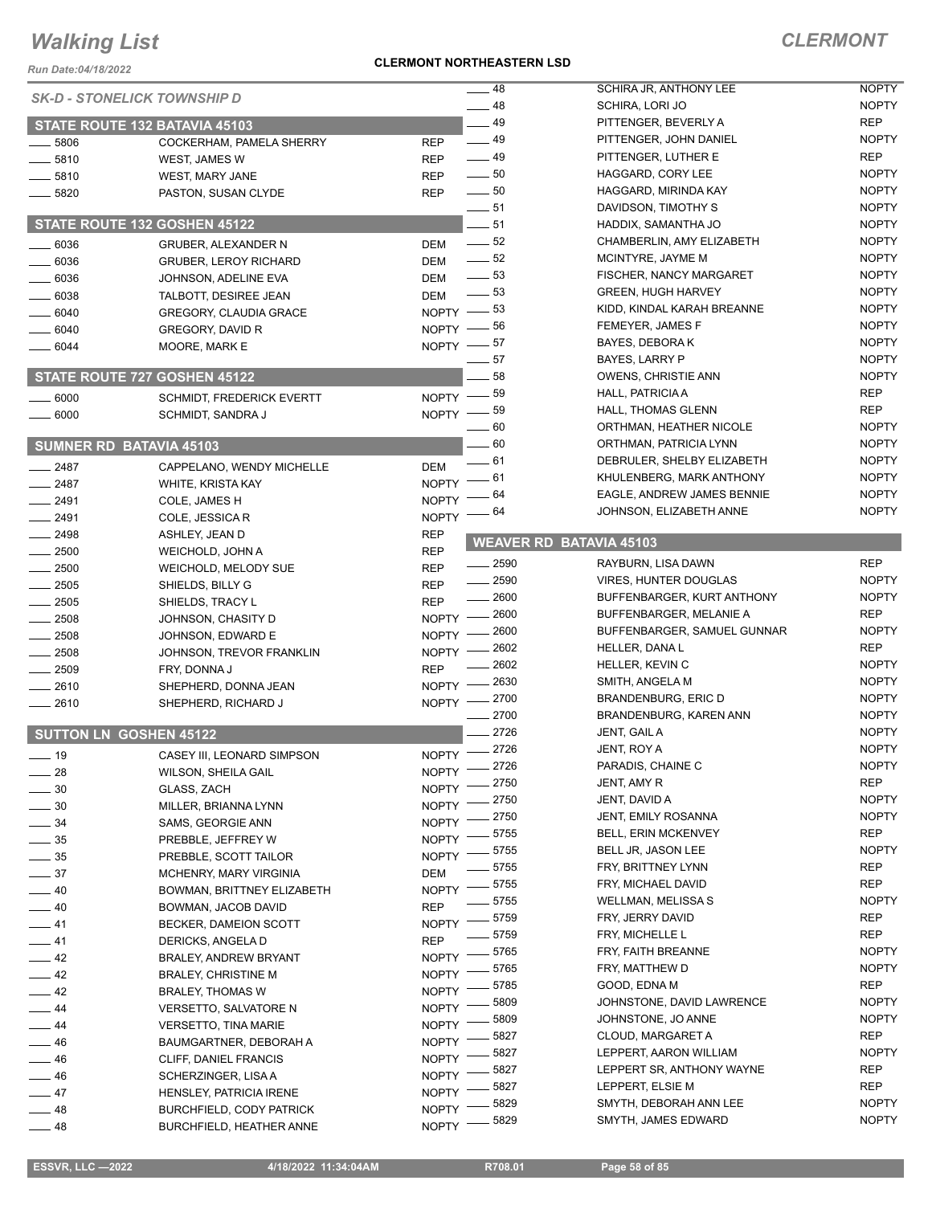# Walking List

## CLERMONT

**CLERMONT NORTHEASTERN LSD**

*Run Date:04/18/2022*

*SK-D - STONELICK TOWNSHIP D*

### STATE ROUTE 132 BATAVIA 45103

| No. | Name | Party |
|---|---|---|
| 5806 | COCKERHAM, PAMELA SHERRY | REP |
| 5810 | WEST, JAMES W | REP |
| 5810 | WEST, MARY JANE | REP |
| 5820 | PASTON, SUSAN CLYDE | REP |

### STATE ROUTE 132 GOSHEN 45122

| No. | Name | Party |
|---|---|---|
| 6036 | GRUBER, ALEXANDER N | DEM |
| 6036 | GRUBER, LEROY RICHARD | DEM |
| 6036 | JOHNSON, ADELINE EVA | DEM |
| 6038 | TALBOTT, DESIREE JEAN | DEM |
| 6040 | GREGORY, CLAUDIA GRACE | NOPTY |
| 6040 | GREGORY, DAVID R | NOPTY |
| 6044 | MOORE, MARK E | NOPTY |

### STATE ROUTE 727 GOSHEN 45122

| No. | Name | Party |
|---|---|---|
| 6000 | SCHMIDT, FREDERICK EVERTT | NOPTY |
| 6000 | SCHMIDT, SANDRA J | NOPTY |

### SUMNER RD BATAVIA 45103

| No. | Name | Party |
|---|---|---|
| 2487 | CAPPELANO, WENDY MICHELLE | DEM |
| 2487 | WHITE, KRISTA KAY | NOPTY |
| 2491 | COLE, JAMES H | NOPTY |
| 2491 | COLE, JESSICA R | NOPTY |
| 2498 | ASHLEY, JEAN D | REP |
| 2500 | WEICHOLD, JOHN A | REP |
| 2500 | WEICHOLD, MELODY SUE | REP |
| 2505 | SHIELDS, BILLY G | REP |
| 2505 | SHIELDS, TRACY L | REP |
| 2508 | JOHNSON, CHASITY D | NOPTY |
| 2508 | JOHNSON, EDWARD E | NOPTY |
| 2508 | JOHNSON, TREVOR FRANKLIN | NOPTY |
| 2509 | FRY, DONNA J | REP |
| 2610 | SHEPHERD, DONNA JEAN | NOPTY |
| 2610 | SHEPHERD, RICHARD J | NOPTY |

### SUTTON LN GOSHEN 45122

| No. | Name | Party |
|---|---|---|
| 19 | CASEY III, LEONARD SIMPSON | NOPTY |
| 28 | WILSON, SHEILA GAIL | NOPTY |
| 30 | GLASS, ZACH | NOPTY |
| 30 | MILLER, BRIANNA LYNN | NOPTY |
| 34 | SAMS, GEORGIE ANN | NOPTY |
| 35 | PREBBLE, JEFFREY W | NOPTY |
| 35 | PREBBLE, SCOTT TAILOR | NOPTY |
| 37 | MCHENRY, MARY VIRGINIA | DEM |
| 40 | BOWMAN, BRITTNEY ELIZABETH | NOPTY |
| 40 | BOWMAN, JACOB DAVID | REP |
| 41 | BECKER, DAMEION SCOTT | NOPTY |
| 41 | DERICKS, ANGELA D | REP |
| 42 | BRALEY, ANDREW BRYANT | NOPTY |
| 42 | BRALEY, CHRISTINE M | NOPTY |
| 42 | BRALEY, THOMAS W | NOPTY |
| 44 | VERSETTO, SALVATORE N | NOPTY |
| 44 | VERSETTO, TINA MARIE | NOPTY |
| 46 | BAUMGARTNER, DEBORAH A | NOPTY |
| 46 | CLIFF, DANIEL FRANCIS | NOPTY |
| 46 | SCHERZINGER, LISA A | NOPTY |
| 47 | HENSLEY, PATRICIA IRENE | NOPTY |
| 48 | BURCHFIELD, CODY PATRICK | NOPTY |
| 48 | BURCHFIELD, HEATHER ANNE | NOPTY |
| 48 | SCHIRA JR, ANTHONY LEE | NOPTY |
| 48 | SCHIRA, LORI JO | NOPTY |
| 49 | PITTENGER, BEVERLY A | REP |
| 49 | PITTENGER, JOHN DANIEL | NOPTY |
| 49 | PITTENGER, LUTHER E | REP |
| 50 | HAGGARD, CORY LEE | NOPTY |
| 50 | HAGGARD, MIRINDA KAY | NOPTY |
| 51 | DAVIDSON, TIMOTHY S | NOPTY |
| 51 | HADDIX, SAMANTHA JO | NOPTY |
| 52 | CHAMBERLIN, AMY ELIZABETH | NOPTY |
| 52 | MCINTYRE, JAYME M | NOPTY |
| 53 | FISCHER, NANCY MARGARET | NOPTY |
| 53 | GREEN, HUGH HARVEY | NOPTY |
| 53 | KIDD, KINDAL KARAH BREANNE | NOPTY |
| 56 | FEMEYER, JAMES F | NOPTY |
| 57 | BAYES, DEBORA K | NOPTY |
| 57 | BAYES, LARRY P | NOPTY |
| 58 | OWENS, CHRISTIE ANN | NOPTY |
| 59 | HALL, PATRICIA A | REP |
| 59 | HALL, THOMAS GLENN | REP |
| 60 | ORTHMAN, HEATHER NICOLE | NOPTY |
| 60 | ORTHMAN, PATRICIA LYNN | NOPTY |
| 61 | DEBRULER, SHELBY ELIZABETH | NOPTY |
| 61 | KHULENBERG, MARK ANTHONY | NOPTY |
| 64 | EAGLE, ANDREW JAMES BENNIE | NOPTY |
| 64 | JOHNSON, ELIZABETH ANNE | NOPTY |

### WEAVER RD BATAVIA 45103

| No. | Name | Party |
|---|---|---|
| 2590 | RAYBURN, LISA DAWN | REP |
| 2590 | VIRES, HUNTER DOUGLAS | NOPTY |
| 2600 | BUFFENBARGER, KURT ANTHONY | NOPTY |
| 2600 | BUFFENBARGER, MELANIE A | REP |
| 2600 | BUFFENBARGER, SAMUEL GUNNAR | NOPTY |
| 2602 | HELLER, DANA L | REP |
| 2602 | HELLER, KEVIN C | NOPTY |
| 2630 | SMITH, ANGELA M | NOPTY |
| 2700 | BRANDENBURG, ERIC D | NOPTY |
| 2700 | BRANDENBURG, KAREN ANN | NOPTY |
| 2726 | JENT, GAIL A | NOPTY |
| 2726 | JENT, ROY A | NOPTY |
| 2726 | PARADIS, CHAINE C | NOPTY |
| 2750 | JENT, AMY R | REP |
| 2750 | JENT, DAVID A | NOPTY |
| 2750 | JENT, EMILY ROSANNA | NOPTY |
| 5755 | BELL, ERIN MCKENVEY | REP |
| 5755 | BELL JR, JASON LEE | NOPTY |
| 5755 | FRY, BRITTNEY LYNN | REP |
| 5755 | FRY, MICHAEL DAVID | REP |
| 5755 | WELLMAN, MELISSA S | NOPTY |
| 5759 | FRY, JERRY DAVID | REP |
| 5759 | FRY, MICHELLE L | REP |
| 5765 | FRY, FAITH BREANNE | NOPTY |
| 5765 | FRY, MATTHEW D | NOPTY |
| 5785 | GOOD, EDNA M | REP |
| 5809 | JOHNSTONE, DAVID LAWRENCE | NOPTY |
| 5809 | JOHNSTONE, JO ANNE | NOPTY |
| 5827 | CLOUD, MARGARET A | REP |
| 5827 | LEPPERT, AARON WILLIAM | NOPTY |
| 5827 | LEPPERT SR, ANTHONY WAYNE | REP |
| 5827 | LEPPERT, ELSIE M | REP |
| 5829 | SMYTH, DEBORAH ANN LEE | NOPTY |
| 5829 | SMYTH, JAMES EDWARD | NOPTY |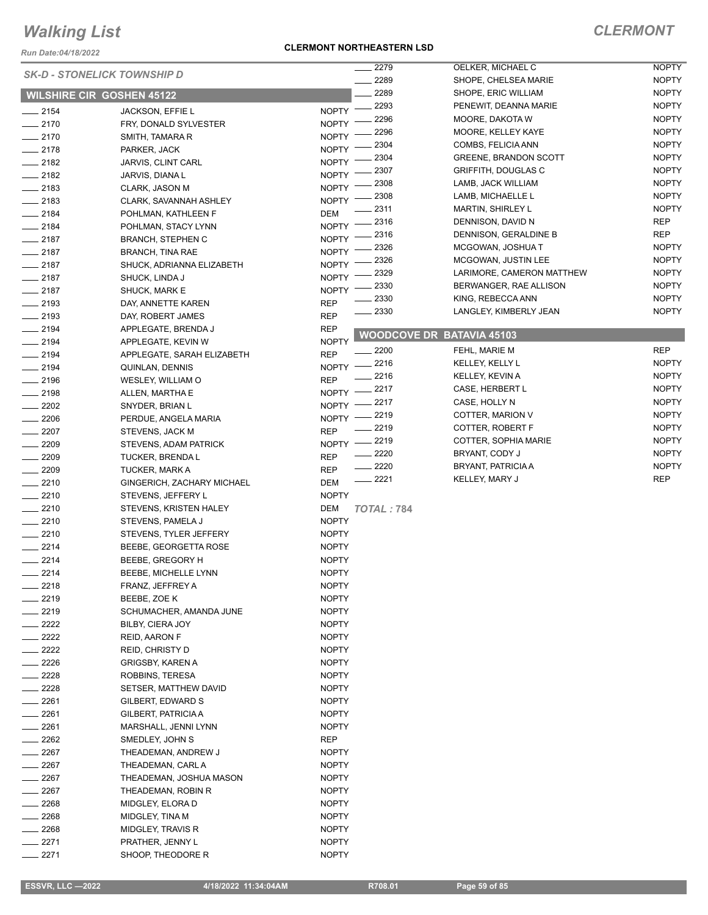# Walking List

## CLERMONT

Run Date:04/18/2022

**CLERMONT NORTHEASTERN LSD**

### SK-D - STONELICK TOWNSHIP D

### WILSHIRE CIR GOSHEN 45122

| | | |
|---|---|---|
| ____ 2154 | JACKSON, EFFIE L | NOPTY |
| ____ 2170 | FRY, DONALD SYLVESTER | NOPTY |
| ____ 2170 | SMITH, TAMARA R | NOPTY |
| ____ 2178 | PARKER, JACK | NOPTY |
| ____ 2182 | JARVIS, CLINT CARL | NOPTY |
| ____ 2182 | JARVIS, DIANA L | NOPTY |
| ____ 2183 | CLARK, JASON M | NOPTY |
| ____ 2183 | CLARK, SAVANNAH ASHLEY | NOPTY |
| ____ 2184 | POHLMAN, KATHLEEN F | DEM |
| ____ 2184 | POHLMAN, STACY LYNN | NOPTY |
| ____ 2187 | BRANCH, STEPHEN C | NOPTY |
| ____ 2187 | BRANCH, TINA RAE | NOPTY |
| ____ 2187 | SHUCK, ADRIANNA ELIZABETH | NOPTY |
| ____ 2187 | SHUCK, LINDA J | NOPTY |
| ____ 2187 | SHUCK, MARK E | NOPTY |
| ____ 2193 | DAY, ANNETTE KAREN | REP |
| ____ 2193 | DAY, ROBERT JAMES | REP |
| ____ 2194 | APPLEGATE, BRENDA J | REP |
| ____ 2194 | APPLEGATE, KEVIN W | NOPTY |
| ____ 2194 | APPLEGATE, SARAH ELIZABETH | REP |
| ____ 2194 | QUINLAN, DENNIS | NOPTY |
| ____ 2196 | WESLEY, WILLIAM O | REP |
| ____ 2198 | ALLEN, MARTHA E | NOPTY |
| ____ 2202 | SNYDER, BRIAN L | NOPTY |
| ____ 2206 | PERDUE, ANGELA MARIA | NOPTY |
| ____ 2207 | STEVENS, JACK M | REP |
| ____ 2209 | STEVENS, ADAM PATRICK | NOPTY |
| ____ 2209 | TUCKER, BRENDA L | REP |
| ____ 2209 | TUCKER, MARK A | REP |
| ____ 2210 | GINGERICH, ZACHARY MICHAEL | DEM |
| ____ 2210 | STEVENS, JEFFERY L | NOPTY |
| ____ 2210 | STEVENS, KRISTEN HALEY | DEM |
| ____ 2210 | STEVENS, PAMELA J | NOPTY |
| ____ 2210 | STEVENS, TYLER JEFFERY | NOPTY |
| ____ 2214 | BEEBE, GEORGETTA ROSE | NOPTY |
| ____ 2214 | BEEBE, GREGORY H | NOPTY |
| ____ 2214 | BEEBE, MICHELLE LYNN | NOPTY |
| ____ 2218 | FRANZ, JEFFREY A | NOPTY |
| ____ 2219 | BEEBE, ZOE K | NOPTY |
| ____ 2219 | SCHUMACHER, AMANDA JUNE | NOPTY |
| ____ 2222 | BILBY, CIERA JOY | NOPTY |
| ____ 2222 | REID, AARON F | NOPTY |
| ____ 2222 | REID, CHRISTY D | NOPTY |
| ____ 2226 | GRIGSBY, KAREN A | NOPTY |
| ____ 2228 | ROBBINS, TERESA | NOPTY |
| ____ 2228 | SETSER, MATTHEW DAVID | NOPTY |
| ____ 2261 | GILBERT, EDWARD S | NOPTY |
| ____ 2261 | GILBERT, PATRICIA A | NOPTY |
| ____ 2261 | MARSHALL, JENNI LYNN | NOPTY |
| ____ 2262 | SMEDLEY, JOHN S | REP |
| ____ 2267 | THEADEMAN, ANDREW J | NOPTY |
| ____ 2267 | THEADEMAN, CARL A | NOPTY |
| ____ 2267 | THEADEMAN, JOSHUA MASON | NOPTY |
| ____ 2267 | THEADEMAN, ROBIN R | NOPTY |
| ____ 2268 | MIDGLEY, ELORA D | NOPTY |
| ____ 2268 | MIDGLEY, TINA M | NOPTY |
| ____ 2268 | MIDGLEY, TRAVIS R | NOPTY |
| ____ 2271 | PRATHER, JENNY L | NOPTY |
| ____ 2271 | SHOOP, THEODORE R | NOPTY |
| ____ 2279 | OELKER, MICHAEL C | NOPTY |
| ____ 2289 | SHOPE, CHELSEA MARIE | NOPTY |
| ____ 2289 | SHOPE, ERIC WILLIAM | NOPTY |
| ____ 2293 | PENEWIT, DEANNA MARIE | NOPTY |
| ____ 2296 | MOORE, DAKOTA W | NOPTY |
| ____ 2296 | MOORE, KELLEY KAYE | NOPTY |
| ____ 2304 | COMBS, FELICIA ANN | NOPTY |
| ____ 2304 | GREENE, BRANDON SCOTT | NOPTY |
| ____ 2307 | GRIFFITH, DOUGLAS C | NOPTY |
| ____ 2308 | LAMB, JACK WILLIAM | NOPTY |
| ____ 2308 | LAMB, MICHAELLE L | NOPTY |
| ____ 2311 | MARTIN, SHIRLEY L | NOPTY |
| ____ 2316 | DENNISON, DAVID N | REP |
| ____ 2316 | DENNISON, GERALDINE B | REP |
| ____ 2326 | MCGOWAN, JOSHUA T | NOPTY |
| ____ 2326 | MCGOWAN, JUSTIN LEE | NOPTY |
| ____ 2329 | LARIMORE, CAMERON MATTHEW | NOPTY |
| ____ 2330 | BERWANGER, RAE ALLISON | NOPTY |
| ____ 2330 | KING, REBECCA ANN | NOPTY |
| ____ 2330 | LANGLEY, KIMBERLY JEAN | NOPTY |

### WOODCOVE DR BATAVIA 45103

| | | |
|---|---|---|
| ____ 2200 | FEHL, MARIE M | REP |
| ____ 2216 | KELLEY, KELLY L | NOPTY |
| ____ 2216 | KELLEY, KEVIN A | NOPTY |
| ____ 2217 | CASE, HERBERT L | NOPTY |
| ____ 2217 | CASE, HOLLY N | NOPTY |
| ____ 2219 | COTTER, MARION V | NOPTY |
| ____ 2219 | COTTER, ROBERT F | NOPTY |
| ____ 2219 | COTTER, SOPHIA MARIE | NOPTY |
| ____ 2220 | BRYANT, CODY J | NOPTY |
| ____ 2220 | BRYANT, PATRICIA A | NOPTY |
| ____ 2221 | KELLEY, MARY J | REP |

*TOTAL : 784*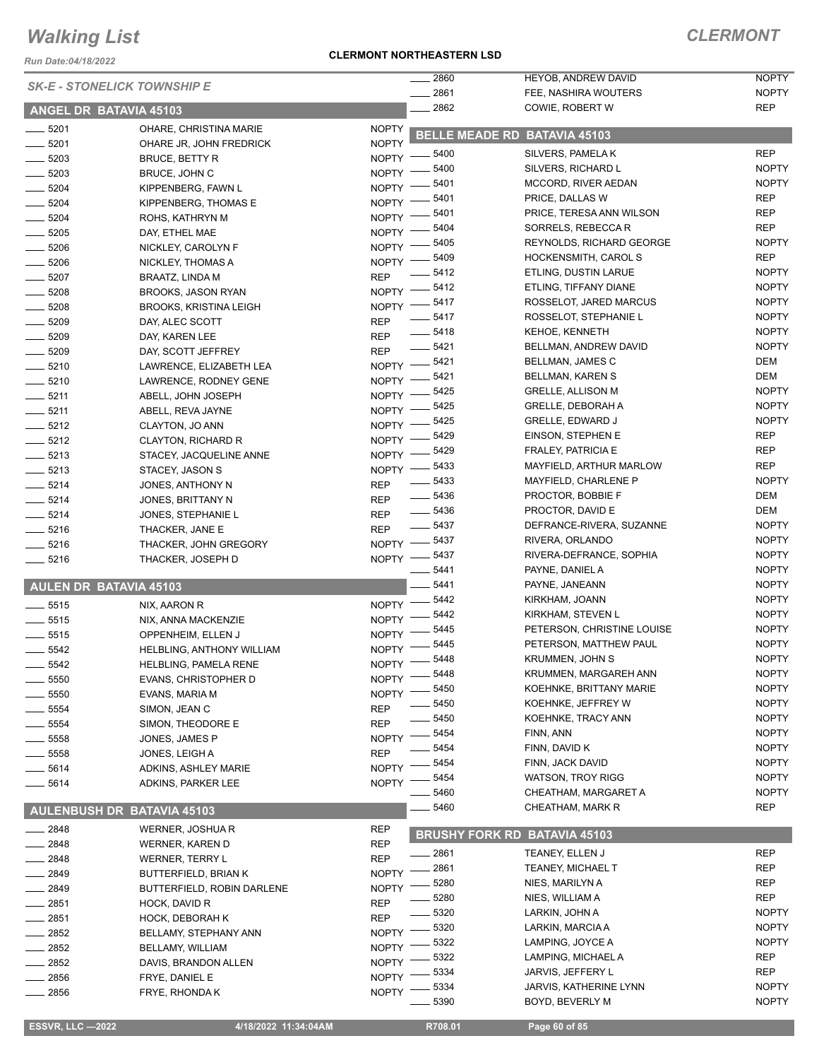# Walking List

## CLERMONT

Run Date:04/18/2022

**CLERMONT NORTHEASTERN LSD**

*SK-E - STONELICK TOWNSHIP E*

### ANGEL DR BATAVIA 45103

| No. | Name | Party |
|---|---|---|
| 5201 | OHARE, CHRISTINA MARIE | NOPTY |
| 5201 | OHARE JR, JOHN FREDRICK | NOPTY |
| 5203 | BRUCE, BETTY R | NOPTY |
| 5203 | BRUCE, JOHN C | NOPTY |
| 5204 | KIPPENBERG, FAWN L | NOPTY |
| 5204 | KIPPENBERG, THOMAS E | NOPTY |
| 5204 | ROHS, KATHRYN M | NOPTY |
| 5205 | DAY, ETHEL MAE | NOPTY |
| 5206 | NICKLEY, CAROLYN F | NOPTY |
| 5206 | NICKLEY, THOMAS A | NOPTY |
| 5207 | BRAATZ, LINDA M | REP |
| 5208 | BROOKS, JASON RYAN | NOPTY |
| 5208 | BROOKS, KRISTINA LEIGH | NOPTY |
| 5209 | DAY, ALEC SCOTT | REP |
| 5209 | DAY, KAREN LEE | REP |
| 5209 | DAY, SCOTT JEFFREY | REP |
| 5210 | LAWRENCE, ELIZABETH LEA | NOPTY |
| 5210 | LAWRENCE, RODNEY GENE | NOPTY |
| 5211 | ABELL, JOHN JOSEPH | NOPTY |
| 5211 | ABELL, REVA JAYNE | NOPTY |
| 5212 | CLAYTON, JO ANN | NOPTY |
| 5212 | CLAYTON, RICHARD R | NOPTY |
| 5213 | STACEY, JACQUELINE ANNE | NOPTY |
| 5213 | STACEY, JASON S | NOPTY |
| 5214 | JONES, ANTHONY N | REP |
| 5214 | JONES, BRITTANY N | REP |
| 5214 | JONES, STEPHANIE L | REP |
| 5216 | THACKER, JANE E | REP |
| 5216 | THACKER, JOHN GREGORY | NOPTY |
| 5216 | THACKER, JOSEPH D | NOPTY |

### AULEN DR BATAVIA 45103

| No. | Name | Party |
|---|---|---|
| 5515 | NIX, AARON R | NOPTY |
| 5515 | NIX, ANNA MACKENZIE | NOPTY |
| 5515 | OPPENHEIM, ELLEN J | NOPTY |
| 5542 | HELBLING, ANTHONY WILLIAM | NOPTY |
| 5542 | HELBLING, PAMELA RENE | NOPTY |
| 5550 | EVANS, CHRISTOPHER D | NOPTY |
| 5550 | EVANS, MARIA M | NOPTY |
| 5554 | SIMON, JEAN C | REP |
| 5554 | SIMON, THEODORE E | REP |
| 5558 | JONES, JAMES P | NOPTY |
| 5558 | JONES, LEIGH A | REP |
| 5614 | ADKINS, ASHLEY MARIE | NOPTY |
| 5614 | ADKINS, PARKER LEE | NOPTY |

### AULENBUSH DR BATAVIA 45103

| No. | Name | Party |
|---|---|---|
| 2848 | WERNER, JOSHUA R | REP |
| 2848 | WERNER, KAREN D | REP |
| 2848 | WERNER, TERRY L | REP |
| 2849 | BUTTERFIELD, BRIAN K | NOPTY |
| 2849 | BUTTERFIELD, ROBIN DARLENE | NOPTY |
| 2851 | HOCK, DAVID R | REP |
| 2851 | HOCK, DEBORAH K | REP |
| 2852 | BELLAMY, STEPHANY ANN | NOPTY |
| 2852 | BELLAMY, WILLIAM | NOPTY |
| 2852 | DAVIS, BRANDON ALLEN | NOPTY |
| 2856 | FRYE, DANIEL E | NOPTY |
| 2856 | FRYE, RHONDA K | NOPTY |
| 2860 | HEYOB, ANDREW DAVID | NOPTY |
| 2861 | FEE, NASHIRA WOUTERS | NOPTY |
| 2862 | COWIE, ROBERT W | REP |

### BELLE MEADE RD BATAVIA 45103

| No. | Name | Party |
|---|---|---|
| 5400 | SILVERS, PAMELA K | REP |
| 5400 | SILVERS, RICHARD L | NOPTY |
| 5401 | MCCORD, RIVER AEDAN | NOPTY |
| 5401 | PRICE, DALLAS W | REP |
| 5401 | PRICE, TERESA ANN WILSON | REP |
| 5404 | SORRELS, REBECCA R | REP |
| 5405 | REYNOLDS, RICHARD GEORGE | NOPTY |
| 5409 | HOCKENSMITH, CAROL S | REP |
| 5412 | ETLING, DUSTIN LARUE | NOPTY |
| 5412 | ETLING, TIFFANY DIANE | NOPTY |
| 5417 | ROSSELOT, JARED MARCUS | NOPTY |
| 5417 | ROSSELOT, STEPHANIE L | NOPTY |
| 5418 | KEHOE, KENNETH | NOPTY |
| 5421 | BELLMAN, ANDREW DAVID | NOPTY |
| 5421 | BELLMAN, JAMES C | DEM |
| 5421 | BELLMAN, KAREN S | DEM |
| 5425 | GRELLE, ALLISON M | NOPTY |
| 5425 | GRELLE, DEBORAH A | NOPTY |
| 5425 | GRELLE, EDWARD J | NOPTY |
| 5429 | EINSON, STEPHEN E | REP |
| 5429 | FRALEY, PATRICIA E | REP |
| 5433 | MAYFIELD, ARTHUR MARLOW | REP |
| 5433 | MAYFIELD, CHARLENE P | NOPTY |
| 5436 | PROCTOR, BOBBIE F | DEM |
| 5436 | PROCTOR, DAVID E | DEM |
| 5437 | DEFRANCE-RIVERA, SUZANNE | NOPTY |
| 5437 | RIVERA, ORLANDO | NOPTY |
| 5437 | RIVERA-DEFRANCE, SOPHIA | NOPTY |
| 5441 | PAYNE, DANIEL A | NOPTY |
| 5441 | PAYNE, JANEANN | NOPTY |
| 5442 | KIRKHAM, JOANN | NOPTY |
| 5442 | KIRKHAM, STEVEN L | NOPTY |
| 5445 | PETERSON, CHRISTINE LOUISE | NOPTY |
| 5445 | PETERSON, MATTHEW PAUL | NOPTY |
| 5448 | KRUMMEN, JOHN S | NOPTY |
| 5448 | KRUMMEN, MARGAREH ANN | NOPTY |
| 5450 | KOEHNKE, BRITTANY MARIE | NOPTY |
| 5450 | KOEHNKE, JEFFREY W | NOPTY |
| 5450 | KOEHNKE, TRACY ANN | NOPTY |
| 5454 | FINN, ANN | NOPTY |
| 5454 | FINN, DAVID K | NOPTY |
| 5454 | FINN, JACK DAVID | NOPTY |
| 5454 | WATSON, TROY RIGG | NOPTY |
| 5460 | CHEATHAM, MARGARET A | NOPTY |
| 5460 | CHEATHAM, MARK R | REP |

### BRUSHY FORK RD BATAVIA 45103

| No. | Name | Party |
|---|---|---|
| 2861 | TEANEY, ELLEN J | REP |
| 2861 | TEANEY, MICHAEL T | REP |
| 5280 | NIES, MARILYN A | REP |
| 5280 | NIES, WILLIAM A | REP |
| 5320 | LARKIN, JOHN A | NOPTY |
| 5320 | LARKIN, MARCIA A | NOPTY |
| 5322 | LAMPING, JOYCE A | NOPTY |
| 5322 | LAMPING, MICHAEL A | REP |
| 5334 | JARVIS, JEFFERY L | REP |
| 5334 | JARVIS, KATHERINE LYNN | NOPTY |
| 5390 | BOYD, BEVERLY M | NOPTY |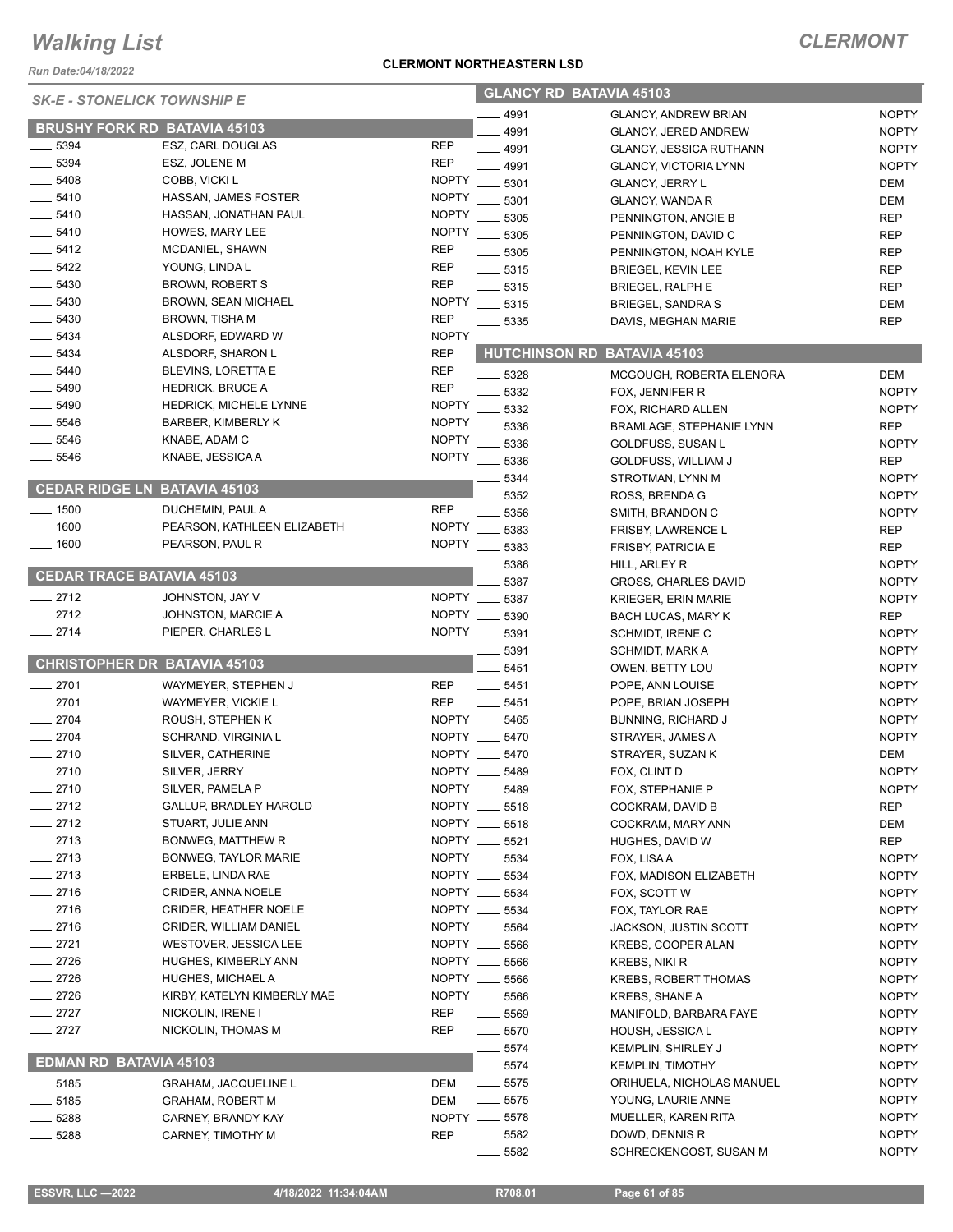# Walking List

## CLERMONT

Run Date:04/18/2022

**CLERMONT NORTHEASTERN LSD**

### SK-E - STONELICK TOWNSHIP E

#### BRUSHY FORK RD BATAVIA 45103

| No. | Name | Party |
|---|---|---|
| 5394 | ESZ, CARL DOUGLAS | REP |
| 5394 | ESZ, JOLENE M | REP |
| 5408 | COBB, VICKI L | NOPTY |
| 5410 | HASSAN, JAMES FOSTER | NOPTY |
| 5410 | HASSAN, JONATHAN PAUL | NOPTY |
| 5410 | HOWES, MARY LEE | NOPTY |
| 5412 | MCDANIEL, SHAWN | REP |
| 5422 | YOUNG, LINDA L | REP |
| 5430 | BROWN, ROBERT S | REP |
| 5430 | BROWN, SEAN MICHAEL | NOPTY |
| 5430 | BROWN, TISHA M | REP |
| 5434 | ALSDORF, EDWARD W | NOPTY |
| 5434 | ALSDORF, SHARON L | REP |
| 5440 | BLEVINS, LORETTA E | REP |
| 5490 | HEDRICK, BRUCE A | REP |
| 5490 | HEDRICK, MICHELE LYNNE | NOPTY |
| 5546 | BARBER, KIMBERLY K | NOPTY |
| 5546 | KNABE, ADAM C | NOPTY |
| 5546 | KNABE, JESSICA A | NOPTY |

#### CEDAR RIDGE LN BATAVIA 45103

| No. | Name | Party |
|---|---|---|
| 1500 | DUCHEMIN, PAUL A | REP |
| 1600 | PEARSON, KATHLEEN ELIZABETH | NOPTY |
| 1600 | PEARSON, PAUL R | NOPTY |

#### CEDAR TRACE BATAVIA 45103

| No. | Name | Party |
|---|---|---|
| 2712 | JOHNSTON, JAY V | NOPTY |
| 2712 | JOHNSTON, MARCIE A | NOPTY |
| 2714 | PIEPER, CHARLES L | NOPTY |

#### CHRISTOPHER DR BATAVIA 45103

| No. | Name | Party |
|---|---|---|
| 2701 | WAYMEYER, STEPHEN J | REP |
| 2701 | WAYMEYER, VICKIE L | REP |
| 2704 | ROUSH, STEPHEN K | NOPTY |
| 2704 | SCHRAND, VIRGINIA L | NOPTY |
| 2710 | SILVER, CATHERINE | NOPTY |
| 2710 | SILVER, JERRY | NOPTY |
| 2710 | SILVER, PAMELA P | NOPTY |
| 2712 | GALLUP, BRADLEY HAROLD | NOPTY |
| 2712 | STUART, JULIE ANN | NOPTY |
| 2713 | BONWEG, MATTHEW R | NOPTY |
| 2713 | BONWEG, TAYLOR MARIE | NOPTY |
| 2713 | ERBELE, LINDA RAE | NOPTY |
| 2716 | CRIDER, ANNA NOELE | NOPTY |
| 2716 | CRIDER, HEATHER NOELE | NOPTY |
| 2716 | CRIDER, WILLIAM DANIEL | NOPTY |
| 2721 | WESTOVER, JESSICA LEE | NOPTY |
| 2726 | HUGHES, KIMBERLY ANN | NOPTY |
| 2726 | HUGHES, MICHAEL A | NOPTY |
| 2726 | KIRBY, KATELYN KIMBERLY MAE | NOPTY |
| 2727 | NICKOLIN, IRENE I | REP |
| 2727 | NICKOLIN, THOMAS M | REP |

#### EDMAN RD BATAVIA 45103

| No. | Name | Party |
|---|---|---|
| 5185 | GRAHAM, JACQUELINE L | DEM |
| 5185 | GRAHAM, ROBERT M | DEM |
| 5288 | CARNEY, BRANDY KAY | NOPTY |
| 5288 | CARNEY, TIMOTHY M | REP |

#### GLANCY RD BATAVIA 45103

| No. | Name | Party |
|---|---|---|
| 4991 | GLANCY, ANDREW BRIAN | NOPTY |
| 4991 | GLANCY, JERED ANDREW | NOPTY |
| 4991 | GLANCY, JESSICA RUTHANN | NOPTY |
| 4991 | GLANCY, VICTORIA LYNN | NOPTY |
| 5301 | GLANCY, JERRY L | DEM |
| 5301 | GLANCY, WANDA R | DEM |
| 5305 | PENNINGTON, ANGIE B | REP |
| 5305 | PENNINGTON, DAVID C | REP |
| 5305 | PENNINGTON, NOAH KYLE | REP |
| 5315 | BRIEGEL, KEVIN LEE | REP |
| 5315 | BRIEGEL, RALPH E | REP |
| 5315 | BRIEGEL, SANDRA S | DEM |
| 5335 | DAVIS, MEGHAN MARIE | REP |

#### HUTCHINSON RD BATAVIA 45103

| No. | Name | Party |
|---|---|---|
| 5328 | MCGOUGH, ROBERTA ELENORA | DEM |
| 5332 | FOX, JENNIFER R | NOPTY |
| 5332 | FOX, RICHARD ALLEN | NOPTY |
| 5336 | BRAMLAGE, STEPHANIE LYNN | REP |
| 5336 | GOLDFUSS, SUSAN L | NOPTY |
| 5336 | GOLDFUSS, WILLIAM J | REP |
| 5344 | STROTMAN, LYNN M | NOPTY |
| 5352 | ROSS, BRENDA G | NOPTY |
| 5356 | SMITH, BRANDON C | NOPTY |
| 5383 | FRISBY, LAWRENCE L | REP |
| 5383 | FRISBY, PATRICIA E | REP |
| 5386 | HILL, ARLEY R | NOPTY |
| 5387 | GROSS, CHARLES DAVID | NOPTY |
| 5387 | KRIEGER, ERIN MARIE | NOPTY |
| 5390 | BACH LUCAS, MARY K | REP |
| 5391 | SCHMIDT, IRENE C | NOPTY |
| 5391 | SCHMIDT, MARK A | NOPTY |
| 5451 | OWEN, BETTY LOU | NOPTY |
| 5451 | POPE, ANN LOUISE | NOPTY |
| 5451 | POPE, BRIAN JOSEPH | NOPTY |
| 5465 | BUNNING, RICHARD J | NOPTY |
| 5470 | STRAYER, JAMES A | NOPTY |
| 5470 | STRAYER, SUZAN K | DEM |
| 5489 | FOX, CLINT D | NOPTY |
| 5489 | FOX, STEPHANIE P | NOPTY |
| 5518 | COCKRAM, DAVID B | REP |
| 5518 | COCKRAM, MARY ANN | DEM |
| 5521 | HUGHES, DAVID W | REP |
| 5534 | FOX, LISA A | NOPTY |
| 5534 | FOX, MADISON ELIZABETH | NOPTY |
| 5534 | FOX, SCOTT W | NOPTY |
| 5534 | FOX, TAYLOR RAE | NOPTY |
| 5564 | JACKSON, JUSTIN SCOTT | NOPTY |
| 5566 | KREBS, COOPER ALAN | NOPTY |
| 5566 | KREBS, NIKI R | NOPTY |
| 5566 | KREBS, ROBERT THOMAS | NOPTY |
| 5566 | KREBS, SHANE A | NOPTY |
| 5569 | MANIFOLD, BARBARA FAYE | NOPTY |
| 5570 | HOUSH, JESSICA L | NOPTY |
| 5574 | KEMPLIN, SHIRLEY J | NOPTY |
| 5574 | KEMPLIN, TIMOTHY | NOPTY |
| 5575 | ORIHUELA, NICHOLAS MANUEL | NOPTY |
| 5575 | YOUNG, LAURIE ANNE | NOPTY |
| 5578 | MUELLER, KAREN RITA | NOPTY |
| 5582 | DOWD, DENNIS R | NOPTY |
| 5582 | SCHRECKENGOST, SUSAN M | NOPTY |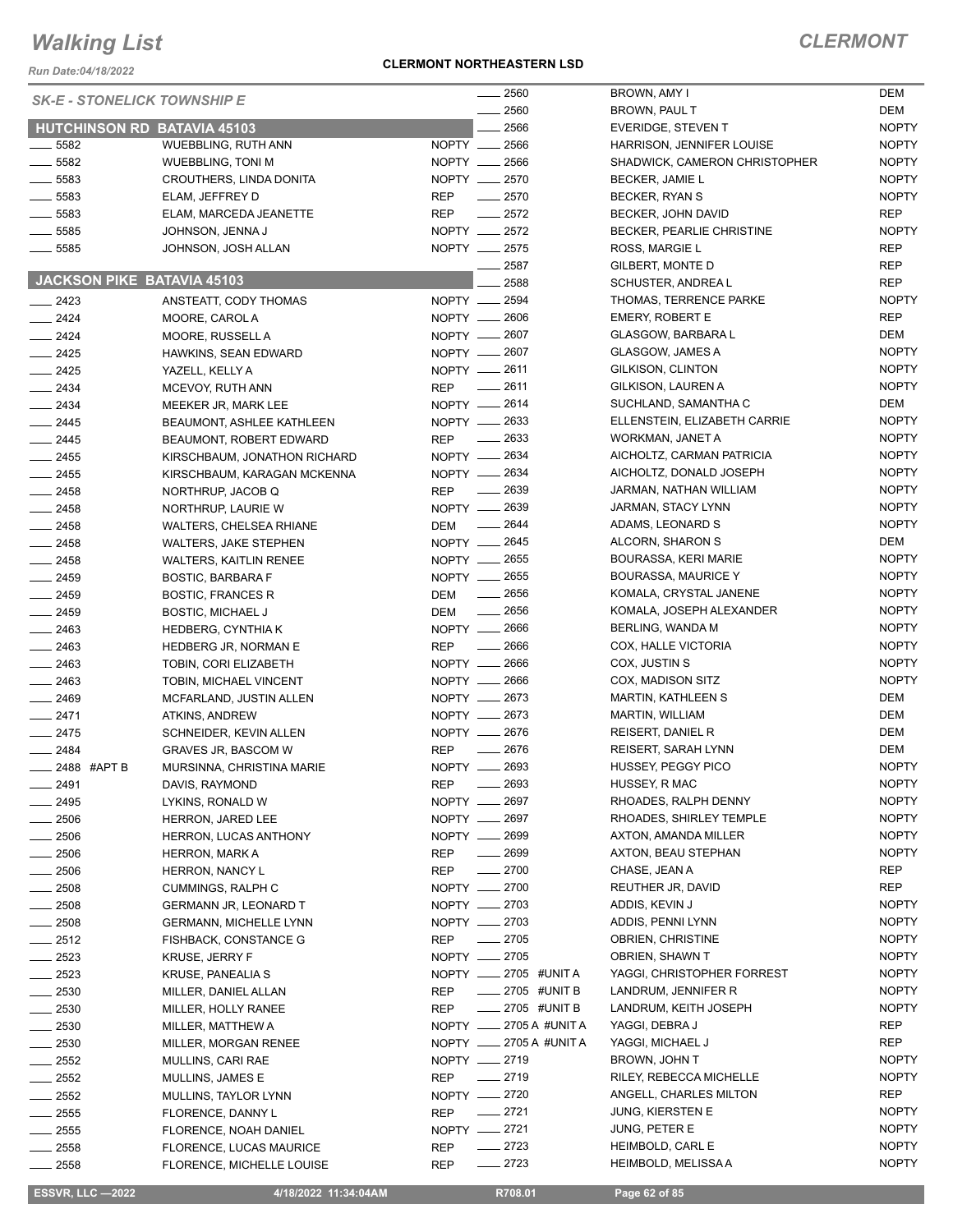# Walking List

## CLERMONT

Run Date:04/18/2022

**CLERMONT NORTHEASTERN LSD**

*SK-E - STONELICK TOWNSHIP E*

### HUTCHINSON RD BATAVIA 45103

| No. | Name | Party |
|---|---|---|
| 5582 | WUEBBLING, RUTH ANN | NOPTY |
| 5582 | WUEBBLING, TONI M | NOPTY |
| 5583 | CROUTHERS, LINDA DONITA | NOPTY |
| 5583 | ELAM, JEFFREY D | REP |
| 5583 | ELAM, MARCEDA JEANETTE | REP |
| 5585 | JOHNSON, JENNA J | NOPTY |
| 5585 | JOHNSON, JOSH ALLAN | NOPTY |

### JACKSON PIKE BATAVIA 45103

| No. | Name | Party |
|---|---|---|
| 2423 | ANSTEATT, CODY THOMAS | NOPTY |
| 2424 | MOORE, CAROL A | NOPTY |
| 2424 | MOORE, RUSSELL A | NOPTY |
| 2425 | HAWKINS, SEAN EDWARD | NOPTY |
| 2425 | YAZELL, KELLY A | NOPTY |
| 2434 | MCEVOY, RUTH ANN | REP |
| 2434 | MEEKER JR, MARK LEE | NOPTY |
| 2445 | BEAUMONT, ASHLEE KATHLEEN | NOPTY |
| 2445 | BEAUMONT, ROBERT EDWARD | REP |
| 2455 | KIRSCHBAUM, JONATHON RICHARD | NOPTY |
| 2455 | KIRSCHBAUM, KARAGAN MCKENNA | NOPTY |
| 2458 | NORTHRUP, JACOB Q | REP |
| 2458 | NORTHRUP, LAURIE W | NOPTY |
| 2458 | WALTERS, CHELSEA RHIANE | DEM |
| 2458 | WALTERS, JAKE STEPHEN | NOPTY |
| 2458 | WALTERS, KAITLIN RENEE | NOPTY |
| 2459 | BOSTIC, BARBARA F | NOPTY |
| 2459 | BOSTIC, FRANCES R | DEM |
| 2459 | BOSTIC, MICHAEL J | DEM |
| 2463 | HEDBERG, CYNTHIA K | NOPTY |
| 2463 | HEDBERG JR, NORMAN E | REP |
| 2463 | TOBIN, CORI ELIZABETH | NOPTY |
| 2463 | TOBIN, MICHAEL VINCENT | NOPTY |
| 2469 | MCFARLAND, JUSTIN ALLEN | NOPTY |
| 2471 | ATKINS, ANDREW | NOPTY |
| 2475 | SCHNEIDER, KEVIN ALLEN | NOPTY |
| 2484 | GRAVES JR, BASCOM W | REP |
| 2488 #APT B | MURSINNA, CHRISTINA MARIE | NOPTY |
| 2491 | DAVIS, RAYMOND | REP |
| 2495 | LYKINS, RONALD W | NOPTY |
| 2506 | HERRON, JARED LEE | NOPTY |
| 2506 | HERRON, LUCAS ANTHONY | NOPTY |
| 2506 | HERRON, MARK A | REP |
| 2506 | HERRON, NANCY L | REP |
| 2508 | CUMMINGS, RALPH C | NOPTY |
| 2508 | GERMANN JR, LEONARD T | NOPTY |
| 2508 | GERMANN, MICHELLE LYNN | NOPTY |
| 2512 | FISHBACK, CONSTANCE G | REP |
| 2523 | KRUSE, JERRY F | NOPTY |
| 2523 | KRUSE, PANEALIA S | NOPTY |
| 2530 | MILLER, DANIEL ALLAN | REP |
| 2530 | MILLER, HOLLY RANEE | REP |
| 2530 | MILLER, MATTHEW A | NOPTY |
| 2530 | MILLER, MORGAN RENEE | NOPTY |
| 2552 | MULLINS, CARI RAE | NOPTY |
| 2552 | MULLINS, JAMES E | REP |
| 2552 | MULLINS, TAYLOR LYNN | NOPTY |
| 2555 | FLORENCE, DANNY L | REP |
| 2555 | FLORENCE, NOAH DANIEL | NOPTY |
| 2558 | FLORENCE, LUCAS MAURICE | REP |
| 2558 | FLORENCE, MICHELLE LOUISE | REP |
| 2560 | BROWN, AMY I | DEM |
| 2560 | BROWN, PAUL T | DEM |
| 2566 | EVERIDGE, STEVEN T | NOPTY |
| 2566 | HARRISON, JENNIFER LOUISE | NOPTY |
| 2566 | SHADWICK, CAMERON CHRISTOPHER | NOPTY |
| 2570 | BECKER, JAMIE L | NOPTY |
| 2570 | BECKER, RYAN S | NOPTY |
| 2572 | BECKER, JOHN DAVID | REP |
| 2572 | BECKER, PEARLIE CHRISTINE | NOPTY |
| 2575 | ROSS, MARGIE L | REP |
| 2587 | GILBERT, MONTE D | REP |
| 2588 | SCHUSTER, ANDREA L | REP |
| 2594 | THOMAS, TERRENCE PARKE | NOPTY |
| 2606 | EMERY, ROBERT E | REP |
| 2607 | GLASGOW, BARBARA L | DEM |
| 2607 | GLASGOW, JAMES A | NOPTY |
| 2611 | GILKISON, CLINTON | NOPTY |
| 2611 | GILKISON, LAUREN A | NOPTY |
| 2614 | SUCHLAND, SAMANTHA C | DEM |
| 2633 | ELLENSTEIN, ELIZABETH CARRIE | NOPTY |
| 2633 | WORKMAN, JANET A | NOPTY |
| 2634 | AICHOLTZ, CARMAN PATRICIA | NOPTY |
| 2634 | AICHOLTZ, DONALD JOSEPH | NOPTY |
| 2639 | JARMAN, NATHAN WILLIAM | NOPTY |
| 2639 | JARMAN, STACY LYNN | NOPTY |
| 2644 | ADAMS, LEONARD S | NOPTY |
| 2645 | ALCORN, SHARON S | DEM |
| 2655 | BOURASSA, KERI MARIE | NOPTY |
| 2655 | BOURASSA, MAURICE Y | NOPTY |
| 2656 | KOMALA, CRYSTAL JANENE | NOPTY |
| 2656 | KOMALA, JOSEPH ALEXANDER | NOPTY |
| 2666 | BERLING, WANDA M | NOPTY |
| 2666 | COX, HALLE VICTORIA | NOPTY |
| 2666 | COX, JUSTIN S | NOPTY |
| 2666 | COX, MADISON SITZ | NOPTY |
| 2673 | MARTIN, KATHLEEN S | DEM |
| 2673 | MARTIN, WILLIAM | DEM |
| 2676 | REISERT, DANIEL R | DEM |
| 2676 | REISERT, SARAH LYNN | DEM |
| 2693 | HUSSEY, PEGGY PICO | NOPTY |
| 2693 | HUSSEY, R MAC | NOPTY |
| 2697 | RHOADES, RALPH DENNY | NOPTY |
| 2697 | RHOADES, SHIRLEY TEMPLE | NOPTY |
| 2699 | AXTON, AMANDA MILLER | NOPTY |
| 2699 | AXTON, BEAU STEPHAN | NOPTY |
| 2700 | CHASE, JEAN A | REP |
| 2700 | REUTHER JR, DAVID | REP |
| 2703 | ADDIS, KEVIN J | NOPTY |
| 2703 | ADDIS, PENNI LYNN | NOPTY |
| 2705 | OBRIEN, CHRISTINE | NOPTY |
| 2705 | OBRIEN, SHAWN T | NOPTY |
| 2705 #UNIT A | YAGGI, CHRISTOPHER FORREST | NOPTY |
| 2705 #UNIT B | LANDRUM, JENNIFER R | NOPTY |
| 2705 #UNIT B | LANDRUM, KEITH JOSEPH | NOPTY |
| 2705 A #UNIT A | YAGGI, DEBRA J | REP |
| 2705 A #UNIT A | YAGGI, MICHAEL J | REP |
| 2719 | BROWN, JOHN T | NOPTY |
| 2719 | RILEY, REBECCA MICHELLE | NOPTY |
| 2720 | ANGELL, CHARLES MILTON | REP |
| 2721 | JUNG, KIERSTEN E | NOPTY |
| 2721 | JUNG, PETER E | NOPTY |
| 2723 | HEIMBOLD, CARL E | NOPTY |
| 2723 | HEIMBOLD, MELISSA A | NOPTY |

ESSVR, LLC —2022 &nbsp;&nbsp; 4/18/2022 11:34:04AM &nbsp;&nbsp; R708.01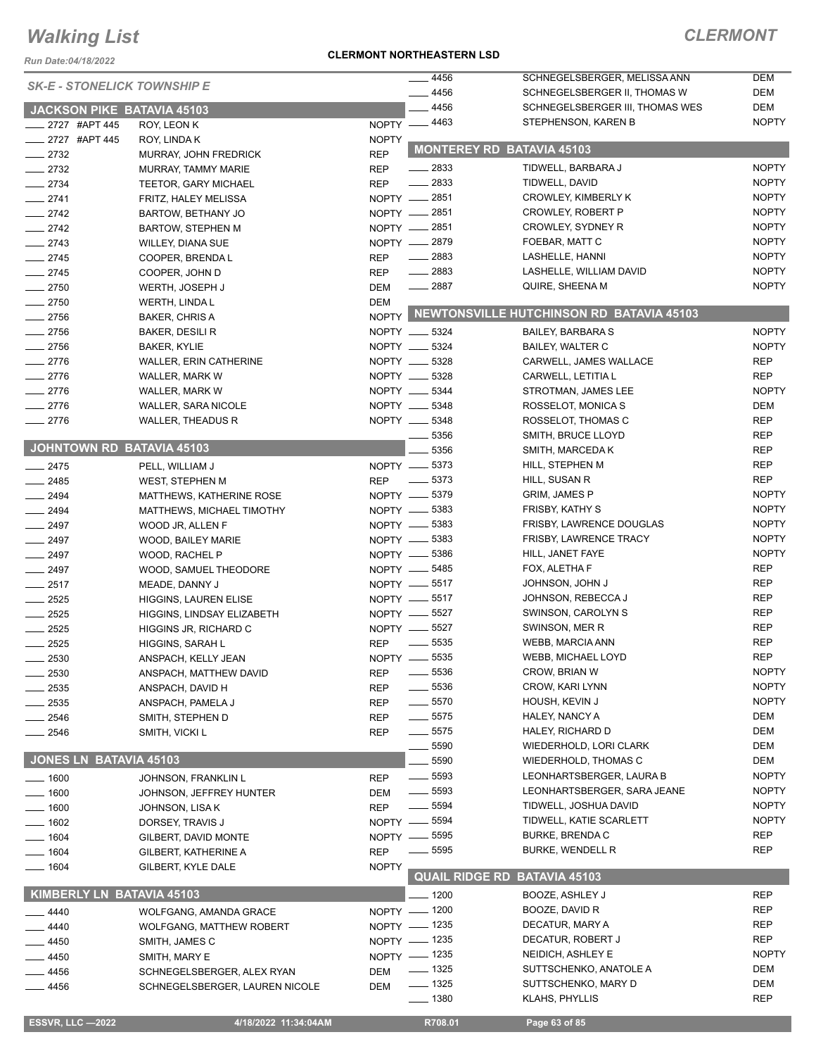# Walking List

**CLERMONT**

**CLERMONT NORTHEASTERN LSD**

Run Date:04/18/2022

*SK-E - STONELICK TOWNSHIP E*

## JACKSON PIKE BATAVIA 45103

| No. | Name | Party |
|---|---|---|
| 2727 #APT 445 | ROY, LEON K | NOPTY |
| 2727 #APT 445 | ROY, LINDA K | NOPTY |
| 2732 | MURRAY, JOHN FREDRICK | REP |
| 2732 | MURRAY, TAMMY MARIE | REP |
| 2734 | TEETOR, GARY MICHAEL | REP |
| 2741 | FRITZ, HALEY MELISSA | NOPTY |
| 2742 | BARTOW, BETHANY JO | NOPTY |
| 2742 | BARTOW, STEPHEN M | NOPTY |
| 2743 | WILLEY, DIANA SUE | NOPTY |
| 2745 | COOPER, BRENDA L | REP |
| 2745 | COOPER, JOHN D | REP |
| 2750 | WERTH, JOSEPH J | DEM |
| 2750 | WERTH, LINDA L | DEM |
| 2756 | BAKER, CHRIS A | NOPTY |
| 2756 | BAKER, DESILI R | NOPTY |
| 2756 | BAKER, KYLIE | NOPTY |
| 2776 | WALLER, ERIN CATHERINE | NOPTY |
| 2776 | WALLER, MARK W | NOPTY |
| 2776 | WALLER, MARK W | NOPTY |
| 2776 | WALLER, SARA NICOLE | NOPTY |
| 2776 | WALLER, THEADUS R | NOPTY |

## JOHNTOWN RD BATAVIA 45103

| No. | Name | Party |
|---|---|---|
| 2475 | PELL, WILLIAM J | NOPTY |
| 2485 | WEST, STEPHEN M | REP |
| 2494 | MATTHEWS, KATHERINE ROSE | NOPTY |
| 2494 | MATTHEWS, MICHAEL TIMOTHY | NOPTY |
| 2497 | WOOD JR, ALLEN F | NOPTY |
| 2497 | WOOD, BAILEY MARIE | NOPTY |
| 2497 | WOOD, RACHEL P | NOPTY |
| 2497 | WOOD, SAMUEL THEODORE | NOPTY |
| 2517 | MEADE, DANNY J | NOPTY |
| 2525 | HIGGINS, LAUREN ELISE | NOPTY |
| 2525 | HIGGINS, LINDSAY ELIZABETH | NOPTY |
| 2525 | HIGGINS JR, RICHARD C | NOPTY |
| 2525 | HIGGINS, SARAH L | REP |
| 2530 | ANSPACH, KELLY JEAN | NOPTY |
| 2530 | ANSPACH, MATTHEW DAVID | REP |
| 2535 | ANSPACH, DAVID H | REP |
| 2535 | ANSPACH, PAMELA J | REP |
| 2546 | SMITH, STEPHEN D | REP |
| 2546 | SMITH, VICKI L | REP |

## JONES LN BATAVIA 45103

| No. | Name | Party |
|---|---|---|
| 1600 | JOHNSON, FRANKLIN L | REP |
| 1600 | JOHNSON, JEFFREY HUNTER | DEM |
| 1600 | JOHNSON, LISA K | REP |
| 1602 | DORSEY, TRAVIS J | NOPTY |
| 1604 | GILBERT, DAVID MONTE | NOPTY |
| 1604 | GILBERT, KATHERINE A | REP |
| 1604 | GILBERT, KYLE DALE | NOPTY |

## KIMBERLY LN BATAVIA 45103

| No. | Name | Party |
|---|---|---|
| 4440 | WOLFGANG, AMANDA GRACE | NOPTY |
| 4440 | WOLFGANG, MATTHEW ROBERT | NOPTY |
| 4450 | SMITH, JAMES C | NOPTY |
| 4450 | SMITH, MARY E | NOPTY |
| 4456 | SCHNEGELSBERGER, ALEX RYAN | DEM |
| 4456 | SCHNEGELSBERGER, LAUREN NICOLE | DEM |
| 4456 | SCHNEGELSBERGER, MELISSA ANN | DEM |
| 4456 | SCHNEGELSBERGER II, THOMAS W | DEM |
| 4456 | SCHNEGELSBERGER III, THOMAS WES | DEM |
| 4463 | STEPHENSON, KAREN B | NOPTY |

## MONTEREY RD BATAVIA 45103

| No. | Name | Party |
|---|---|---|
| 2833 | TIDWELL, BARBARA J | NOPTY |
| 2833 | TIDWELL, DAVID | NOPTY |
| 2851 | CROWLEY, KIMBERLY K | NOPTY |
| 2851 | CROWLEY, ROBERT P | NOPTY |
| 2851 | CROWLEY, SYDNEY R | NOPTY |
| 2879 | FOEBAR, MATT C | NOPTY |
| 2883 | LASHELLE, HANNI | NOPTY |
| 2883 | LASHELLE, WILLIAM DAVID | NOPTY |
| 2887 | QUIRE, SHEENA M | NOPTY |

## NEWTONSVILLE HUTCHINSON RD BATAVIA 45103

| No. | Name | Party |
|---|---|---|
| 5324 | BAILEY, BARBARA S | NOPTY |
| 5324 | BAILEY, WALTER C | NOPTY |
| 5328 | CARWELL, JAMES WALLACE | REP |
| 5328 | CARWELL, LETITIA L | REP |
| 5344 | STROTMAN, JAMES LEE | NOPTY |
| 5348 | ROSSELOT, MONICA S | DEM |
| 5348 | ROSSELOT, THOMAS C | REP |
| 5356 | SMITH, BRUCE LLOYD | REP |
| 5356 | SMITH, MARCEDA K | REP |
| 5373 | HILL, STEPHEN M | REP |
| 5373 | HILL, SUSAN R | REP |
| 5379 | GRIM, JAMES P | NOPTY |
| 5383 | FRISBY, KATHY S | NOPTY |
| 5383 | FRISBY, LAWRENCE DOUGLAS | NOPTY |
| 5383 | FRISBY, LAWRENCE TRACY | NOPTY |
| 5386 | HILL, JANET FAYE | NOPTY |
| 5485 | FOX, ALETHA F | REP |
| 5517 | JOHNSON, JOHN J | REP |
| 5517 | JOHNSON, REBECCA J | REP |
| 5527 | SWINSON, CAROLYN S | REP |
| 5527 | SWINSON, MER R | REP |
| 5535 | WEBB, MARCIA ANN | REP |
| 5535 | WEBB, MICHAEL LOYD | REP |
| 5536 | CROW, BRIAN W | NOPTY |
| 5536 | CROW, KARI LYNN | NOPTY |
| 5570 | HOUSH, KEVIN J | NOPTY |
| 5575 | HALEY, NANCY A | DEM |
| 5575 | HALEY, RICHARD D | DEM |
| 5590 | WIEDERHOLD, LORI CLARK | DEM |
| 5590 | WIEDERHOLD, THOMAS C | DEM |
| 5593 | LEONHARTSBERGER, LAURA B | NOPTY |
| 5593 | LEONHARTSBERGER, SARA JEANE | NOPTY |
| 5594 | TIDWELL, JOSHUA DAVID | NOPTY |
| 5594 | TIDWELL, KATIE SCARLETT | NOPTY |
| 5595 | BURKE, BRENDA C | REP |
| 5595 | BURKE, WENDELL R | REP |

## QUAIL RIDGE RD BATAVIA 45103

| No. | Name | Party |
|---|---|---|
| 1200 | BOOZE, ASHLEY J | REP |
| 1200 | BOOZE, DAVID R | REP |
| 1235 | DECATUR, MARY A | REP |
| 1235 | DECATUR, ROBERT J | REP |
| 1235 | NEIDICH, ASHLEY E | NOPTY |
| 1325 | SUTTSCHENKO, ANATOLE A | DEM |
| 1325 | SUTTSCHENKO, MARY D | DEM |
| 1380 | KLAHS, PHYLLIS | REP |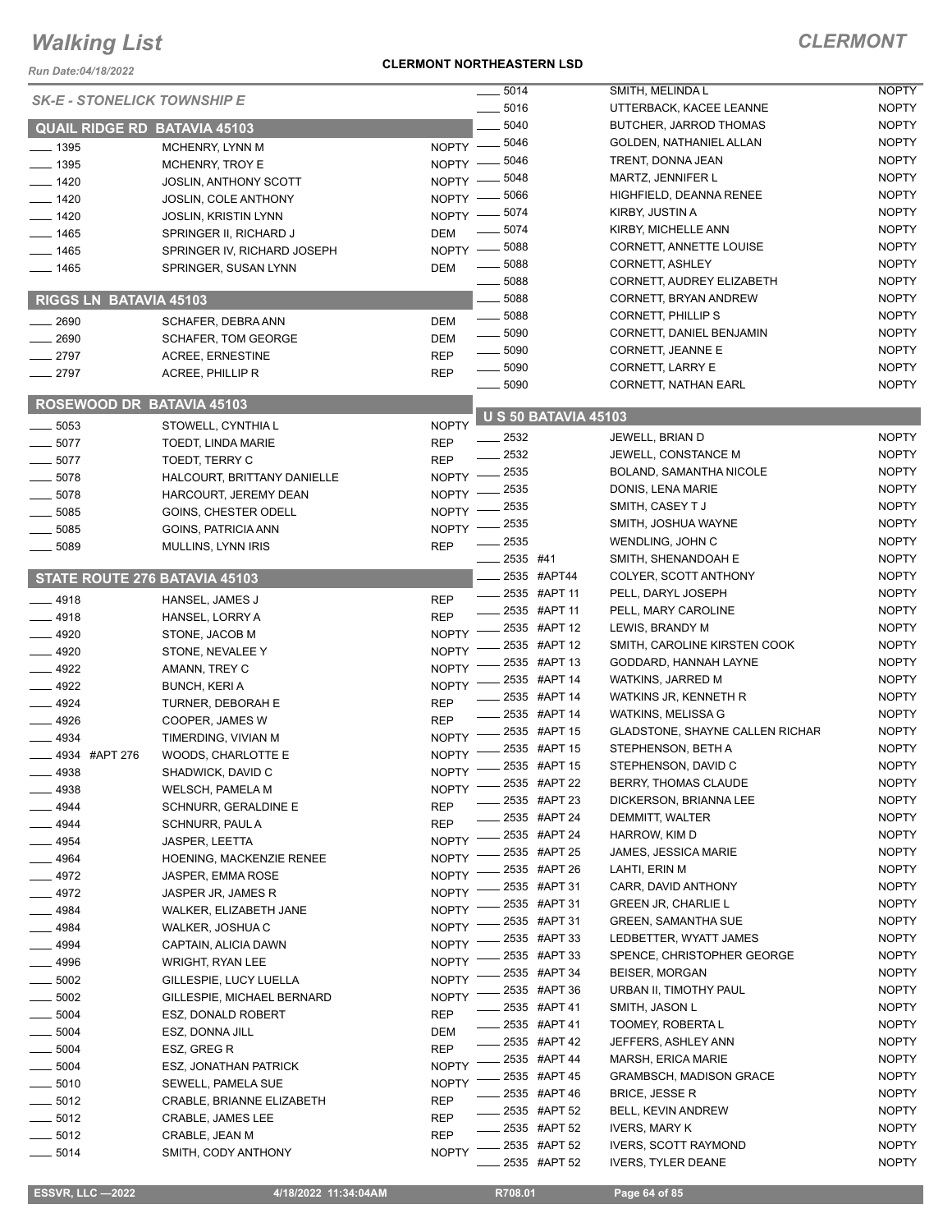# Walking List

## CLERMONT

**CLERMONT NORTHEASTERN LSD**

Run Date:04/18/2022

### SK-E - STONELICK TOWNSHIP E

#### QUAIL RIDGE RD BATAVIA 45103

| No. | Name | Party |
|---|---|---|
| 1395 | MCHENRY, LYNN M | NOPTY |
| 1395 | MCHENRY, TROY E | NOPTY |
| 1420 | JOSLIN, ANTHONY SCOTT | NOPTY |
| 1420 | JOSLIN, COLE ANTHONY | NOPTY |
| 1420 | JOSLIN, KRISTIN LYNN | NOPTY |
| 1465 | SPRINGER II, RICHARD J | DEM |
| 1465 | SPRINGER IV, RICHARD JOSEPH | NOPTY |
| 1465 | SPRINGER, SUSAN LYNN | DEM |

#### RIGGS LN BATAVIA 45103

| No. | Name | Party |
|---|---|---|
| 2690 | SCHAFER, DEBRA ANN | DEM |
| 2690 | SCHAFER, TOM GEORGE | DEM |
| 2797 | ACREE, ERNESTINE | REP |
| 2797 | ACREE, PHILLIP R | REP |

#### ROSEWOOD DR BATAVIA 45103

| No. | Name | Party |
|---|---|---|
| 5053 | STOWELL, CYNTHIA L | NOPTY |
| 5077 | TOEDT, LINDA MARIE | REP |
| 5077 | TOEDT, TERRY C | REP |
| 5078 | HALCOURT, BRITTANY DANIELLE | NOPTY |
| 5078 | HARCOURT, JEREMY DEAN | NOPTY |
| 5085 | GOINS, CHESTER ODELL | NOPTY |
| 5085 | GOINS, PATRICIA ANN | NOPTY |
| 5089 | MULLINS, LYNN IRIS | REP |

#### STATE ROUTE 276 BATAVIA 45103

| No. | Name | Party |
|---|---|---|
| 4918 | HANSEL, JAMES J | REP |
| 4918 | HANSEL, LORRY A | REP |
| 4920 | STONE, JACOB M | NOPTY |
| 4920 | STONE, NEVALEE Y | NOPTY |
| 4922 | AMANN, TREY C | NOPTY |
| 4922 | BUNCH, KERI A | NOPTY |
| 4924 | TURNER, DEBORAH E | REP |
| 4926 | COOPER, JAMES W | REP |
| 4934 | TIMERDING, VIVIAN M | NOPTY |
| 4934 #APT 276 | WOODS, CHARLOTTE E | NOPTY |
| 4938 | SHADWICK, DAVID C | NOPTY |
| 4938 | WELSCH, PAMELA M | NOPTY |
| 4944 | SCHNURR, GERALDINE E | REP |
| 4944 | SCHNURR, PAUL A | REP |
| 4954 | JASPER, LEETTA | NOPTY |
| 4964 | HOENING, MACKENZIE RENEE | NOPTY |
| 4972 | JASPER, EMMA ROSE | NOPTY |
| 4972 | JASPER JR, JAMES R | NOPTY |
| 4984 | WALKER, ELIZABETH JANE | NOPTY |
| 4984 | WALKER, JOSHUA C | NOPTY |
| 4994 | CAPTAIN, ALICIA DAWN | NOPTY |
| 4996 | WRIGHT, RYAN LEE | NOPTY |
| 5002 | GILLESPIE, LUCY LUELLA | NOPTY |
| 5002 | GILLESPIE, MICHAEL BERNARD | NOPTY |
| 5004 | ESZ, DONALD ROBERT | REP |
| 5004 | ESZ, DONNA JILL | DEM |
| 5004 | ESZ, GREG R | REP |
| 5004 | ESZ, JONATHAN PATRICK | NOPTY |
| 5010 | SEWELL, PAMELA SUE | NOPTY |
| 5012 | CRABLE, BRIANNE ELIZABETH | REP |
| 5012 | CRABLE, JAMES LEE | REP |
| 5012 | CRABLE, JEAN M | REP |
| 5014 | SMITH, CODY ANTHONY | NOPTY |
| 5014 | SMITH, MELINDA L | NOPTY |
| 5016 | UTTERBACK, KACEE LEANNE | NOPTY |
| 5040 | BUTCHER, JARROD THOMAS | NOPTY |
| 5046 | GOLDEN, NATHANIEL ALLAN | NOPTY |
| 5046 | TRENT, DONNA JEAN | NOPTY |
| 5048 | MARTZ, JENNIFER L | NOPTY |
| 5066 | HIGHFIELD, DEANNA RENEE | NOPTY |
| 5074 | KIRBY, JUSTIN A | NOPTY |
| 5074 | KIRBY, MICHELLE ANN | NOPTY |
| 5088 | CORNETT, ANNETTE LOUISE | NOPTY |
| 5088 | CORNETT, ASHLEY | NOPTY |
| 5088 | CORNETT, AUDREY ELIZABETH | NOPTY |
| 5088 | CORNETT, BRYAN ANDREW | NOPTY |
| 5088 | CORNETT, PHILLIP S | NOPTY |
| 5090 | CORNETT, DANIEL BENJAMIN | NOPTY |
| 5090 | CORNETT, JEANNE E | NOPTY |
| 5090 | CORNETT, LARRY E | NOPTY |
| 5090 | CORNETT, NATHAN EARL | NOPTY |

#### U S 50 BATAVIA 45103

| No. | Name | Party |
|---|---|---|
| 2532 | JEWELL, BRIAN D | NOPTY |
| 2532 | JEWELL, CONSTANCE M | NOPTY |
| 2535 | BOLAND, SAMANTHA NICOLE | NOPTY |
| 2535 | DONIS, LENA MARIE | NOPTY |
| 2535 | SMITH, CASEY T J | NOPTY |
| 2535 | SMITH, JOSHUA WAYNE | NOPTY |
| 2535 | WENDLING, JOHN C | NOPTY |
| 2535 #41 | SMITH, SHENANDOAH E | NOPTY |
| 2535 #APT44 | COLYER, SCOTT ANTHONY | NOPTY |
| 2535 #APT 11 | PELL, DARYL JOSEPH | NOPTY |
| 2535 #APT 11 | PELL, MARY CAROLINE | NOPTY |
| 2535 #APT 12 | LEWIS, BRANDY M | NOPTY |
| 2535 #APT 12 | SMITH, CAROLINE KIRSTEN COOK | NOPTY |
| 2535 #APT 13 | GODDARD, HANNAH LAYNE | NOPTY |
| 2535 #APT 14 | WATKINS, JARRED M | NOPTY |
| 2535 #APT 14 | WATKINS JR, KENNETH R | NOPTY |
| 2535 #APT 14 | WATKINS, MELISSA G | NOPTY |
| 2535 #APT 15 | GLADSTONE, SHAYNE CALLEN RICHAR | NOPTY |
| 2535 #APT 15 | STEPHENSON, BETH A | NOPTY |
| 2535 #APT 15 | STEPHENSON, DAVID C | NOPTY |
| 2535 #APT 22 | BERRY, THOMAS CLAUDE | NOPTY |
| 2535 #APT 23 | DICKERSON, BRIANNA LEE | NOPTY |
| 2535 #APT 24 | DEMMITT, WALTER | NOPTY |
| 2535 #APT 24 | HARROW, KIM D | NOPTY |
| 2535 #APT 25 | JAMES, JESSICA MARIE | NOPTY |
| 2535 #APT 26 | LAHTI, ERIN M | NOPTY |
| 2535 #APT 31 | CARR, DAVID ANTHONY | NOPTY |
| 2535 #APT 31 | GREEN JR, CHARLIE L | NOPTY |
| 2535 #APT 31 | GREEN, SAMANTHA SUE | NOPTY |
| 2535 #APT 33 | LEDBETTER, WYATT JAMES | NOPTY |
| 2535 #APT 33 | SPENCE, CHRISTOPHER GEORGE | NOPTY |
| 2535 #APT 34 | BEISER, MORGAN | NOPTY |
| 2535 #APT 36 | URBAN II, TIMOTHY PAUL | NOPTY |
| 2535 #APT 41 | SMITH, JASON L | NOPTY |
| 2535 #APT 41 | TOOMEY, ROBERTA L | NOPTY |
| 2535 #APT 42 | JEFFERS, ASHLEY ANN | NOPTY |
| 2535 #APT 44 | MARSH, ERICA MARIE | NOPTY |
| 2535 #APT 45 | GRAMBSCH, MADISON GRACE | NOPTY |
| 2535 #APT 46 | BRICE, JESSE R | NOPTY |
| 2535 #APT 52 | BELL, KEVIN ANDREW | NOPTY |
| 2535 #APT 52 | IVERS, MARY K | NOPTY |
| 2535 #APT 52 | IVERS, SCOTT RAYMOND | NOPTY |
| 2535 #APT 52 | IVERS, TYLER DEANE | NOPTY |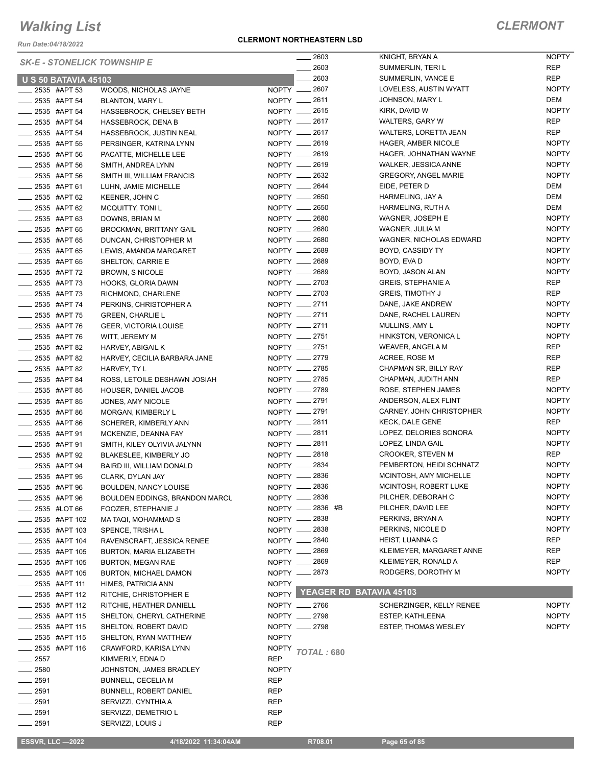# Walking List

## CLERMONT

**CLERMONT NORTHEASTERN LSD**

Run Date:04/18/2022

### SK-E - STONELICK TOWNSHIP E

#### U S 50 BATAVIA 45103

| Number | Name | Party |
|---|---|---|
| 2535 #APT 53 | WOODS, NICHOLAS JAYNE | NOPTY |
| 2535 #APT 54 | BLANTON, MARY L | NOPTY |
| 2535 #APT 54 | HASSEBROCK, CHELSEY BETH | NOPTY |
| 2535 #APT 54 | HASSEBROCK, DENA B | NOPTY |
| 2535 #APT 54 | HASSEBROCK, JUSTIN NEAL | NOPTY |
| 2535 #APT 55 | PERSINGER, KATRINA LYNN | NOPTY |
| 2535 #APT 56 | PACATTE, MICHELLE LEE | NOPTY |
| 2535 #APT 56 | SMITH, ANDREA LYNN | NOPTY |
| 2535 #APT 56 | SMITH III, WILLIAM FRANCIS | NOPTY |
| 2535 #APT 61 | LUHN, JAMIE MICHELLE | NOPTY |
| 2535 #APT 62 | KEENER, JOHN C | NOPTY |
| 2535 #APT 62 | MCQUITTY, TONI L | NOPTY |
| 2535 #APT 63 | DOWNS, BRIAN M | NOPTY |
| 2535 #APT 65 | BROCKMAN, BRITTANY GAIL | NOPTY |
| 2535 #APT 65 | DUNCAN, CHRISTOPHER M | NOPTY |
| 2535 #APT 65 | LEWIS, AMANDA MARGARET | NOPTY |
| 2535 #APT 65 | SHELTON, CARRIE E | NOPTY |
| 2535 #APT 72 | BROWN, S NICOLE | NOPTY |
| 2535 #APT 73 | HOOKS, GLORIA DAWN | NOPTY |
| 2535 #APT 73 | RICHMOND, CHARLENE | NOPTY |
| 2535 #APT 74 | PERKINS, CHRISTOPHER A | NOPTY |
| 2535 #APT 75 | GREEN, CHARLIE L | NOPTY |
| 2535 #APT 76 | GEER, VICTORIA LOUISE | NOPTY |
| 2535 #APT 76 | WITT, JEREMY M | NOPTY |
| 2535 #APT 82 | HARVEY, ABIGAIL K | NOPTY |
| 2535 #APT 82 | HARVEY, CECILIA BARBARA JANE | NOPTY |
| 2535 #APT 82 | HARVEY, TY L | NOPTY |
| 2535 #APT 84 | ROSS, LETOILE DESHAWN JOSIAH | NOPTY |
| 2535 #APT 85 | HOUSER, DANIEL JACOB | NOPTY |
| 2535 #APT 85 | JONES, AMY NICOLE | NOPTY |
| 2535 #APT 86 | MORGAN, KIMBERLY L | NOPTY |
| 2535 #APT 86 | SCHERER, KIMBERLY ANN | NOPTY |
| 2535 #APT 91 | MCKENZIE, DEANNA FAY | NOPTY |
| 2535 #APT 91 | SMITH, KILEY OLYIVIA JALYNN | NOPTY |
| 2535 #APT 92 | BLAKESLEE, KIMBERLY JO | NOPTY |
| 2535 #APT 94 | BAIRD III, WILLIAM DONALD | NOPTY |
| 2535 #APT 95 | CLARK, DYLAN JAY | NOPTY |
| 2535 #APT 96 | BOULDEN, NANCY LOUISE | NOPTY |
| 2535 #APT 96 | BOULDEN EDDINGS, BRANDON MARCU | NOPTY |
| 2535 #LOT 66 | FOOZER, STEPHANIE J | NOPTY |
| 2535 #APT 102 | MA TAQI, MOHAMMAD S | NOPTY |
| 2535 #APT 103 | SPENCE, TRISHA L | NOPTY |
| 2535 #APT 104 | RAVENSCRAFT, JESSICA RENEE | NOPTY |
| 2535 #APT 105 | BURTON, MARIA ELIZABETH | NOPTY |
| 2535 #APT 105 | BURTON, MEGAN RAE | NOPTY |
| 2535 #APT 105 | BURTON, MICHAEL DAMON | NOPTY |
| 2535 #APT 111 | HIMES, PATRICIA ANN | NOPTY |
| 2535 #APT 112 | RITCHIE, CHRISTOPHER E | NOPTY |
| 2535 #APT 112 | RITCHIE, HEATHER DANIELL | NOPTY |
| 2535 #APT 115 | SHELTON, CHERYL CATHERINE | NOPTY |
| 2535 #APT 115 | SHELTON, ROBERT DAVID | NOPTY |
| 2535 #APT 115 | SHELTON, RYAN MATTHEW | NOPTY |
| 2535 #APT 116 | CRAWFORD, KARISA LYNN | NOPTY |
| 2557 | KIMMERLY, EDNA D | REP |
| 2580 | JOHNSTON, JAMES BRADLEY | NOPTY |
| 2591 | BUNNELL, CECELIA M | REP |
| 2591 | BUNNELL, ROBERT DANIEL | REP |
| 2591 | SERVIZZI, CYNTHIA A | REP |
| 2591 | SERVIZZI, DEMETRIO L | REP |
| 2591 | SERVIZZI, LOUIS J | REP |
| 2603 | KNIGHT, BRYAN A | NOPTY |
| 2603 | SUMMERLIN, TERI L | REP |
| 2603 | SUMMERLIN, VANCE E | REP |
| 2607 | LOVELESS, AUSTIN WYATT | NOPTY |
| 2611 | JOHNSON, MARY L | DEM |
| 2615 | KIRK, DAVID W | NOPTY |
| 2617 | WALTERS, GARY W | REP |
| 2617 | WALTERS, LORETTA JEAN | REP |
| 2619 | HAGER, AMBER NICOLE | NOPTY |
| 2619 | HAGER, JOHNATHAN WAYNE | NOPTY |
| 2619 | WALKER, JESSICA ANNE | NOPTY |
| 2632 | GREGORY, ANGEL MARIE | NOPTY |
| 2644 | EIDE, PETER D | DEM |
| 2650 | HARMELING, JAY A | DEM |
| 2650 | HARMELING, RUTH A | DEM |
| 2680 | WAGNER, JOSEPH E | NOPTY |
| 2680 | WAGNER, JULIA M | NOPTY |
| 2680 | WAGNER, NICHOLAS EDWARD | NOPTY |
| 2689 | BOYD, CASSIDY TY | NOPTY |
| 2689 | BOYD, EVA D | NOPTY |
| 2689 | BOYD, JASON ALAN | NOPTY |
| 2703 | GREIS, STEPHANIE A | REP |
| 2703 | GREIS, TIMOTHY J | REP |
| 2711 | DANE, JAKE ANDREW | NOPTY |
| 2711 | DANE, RACHEL LAUREN | NOPTY |
| 2711 | MULLINS, AMY L | NOPTY |
| 2751 | HINKSTON, VERONICA L | NOPTY |
| 2751 | WEAVER, ANGELA M | REP |
| 2779 | ACREE, ROSE M | REP |
| 2785 | CHAPMAN SR, BILLY RAY | REP |
| 2785 | CHAPMAN, JUDITH ANN | REP |
| 2789 | ROSE, STEPHEN JAMES | NOPTY |
| 2791 | ANDERSON, ALEX FLINT | NOPTY |
| 2791 | CARNEY, JOHN CHRISTOPHER | NOPTY |
| 2811 | KECK, DALE GENE | REP |
| 2811 | LOPEZ, DELORIES SONORA | NOPTY |
| 2811 | LOPEZ, LINDA GAIL | NOPTY |
| 2818 | CROOKER, STEVEN M | REP |
| 2834 | PEMBERTON, HEIDI SCHNATZ | NOPTY |
| 2836 | MCINTOSH, AMY MICHELLE | NOPTY |
| 2836 | MCINTOSH, ROBERT LUKE | NOPTY |
| 2836 | PILCHER, DEBORAH C | NOPTY |
| 2836 #B | PILCHER, DAVID LEE | NOPTY |
| 2838 | PERKINS, BRYAN A | NOPTY |
| 2838 | PERKINS, NICOLE D | NOPTY |
| 2840 | HEIST, LUANNA G | REP |
| 2869 | KLEIMEYER, MARGARET ANNE | REP |
| 2869 | KLEIMEYER, RONALD A | REP |
| 2873 | RODGERS, DOROTHY M | NOPTY |

#### YEAGER RD BATAVIA 45103

| Number | Name | Party |
|---|---|---|
| 2766 | SCHERZINGER, KELLY RENEE | NOPTY |
| 2798 | ESTEP, KATHLEENA | NOPTY |
| 2798 | ESTEP, THOMAS WESLEY | NOPTY |

*TOTAL : 680*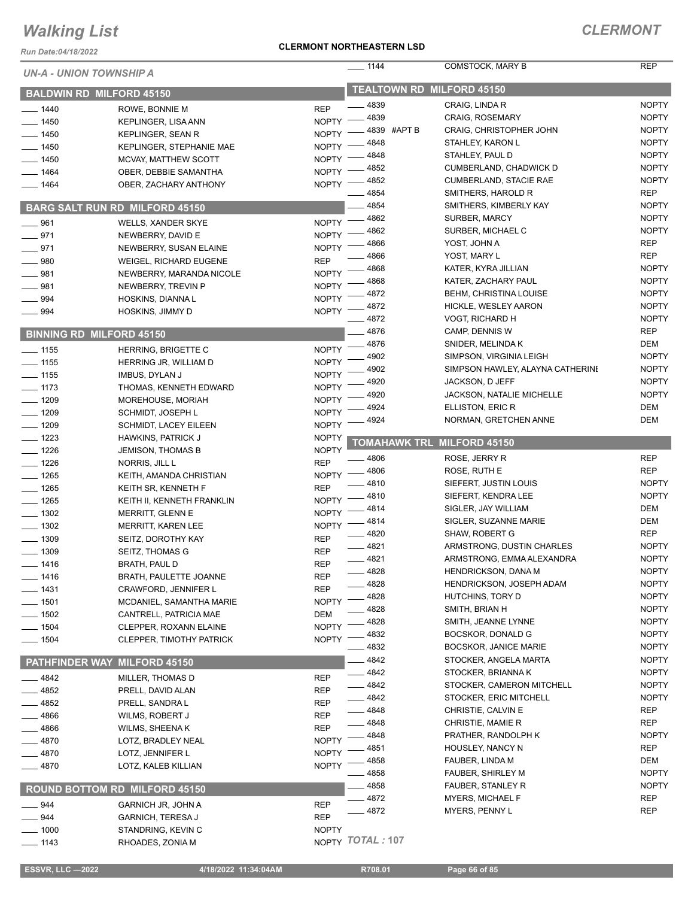# Walking List

## CLERMONT

**CLERMONT NORTHEASTERN LSD**

*Run Date:04/18/2022*

*UN-A - UNION TOWNSHIP A*

### BALDWIN RD MILFORD 45150

| No. | Name | Party |
|---|---|---|
| 1440 | ROWE, BONNIE M | REP |
| 1450 | KEPLINGER, LISA ANN | NOPTY |
| 1450 | KEPLINGER, SEAN R | NOPTY |
| 1450 | KEPLINGER, STEPHANIE MAE | NOPTY |
| 1450 | MCVAY, MATTHEW SCOTT | NOPTY |
| 1464 | OBER, DEBBIE SAMANTHA | NOPTY |
| 1464 | OBER, ZACHARY ANTHONY | NOPTY |

### BARG SALT RUN RD MILFORD 45150

| No. | Name | Party |
|---|---|---|
| 961 | WELLS, XANDER SKYE | NOPTY |
| 971 | NEWBERRY, DAVID E | NOPTY |
| 971 | NEWBERRY, SUSAN ELAINE | NOPTY |
| 980 | WEIGEL, RICHARD EUGENE | REP |
| 981 | NEWBERRY, MARANDA NICOLE | NOPTY |
| 981 | NEWBERRY, TREVIN P | NOPTY |
| 994 | HOSKINS, DIANNA L | NOPTY |
| 994 | HOSKINS, JIMMY D | NOPTY |

### BINNING RD MILFORD 45150

| No. | Name | Party |
|---|---|---|
| 1155 | HERRING, BRIGETTE C | NOPTY |
| 1155 | HERRING JR, WILLIAM D | NOPTY |
| 1155 | IMBUS, DYLAN J | NOPTY |
| 1173 | THOMAS, KENNETH EDWARD | NOPTY |
| 1209 | MOREHOUSE, MORIAH | NOPTY |
| 1209 | SCHMIDT, JOSEPH L | NOPTY |
| 1209 | SCHMIDT, LACEY EILEEN | NOPTY |
| 1223 | HAWKINS, PATRICK J | NOPTY |
| 1226 | JEMISON, THOMAS B | NOPTY |
| 1226 | NORRIS, JILL L | REP |
| 1265 | KEITH, AMANDA CHRISTIAN | NOPTY |
| 1265 | KEITH SR, KENNETH F | REP |
| 1265 | KEITH II, KENNETH FRANKLIN | NOPTY |
| 1302 | MERRITT, GLENN E | NOPTY |
| 1302 | MERRITT, KAREN LEE | NOPTY |
| 1309 | SEITZ, DOROTHY KAY | REP |
| 1309 | SEITZ, THOMAS G | REP |
| 1416 | BRATH, PAUL D | REP |
| 1416 | BRATH, PAULETTE JOANNE | REP |
| 1431 | CRAWFORD, JENNIFER L | REP |
| 1501 | MCDANIEL, SAMANTHA MARIE | NOPTY |
| 1502 | CANTRELL, PATRICIA MAE | DEM |
| 1504 | CLEPPER, ROXANN ELAINE | NOPTY |
| 1504 | CLEPPER, TIMOTHY PATRICK | NOPTY |

### PATHFINDER WAY MILFORD 45150

| No. | Name | Party |
|---|---|---|
| 4842 | MILLER, THOMAS D | REP |
| 4852 | PRELL, DAVID ALAN | REP |
| 4852 | PRELL, SANDRA L | REP |
| 4866 | WILMS, ROBERT J | REP |
| 4866 | WILMS, SHEENA K | REP |
| 4870 | LOTZ, BRADLEY NEAL | NOPTY |
| 4870 | LOTZ, JENNIFER L | NOPTY |
| 4870 | LOTZ, KALEB KILLIAN | NOPTY |

### ROUND BOTTOM RD MILFORD 45150

| No. | Name | Party |
|---|---|---|
| 944 | GARNICH JR, JOHN A | REP |
| 944 | GARNICH, TERESA J | REP |
| 1000 | STANDRING, KEVIN C | NOPTY |
| 1143 | RHOADES, ZONIA M | NOPTY |
| 1144 | COMSTOCK, MARY B | REP |

### TEALTOWN RD MILFORD 45150

| No. | Name | Party |
|---|---|---|
| 4839 | CRAIG, LINDA R | NOPTY |
| 4839 | CRAIG, ROSEMARY | NOPTY |
| 4839 #APT B | CRAIG, CHRISTOPHER JOHN | NOPTY |
| 4848 | STAHLEY, KARON L | NOPTY |
| 4848 | STAHLEY, PAUL D | NOPTY |
| 4852 | CUMBERLAND, CHADWICK D | NOPTY |
| 4852 | CUMBERLAND, STACIE RAE | NOPTY |
| 4854 | SMITHERS, HAROLD R | REP |
| 4854 | SMITHERS, KIMBERLY KAY | NOPTY |
| 4862 | SURBER, MARCY | NOPTY |
| 4862 | SURBER, MICHAEL C | NOPTY |
| 4866 | YOST, JOHN A | REP |
| 4866 | YOST, MARY L | REP |
| 4868 | KATER, KYRA JILLIAN | NOPTY |
| 4868 | KATER, ZACHARY PAUL | NOPTY |
| 4872 | BEHM, CHRISTINA LOUISE | NOPTY |
| 4872 | HICKLE, WESLEY AARON | NOPTY |
| 4872 | VOGT, RICHARD H | NOPTY |
| 4876 | CAMP, DENNIS W | REP |
| 4876 | SNIDER, MELINDA K | DEM |
| 4902 | SIMPSON, VIRGINIA LEIGH | NOPTY |
| 4902 | SIMPSON HAWLEY, ALAYNA CATHERINE | NOPTY |
| 4920 | JACKSON, D JEFF | NOPTY |
| 4920 | JACKSON, NATALIE MICHELLE | NOPTY |
| 4924 | ELLISTON, ERIC R | DEM |
| 4924 | NORMAN, GRETCHEN ANNE | DEM |

### TOMAHAWK TRL MILFORD 45150

| No. | Name | Party |
|---|---|---|
| 4806 | ROSE, JERRY R | REP |
| 4806 | ROSE, RUTH E | REP |
| 4810 | SIEFERT, JUSTIN LOUIS | NOPTY |
| 4810 | SIEFERT, KENDRA LEE | NOPTY |
| 4814 | SIGLER, JAY WILLIAM | DEM |
| 4814 | SIGLER, SUZANNE MARIE | DEM |
| 4820 | SHAW, ROBERT G | REP |
| 4821 | ARMSTRONG, DUSTIN CHARLES | NOPTY |
| 4821 | ARMSTRONG, EMMA ALEXANDRA | NOPTY |
| 4828 | HENDRICKSON, DANA M | NOPTY |
| 4828 | HENDRICKSON, JOSEPH ADAM | NOPTY |
| 4828 | HUTCHINS, TORY D | NOPTY |
| 4828 | SMITH, BRIAN H | NOPTY |
| 4828 | SMITH, JEANNE LYNNE | NOPTY |
| 4832 | BOCSKOR, DONALD G | NOPTY |
| 4832 | BOCSKOR, JANICE MARIE | NOPTY |
| 4842 | STOCKER, ANGELA MARTA | NOPTY |
| 4842 | STOCKER, BRIANNA K | NOPTY |
| 4842 | STOCKER, CAMERON MITCHELL | NOPTY |
| 4842 | STOCKER, ERIC MITCHELL | NOPTY |
| 4848 | CHRISTIE, CALVIN E | REP |
| 4848 | CHRISTIE, MAMIE R | REP |
| 4848 | PRATHER, RANDOLPH K | NOPTY |
| 4851 | HOUSLEY, NANCY N | REP |
| 4858 | FAUBER, LINDA M | DEM |
| 4858 | FAUBER, SHIRLEY M | NOPTY |
| 4858 | FAUBER, STANLEY R | NOPTY |
| 4872 | MYERS, MICHAEL F | REP |
| 4872 | MYERS, PENNY L | REP |

*TOTAL : 107*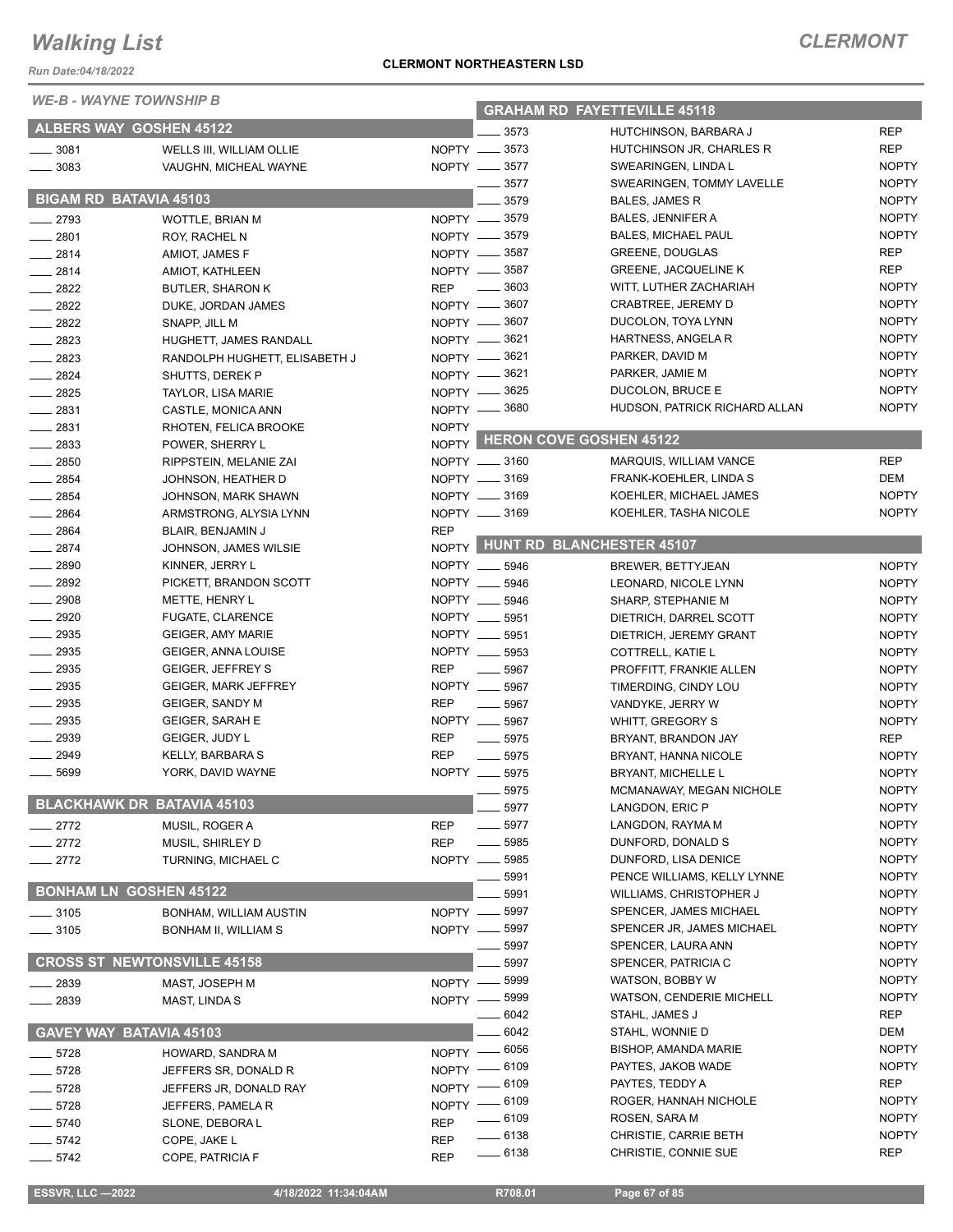# Walking List

## CLERMONT

Run Date:04/18/2022

**CLERMONT NORTHEASTERN LSD**

### WE-B - WAYNE TOWNSHIP B

#### ALBERS WAY GOSHEN 45122

| No. | Name | Party |
|---|---|---|
| 3081 | WELLS III, WILLIAM OLLIE | NOPTY |
| 3083 | VAUGHN, MICHEAL WAYNE | NOPTY |

#### BIGAM RD BATAVIA 45103

| No. | Name | Party |
|---|---|---|
| 2793 | WOTTLE, BRIAN M | NOPTY |
| 2801 | ROY, RACHEL N | NOPTY |
| 2814 | AMIOT, JAMES F | NOPTY |
| 2814 | AMIOT, KATHLEEN | NOPTY |
| 2822 | BUTLER, SHARON K | REP |
| 2822 | DUKE, JORDAN JAMES | NOPTY |
| 2822 | SNAPP, JILL M | NOPTY |
| 2823 | HUGHETT, JAMES RANDALL | NOPTY |
| 2823 | RANDOLPH HUGHETT, ELISABETH J | NOPTY |
| 2824 | SHUTTS, DEREK P | NOPTY |
| 2825 | TAYLOR, LISA MARIE | NOPTY |
| 2831 | CASTLE, MONICA ANN | NOPTY |
| 2831 | RHOTEN, FELICA BROOKE | NOPTY |
| 2833 | POWER, SHERRY L | NOPTY |
| 2850 | RIPPSTEIN, MELANIE ZAI | NOPTY |
| 2854 | JOHNSON, HEATHER D | NOPTY |
| 2854 | JOHNSON, MARK SHAWN | NOPTY |
| 2864 | ARMSTRONG, ALYSIA LYNN | NOPTY |
| 2864 | BLAIR, BENJAMIN J | REP |
| 2874 | JOHNSON, JAMES WILSIE | NOPTY |
| 2890 | KINNER, JERRY L | NOPTY |
| 2892 | PICKETT, BRANDON SCOTT | NOPTY |
| 2908 | METTE, HENRY L | NOPTY |
| 2920 | FUGATE, CLARENCE | NOPTY |
| 2935 | GEIGER, AMY MARIE | NOPTY |
| 2935 | GEIGER, ANNA LOUISE | NOPTY |
| 2935 | GEIGER, JEFFREY S | REP |
| 2935 | GEIGER, MARK JEFFREY | NOPTY |
| 2935 | GEIGER, SANDY M | REP |
| 2935 | GEIGER, SARAH E | NOPTY |
| 2939 | GEIGER, JUDY L | REP |
| 2949 | KELLY, BARBARA S | REP |
| 5699 | YORK, DAVID WAYNE | NOPTY |

#### BLACKHAWK DR BATAVIA 45103

| No. | Name | Party |
|---|---|---|
| 2772 | MUSIL, ROGER A | REP |
| 2772 | MUSIL, SHIRLEY D | REP |
| 2772 | TURNING, MICHAEL C | NOPTY |

#### BONHAM LN GOSHEN 45122

| No. | Name | Party |
|---|---|---|
| 3105 | BONHAM, WILLIAM AUSTIN | NOPTY |
| 3105 | BONHAM II, WILLIAM S | NOPTY |

#### CROSS ST NEWTONSVILLE 45158

| No. | Name | Party |
|---|---|---|
| 2839 | MAST, JOSEPH M | NOPTY |
| 2839 | MAST, LINDA S | NOPTY |

#### GAVEY WAY BATAVIA 45103

| No. | Name | Party |
|---|---|---|
| 5728 | HOWARD, SANDRA M | NOPTY |
| 5728 | JEFFERS SR, DONALD R | NOPTY |
| 5728 | JEFFERS JR, DONALD RAY | NOPTY |
| 5728 | JEFFERS, PAMELA R | NOPTY |
| 5740 | SLONE, DEBORA L | REP |
| 5742 | COPE, JAKE L | REP |
| 5742 | COPE, PATRICIA F | REP |

#### GRAHAM RD FAYETTEVILLE 45118

| No. | Name | Party |
|---|---|---|
| 3573 | HUTCHINSON, BARBARA J | REP |
| 3573 | HUTCHINSON JR, CHARLES R | REP |
| 3577 | SWEARINGEN, LINDA L | NOPTY |
| 3577 | SWEARINGEN, TOMMY LAVELLE | NOPTY |
| 3579 | BALES, JAMES R | NOPTY |
| 3579 | BALES, JENNIFER A | NOPTY |
| 3579 | BALES, MICHAEL PAUL | NOPTY |
| 3587 | GREENE, DOUGLAS | REP |
| 3587 | GREENE, JACQUELINE K | REP |
| 3603 | WITT, LUTHER ZACHARIAH | NOPTY |
| 3607 | CRABTREE, JEREMY D | NOPTY |
| 3607 | DUCOLON, TOYA LYNN | NOPTY |
| 3621 | HARTNESS, ANGELA R | NOPTY |
| 3621 | PARKER, DAVID M | NOPTY |
| 3621 | PARKER, JAMIE M | NOPTY |
| 3625 | DUCOLON, BRUCE E | NOPTY |
| 3680 | HUDSON, PATRICK RICHARD ALLAN | NOPTY |

#### HERON COVE GOSHEN 45122

| No. | Name | Party |
|---|---|---|
| 3160 | MARQUIS, WILLIAM VANCE | REP |
| 3169 | FRANK-KOEHLER, LINDA S | DEM |
| 3169 | KOEHLER, MICHAEL JAMES | NOPTY |
| 3169 | KOEHLER, TASHA NICOLE | NOPTY |

#### HUNT RD BLANCHESTER 45107

| No. | Name | Party |
|---|---|---|
| 5946 | BREWER, BETTYJEAN | NOPTY |
| 5946 | LEONARD, NICOLE LYNN | NOPTY |
| 5946 | SHARP, STEPHANIE M | NOPTY |
| 5951 | DIETRICH, DARREL SCOTT | NOPTY |
| 5951 | DIETRICH, JEREMY GRANT | NOPTY |
| 5953 | COTTRELL, KATIE L | NOPTY |
| 5967 | PROFFITT, FRANKIE ALLEN | NOPTY |
| 5967 | TIMERDING, CINDY LOU | NOPTY |
| 5967 | VANDYKE, JERRY W | NOPTY |
| 5967 | WHITT, GREGORY S | NOPTY |
| 5975 | BRYANT, BRANDON JAY | REP |
| 5975 | BRYANT, HANNA NICOLE | NOPTY |
| 5975 | BRYANT, MICHELLE L | NOPTY |
| 5975 | MCMANAWAY, MEGAN NICHOLE | NOPTY |
| 5977 | LANGDON, ERIC P | NOPTY |
| 5977 | LANGDON, RAYMA M | NOPTY |
| 5985 | DUNFORD, DONALD S | NOPTY |
| 5985 | DUNFORD, LISA DENICE | NOPTY |
| 5991 | PENCE WILLIAMS, KELLY LYNNE | NOPTY |
| 5991 | WILLIAMS, CHRISTOPHER J | NOPTY |
| 5997 | SPENCER, JAMES MICHAEL | NOPTY |
| 5997 | SPENCER JR, JAMES MICHAEL | NOPTY |
| 5997 | SPENCER, LAURA ANN | NOPTY |
| 5997 | SPENCER, PATRICIA C | NOPTY |
| 5999 | WATSON, BOBBY W | NOPTY |
| 5999 | WATSON, CENDERIE MICHELL | NOPTY |
| 6042 | STAHL, JAMES J | REP |
| 6042 | STAHL, WONNIE D | DEM |
| 6056 | BISHOP, AMANDA MARIE | NOPTY |
| 6109 | PAYTES, JAKOB WADE | NOPTY |
| 6109 | PAYTES, TEDDY A | REP |
| 6109 | ROGER, HANNAH NICHOLE | NOPTY |
| 6109 | ROSEN, SARA M | NOPTY |
| 6138 | CHRISTIE, CARRIE BETH | NOPTY |
| 6138 | CHRISTIE, CONNIE SUE | REP |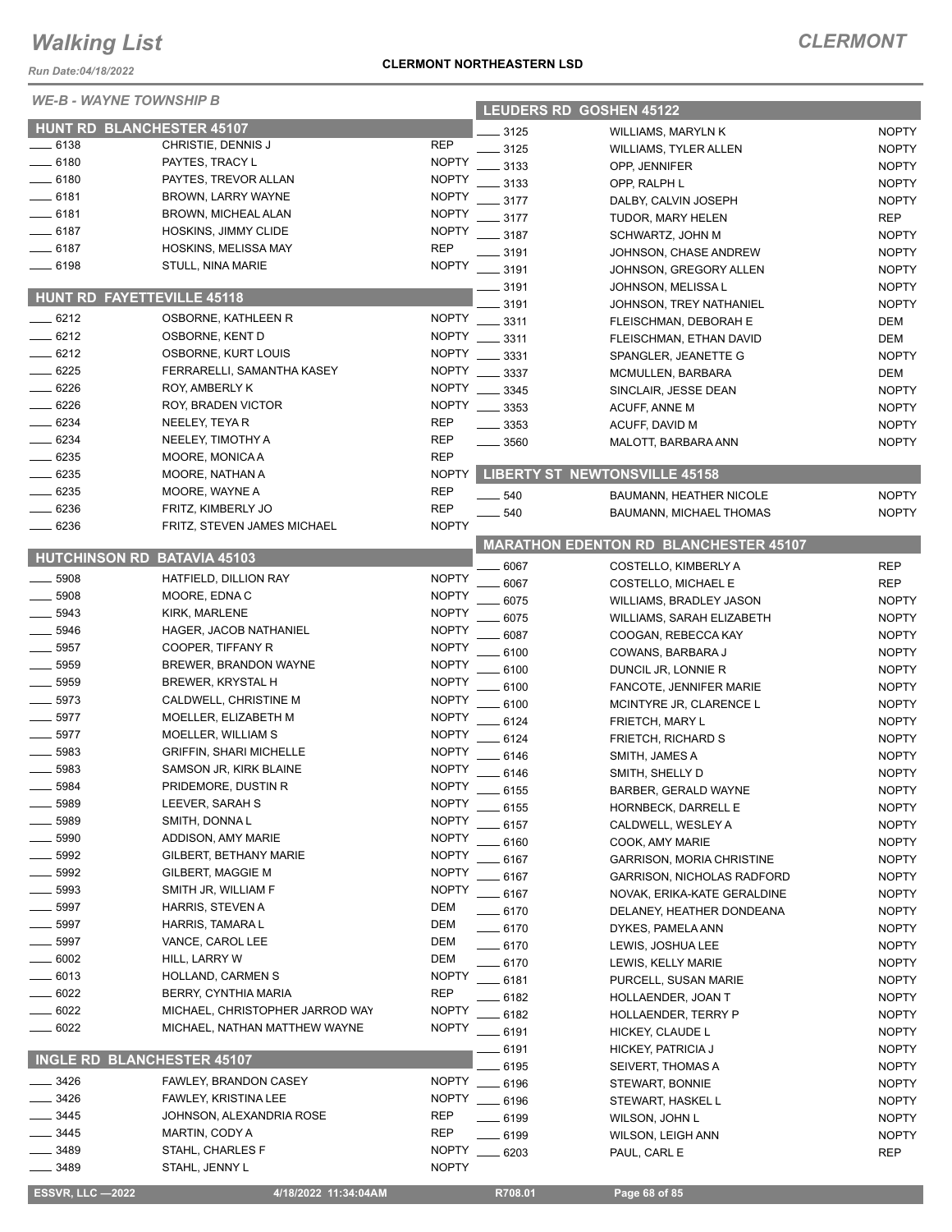# Walking List

**CLERMONT**

**CLERMONT NORTHEASTERN LSD**

Run Date:04/18/2022

*WE-B - WAYNE TOWNSHIP B*

## HUNT RD BLANCHESTER 45107

| | | |
|---|---|---|
| 6138 | CHRISTIE, DENNIS J | REP |
| 6180 | PAYTES, TRACY L | NOPTY |
| 6180 | PAYTES, TREVOR ALLAN | NOPTY |
| 6181 | BROWN, LARRY WAYNE | NOPTY |
| 6181 | BROWN, MICHEAL ALAN | NOPTY |
| 6187 | HOSKINS, JIMMY CLIDE | NOPTY |
| 6187 | HOSKINS, MELISSA MAY | REP |
| 6198 | STULL, NINA MARIE | NOPTY |

## HUNT RD FAYETTEVILLE 45118

| | | |
|---|---|---|
| 6212 | OSBORNE, KATHLEEN R | NOPTY |
| 6212 | OSBORNE, KENT D | NOPTY |
| 6212 | OSBORNE, KURT LOUIS | NOPTY |
| 6225 | FERRARELLI, SAMANTHA KASEY | NOPTY |
| 6226 | ROY, AMBERLY K | NOPTY |
| 6226 | ROY, BRADEN VICTOR | NOPTY |
| 6234 | NEELEY, TEYA R | REP |
| 6234 | NEELEY, TIMOTHY A | REP |
| 6235 | MOORE, MONICA A | REP |
| 6235 | MOORE, NATHAN A | NOPTY |
| 6235 | MOORE, WAYNE A | REP |
| 6236 | FRITZ, KIMBERLY JO | REP |
| 6236 | FRITZ, STEVEN JAMES MICHAEL | NOPTY |

## HUTCHINSON RD BATAVIA 45103

| | | |
|---|---|---|
| 5908 | HATFIELD, DILLION RAY | NOPTY |
| 5908 | MOORE, EDNA C | NOPTY |
| 5943 | KIRK, MARLENE | NOPTY |
| 5946 | HAGER, JACOB NATHANIEL | NOPTY |
| 5957 | COOPER, TIFFANY R | NOPTY |
| 5959 | BREWER, BRANDON WAYNE | NOPTY |
| 5959 | BREWER, KRYSTAL H | NOPTY |
| 5973 | CALDWELL, CHRISTINE M | NOPTY |
| 5977 | MOELLER, ELIZABETH M | NOPTY |
| 5977 | MOELLER, WILLIAM S | NOPTY |
| 5983 | GRIFFIN, SHARI MICHELLE | NOPTY |
| 5983 | SAMSON JR, KIRK BLAINE | NOPTY |
| 5984 | PRIDEMORE, DUSTIN R | NOPTY |
| 5989 | LEEVER, SARAH S | NOPTY |
| 5989 | SMITH, DONNA L | NOPTY |
| 5990 | ADDISON, AMY MARIE | NOPTY |
| 5992 | GILBERT, BETHANY MARIE | NOPTY |
| 5992 | GILBERT, MAGGIE M | NOPTY |
| 5993 | SMITH JR, WILLIAM F | NOPTY |
| 5997 | HARRIS, STEVEN A | DEM |
| 5997 | HARRIS, TAMARA L | DEM |
| 5997 | VANCE, CAROL LEE | DEM |
| 6002 | HILL, LARRY W | DEM |
| 6013 | HOLLAND, CARMEN S | NOPTY |
| 6022 | BERRY, CYNTHIA MARIA | REP |
| 6022 | MICHAEL, CHRISTOPHER JARROD WAY | NOPTY |
| 6022 | MICHAEL, NATHAN MATTHEW WAYNE | NOPTY |

## INGLE RD BLANCHESTER 45107

| | | |
|---|---|---|
| 3426 | FAWLEY, BRANDON CASEY | NOPTY |
| 3426 | FAWLEY, KRISTINA LEE | NOPTY |
| 3445 | JOHNSON, ALEXANDRIA ROSE | REP |
| 3445 | MARTIN, CODY A | REP |
| 3489 | STAHL, CHARLES F | NOPTY |
| 3489 | STAHL, JENNY L | NOPTY |

## LEUDERS RD GOSHEN 45122

| | | |
|---|---|---|
| 3125 | WILLIAMS, MARYLN K | NOPTY |
| 3125 | WILLIAMS, TYLER ALLEN | NOPTY |
| 3133 | OPP, JENNIFER | NOPTY |
| 3133 | OPP, RALPH L | NOPTY |
| 3177 | DALBY, CALVIN JOSEPH | NOPTY |
| 3177 | TUDOR, MARY HELEN | REP |
| 3187 | SCHWARTZ, JOHN M | NOPTY |
| 3191 | JOHNSON, CHASE ANDREW | NOPTY |
| 3191 | JOHNSON, GREGORY ALLEN | NOPTY |
| 3191 | JOHNSON, MELISSA L | NOPTY |
| 3191 | JOHNSON, TREY NATHANIEL | NOPTY |
| 3311 | FLEISCHMAN, DEBORAH E | DEM |
| 3311 | FLEISCHMAN, ETHAN DAVID | DEM |
| 3331 | SPANGLER, JEANETTE G | NOPTY |
| 3337 | MCMULLEN, BARBARA | DEM |
| 3345 | SINCLAIR, JESSE DEAN | NOPTY |
| 3353 | ACUFF, ANNE M | NOPTY |
| 3353 | ACUFF, DAVID M | NOPTY |
| 3560 | MALOTT, BARBARA ANN | NOPTY |

## LIBERTY ST NEWTONSVILLE 45158

| | | |
|---|---|---|
| 540 | BAUMANN, HEATHER NICOLE | NOPTY |
| 540 | BAUMANN, MICHAEL THOMAS | NOPTY |

## MARATHON EDENTON RD BLANCHESTER 45107

| | | |
|---|---|---|
| 6067 | COSTELLO, KIMBERLY A | REP |
| 6067 | COSTELLO, MICHAEL E | REP |
| 6075 | WILLIAMS, BRADLEY JASON | NOPTY |
| 6075 | WILLIAMS, SARAH ELIZABETH | NOPTY |
| 6087 | COOGAN, REBECCA KAY | NOPTY |
| 6100 | COWANS, BARBARA J | NOPTY |
| 6100 | DUNCIL JR, LONNIE R | NOPTY |
| 6100 | FANCOTE, JENNIFER MARIE | NOPTY |
| 6100 | MCINTYRE JR, CLARENCE L | NOPTY |
| 6124 | FRIETCH, MARY L | NOPTY |
| 6124 | FRIETCH, RICHARD S | NOPTY |
| 6146 | SMITH, JAMES A | NOPTY |
| 6146 | SMITH, SHELLY D | NOPTY |
| 6155 | BARBER, GERALD WAYNE | NOPTY |
| 6155 | HORNBECK, DARRELL E | NOPTY |
| 6157 | CALDWELL, WESLEY A | NOPTY |
| 6160 | COOK, AMY MARIE | NOPTY |
| 6167 | GARRISON, MORIA CHRISTINE | NOPTY |
| 6167 | GARRISON, NICHOLAS RADFORD | NOPTY |
| 6167 | NOVAK, ERIKA-KATE GERALDINE | NOPTY |
| 6170 | DELANEY, HEATHER DONDEANA | NOPTY |
| 6170 | DYKES, PAMELA ANN | NOPTY |
| 6170 | LEWIS, JOSHUA LEE | NOPTY |
| 6170 | LEWIS, KELLY MARIE | NOPTY |
| 6181 | PURCELL, SUSAN MARIE | NOPTY |
| 6182 | HOLLAENDER, JOAN T | NOPTY |
| 6182 | HOLLAENDER, TERRY P | NOPTY |
| 6191 | HICKEY, CLAUDE L | NOPTY |
| 6191 | HICKEY, PATRICIA J | NOPTY |
| 6195 | SEIVERT, THOMAS A | NOPTY |
| 6196 | STEWART, BONNIE | NOPTY |
| 6196 | STEWART, HASKEL L | NOPTY |
| 6199 | WILSON, JOHN L | NOPTY |
| 6199 | WILSON, LEIGH ANN | NOPTY |
| 6203 | PAUL, CARL E | REP |

ESSVR, LLC —2022 | 4/18/2022 11:34:04AM | R708.01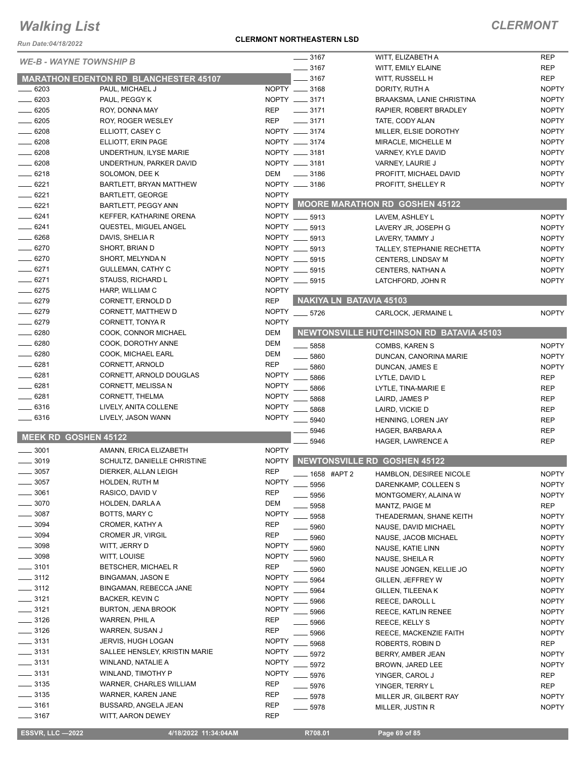# Walking List

## CLERMONT

Run Date:04/18/2022

**CLERMONT NORTHEASTERN LSD**

*WE-B - WAYNE TOWNSHIP B*

### MARATHON EDENTON RD BLANCHESTER 45107

| No. | Name | Party |
|---|---|---|
| 6203 | PAUL, MICHAEL J | NOPTY |
| 6203 | PAUL, PEGGY K | NOPTY |
| 6205 | ROY, DONNA MAY | REP |
| 6205 | ROY, ROGER WESLEY | REP |
| 6208 | ELLIOTT, CASEY C | NOPTY |
| 6208 | ELLIOTT, ERIN PAGE | NOPTY |
| 6208 | UNDERTHUN, ILYSE MARIE | NOPTY |
| 6208 | UNDERTHUN, PARKER DAVID | NOPTY |
| 6218 | SOLOMON, DEE K | DEM |
| 6221 | BARTLETT, BRYAN MATTHEW | NOPTY |
| 6221 | BARTLETT, GEORGE | NOPTY |
| 6221 | BARTLETT, PEGGY ANN | NOPTY |
| 6241 | KEFFER, KATHARINE ORENA | NOPTY |
| 6241 | QUESTEL, MIGUEL ANGEL | NOPTY |
| 6268 | DAVIS, SHELIA R | NOPTY |
| 6270 | SHORT, BRIAN D | NOPTY |
| 6270 | SHORT, MELYNDA N | NOPTY |
| 6271 | GULLEMAN, CATHY C | NOPTY |
| 6271 | STAUSS, RICHARD L | NOPTY |
| 6275 | HARP, WILLIAM C | NOPTY |
| 6279 | CORNETT, ERNOLD D | REP |
| 6279 | CORNETT, MATTHEW D | NOPTY |
| 6279 | CORNETT, TONYA R | NOPTY |
| 6280 | COOK, CONNOR MICHAEL | DEM |
| 6280 | COOK, DOROTHY ANNE | DEM |
| 6280 | COOK, MICHAEL EARL | DEM |
| 6281 | CORNETT, ARNOLD | REP |
| 6281 | CORNETT, ARNOLD DOUGLAS | NOPTY |
| 6281 | CORNETT, MELISSA N | NOPTY |
| 6281 | CORNETT, THELMA | NOPTY |
| 6316 | LIVELY, ANITA COLLENE | NOPTY |
| 6316 | LIVELY, JASON WANN | NOPTY |

### MEEK RD GOSHEN 45122

| No. | Name | Party |
|---|---|---|
| 3001 | AMANN, ERICA ELIZABETH | NOPTY |
| 3019 | SCHULTZ, DANIELLE CHRISTINE | NOPTY |
| 3057 | DIERKER, ALLAN LEIGH | REP |
| 3057 | HOLDEN, RUTH M | NOPTY |
| 3061 | RASICO, DAVID V | REP |
| 3070 | HOLDEN, DARLA A | DEM |
| 3087 | BOTTS, MARY C | NOPTY |
| 3094 | CROMER, KATHY A | REP |
| 3094 | CROMER JR, VIRGIL | REP |
| 3098 | WITT, JERRY D | NOPTY |
| 3098 | WITT, LOUISE | NOPTY |
| 3101 | BETSCHER, MICHAEL R | REP |
| 3112 | BINGAMAN, JASON E | NOPTY |
| 3112 | BINGAMAN, REBECCA JANE | NOPTY |
| 3121 | BACKER, KEVIN C | NOPTY |
| 3121 | BURTON, JENA BROOK | NOPTY |
| 3126 | WARREN, PHIL A | REP |
| 3126 | WARREN, SUSAN J | REP |
| 3131 | JERVIS, HUGH LOGAN | NOPTY |
| 3131 | SALLEE HENSLEY, KRISTIN MARIE | NOPTY |
| 3131 | WINLAND, NATALIE A | NOPTY |
| 3131 | WINLAND, TIMOTHY P | NOPTY |
| 3135 | WARNER, CHARLES WILLIAM | REP |
| 3135 | WARNER, KAREN JANE | REP |
| 3161 | BUSSARD, ANGELA JEAN | REP |
| 3167 | WITT, AARON DEWEY | REP |
| 3167 | WITT, ELIZABETH A | REP |
| 3167 | WITT, EMILY ELAINE | REP |
| 3167 | WITT, RUSSELL H | REP |
| 3168 | DORITY, RUTH A | NOPTY |
| 3171 | BRAAKSMA, LANIE CHRISTINA | NOPTY |
| 3171 | RAPIER, ROBERT BRADLEY | NOPTY |
| 3171 | TATE, CODY ALAN | NOPTY |
| 3174 | MILLER, ELSIE DOROTHY | NOPTY |
| 3174 | MIRACLE, MICHELLE M | NOPTY |
| 3181 | VARNEY, KYLE DAVID | NOPTY |
| 3181 | VARNEY, LAURIE J | NOPTY |
| 3186 | PROFITT, MICHAEL DAVID | NOPTY |
| 3186 | PROFITT, SHELLEY R | NOPTY |

### MOORE MARATHON RD GOSHEN 45122

| No. | Name | Party |
|---|---|---|
| 5913 | LAVEM, ASHLEY L | NOPTY |
| 5913 | LAVERY JR, JOSEPH G | NOPTY |
| 5913 | LAVERY, TAMMY J | NOPTY |
| 5913 | TALLEY, STEPHANIE RECHETTA | NOPTY |
| 5915 | CENTERS, LINDSAY M | NOPTY |
| 5915 | CENTERS, NATHAN A | NOPTY |
| 5915 | LATCHFORD, JOHN R | NOPTY |

### NAKIYA LN BATAVIA 45103

| No. | Name | Party |
|---|---|---|
| 5726 | CARLOCK, JERMAINE L | NOPTY |

### NEWTONSVILLE HUTCHINSON RD BATAVIA 45103

| No. | Name | Party |
|---|---|---|
| 5858 | COMBS, KAREN S | NOPTY |
| 5860 | DUNCAN, CANORINA MARIE | NOPTY |
| 5860 | DUNCAN, JAMES E | NOPTY |
| 5866 | LYTLE, DAVID L | REP |
| 5866 | LYTLE, TINA-MARIE E | REP |
| 5868 | LAIRD, JAMES P | REP |
| 5868 | LAIRD, VICKIE D | REP |
| 5940 | HENNING, LOREN JAY | REP |
| 5946 | HAGER, BARBARA A | REP |
| 5946 | HAGER, LAWRENCE A | REP |

### NEWTONSVILLE RD GOSHEN 45122

| No. | Name | Party |
|---|---|---|
| 1658 #APT 2 | HAMBLON, DESIREE NICOLE | NOPTY |
| 5956 | DARENKAMP, COLLEEN S | NOPTY |
| 5956 | MONTGOMERY, ALAINA W | NOPTY |
| 5958 | MANTZ, PAIGE M | REP |
| 5958 | THEADERMAN, SHANE KEITH | NOPTY |
| 5960 | NAUSE, DAVID MICHAEL | NOPTY |
| 5960 | NAUSE, JACOB MICHAEL | NOPTY |
| 5960 | NAUSE, KATIE LINN | NOPTY |
| 5960 | NAUSE, SHEILA R | NOPTY |
| 5960 | NAUSE JONGEN, KELLIE JO | NOPTY |
| 5964 | GILLEN, JEFFREY W | NOPTY |
| 5964 | GILLEN, TILEENA K | NOPTY |
| 5966 | REECE, DAROLL L | NOPTY |
| 5966 | REECE, KATLIN RENEE | NOPTY |
| 5966 | REECE, KELLY S | NOPTY |
| 5966 | REECE, MACKENZIE FAITH | NOPTY |
| 5968 | ROBERTS, ROBIN D | REP |
| 5972 | BERRY, AMBER JEAN | NOPTY |
| 5972 | BROWN, JARED LEE | NOPTY |
| 5976 | YINGER, CAROL J | REP |
| 5976 | YINGER, TERRY L | REP |
| 5978 | MILLER JR, GILBERT RAY | NOPTY |
| 5978 | MILLER, JUSTIN R | NOPTY |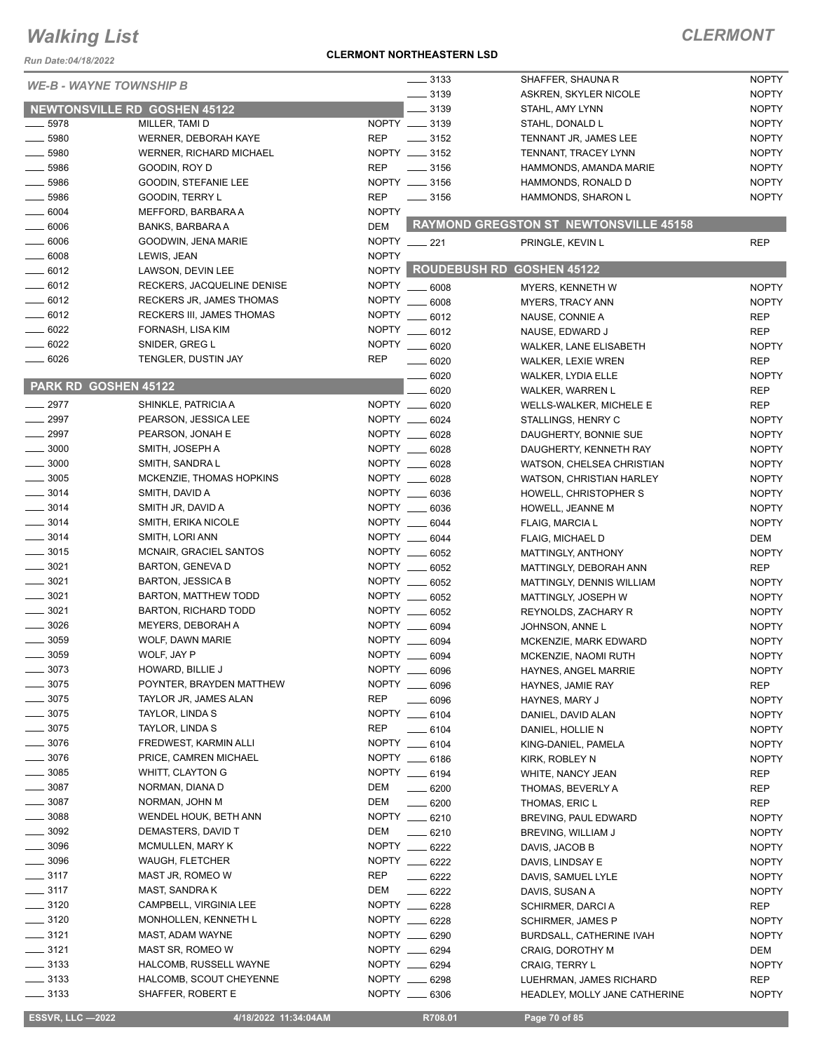# Walking List

## CLERMONT

**CLERMONT NORTHEASTERN LSD**

Run Date:04/18/2022

*WE-B - WAYNE TOWNSHIP B*

### NEWTONSVILLE RD GOSHEN 45122

| No. | Name | Party |
|---|---|---|
| 5978 | MILLER, TAMI D | NOPTY |
| 5980 | WERNER, DEBORAH KAYE | REP |
| 5980 | WERNER, RICHARD MICHAEL | NOPTY |
| 5986 | GOODIN, ROY D | REP |
| 5986 | GOODIN, STEFANIE LEE | NOPTY |
| 5986 | GOODIN, TERRY L | REP |
| 6004 | MEFFORD, BARBARA A | NOPTY |
| 6006 | BANKS, BARBARA A | DEM |
| 6006 | GOODWIN, JENA MARIE | NOPTY |
| 6008 | LEWIS, JEAN | NOPTY |
| 6012 | LAWSON, DEVIN LEE | NOPTY |
| 6012 | RECKERS, JACQUELINE DENISE | NOPTY |
| 6012 | RECKERS JR, JAMES THOMAS | NOPTY |
| 6012 | RECKERS III, JAMES THOMAS | NOPTY |
| 6022 | FORNASH, LISA KIM | NOPTY |
| 6022 | SNIDER, GREG L | NOPTY |
| 6026 | TENGLER, DUSTIN JAY | REP |

### PARK RD GOSHEN 45122

| No. | Name | Party |
|---|---|---|
| 2977 | SHINKLE, PATRICIA A | NOPTY |
| 2997 | PEARSON, JESSICA LEE | NOPTY |
| 2997 | PEARSON, JONAH E | NOPTY |
| 3000 | SMITH, JOSEPH A | NOPTY |
| 3000 | SMITH, SANDRA L | NOPTY |
| 3005 | MCKENZIE, THOMAS HOPKINS | NOPTY |
| 3014 | SMITH, DAVID A | NOPTY |
| 3014 | SMITH JR, DAVID A | NOPTY |
| 3014 | SMITH, ERIKA NICOLE | NOPTY |
| 3014 | SMITH, LORI ANN | NOPTY |
| 3015 | MCNAIR, GRACIEL SANTOS | NOPTY |
| 3021 | BARTON, GENEVA D | NOPTY |
| 3021 | BARTON, JESSICA B | NOPTY |
| 3021 | BARTON, MATTHEW TODD | NOPTY |
| 3021 | BARTON, RICHARD TODD | NOPTY |
| 3026 | MEYERS, DEBORAH A | NOPTY |
| 3059 | WOLF, DAWN MARIE | NOPTY |
| 3059 | WOLF, JAY P | NOPTY |
| 3073 | HOWARD, BILLIE J | NOPTY |
| 3075 | POYNTER, BRAYDEN MATTHEW | NOPTY |
| 3075 | TAYLOR JR, JAMES ALAN | REP |
| 3075 | TAYLOR, LINDA S | NOPTY |
| 3075 | TAYLOR, LINDA S | REP |
| 3076 | FREDWEST, KARMIN ALLI | NOPTY |
| 3076 | PRICE, CAMREN MICHAEL | NOPTY |
| 3085 | WHITT, CLAYTON G | NOPTY |
| 3087 | NORMAN, DIANA D | DEM |
| 3087 | NORMAN, JOHN M | DEM |
| 3088 | WENDEL HOUK, BETH ANN | NOPTY |
| 3092 | DEMASTERS, DAVID T | DEM |
| 3096 | MCMULLEN, MARY K | NOPTY |
| 3096 | WAUGH, FLETCHER | NOPTY |
| 3117 | MAST JR, ROMEO W | REP |
| 3117 | MAST, SANDRA K | DEM |
| 3120 | CAMPBELL, VIRGINIA LEE | NOPTY |
| 3120 | MONHOLLEN, KENNETH L | NOPTY |
| 3121 | MAST, ADAM WAYNE | NOPTY |
| 3121 | MAST SR, ROMEO W | NOPTY |
| 3133 | HALCOMB, RUSSELL WAYNE | NOPTY |
| 3133 | HALCOMB, SCOUT CHEYENNE | NOPTY |
| 3133 | SHAFFER, ROBERT E | NOPTY |
| 3133 | SHAFFER, SHAUNA R | NOPTY |
| 3139 | ASKREN, SKYLER NICOLE | NOPTY |
| 3139 | STAHL, AMY LYNN | NOPTY |
| 3139 | STAHL, DONALD L | NOPTY |
| 3152 | TENNANT JR, JAMES LEE | NOPTY |
| 3152 | TENNANT, TRACEY LYNN | NOPTY |
| 3156 | HAMMONDS, AMANDA MARIE | NOPTY |
| 3156 | HAMMONDS, RONALD D | NOPTY |
| 3156 | HAMMONDS, SHARON L | NOPTY |

### RAYMOND GREGSTON ST NEWTONSVILLE 45158

| No. | Name | Party |
|---|---|---|
| 221 | PRINGLE, KEVIN L | REP |

### ROUDEBUSH RD GOSHEN 45122

| No. | Name | Party |
|---|---|---|
| 6008 | MYERS, KENNETH W | NOPTY |
| 6008 | MYERS, TRACY ANN | NOPTY |
| 6012 | NAUSE, CONNIE A | REP |
| 6012 | NAUSE, EDWARD J | REP |
| 6020 | WALKER, LANE ELISABETH | NOPTY |
| 6020 | WALKER, LEXIE WREN | REP |
| 6020 | WALKER, LYDIA ELLE | NOPTY |
| 6020 | WALKER, WARREN L | REP |
| 6020 | WELLS-WALKER, MICHELE E | REP |
| 6024 | STALLINGS, HENRY C | NOPTY |
| 6028 | DAUGHERTY, BONNIE SUE | NOPTY |
| 6028 | DAUGHERTY, KENNETH RAY | NOPTY |
| 6028 | WATSON, CHELSEA CHRISTIAN | NOPTY |
| 6028 | WATSON, CHRISTIAN HARLEY | NOPTY |
| 6036 | HOWELL, CHRISTOPHER S | NOPTY |
| 6036 | HOWELL, JEANNE M | NOPTY |
| 6044 | FLAIG, MARCIA L | NOPTY |
| 6044 | FLAIG, MICHAEL D | DEM |
| 6052 | MATTINGLY, ANTHONY | NOPTY |
| 6052 | MATTINGLY, DEBORAH ANN | REP |
| 6052 | MATTINGLY, DENNIS WILLIAM | NOPTY |
| 6052 | MATTINGLY, JOSEPH W | NOPTY |
| 6052 | REYNOLDS, ZACHARY R | NOPTY |
| 6094 | JOHNSON, ANNE L | NOPTY |
| 6094 | MCKENZIE, MARK EDWARD | NOPTY |
| 6094 | MCKENZIE, NAOMI RUTH | NOPTY |
| 6096 | HAYNES, ANGEL MARRIE | NOPTY |
| 6096 | HAYNES, JAMIE RAY | REP |
| 6096 | HAYNES, MARY J | NOPTY |
| 6104 | DANIEL, DAVID ALAN | NOPTY |
| 6104 | DANIEL, HOLLIE N | NOPTY |
| 6104 | KING-DANIEL, PAMELA | NOPTY |
| 6186 | KIRK, ROBLEY N | NOPTY |
| 6194 | WHITE, NANCY JEAN | REP |
| 6200 | THOMAS, BEVERLY A | REP |
| 6200 | THOMAS, ERIC L | REP |
| 6210 | BREVING, PAUL EDWARD | NOPTY |
| 6210 | BREVING, WILLIAM J | NOPTY |
| 6222 | DAVIS, JACOB B | NOPTY |
| 6222 | DAVIS, LINDSAY E | NOPTY |
| 6222 | DAVIS, SAMUEL LYLE | NOPTY |
| 6222 | DAVIS, SUSAN A | NOPTY |
| 6228 | SCHIRMER, DARCI A | REP |
| 6228 | SCHIRMER, JAMES P | NOPTY |
| 6290 | BURDSALL, CATHERINE IVAH | NOPTY |
| 6294 | CRAIG, DOROTHY M | DEM |
| 6294 | CRAIG, TERRY L | NOPTY |
| 6298 | LUEHRMAN, JAMES RICHARD | REP |
| 6306 | HEADLEY, MOLLY JANE CATHERINE | NOPTY |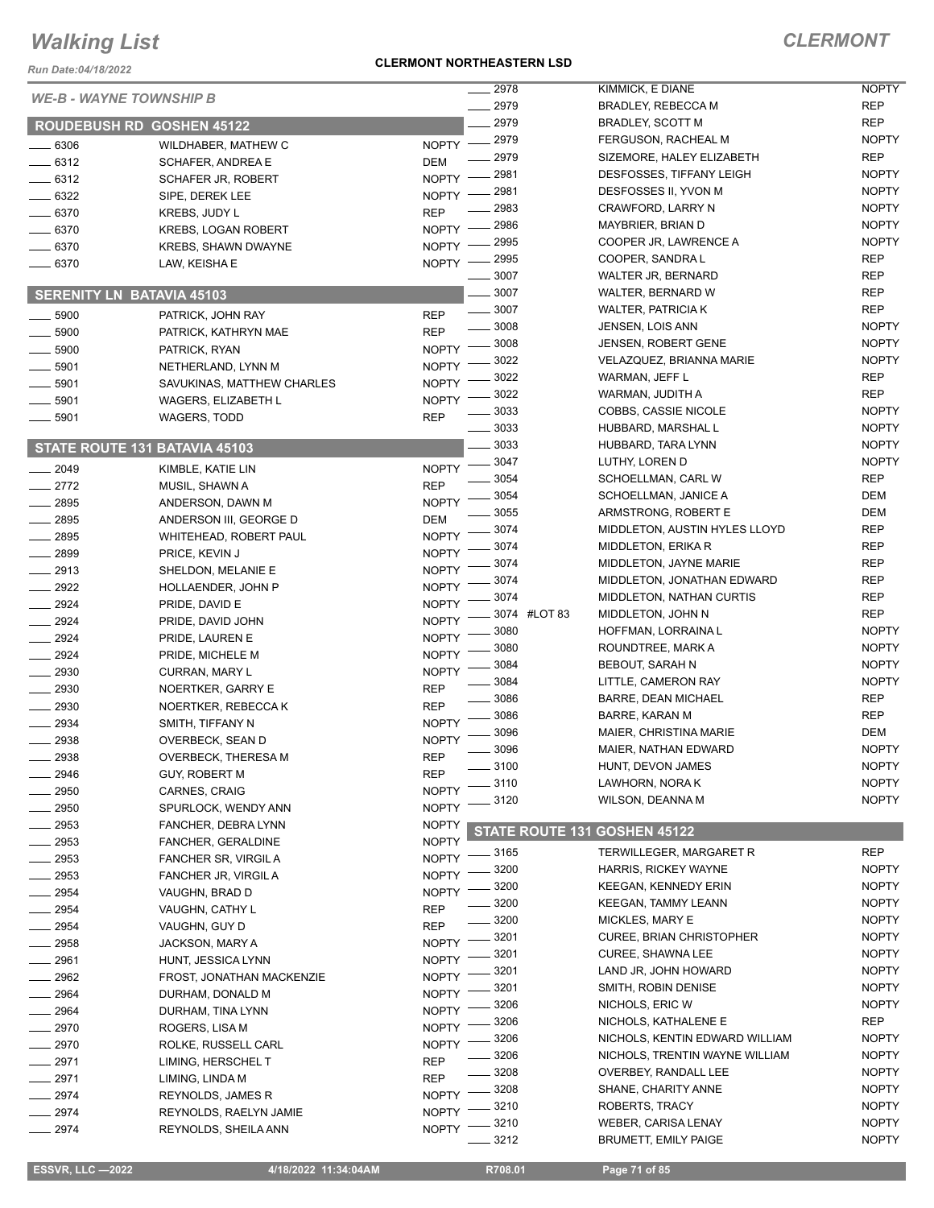# Walking List

## CLERMONT

**CLERMONT NORTHEASTERN LSD**

*Run Date:04/18/2022*

*WE-B - WAYNE TOWNSHIP B*

### ROUDEBUSH RD GOSHEN 45122

| No. | Name | Party |
|---|---|---|
| 6306 | WILDHABER, MATHEW C | NOPTY |
| 6312 | SCHAFER, ANDREA E | DEM |
| 6312 | SCHAFER JR, ROBERT | NOPTY |
| 6322 | SIPE, DEREK LEE | NOPTY |
| 6370 | KREBS, JUDY L | REP |
| 6370 | KREBS, LOGAN ROBERT | NOPTY |
| 6370 | KREBS, SHAWN DWAYNE | NOPTY |
| 6370 | LAW, KEISHA E | NOPTY |

### SERENITY LN BATAVIA 45103

| No. | Name | Party |
|---|---|---|
| 5900 | PATRICK, JOHN RAY | REP |
| 5900 | PATRICK, KATHRYN MAE | REP |
| 5900 | PATRICK, RYAN | NOPTY |
| 5901 | NETHERLAND, LYNN M | NOPTY |
| 5901 | SAVUKINAS, MATTHEW CHARLES | NOPTY |
| 5901 | WAGERS, ELIZABETH L | NOPTY |
| 5901 | WAGERS, TODD | REP |

### STATE ROUTE 131 BATAVIA 45103

| No. | Name | Party |
|---|---|---|
| 2049 | KIMBLE, KATIE LIN | NOPTY |
| 2772 | MUSIL, SHAWN A | REP |
| 2895 | ANDERSON, DAWN M | NOPTY |
| 2895 | ANDERSON III, GEORGE D | DEM |
| 2895 | WHITEHEAD, ROBERT PAUL | NOPTY |
| 2899 | PRICE, KEVIN J | NOPTY |
| 2913 | SHELDON, MELANIE E | NOPTY |
| 2922 | HOLLAENDER, JOHN P | NOPTY |
| 2924 | PRIDE, DAVID E | NOPTY |
| 2924 | PRIDE, DAVID JOHN | NOPTY |
| 2924 | PRIDE, LAUREN E | NOPTY |
| 2924 | PRIDE, MICHELE M | NOPTY |
| 2930 | CURRAN, MARY L | NOPTY |
| 2930 | NOERTKER, GARRY E | REP |
| 2930 | NOERTKER, REBECCA K | REP |
| 2934 | SMITH, TIFFANY N | NOPTY |
| 2938 | OVERBECK, SEAN D | NOPTY |
| 2938 | OVERBECK, THERESA M | REP |
| 2946 | GUY, ROBERT M | REP |
| 2950 | CARNES, CRAIG | NOPTY |
| 2950 | SPURLOCK, WENDY ANN | NOPTY |
| 2953 | FANCHER, DEBRA LYNN | NOPTY |
| 2953 | FANCHER, GERALDINE | NOPTY |
| 2953 | FANCHER SR, VIRGIL A | NOPTY |
| 2953 | FANCHER JR, VIRGIL A | NOPTY |
| 2954 | VAUGHN, BRAD D | NOPTY |
| 2954 | VAUGHN, CATHY L | REP |
| 2954 | VAUGHN, GUY D | REP |
| 2958 | JACKSON, MARY A | NOPTY |
| 2961 | HUNT, JESSICA LYNN | NOPTY |
| 2962 | FROST, JONATHAN MACKENZIE | NOPTY |
| 2964 | DURHAM, DONALD M | NOPTY |
| 2964 | DURHAM, TINA LYNN | NOPTY |
| 2970 | ROGERS, LISA M | NOPTY |
| 2970 | ROLKE, RUSSELL CARL | NOPTY |
| 2971 | LIMING, HERSCHEL T | REP |
| 2971 | LIMING, LINDA M | REP |
| 2974 | REYNOLDS, JAMES R | NOPTY |
| 2974 | REYNOLDS, RAELYN JAMIE | NOPTY |
| 2974 | REYNOLDS, SHEILA ANN | NOPTY |
| 2978 | KIMMICK, E DIANE | NOPTY |
| 2979 | BRADLEY, REBECCA M | REP |
| 2979 | BRADLEY, SCOTT M | REP |
| 2979 | FERGUSON, RACHEAL M | NOPTY |
| 2979 | SIZEMORE, HALEY ELIZABETH | REP |
| 2981 | DESFOSSES, TIFFANY LEIGH | NOPTY |
| 2981 | DESFOSSES II, YVON M | NOPTY |
| 2983 | CRAWFORD, LARRY N | NOPTY |
| 2986 | MAYBRIER, BRIAN D | NOPTY |
| 2995 | COOPER JR, LAWRENCE A | NOPTY |
| 2995 | COOPER, SANDRA L | REP |
| 3007 | WALTER JR, BERNARD | REP |
| 3007 | WALTER, BERNARD W | REP |
| 3007 | WALTER, PATRICIA K | REP |
| 3008 | JENSEN, LOIS ANN | NOPTY |
| 3008 | JENSEN, ROBERT GENE | NOPTY |
| 3022 | VELAZQUEZ, BRIANNA MARIE | NOPTY |
| 3022 | WARMAN, JEFF L | REP |
| 3022 | WARMAN, JUDITH A | REP |
| 3033 | COBBS, CASSIE NICOLE | NOPTY |
| 3033 | HUBBARD, MARSHAL L | NOPTY |
| 3033 | HUBBARD, TARA LYNN | NOPTY |
| 3047 | LUTHY, LOREN D | NOPTY |
| 3054 | SCHOELLMAN, CARL W | REP |
| 3054 | SCHOELLMAN, JANICE A | DEM |
| 3055 | ARMSTRONG, ROBERT E | DEM |
| 3074 | MIDDLETON, AUSTIN HYLES LLOYD | REP |
| 3074 | MIDDLETON, ERIKA R | REP |
| 3074 | MIDDLETON, JAYNE MARIE | REP |
| 3074 | MIDDLETON, JONATHAN EDWARD | REP |
| 3074 | MIDDLETON, NATHAN CURTIS | REP |
| 3074 #LOT 83 | MIDDLETON, JOHN N | REP |
| 3080 | HOFFMAN, LORRAINA L | NOPTY |
| 3080 | ROUNDTREE, MARK A | NOPTY |
| 3084 | BEBOUT, SARAH N | NOPTY |
| 3084 | LITTLE, CAMERON RAY | NOPTY |
| 3086 | BARRE, DEAN MICHAEL | REP |
| 3086 | BARRE, KARAN M | REP |
| 3096 | MAIER, CHRISTINA MARIE | DEM |
| 3096 | MAIER, NATHAN EDWARD | NOPTY |
| 3100 | HUNT, DEVON JAMES | NOPTY |
| 3110 | LAWHORN, NORA K | NOPTY |
| 3120 | WILSON, DEANNA M | NOPTY |

### STATE ROUTE 131 GOSHEN 45122

| No. | Name | Party |
|---|---|---|
| 3165 | TERWILLEGER, MARGARET R | REP |
| 3200 | HARRIS, RICKEY WAYNE | NOPTY |
| 3200 | KEEGAN, KENNEDY ERIN | NOPTY |
| 3200 | KEEGAN, TAMMY LEANN | NOPTY |
| 3200 | MICKLES, MARY E | NOPTY |
| 3201 | CUREE, BRIAN CHRISTOPHER | NOPTY |
| 3201 | CUREE, SHAWNA LEE | NOPTY |
| 3201 | LAND JR, JOHN HOWARD | NOPTY |
| 3201 | SMITH, ROBIN DENISE | NOPTY |
| 3206 | NICHOLS, ERIC W | NOPTY |
| 3206 | NICHOLS, KATHALENE E | REP |
| 3206 | NICHOLS, KENTIN EDWARD WILLIAM | NOPTY |
| 3206 | NICHOLS, TRENTIN WAYNE WILLIAM | NOPTY |
| 3208 | OVERBEY, RANDALL LEE | NOPTY |
| 3208 | SHANE, CHARITY ANNE | NOPTY |
| 3210 | ROBERTS, TRACY | NOPTY |
| 3210 | WEBER, CARISA LENAY | NOPTY |
| 3212 | BRUMETT, EMILY PAIGE | NOPTY |

ESSVR, LLC —2022 | 4/18/2022 11:34:04AM | R708.01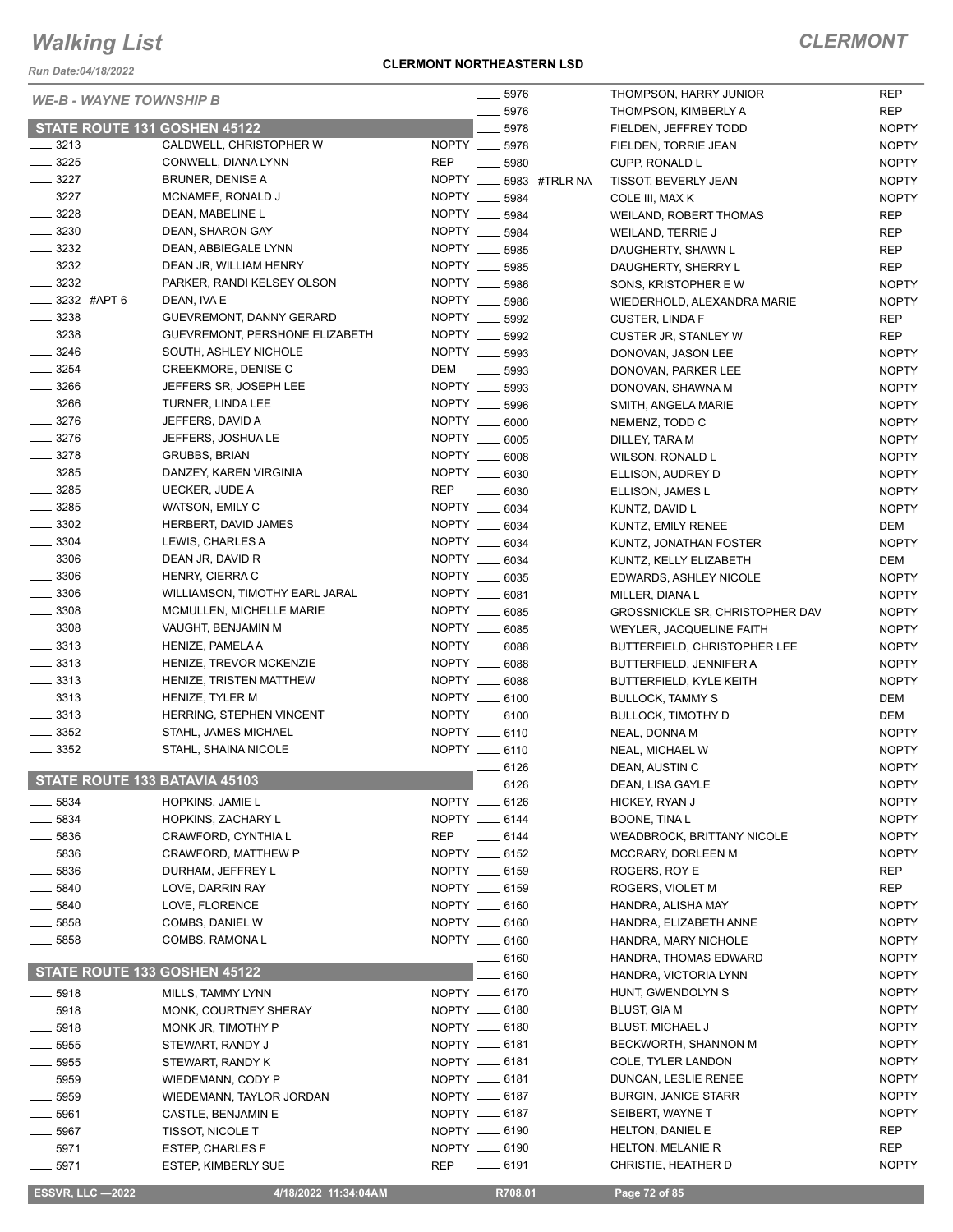# Walking List

## CLERMONT

Run Date:04/18/2022

**CLERMONT NORTHEASTERN LSD**

### WE-B - WAYNE TOWNSHIP B

#### STATE ROUTE 131 GOSHEN 45122

| No. | Name | Party |
|---|---|---|
| 3213 | CALDWELL, CHRISTOPHER W | NOPTY |
| 3225 | CONWELL, DIANA LYNN | REP |
| 3227 | BRUNER, DENISE A | NOPTY |
| 3227 | MCNAMEE, RONALD J | NOPTY |
| 3228 | DEAN, MABELINE L | NOPTY |
| 3230 | DEAN, SHARON GAY | NOPTY |
| 3232 | DEAN, ABBIEGALE LYNN | NOPTY |
| 3232 | DEAN JR, WILLIAM HENRY | NOPTY |
| 3232 | PARKER, RANDI KELSEY OLSON | NOPTY |
| 3232 #APT 6 | DEAN, IVA E | NOPTY |
| 3238 | GUEVREMONT, DANNY GERARD | NOPTY |
| 3238 | GUEVREMONT, PERSHONE ELIZABETH | NOPTY |
| 3246 | SOUTH, ASHLEY NICHOLE | NOPTY |
| 3254 | CREEKMORE, DENISE C | DEM |
| 3266 | JEFFERS SR, JOSEPH LEE | NOPTY |
| 3266 | TURNER, LINDA LEE | NOPTY |
| 3276 | JEFFERS, DAVID A | NOPTY |
| 3276 | JEFFERS, JOSHUA LE | NOPTY |
| 3278 | GRUBBS, BRIAN | NOPTY |
| 3285 | DANZEY, KAREN VIRGINIA | NOPTY |
| 3285 | UECKER, JUDE A | REP |
| 3285 | WATSON, EMILY C | NOPTY |
| 3302 | HERBERT, DAVID JAMES | NOPTY |
| 3304 | LEWIS, CHARLES A | NOPTY |
| 3306 | DEAN JR, DAVID R | NOPTY |
| 3306 | HENRY, CIERRA C | NOPTY |
| 3306 | WILLIAMSON, TIMOTHY EARL JARAL | NOPTY |
| 3308 | MCMULLEN, MICHELLE MARIE | NOPTY |
| 3308 | VAUGHT, BENJAMIN M | NOPTY |
| 3313 | HENIZE, PAMELA A | NOPTY |
| 3313 | HENIZE, TREVOR MCKENZIE | NOPTY |
| 3313 | HENIZE, TRISTEN MATTHEW | NOPTY |
| 3313 | HENIZE, TYLER M | NOPTY |
| 3313 | HERRING, STEPHEN VINCENT | NOPTY |
| 3352 | STAHL, JAMES MICHAEL | NOPTY |
| 3352 | STAHL, SHAINA NICOLE | NOPTY |

#### STATE ROUTE 133 BATAVIA 45103

| No. | Name | Party |
|---|---|---|
| 5834 | HOPKINS, JAMIE L | NOPTY |
| 5834 | HOPKINS, ZACHARY L | NOPTY |
| 5836 | CRAWFORD, CYNTHIA L | REP |
| 5836 | CRAWFORD, MATTHEW P | NOPTY |
| 5836 | DURHAM, JEFFREY L | NOPTY |
| 5840 | LOVE, DARRIN RAY | NOPTY |
| 5840 | LOVE, FLORENCE | NOPTY |
| 5858 | COMBS, DANIEL W | NOPTY |
| 5858 | COMBS, RAMONA L | NOPTY |

#### STATE ROUTE 133 GOSHEN 45122

| No. | Name | Party |
|---|---|---|
| 5918 | MILLS, TAMMY LYNN | NOPTY |
| 5918 | MONK, COURTNEY SHERAY | NOPTY |
| 5918 | MONK JR, TIMOTHY P | NOPTY |
| 5955 | STEWART, RANDY J | NOPTY |
| 5955 | STEWART, RANDY K | NOPTY |
| 5959 | WIEDEMANN, CODY P | NOPTY |
| 5959 | WIEDEMANN, TAYLOR JORDAN | NOPTY |
| 5961 | CASTLE, BENJAMIN E | NOPTY |
| 5967 | TISSOT, NICOLE T | NOPTY |
| 5971 | ESTEP, CHARLES F | NOPTY |
| 5971 | ESTEP, KIMBERLY SUE | REP |
| 5976 | THOMPSON, HARRY JUNIOR | REP |
| 5976 | THOMPSON, KIMBERLY A | REP |
| 5978 | FIELDEN, JEFFREY TODD | NOPTY |
| 5978 | FIELDEN, TORRIE JEAN | NOPTY |
| 5980 | CUPP, RONALD L | NOPTY |
| 5983 #TRLR NA | TISSOT, BEVERLY JEAN | NOPTY |
| 5984 | COLE III, MAX K | NOPTY |
| 5984 | WEILAND, ROBERT THOMAS | REP |
| 5984 | WEILAND, TERRIE J | REP |
| 5985 | DAUGHERTY, SHAWN L | REP |
| 5985 | DAUGHERTY, SHERRY L | REP |
| 5986 | SONS, KRISTOPHER E W | NOPTY |
| 5986 | WIEDERHOLD, ALEXANDRA MARIE | NOPTY |
| 5992 | CUSTER, LINDA F | REP |
| 5992 | CUSTER JR, STANLEY W | REP |
| 5993 | DONOVAN, JASON LEE | NOPTY |
| 5993 | DONOVAN, PARKER LEE | NOPTY |
| 5993 | DONOVAN, SHAWNA M | NOPTY |
| 5996 | SMITH, ANGELA MARIE | NOPTY |
| 6000 | NEMENZ, TODD C | NOPTY |
| 6005 | DILLEY, TARA M | NOPTY |
| 6008 | WILSON, RONALD L | NOPTY |
| 6030 | ELLISON, AUDREY D | NOPTY |
| 6030 | ELLISON, JAMES L | NOPTY |
| 6034 | KUNTZ, DAVID L | NOPTY |
| 6034 | KUNTZ, EMILY RENEE | DEM |
| 6034 | KUNTZ, JONATHAN FOSTER | NOPTY |
| 6034 | KUNTZ, KELLY ELIZABETH | DEM |
| 6035 | EDWARDS, ASHLEY NICOLE | NOPTY |
| 6081 | MILLER, DIANA L | NOPTY |
| 6085 | GROSSNICKLE SR, CHRISTOPHER DAV | NOPTY |
| 6085 | WEYLER, JACQUELINE FAITH | NOPTY |
| 6088 | BUTTERFIELD, CHRISTOPHER LEE | NOPTY |
| 6088 | BUTTERFIELD, JENNIFER A | NOPTY |
| 6088 | BUTTERFIELD, KYLE KEITH | NOPTY |
| 6100 | BULLOCK, TAMMY S | DEM |
| 6100 | BULLOCK, TIMOTHY D | DEM |
| 6110 | NEAL, DONNA M | NOPTY |
| 6110 | NEAL, MICHAEL W | NOPTY |
| 6126 | DEAN, AUSTIN C | NOPTY |
| 6126 | DEAN, LISA GAYLE | NOPTY |
| 6126 | HICKEY, RYAN J | NOPTY |
| 6144 | BOONE, TINA L | NOPTY |
| 6144 | WEADBROCK, BRITTANY NICOLE | NOPTY |
| 6152 | MCCRARY, DORLEEN M | NOPTY |
| 6159 | ROGERS, ROY E | REP |
| 6159 | ROGERS, VIOLET M | REP |
| 6160 | HANDRA, ALISHA MAY | NOPTY |
| 6160 | HANDRA, ELIZABETH ANNE | NOPTY |
| 6160 | HANDRA, MARY NICHOLE | NOPTY |
| 6160 | HANDRA, THOMAS EDWARD | NOPTY |
| 6160 | HANDRA, VICTORIA LYNN | NOPTY |
| 6170 | HUNT, GWENDOLYN S | NOPTY |
| 6180 | BLUST, GIA M | NOPTY |
| 6180 | BLUST, MICHAEL J | NOPTY |
| 6181 | BECKWORTH, SHANNON M | NOPTY |
| 6181 | COLE, TYLER LANDON | NOPTY |
| 6181 | DUNCAN, LESLIE RENEE | NOPTY |
| 6187 | BURGIN, JANICE STARR | NOPTY |
| 6187 | SEIBERT, WAYNE T | NOPTY |
| 6190 | HELTON, DANIEL E | REP |
| 6190 | HELTON, MELANIE R | REP |
| 6191 | CHRISTIE, HEATHER D | NOPTY |

ESSVR, LLC —2022 4/18/2022 11:34:04AM R708.01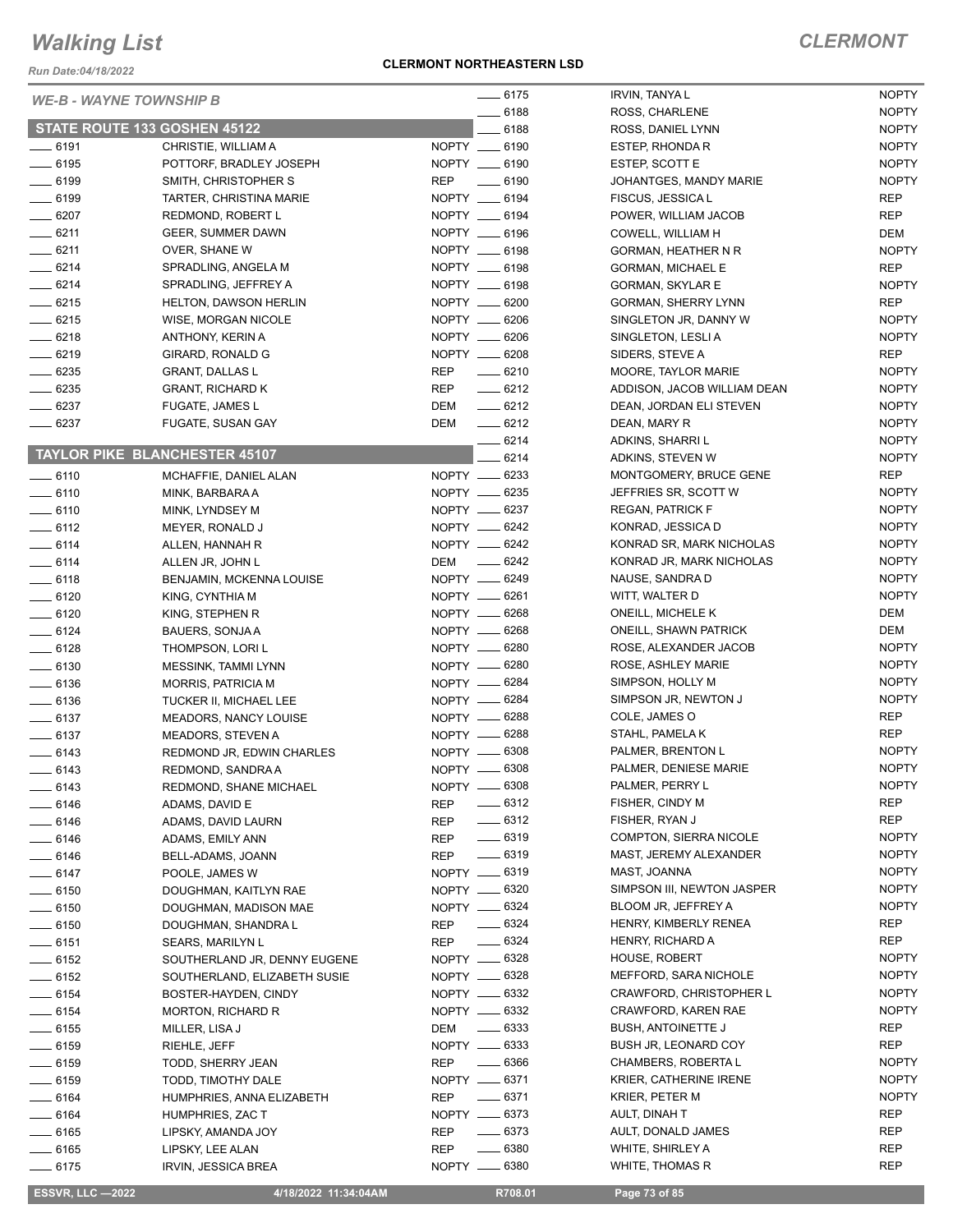# Walking List

## CLERMONT

Run Date:04/18/2022

**CLERMONT NORTHEASTERN LSD**

*WE-B - WAYNE TOWNSHIP B*

### STATE ROUTE 133 GOSHEN 45122

| No. | Name | Party |
|---|---|---|
| 6191 | CHRISTIE, WILLIAM A | NOPTY |
| 6195 | POTTORF, BRADLEY JOSEPH | NOPTY |
| 6199 | SMITH, CHRISTOPHER S | REP |
| 6199 | TARTER, CHRISTINA MARIE | NOPTY |
| 6207 | REDMOND, ROBERT L | NOPTY |
| 6211 | GEER, SUMMER DAWN | NOPTY |
| 6211 | OVER, SHANE W | NOPTY |
| 6214 | SPRADLING, ANGELA M | NOPTY |
| 6214 | SPRADLING, JEFFREY A | NOPTY |
| 6215 | HELTON, DAWSON HERLIN | NOPTY |
| 6215 | WISE, MORGAN NICOLE | NOPTY |
| 6218 | ANTHONY, KERIN A | NOPTY |
| 6219 | GIRARD, RONALD G | NOPTY |
| 6235 | GRANT, DALLAS L | REP |
| 6235 | GRANT, RICHARD K | REP |
| 6237 | FUGATE, JAMES L | DEM |
| 6237 | FUGATE, SUSAN GAY | DEM |

### TAYLOR PIKE BLANCHESTER 45107

| No. | Name | Party |
|---|---|---|
| 6110 | MCHAFFIE, DANIEL ALAN | NOPTY |
| 6110 | MINK, BARBARA A | NOPTY |
| 6110 | MINK, LYNDSEY M | NOPTY |
| 6112 | MEYER, RONALD J | NOPTY |
| 6114 | ALLEN, HANNAH R | NOPTY |
| 6114 | ALLEN JR, JOHN L | DEM |
| 6118 | BENJAMIN, MCKENNA LOUISE | NOPTY |
| 6120 | KING, CYNTHIA M | NOPTY |
| 6120 | KING, STEPHEN R | NOPTY |
| 6124 | BAUERS, SONJA A | NOPTY |
| 6128 | THOMPSON, LORI L | NOPTY |
| 6130 | MESSINK, TAMMI LYNN | NOPTY |
| 6136 | MORRIS, PATRICIA M | NOPTY |
| 6136 | TUCKER II, MICHAEL LEE | NOPTY |
| 6137 | MEADORS, NANCY LOUISE | NOPTY |
| 6137 | MEADORS, STEVEN A | NOPTY |
| 6143 | REDMOND JR, EDWIN CHARLES | NOPTY |
| 6143 | REDMOND, SANDRA A | NOPTY |
| 6143 | REDMOND, SHANE MICHAEL | NOPTY |
| 6146 | ADAMS, DAVID E | REP |
| 6146 | ADAMS, DAVID LAURN | REP |
| 6146 | ADAMS, EMILY ANN | REP |
| 6146 | BELL-ADAMS, JOANN | REP |
| 6147 | POOLE, JAMES W | NOPTY |
| 6150 | DOUGHMAN, KAITLYN RAE | NOPTY |
| 6150 | DOUGHMAN, MADISON MAE | NOPTY |
| 6150 | DOUGHMAN, SHANDRA L | REP |
| 6151 | SEARS, MARILYN L | REP |
| 6152 | SOUTHERLAND JR, DENNY EUGENE | NOPTY |
| 6152 | SOUTHERLAND, ELIZABETH SUSIE | NOPTY |
| 6154 | BOSTER-HAYDEN, CINDY | NOPTY |
| 6154 | MORTON, RICHARD R | NOPTY |
| 6155 | MILLER, LISA J | DEM |
| 6159 | RIEHLE, JEFF | NOPTY |
| 6159 | TODD, SHERRY JEAN | REP |
| 6159 | TODD, TIMOTHY DALE | NOPTY |
| 6164 | HUMPHRIES, ANNA ELIZABETH | REP |
| 6164 | HUMPHRIES, ZAC T | NOPTY |
| 6165 | LIPSKY, AMANDA JOY | REP |
| 6165 | LIPSKY, LEE ALAN | REP |
| 6175 | IRVIN, JESSICA BREA | NOPTY |
| 6175 | IRVIN, TANYA L | NOPTY |
| 6188 | ROSS, CHARLENE | NOPTY |
| 6188 | ROSS, DANIEL LYNN | NOPTY |
| 6190 | ESTEP, RHONDA R | NOPTY |
| 6190 | ESTEP, SCOTT E | NOPTY |
| 6190 | JOHANTGES, MANDY MARIE | NOPTY |
| 6194 | FISCUS, JESSICA L | REP |
| 6194 | POWER, WILLIAM JACOB | REP |
| 6196 | COWELL, WILLIAM H | DEM |
| 6198 | GORMAN, HEATHER N R | NOPTY |
| 6198 | GORMAN, MICHAEL E | REP |
| 6198 | GORMAN, SKYLAR E | NOPTY |
| 6200 | GORMAN, SHERRY LYNN | REP |
| 6206 | SINGLETON JR, DANNY W | NOPTY |
| 6206 | SINGLETON, LESLI A | NOPTY |
| 6208 | SIDERS, STEVE A | REP |
| 6210 | MOORE, TAYLOR MARIE | NOPTY |
| 6212 | ADDISON, JACOB WILLIAM DEAN | NOPTY |
| 6212 | DEAN, JORDAN ELI STEVEN | NOPTY |
| 6212 | DEAN, MARY R | NOPTY |
| 6214 | ADKINS, SHARRI L | NOPTY |
| 6214 | ADKINS, STEVEN W | NOPTY |
| 6233 | MONTGOMERY, BRUCE GENE | REP |
| 6235 | JEFFRIES SR, SCOTT W | NOPTY |
| 6237 | REGAN, PATRICK F | NOPTY |
| 6242 | KONRAD, JESSICA D | NOPTY |
| 6242 | KONRAD SR, MARK NICHOLAS | NOPTY |
| 6242 | KONRAD JR, MARK NICHOLAS | NOPTY |
| 6249 | NAUSE, SANDRA D | NOPTY |
| 6261 | WITT, WALTER D | NOPTY |
| 6268 | ONEILL, MICHELE K | DEM |
| 6268 | ONEILL, SHAWN PATRICK | DEM |
| 6280 | ROSE, ALEXANDER JACOB | NOPTY |
| 6280 | ROSE, ASHLEY MARIE | NOPTY |
| 6284 | SIMPSON, HOLLY M | NOPTY |
| 6284 | SIMPSON JR, NEWTON J | NOPTY |
| 6288 | COLE, JAMES O | REP |
| 6288 | STAHL, PAMELA K | REP |
| 6308 | PALMER, BRENTON L | NOPTY |
| 6308 | PALMER, DENIESE MARIE | NOPTY |
| 6308 | PALMER, PERRY L | NOPTY |
| 6312 | FISHER, CINDY M | REP |
| 6312 | FISHER, RYAN J | REP |
| 6319 | COMPTON, SIERRA NICOLE | NOPTY |
| 6319 | MAST, JEREMY ALEXANDER | NOPTY |
| 6319 | MAST, JOANNA | NOPTY |
| 6320 | SIMPSON III, NEWTON JASPER | NOPTY |
| 6324 | BLOOM JR, JEFFREY A | NOPTY |
| 6324 | HENRY, KIMBERLY RENEA | REP |
| 6324 | HENRY, RICHARD A | REP |
| 6328 | HOUSE, ROBERT | NOPTY |
| 6328 | MEFFORD, SARA NICHOLE | NOPTY |
| 6332 | CRAWFORD, CHRISTOPHER L | NOPTY |
| 6332 | CRAWFORD, KAREN RAE | NOPTY |
| 6333 | BUSH, ANTOINETTE J | REP |
| 6333 | BUSH JR, LEONARD COY | REP |
| 6366 | CHAMBERS, ROBERTA L | NOPTY |
| 6371 | KRIER, CATHERINE IRENE | NOPTY |
| 6371 | KRIER, PETER M | NOPTY |
| 6373 | AULT, DINAH T | REP |
| 6373 | AULT, DONALD JAMES | REP |
| 6380 | WHITE, SHIRLEY A | REP |
| 6380 | WHITE, THOMAS R | REP |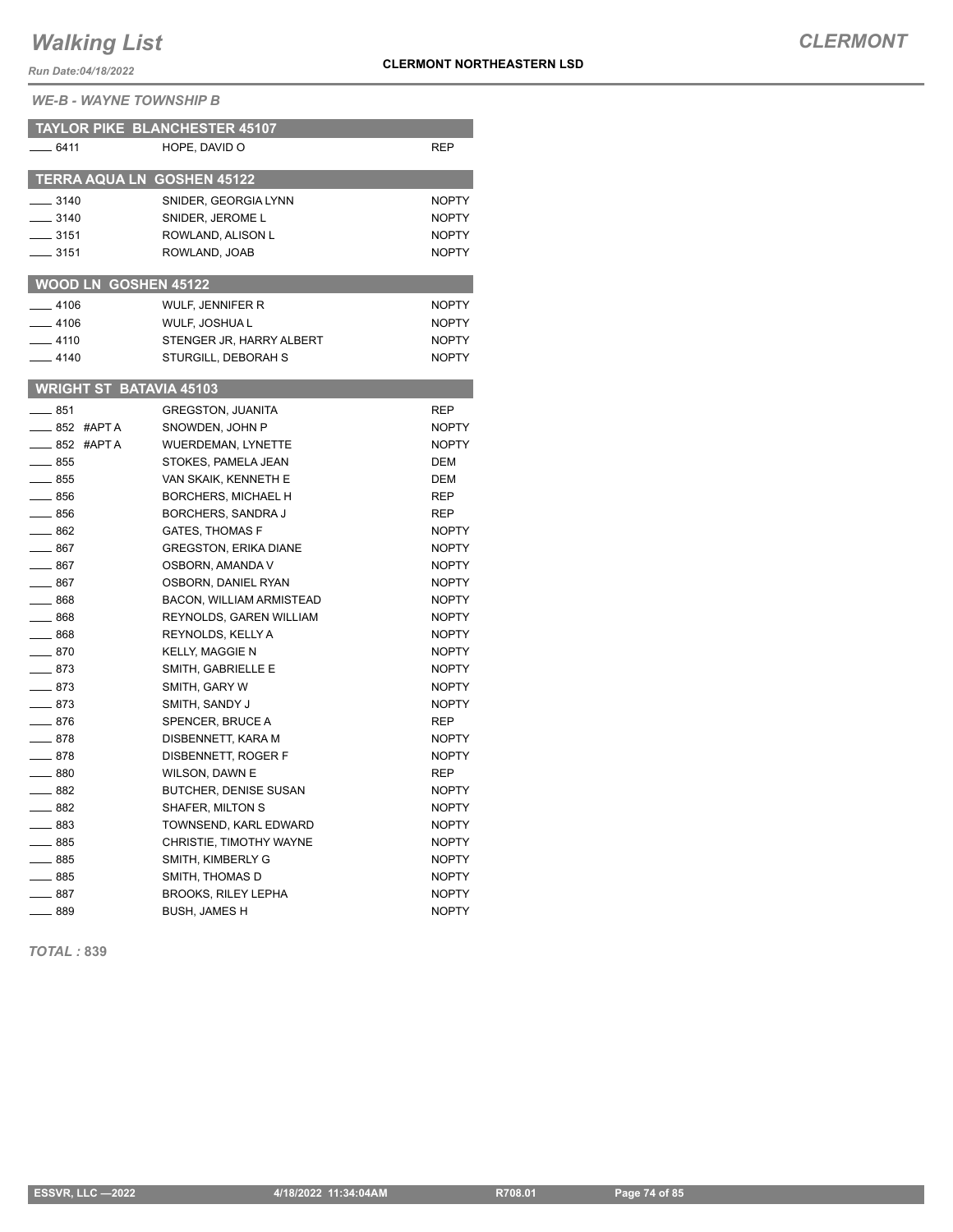# Walking List

**CLERMONT**

Run Date:04/18/2022

**CLERMONT NORTHEASTERN LSD**

*WE-B - WAYNE TOWNSHIP B*

## TAYLOR PIKE BLANCHESTER 45107

| Address | Name | Party |
|---|---|---|
| ____ 6411 | HOPE, DAVID O | REP |

## TERRA AQUA LN GOSHEN 45122

| Address | Name | Party |
|---|---|---|
| ____ 3140 | SNIDER, GEORGIA LYNN | NOPTY |
| ____ 3140 | SNIDER, JEROME L | NOPTY |
| ____ 3151 | ROWLAND, ALISON L | NOPTY |
| ____ 3151 | ROWLAND, JOAB | NOPTY |

## WOOD LN GOSHEN 45122

| Address | Name | Party |
|---|---|---|
| ____ 4106 | WULF, JENNIFER R | NOPTY |
| ____ 4106 | WULF, JOSHUA L | NOPTY |
| ____ 4110 | STENGER JR, HARRY ALBERT | NOPTY |
| ____ 4140 | STURGILL, DEBORAH S | NOPTY |

## WRIGHT ST BATAVIA 45103

| Address | Name | Party |
|---|---|---|
| ____ 851 | GREGSTON, JUANITA | REP |
| ____ 852 #APT A | SNOWDEN, JOHN P | NOPTY |
| ____ 852 #APT A | WUERDEMAN, LYNETTE | NOPTY |
| ____ 855 | STOKES, PAMELA JEAN | DEM |
| ____ 855 | VAN SKAIK, KENNETH E | DEM |
| ____ 856 | BORCHERS, MICHAEL H | REP |
| ____ 856 | BORCHERS, SANDRA J | REP |
| ____ 862 | GATES, THOMAS F | NOPTY |
| ____ 867 | GREGSTON, ERIKA DIANE | NOPTY |
| ____ 867 | OSBORN, AMANDA V | NOPTY |
| ____ 867 | OSBORN, DANIEL RYAN | NOPTY |
| ____ 868 | BACON, WILLIAM ARMISTEAD | NOPTY |
| ____ 868 | REYNOLDS, GAREN WILLIAM | NOPTY |
| ____ 868 | REYNOLDS, KELLY A | NOPTY |
| ____ 870 | KELLY, MAGGIE N | NOPTY |
| ____ 873 | SMITH, GABRIELLE E | NOPTY |
| ____ 873 | SMITH, GARY W | NOPTY |
| ____ 873 | SMITH, SANDY J | NOPTY |
| ____ 876 | SPENCER, BRUCE A | REP |
| ____ 878 | DISBENNETT, KARA M | NOPTY |
| ____ 878 | DISBENNETT, ROGER F | NOPTY |
| ____ 880 | WILSON, DAWN E | REP |
| ____ 882 | BUTCHER, DENISE SUSAN | NOPTY |
| ____ 882 | SHAFER, MILTON S | NOPTY |
| ____ 883 | TOWNSEND, KARL EDWARD | NOPTY |
| ____ 885 | CHRISTIE, TIMOTHY WAYNE | NOPTY |
| ____ 885 | SMITH, KIMBERLY G | NOPTY |
| ____ 885 | SMITH, THOMAS D | NOPTY |
| ____ 887 | BROOKS, RILEY LEPHA | NOPTY |
| ____ 889 | BUSH, JAMES H | NOPTY |

*TOTAL :* **839**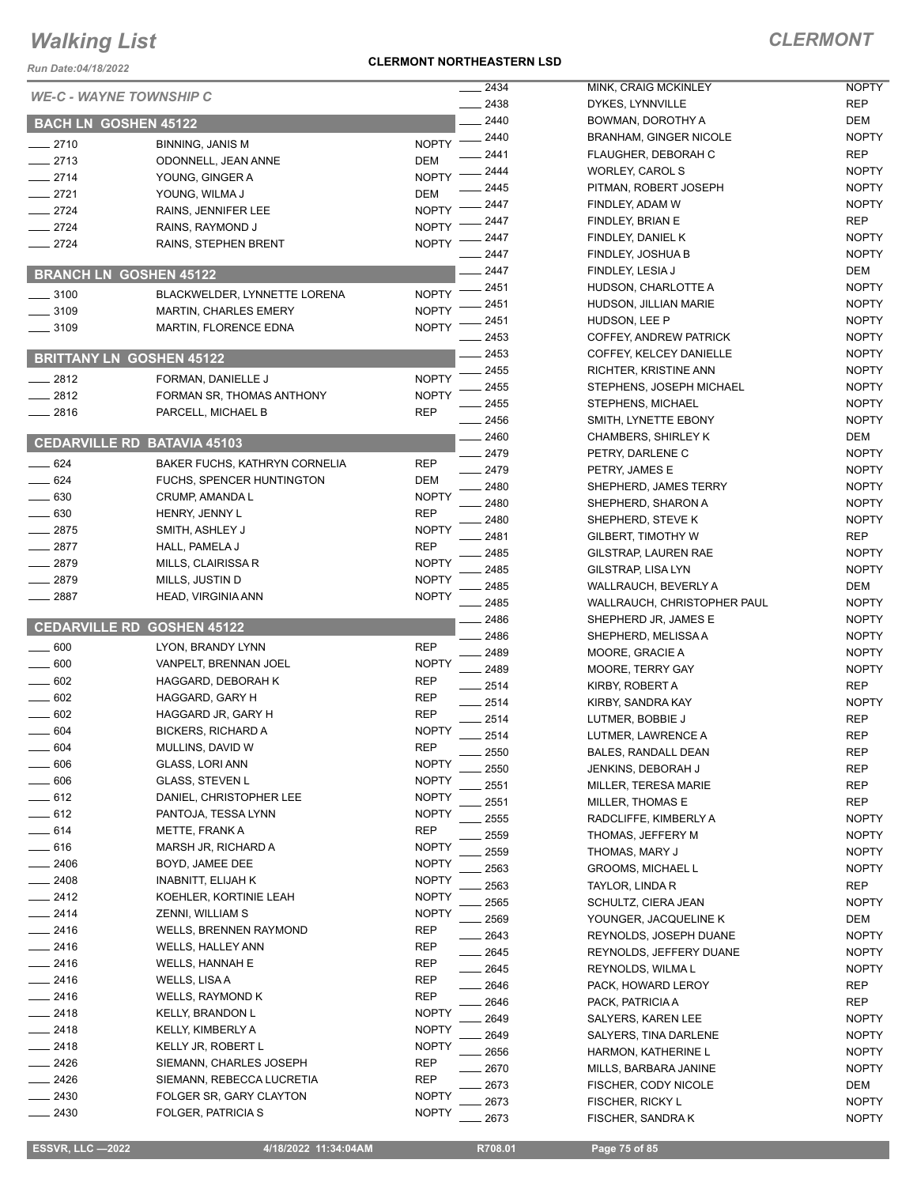# Walking List

## CLERMONT

Run Date:04/18/2022

**CLERMONT NORTHEASTERN LSD**

*WE-C - WAYNE TOWNSHIP C*

### BACH LN GOSHEN 45122

| | | |
|---|---|---|
| ____ 2710 | BINNING, JANIS M | NOPTY |
| ____ 2713 | ODONNELL, JEAN ANNE | DEM |
| ____ 2714 | YOUNG, GINGER A | NOPTY |
| ____ 2721 | YOUNG, WILMA J | DEM |
| ____ 2724 | RAINS, JENNIFER LEE | NOPTY |
| ____ 2724 | RAINS, RAYMOND J | NOPTY |
| ____ 2724 | RAINS, STEPHEN BRENT | NOPTY |

### BRANCH LN GOSHEN 45122

| | | |
|---|---|---|
| ____ 3100 | BLACKWELDER, LYNNETTE LORENA | NOPTY |
| ____ 3109 | MARTIN, CHARLES EMERY | NOPTY |
| ____ 3109 | MARTIN, FLORENCE EDNA | NOPTY |

### BRITTANY LN GOSHEN 45122

| | | |
|---|---|---|
| ____ 2812 | FORMAN, DANIELLE J | NOPTY |
| ____ 2812 | FORMAN SR, THOMAS ANTHONY | NOPTY |
| ____ 2816 | PARCELL, MICHAEL B | REP |

### CEDARVILLE RD BATAVIA 45103

| | | |
|---|---|---|
| ____ 624 | BAKER FUCHS, KATHRYN CORNELIA | REP |
| ____ 624 | FUCHS, SPENCER HUNTINGTON | DEM |
| ____ 630 | CRUMP, AMANDA L | NOPTY |
| ____ 630 | HENRY, JENNY L | REP |
| ____ 2875 | SMITH, ASHLEY J | NOPTY |
| ____ 2877 | HALL, PAMELA J | REP |
| ____ 2879 | MILLS, CLAIRISSA R | NOPTY |
| ____ 2879 | MILLS, JUSTIN D | NOPTY |
| ____ 2887 | HEAD, VIRGINIA ANN | NOPTY |

### CEDARVILLE RD GOSHEN 45122

| | | |
|---|---|---|
| ____ 600 | LYON, BRANDY LYNN | REP |
| ____ 600 | VANPELT, BRENNAN JOEL | NOPTY |
| ____ 602 | HAGGARD, DEBORAH K | REP |
| ____ 602 | HAGGARD, GARY H | REP |
| ____ 602 | HAGGARD JR, GARY H | REP |
| ____ 604 | BICKERS, RICHARD A | NOPTY |
| ____ 604 | MULLINS, DAVID W | REP |
| ____ 606 | GLASS, LORI ANN | NOPTY |
| ____ 606 | GLASS, STEVEN L | NOPTY |
| ____ 612 | DANIEL, CHRISTOPHER LEE | NOPTY |
| ____ 612 | PANTOJA, TESSA LYNN | NOPTY |
| ____ 614 | METTE, FRANK A | REP |
| ____ 616 | MARSH JR, RICHARD A | NOPTY |
| ____ 2406 | BOYD, JAMEE DEE | NOPTY |
| ____ 2408 | INABNITT, ELIJAH K | NOPTY |
| ____ 2412 | KOEHLER, KORTINIE LEAH | NOPTY |
| ____ 2414 | ZENNI, WILLIAM S | NOPTY |
| ____ 2416 | WELLS, BRENNEN RAYMOND | REP |
| ____ 2416 | WELLS, HALLEY ANN | REP |
| ____ 2416 | WELLS, HANNAH E | REP |
| ____ 2416 | WELLS, LISA A | REP |
| ____ 2416 | WELLS, RAYMOND K | REP |
| ____ 2418 | KELLY, BRANDON L | NOPTY |
| ____ 2418 | KELLY, KIMBERLY A | NOPTY |
| ____ 2418 | KELLY JR, ROBERT L | NOPTY |
| ____ 2426 | SIEMANN, CHARLES JOSEPH | REP |
| ____ 2426 | SIEMANN, REBECCA LUCRETIA | REP |
| ____ 2430 | FOLGER SR, GARY CLAYTON | NOPTY |
| ____ 2430 | FOLGER, PATRICIA S | NOPTY |
| ____ 2434 | MINK, CRAIG MCKINLEY | NOPTY |
| ____ 2438 | DYKES, LYNNVILLE | REP |
| ____ 2440 | BOWMAN, DOROTHY A | DEM |
| ____ 2440 | BRANHAM, GINGER NICOLE | NOPTY |
| ____ 2441 | FLAUGHER, DEBORAH C | REP |
| ____ 2444 | WORLEY, CAROL S | NOPTY |
| ____ 2445 | PITMAN, ROBERT JOSEPH | NOPTY |
| ____ 2447 | FINDLEY, ADAM W | NOPTY |
| ____ 2447 | FINDLEY, BRIAN E | REP |
| ____ 2447 | FINDLEY, DANIEL K | NOPTY |
| ____ 2447 | FINDLEY, JOSHUA B | NOPTY |
| ____ 2447 | FINDLEY, LESIA J | DEM |
| ____ 2451 | HUDSON, CHARLOTTE A | NOPTY |
| ____ 2451 | HUDSON, JILLIAN MARIE | NOPTY |
| ____ 2451 | HUDSON, LEE P | NOPTY |
| ____ 2453 | COFFEY, ANDREW PATRICK | NOPTY |
| ____ 2453 | COFFEY, KELCEY DANIELLE | NOPTY |
| ____ 2455 | RICHTER, KRISTINE ANN | NOPTY |
| ____ 2455 | STEPHENS, JOSEPH MICHAEL | NOPTY |
| ____ 2455 | STEPHENS, MICHAEL | NOPTY |
| ____ 2456 | SMITH, LYNETTE EBONY | NOPTY |
| ____ 2460 | CHAMBERS, SHIRLEY K | DEM |
| ____ 2479 | PETRY, DARLENE C | NOPTY |
| ____ 2479 | PETRY, JAMES E | NOPTY |
| ____ 2480 | SHEPHERD, JAMES TERRY | NOPTY |
| ____ 2480 | SHEPHERD, SHARON A | NOPTY |
| ____ 2480 | SHEPHERD, STEVE K | NOPTY |
| ____ 2481 | GILBERT, TIMOTHY W | REP |
| ____ 2485 | GILSTRAP, LAUREN RAE | NOPTY |
| ____ 2485 | GILSTRAP, LISA LYN | NOPTY |
| ____ 2485 | WALLRAUCH, BEVERLY A | DEM |
| ____ 2485 | WALLRAUCH, CHRISTOPHER PAUL | NOPTY |
| ____ 2486 | SHEPHERD JR, JAMES E | NOPTY |
| ____ 2486 | SHEPHERD, MELISSA A | NOPTY |
| ____ 2489 | MOORE, GRACIE A | NOPTY |
| ____ 2489 | MOORE, TERRY GAY | NOPTY |
| ____ 2514 | KIRBY, ROBERT A | REP |
| ____ 2514 | KIRBY, SANDRA KAY | NOPTY |
| ____ 2514 | LUTMER, BOBBIE J | REP |
| ____ 2514 | LUTMER, LAWRENCE A | REP |
| ____ 2550 | BALES, RANDALL DEAN | REP |
| ____ 2550 | JENKINS, DEBORAH J | REP |
| ____ 2551 | MILLER, TERESA MARIE | REP |
| ____ 2551 | MILLER, THOMAS E | REP |
| ____ 2555 | RADCLIFFE, KIMBERLY A | NOPTY |
| ____ 2559 | THOMAS, JEFFERY M | NOPTY |
| ____ 2559 | THOMAS, MARY J | NOPTY |
| ____ 2563 | GROOMS, MICHAEL L | NOPTY |
| ____ 2563 | TAYLOR, LINDA R | REP |
| ____ 2565 | SCHULTZ, CIERA JEAN | NOPTY |
| ____ 2569 | YOUNGER, JACQUELINE K | DEM |
| ____ 2643 | REYNOLDS, JOSEPH DUANE | NOPTY |
| ____ 2645 | REYNOLDS, JEFFERY DUANE | NOPTY |
| ____ 2645 | REYNOLDS, WILMA L | NOPTY |
| ____ 2646 | PACK, HOWARD LEROY | REP |
| ____ 2646 | PACK, PATRICIA A | REP |
| ____ 2649 | SALYERS, KAREN LEE | NOPTY |
| ____ 2649 | SALYERS, TINA DARLENE | NOPTY |
| ____ 2656 | HARMON, KATHERINE L | NOPTY |
| ____ 2670 | MILLS, BARBARA JANINE | NOPTY |
| ____ 2673 | FISCHER, CODY NICOLE | DEM |
| ____ 2673 | FISCHER, RICKY L | NOPTY |
| ____ 2673 | FISCHER, SANDRA K | NOPTY |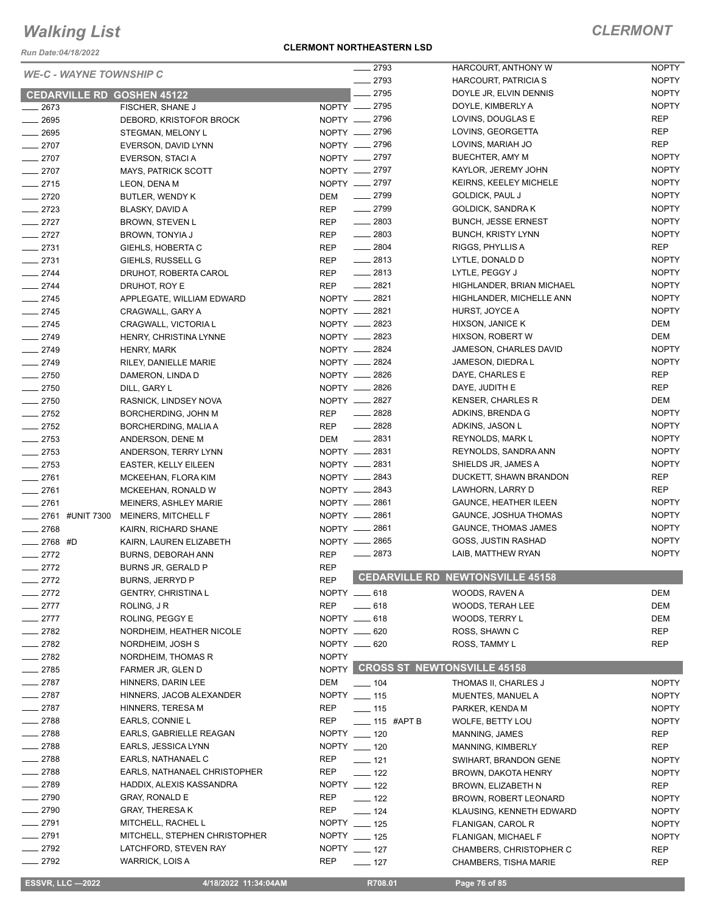# Walking List

**CLERMONT**

Run Date:04/18/2022

**CLERMONT NORTHEASTERN LSD**

*WE-C - WAYNE TOWNSHIP C*

## CEDARVILLE RD GOSHEN 45122

| No. | Name | Party |
|---|---|---|
| 2673 | FISCHER, SHANE J | NOPTY |
| 2695 | DEBORD, KRISTOFOR BROCK | NOPTY |
| 2695 | STEGMAN, MELONY L | NOPTY |
| 2707 | EVERSON, DAVID LYNN | NOPTY |
| 2707 | EVERSON, STACI A | NOPTY |
| 2707 | MAYS, PATRICK SCOTT | NOPTY |
| 2715 | LEON, DENA M | NOPTY |
| 2720 | BUTLER, WENDY K | DEM |
| 2723 | BLASKY, DAVID A | REP |
| 2727 | BROWN, STEVEN L | REP |
| 2727 | BROWN, TONYIA J | REP |
| 2731 | GIEHLS, HOBERTA C | REP |
| 2731 | GIEHLS, RUSSELL G | REP |
| 2744 | DRUHOT, ROBERTA CAROL | REP |
| 2744 | DRUHOT, ROY E | REP |
| 2745 | APPLEGATE, WILLIAM EDWARD | NOPTY |
| 2745 | CRAGWALL, GARY A | NOPTY |
| 2745 | CRAGWALL, VICTORIA L | NOPTY |
| 2749 | HENRY, CHRISTINA LYNNE | NOPTY |
| 2749 | HENRY, MARK | NOPTY |
| 2749 | RILEY, DANIELLE MARIE | NOPTY |
| 2750 | DAMERON, LINDA D | NOPTY |
| 2750 | DILL, GARY L | NOPTY |
| 2750 | RASNICK, LINDSEY NOVA | NOPTY |
| 2752 | BORCHERDING, JOHN M | REP |
| 2752 | BORCHERDING, MALIA A | REP |
| 2753 | ANDERSON, DENE M | DEM |
| 2753 | ANDERSON, TERRY LYNN | NOPTY |
| 2753 | EASTER, KELLY EILEEN | NOPTY |
| 2761 | MCKEEHAN, FLORA KIM | NOPTY |
| 2761 | MCKEEHAN, RONALD W | NOPTY |
| 2761 | MEINERS, ASHLEY MARIE | NOPTY |
| 2761 #UNIT 7300 | MEINERS, MITCHELL F | NOPTY |
| 2768 | KAIRN, RICHARD SHANE | NOPTY |
| 2768 #D | KAIRN, LAUREN ELIZABETH | NOPTY |
| 2772 | BURNS, DEBORAH ANN | REP |
| 2772 | BURNS JR, GERALD P | REP |
| 2772 | BURNS, JERRYD P | REP |
| 2772 | GENTRY, CHRISTINA L | NOPTY |
| 2777 | ROLING, J R | REP |
| 2777 | ROLING, PEGGY E | NOPTY |
| 2782 | NORDHEIM, HEATHER NICOLE | NOPTY |
| 2782 | NORDHEIM, JOSH S | NOPTY |
| 2782 | NORDHEIM, THOMAS R | NOPTY |
| 2785 | FARMER JR, GLEN D | NOPTY |
| 2787 | HINNERS, DARIN LEE | DEM |
| 2787 | HINNERS, JACOB ALEXANDER | NOPTY |
| 2787 | HINNERS, TERESA M | REP |
| 2788 | EARLS, CONNIE L | REP |
| 2788 | EARLS, GABRIELLE REAGAN | NOPTY |
| 2788 | EARLS, JESSICA LYNN | NOPTY |
| 2788 | EARLS, NATHANAEL C | REP |
| 2788 | EARLS, NATHANAEL CHRISTOPHER | REP |
| 2789 | HADDIX, ALEXIS KASSANDRA | NOPTY |
| 2790 | GRAY, RONALD E | REP |
| 2790 | GRAY, THERESA K | REP |
| 2791 | MITCHELL, RACHEL L | NOPTY |
| 2791 | MITCHELL, STEPHEN CHRISTOPHER | NOPTY |
| 2792 | LATCHFORD, STEVEN RAY | NOPTY |
| 2792 | WARRICK, LOIS A | REP |
| 2793 | HARCOURT, ANTHONY W | NOPTY |
| 2793 | HARCOURT, PATRICIA S | NOPTY |
| 2795 | DOYLE JR, ELVIN DENNIS | NOPTY |
| 2795 | DOYLE, KIMBERLY A | NOPTY |
| 2796 | LOVINS, DOUGLAS E | REP |
| 2796 | LOVINS, GEORGETTA | REP |
| 2796 | LOVINS, MARIAH JO | REP |
| 2797 | BUECHTER, AMY M | NOPTY |
| 2797 | KAYLOR, JEREMY JOHN | NOPTY |
| 2797 | KEIRNS, KEELEY MICHELE | NOPTY |
| 2799 | GOLDICK, PAUL J | NOPTY |
| 2799 | GOLDICK, SANDRA K | NOPTY |
| 2803 | BUNCH, JESSE ERNEST | NOPTY |
| 2803 | BUNCH, KRISTY LYNN | NOPTY |
| 2804 | RIGGS, PHYLLIS A | REP |
| 2813 | LYTLE, DONALD D | NOPTY |
| 2813 | LYTLE, PEGGY J | NOPTY |
| 2821 | HIGHLANDER, BRIAN MICHAEL | NOPTY |
| 2821 | HIGHLANDER, MICHELLE ANN | NOPTY |
| 2821 | HURST, JOYCE A | NOPTY |
| 2823 | HIXSON, JANICE K | DEM |
| 2823 | HIXSON, ROBERT W | DEM |
| 2824 | JAMESON, CHARLES DAVID | NOPTY |
| 2824 | JAMESON, DIEDRA L | NOPTY |
| 2826 | DAYE, CHARLES E | REP |
| 2826 | DAYE, JUDITH E | REP |
| 2827 | KENSER, CHARLES R | DEM |
| 2828 | ADKINS, BRENDA G | NOPTY |
| 2828 | ADKINS, JASON L | NOPTY |
| 2831 | REYNOLDS, MARK L | NOPTY |
| 2831 | REYNOLDS, SANDRA ANN | NOPTY |
| 2831 | SHIELDS JR, JAMES A | NOPTY |
| 2843 | DUCKETT, SHAWN BRANDON | REP |
| 2843 | LAWHORN, LARRY D | REP |
| 2861 | GAUNCE, HEATHER ILEEN | NOPTY |
| 2861 | GAUNCE, JOSHUA THOMAS | NOPTY |
| 2861 | GAUNCE, THOMAS JAMES | NOPTY |
| 2865 | GOSS, JUSTIN RASHAD | NOPTY |
| 2873 | LAIB, MATTHEW RYAN | NOPTY |

## CEDARVILLE RD NEWTONSVILLE 45158

| No. | Name | Party |
|---|---|---|
| 618 | WOODS, RAVEN A | DEM |
| 618 | WOODS, TERAH LEE | DEM |
| 618 | WOODS, TERRY L | DEM |
| 620 | ROSS, SHAWN C | REP |
| 620 | ROSS, TAMMY L | REP |

## CROSS ST NEWTONSVILLE 45158

| No. | Name | Party |
|---|---|---|
| 104 | THOMAS II, CHARLES J | NOPTY |
| 115 | MUENTES, MANUEL A | NOPTY |
| 115 | PARKER, KENDA M | NOPTY |
| 115 #APT B | WOLFE, BETTY LOU | NOPTY |
| 120 | MANNING, JAMES | REP |
| 120 | MANNING, KIMBERLY | REP |
| 121 | SWIHART, BRANDON GENE | NOPTY |
| 122 | BROWN, DAKOTA HENRY | NOPTY |
| 122 | BROWN, ELIZABETH N | REP |
| 122 | BROWN, ROBERT LEONARD | NOPTY |
| 124 | KLAUSING, KENNETH EDWARD | NOPTY |
| 125 | FLANIGAN, CAROL R | NOPTY |
| 125 | FLANIGAN, MICHAEL F | NOPTY |
| 127 | CHAMBERS, CHRISTOPHER C | REP |
| 127 | CHAMBERS, TISHA MARIE | REP |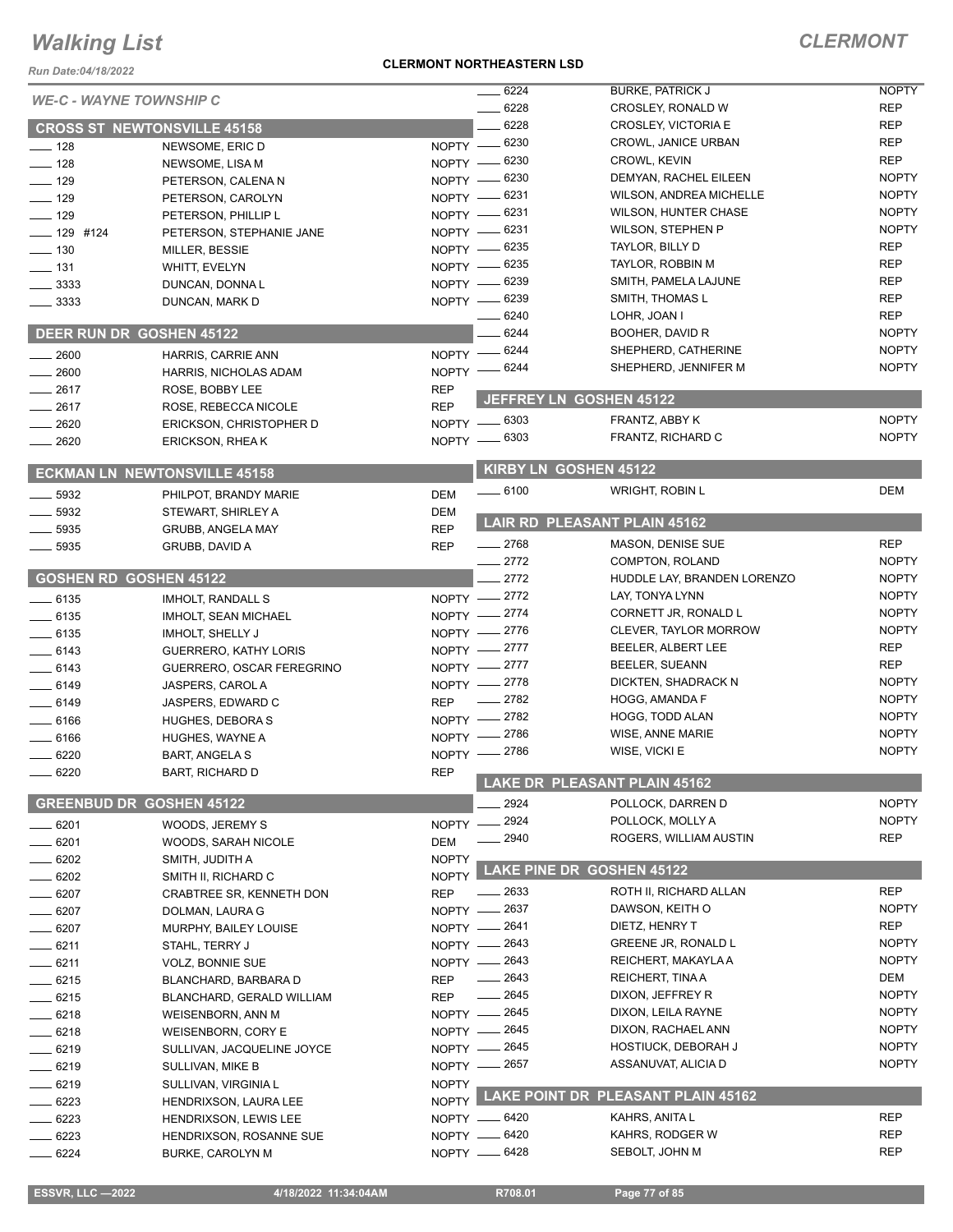# Walking List

## CLERMONT

**CLERMONT NORTHEASTERN LSD**

*Run Date:04/18/2022*

*WE-C - WAYNE TOWNSHIP C*

### CROSS ST NEWTONSVILLE 45158

| No. | Name | Party |
|---|---|---|
| 128 | NEWSOME, ERIC D | NOPTY |
| 128 | NEWSOME, LISA M | NOPTY |
| 129 | PETERSON, CALENA N | NOPTY |
| 129 | PETERSON, CAROLYN | NOPTY |
| 129 | PETERSON, PHILLIP L | NOPTY |
| 129 #124 | PETERSON, STEPHANIE JANE | NOPTY |
| 130 | MILLER, BESSIE | NOPTY |
| 131 | WHITT, EVELYN | NOPTY |
| 3333 | DUNCAN, DONNA L | NOPTY |
| 3333 | DUNCAN, MARK D | NOPTY |

### DEER RUN DR GOSHEN 45122

| No. | Name | Party |
|---|---|---|
| 2600 | HARRIS, CARRIE ANN | NOPTY |
| 2600 | HARRIS, NICHOLAS ADAM | NOPTY |
| 2617 | ROSE, BOBBY LEE | REP |
| 2617 | ROSE, REBECCA NICOLE | REP |
| 2620 | ERICKSON, CHRISTOPHER D | NOPTY |
| 2620 | ERICKSON, RHEA K | NOPTY |

### ECKMAN LN NEWTONSVILLE 45158

| No. | Name | Party |
|---|---|---|
| 5932 | PHILPOT, BRANDY MARIE | DEM |
| 5932 | STEWART, SHIRLEY A | DEM |
| 5935 | GRUBB, ANGELA MAY | REP |
| 5935 | GRUBB, DAVID A | REP |

### GOSHEN RD GOSHEN 45122

| No. | Name | Party |
|---|---|---|
| 6135 | IMHOLT, RANDALL S | NOPTY |
| 6135 | IMHOLT, SEAN MICHAEL | NOPTY |
| 6135 | IMHOLT, SHELLY J | NOPTY |
| 6143 | GUERRERO, KATHY LORIS | NOPTY |
| 6143 | GUERRERO, OSCAR FEREGRINO | NOPTY |
| 6149 | JASPERS, CAROL A | NOPTY |
| 6149 | JASPERS, EDWARD C | REP |
| 6166 | HUGHES, DEBORA S | NOPTY |
| 6166 | HUGHES, WAYNE A | NOPTY |
| 6220 | BART, ANGELA S | NOPTY |
| 6220 | BART, RICHARD D | REP |

### GREENBUD DR GOSHEN 45122

| No. | Name | Party |
|---|---|---|
| 6201 | WOODS, JEREMY S | NOPTY |
| 6201 | WOODS, SARAH NICOLE | DEM |
| 6202 | SMITH, JUDITH A | NOPTY |
| 6202 | SMITH II, RICHARD C | NOPTY |
| 6207 | CRABTREE SR, KENNETH DON | REP |
| 6207 | DOLMAN, LAURA G | NOPTY |
| 6207 | MURPHY, BAILEY LOUISE | NOPTY |
| 6211 | STAHL, TERRY J | NOPTY |
| 6211 | VOLZ, BONNIE SUE | NOPTY |
| 6215 | BLANCHARD, BARBARA D | REP |
| 6215 | BLANCHARD, GERALD WILLIAM | REP |
| 6218 | WEISENBORN, ANN M | NOPTY |
| 6218 | WEISENBORN, CORY E | NOPTY |
| 6219 | SULLIVAN, JACQUELINE JOYCE | NOPTY |
| 6219 | SULLIVAN, MIKE B | NOPTY |
| 6219 | SULLIVAN, VIRGINIA L | NOPTY |
| 6223 | HENDRIXSON, LAURA LEE | NOPTY |
| 6223 | HENDRIXSON, LEWIS LEE | NOPTY |
| 6223 | HENDRIXSON, ROSANNE SUE | NOPTY |
| 6224 | BURKE, CAROLYN M | NOPTY |
| 6224 | BURKE, PATRICK J | NOPTY |
| 6228 | CROSLEY, RONALD W | REP |
| 6228 | CROSLEY, VICTORIA E | REP |
| 6230 | CROWL, JANICE URBAN | REP |
| 6230 | CROWL, KEVIN | REP |
| 6230 | DEMYAN, RACHEL EILEEN | NOPTY |
| 6231 | WILSON, ANDREA MICHELLE | NOPTY |
| 6231 | WILSON, HUNTER CHASE | NOPTY |
| 6231 | WILSON, STEPHEN P | NOPTY |
| 6235 | TAYLOR, BILLY D | REP |
| 6235 | TAYLOR, ROBBIN M | REP |
| 6239 | SMITH, PAMELA LAJUNE | REP |
| 6239 | SMITH, THOMAS L | REP |
| 6240 | LOHR, JOAN I | REP |
| 6244 | BOOHER, DAVID R | NOPTY |
| 6244 | SHEPHERD, CATHERINE | NOPTY |
| 6244 | SHEPHERD, JENNIFER M | NOPTY |

### JEFFREY LN GOSHEN 45122

| No. | Name | Party |
|---|---|---|
| 6303 | FRANTZ, ABBY K | NOPTY |
| 6303 | FRANTZ, RICHARD C | NOPTY |

### KIRBY LN GOSHEN 45122

| No. | Name | Party |
|---|---|---|
| 6100 | WRIGHT, ROBIN L | DEM |

### LAIR RD PLEASANT PLAIN 45162

| No. | Name | Party |
|---|---|---|
| 2768 | MASON, DENISE SUE | REP |
| 2772 | COMPTON, ROLAND | NOPTY |
| 2772 | HUDDLE LAY, BRANDEN LORENZO | NOPTY |
| 2772 | LAY, TONYA LYNN | NOPTY |
| 2774 | CORNETT JR, RONALD L | NOPTY |
| 2776 | CLEVER, TAYLOR MORROW | NOPTY |
| 2777 | BEELER, ALBERT LEE | REP |
| 2777 | BEELER, SUEANN | REP |
| 2778 | DICKTEN, SHADRACK N | NOPTY |
| 2782 | HOGG, AMANDA F | NOPTY |
| 2782 | HOGG, TODD ALAN | NOPTY |
| 2786 | WISE, ANNE MARIE | NOPTY |
| 2786 | WISE, VICKI E | NOPTY |

### LAKE DR PLEASANT PLAIN 45162

| No. | Name | Party |
|---|---|---|
| 2924 | POLLOCK, DARREN D | NOPTY |
| 2924 | POLLOCK, MOLLY A | NOPTY |
| 2940 | ROGERS, WILLIAM AUSTIN | REP |

### LAKE PINE DR GOSHEN 45122

| No. | Name | Party |
|---|---|---|
| 2633 | ROTH II, RICHARD ALLAN | REP |
| 2637 | DAWSON, KEITH O | NOPTY |
| 2641 | DIETZ, HENRY T | REP |
| 2643 | GREENE JR, RONALD L | NOPTY |
| 2643 | REICHERT, MAKAYLA A | NOPTY |
| 2643 | REICHERT, TINA A | DEM |
| 2645 | DIXON, JEFFREY R | NOPTY |
| 2645 | DIXON, LEILA RAYNE | NOPTY |
| 2645 | DIXON, RACHAEL ANN | NOPTY |
| 2645 | HOSTIUCK, DEBORAH J | NOPTY |
| 2657 | ASSANUVAT, ALICIA D | NOPTY |

### LAKE POINT DR PLEASANT PLAIN 45162

| No. | Name | Party |
|---|---|---|
| 6420 | KAHRS, ANITA L | REP |
| 6420 | KAHRS, RODGER W | REP |
| 6428 | SEBOLT, JOHN M | REP |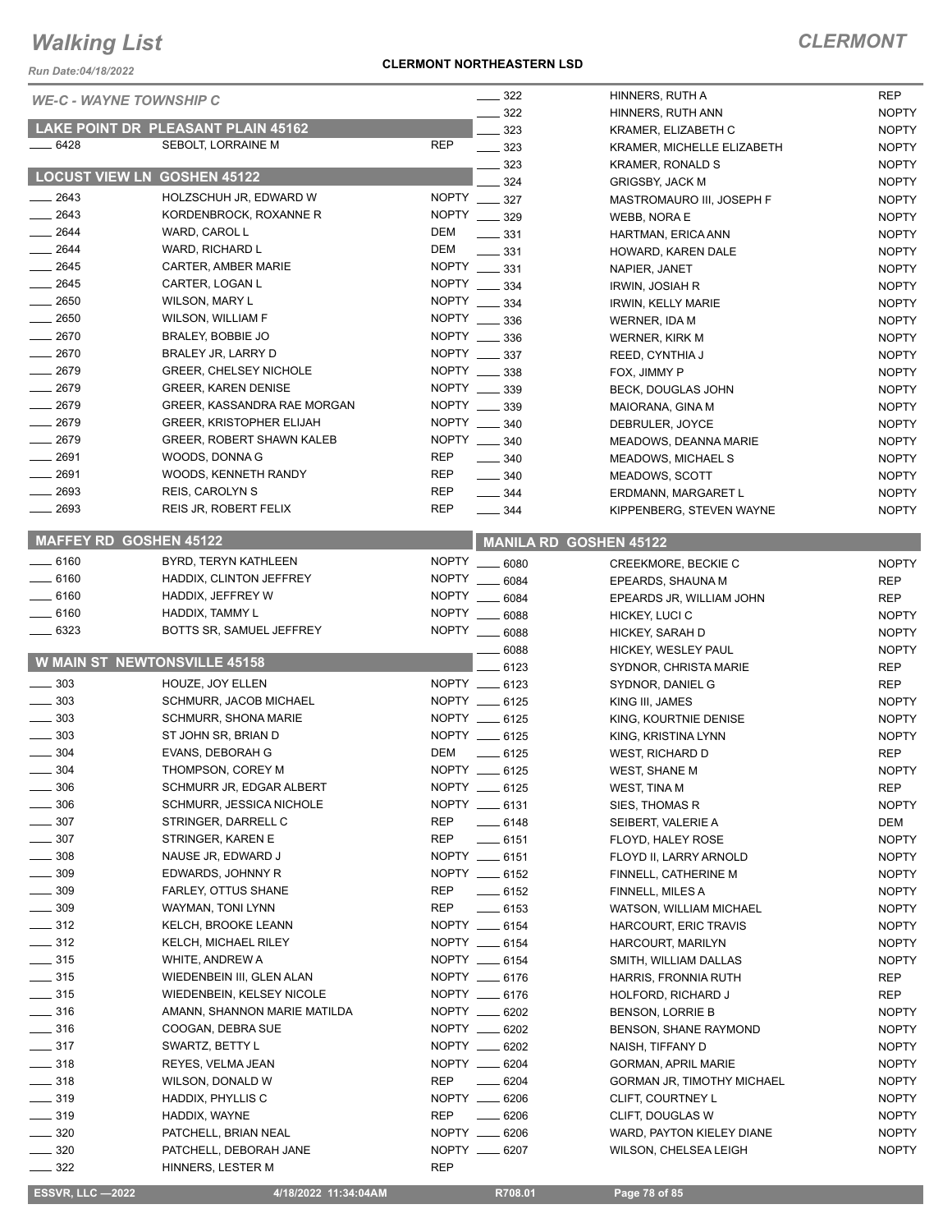# Walking List

**CLERMONT**

Run Date:04/18/2022

**CLERMONT NORTHEASTERN LSD**

*WE-C - WAYNE TOWNSHIP C*

## LAKE POINT DR PLEASANT PLAIN 45162

| | | |
|---|---|---|
| ____ 6428 | SEBOLT, LORRAINE M | REP |

## LOCUST VIEW LN GOSHEN 45122

| | | |
|---|---|---|
| ____ 2643 | HOLZSCHUH JR, EDWARD W | NOPTY |
| ____ 2643 | KORDENBROCK, ROXANNE R | NOPTY |
| ____ 2644 | WARD, CAROL L | DEM |
| ____ 2644 | WARD, RICHARD L | DEM |
| ____ 2645 | CARTER, AMBER MARIE | NOPTY |
| ____ 2645 | CARTER, LOGAN L | NOPTY |
| ____ 2650 | WILSON, MARY L | NOPTY |
| ____ 2650 | WILSON, WILLIAM F | NOPTY |
| ____ 2670 | BRALEY, BOBBIE JO | NOPTY |
| ____ 2670 | BRALEY JR, LARRY D | NOPTY |
| ____ 2679 | GREER, CHELSEY NICHOLE | NOPTY |
| ____ 2679 | GREER, KAREN DENISE | NOPTY |
| ____ 2679 | GREER, KASSANDRA RAE MORGAN | NOPTY |
| ____ 2679 | GREER, KRISTOPHER ELIJAH | NOPTY |
| ____ 2679 | GREER, ROBERT SHAWN KALEB | NOPTY |
| ____ 2691 | WOODS, DONNA G | REP |
| ____ 2691 | WOODS, KENNETH RANDY | REP |
| ____ 2693 | REIS, CAROLYN S | REP |
| ____ 2693 | REIS JR, ROBERT FELIX | REP |

## MAFFEY RD GOSHEN 45122

| | | |
|---|---|---|
| ____ 6160 | BYRD, TERYN KATHLEEN | NOPTY |
| ____ 6160 | HADDIX, CLINTON JEFFREY | NOPTY |
| ____ 6160 | HADDIX, JEFFREY W | NOPTY |
| ____ 6160 | HADDIX, TAMMY L | NOPTY |
| ____ 6323 | BOTTS SR, SAMUEL JEFFREY | NOPTY |

## W MAIN ST NEWTONSVILLE 45158

| | | |
|---|---|---|
| ____ 303 | HOUZE, JOY ELLEN | NOPTY |
| ____ 303 | SCHMURR, JACOB MICHAEL | NOPTY |
| ____ 303 | SCHMURR, SHONA MARIE | NOPTY |
| ____ 303 | ST JOHN SR, BRIAN D | NOPTY |
| ____ 304 | EVANS, DEBORAH G | DEM |
| ____ 304 | THOMPSON, COREY M | NOPTY |
| ____ 306 | SCHMURR JR, EDGAR ALBERT | NOPTY |
| ____ 306 | SCHMURR, JESSICA NICHOLE | NOPTY |
| ____ 307 | STRINGER, DARRELL C | REP |
| ____ 307 | STRINGER, KAREN E | REP |
| ____ 308 | NAUSE JR, EDWARD J | NOPTY |
| ____ 309 | EDWARDS, JOHNNY R | NOPTY |
| ____ 309 | FARLEY, OTTUS SHANE | REP |
| ____ 309 | WAYMAN, TONI LYNN | REP |
| ____ 312 | KELCH, BROOKE LEANN | NOPTY |
| ____ 312 | KELCH, MICHAEL RILEY | NOPTY |
| ____ 315 | WHITE, ANDREW A | NOPTY |
| ____ 315 | WIEDENBEIN III, GLEN ALAN | NOPTY |
| ____ 315 | WIEDENBEIN, KELSEY NICOLE | NOPTY |
| ____ 316 | AMANN, SHANNON MARIE MATILDA | NOPTY |
| ____ 316 | COOGAN, DEBRA SUE | NOPTY |
| ____ 317 | SWARTZ, BETTY L | NOPTY |
| ____ 318 | REYES, VELMA JEAN | NOPTY |
| ____ 318 | WILSON, DONALD W | REP |
| ____ 319 | HADDIX, PHYLLIS C | NOPTY |
| ____ 319 | HADDIX, WAYNE | REP |
| ____ 320 | PATCHELL, BRIAN NEAL | NOPTY |
| ____ 320 | PATCHELL, DEBORAH JANE | NOPTY |
| ____ 322 | HINNERS, LESTER M | REP |
| ____ 322 | HINNERS, RUTH A | REP |
| ____ 322 | HINNERS, RUTH ANN | NOPTY |
| ____ 323 | KRAMER, ELIZABETH C | NOPTY |
| ____ 323 | KRAMER, MICHELLE ELIZABETH | NOPTY |
| ____ 323 | KRAMER, RONALD S | NOPTY |
| ____ 324 | GRIGSBY, JACK M | NOPTY |
| ____ 327 | MASTROMAURO III, JOSEPH F | NOPTY |
| ____ 329 | WEBB, NORA E | NOPTY |
| ____ 331 | HARTMAN, ERICA ANN | NOPTY |
| ____ 331 | HOWARD, KAREN DALE | NOPTY |
| ____ 331 | NAPIER, JANET | NOPTY |
| ____ 334 | IRWIN, JOSIAH R | NOPTY |
| ____ 334 | IRWIN, KELLY MARIE | NOPTY |
| ____ 336 | WERNER, IDA M | NOPTY |
| ____ 336 | WERNER, KIRK M | NOPTY |
| ____ 337 | REED, CYNTHIA J | NOPTY |
| ____ 338 | FOX, JIMMY P | NOPTY |
| ____ 339 | BECK, DOUGLAS JOHN | NOPTY |
| ____ 339 | MAIORANA, GINA M | NOPTY |
| ____ 340 | DEBRULER, JOYCE | NOPTY |
| ____ 340 | MEADOWS, DEANNA MARIE | NOPTY |
| ____ 340 | MEADOWS, MICHAEL S | NOPTY |
| ____ 340 | MEADOWS, SCOTT | NOPTY |
| ____ 344 | ERDMANN, MARGARET L | NOPTY |
| ____ 344 | KIPPENBERG, STEVEN WAYNE | NOPTY |

## MANILA RD GOSHEN 45122

| | | |
|---|---|---|
| ____ 6080 | CREEKMORE, BECKIE C | NOPTY |
| ____ 6084 | EPEARDS, SHAUNA M | REP |
| ____ 6084 | EPEARDS JR, WILLIAM JOHN | REP |
| ____ 6088 | HICKEY, LUCI C | NOPTY |
| ____ 6088 | HICKEY, SARAH D | NOPTY |
| ____ 6088 | HICKEY, WESLEY PAUL | NOPTY |
| ____ 6123 | SYDNOR, CHRISTA MARIE | REP |
| ____ 6123 | SYDNOR, DANIEL G | REP |
| ____ 6125 | KING III, JAMES | NOPTY |
| ____ 6125 | KING, KOURTNIE DENISE | NOPTY |
| ____ 6125 | KING, KRISTINA LYNN | NOPTY |
| ____ 6125 | WEST, RICHARD D | REP |
| ____ 6125 | WEST, SHANE M | NOPTY |
| ____ 6125 | WEST, TINA M | REP |
| ____ 6131 | SIES, THOMAS R | NOPTY |
| ____ 6148 | SEIBERT, VALERIE A | DEM |
| ____ 6151 | FLOYD, HALEY ROSE | NOPTY |
| ____ 6151 | FLOYD II, LARRY ARNOLD | NOPTY |
| ____ 6152 | FINNELL, CATHERINE M | NOPTY |
| ____ 6152 | FINNELL, MILES A | NOPTY |
| ____ 6153 | WATSON, WILLIAM MICHAEL | NOPTY |
| ____ 6154 | HARCOURT, ERIC TRAVIS | NOPTY |
| ____ 6154 | HARCOURT, MARILYN | NOPTY |
| ____ 6154 | SMITH, WILLIAM DALLAS | NOPTY |
| ____ 6176 | HARRIS, FRONNIA RUTH | REP |
| ____ 6176 | HOLFORD, RICHARD J | REP |
| ____ 6202 | BENSON, LORRIE B | NOPTY |
| ____ 6202 | BENSON, SHANE RAYMOND | NOPTY |
| ____ 6202 | NAISH, TIFFANY D | NOPTY |
| ____ 6204 | GORMAN, APRIL MARIE | NOPTY |
| ____ 6204 | GORMAN JR, TIMOTHY MICHAEL | NOPTY |
| ____ 6206 | CLIFT, COURTNEY L | NOPTY |
| ____ 6206 | CLIFT, DOUGLAS W | NOPTY |
| ____ 6206 | WARD, PAYTON KIELEY DIANE | NOPTY |
| ____ 6207 | WILSON, CHELSEA LEIGH | NOPTY |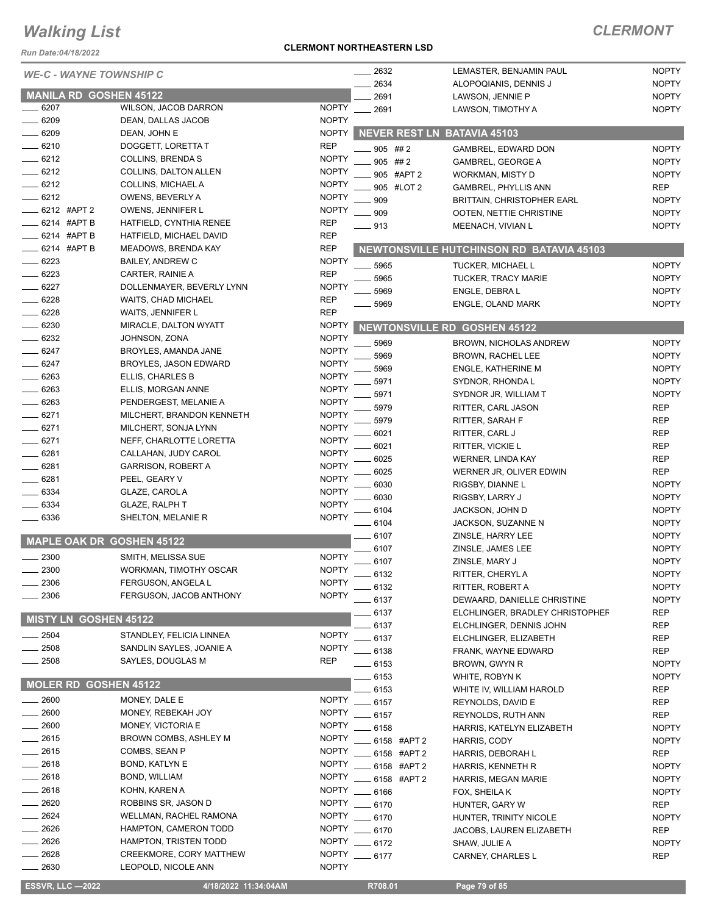# Walking List

## CLERMONT

Run Date:04/18/2022

**CLERMONT NORTHEASTERN LSD**

*WE-C - WAYNE TOWNSHIP C*

### MANILA RD GOSHEN 45122

| | | |
|---|---|---|
| ____ 6207 | WILSON, JACOB DARRON | NOPTY |
| ____ 6209 | DEAN, DALLAS JACOB | NOPTY |
| ____ 6209 | DEAN, JOHN E | NOPTY |
| ____ 6210 | DOGGETT, LORETTA T | REP |
| ____ 6212 | COLLINS, BRENDA S | NOPTY |
| ____ 6212 | COLLINS, DALTON ALLEN | NOPTY |
| ____ 6212 | COLLINS, MICHAEL A | NOPTY |
| ____ 6212 | OWENS, BEVERLY A | NOPTY |
| ____ 6212 #APT 2 | OWENS, JENNIFER L | NOPTY |
| ____ 6214 #APT B | HATFIELD, CYNTHIA RENEE | REP |
| ____ 6214 #APT B | HATFIELD, MICHAEL DAVID | REP |
| ____ 6214 #APT B | MEADOWS, BRENDA KAY | REP |
| ____ 6223 | BAILEY, ANDREW C | NOPTY |
| ____ 6223 | CARTER, RAINIE A | REP |
| ____ 6227 | DOLLENMAYER, BEVERLY LYNN | NOPTY |
| ____ 6228 | WAITS, CHAD MICHAEL | REP |
| ____ 6228 | WAITS, JENNIFER L | REP |
| ____ 6230 | MIRACLE, DALTON WYATT | NOPTY |
| ____ 6232 | JOHNSON, ZONA | NOPTY |
| ____ 6247 | BROYLES, AMANDA JANE | NOPTY |
| ____ 6247 | BROYLES, JASON EDWARD | NOPTY |
| ____ 6263 | ELLIS, CHARLES B | NOPTY |
| ____ 6263 | ELLIS, MORGAN ANNE | NOPTY |
| ____ 6263 | PENDERGEST, MELANIE A | NOPTY |
| ____ 6271 | MILCHERT, BRANDON KENNETH | NOPTY |
| ____ 6271 | MILCHERT, SONJA LYNN | NOPTY |
| ____ 6271 | NEFF, CHARLOTTE LORETTA | NOPTY |
| ____ 6281 | CALLAHAN, JUDY CAROL | NOPTY |
| ____ 6281 | GARRISON, ROBERT A | NOPTY |
| ____ 6281 | PEEL, GEARY V | NOPTY |
| ____ 6334 | GLAZE, CAROL A | NOPTY |
| ____ 6334 | GLAZE, RALPH T | NOPTY |
| ____ 6336 | SHELTON, MELANIE R | NOPTY |

### MAPLE OAK DR GOSHEN 45122

| | | |
|---|---|---|
| ____ 2300 | SMITH, MELISSA SUE | NOPTY |
| ____ 2300 | WORKMAN, TIMOTHY OSCAR | NOPTY |
| ____ 2306 | FERGUSON, ANGELA L | NOPTY |
| ____ 2306 | FERGUSON, JACOB ANTHONY | NOPTY |

### MISTY LN GOSHEN 45122

| | | |
|---|---|---|
| ____ 2504 | STANDLEY, FELICIA LINNEA | NOPTY |
| ____ 2508 | SANDLIN SAYLES, JOANIE A | NOPTY |
| ____ 2508 | SAYLES, DOUGLAS M | REP |

### MOLER RD GOSHEN 45122

| | | |
|---|---|---|
| ____ 2600 | MONEY, DALE E | NOPTY |
| ____ 2600 | MONEY, REBEKAH JOY | NOPTY |
| ____ 2600 | MONEY, VICTORIA E | NOPTY |
| ____ 2615 | BROWN COMBS, ASHLEY M | NOPTY |
| ____ 2615 | COMBS, SEAN P | NOPTY |
| ____ 2618 | BOND, KATLYN E | NOPTY |
| ____ 2618 | BOND, WILLIAM | NOPTY |
| ____ 2618 | KOHN, KAREN A | NOPTY |
| ____ 2620 | ROBBINS SR, JASON D | NOPTY |
| ____ 2624 | WELLMAN, RACHEL RAMONA | NOPTY |
| ____ 2626 | HAMPTON, CAMERON TODD | NOPTY |
| ____ 2626 | HAMPTON, TRISTEN TODD | NOPTY |
| ____ 2628 | CREEKMORE, CORY MATTHEW | NOPTY |
| ____ 2630 | LEOPOLD, NICOLE ANN | NOPTY |
| ____ 2632 | LEMASTER, BENJAMIN PAUL | NOPTY |
| ____ 2634 | ALOPOQIANIS, DENNIS J | NOPTY |
| ____ 2691 | LAWSON, JENNIE P | NOPTY |
| ____ 2691 | LAWSON, TIMOTHY A | NOPTY |

### NEVER REST LN BATAVIA 45103

| | | |
|---|---|---|
| ____ 905 ## 2 | GAMBREL, EDWARD DON | NOPTY |
| ____ 905 ## 2 | GAMBREL, GEORGE A | NOPTY |
| ____ 905 #APT 2 | WORKMAN, MISTY D | NOPTY |
| ____ 905 #LOT 2 | GAMBREL, PHYLLIS ANN | REP |
| ____ 909 | BRITTAIN, CHRISTOPHER EARL | NOPTY |
| ____ 909 | OOTEN, NETTIE CHRISTINE | NOPTY |
| ____ 913 | MEENACH, VIVIAN L | NOPTY |

### NEWTONSVILLE HUTCHINSON RD BATAVIA 45103

| | | |
|---|---|---|
| ____ 5965 | TUCKER, MICHAEL L | NOPTY |
| ____ 5965 | TUCKER, TRACY MARIE | NOPTY |
| ____ 5969 | ENGLE, DEBRA L | NOPTY |
| ____ 5969 | ENGLE, OLAND MARK | NOPTY |

### NEWTONSVILLE RD GOSHEN 45122

| | | |
|---|---|---|
| ____ 5969 | BROWN, NICHOLAS ANDREW | NOPTY |
| ____ 5969 | BROWN, RACHEL LEE | NOPTY |
| ____ 5969 | ENGLE, KATHERINE M | NOPTY |
| ____ 5971 | SYDNOR, RHONDA L | NOPTY |
| ____ 5971 | SYDNOR JR, WILLIAM T | NOPTY |
| ____ 5979 | RITTER, CARL JASON | REP |
| ____ 5979 | RITTER, SARAH F | REP |
| ____ 6021 | RITTER, CARL J | REP |
| ____ 6021 | RITTER, VICKIE L | REP |
| ____ 6025 | WERNER, LINDA KAY | REP |
| ____ 6025 | WERNER JR, OLIVER EDWIN | REP |
| ____ 6030 | RIGSBY, DIANNE L | NOPTY |
| ____ 6030 | RIGSBY, LARRY J | NOPTY |
| ____ 6104 | JACKSON, JOHN D | NOPTY |
| ____ 6104 | JACKSON, SUZANNE N | NOPTY |
| ____ 6107 | ZINSLE, HARRY LEE | NOPTY |
| ____ 6107 | ZINSLE, JAMES LEE | NOPTY |
| ____ 6107 | ZINSLE, MARY J | NOPTY |
| ____ 6132 | RITTER, CHERYL A | NOPTY |
| ____ 6132 | RITTER, ROBERT A | NOPTY |
| ____ 6137 | DEWAARD, DANIELLE CHRISTINE | NOPTY |
| ____ 6137 | ELCHLINGER, BRADLEY CHRISTOPHEF | REP |
| ____ 6137 | ELCHLINGER, DENNIS JOHN | REP |
| ____ 6137 | ELCHLINGER, ELIZABETH | REP |
| ____ 6138 | FRANK, WAYNE EDWARD | REP |
| ____ 6153 | BROWN, GWYN R | NOPTY |
| ____ 6153 | WHITE, ROBYN K | NOPTY |
| ____ 6153 | WHITE IV, WILLIAM HAROLD | REP |
| ____ 6157 | REYNOLDS, DAVID E | REP |
| ____ 6157 | REYNOLDS, RUTH ANN | REP |
| ____ 6158 | HARRIS, KATELYN ELIZABETH | NOPTY |
| ____ 6158 #APT 2 | HARRIS, CODY | NOPTY |
| ____ 6158 #APT 2 | HARRIS, DEBORAH L | REP |
| ____ 6158 #APT 2 | HARRIS, KENNETH R | NOPTY |
| ____ 6158 #APT 2 | HARRIS, MEGAN MARIE | NOPTY |
| ____ 6166 | FOX, SHEILA K | NOPTY |
| ____ 6170 | HUNTER, GARY W | REP |
| ____ 6170 | HUNTER, TRINITY NICOLE | NOPTY |
| ____ 6170 | JACOBS, LAUREN ELIZABETH | REP |
| ____ 6172 | SHAW, JULIE A | NOPTY |
| ____ 6177 | CARNEY, CHARLES L | REP |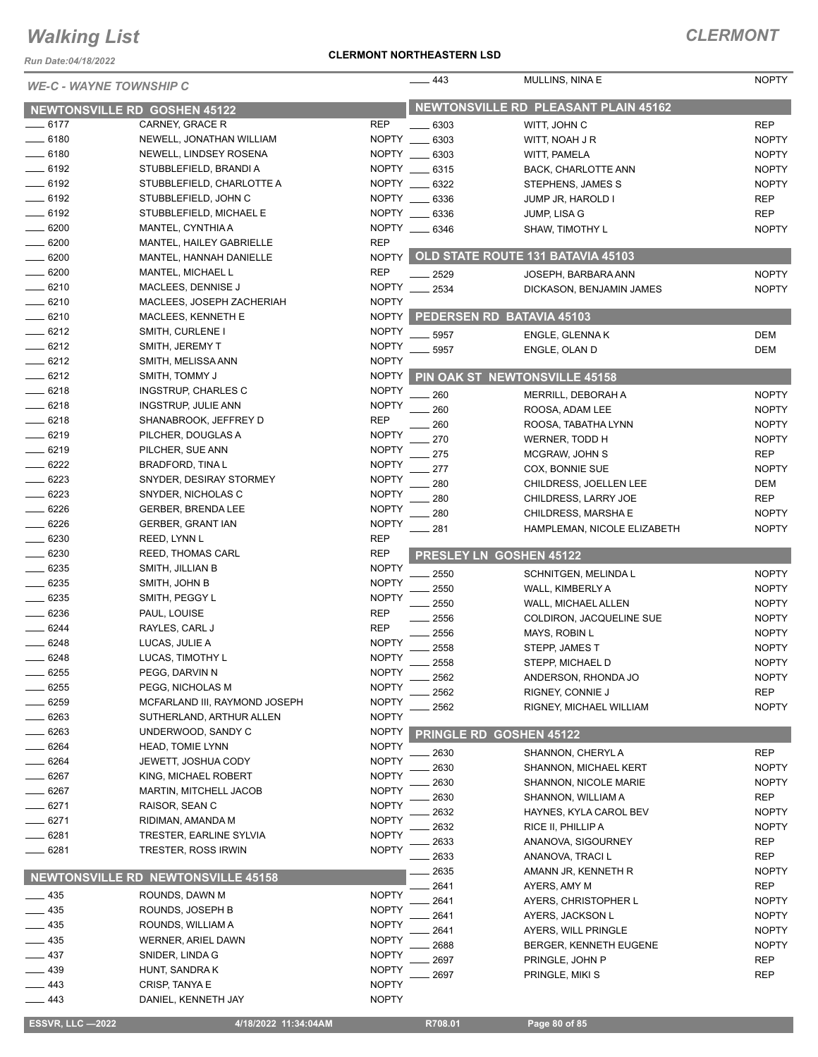# Walking List

**CLERMONT**

Run Date:04/18/2022

**CLERMONT NORTHEASTERN LSD**

*WE-C - WAYNE TOWNSHIP C*

## NEWTONSVILLE RD GOSHEN 45122

| No. | Name | Party |
|---|---|---|
| 6177 | CARNEY, GRACE R | REP |
| 6180 | NEWELL, JONATHAN WILLIAM | NOPTY |
| 6180 | NEWELL, LINDSEY ROSENA | NOPTY |
| 6192 | STUBBLEFIELD, BRANDI A | NOPTY |
| 6192 | STUBBLEFIELD, CHARLOTTE A | NOPTY |
| 6192 | STUBBLEFIELD, JOHN C | NOPTY |
| 6192 | STUBBLEFIELD, MICHAEL E | NOPTY |
| 6200 | MANTEL, CYNTHIA A | NOPTY |
| 6200 | MANTEL, HAILEY GABRIELLE | REP |
| 6200 | MANTEL, HANNAH DANIELLE | NOPTY |
| 6200 | MANTEL, MICHAEL L | REP |
| 6210 | MACLEES, DENNISE J | NOPTY |
| 6210 | MACLEES, JOSEPH ZACHERIAH | NOPTY |
| 6210 | MACLEES, KENNETH E | NOPTY |
| 6212 | SMITH, CURLENE I | NOPTY |
| 6212 | SMITH, JEREMY T | NOPTY |
| 6212 | SMITH, MELISSA ANN | NOPTY |
| 6212 | SMITH, TOMMY J | NOPTY |
| 6218 | INGSTRUP, CHARLES C | NOPTY |
| 6218 | INGSTRUP, JULIE ANN | NOPTY |
| 6218 | SHANABROOK, JEFFREY D | REP |
| 6219 | PILCHER, DOUGLAS A | NOPTY |
| 6219 | PILCHER, SUE ANN | NOPTY |
| 6222 | BRADFORD, TINA L | NOPTY |
| 6223 | SNYDER, DESIRAY STORMEY | NOPTY |
| 6223 | SNYDER, NICHOLAS C | NOPTY |
| 6226 | GERBER, BRENDA LEE | NOPTY |
| 6226 | GERBER, GRANT IAN | NOPTY |
| 6230 | REED, LYNN L | REP |
| 6230 | REED, THOMAS CARL | REP |
| 6235 | SMITH, JILLIAN B | NOPTY |
| 6235 | SMITH, JOHN B | NOPTY |
| 6235 | SMITH, PEGGY L | NOPTY |
| 6236 | PAUL, LOUISE | REP |
| 6244 | RAYLES, CARL J | REP |
| 6248 | LUCAS, JULIE A | NOPTY |
| 6248 | LUCAS, TIMOTHY L | NOPTY |
| 6255 | PEGG, DARVIN N | NOPTY |
| 6255 | PEGG, NICHOLAS M | NOPTY |
| 6259 | MCFARLAND III, RAYMOND JOSEPH | NOPTY |
| 6263 | SUTHERLAND, ARTHUR ALLEN | NOPTY |
| 6263 | UNDERWOOD, SANDY C | NOPTY |
| 6264 | HEAD, TOMIE LYNN | NOPTY |
| 6264 | JEWETT, JOSHUA CODY | NOPTY |
| 6267 | KING, MICHAEL ROBERT | NOPTY |
| 6267 | MARTIN, MITCHELL JACOB | NOPTY |
| 6271 | RAISOR, SEAN C | NOPTY |
| 6271 | RIDIMAN, AMANDA M | NOPTY |
| 6281 | TRESTER, EARLINE SYLVIA | NOPTY |
| 6281 | TRESTER, ROSS IRWIN | NOPTY |

## NEWTONSVILLE RD NEWTONSVILLE 45158

| No. | Name | Party |
|---|---|---|
| 435 | ROUNDS, DAWN M | NOPTY |
| 435 | ROUNDS, JOSEPH B | NOPTY |
| 435 | ROUNDS, WILLIAM A | NOPTY |
| 435 | WERNER, ARIEL DAWN | NOPTY |
| 437 | SNIDER, LINDA G | NOPTY |
| 439 | HUNT, SANDRA K | NOPTY |
| 443 | CRISP, TANYA E | NOPTY |
| 443 | DANIEL, KENNETH JAY | NOPTY |
| 443 | MULLINS, NINA E | NOPTY |

## NEWTONSVILLE RD PLEASANT PLAIN 45162

| No. | Name | Party |
|---|---|---|
| 6303 | WITT, JOHN C | REP |
| 6303 | WITT, NOAH J R | NOPTY |
| 6303 | WITT, PAMELA | NOPTY |
| 6315 | BACK, CHARLOTTE ANN | NOPTY |
| 6322 | STEPHENS, JAMES S | NOPTY |
| 6336 | JUMP JR, HAROLD I | REP |
| 6336 | JUMP, LISA G | REP |
| 6346 | SHAW, TIMOTHY L | NOPTY |

## OLD STATE ROUTE 131 BATAVIA 45103

| No. | Name | Party |
|---|---|---|
| 2529 | JOSEPH, BARBARA ANN | NOPTY |
| 2534 | DICKASON, BENJAMIN JAMES | NOPTY |

## PEDERSEN RD BATAVIA 45103

| No. | Name | Party |
|---|---|---|
| 5957 | ENGLE, GLENNA K | DEM |
| 5957 | ENGLE, OLAN D | DEM |

## PIN OAK ST NEWTONSVILLE 45158

| No. | Name | Party |
|---|---|---|
| 260 | MERRILL, DEBORAH A | NOPTY |
| 260 | ROOSA, ADAM LEE | NOPTY |
| 260 | ROOSA, TABATHA LYNN | NOPTY |
| 270 | WERNER, TODD H | NOPTY |
| 275 | MCGRAW, JOHN S | REP |
| 277 | COX, BONNIE SUE | NOPTY |
| 280 | CHILDRESS, JOELLEN LEE | DEM |
| 280 | CHILDRESS, LARRY JOE | REP |
| 280 | CHILDRESS, MARSHA E | NOPTY |
| 281 | HAMPLEMAN, NICOLE ELIZABETH | NOPTY |

## PRESLEY LN GOSHEN 45122

| No. | Name | Party |
|---|---|---|
| 2550 | SCHNITGEN, MELINDA L | NOPTY |
| 2550 | WALL, KIMBERLY A | NOPTY |
| 2550 | WALL, MICHAEL ALLEN | NOPTY |
| 2556 | COLDIRON, JACQUELINE SUE | NOPTY |
| 2556 | MAYS, ROBIN L | NOPTY |
| 2558 | STEPP, JAMES T | NOPTY |
| 2558 | STEPP, MICHAEL D | NOPTY |
| 2562 | ANDERSON, RHONDA JO | NOPTY |
| 2562 | RIGNEY, CONNIE J | REP |
| 2562 | RIGNEY, MICHAEL WILLIAM | NOPTY |

## PRINGLE RD GOSHEN 45122

| No. | Name | Party |
|---|---|---|
| 2630 | SHANNON, CHERYL A | REP |
| 2630 | SHANNON, MICHAEL KERT | NOPTY |
| 2630 | SHANNON, NICOLE MARIE | NOPTY |
| 2630 | SHANNON, WILLIAM A | REP |
| 2632 | HAYNES, KYLA CAROL BEV | NOPTY |
| 2632 | RICE II, PHILLIP A | NOPTY |
| 2633 | ANANOVA, SIGOURNEY | REP |
| 2633 | ANANOVA, TRACI L | REP |
| 2635 | AMANN JR, KENNETH R | NOPTY |
| 2641 | AYERS, AMY M | REP |
| 2641 | AYERS, CHRISTOPHER L | NOPTY |
| 2641 | AYERS, JACKSON L | NOPTY |
| 2641 | AYERS, WILL PRINGLE | NOPTY |
| 2688 | BERGER, KENNETH EUGENE | NOPTY |
| 2697 | PRINGLE, JOHN P | REP |
| 2697 | PRINGLE, MIKI S | REP |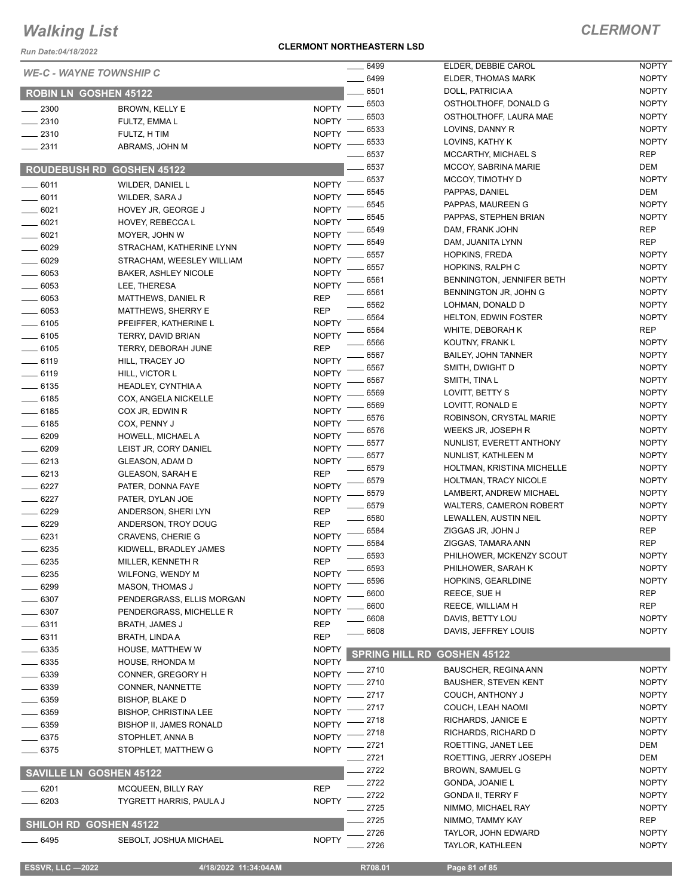# Walking List

## CLERMONT

Run Date:04/18/2022

**CLERMONT NORTHEASTERN LSD**

*WE-C - WAYNE TOWNSHIP C*

### ROBIN LN GOSHEN 45122

| | | |
|---|---|---|
| 2300 | BROWN, KELLY E | NOPTY |
| 2310 | FULTZ, EMMA L | NOPTY |
| 2310 | FULTZ, H TIM | NOPTY |
| 2311 | ABRAMS, JOHN M | NOPTY |

### ROUDEBUSH RD GOSHEN 45122

| | | |
|---|---|---|
| 6011 | WILDER, DANIEL L | NOPTY |
| 6011 | WILDER, SARA J | NOPTY |
| 6021 | HOVEY JR, GEORGE J | NOPTY |
| 6021 | HOVEY, REBECCA L | NOPTY |
| 6021 | MOYER, JOHN W | NOPTY |
| 6029 | STRACHAM, KATHERINE LYNN | NOPTY |
| 6029 | STRACHAM, WEESLEY WILLIAM | NOPTY |
| 6053 | BAKER, ASHLEY NICOLE | NOPTY |
| 6053 | LEE, THERESA | NOPTY |
| 6053 | MATTHEWS, DANIEL R | REP |
| 6053 | MATTHEWS, SHERRY E | REP |
| 6105 | PFEIFFER, KATHERINE L | NOPTY |
| 6105 | TERRY, DAVID BRIAN | NOPTY |
| 6105 | TERRY, DEBORAH JUNE | REP |
| 6119 | HILL, TRACEY JO | NOPTY |
| 6119 | HILL, VICTOR L | NOPTY |
| 6135 | HEADLEY, CYNTHIA A | NOPTY |
| 6185 | COX, ANGELA NICKELLE | NOPTY |
| 6185 | COX JR, EDWIN R | NOPTY |
| 6185 | COX, PENNY J | NOPTY |
| 6209 | HOWELL, MICHAEL A | NOPTY |
| 6209 | LEIST JR, CORY DANIEL | NOPTY |
| 6213 | GLEASON, ADAM D | NOPTY |
| 6213 | GLEASON, SARAH E | REP |
| 6227 | PATER, DONNA FAYE | NOPTY |
| 6227 | PATER, DYLAN JOE | NOPTY |
| 6229 | ANDERSON, SHERI LYN | REP |
| 6229 | ANDERSON, TROY DOUG | REP |
| 6231 | CRAVENS, CHERIE G | NOPTY |
| 6235 | KIDWELL, BRADLEY JAMES | NOPTY |
| 6235 | MILLER, KENNETH R | REP |
| 6235 | WILFONG, WENDY M | NOPTY |
| 6299 | MASON, THOMAS J | NOPTY |
| 6307 | PENDERGRASS, ELLIS MORGAN | NOPTY |
| 6307 | PENDERGRASS, MICHELLE R | NOPTY |
| 6311 | BRATH, JAMES J | REP |
| 6311 | BRATH, LINDA A | REP |
| 6335 | HOUSE, MATTHEW W | NOPTY |
| 6335 | HOUSE, RHONDA M | NOPTY |
| 6339 | CONNER, GREGORY H | NOPTY |
| 6339 | CONNER, NANNETTE | NOPTY |
| 6359 | BISHOP, BLAKE D | NOPTY |
| 6359 | BISHOP, CHRISTINA LEE | NOPTY |
| 6359 | BISHOP II, JAMES RONALD | NOPTY |
| 6375 | STOPHLET, ANNA B | NOPTY |
| 6375 | STOPHLET, MATTHEW G | NOPTY |

### SAVILLE LN GOSHEN 45122

| | | |
|---|---|---|
| 6201 | MCQUEEN, BILLY RAY | REP |
| 6203 | TYGRETT HARRIS, PAULA J | NOPTY |

### SHILOH RD GOSHEN 45122

| | | |
|---|---|---|
| 6495 | SEBOLT, JOSHUA MICHAEL | NOPTY |
| 6499 | ELDER, DEBBIE CAROL | NOPTY |
| 6499 | ELDER, THOMAS MARK | NOPTY |
| 6501 | DOLL, PATRICIA A | NOPTY |
| 6503 | OSTHOLTHOFF, DONALD G | NOPTY |
| 6503 | OSTHOLTHOFF, LAURA MAE | NOPTY |
| 6533 | LOVINS, DANNY R | NOPTY |
| 6533 | LOVINS, KATHY K | NOPTY |
| 6537 | MCCARTHY, MICHAEL S | REP |
| 6537 | MCCOY, SABRINA MARIE | DEM |
| 6537 | MCCOY, TIMOTHY D | NOPTY |
| 6545 | PAPPAS, DANIEL | DEM |
| 6545 | PAPPAS, MAUREEN G | NOPTY |
| 6545 | PAPPAS, STEPHEN BRIAN | NOPTY |
| 6549 | DAM, FRANK JOHN | REP |
| 6549 | DAM, JUANITA LYNN | REP |
| 6557 | HOPKINS, FREDA | NOPTY |
| 6557 | HOPKINS, RALPH C | NOPTY |
| 6561 | BENNINGTON, JENNIFER BETH | NOPTY |
| 6561 | BENNINGTON JR, JOHN G | NOPTY |
| 6562 | LOHMAN, DONALD D | NOPTY |
| 6564 | HELTON, EDWIN FOSTER | NOPTY |
| 6564 | WHITE, DEBORAH K | REP |
| 6566 | KOUTNY, FRANK L | NOPTY |
| 6567 | BAILEY, JOHN TANNER | NOPTY |
| 6567 | SMITH, DWIGHT D | NOPTY |
| 6567 | SMITH, TINA L | NOPTY |
| 6569 | LOVITT, BETTY S | NOPTY |
| 6569 | LOVITT, RONALD E | NOPTY |
| 6576 | ROBINSON, CRYSTAL MARIE | NOPTY |
| 6576 | WEEKS JR, JOSEPH R | NOPTY |
| 6577 | NUNLIST, EVERETT ANTHONY | NOPTY |
| 6577 | NUNLIST, KATHLEEN M | NOPTY |
| 6579 | HOLTMAN, KRISTINA MICHELLE | NOPTY |
| 6579 | HOLTMAN, TRACY NICOLE | NOPTY |
| 6579 | LAMBERT, ANDREW MICHAEL | NOPTY |
| 6579 | WALTERS, CAMERON ROBERT | NOPTY |
| 6580 | LEWALLEN, AUSTIN NEIL | NOPTY |
| 6584 | ZIGGAS JR, JOHN J | REP |
| 6584 | ZIGGAS, TAMARA ANN | REP |
| 6593 | PHILHOWER, MCKENZY SCOUT | NOPTY |
| 6593 | PHILHOWER, SARAH K | NOPTY |
| 6596 | HOPKINS, GEARLDINE | NOPTY |
| 6600 | REECE, SUE H | REP |
| 6600 | REECE, WILLIAM H | REP |
| 6608 | DAVIS, BETTY LOU | NOPTY |
| 6608 | DAVIS, JEFFREY LOUIS | NOPTY |

### SPRING HILL RD GOSHEN 45122

| | | |
|---|---|---|
| 2710 | BAUSCHER, REGINA ANN | NOPTY |
| 2710 | BAUSHER, STEVEN KENT | NOPTY |
| 2717 | COUCH, ANTHONY J | NOPTY |
| 2717 | COUCH, LEAH NAOMI | NOPTY |
| 2718 | RICHARDS, JANICE E | NOPTY |
| 2718 | RICHARDS, RICHARD D | NOPTY |
| 2721 | ROETTING, JANET LEE | DEM |
| 2721 | ROETTING, JERRY JOSEPH | DEM |
| 2722 | BROWN, SAMUEL G | NOPTY |
| 2722 | GONDA, JOANIE L | NOPTY |
| 2722 | GONDA II, TERRY F | NOPTY |
| 2725 | NIMMO, MICHAEL RAY | NOPTY |
| 2725 | NIMMO, TAMMY KAY | REP |
| 2726 | TAYLOR, JOHN EDWARD | NOPTY |
| 2726 | TAYLOR, KATHLEEN | NOPTY |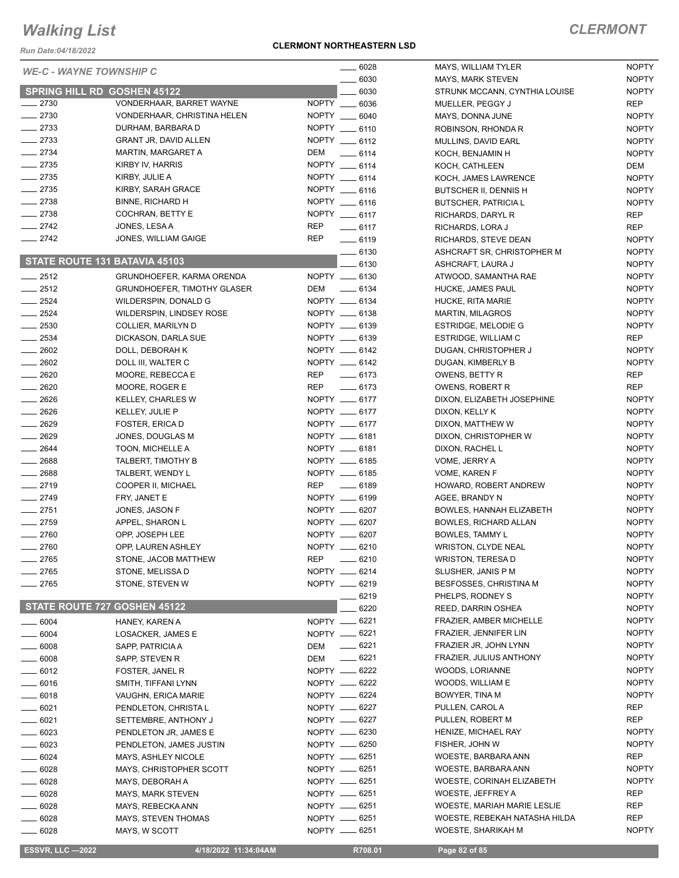# Walking List

## CLERMONT

Run Date:04/18/2022

**CLERMONT NORTHEASTERN LSD**

*WE-C - WAYNE TOWNSHIP C*

### SPRING HILL RD GOSHEN 45122

| No. | Name | Party |
|---|---|---|
| 2730 | VONDERHAAR, BARRET WAYNE | NOPTY |
| 2730 | VONDERHAAR, CHRISTINA HELEN | NOPTY |
| 2733 | DURHAM, BARBARA D | NOPTY |
| 2733 | GRANT JR, DAVID ALLEN | NOPTY |
| 2734 | MARTIN, MARGARET A | DEM |
| 2735 | KIRBY IV, HARRIS | NOPTY |
| 2735 | KIRBY, JULIE A | NOPTY |
| 2735 | KIRBY, SARAH GRACE | NOPTY |
| 2738 | BINNE, RICHARD H | NOPTY |
| 2738 | COCHRAN, BETTY E | NOPTY |
| 2742 | JONES, LESA A | REP |
| 2742 | JONES, WILLIAM GAIGE | REP |

### STATE ROUTE 131 BATAVIA 45103

| No. | Name | Party |
|---|---|---|
| 2512 | GRUNDHOEFER, KARMA ORENDA | NOPTY |
| 2512 | GRUNDHOEFER, TIMOTHY GLASER | DEM |
| 2524 | WILDERSPIN, DONALD G | NOPTY |
| 2524 | WILDERSPIN, LINDSEY ROSE | NOPTY |
| 2530 | COLLIER, MARILYN D | NOPTY |
| 2534 | DICKASON, DARLA SUE | NOPTY |
| 2602 | DOLL, DEBORAH K | NOPTY |
| 2602 | DOLL III, WALTER C | NOPTY |
| 2620 | MOORE, REBECCA E | REP |
| 2620 | MOORE, ROGER E | REP |
| 2626 | KELLEY, CHARLES W | NOPTY |
| 2626 | KELLEY, JULIE P | NOPTY |
| 2629 | FOSTER, ERICA D | NOPTY |
| 2629 | JONES, DOUGLAS M | NOPTY |
| 2644 | TOON, MICHELLE A | NOPTY |
| 2688 | TALBERT, TIMOTHY B | NOPTY |
| 2688 | TALBERT, WENDY L | NOPTY |
| 2719 | COOPER II, MICHAEL | REP |
| 2749 | FRY, JANET E | NOPTY |
| 2751 | JONES, JASON F | NOPTY |
| 2759 | APPEL, SHARON L | NOPTY |
| 2760 | OPP, JOSEPH LEE | NOPTY |
| 2760 | OPP, LAUREN ASHLEY | NOPTY |
| 2765 | STONE, JACOB MATTHEW | REP |
| 2765 | STONE, MELISSA D | NOPTY |
| 2765 | STONE, STEVEN W | NOPTY |

### STATE ROUTE 727 GOSHEN 45122

| No. | Name | Party |
|---|---|---|
| 6004 | HANEY, KAREN A | NOPTY |
| 6004 | LOSACKER, JAMES E | NOPTY |
| 6008 | SAPP, PATRICIA A | DEM |
| 6008 | SAPP, STEVEN R | DEM |
| 6012 | FOSTER, JANEL R | NOPTY |
| 6016 | SMITH, TIFFANI LYNN | NOPTY |
| 6018 | VAUGHN, ERICA MARIE | NOPTY |
| 6021 | PENDLETON, CHRISTA L | NOPTY |
| 6021 | SETTEMBRE, ANTHONY J | NOPTY |
| 6023 | PENDLETON JR, JAMES E | NOPTY |
| 6023 | PENDLETON, JAMES JUSTIN | NOPTY |
| 6024 | MAYS, ASHLEY NICOLE | NOPTY |
| 6028 | MAYS, CHRISTOPHER SCOTT | NOPTY |
| 6028 | MAYS, DEBORAH A | NOPTY |
| 6028 | MAYS, MARK STEVEN | NOPTY |
| 6028 | MAYS, REBECKA ANN | NOPTY |
| 6028 | MAYS, STEVEN THOMAS | NOPTY |
| 6028 | MAYS, W SCOTT | NOPTY |
| 6028 | MAYS, WILLIAM TYLER | NOPTY |
| 6030 | MAYS, MARK STEVEN | NOPTY |
| 6030 | STRUNK MCCANN, CYNTHIA LOUISE | NOPTY |
| 6036 | MUELLER, PEGGY J | REP |
| 6040 | MAYS, DONNA JUNE | NOPTY |
| 6110 | ROBINSON, RHONDA R | NOPTY |
| 6112 | MULLINS, DAVID EARL | NOPTY |
| 6114 | KOCH, BENJAMIN H | NOPTY |
| 6114 | KOCH, CATHLEEN | DEM |
| 6114 | KOCH, JAMES LAWRENCE | NOPTY |
| 6116 | BUTSCHER II, DENNIS H | NOPTY |
| 6116 | BUTSCHER, PATRICIA L | NOPTY |
| 6117 | RICHARDS, DARYL R | REP |
| 6117 | RICHARDS, LORA J | REP |
| 6119 | RICHARDS, STEVE DEAN | NOPTY |
| 6130 | ASHCRAFT SR, CHRISTOPHER M | NOPTY |
| 6130 | ASHCRAFT, LAURA J | NOPTY |
| 6130 | ATWOOD, SAMANTHA RAE | NOPTY |
| 6134 | HUCKE, JAMES PAUL | NOPTY |
| 6134 | HUCKE, RITA MARIE | NOPTY |
| 6138 | MARTIN, MILAGROS | NOPTY |
| 6139 | ESTRIDGE, MELODIE G | NOPTY |
| 6139 | ESTRIDGE, WILLIAM C | REP |
| 6142 | DUGAN, CHRISTOPHER J | NOPTY |
| 6142 | DUGAN, KIMBERLY B | NOPTY |
| 6173 | OWENS, BETTY R | REP |
| 6173 | OWENS, ROBERT R | REP |
| 6177 | DIXON, ELIZABETH JOSEPHINE | NOPTY |
| 6177 | DIXON, KELLY K | NOPTY |
| 6177 | DIXON, MATTHEW W | NOPTY |
| 6181 | DIXON, CHRISTOPHER W | NOPTY |
| 6181 | DIXON, RACHEL L | NOPTY |
| 6185 | VOME, JERRY A | NOPTY |
| 6185 | VOME, KAREN F | NOPTY |
| 6189 | HOWARD, ROBERT ANDREW | NOPTY |
| 6199 | AGEE, BRANDY N | NOPTY |
| 6207 | BOWLES, HANNAH ELIZABETH | NOPTY |
| 6207 | BOWLES, RICHARD ALLAN | NOPTY |
| 6207 | BOWLES, TAMMY L | NOPTY |
| 6210 | WRISTON, CLYDE NEAL | NOPTY |
| 6210 | WRISTON, TERESA D | NOPTY |
| 6214 | SLUSHER, JANIS P M | NOPTY |
| 6219 | BESFOSSES, CHRISTINA M | NOPTY |
| 6219 | PHELPS, RODNEY S | NOPTY |
| 6220 | REED, DARRIN OSHEA | NOPTY |
| 6221 | FRAZIER, AMBER MICHELLE | NOPTY |
| 6221 | FRAZIER, JENNIFER LIN | NOPTY |
| 6221 | FRAZIER JR, JOHN LYNN | NOPTY |
| 6221 | FRAZIER, JULIUS ANTHONY | NOPTY |
| 6222 | WOODS, LORIANNE | NOPTY |
| 6222 | WOODS, WILLIAM E | NOPTY |
| 6224 | BOWYER, TINA M | NOPTY |
| 6227 | PULLEN, CAROL A | REP |
| 6227 | PULLEN, ROBERT M | REP |
| 6230 | HENIZE, MICHAEL RAY | NOPTY |
| 6250 | FISHER, JOHN W | NOPTY |
| 6251 | WOESTE, BARBARA ANN | REP |
| 6251 | WOESTE, BARBARA ANN | NOPTY |
| 6251 | WOESTE, CORINAH ELIZABETH | NOPTY |
| 6251 | WOESTE, JEFFREY A | REP |
| 6251 | WOESTE, MARIAH MARIE LESLIE | REP |
| 6251 | WOESTE, REBEKAH NATASHA HILDA | REP |
| 6251 | WOESTE, SHARIKAH M | NOPTY |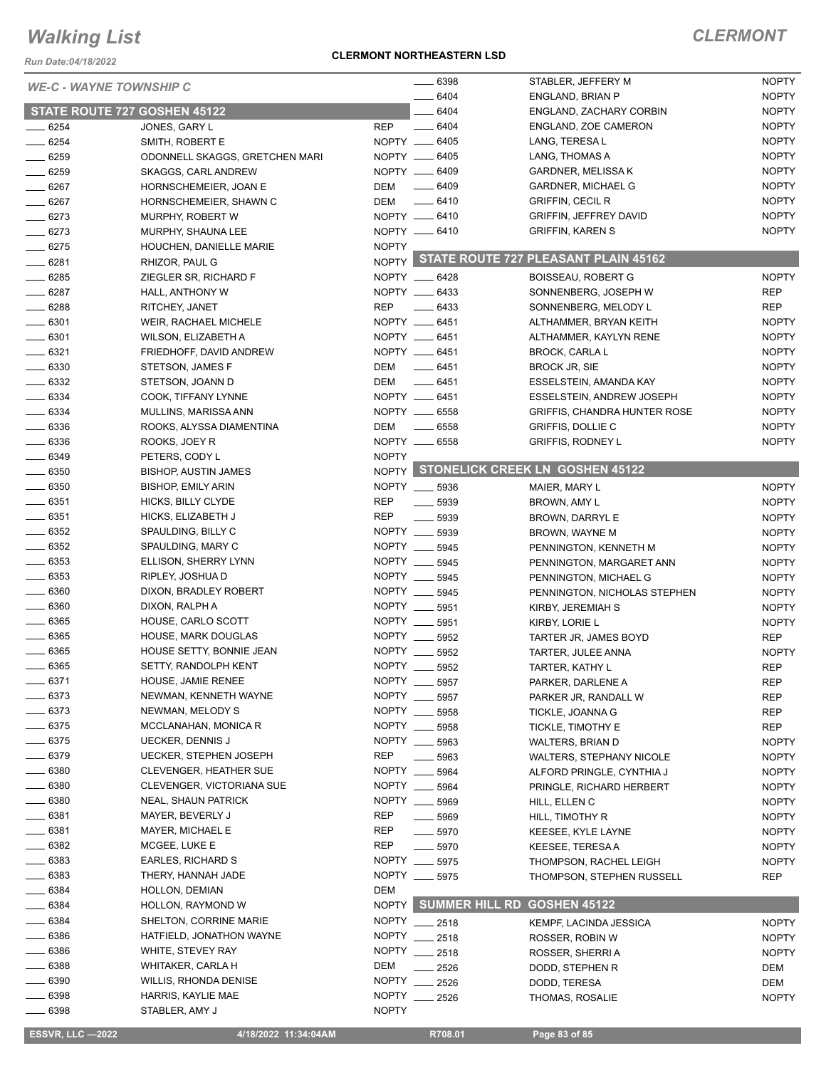# Walking List

## CLERMONT

Run Date:04/18/2022

**CLERMONT NORTHEASTERN LSD**

*WE-C - WAYNE TOWNSHIP C*

### STATE ROUTE 727 GOSHEN 45122

| No. | Name | Party |
|---|---|---|
| 6254 | JONES, GARY L | REP |
| 6254 | SMITH, ROBERT E | NOPTY |
| 6259 | ODONNELL SKAGGS, GRETCHEN MARI | NOPTY |
| 6259 | SKAGGS, CARL ANDREW | NOPTY |
| 6267 | HORNSCHEMEIER, JOAN E | DEM |
| 6267 | HORNSCHEMEIER, SHAWN C | DEM |
| 6273 | MURPHY, ROBERT W | NOPTY |
| 6273 | MURPHY, SHAUNA LEE | NOPTY |
| 6275 | HOUCHEN, DANIELLE MARIE | NOPTY |
| 6281 | RHIZOR, PAUL G | NOPTY |
| 6285 | ZIEGLER SR, RICHARD F | NOPTY |
| 6287 | HALL, ANTHONY W | NOPTY |
| 6288 | RITCHEY, JANET | REP |
| 6301 | WEIR, RACHAEL MICHELE | NOPTY |
| 6301 | WILSON, ELIZABETH A | NOPTY |
| 6321 | FRIEDHOFF, DAVID ANDREW | NOPTY |
| 6330 | STETSON, JAMES F | DEM |
| 6332 | STETSON, JOANN D | DEM |
| 6334 | COOK, TIFFANY LYNNE | NOPTY |
| 6334 | MULLINS, MARISSA ANN | NOPTY |
| 6336 | ROOKS, ALYSSA DIAMENTINA | DEM |
| 6336 | ROOKS, JOEY R | NOPTY |
| 6349 | PETERS, CODY L | NOPTY |
| 6350 | BISHOP, AUSTIN JAMES | NOPTY |
| 6350 | BISHOP, EMILY ARIN | NOPTY |
| 6351 | HICKS, BILLY CLYDE | REP |
| 6351 | HICKS, ELIZABETH J | REP |
| 6352 | SPAULDING, BILLY C | NOPTY |
| 6352 | SPAULDING, MARY C | NOPTY |
| 6353 | ELLISON, SHERRY LYNN | NOPTY |
| 6353 | RIPLEY, JOSHUA D | NOPTY |
| 6360 | DIXON, BRADLEY ROBERT | NOPTY |
| 6360 | DIXON, RALPH A | NOPTY |
| 6365 | HOUSE, CARLO SCOTT | NOPTY |
| 6365 | HOUSE, MARK DOUGLAS | NOPTY |
| 6365 | HOUSE SETTY, BONNIE JEAN | NOPTY |
| 6365 | SETTY, RANDOLPH KENT | NOPTY |
| 6371 | HOUSE, JAMIE RENEE | NOPTY |
| 6373 | NEWMAN, KENNETH WAYNE | NOPTY |
| 6373 | NEWMAN, MELODY S | NOPTY |
| 6375 | MCCLANAHAN, MONICA R | NOPTY |
| 6375 | UECKER, DENNIS J | NOPTY |
| 6379 | UECKER, STEPHEN JOSEPH | REP |
| 6380 | CLEVENGER, HEATHER SUE | NOPTY |
| 6380 | CLEVENGER, VICTORIANA SUE | NOPTY |
| 6380 | NEAL, SHAUN PATRICK | NOPTY |
| 6381 | MAYER, BEVERLY J | REP |
| 6381 | MAYER, MICHAEL E | REP |
| 6382 | MCGEE, LUKE E | REP |
| 6383 | EARLES, RICHARD S | NOPTY |
| 6383 | THERY, HANNAH JADE | NOPTY |
| 6384 | HOLLON, DEMIAN | DEM |
| 6384 | HOLLON, RAYMOND W | NOPTY |
| 6384 | SHELTON, CORRINE MARIE | NOPTY |
| 6386 | HATFIELD, JONATHON WAYNE | NOPTY |
| 6386 | WHITE, STEVEY RAY | NOPTY |
| 6388 | WHITAKER, CARLA H | DEM |
| 6390 | WILLIS, RHONDA DENISE | NOPTY |
| 6398 | HARRIS, KAYLIE MAE | NOPTY |
| 6398 | STABLER, AMY J | NOPTY |
| 6398 | STABLER, JEFFERY M | NOPTY |
| 6404 | ENGLAND, BRIAN P | NOPTY |
| 6404 | ENGLAND, ZACHARY CORBIN | NOPTY |
| 6404 | ENGLAND, ZOE CAMERON | NOPTY |
| 6405 | LANG, TERESA L | NOPTY |
| 6405 | LANG, THOMAS A | NOPTY |
| 6409 | GARDNER, MELISSA K | NOPTY |
| 6409 | GARDNER, MICHAEL G | NOPTY |
| 6410 | GRIFFIN, CECIL R | NOPTY |
| 6410 | GRIFFIN, JEFFREY DAVID | NOPTY |
| 6410 | GRIFFIN, KAREN S | NOPTY |

### STATE ROUTE 727 PLEASANT PLAIN 45162

| No. | Name | Party |
|---|---|---|
| 6428 | BOISSEAU, ROBERT G | NOPTY |
| 6433 | SONNENBERG, JOSEPH W | REP |
| 6433 | SONNENBERG, MELODY L | REP |
| 6451 | ALTHAMMER, BRYAN KEITH | NOPTY |
| 6451 | ALTHAMMER, KAYLYN RENE | NOPTY |
| 6451 | BROCK, CARLA L | NOPTY |
| 6451 | BROCK JR, SIE | NOPTY |
| 6451 | ESSELSTEIN, AMANDA KAY | NOPTY |
| 6451 | ESSELSTEIN, ANDREW JOSEPH | NOPTY |
| 6558 | GRIFFIS, CHANDRA HUNTER ROSE | NOPTY |
| 6558 | GRIFFIS, DOLLIE C | NOPTY |
| 6558 | GRIFFIS, RODNEY L | NOPTY |

### STONELICK CREEK LN GOSHEN 45122

| No. | Name | Party |
|---|---|---|
| 5936 | MAIER, MARY L | NOPTY |
| 5939 | BROWN, AMY L | NOPTY |
| 5939 | BROWN, DARRYL E | NOPTY |
| 5939 | BROWN, WAYNE M | NOPTY |
| 5945 | PENNINGTON, KENNETH M | NOPTY |
| 5945 | PENNINGTON, MARGARET ANN | NOPTY |
| 5945 | PENNINGTON, MICHAEL G | NOPTY |
| 5945 | PENNINGTON, NICHOLAS STEPHEN | NOPTY |
| 5951 | KIRBY, JEREMIAH S | NOPTY |
| 5951 | KIRBY, LORIE L | NOPTY |
| 5952 | TARTER JR, JAMES BOYD | REP |
| 5952 | TARTER, JULEE ANNA | NOPTY |
| 5952 | TARTER, KATHY L | REP |
| 5957 | PARKER, DARLENE A | REP |
| 5957 | PARKER JR, RANDALL W | REP |
| 5958 | TICKLE, JOANNA G | REP |
| 5958 | TICKLE, TIMOTHY E | REP |
| 5963 | WALTERS, BRIAN D | NOPTY |
| 5963 | WALTERS, STEPHANY NICOLE | NOPTY |
| 5964 | ALFORD PRINGLE, CYNTHIA J | NOPTY |
| 5964 | PRINGLE, RICHARD HERBERT | NOPTY |
| 5969 | HILL, ELLEN C | NOPTY |
| 5969 | HILL, TIMOTHY R | NOPTY |
| 5970 | KEESEE, KYLE LAYNE | NOPTY |
| 5970 | KEESEE, TERESA A | NOPTY |
| 5975 | THOMPSON, RACHEL LEIGH | NOPTY |
| 5975 | THOMPSON, STEPHEN RUSSELL | REP |

### SUMMER HILL RD GOSHEN 45122

| No. | Name | Party |
|---|---|---|
| 2518 | KEMPF, LACINDA JESSICA | NOPTY |
| 2518 | ROSSER, ROBIN W | NOPTY |
| 2518 | ROSSER, SHERRI A | NOPTY |
| 2526 | DODD, STEPHEN R | DEM |
| 2526 | DODD, TERESA | DEM |
| 2526 | THOMAS, ROSALIE | NOPTY |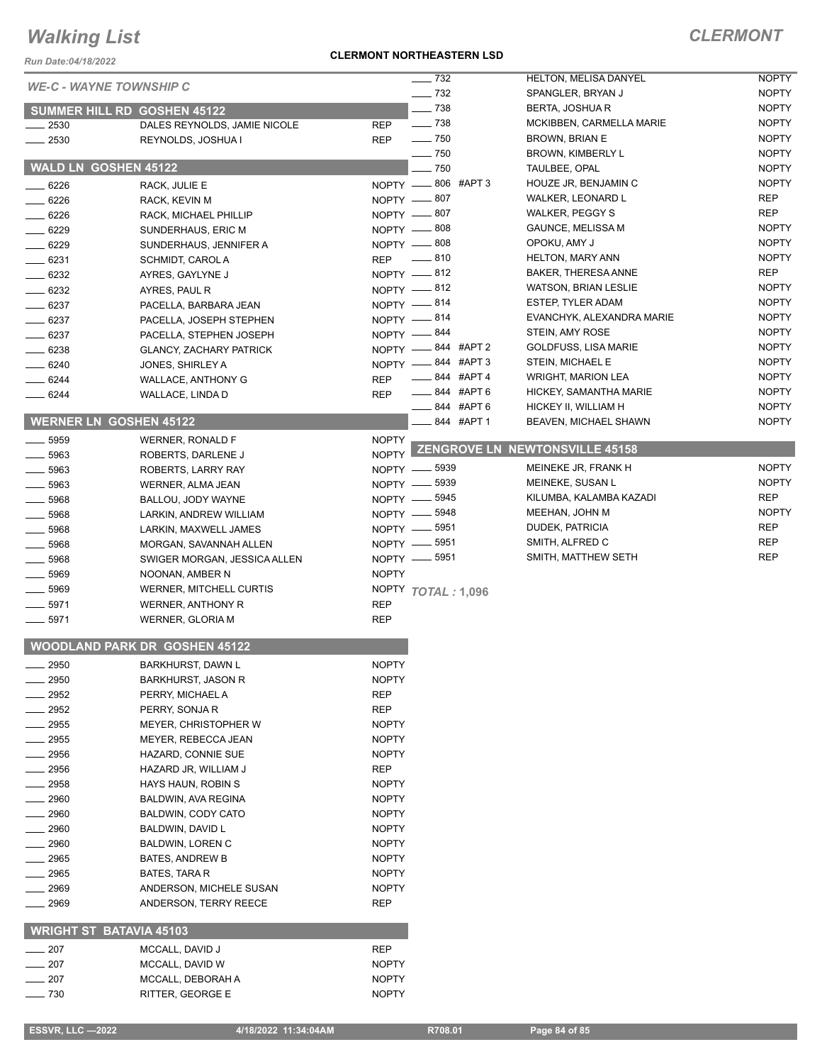## WE-C - WAYNE TOWNSHIP C

### SUMMER HILL RD GOSHEN 45122

| No. | Name | Party |
|---|---|---|
| 2530 | DALES REYNOLDS, JAMIE NICOLE | REP |
| 2530 | REYNOLDS, JOSHUA I | REP |

### WALD LN GOSHEN 45122

| No. | Name | Party |
|---|---|---|
| 6226 | RACK, JULIE E | NOPTY |
| 6226 | RACK, KEVIN M | NOPTY |
| 6226 | RACK, MICHAEL PHILLIP | NOPTY |
| 6229 | SUNDERHAUS, ERIC M | NOPTY |
| 6229 | SUNDERHAUS, JENNIFER A | NOPTY |
| 6231 | SCHMIDT, CAROL A | REP |
| 6232 | AYRES, GAYLYNE J | NOPTY |
| 6232 | AYRES, PAUL R | NOPTY |
| 6237 | PACELLA, BARBARA JEAN | NOPTY |
| 6237 | PACELLA, JOSEPH STEPHEN | NOPTY |
| 6237 | PACELLA, STEPHEN JOSEPH | NOPTY |
| 6238 | GLANCY, ZACHARY PATRICK | NOPTY |
| 6240 | JONES, SHIRLEY A | NOPTY |
| 6244 | WALLACE, ANTHONY G | REP |
| 6244 | WALLACE, LINDA D | REP |

### WERNER LN GOSHEN 45122

| No. | Name | Party |
|---|---|---|
| 5959 | WERNER, RONALD F | NOPTY |
| 5963 | ROBERTS, DARLENE J | NOPTY |
| 5963 | ROBERTS, LARRY RAY | NOPTY |
| 5963 | WERNER, ALMA JEAN | NOPTY |
| 5968 | BALLOU, JODY WAYNE | NOPTY |
| 5968 | LARKIN, ANDREW WILLIAM | NOPTY |
| 5968 | LARKIN, MAXWELL JAMES | NOPTY |
| 5968 | MORGAN, SAVANNAH ALLEN | NOPTY |
| 5968 | SWIGER MORGAN, JESSICA ALLEN | NOPTY |
| 5969 | NOONAN, AMBER N | NOPTY |
| 5969 | WERNER, MITCHELL CURTIS | NOPTY |
| 5971 | WERNER, ANTHONY R | REP |
| 5971 | WERNER, GLORIA M | REP |

### WOODLAND PARK DR GOSHEN 45122

| No. | Name | Party |
|---|---|---|
| 2950 | BARKHURST, DAWN L | NOPTY |
| 2950 | BARKHURST, JASON R | NOPTY |
| 2952 | PERRY, MICHAEL A | REP |
| 2952 | PERRY, SONJA R | REP |
| 2955 | MEYER, CHRISTOPHER W | NOPTY |
| 2955 | MEYER, REBECCA JEAN | NOPTY |
| 2956 | HAZARD, CONNIE SUE | NOPTY |
| 2956 | HAZARD JR, WILLIAM J | REP |
| 2958 | HAYS HAUN, ROBIN S | NOPTY |
| 2960 | BALDWIN, AVA REGINA | NOPTY |
| 2960 | BALDWIN, CODY CATO | NOPTY |
| 2960 | BALDWIN, DAVID L | NOPTY |
| 2960 | BALDWIN, LOREN C | NOPTY |
| 2965 | BATES, ANDREW B | NOPTY |
| 2965 | BATES, TARA R | NOPTY |
| 2969 | ANDERSON, MICHELE SUSAN | NOPTY |
| 2969 | ANDERSON, TERRY REECE | REP |

### WRIGHT ST BATAVIA 45103

| No. | Name | Party |
|---|---|---|
| 207 | MCCALL, DAVID J | REP |
| 207 | MCCALL, DAVID W | NOPTY |
| 207 | MCCALL, DEBORAH A | NOPTY |
| 730 | RITTER, GEORGE E | NOPTY |
| 732 | HELTON, MELISA DANYEL | NOPTY |
| 732 | SPANGLER, BRYAN J | NOPTY |
| 738 | BERTA, JOSHUA R | NOPTY |
| 738 | MCKIBBEN, CARMELLA MARIE | NOPTY |
| 750 | BROWN, BRIAN E | NOPTY |
| 750 | BROWN, KIMBERLY L | NOPTY |
| 750 | TAULBEE, OPAL | NOPTY |
| 806 #APT 3 | HOUZE JR, BENJAMIN C | NOPTY |
| 807 | WALKER, LEONARD L | REP |
| 807 | WALKER, PEGGY S | REP |
| 808 | GAUNCE, MELISSA M | NOPTY |
| 808 | OPOKU, AMY J | NOPTY |
| 810 | HELTON, MARY ANN | NOPTY |
| 812 | BAKER, THERESA ANNE | REP |
| 812 | WATSON, BRIAN LESLIE | NOPTY |
| 814 | ESTEP, TYLER ADAM | NOPTY |
| 814 | EVANCHYK, ALEXANDRA MARIE | NOPTY |
| 844 | STEIN, AMY ROSE | NOPTY |
| 844 #APT 2 | GOLDFUSS, LISA MARIE | NOPTY |
| 844 #APT 3 | STEIN, MICHAEL E | NOPTY |
| 844 #APT 4 | WRIGHT, MARION LEA | NOPTY |
| 844 #APT 6 | HICKEY, SAMANTHA MARIE | NOPTY |
| 844 #APT 6 | HICKEY II, WILLIAM H | NOPTY |
| 844 #APT 1 | BEAVEN, MICHAEL SHAWN | NOPTY |

### ZENGROVE LN NEWTONSVILLE 45158

| No. | Name | Party |
|---|---|---|
| 5939 | MEINEKE JR, FRANK H | NOPTY |
| 5939 | MEINEKE, SUSAN L | NOPTY |
| 5945 | KILUMBA, KALAMBA KAZADI | REP |
| 5948 | MEEHAN, JOHN M | NOPTY |
| 5951 | DUDEK, PATRICIA | REP |
| 5951 | SMITH, ALFRED C | REP |
| 5951 | SMITH, MATTHEW SETH | REP |

***TOTAL : 1,096***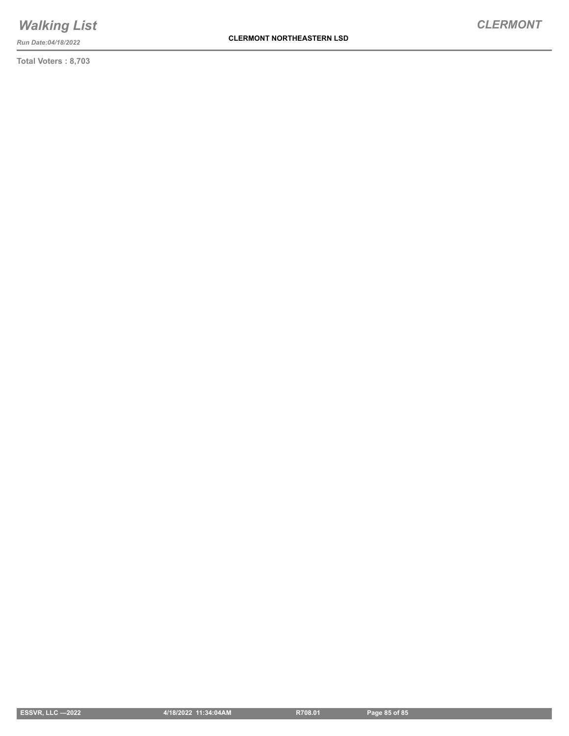Total Voters : 8,703